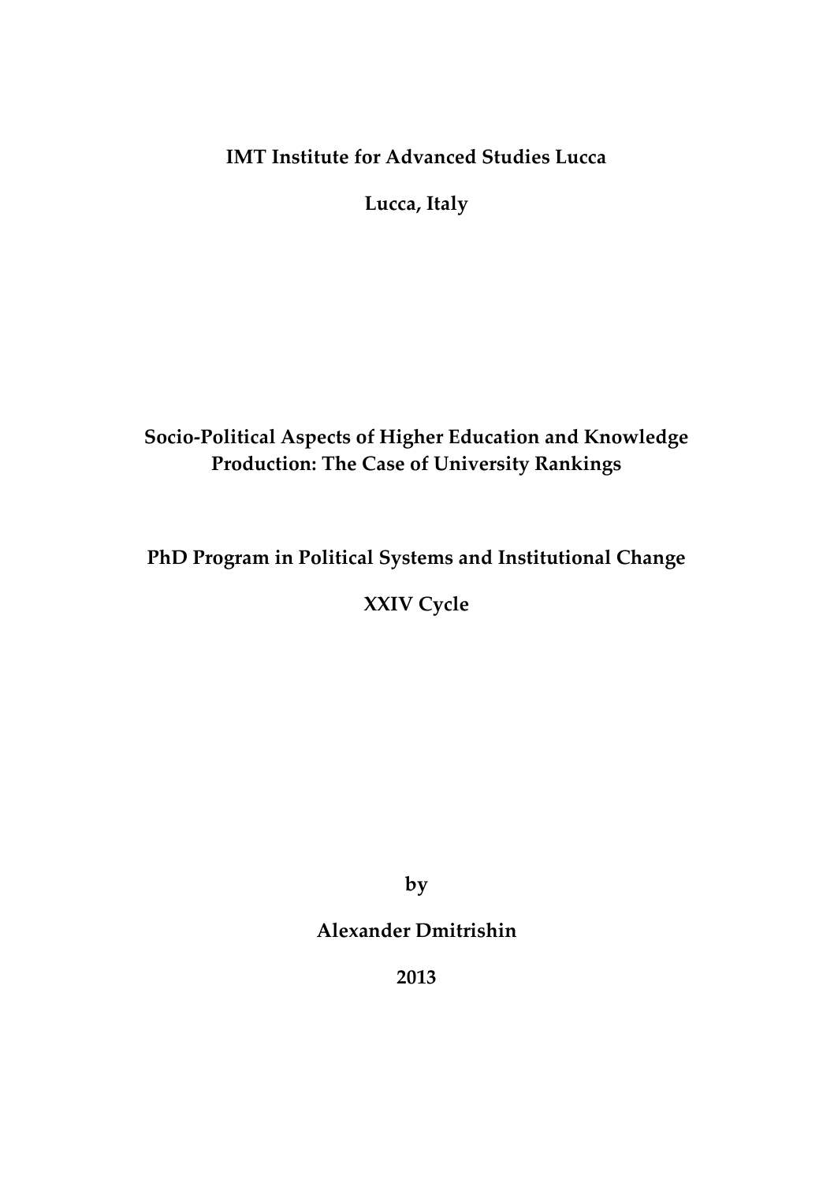**IMT Institute for Advanced Studies Lucca**

**Lucca, Italy**

# Socio-Political Aspects of Higher Education and Knowledge Production: The Case of University Rankings

**PhD Program in Political Systems and Institutional Change**

**XXIV Cycle**

**by**

**Alexander Dmitrishin**

**2013**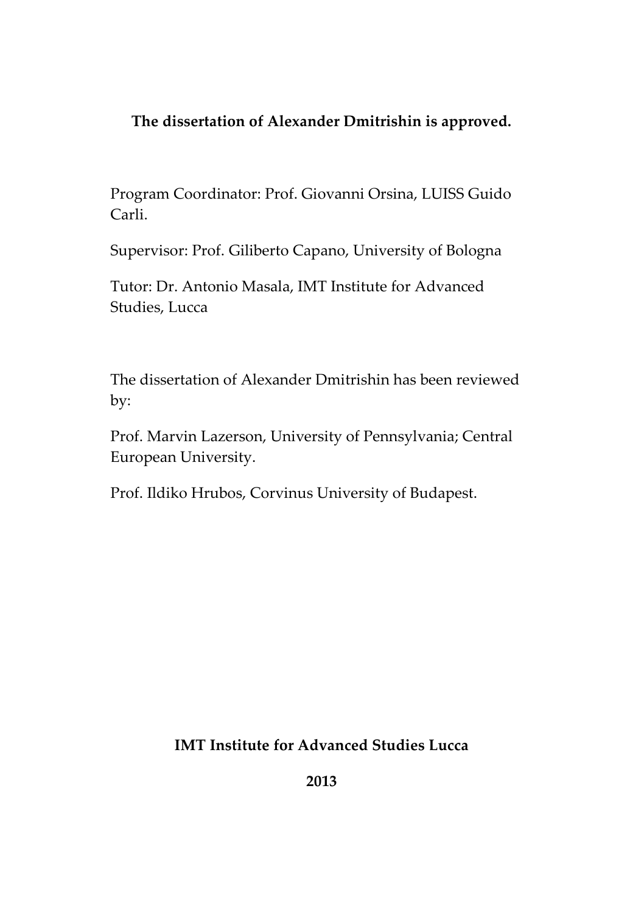**The dissertation of Alexander Dmitrishin is approved.**

Program Coordinator: Prof. Giovanni Orsina, LUISS Guido Carli.

Supervisor: Prof. Giliberto Capano, University of Bologna

Tutor: Dr. Antonio Masala, IMT Institute for Advanced Studies, Lucca

The dissertation of Alexander Dmitrishin has been reviewed by:

Prof. Marvin Lazerson, University of Pennsylvania; Central European University.

Prof. Ildiko Hrubos, Corvinus University of Budapest.

**IMT Institute for Advanced Studies Lucca**

**2013**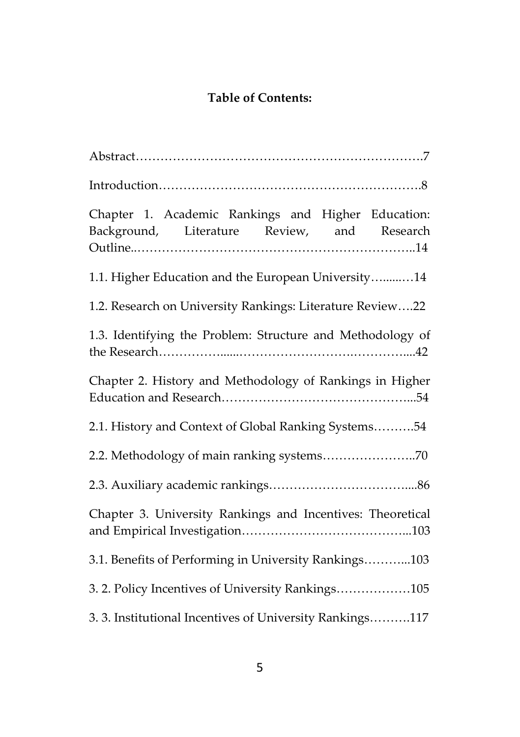# Table of Contents:

Abstract………………………………………………………….7

Introduction…………………………………………………….8

Chapter 1. Academic Rankings and Higher Education: Background, Literature Review, and Research Outline..………………………………………………………..14

1.1. Higher Education and the European University…......…14

1.2. Research on University Rankings: Literature Review….22

1.3. Identifying the Problem: Structure and Methodology of the Research……………......…………………….…………....42

Chapter 2. History and Methodology of Rankings in Higher Education and Research………………………………………...54

2.1. History and Context of Global Ranking Systems……….54

2.2. Methodology of main ranking systems…………………..70

2.3. Auxiliary academic rankings…………………………....86

Chapter 3. University Rankings and Incentives: Theoretical and Empirical Investigation………………………………...103

3.1. Benefits of Performing in University Rankings………...103

3. 2. Policy Incentives of University Rankings………………105

3. 3. Institutional Incentives of University Rankings……….117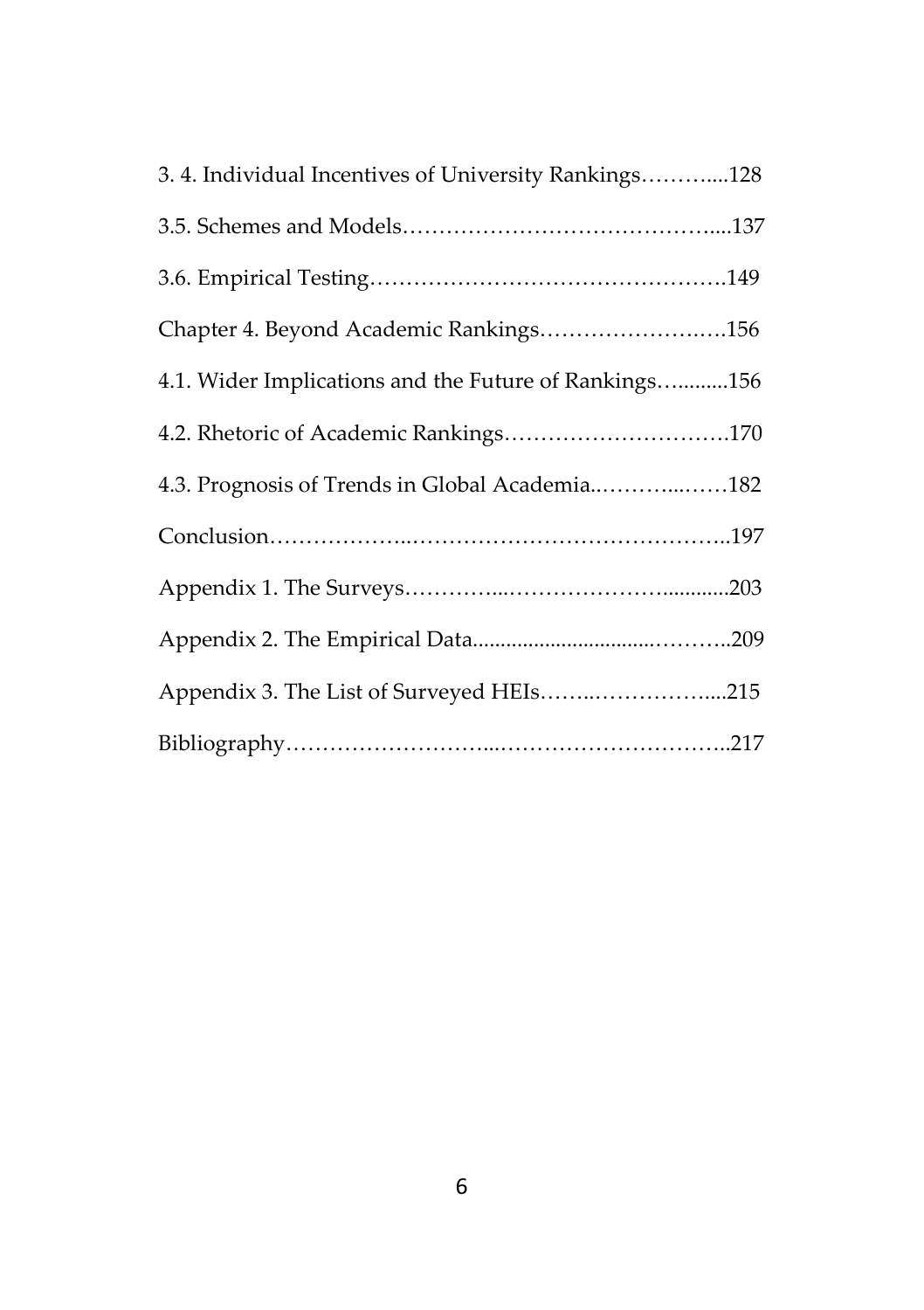3. 4. Individual Incentives of University Rankings………....128

3.5. Schemes and Models……………………………………....137

3.6. Empirical Testing………………………………………….149

Chapter 4. Beyond Academic Rankings…………………….….156

4.1. Wider Implications and the Future of Rankings…..........156

4.2. Rhetoric of Academic Rankings………………………….170

4.3. Prognosis of Trends in Global Academia..………...……182

Conclusion………………..……………………………………..197

Appendix 1. The Surveys…………...…………………...........203

Appendix 2. The Empirical Data...............................………..209

Appendix 3. The List of Surveyed HEIs……..……………....215

Bibliography………………………..…………………………..217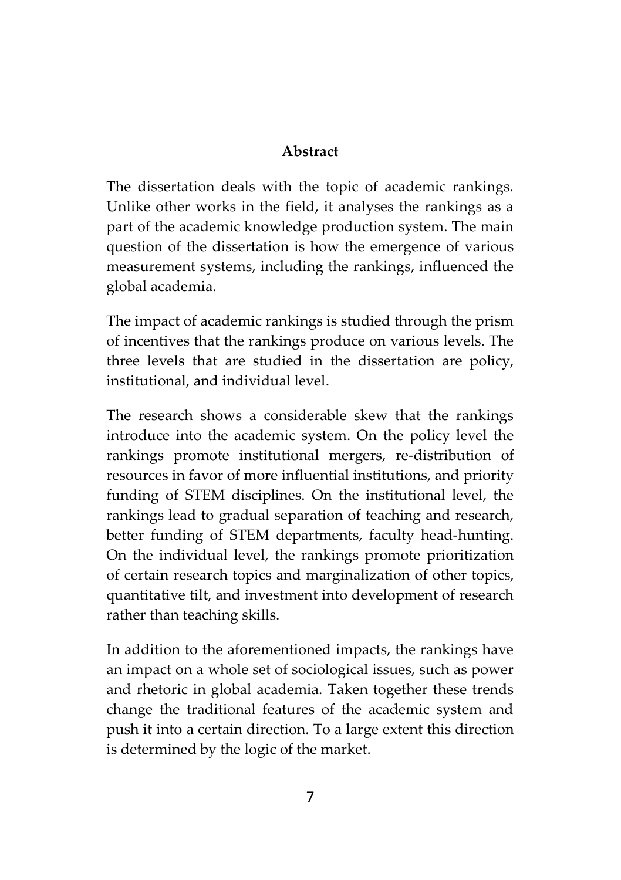## Abstract

The dissertation deals with the topic of academic rankings. Unlike other works in the field, it analyses the rankings as a part of the academic knowledge production system. The main question of the dissertation is how the emergence of various measurement systems, including the rankings, influenced the global academia.

The impact of academic rankings is studied through the prism of incentives that the rankings produce on various levels. The three levels that are studied in the dissertation are policy, institutional, and individual level.

The research shows a considerable skew that the rankings introduce into the academic system. On the policy level the rankings promote institutional mergers, re-distribution of resources in favor of more influential institutions, and priority funding of STEM disciplines. On the institutional level, the rankings lead to gradual separation of teaching and research, better funding of STEM departments, faculty head-hunting. On the individual level, the rankings promote prioritization of certain research topics and marginalization of other topics, quantitative tilt, and investment into development of research rather than teaching skills.

In addition to the aforementioned impacts, the rankings have an impact on a whole set of sociological issues, such as power and rhetoric in global academia. Taken together these trends change the traditional features of the academic system and push it into a certain direction. To a large extent this direction is determined by the logic of the market.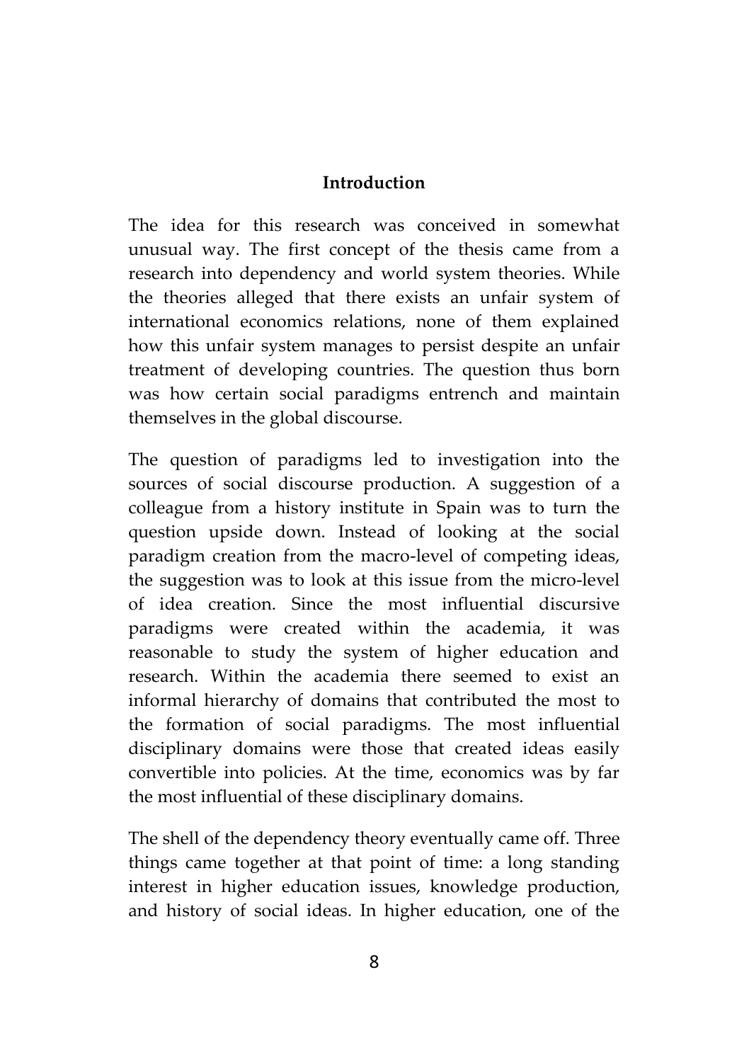# Introduction

The idea for this research was conceived in somewhat unusual way. The first concept of the thesis came from a research into dependency and world system theories. While the theories alleged that there exists an unfair system of international economics relations, none of them explained how this unfair system manages to persist despite an unfair treatment of developing countries. The question thus born was how certain social paradigms entrench and maintain themselves in the global discourse.

The question of paradigms led to investigation into the sources of social discourse production. A suggestion of a colleague from a history institute in Spain was to turn the question upside down. Instead of looking at the social paradigm creation from the macro-level of competing ideas, the suggestion was to look at this issue from the micro-level of idea creation. Since the most influential discursive paradigms were created within the academia, it was reasonable to study the system of higher education and research. Within the academia there seemed to exist an informal hierarchy of domains that contributed the most to the formation of social paradigms. The most influential disciplinary domains were those that created ideas easily convertible into policies. At the time, economics was by far the most influential of these disciplinary domains.

The shell of the dependency theory eventually came off. Three things came together at that point of time: a long standing interest in higher education issues, knowledge production, and history of social ideas. In higher education, one of the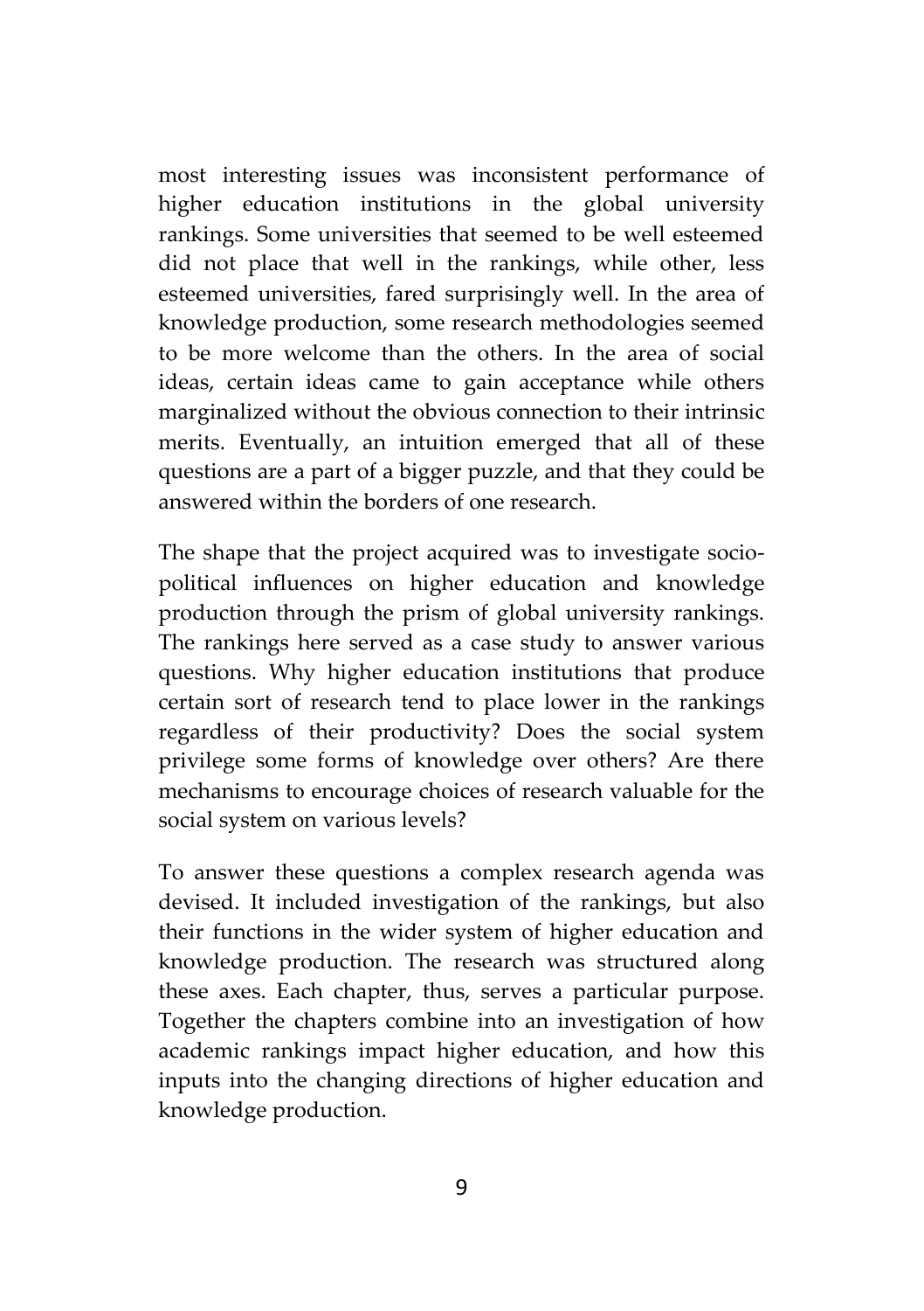most interesting issues was inconsistent performance of higher education institutions in the global university rankings. Some universities that seemed to be well esteemed did not place that well in the rankings, while other, less esteemed universities, fared surprisingly well. In the area of knowledge production, some research methodologies seemed to be more welcome than the others. In the area of social ideas, certain ideas came to gain acceptance while others marginalized without the obvious connection to their intrinsic merits. Eventually, an intuition emerged that all of these questions are a part of a bigger puzzle, and that they could be answered within the borders of one research.

The shape that the project acquired was to investigate socio-political influences on higher education and knowledge production through the prism of global university rankings. The rankings here served as a case study to answer various questions. Why higher education institutions that produce certain sort of research tend to place lower in the rankings regardless of their productivity? Does the social system privilege some forms of knowledge over others? Are there mechanisms to encourage choices of research valuable for the social system on various levels?

To answer these questions a complex research agenda was devised. It included investigation of the rankings, but also their functions in the wider system of higher education and knowledge production. The research was structured along these axes. Each chapter, thus, serves a particular purpose. Together the chapters combine into an investigation of how academic rankings impact higher education, and how this inputs into the changing directions of higher education and knowledge production.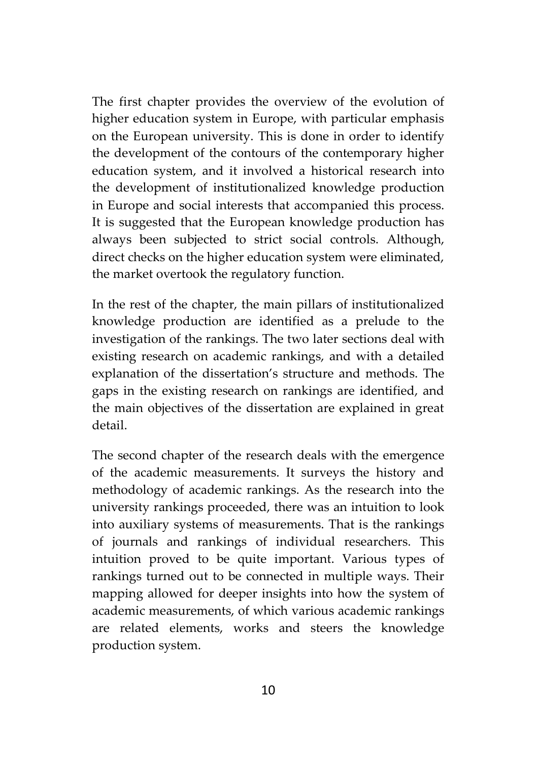The first chapter provides the overview of the evolution of higher education system in Europe, with particular emphasis on the European university. This is done in order to identify the development of the contours of the contemporary higher education system, and it involved a historical research into the development of institutionalized knowledge production in Europe and social interests that accompanied this process. It is suggested that the European knowledge production has always been subjected to strict social controls. Although, direct checks on the higher education system were eliminated, the market overtook the regulatory function.

In the rest of the chapter, the main pillars of institutionalized knowledge production are identified as a prelude to the investigation of the rankings. The two later sections deal with existing research on academic rankings, and with a detailed explanation of the dissertation's structure and methods. The gaps in the existing research on rankings are identified, and the main objectives of the dissertation are explained in great detail.

The second chapter of the research deals with the emergence of the academic measurements. It surveys the history and methodology of academic rankings. As the research into the university rankings proceeded, there was an intuition to look into auxiliary systems of measurements. That is the rankings of journals and rankings of individual researchers. This intuition proved to be quite important. Various types of rankings turned out to be connected in multiple ways. Their mapping allowed for deeper insights into how the system of academic measurements, of which various academic rankings are related elements, works and steers the knowledge production system.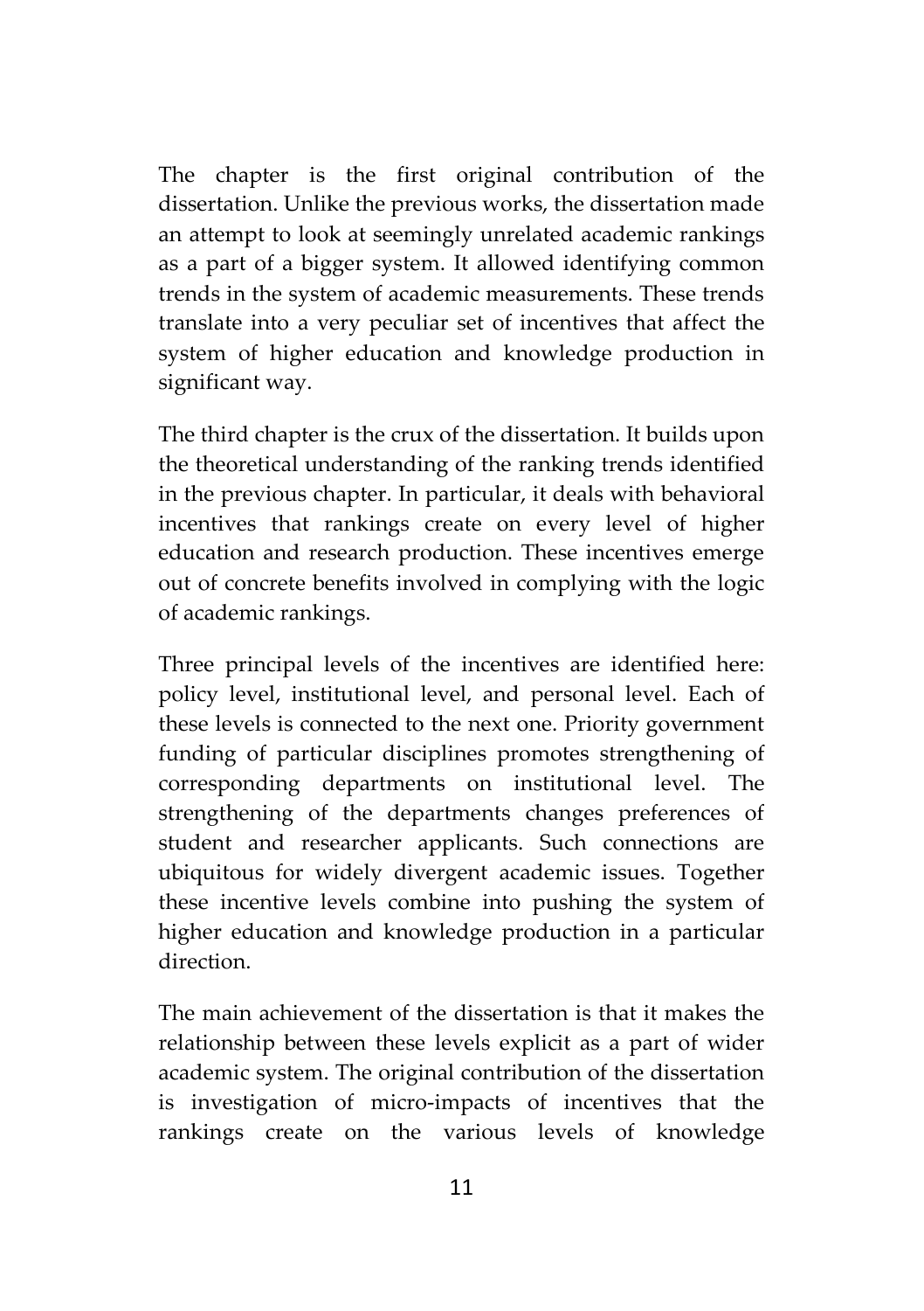The chapter is the first original contribution of the dissertation. Unlike the previous works, the dissertation made an attempt to look at seemingly unrelated academic rankings as a part of a bigger system. It allowed identifying common trends in the system of academic measurements. These trends translate into a very peculiar set of incentives that affect the system of higher education and knowledge production in significant way.

The third chapter is the crux of the dissertation. It builds upon the theoretical understanding of the ranking trends identified in the previous chapter. In particular, it deals with behavioral incentives that rankings create on every level of higher education and research production. These incentives emerge out of concrete benefits involved in complying with the logic of academic rankings.

Three principal levels of the incentives are identified here: policy level, institutional level, and personal level. Each of these levels is connected to the next one. Priority government funding of particular disciplines promotes strengthening of corresponding departments on institutional level. The strengthening of the departments changes preferences of student and researcher applicants. Such connections are ubiquitous for widely divergent academic issues. Together these incentive levels combine into pushing the system of higher education and knowledge production in a particular direction.

The main achievement of the dissertation is that it makes the relationship between these levels explicit as a part of wider academic system. The original contribution of the dissertation is investigation of micro-impacts of incentives that the rankings create on the various levels of knowledge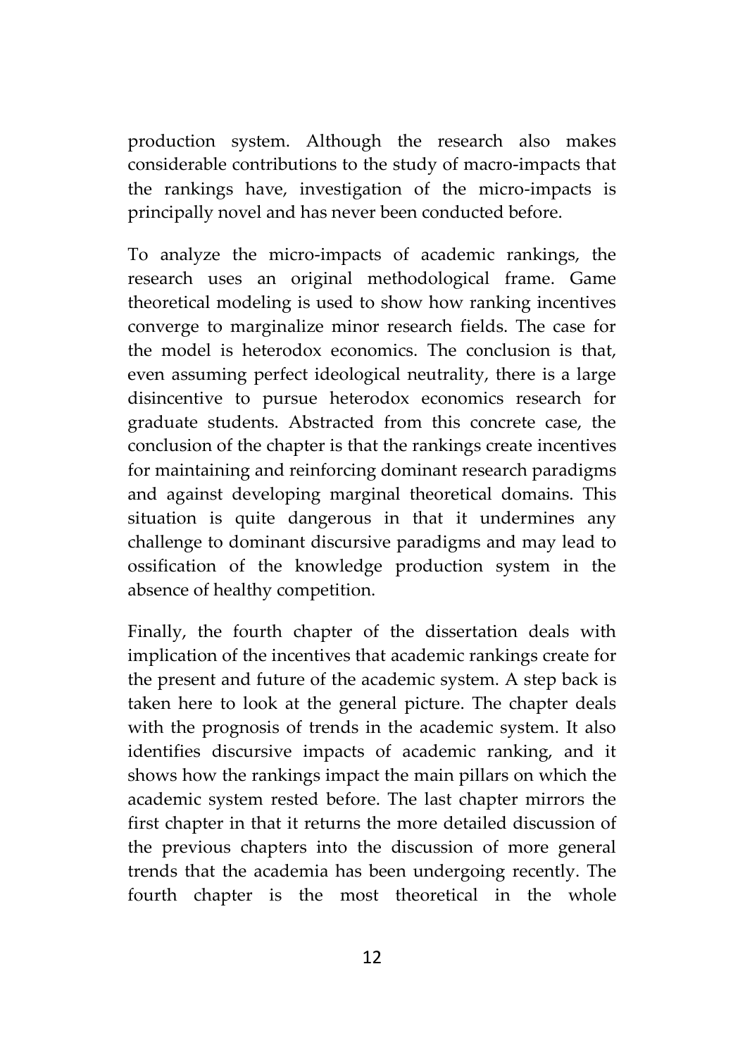production system. Although the research also makes considerable contributions to the study of macro-impacts that the rankings have, investigation of the micro-impacts is principally novel and has never been conducted before.

To analyze the micro-impacts of academic rankings, the research uses an original methodological frame. Game theoretical modeling is used to show how ranking incentives converge to marginalize minor research fields. The case for the model is heterodox economics. The conclusion is that, even assuming perfect ideological neutrality, there is a large disincentive to pursue heterodox economics research for graduate students. Abstracted from this concrete case, the conclusion of the chapter is that the rankings create incentives for maintaining and reinforcing dominant research paradigms and against developing marginal theoretical domains. This situation is quite dangerous in that it undermines any challenge to dominant discursive paradigms and may lead to ossification of the knowledge production system in the absence of healthy competition.

Finally, the fourth chapter of the dissertation deals with implication of the incentives that academic rankings create for the present and future of the academic system. A step back is taken here to look at the general picture. The chapter deals with the prognosis of trends in the academic system. It also identifies discursive impacts of academic ranking, and it shows how the rankings impact the main pillars on which the academic system rested before. The last chapter mirrors the first chapter in that it returns the more detailed discussion of the previous chapters into the discussion of more general trends that the academia has been undergoing recently. The fourth chapter is the most theoretical in the whole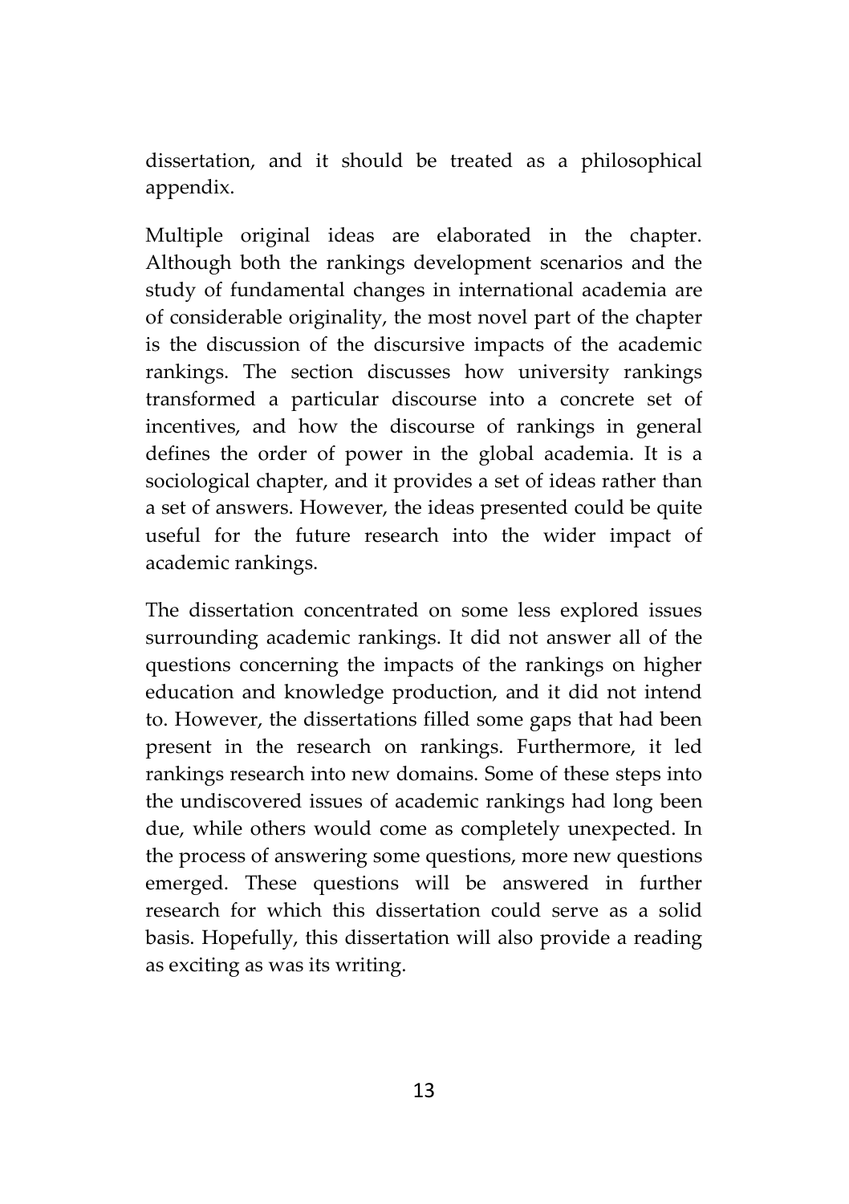dissertation, and it should be treated as a philosophical appendix.

Multiple original ideas are elaborated in the chapter. Although both the rankings development scenarios and the study of fundamental changes in international academia are of considerable originality, the most novel part of the chapter is the discussion of the discursive impacts of the academic rankings. The section discusses how university rankings transformed a particular discourse into a concrete set of incentives, and how the discourse of rankings in general defines the order of power in the global academia. It is a sociological chapter, and it provides a set of ideas rather than a set of answers. However, the ideas presented could be quite useful for the future research into the wider impact of academic rankings.

The dissertation concentrated on some less explored issues surrounding academic rankings. It did not answer all of the questions concerning the impacts of the rankings on higher education and knowledge production, and it did not intend to. However, the dissertations filled some gaps that had been present in the research on rankings. Furthermore, it led rankings research into new domains. Some of these steps into the undiscovered issues of academic rankings had long been due, while others would come as completely unexpected. In the process of answering some questions, more new questions emerged. These questions will be answered in further research for which this dissertation could serve as a solid basis. Hopefully, this dissertation will also provide a reading as exciting as was its writing.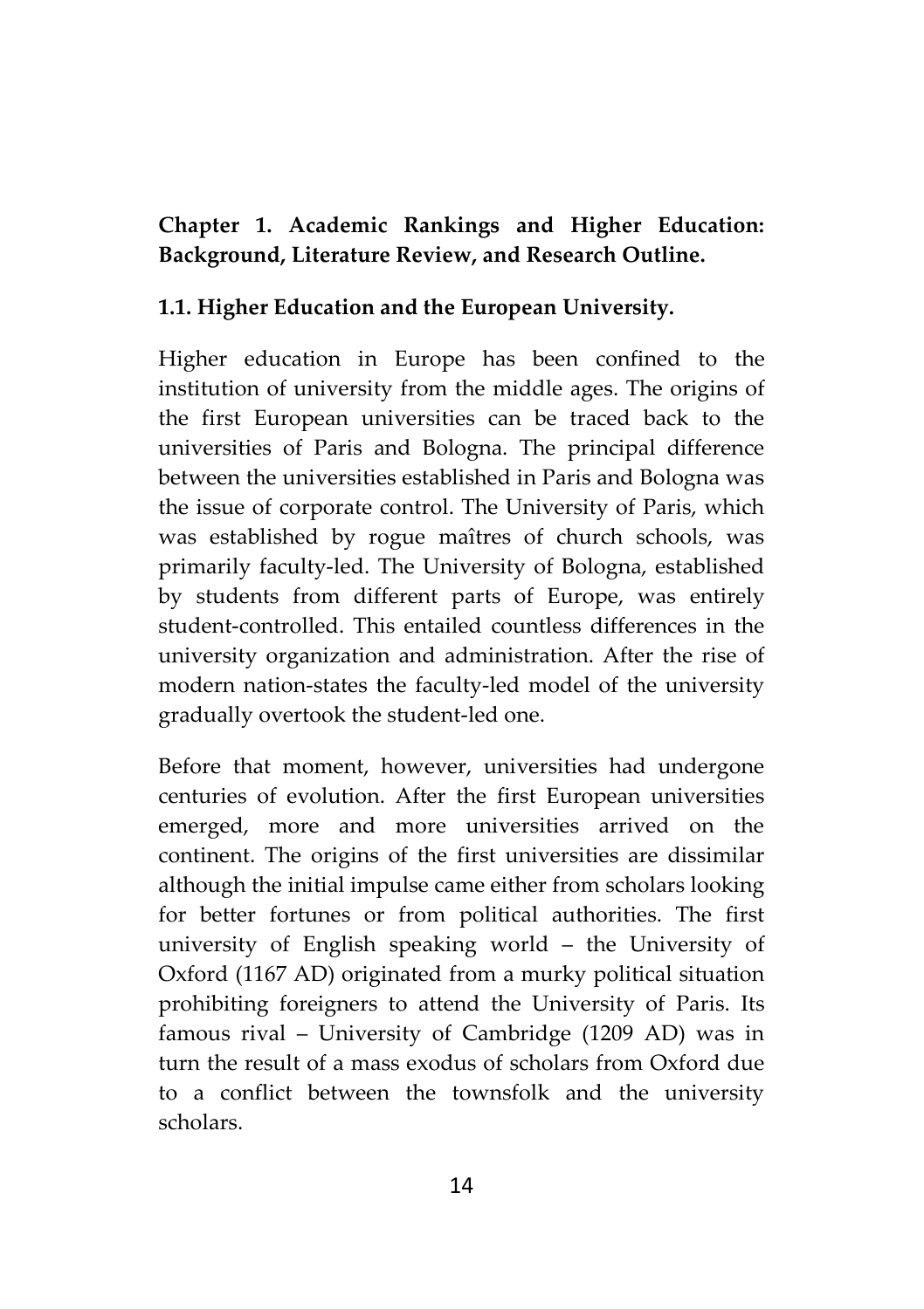# Chapter 1. Academic Rankings and Higher Education: Background, Literature Review, and Research Outline.

## 1.1. Higher Education and the European University.

Higher education in Europe has been confined to the institution of university from the middle ages. The origins of the first European universities can be traced back to the universities of Paris and Bologna. The principal difference between the universities established in Paris and Bologna was the issue of corporate control. The University of Paris, which was established by rogue maîtres of church schools, was primarily faculty-led. The University of Bologna, established by students from different parts of Europe, was entirely student-controlled. This entailed countless differences in the university organization and administration. After the rise of modern nation-states the faculty-led model of the university gradually overtook the student-led one.

Before that moment, however, universities had undergone centuries of evolution. After the first European universities emerged, more and more universities arrived on the continent. The origins of the first universities are dissimilar although the initial impulse came either from scholars looking for better fortunes or from political authorities. The first university of English speaking world – the University of Oxford (1167 AD) originated from a murky political situation prohibiting foreigners to attend the University of Paris. Its famous rival – University of Cambridge (1209 AD) was in turn the result of a mass exodus of scholars from Oxford due to a conflict between the townsfolk and the university scholars.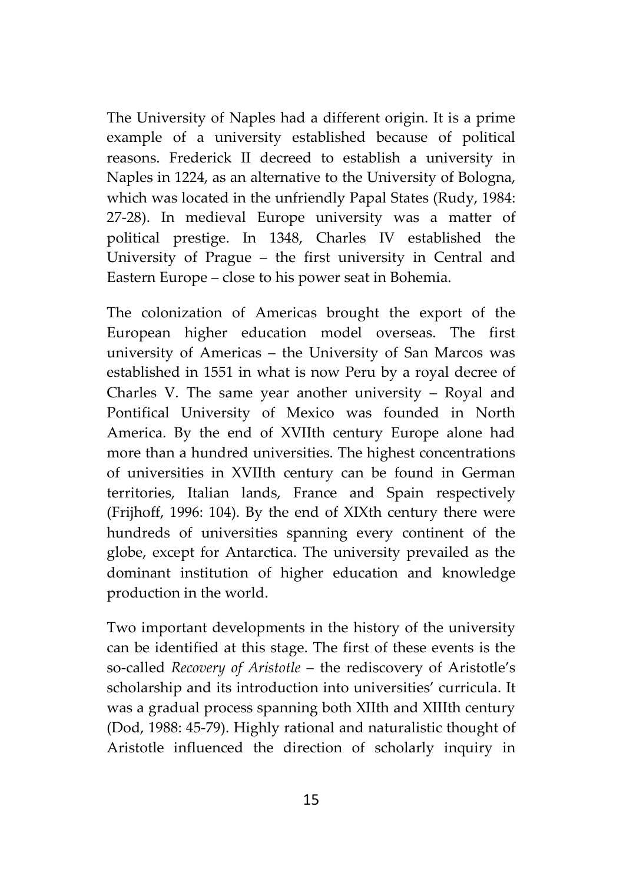The University of Naples had a different origin. It is a prime example of a university established because of political reasons. Frederick II decreed to establish a university in Naples in 1224, as an alternative to the University of Bologna, which was located in the unfriendly Papal States (Rudy, 1984: 27-28). In medieval Europe university was a matter of political prestige. In 1348, Charles IV established the University of Prague – the first university in Central and Eastern Europe – close to his power seat in Bohemia.

The colonization of Americas brought the export of the European higher education model overseas. The first university of Americas – the University of San Marcos was established in 1551 in what is now Peru by a royal decree of Charles V. The same year another university – Royal and Pontifical University of Mexico was founded in North America. By the end of XVIIth century Europe alone had more than a hundred universities. The highest concentrations of universities in XVIIth century can be found in German territories, Italian lands, France and Spain respectively (Frijhoff, 1996: 104). By the end of XIXth century there were hundreds of universities spanning every continent of the globe, except for Antarctica. The university prevailed as the dominant institution of higher education and knowledge production in the world.

Two important developments in the history of the university can be identified at this stage. The first of these events is the so-called *Recovery of Aristotle* – the rediscovery of Aristotle's scholarship and its introduction into universities' curricula. It was a gradual process spanning both XIIth and XIIIth century (Dod, 1988: 45-79). Highly rational and naturalistic thought of Aristotle influenced the direction of scholarly inquiry in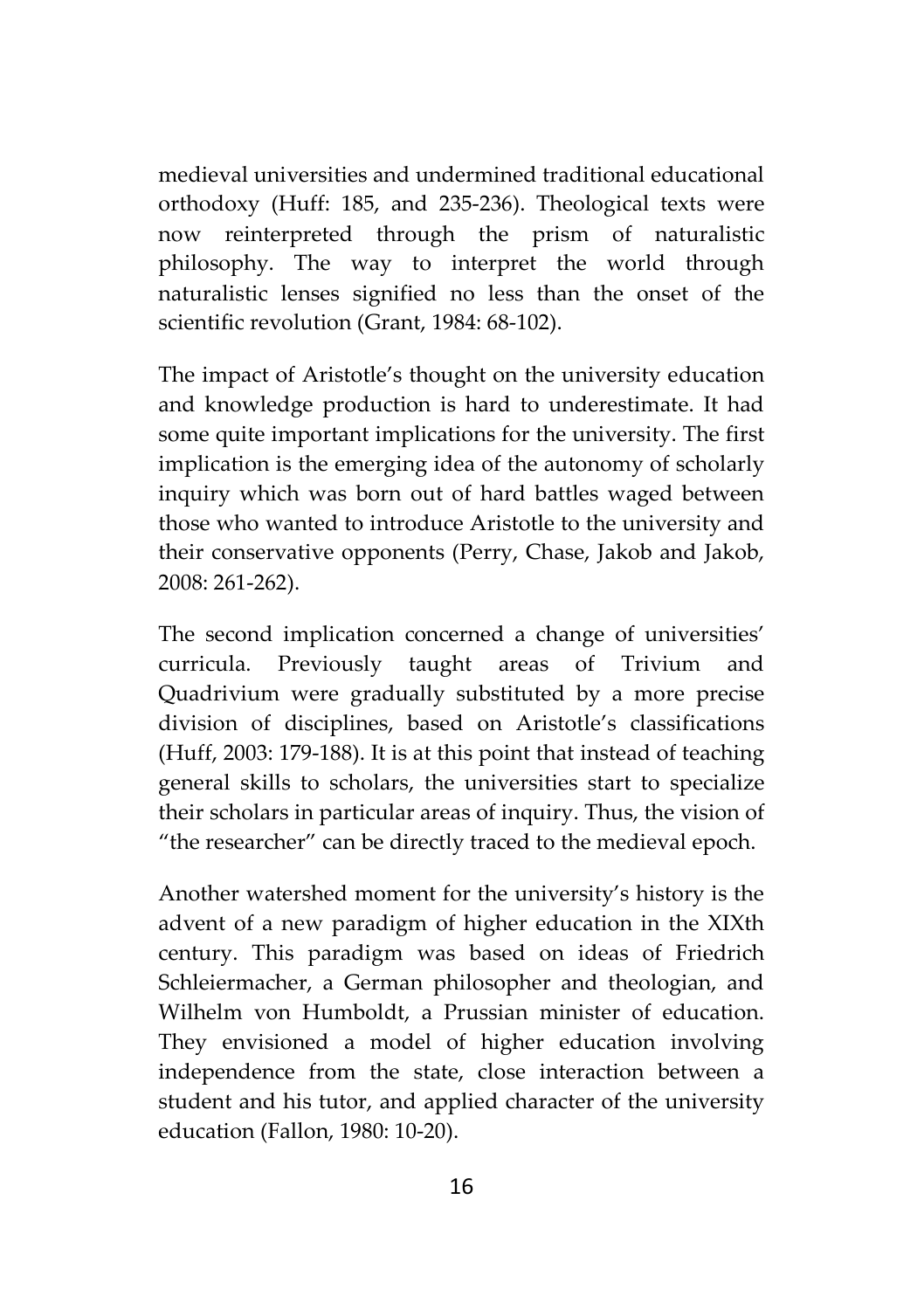medieval universities and undermined traditional educational orthodoxy (Huff: 185, and 235-236). Theological texts were now reinterpreted through the prism of naturalistic philosophy. The way to interpret the world through naturalistic lenses signified no less than the onset of the scientific revolution (Grant, 1984: 68-102).

The impact of Aristotle's thought on the university education and knowledge production is hard to underestimate. It had some quite important implications for the university. The first implication is the emerging idea of the autonomy of scholarly inquiry which was born out of hard battles waged between those who wanted to introduce Aristotle to the university and their conservative opponents (Perry, Chase, Jakob and Jakob, 2008: 261-262).

The second implication concerned a change of universities' curricula. Previously taught areas of Trivium and Quadrivium were gradually substituted by a more precise division of disciplines, based on Aristotle's classifications (Huff, 2003: 179-188). It is at this point that instead of teaching general skills to scholars, the universities start to specialize their scholars in particular areas of inquiry. Thus, the vision of "the researcher" can be directly traced to the medieval epoch.

Another watershed moment for the university's history is the advent of a new paradigm of higher education in the XIXth century. This paradigm was based on ideas of Friedrich Schleiermacher, a German philosopher and theologian, and Wilhelm von Humboldt, a Prussian minister of education. They envisioned a model of higher education involving independence from the state, close interaction between a student and his tutor, and applied character of the university education (Fallon, 1980: 10-20).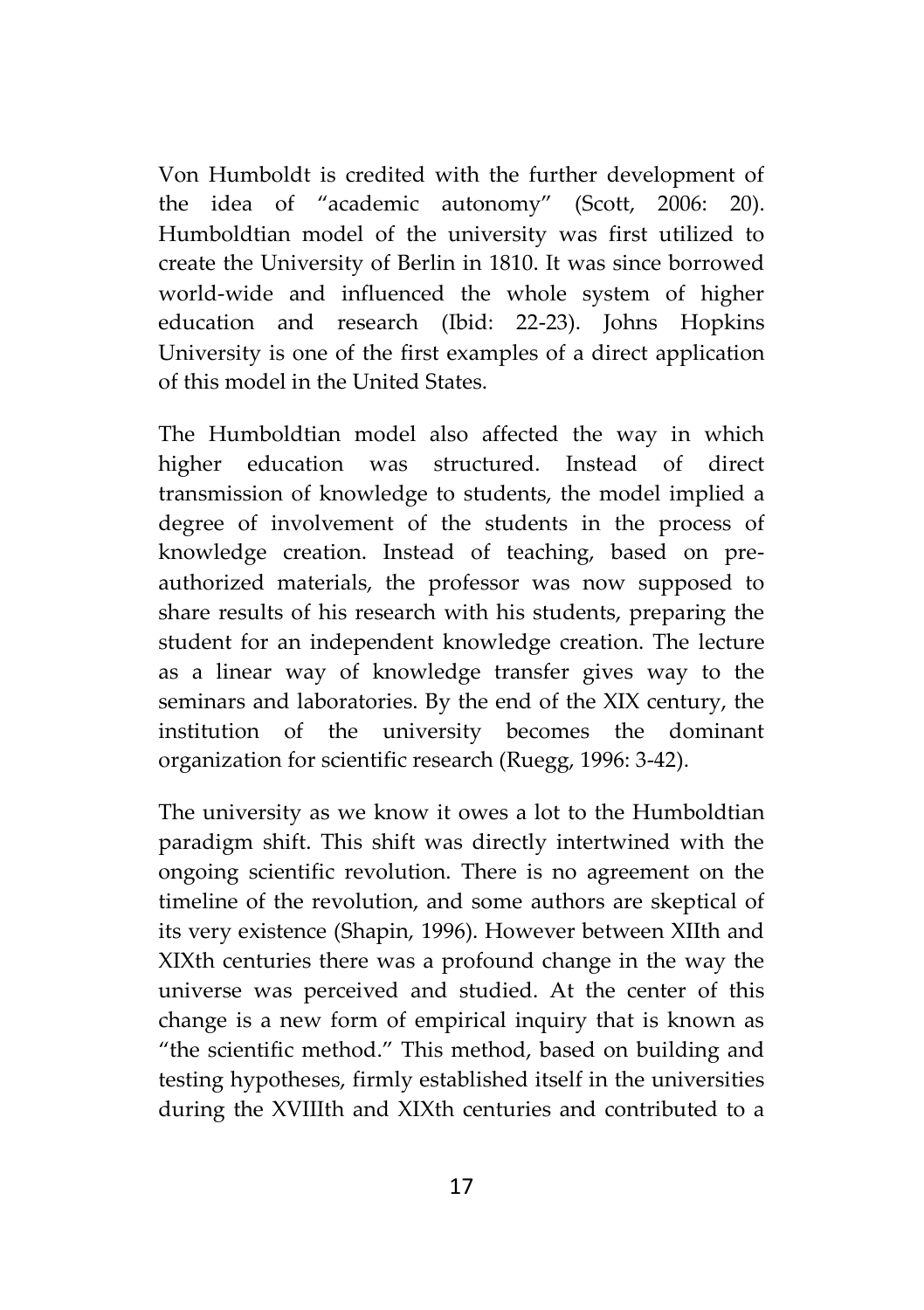Von Humboldt is credited with the further development of the idea of "academic autonomy" (Scott, 2006: 20). Humboldtian model of the university was first utilized to create the University of Berlin in 1810. It was since borrowed world-wide and influenced the whole system of higher education and research (Ibid: 22-23). Johns Hopkins University is one of the first examples of a direct application of this model in the United States.

The Humboldtian model also affected the way in which higher education was structured. Instead of direct transmission of knowledge to students, the model implied a degree of involvement of the students in the process of knowledge creation. Instead of teaching, based on pre-authorized materials, the professor was now supposed to share results of his research with his students, preparing the student for an independent knowledge creation. The lecture as a linear way of knowledge transfer gives way to the seminars and laboratories. By the end of the XIX century, the institution of the university becomes the dominant organization for scientific research (Ruegg, 1996: 3-42).

The university as we know it owes a lot to the Humboldtian paradigm shift. This shift was directly intertwined with the ongoing scientific revolution. There is no agreement on the timeline of the revolution, and some authors are skeptical of its very existence (Shapin, 1996). However between XIIth and XIXth centuries there was a profound change in the way the universe was perceived and studied. At the center of this change is a new form of empirical inquiry that is known as "the scientific method." This method, based on building and testing hypotheses, firmly established itself in the universities during the XVIIIth and XIXth centuries and contributed to a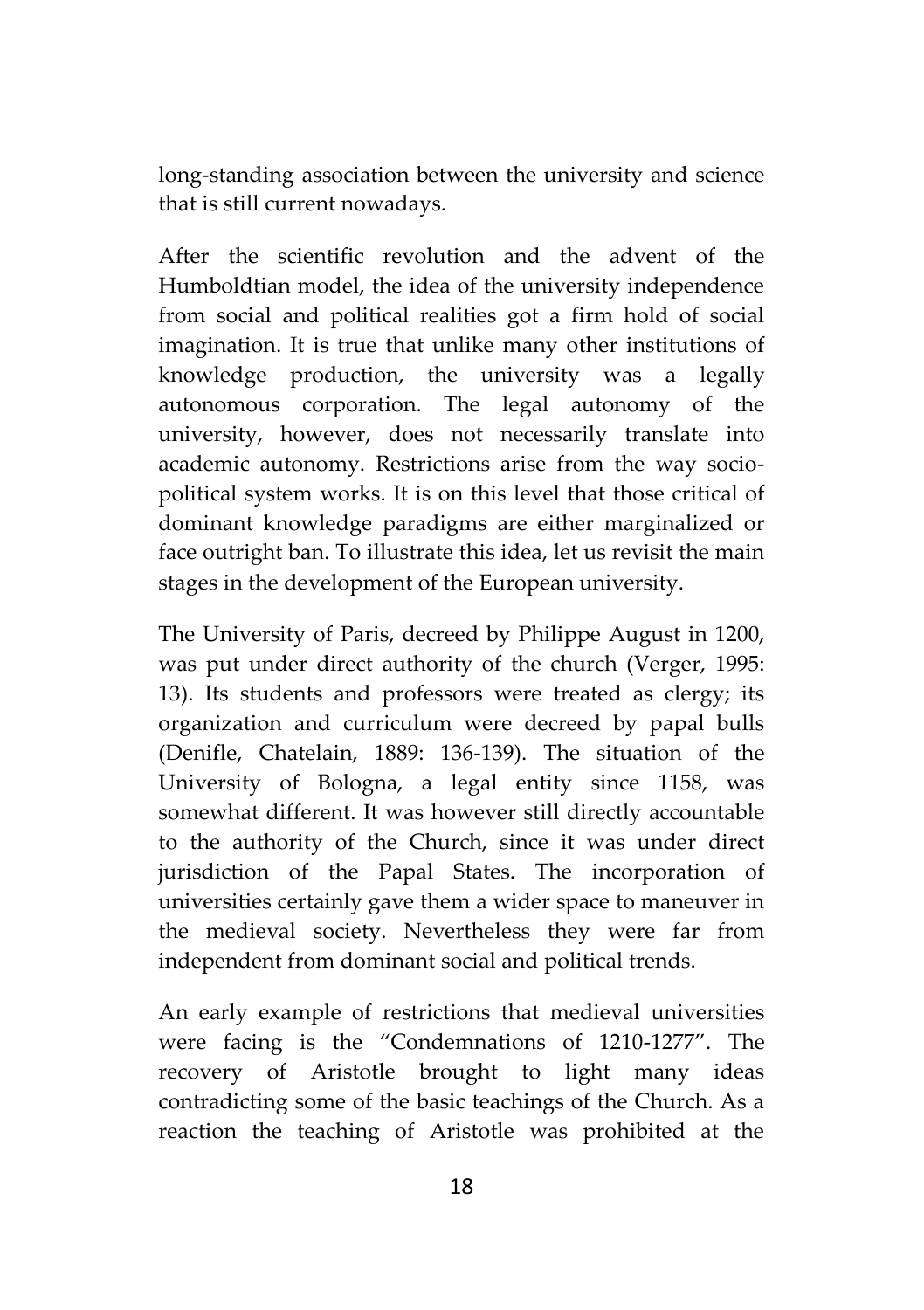long-standing association between the university and science that is still current nowadays.

After the scientific revolution and the advent of the Humboldtian model, the idea of the university independence from social and political realities got a firm hold of social imagination. It is true that unlike many other institutions of knowledge production, the university was a legally autonomous corporation. The legal autonomy of the university, however, does not necessarily translate into academic autonomy. Restrictions arise from the way socio-political system works. It is on this level that those critical of dominant knowledge paradigms are either marginalized or face outright ban. To illustrate this idea, let us revisit the main stages in the development of the European university.

The University of Paris, decreed by Philippe August in 1200, was put under direct authority of the church (Verger, 1995: 13). Its students and professors were treated as clergy; its organization and curriculum were decreed by papal bulls (Denifle, Chatelain, 1889: 136-139). The situation of the University of Bologna, a legal entity since 1158, was somewhat different. It was however still directly accountable to the authority of the Church, since it was under direct jurisdiction of the Papal States. The incorporation of universities certainly gave them a wider space to maneuver in the medieval society. Nevertheless they were far from independent from dominant social and political trends.

An early example of restrictions that medieval universities were facing is the "Condemnations of 1210-1277". The recovery of Aristotle brought to light many ideas contradicting some of the basic teachings of the Church. As a reaction the teaching of Aristotle was prohibited at the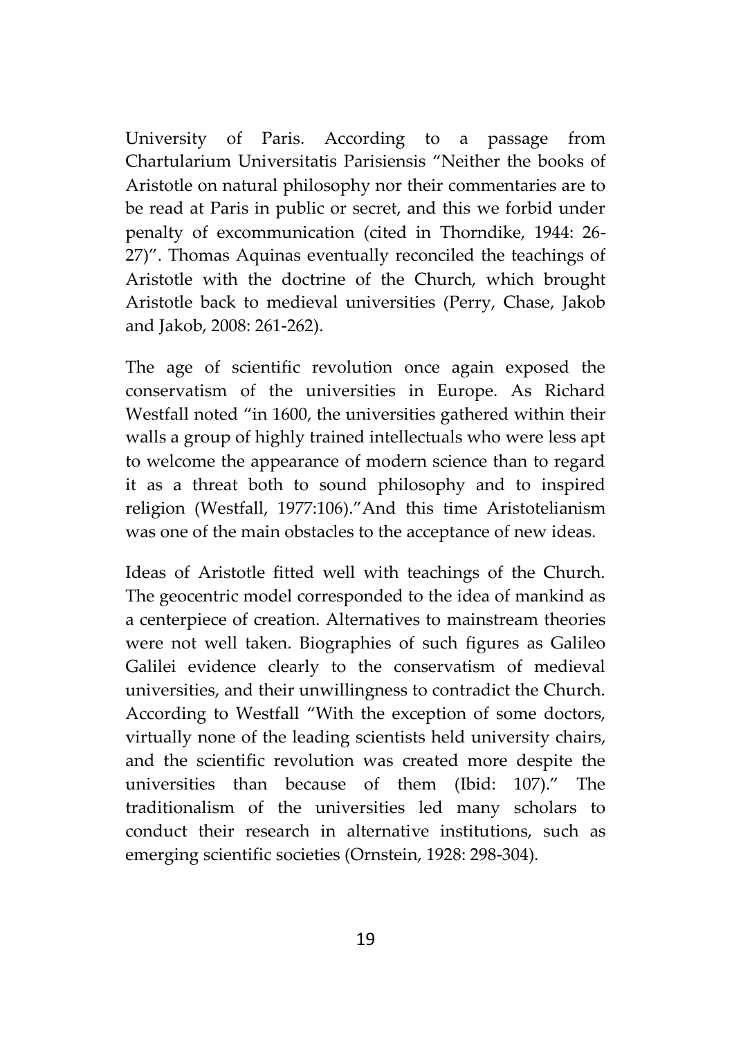University of Paris. According to a passage from Chartularium Universitatis Parisiensis "Neither the books of Aristotle on natural philosophy nor their commentaries are to be read at Paris in public or secret, and this we forbid under penalty of excommunication (cited in Thorndike, 1944: 26-27)". Thomas Aquinas eventually reconciled the teachings of Aristotle with the doctrine of the Church, which brought Aristotle back to medieval universities (Perry, Chase, Jakob and Jakob, 2008: 261-262).

The age of scientific revolution once again exposed the conservatism of the universities in Europe. As Richard Westfall noted "in 1600, the universities gathered within their walls a group of highly trained intellectuals who were less apt to welcome the appearance of modern science than to regard it as a threat both to sound philosophy and to inspired religion (Westfall, 1977:106)."And this time Aristotelianism was one of the main obstacles to the acceptance of new ideas.

Ideas of Aristotle fitted well with teachings of the Church. The geocentric model corresponded to the idea of mankind as a centerpiece of creation. Alternatives to mainstream theories were not well taken. Biographies of such figures as Galileo Galilei evidence clearly to the conservatism of medieval universities, and their unwillingness to contradict the Church. According to Westfall "With the exception of some doctors, virtually none of the leading scientists held university chairs, and the scientific revolution was created more despite the universities than because of them (Ibid: 107)." The traditionalism of the universities led many scholars to conduct their research in alternative institutions, such as emerging scientific societies (Ornstein, 1928: 298-304).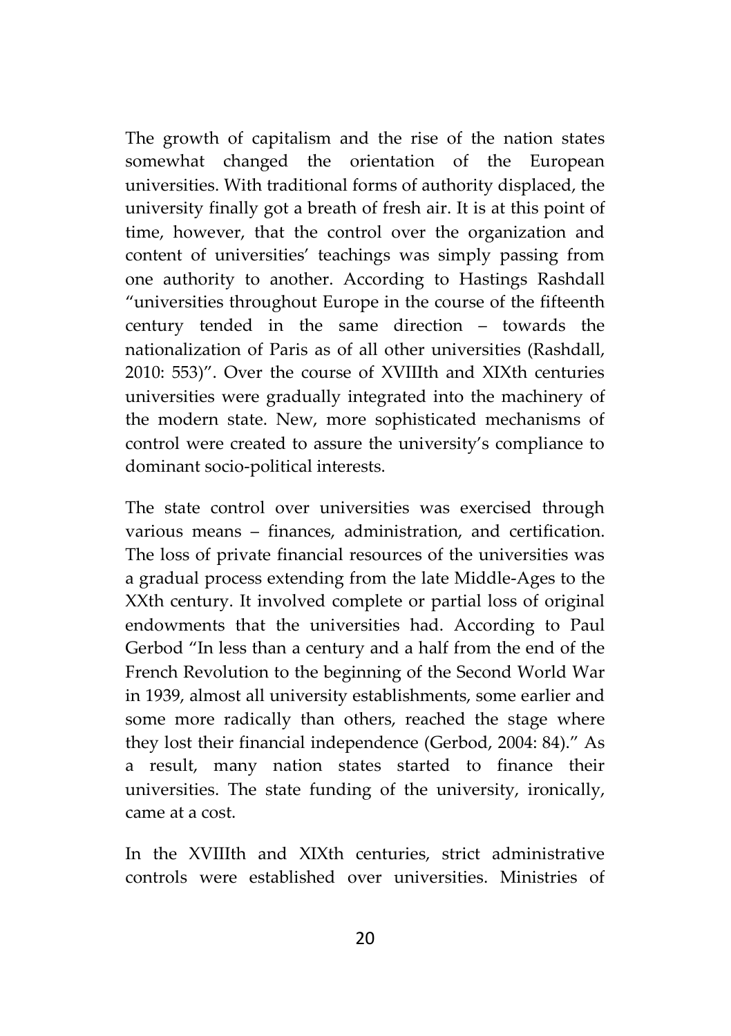The growth of capitalism and the rise of the nation states somewhat changed the orientation of the European universities. With traditional forms of authority displaced, the university finally got a breath of fresh air. It is at this point of time, however, that the control over the organization and content of universities' teachings was simply passing from one authority to another. According to Hastings Rashdall "universities throughout Europe in the course of the fifteenth century tended in the same direction – towards the nationalization of Paris as of all other universities (Rashdall, 2010: 553)". Over the course of XVIIIth and XIXth centuries universities were gradually integrated into the machinery of the modern state. New, more sophisticated mechanisms of control were created to assure the university's compliance to dominant socio-political interests.

The state control over universities was exercised through various means – finances, administration, and certification. The loss of private financial resources of the universities was a gradual process extending from the late Middle-Ages to the XXth century. It involved complete or partial loss of original endowments that the universities had. According to Paul Gerbod "In less than a century and a half from the end of the French Revolution to the beginning of the Second World War in 1939, almost all university establishments, some earlier and some more radically than others, reached the stage where they lost their financial independence (Gerbod, 2004: 84)." As a result, many nation states started to finance their universities. The state funding of the university, ironically, came at a cost.

In the XVIIIth and XIXth centuries, strict administrative controls were established over universities. Ministries of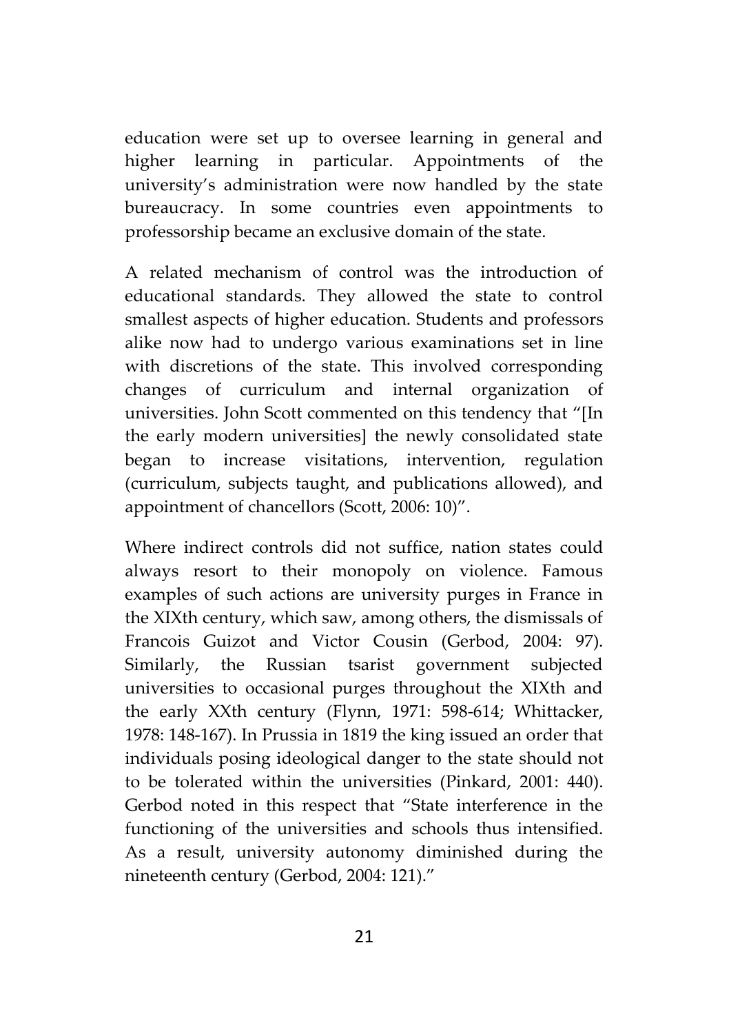education were set up to oversee learning in general and higher learning in particular. Appointments of the university's administration were now handled by the state bureaucracy. In some countries even appointments to professorship became an exclusive domain of the state.

A related mechanism of control was the introduction of educational standards. They allowed the state to control smallest aspects of higher education. Students and professors alike now had to undergo various examinations set in line with discretions of the state. This involved corresponding changes of curriculum and internal organization of universities. John Scott commented on this tendency that "[In the early modern universities] the newly consolidated state began to increase visitations, intervention, regulation (curriculum, subjects taught, and publications allowed), and appointment of chancellors (Scott, 2006: 10)".

Where indirect controls did not suffice, nation states could always resort to their monopoly on violence. Famous examples of such actions are university purges in France in the XIXth century, which saw, among others, the dismissals of Francois Guizot and Victor Cousin (Gerbod, 2004: 97). Similarly, the Russian tsarist government subjected universities to occasional purges throughout the XIXth and the early XXth century (Flynn, 1971: 598-614; Whittacker, 1978: 148-167). In Prussia in 1819 the king issued an order that individuals posing ideological danger to the state should not to be tolerated within the universities (Pinkard, 2001: 440). Gerbod noted in this respect that "State interference in the functioning of the universities and schools thus intensified. As a result, university autonomy diminished during the nineteenth century (Gerbod, 2004: 121)."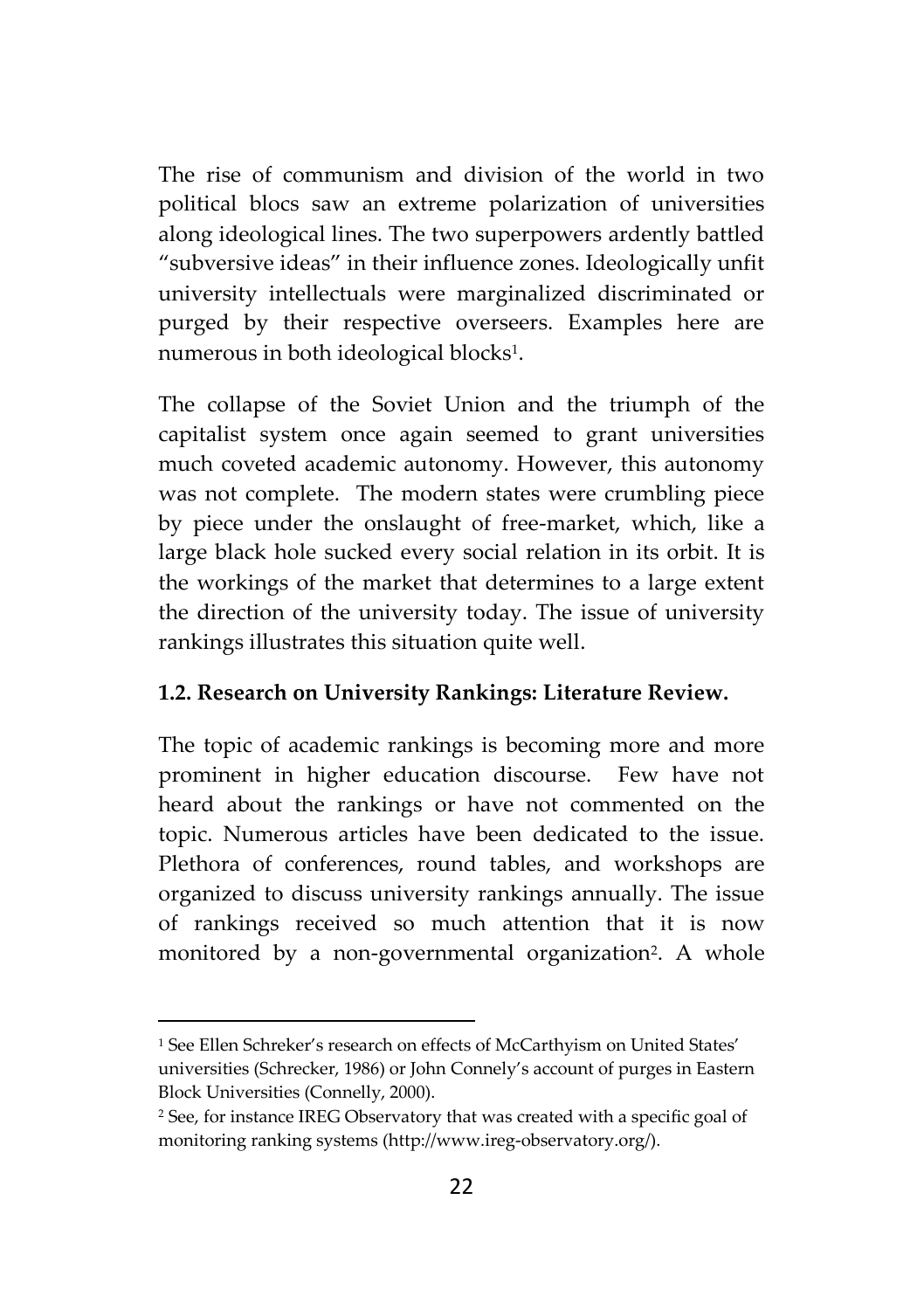The rise of communism and division of the world in two political blocs saw an extreme polarization of universities along ideological lines. The two superpowers ardently battled "subversive ideas" in their influence zones. Ideologically unfit university intellectuals were marginalized discriminated or purged by their respective overseers. Examples here are numerous in both ideological blocks[1].

The collapse of the Soviet Union and the triumph of the capitalist system once again seemed to grant universities much coveted academic autonomy. However, this autonomy was not complete. The modern states were crumbling piece by piece under the onslaught of free-market, which, like a large black hole sucked every social relation in its orbit. It is the workings of the market that determines to a large extent the direction of the university today. The issue of university rankings illustrates this situation quite well.

### 1.2. Research on University Rankings: Literature Review.

The topic of academic rankings is becoming more and more prominent in higher education discourse. Few have not heard about the rankings or have not commented on the topic. Numerous articles have been dedicated to the issue. Plethora of conferences, round tables, and workshops are organized to discuss university rankings annually. The issue of rankings received so much attention that it is now monitored by a non-governmental organization[2]. A whole

---

[1] See Ellen Schreker's research on effects of McCarthyism on United States' universities (Schrecker, 1986) or John Connely's account of purges in Eastern Block Universities (Connelly, 2000).

[2] See, for instance IREG Observatory that was created with a specific goal of monitoring ranking systems (http://www.ireg-observatory.org/).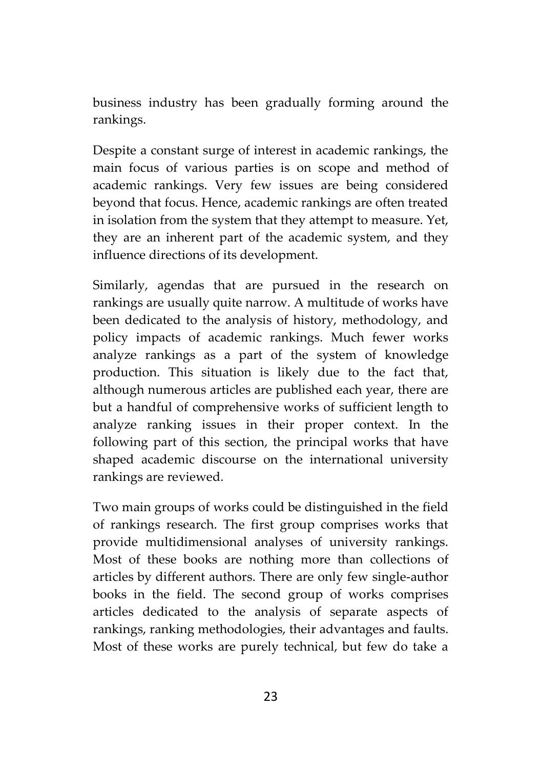business industry has been gradually forming around the rankings.

Despite a constant surge of interest in academic rankings, the main focus of various parties is on scope and method of academic rankings. Very few issues are being considered beyond that focus. Hence, academic rankings are often treated in isolation from the system that they attempt to measure. Yet, they are an inherent part of the academic system, and they influence directions of its development.

Similarly, agendas that are pursued in the research on rankings are usually quite narrow. A multitude of works have been dedicated to the analysis of history, methodology, and policy impacts of academic rankings. Much fewer works analyze rankings as a part of the system of knowledge production. This situation is likely due to the fact that, although numerous articles are published each year, there are but a handful of comprehensive works of sufficient length to analyze ranking issues in their proper context. In the following part of this section, the principal works that have shaped academic discourse on the international university rankings are reviewed.

Two main groups of works could be distinguished in the field of rankings research. The first group comprises works that provide multidimensional analyses of university rankings. Most of these books are nothing more than collections of articles by different authors. There are only few single-author books in the field. The second group of works comprises articles dedicated to the analysis of separate aspects of rankings, ranking methodologies, their advantages and faults. Most of these works are purely technical, but few do take a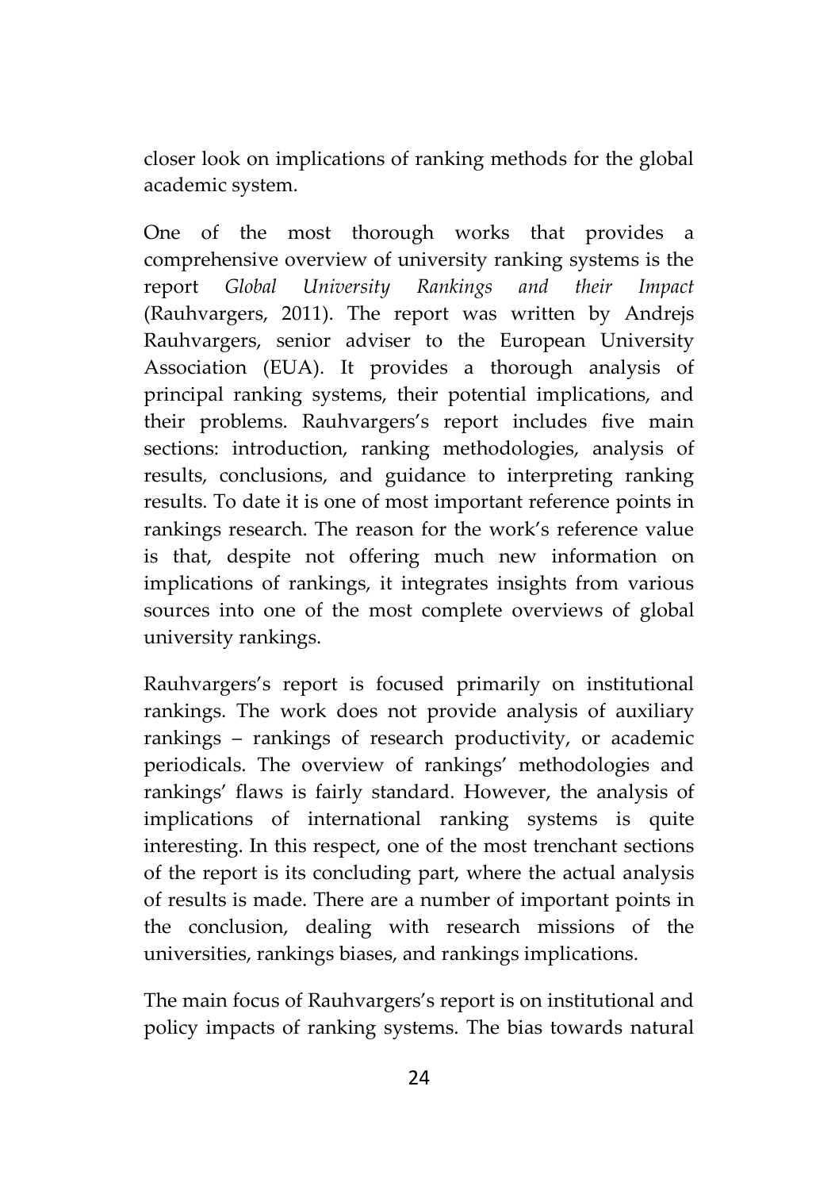closer look on implications of ranking methods for the global academic system.

One of the most thorough works that provides a comprehensive overview of university ranking systems is the report *Global University Rankings and their Impact* (Rauhvargers, 2011). The report was written by Andrejs Rauhvargers, senior adviser to the European University Association (EUA). It provides a thorough analysis of principal ranking systems, their potential implications, and their problems. Rauhvargers's report includes five main sections: introduction, ranking methodologies, analysis of results, conclusions, and guidance to interpreting ranking results. To date it is one of most important reference points in rankings research. The reason for the work's reference value is that, despite not offering much new information on implications of rankings, it integrates insights from various sources into one of the most complete overviews of global university rankings.

Rauhvargers's report is focused primarily on institutional rankings. The work does not provide analysis of auxiliary rankings – rankings of research productivity, or academic periodicals. The overview of rankings' methodologies and rankings' flaws is fairly standard. However, the analysis of implications of international ranking systems is quite interesting. In this respect, one of the most trenchant sections of the report is its concluding part, where the actual analysis of results is made. There are a number of important points in the conclusion, dealing with research missions of the universities, rankings biases, and rankings implications.

The main focus of Rauhvargers's report is on institutional and policy impacts of ranking systems. The bias towards natural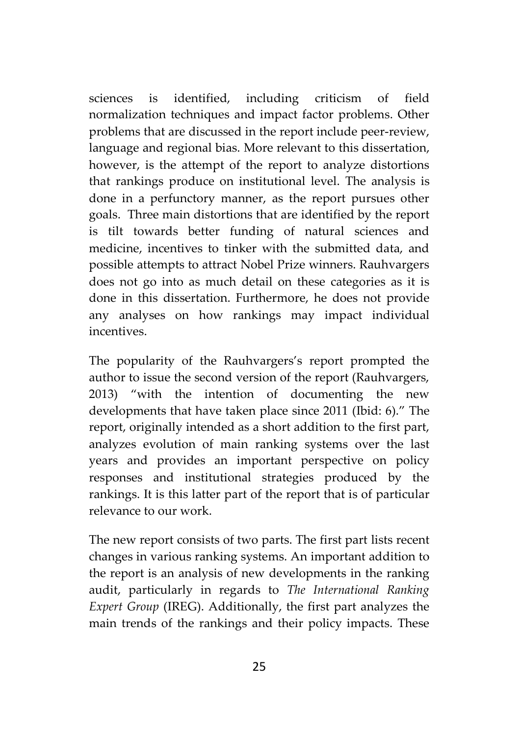sciences is identified, including criticism of field normalization techniques and impact factor problems. Other problems that are discussed in the report include peer-review, language and regional bias. More relevant to this dissertation, however, is the attempt of the report to analyze distortions that rankings produce on institutional level. The analysis is done in a perfunctory manner, as the report pursues other goals. Three main distortions that are identified by the report is tilt towards better funding of natural sciences and medicine, incentives to tinker with the submitted data, and possible attempts to attract Nobel Prize winners. Rauhvargers does not go into as much detail on these categories as it is done in this dissertation. Furthermore, he does not provide any analyses on how rankings may impact individual incentives.

The popularity of the Rauhvargers's report prompted the author to issue the second version of the report (Rauhvargers, 2013) "with the intention of documenting the new developments that have taken place since 2011 (Ibid: 6)." The report, originally intended as a short addition to the first part, analyzes evolution of main ranking systems over the last years and provides an important perspective on policy responses and institutional strategies produced by the rankings. It is this latter part of the report that is of particular relevance to our work.

The new report consists of two parts. The first part lists recent changes in various ranking systems. An important addition to the report is an analysis of new developments in the ranking audit, particularly in regards to *The International Ranking Expert Group* (IREG). Additionally, the first part analyzes the main trends of the rankings and their policy impacts. These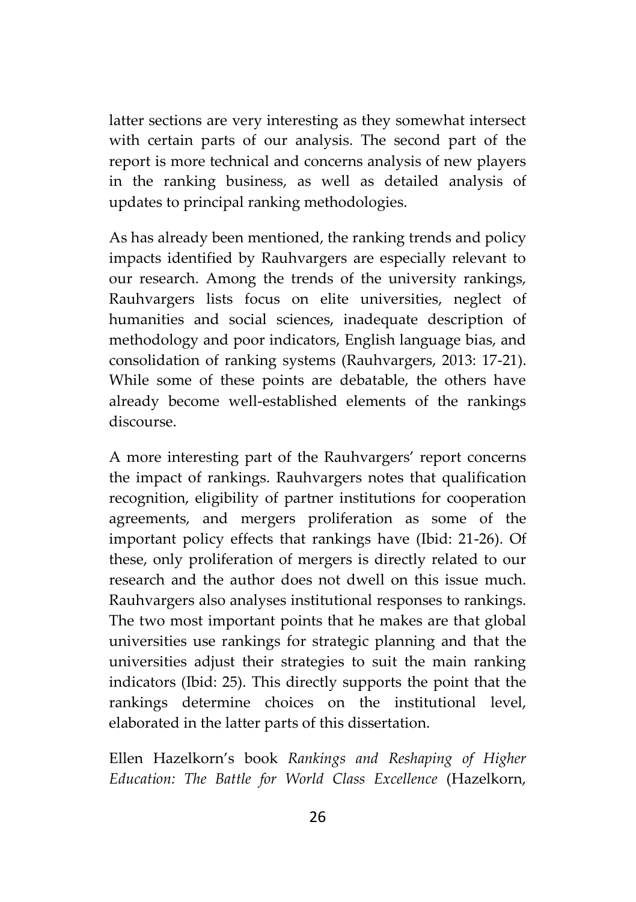latter sections are very interesting as they somewhat intersect with certain parts of our analysis. The second part of the report is more technical and concerns analysis of new players in the ranking business, as well as detailed analysis of updates to principal ranking methodologies.

As has already been mentioned, the ranking trends and policy impacts identified by Rauhvargers are especially relevant to our research. Among the trends of the university rankings, Rauhvargers lists focus on elite universities, neglect of humanities and social sciences, inadequate description of methodology and poor indicators, English language bias, and consolidation of ranking systems (Rauhvargers, 2013: 17-21). While some of these points are debatable, the others have already become well-established elements of the rankings discourse.

A more interesting part of the Rauhvargers' report concerns the impact of rankings. Rauhvargers notes that qualification recognition, eligibility of partner institutions for cooperation agreements, and mergers proliferation as some of the important policy effects that rankings have (Ibid: 21-26). Of these, only proliferation of mergers is directly related to our research and the author does not dwell on this issue much. Rauhvargers also analyses institutional responses to rankings. The two most important points that he makes are that global universities use rankings for strategic planning and that the universities adjust their strategies to suit the main ranking indicators (Ibid: 25). This directly supports the point that the rankings determine choices on the institutional level, elaborated in the latter parts of this dissertation.

Ellen Hazelkorn's book *Rankings and Reshaping of Higher Education: The Battle for World Class Excellence* (Hazelkorn,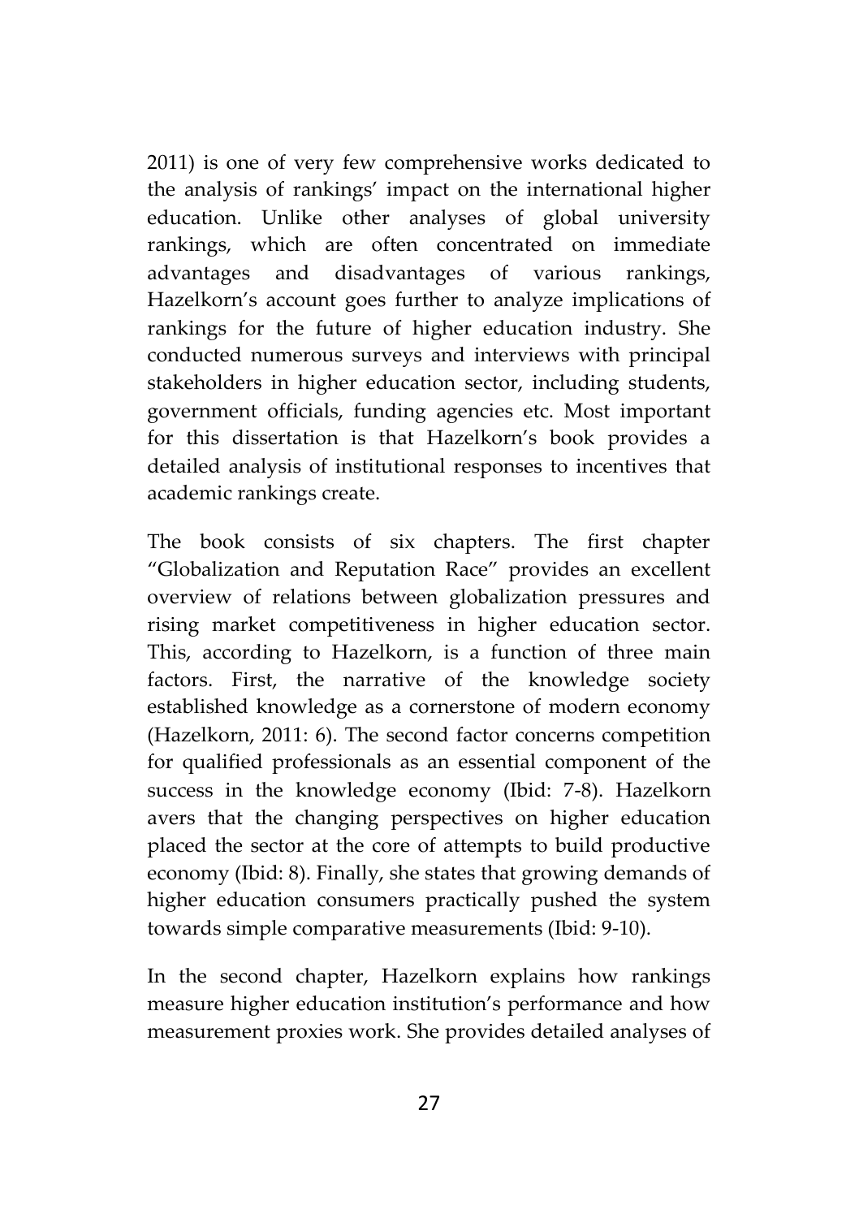2011) is one of very few comprehensive works dedicated to the analysis of rankings' impact on the international higher education. Unlike other analyses of global university rankings, which are often concentrated on immediate advantages and disadvantages of various rankings, Hazelkorn's account goes further to analyze implications of rankings for the future of higher education industry. She conducted numerous surveys and interviews with principal stakeholders in higher education sector, including students, government officials, funding agencies etc. Most important for this dissertation is that Hazelkorn's book provides a detailed analysis of institutional responses to incentives that academic rankings create.

The book consists of six chapters. The first chapter "Globalization and Reputation Race" provides an excellent overview of relations between globalization pressures and rising market competitiveness in higher education sector. This, according to Hazelkorn, is a function of three main factors. First, the narrative of the knowledge society established knowledge as a cornerstone of modern economy (Hazelkorn, 2011: 6). The second factor concerns competition for qualified professionals as an essential component of the success in the knowledge economy (Ibid: 7-8). Hazelkorn avers that the changing perspectives on higher education placed the sector at the core of attempts to build productive economy (Ibid: 8). Finally, she states that growing demands of higher education consumers practically pushed the system towards simple comparative measurements (Ibid: 9-10).

In the second chapter, Hazelkorn explains how rankings measure higher education institution's performance and how measurement proxies work. She provides detailed analyses of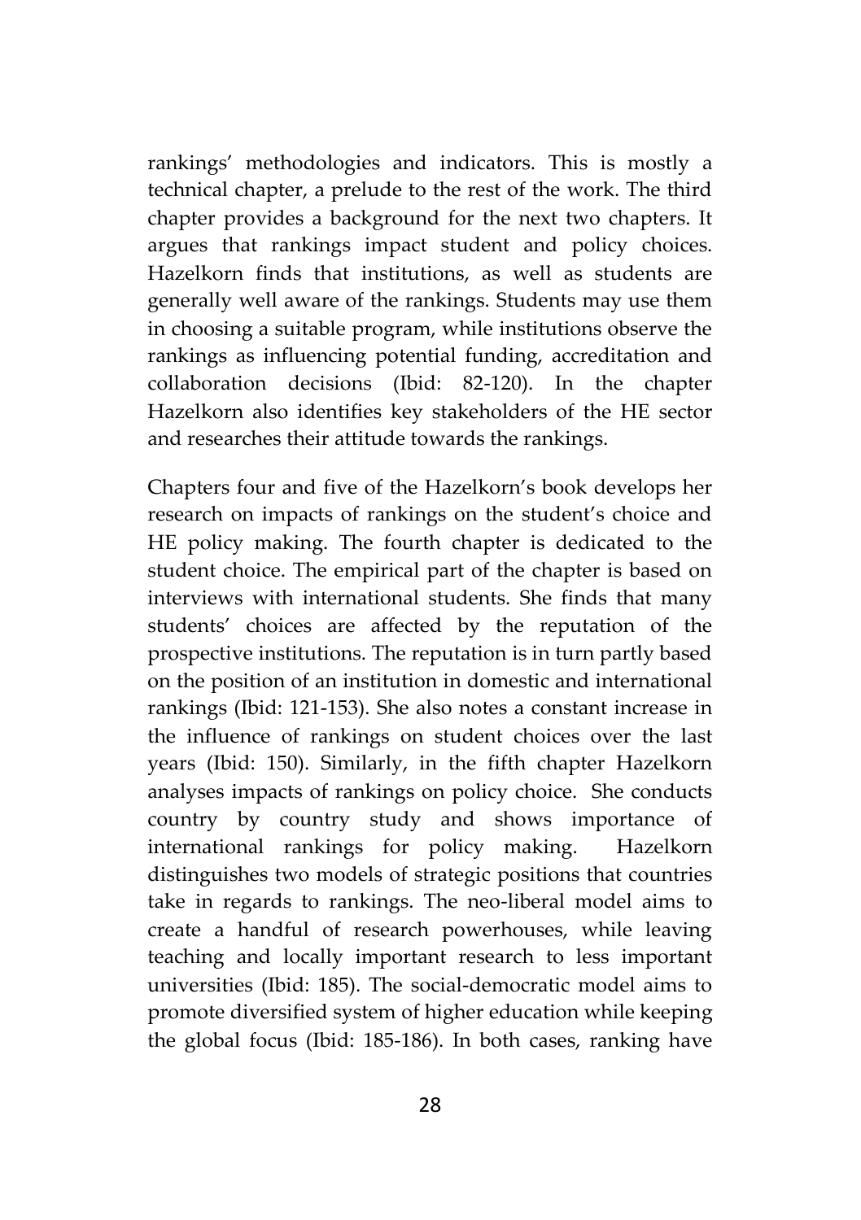rankings' methodologies and indicators. This is mostly a technical chapter, a prelude to the rest of the work. The third chapter provides a background for the next two chapters. It argues that rankings impact student and policy choices. Hazelkorn finds that institutions, as well as students are generally well aware of the rankings. Students may use them in choosing a suitable program, while institutions observe the rankings as influencing potential funding, accreditation and collaboration decisions (Ibid: 82-120). In the chapter Hazelkorn also identifies key stakeholders of the HE sector and researches their attitude towards the rankings.

Chapters four and five of the Hazelkorn's book develops her research on impacts of rankings on the student's choice and HE policy making. The fourth chapter is dedicated to the student choice. The empirical part of the chapter is based on interviews with international students. She finds that many students' choices are affected by the reputation of the prospective institutions. The reputation is in turn partly based on the position of an institution in domestic and international rankings (Ibid: 121-153). She also notes a constant increase in the influence of rankings on student choices over the last years (Ibid: 150). Similarly, in the fifth chapter Hazelkorn analyses impacts of rankings on policy choice. She conducts country by country study and shows importance of international rankings for policy making. Hazelkorn distinguishes two models of strategic positions that countries take in regards to rankings. The neo-liberal model aims to create a handful of research powerhouses, while leaving teaching and locally important research to less important universities (Ibid: 185). The social-democratic model aims to promote diversified system of higher education while keeping the global focus (Ibid: 185-186). In both cases, ranking have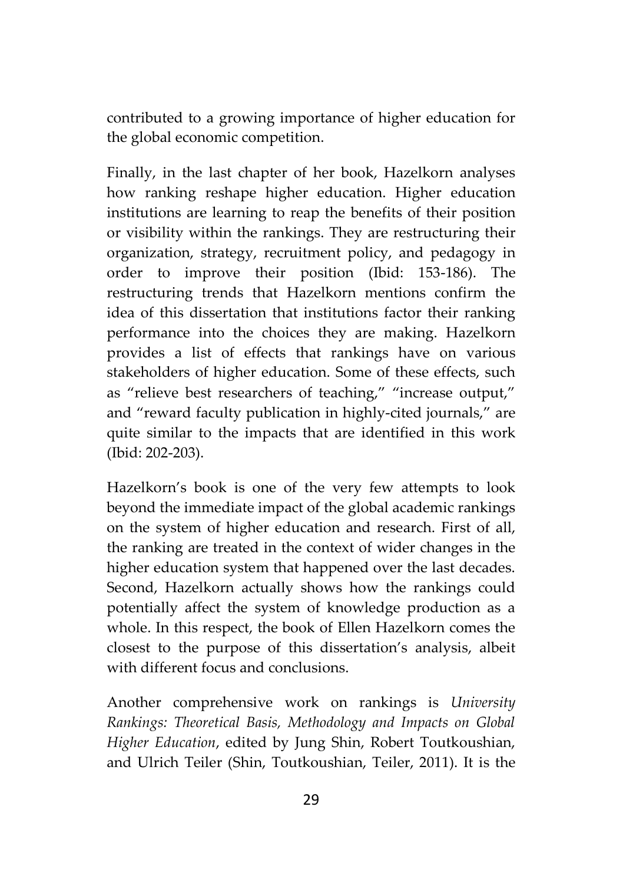contributed to a growing importance of higher education for the global economic competition.

Finally, in the last chapter of her book, Hazelkorn analyses how ranking reshape higher education. Higher education institutions are learning to reap the benefits of their position or visibility within the rankings. They are restructuring their organization, strategy, recruitment policy, and pedagogy in order to improve their position (Ibid: 153-186). The restructuring trends that Hazelkorn mentions confirm the idea of this dissertation that institutions factor their ranking performance into the choices they are making. Hazelkorn provides a list of effects that rankings have on various stakeholders of higher education. Some of these effects, such as "relieve best researchers of teaching," "increase output," and "reward faculty publication in highly-cited journals," are quite similar to the impacts that are identified in this work (Ibid: 202-203).

Hazelkorn's book is one of the very few attempts to look beyond the immediate impact of the global academic rankings on the system of higher education and research. First of all, the ranking are treated in the context of wider changes in the higher education system that happened over the last decades. Second, Hazelkorn actually shows how the rankings could potentially affect the system of knowledge production as a whole. In this respect, the book of Ellen Hazelkorn comes the closest to the purpose of this dissertation's analysis, albeit with different focus and conclusions.

Another comprehensive work on rankings is *University Rankings: Theoretical Basis, Methodology and Impacts on Global Higher Education*, edited by Jung Shin, Robert Toutkoushian, and Ulrich Teiler (Shin, Toutkoushian, Teiler, 2011). It is the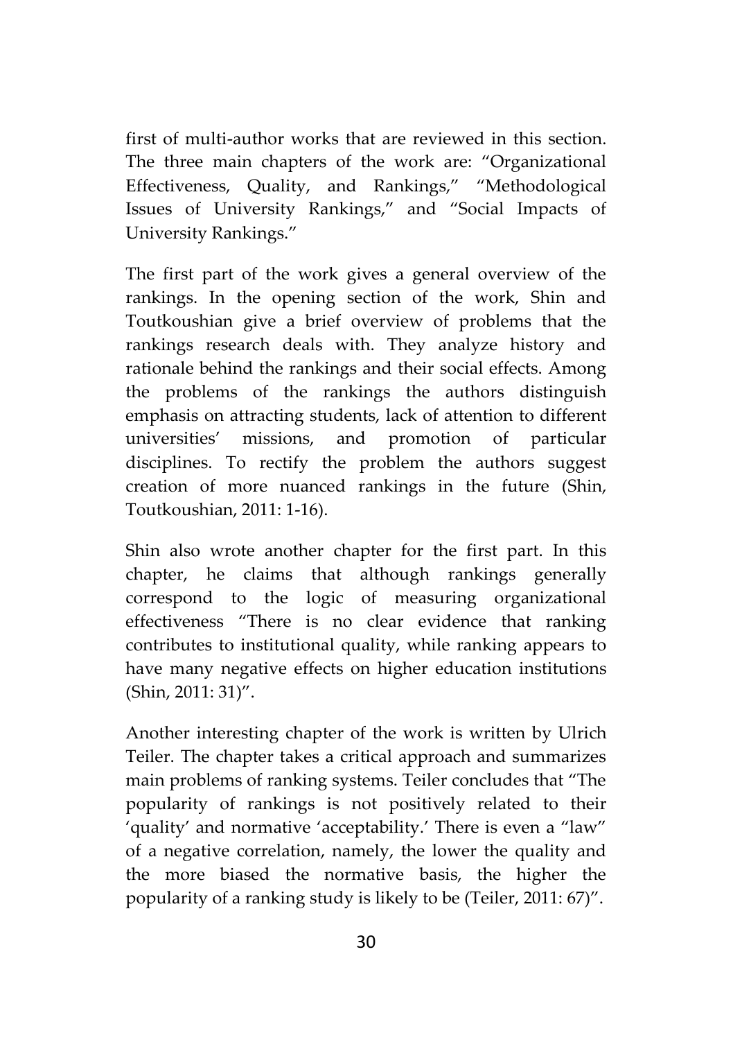first of multi-author works that are reviewed in this section. The three main chapters of the work are: "Organizational Effectiveness, Quality, and Rankings," "Methodological Issues of University Rankings," and "Social Impacts of University Rankings."

The first part of the work gives a general overview of the rankings. In the opening section of the work, Shin and Toutkoushian give a brief overview of problems that the rankings research deals with. They analyze history and rationale behind the rankings and their social effects. Among the problems of the rankings the authors distinguish emphasis on attracting students, lack of attention to different universities' missions, and promotion of particular disciplines. To rectify the problem the authors suggest creation of more nuanced rankings in the future (Shin, Toutkoushian, 2011: 1-16).

Shin also wrote another chapter for the first part. In this chapter, he claims that although rankings generally correspond to the logic of measuring organizational effectiveness "There is no clear evidence that ranking contributes to institutional quality, while ranking appears to have many negative effects on higher education institutions (Shin, 2011: 31)".

Another interesting chapter of the work is written by Ulrich Teiler. The chapter takes a critical approach and summarizes main problems of ranking systems. Teiler concludes that "The popularity of rankings is not positively related to their 'quality' and normative 'acceptability.' There is even a "law" of a negative correlation, namely, the lower the quality and the more biased the normative basis, the higher the popularity of a ranking study is likely to be (Teiler, 2011: 67)".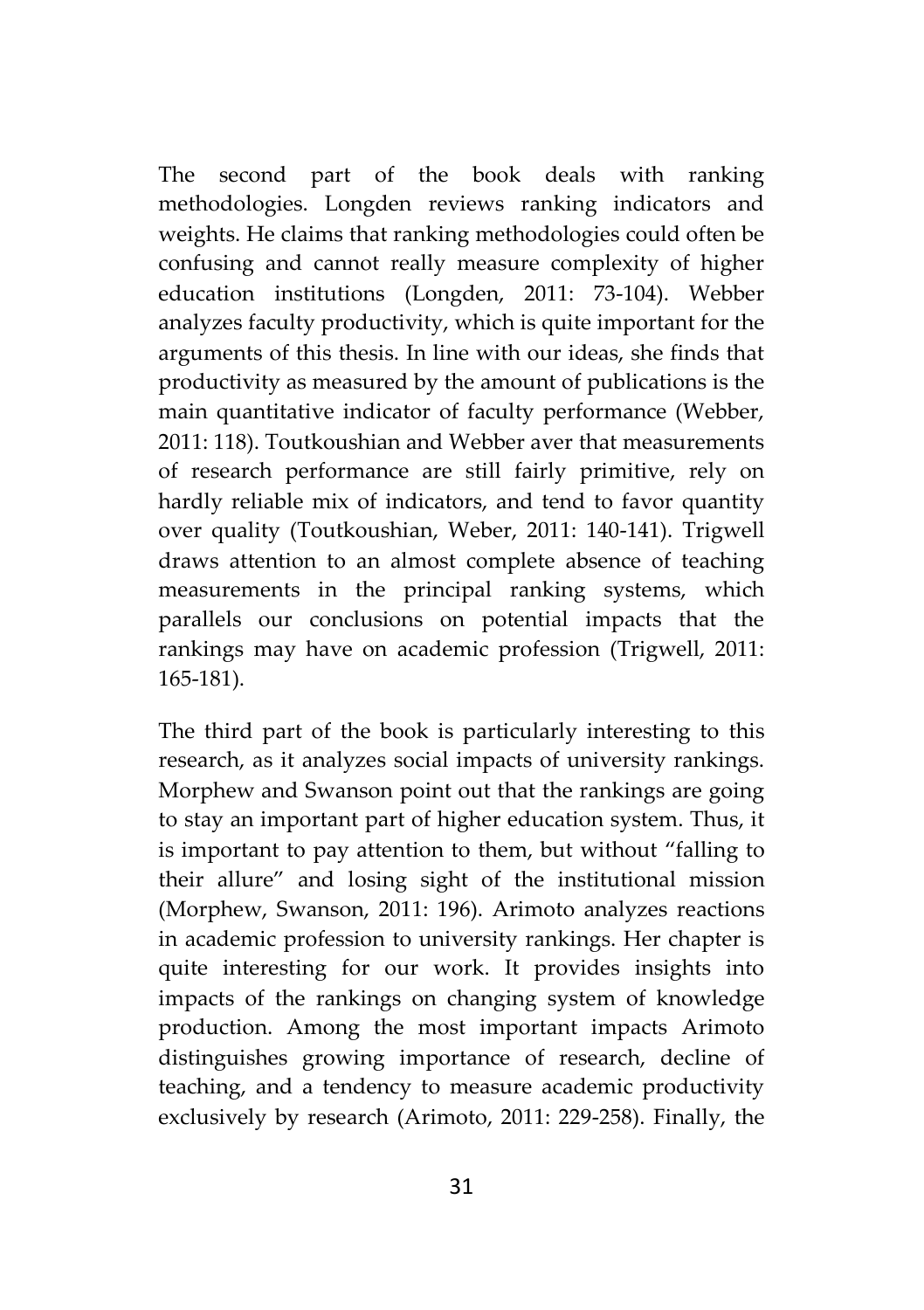The second part of the book deals with ranking methodologies. Longden reviews ranking indicators and weights. He claims that ranking methodologies could often be confusing and cannot really measure complexity of higher education institutions (Longden, 2011: 73-104). Webber analyzes faculty productivity, which is quite important for the arguments of this thesis. In line with our ideas, she finds that productivity as measured by the amount of publications is the main quantitative indicator of faculty performance (Webber, 2011: 118). Toutkoushian and Webber aver that measurements of research performance are still fairly primitive, rely on hardly reliable mix of indicators, and tend to favor quantity over quality (Toutkoushian, Weber, 2011: 140-141). Trigwell draws attention to an almost complete absence of teaching measurements in the principal ranking systems, which parallels our conclusions on potential impacts that the rankings may have on academic profession (Trigwell, 2011: 165-181).

The third part of the book is particularly interesting to this research, as it analyzes social impacts of university rankings. Morphew and Swanson point out that the rankings are going to stay an important part of higher education system. Thus, it is important to pay attention to them, but without "falling to their allure" and losing sight of the institutional mission (Morphew, Swanson, 2011: 196). Arimoto analyzes reactions in academic profession to university rankings. Her chapter is quite interesting for our work. It provides insights into impacts of the rankings on changing system of knowledge production. Among the most important impacts Arimoto distinguishes growing importance of research, decline of teaching, and a tendency to measure academic productivity exclusively by research (Arimoto, 2011: 229-258). Finally, the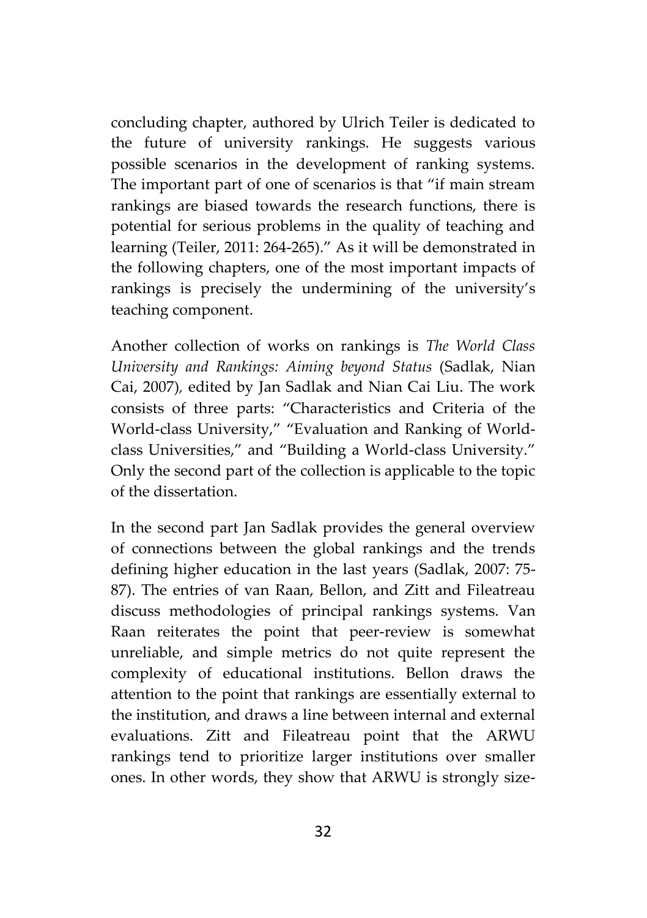concluding chapter, authored by Ulrich Teiler is dedicated to the future of university rankings. He suggests various possible scenarios in the development of ranking systems. The important part of one of scenarios is that "if main stream rankings are biased towards the research functions, there is potential for serious problems in the quality of teaching and learning (Teiler, 2011: 264-265)." As it will be demonstrated in the following chapters, one of the most important impacts of rankings is precisely the undermining of the university's teaching component.

Another collection of works on rankings is *The World Class University and Rankings: Aiming beyond Status* (Sadlak, Nian Cai, 2007), edited by Jan Sadlak and Nian Cai Liu. The work consists of three parts: "Characteristics and Criteria of the World-class University," "Evaluation and Ranking of World-class Universities," and "Building a World-class University." Only the second part of the collection is applicable to the topic of the dissertation.

In the second part Jan Sadlak provides the general overview of connections between the global rankings and the trends defining higher education in the last years (Sadlak, 2007: 75-87). The entries of van Raan, Bellon, and Zitt and Fileatreau discuss methodologies of principal rankings systems. Van Raan reiterates the point that peer-review is somewhat unreliable, and simple metrics do not quite represent the complexity of educational institutions. Bellon draws the attention to the point that rankings are essentially external to the institution, and draws a line between internal and external evaluations. Zitt and Fileatreau point that the ARWU rankings tend to prioritize larger institutions over smaller ones. In other words, they show that ARWU is strongly size-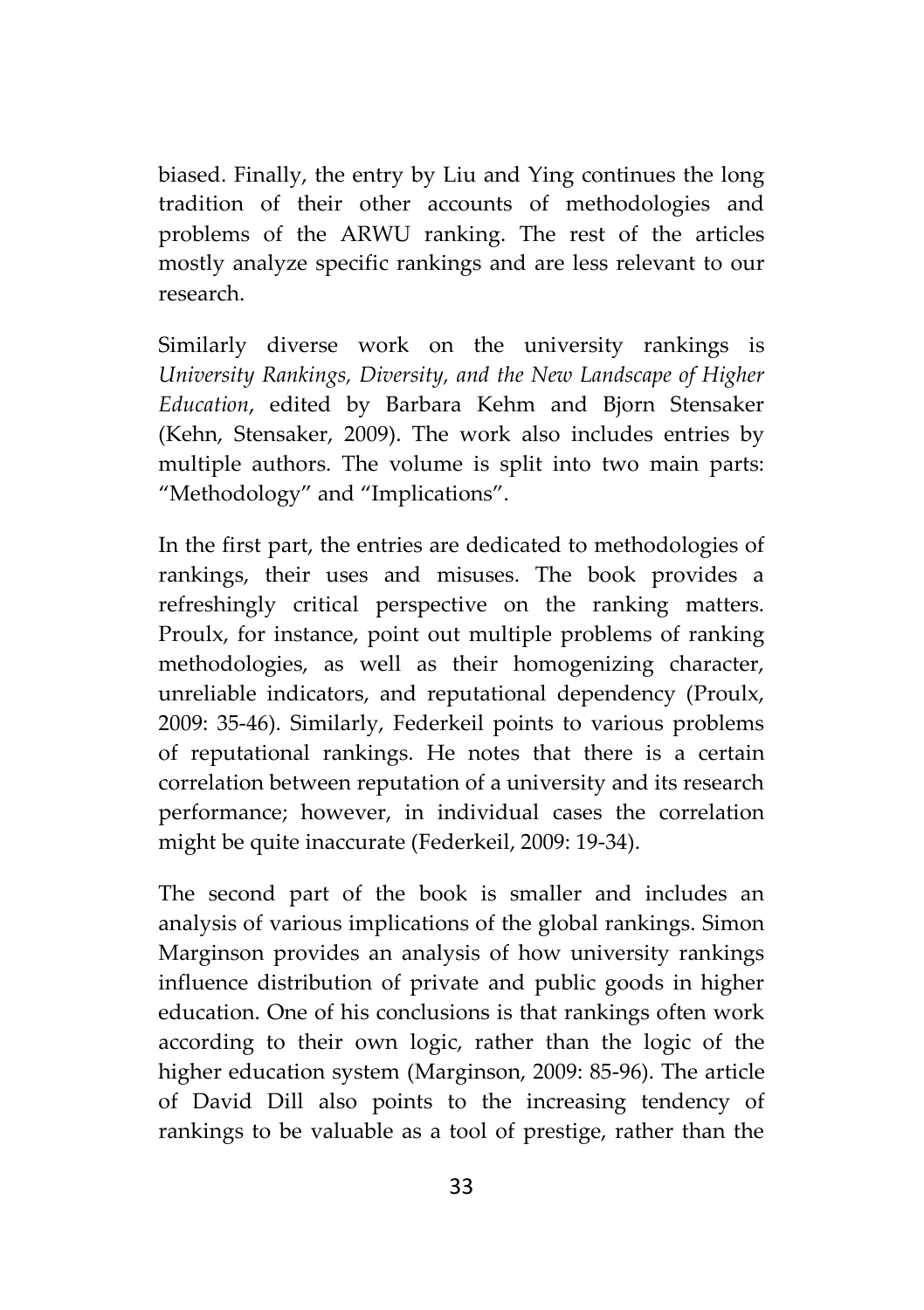biased. Finally, the entry by Liu and Ying continues the long tradition of their other accounts of methodologies and problems of the ARWU ranking. The rest of the articles mostly analyze specific rankings and are less relevant to our research.

Similarly diverse work on the university rankings is *University Rankings, Diversity, and the New Landscape of Higher Education*, edited by Barbara Kehm and Bjorn Stensaker (Kehn, Stensaker, 2009). The work also includes entries by multiple authors. The volume is split into two main parts: "Methodology" and "Implications".

In the first part, the entries are dedicated to methodologies of rankings, their uses and misuses. The book provides a refreshingly critical perspective on the ranking matters. Proulx, for instance, point out multiple problems of ranking methodologies, as well as their homogenizing character, unreliable indicators, and reputational dependency (Proulx, 2009: 35-46). Similarly, Federkeil points to various problems of reputational rankings. He notes that there is a certain correlation between reputation of a university and its research performance; however, in individual cases the correlation might be quite inaccurate (Federkeil, 2009: 19-34).

The second part of the book is smaller and includes an analysis of various implications of the global rankings. Simon Marginson provides an analysis of how university rankings influence distribution of private and public goods in higher education. One of his conclusions is that rankings often work according to their own logic, rather than the logic of the higher education system (Marginson, 2009: 85-96). The article of David Dill also points to the increasing tendency of rankings to be valuable as a tool of prestige, rather than the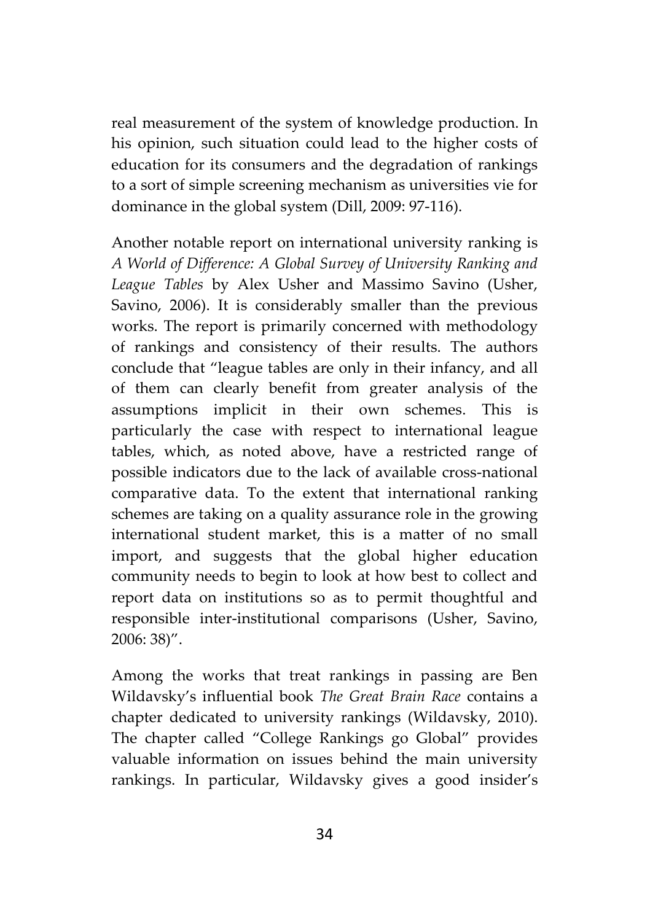real measurement of the system of knowledge production. In his opinion, such situation could lead to the higher costs of education for its consumers and the degradation of rankings to a sort of simple screening mechanism as universities vie for dominance in the global system (Dill, 2009: 97-116).

Another notable report on international university ranking is *A World of Difference: A Global Survey of University Ranking and League Tables* by Alex Usher and Massimo Savino (Usher, Savino, 2006). It is considerably smaller than the previous works. The report is primarily concerned with methodology of rankings and consistency of their results. The authors conclude that "league tables are only in their infancy, and all of them can clearly benefit from greater analysis of the assumptions implicit in their own schemes. This is particularly the case with respect to international league tables, which, as noted above, have a restricted range of possible indicators due to the lack of available cross-national comparative data. To the extent that international ranking schemes are taking on a quality assurance role in the growing international student market, this is a matter of no small import, and suggests that the global higher education community needs to begin to look at how best to collect and report data on institutions so as to permit thoughtful and responsible inter-institutional comparisons (Usher, Savino, 2006: 38)".

Among the works that treat rankings in passing are Ben Wildavsky's influential book *The Great Brain Race* contains a chapter dedicated to university rankings (Wildavsky, 2010). The chapter called "College Rankings go Global" provides valuable information on issues behind the main university rankings. In particular, Wildavsky gives a good insider's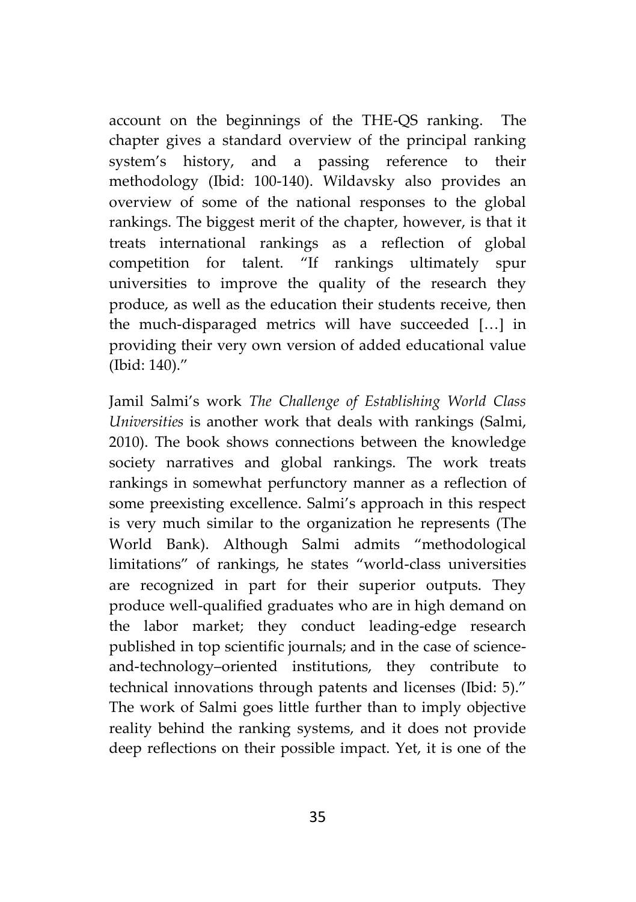account on the beginnings of the THE-QS ranking. The chapter gives a standard overview of the principal ranking system's history, and a passing reference to their methodology (Ibid: 100-140). Wildavsky also provides an overview of some of the national responses to the global rankings. The biggest merit of the chapter, however, is that it treats international rankings as a reflection of global competition for talent. "If rankings ultimately spur universities to improve the quality of the research they produce, as well as the education their students receive, then the much-disparaged metrics will have succeeded […] in providing their very own version of added educational value (Ibid: 140)."

Jamil Salmi's work *The Challenge of Establishing World Class Universities* is another work that deals with rankings (Salmi, 2010). The book shows connections between the knowledge society narratives and global rankings. The work treats rankings in somewhat perfunctory manner as a reflection of some preexisting excellence. Salmi's approach in this respect is very much similar to the organization he represents (The World Bank). Although Salmi admits "methodological limitations" of rankings, he states "world-class universities are recognized in part for their superior outputs. They produce well-qualified graduates who are in high demand on the labor market; they conduct leading-edge research published in top scientific journals; and in the case of science-and-technology–oriented institutions, they contribute to technical innovations through patents and licenses (Ibid: 5)." The work of Salmi goes little further than to imply objective reality behind the ranking systems, and it does not provide deep reflections on their possible impact. Yet, it is one of the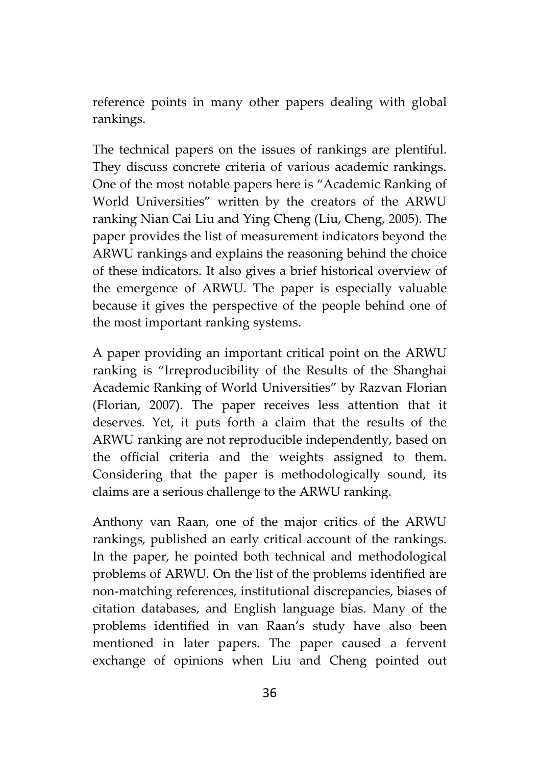reference points in many other papers dealing with global rankings.

The technical papers on the issues of rankings are plentiful. They discuss concrete criteria of various academic rankings. One of the most notable papers here is "Academic Ranking of World Universities" written by the creators of the ARWU ranking Nian Cai Liu and Ying Cheng (Liu, Cheng, 2005). The paper provides the list of measurement indicators beyond the ARWU rankings and explains the reasoning behind the choice of these indicators. It also gives a brief historical overview of the emergence of ARWU. The paper is especially valuable because it gives the perspective of the people behind one of the most important ranking systems.

A paper providing an important critical point on the ARWU ranking is "Irreproducibility of the Results of the Shanghai Academic Ranking of World Universities" by Razvan Florian (Florian, 2007). The paper receives less attention that it deserves. Yet, it puts forth a claim that the results of the ARWU ranking are not reproducible independently, based on the official criteria and the weights assigned to them. Considering that the paper is methodologically sound, its claims are a serious challenge to the ARWU ranking.

Anthony van Raan, one of the major critics of the ARWU rankings, published an early critical account of the rankings. In the paper, he pointed both technical and methodological problems of ARWU. On the list of the problems identified are non-matching references, institutional discrepancies, biases of citation databases, and English language bias. Many of the problems identified in van Raan's study have also been mentioned in later papers. The paper caused a fervent exchange of opinions when Liu and Cheng pointed out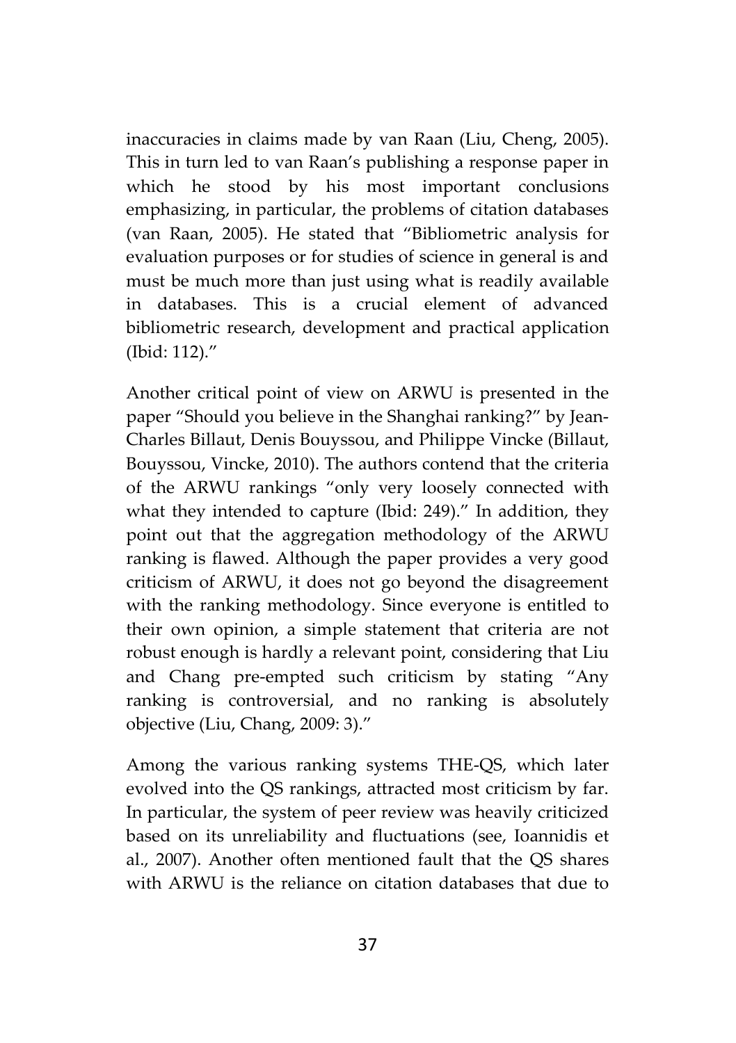inaccuracies in claims made by van Raan (Liu, Cheng, 2005). This in turn led to van Raan's publishing a response paper in which he stood by his most important conclusions emphasizing, in particular, the problems of citation databases (van Raan, 2005). He stated that "Bibliometric analysis for evaluation purposes or for studies of science in general is and must be much more than just using what is readily available in databases. This is a crucial element of advanced bibliometric research, development and practical application (Ibid: 112)."

Another critical point of view on ARWU is presented in the paper "Should you believe in the Shanghai ranking?" by Jean-Charles Billaut, Denis Bouyssou, and Philippe Vincke (Billaut, Bouyssou, Vincke, 2010). The authors contend that the criteria of the ARWU rankings "only very loosely connected with what they intended to capture (Ibid: 249)." In addition, they point out that the aggregation methodology of the ARWU ranking is flawed. Although the paper provides a very good criticism of ARWU, it does not go beyond the disagreement with the ranking methodology. Since everyone is entitled to their own opinion, a simple statement that criteria are not robust enough is hardly a relevant point, considering that Liu and Chang pre-empted such criticism by stating "Any ranking is controversial, and no ranking is absolutely objective (Liu, Chang, 2009: 3)."

Among the various ranking systems THE-QS, which later evolved into the QS rankings, attracted most criticism by far. In particular, the system of peer review was heavily criticized based on its unreliability and fluctuations (see, Ioannidis et al., 2007). Another often mentioned fault that the QS shares with ARWU is the reliance on citation databases that due to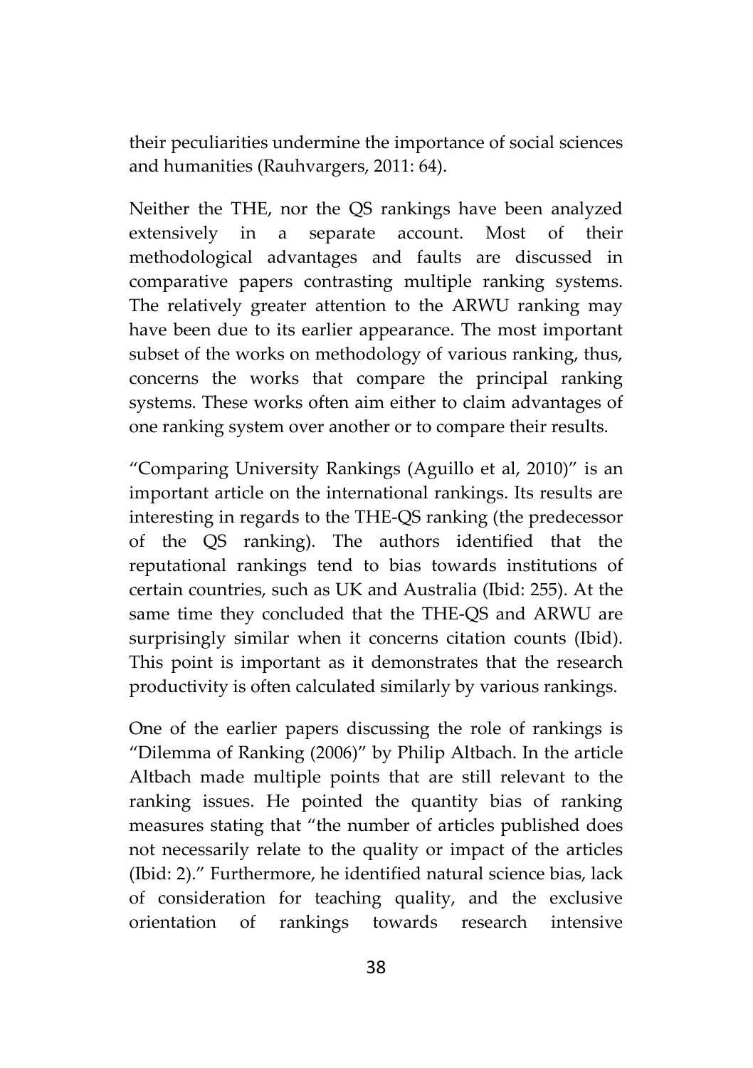their peculiarities undermine the importance of social sciences and humanities (Rauhvargers, 2011: 64).

Neither the THE, nor the QS rankings have been analyzed extensively in a separate account. Most of their methodological advantages and faults are discussed in comparative papers contrasting multiple ranking systems. The relatively greater attention to the ARWU ranking may have been due to its earlier appearance. The most important subset of the works on methodology of various ranking, thus, concerns the works that compare the principal ranking systems. These works often aim either to claim advantages of one ranking system over another or to compare their results.

"Comparing University Rankings (Aguillo et al, 2010)" is an important article on the international rankings. Its results are interesting in regards to the THE-QS ranking (the predecessor of the QS ranking). The authors identified that the reputational rankings tend to bias towards institutions of certain countries, such as UK and Australia (Ibid: 255). At the same time they concluded that the THE-QS and ARWU are surprisingly similar when it concerns citation counts (Ibid). This point is important as it demonstrates that the research productivity is often calculated similarly by various rankings.

One of the earlier papers discussing the role of rankings is "Dilemma of Ranking (2006)" by Philip Altbach. In the article Altbach made multiple points that are still relevant to the ranking issues. He pointed the quantity bias of ranking measures stating that "the number of articles published does not necessarily relate to the quality or impact of the articles (Ibid: 2)." Furthermore, he identified natural science bias, lack of consideration for teaching quality, and the exclusive orientation of rankings towards research intensive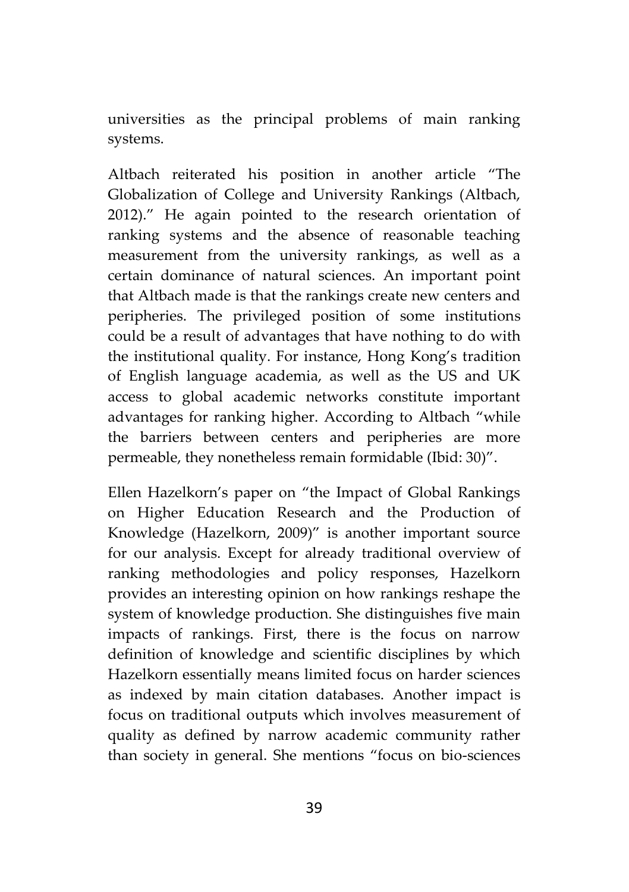universities as the principal problems of main ranking systems.

Altbach reiterated his position in another article "The Globalization of College and University Rankings (Altbach, 2012)." He again pointed to the research orientation of ranking systems and the absence of reasonable teaching measurement from the university rankings, as well as a certain dominance of natural sciences. An important point that Altbach made is that the rankings create new centers and peripheries. The privileged position of some institutions could be a result of advantages that have nothing to do with the institutional quality. For instance, Hong Kong's tradition of English language academia, as well as the US and UK access to global academic networks constitute important advantages for ranking higher. According to Altbach "while the barriers between centers and peripheries are more permeable, they nonetheless remain formidable (Ibid: 30)".

Ellen Hazelkorn's paper on "the Impact of Global Rankings on Higher Education Research and the Production of Knowledge (Hazelkorn, 2009)" is another important source for our analysis. Except for already traditional overview of ranking methodologies and policy responses, Hazelkorn provides an interesting opinion on how rankings reshape the system of knowledge production. She distinguishes five main impacts of rankings. First, there is the focus on narrow definition of knowledge and scientific disciplines by which Hazelkorn essentially means limited focus on harder sciences as indexed by main citation databases. Another impact is focus on traditional outputs which involves measurement of quality as defined by narrow academic community rather than society in general. She mentions "focus on bio-sciences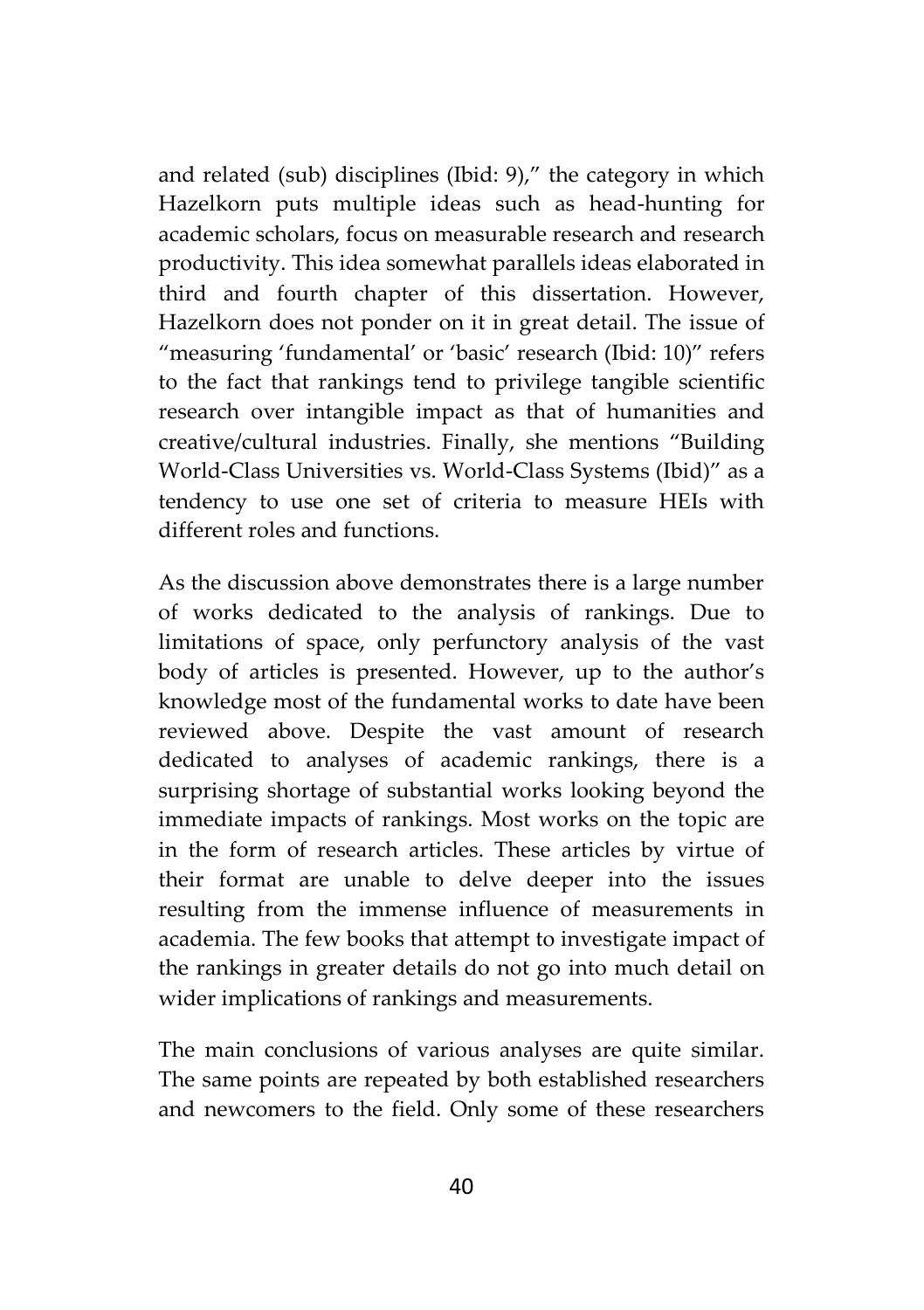and related (sub) disciplines (Ibid: 9)," the category in which Hazelkorn puts multiple ideas such as head-hunting for academic scholars, focus on measurable research and research productivity. This idea somewhat parallels ideas elaborated in third and fourth chapter of this dissertation. However, Hazelkorn does not ponder on it in great detail. The issue of "measuring 'fundamental' or 'basic' research (Ibid: 10)" refers to the fact that rankings tend to privilege tangible scientific research over intangible impact as that of humanities and creative/cultural industries. Finally, she mentions "Building World-Class Universities vs. World-Class Systems (Ibid)" as a tendency to use one set of criteria to measure HEIs with different roles and functions.

As the discussion above demonstrates there is a large number of works dedicated to the analysis of rankings. Due to limitations of space, only perfunctory analysis of the vast body of articles is presented. However, up to the author's knowledge most of the fundamental works to date have been reviewed above. Despite the vast amount of research dedicated to analyses of academic rankings, there is a surprising shortage of substantial works looking beyond the immediate impacts of rankings. Most works on the topic are in the form of research articles. These articles by virtue of their format are unable to delve deeper into the issues resulting from the immense influence of measurements in academia. The few books that attempt to investigate impact of the rankings in greater details do not go into much detail on wider implications of rankings and measurements.

The main conclusions of various analyses are quite similar. The same points are repeated by both established researchers and newcomers to the field. Only some of these researchers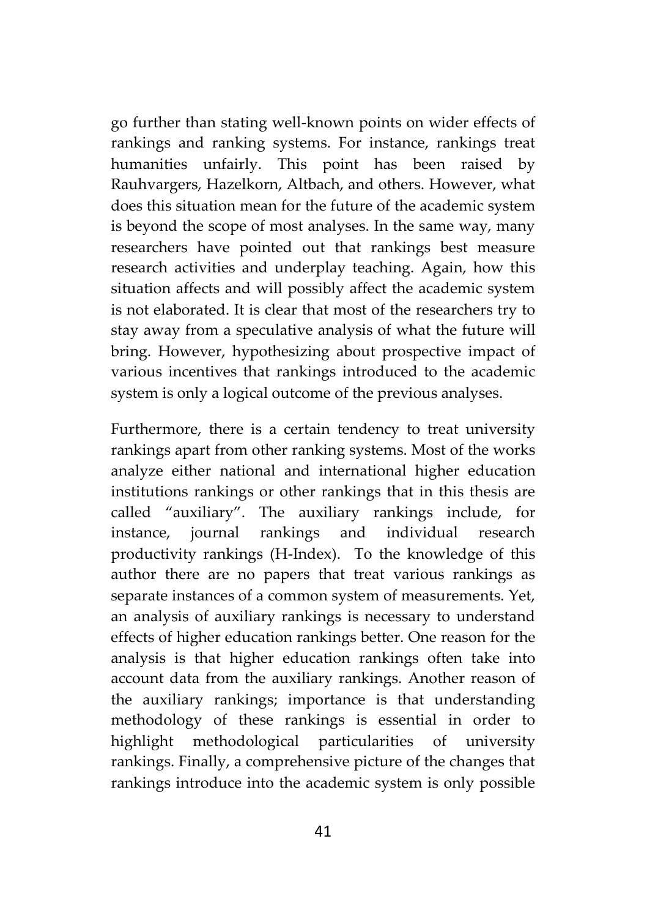go further than stating well-known points on wider effects of rankings and ranking systems. For instance, rankings treat humanities unfairly. This point has been raised by Rauhvargers, Hazelkorn, Altbach, and others. However, what does this situation mean for the future of the academic system is beyond the scope of most analyses. In the same way, many researchers have pointed out that rankings best measure research activities and underplay teaching. Again, how this situation affects and will possibly affect the academic system is not elaborated. It is clear that most of the researchers try to stay away from a speculative analysis of what the future will bring. However, hypothesizing about prospective impact of various incentives that rankings introduced to the academic system is only a logical outcome of the previous analyses.

Furthermore, there is a certain tendency to treat university rankings apart from other ranking systems. Most of the works analyze either national and international higher education institutions rankings or other rankings that in this thesis are called "auxiliary". The auxiliary rankings include, for instance, journal rankings and individual research productivity rankings (H-Index). To the knowledge of this author there are no papers that treat various rankings as separate instances of a common system of measurements. Yet, an analysis of auxiliary rankings is necessary to understand effects of higher education rankings better. One reason for the analysis is that higher education rankings often take into account data from the auxiliary rankings. Another reason of the auxiliary rankings; importance is that understanding methodology of these rankings is essential in order to highlight methodological particularities of university rankings. Finally, a comprehensive picture of the changes that rankings introduce into the academic system is only possible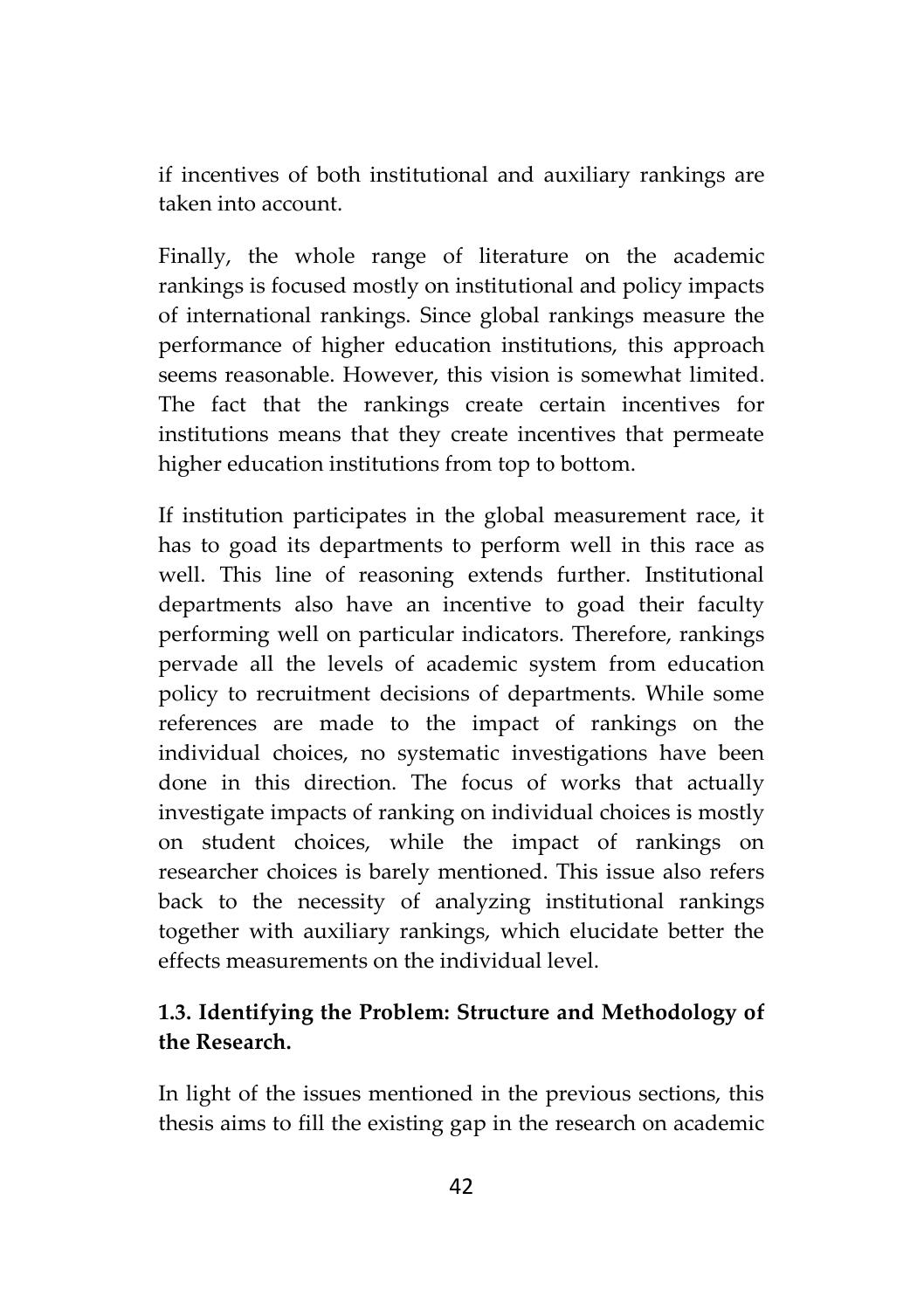if incentives of both institutional and auxiliary rankings are taken into account.

Finally, the whole range of literature on the academic rankings is focused mostly on institutional and policy impacts of international rankings. Since global rankings measure the performance of higher education institutions, this approach seems reasonable. However, this vision is somewhat limited. The fact that the rankings create certain incentives for institutions means that they create incentives that permeate higher education institutions from top to bottom.

If institution participates in the global measurement race, it has to goad its departments to perform well in this race as well. This line of reasoning extends further. Institutional departments also have an incentive to goad their faculty performing well on particular indicators. Therefore, rankings pervade all the levels of academic system from education policy to recruitment decisions of departments. While some references are made to the impact of rankings on the individual choices, no systematic investigations have been done in this direction. The focus of works that actually investigate impacts of ranking on individual choices is mostly on student choices, while the impact of rankings on researcher choices is barely mentioned. This issue also refers back to the necessity of analyzing institutional rankings together with auxiliary rankings, which elucidate better the effects measurements on the individual level.

### 1.3. Identifying the Problem: Structure and Methodology of the Research.

In light of the issues mentioned in the previous sections, this thesis aims to fill the existing gap in the research on academic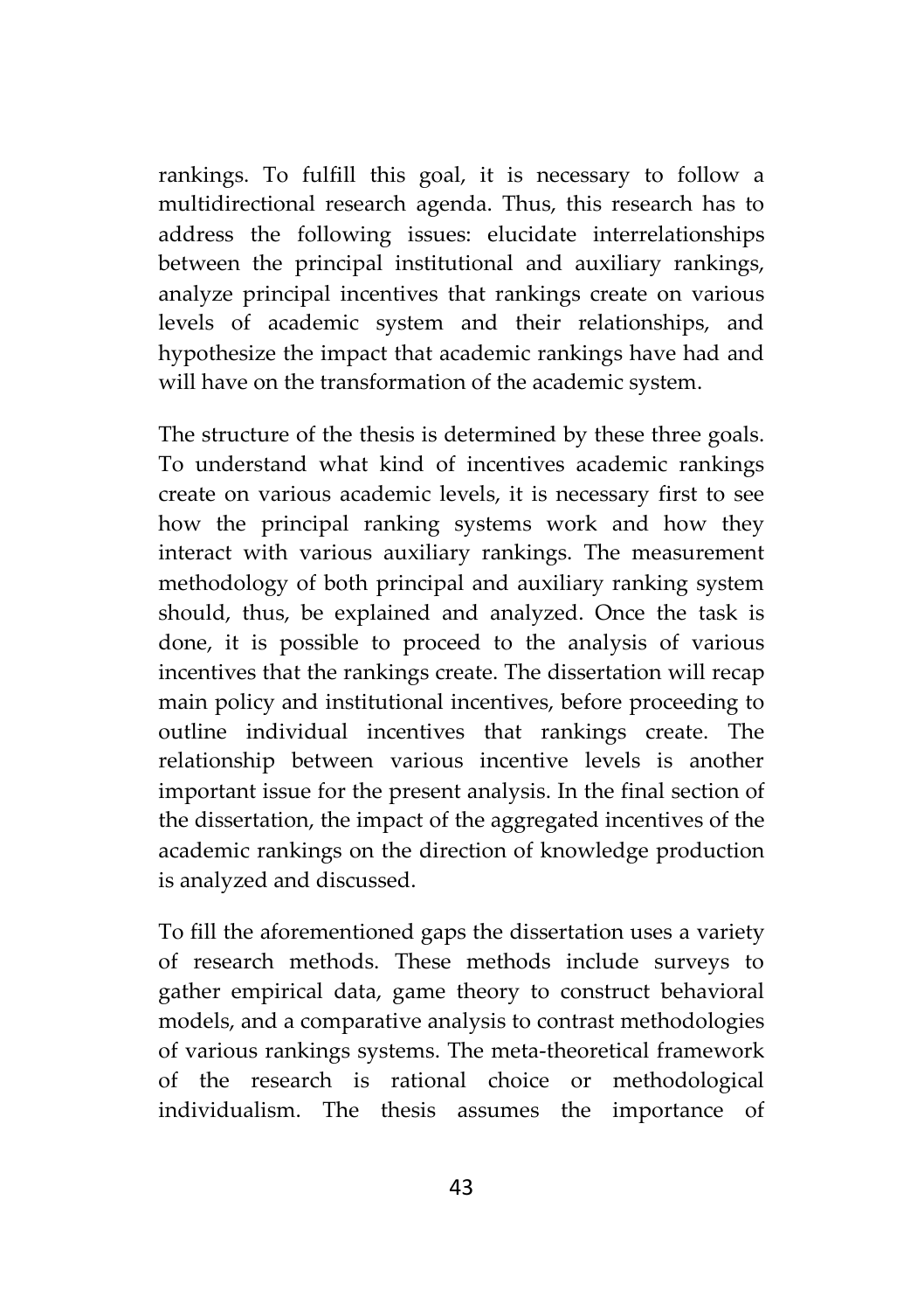rankings. To fulfill this goal, it is necessary to follow a multidirectional research agenda. Thus, this research has to address the following issues: elucidate interrelationships between the principal institutional and auxiliary rankings, analyze principal incentives that rankings create on various levels of academic system and their relationships, and hypothesize the impact that academic rankings have had and will have on the transformation of the academic system.

The structure of the thesis is determined by these three goals. To understand what kind of incentives academic rankings create on various academic levels, it is necessary first to see how the principal ranking systems work and how they interact with various auxiliary rankings. The measurement methodology of both principal and auxiliary ranking system should, thus, be explained and analyzed. Once the task is done, it is possible to proceed to the analysis of various incentives that the rankings create. The dissertation will recap main policy and institutional incentives, before proceeding to outline individual incentives that rankings create. The relationship between various incentive levels is another important issue for the present analysis. In the final section of the dissertation, the impact of the aggregated incentives of the academic rankings on the direction of knowledge production is analyzed and discussed.

To fill the aforementioned gaps the dissertation uses a variety of research methods. These methods include surveys to gather empirical data, game theory to construct behavioral models, and a comparative analysis to contrast methodologies of various rankings systems. The meta-theoretical framework of the research is rational choice or methodological individualism. The thesis assumes the importance of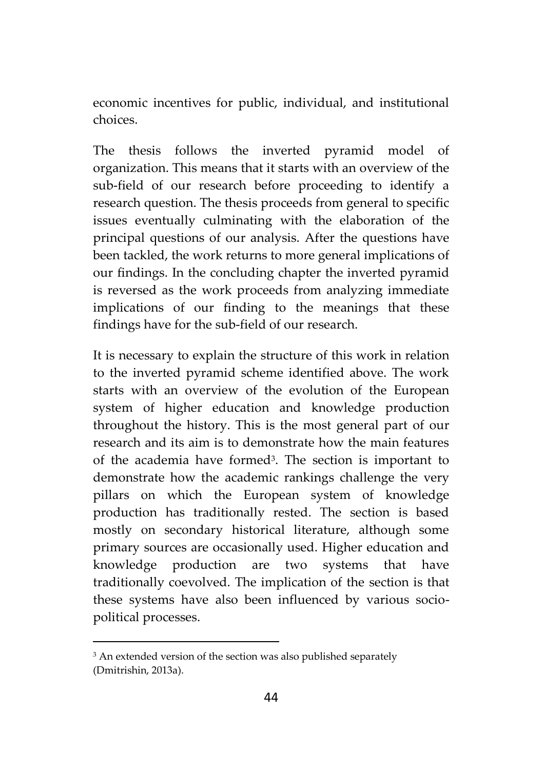economic incentives for public, individual, and institutional choices.

The thesis follows the inverted pyramid model of organization. This means that it starts with an overview of the sub-field of our research before proceeding to identify a research question. The thesis proceeds from general to specific issues eventually culminating with the elaboration of the principal questions of our analysis. After the questions have been tackled, the work returns to more general implications of our findings. In the concluding chapter the inverted pyramid is reversed as the work proceeds from analyzing immediate implications of our finding to the meanings that these findings have for the sub-field of our research.

It is necessary to explain the structure of this work in relation to the inverted pyramid scheme identified above. The work starts with an overview of the evolution of the European system of higher education and knowledge production throughout the history. This is the most general part of our research and its aim is to demonstrate how the main features of the academia have formed[3]. The section is important to demonstrate how the academic rankings challenge the very pillars on which the European system of knowledge production has traditionally rested. The section is based mostly on secondary historical literature, although some primary sources are occasionally used. Higher education and knowledge production are two systems that have traditionally coevolved. The implication of the section is that these systems have also been influenced by various socio-political processes.

---

[3] An extended version of the section was also published separately (Dmitrishin, 2013a).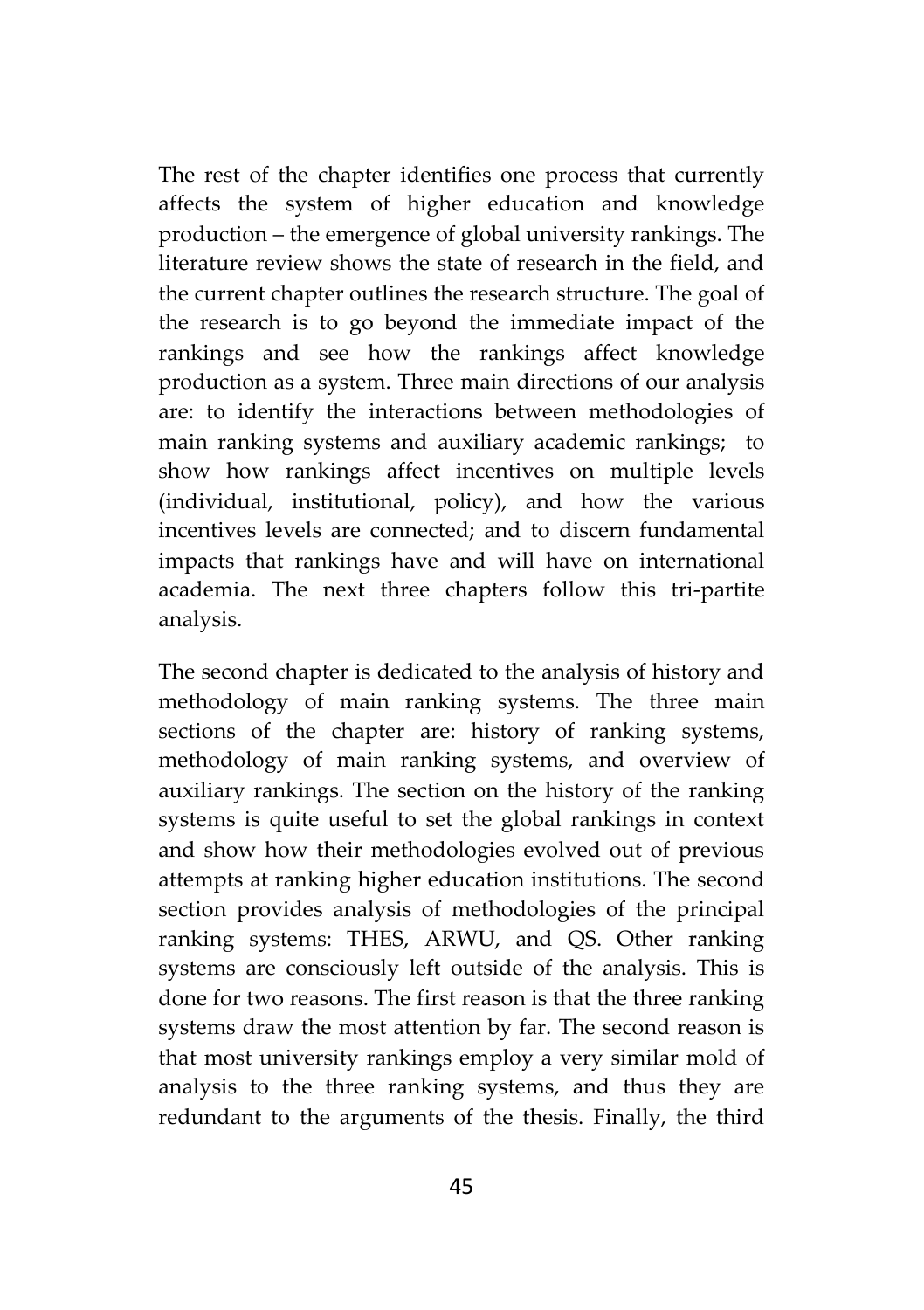The rest of the chapter identifies one process that currently affects the system of higher education and knowledge production – the emergence of global university rankings. The literature review shows the state of research in the field, and the current chapter outlines the research structure. The goal of the research is to go beyond the immediate impact of the rankings and see how the rankings affect knowledge production as a system. Three main directions of our analysis are: to identify the interactions between methodologies of main ranking systems and auxiliary academic rankings; to show how rankings affect incentives on multiple levels (individual, institutional, policy), and how the various incentives levels are connected; and to discern fundamental impacts that rankings have and will have on international academia. The next three chapters follow this tri-partite analysis.

The second chapter is dedicated to the analysis of history and methodology of main ranking systems. The three main sections of the chapter are: history of ranking systems, methodology of main ranking systems, and overview of auxiliary rankings. The section on the history of the ranking systems is quite useful to set the global rankings in context and show how their methodologies evolved out of previous attempts at ranking higher education institutions. The second section provides analysis of methodologies of the principal ranking systems: THES, ARWU, and QS. Other ranking systems are consciously left outside of the analysis. This is done for two reasons. The first reason is that the three ranking systems draw the most attention by far. The second reason is that most university rankings employ a very similar mold of analysis to the three ranking systems, and thus they are redundant to the arguments of the thesis. Finally, the third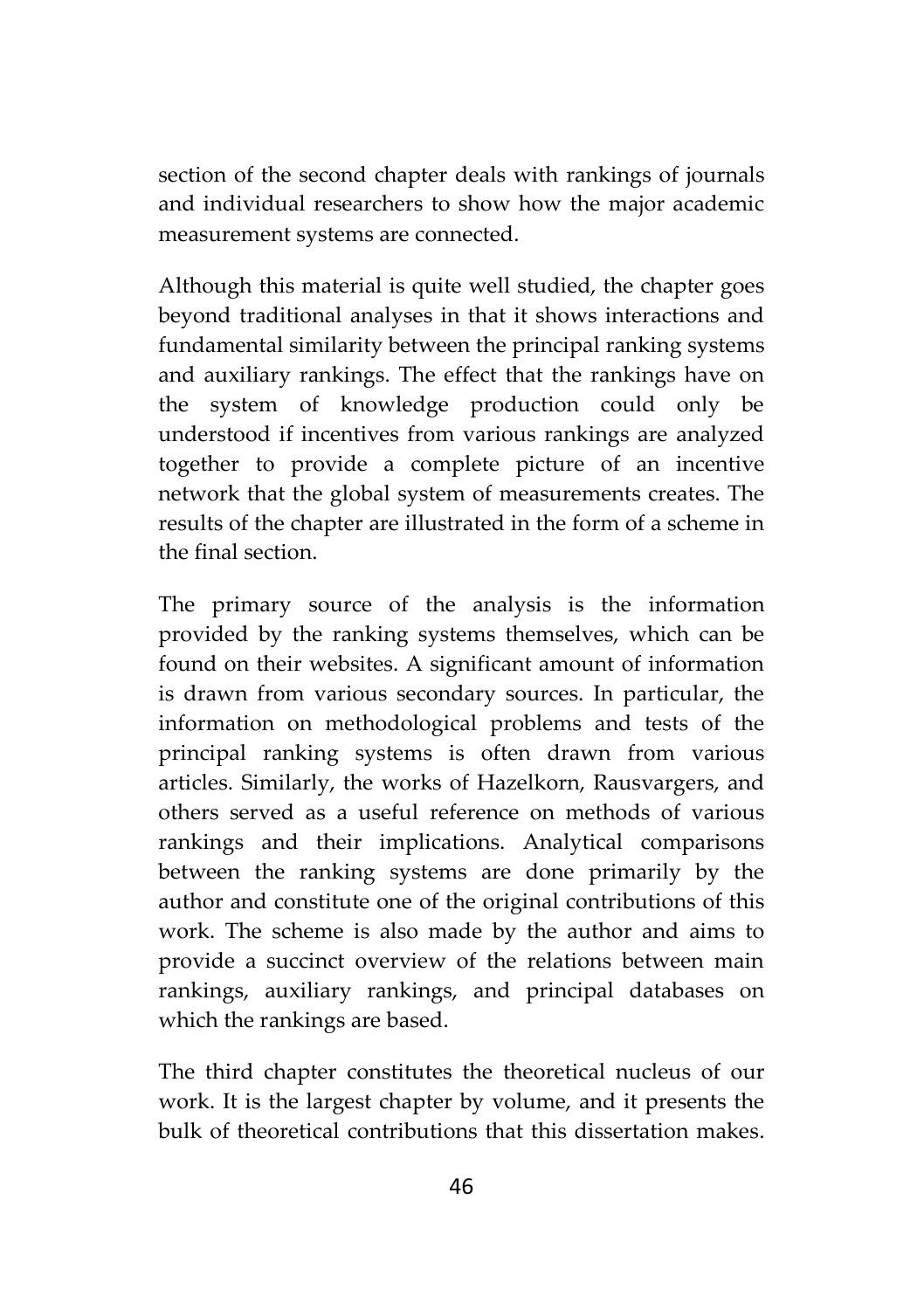section of the second chapter deals with rankings of journals and individual researchers to show how the major academic measurement systems are connected.

Although this material is quite well studied, the chapter goes beyond traditional analyses in that it shows interactions and fundamental similarity between the principal ranking systems and auxiliary rankings. The effect that the rankings have on the system of knowledge production could only be understood if incentives from various rankings are analyzed together to provide a complete picture of an incentive network that the global system of measurements creates. The results of the chapter are illustrated in the form of a scheme in the final section.

The primary source of the analysis is the information provided by the ranking systems themselves, which can be found on their websites. A significant amount of information is drawn from various secondary sources. In particular, the information on methodological problems and tests of the principal ranking systems is often drawn from various articles. Similarly, the works of Hazelkorn, Rausvargers, and others served as a useful reference on methods of various rankings and their implications. Analytical comparisons between the ranking systems are done primarily by the author and constitute one of the original contributions of this work. The scheme is also made by the author and aims to provide a succinct overview of the relations between main rankings, auxiliary rankings, and principal databases on which the rankings are based.

The third chapter constitutes the theoretical nucleus of our work. It is the largest chapter by volume, and it presents the bulk of theoretical contributions that this dissertation makes.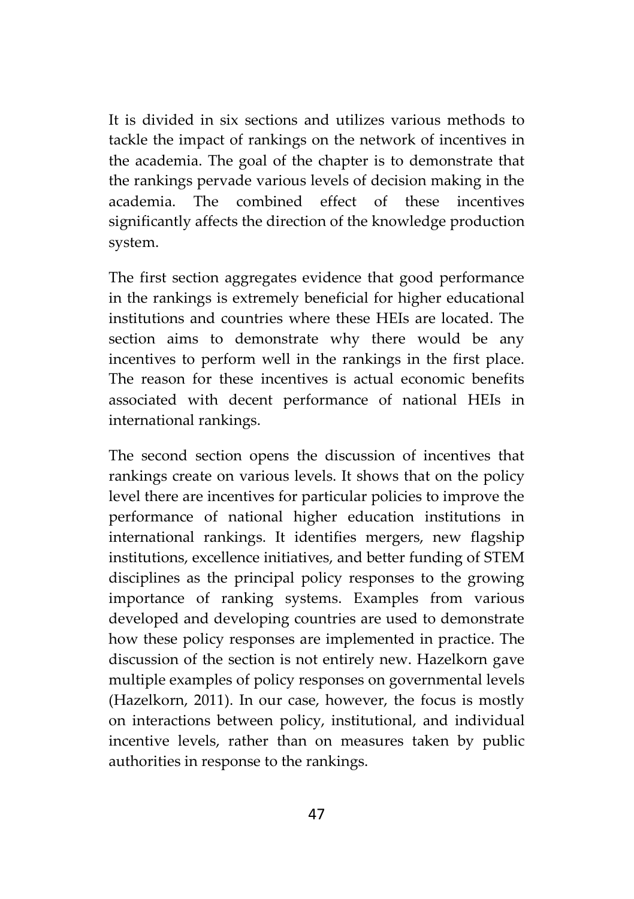It is divided in six sections and utilizes various methods to tackle the impact of rankings on the network of incentives in the academia. The goal of the chapter is to demonstrate that the rankings pervade various levels of decision making in the academia. The combined effect of these incentives significantly affects the direction of the knowledge production system.

The first section aggregates evidence that good performance in the rankings is extremely beneficial for higher educational institutions and countries where these HEIs are located. The section aims to demonstrate why there would be any incentives to perform well in the rankings in the first place. The reason for these incentives is actual economic benefits associated with decent performance of national HEIs in international rankings.

The second section opens the discussion of incentives that rankings create on various levels. It shows that on the policy level there are incentives for particular policies to improve the performance of national higher education institutions in international rankings. It identifies mergers, new flagship institutions, excellence initiatives, and better funding of STEM disciplines as the principal policy responses to the growing importance of ranking systems. Examples from various developed and developing countries are used to demonstrate how these policy responses are implemented in practice. The discussion of the section is not entirely new. Hazelkorn gave multiple examples of policy responses on governmental levels (Hazelkorn, 2011). In our case, however, the focus is mostly on interactions between policy, institutional, and individual incentive levels, rather than on measures taken by public authorities in response to the rankings.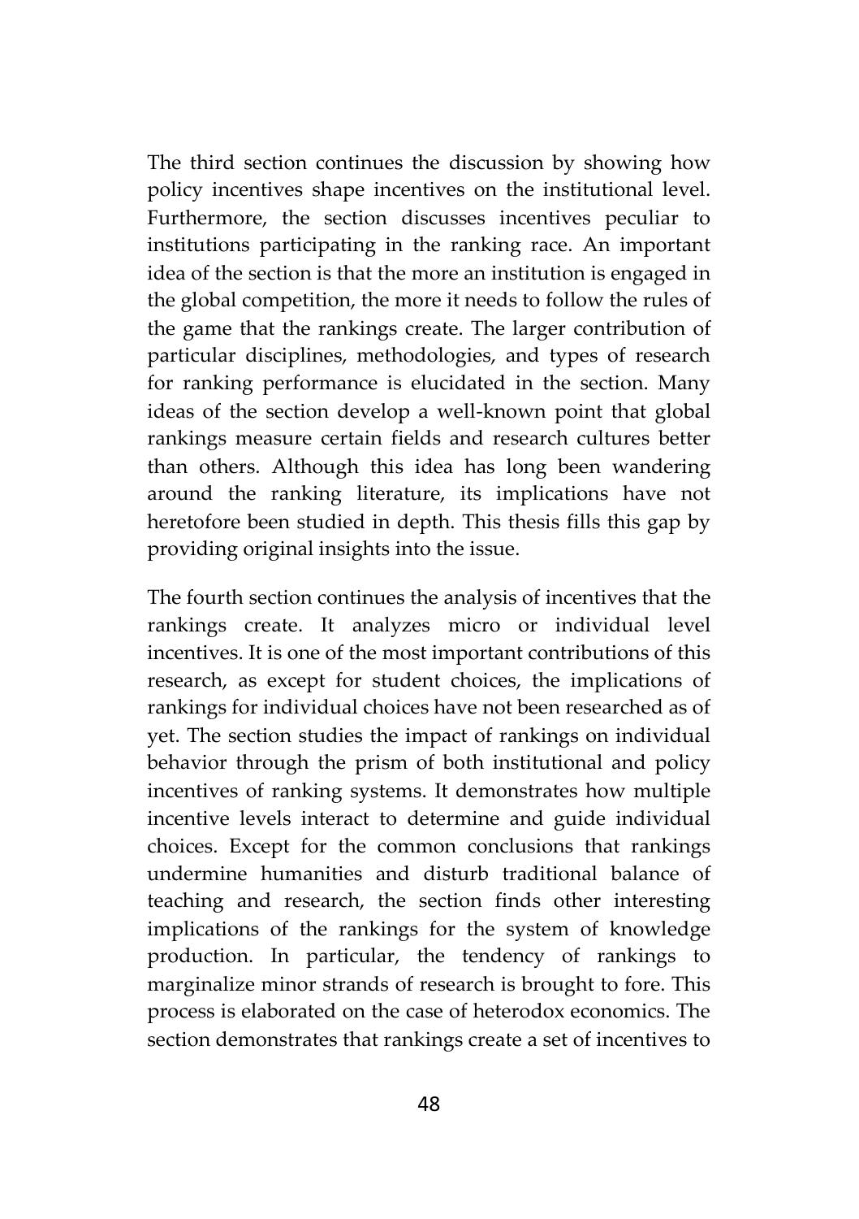The third section continues the discussion by showing how policy incentives shape incentives on the institutional level. Furthermore, the section discusses incentives peculiar to institutions participating in the ranking race. An important idea of the section is that the more an institution is engaged in the global competition, the more it needs to follow the rules of the game that the rankings create. The larger contribution of particular disciplines, methodologies, and types of research for ranking performance is elucidated in the section. Many ideas of the section develop a well-known point that global rankings measure certain fields and research cultures better than others. Although this idea has long been wandering around the ranking literature, its implications have not heretofore been studied in depth. This thesis fills this gap by providing original insights into the issue.

The fourth section continues the analysis of incentives that the rankings create. It analyzes micro or individual level incentives. It is one of the most important contributions of this research, as except for student choices, the implications of rankings for individual choices have not been researched as of yet. The section studies the impact of rankings on individual behavior through the prism of both institutional and policy incentives of ranking systems. It demonstrates how multiple incentive levels interact to determine and guide individual choices. Except for the common conclusions that rankings undermine humanities and disturb traditional balance of teaching and research, the section finds other interesting implications of the rankings for the system of knowledge production. In particular, the tendency of rankings to marginalize minor strands of research is brought to fore. This process is elaborated on the case of heterodox economics. The section demonstrates that rankings create a set of incentives to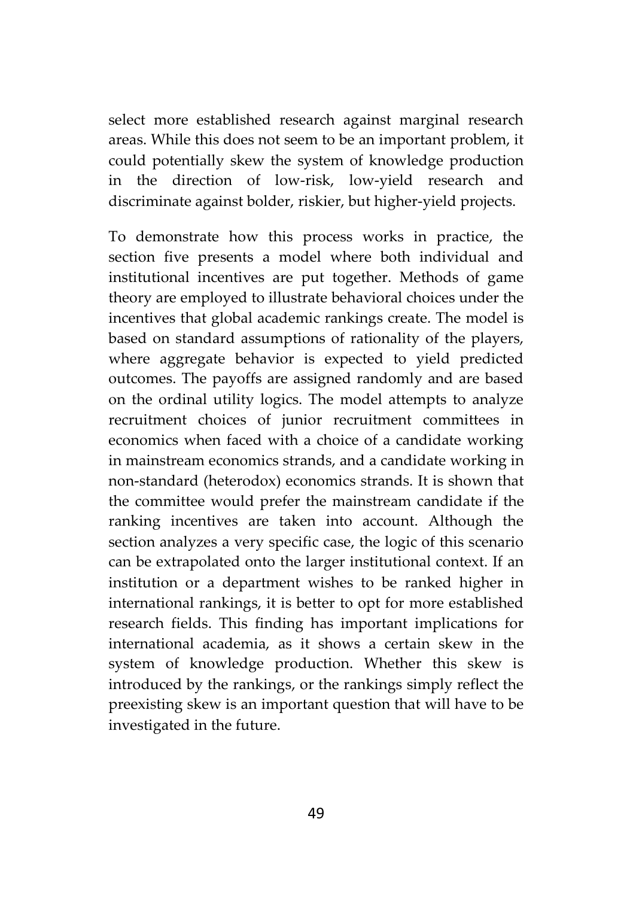select more established research against marginal research areas. While this does not seem to be an important problem, it could potentially skew the system of knowledge production in the direction of low-risk, low-yield research and discriminate against bolder, riskier, but higher-yield projects.

To demonstrate how this process works in practice, the section five presents a model where both individual and institutional incentives are put together. Methods of game theory are employed to illustrate behavioral choices under the incentives that global academic rankings create. The model is based on standard assumptions of rationality of the players, where aggregate behavior is expected to yield predicted outcomes. The payoffs are assigned randomly and are based on the ordinal utility logics. The model attempts to analyze recruitment choices of junior recruitment committees in economics when faced with a choice of a candidate working in mainstream economics strands, and a candidate working in non-standard (heterodox) economics strands. It is shown that the committee would prefer the mainstream candidate if the ranking incentives are taken into account. Although the section analyzes a very specific case, the logic of this scenario can be extrapolated onto the larger institutional context. If an institution or a department wishes to be ranked higher in international rankings, it is better to opt for more established research fields. This finding has important implications for international academia, as it shows a certain skew in the system of knowledge production. Whether this skew is introduced by the rankings, or the rankings simply reflect the preexisting skew is an important question that will have to be investigated in the future.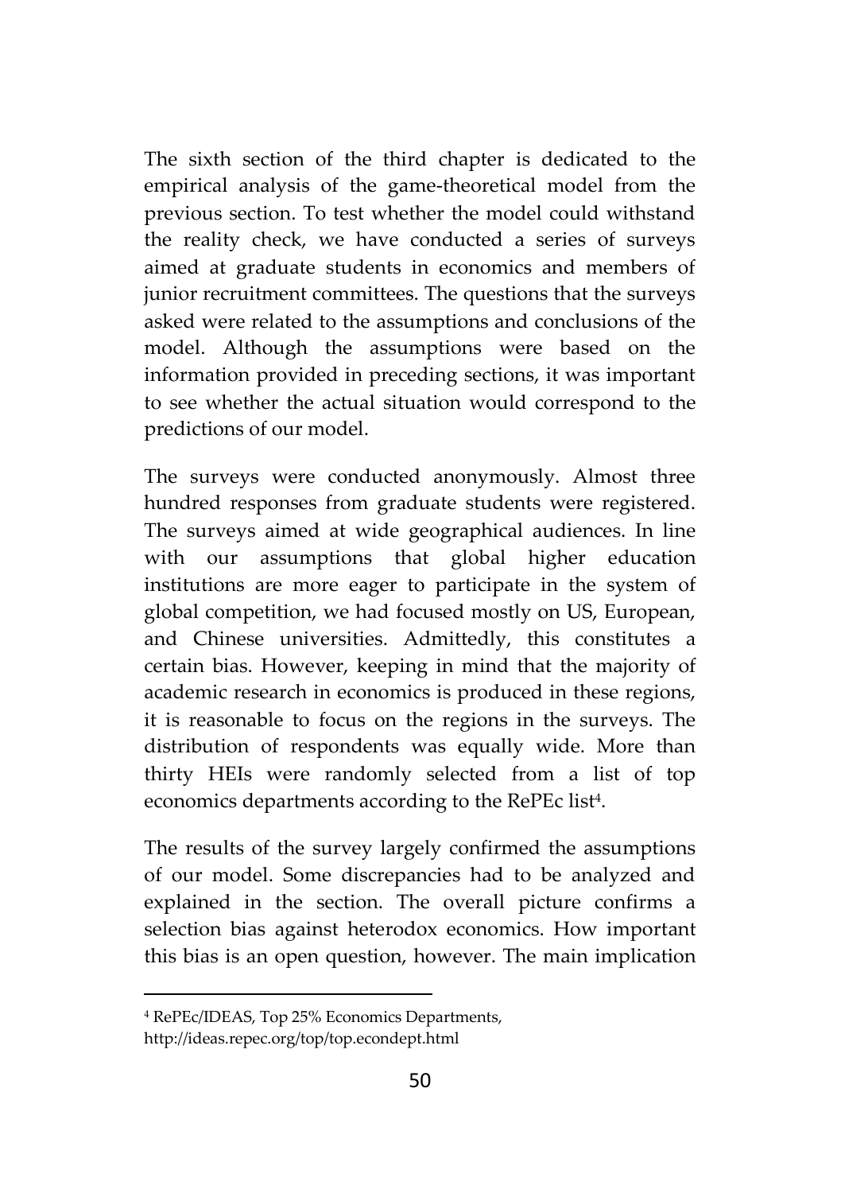The sixth section of the third chapter is dedicated to the empirical analysis of the game-theoretical model from the previous section. To test whether the model could withstand the reality check, we have conducted a series of surveys aimed at graduate students in economics and members of junior recruitment committees. The questions that the surveys asked were related to the assumptions and conclusions of the model. Although the assumptions were based on the information provided in preceding sections, it was important to see whether the actual situation would correspond to the predictions of our model.

The surveys were conducted anonymously. Almost three hundred responses from graduate students were registered. The surveys aimed at wide geographical audiences. In line with our assumptions that global higher education institutions are more eager to participate in the system of global competition, we had focused mostly on US, European, and Chinese universities. Admittedly, this constitutes a certain bias. However, keeping in mind that the majority of academic research in economics is produced in these regions, it is reasonable to focus on the regions in the surveys. The distribution of respondents was equally wide. More than thirty HEIs were randomly selected from a list of top economics departments according to the RePEc list[4].

The results of the survey largely confirmed the assumptions of our model. Some discrepancies had to be analyzed and explained in the section. The overall picture confirms a selection bias against heterodox economics. How important this bias is an open question, however. The main implication

---

[4] RePEc/IDEAS, Top 25% Economics Departments, http://ideas.repec.org/top/top.econdept.html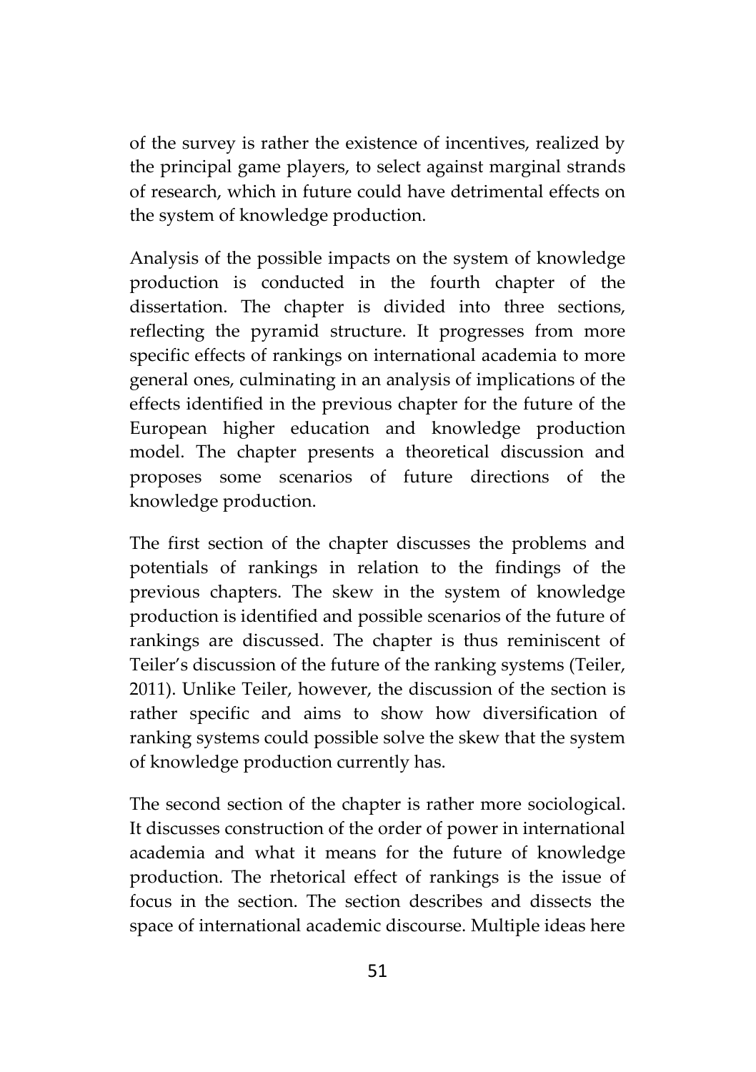of the survey is rather the existence of incentives, realized by the principal game players, to select against marginal strands of research, which in future could have detrimental effects on the system of knowledge production.

Analysis of the possible impacts on the system of knowledge production is conducted in the fourth chapter of the dissertation. The chapter is divided into three sections, reflecting the pyramid structure. It progresses from more specific effects of rankings on international academia to more general ones, culminating in an analysis of implications of the effects identified in the previous chapter for the future of the European higher education and knowledge production model. The chapter presents a theoretical discussion and proposes some scenarios of future directions of the knowledge production.

The first section of the chapter discusses the problems and potentials of rankings in relation to the findings of the previous chapters. The skew in the system of knowledge production is identified and possible scenarios of the future of rankings are discussed. The chapter is thus reminiscent of Teiler's discussion of the future of the ranking systems (Teiler, 2011). Unlike Teiler, however, the discussion of the section is rather specific and aims to show how diversification of ranking systems could possible solve the skew that the system of knowledge production currently has.

The second section of the chapter is rather more sociological. It discusses construction of the order of power in international academia and what it means for the future of knowledge production. The rhetorical effect of rankings is the issue of focus in the section. The section describes and dissects the space of international academic discourse. Multiple ideas here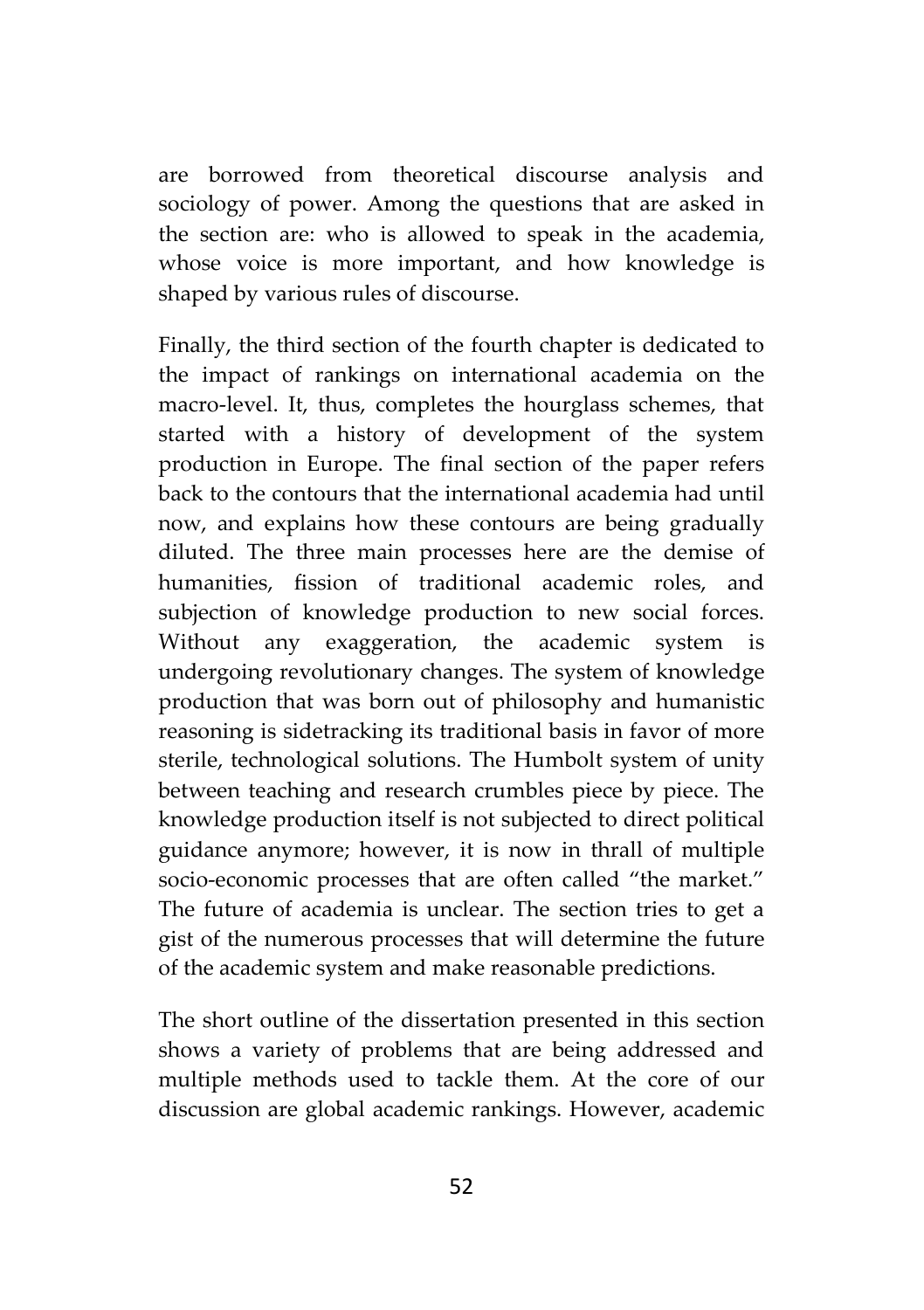are borrowed from theoretical discourse analysis and sociology of power. Among the questions that are asked in the section are: who is allowed to speak in the academia, whose voice is more important, and how knowledge is shaped by various rules of discourse.

Finally, the third section of the fourth chapter is dedicated to the impact of rankings on international academia on the macro-level. It, thus, completes the hourglass schemes, that started with a history of development of the system production in Europe. The final section of the paper refers back to the contours that the international academia had until now, and explains how these contours are being gradually diluted. The three main processes here are the demise of humanities, fission of traditional academic roles, and subjection of knowledge production to new social forces. Without any exaggeration, the academic system is undergoing revolutionary changes. The system of knowledge production that was born out of philosophy and humanistic reasoning is sidetracking its traditional basis in favor of more sterile, technological solutions. The Humbolt system of unity between teaching and research crumbles piece by piece. The knowledge production itself is not subjected to direct political guidance anymore; however, it is now in thrall of multiple socio-economic processes that are often called "the market." The future of academia is unclear. The section tries to get a gist of the numerous processes that will determine the future of the academic system and make reasonable predictions.

The short outline of the dissertation presented in this section shows a variety of problems that are being addressed and multiple methods used to tackle them. At the core of our discussion are global academic rankings. However, academic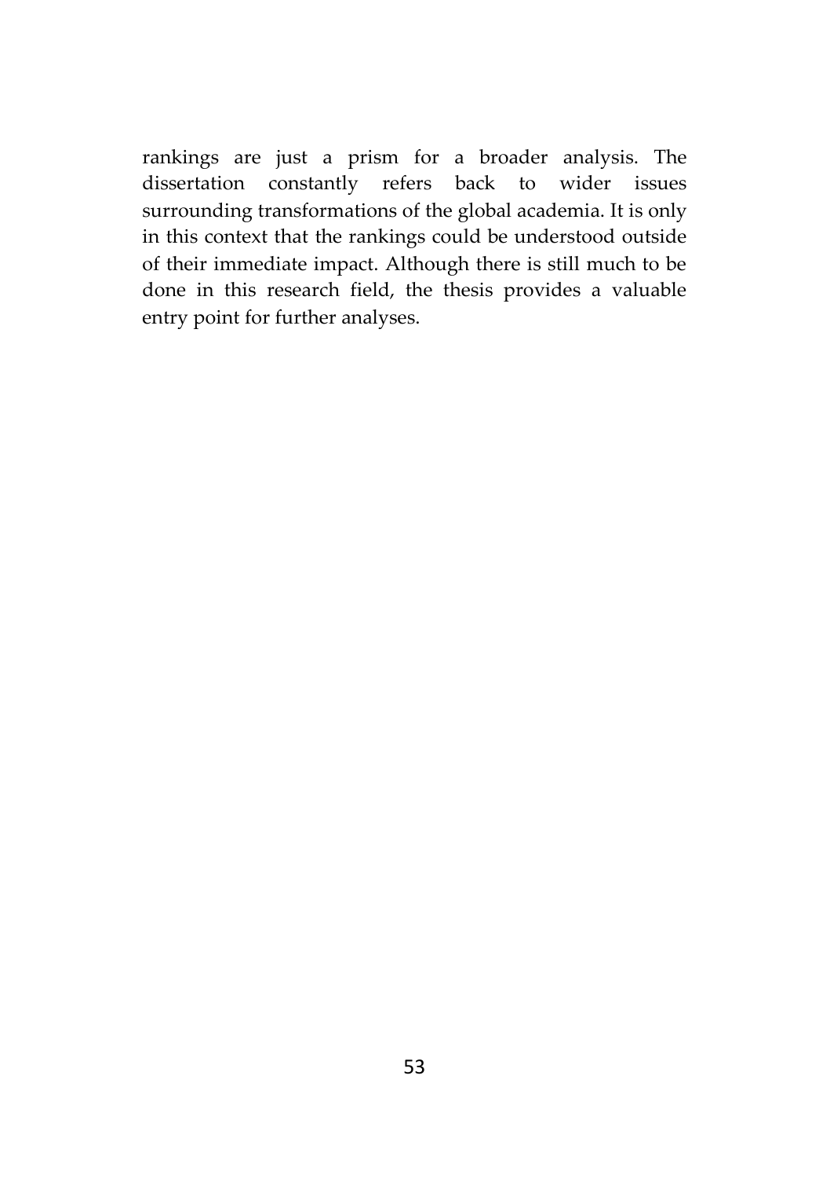rankings are just a prism for a broader analysis. The dissertation constantly refers back to wider issues surrounding transformations of the global academia. It is only in this context that the rankings could be understood outside of their immediate impact. Although there is still much to be done in this research field, the thesis provides a valuable entry point for further analyses.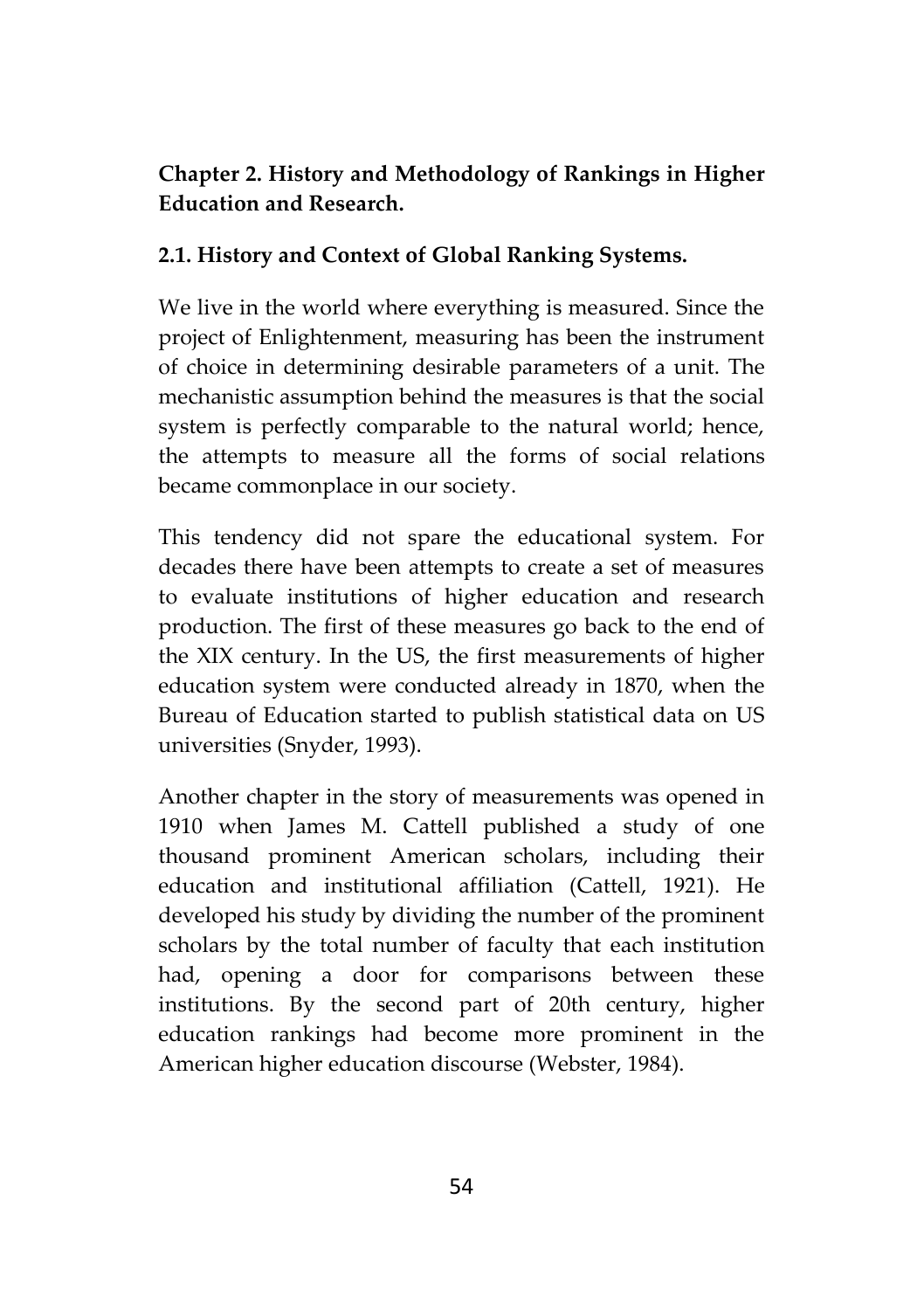## Chapter 2. History and Methodology of Rankings in Higher Education and Research.

### 2.1. History and Context of Global Ranking Systems.

We live in the world where everything is measured. Since the project of Enlightenment, measuring has been the instrument of choice in determining desirable parameters of a unit. The mechanistic assumption behind the measures is that the social system is perfectly comparable to the natural world; hence, the attempts to measure all the forms of social relations became commonplace in our society.

This tendency did not spare the educational system. For decades there have been attempts to create a set of measures to evaluate institutions of higher education and research production. The first of these measures go back to the end of the XIX century. In the US, the first measurements of higher education system were conducted already in 1870, when the Bureau of Education started to publish statistical data on US universities (Snyder, 1993).

Another chapter in the story of measurements was opened in 1910 when James M. Cattell published a study of one thousand prominent American scholars, including their education and institutional affiliation (Cattell, 1921). He developed his study by dividing the number of the prominent scholars by the total number of faculty that each institution had, opening a door for comparisons between these institutions. By the second part of 20th century, higher education rankings had become more prominent in the American higher education discourse (Webster, 1984).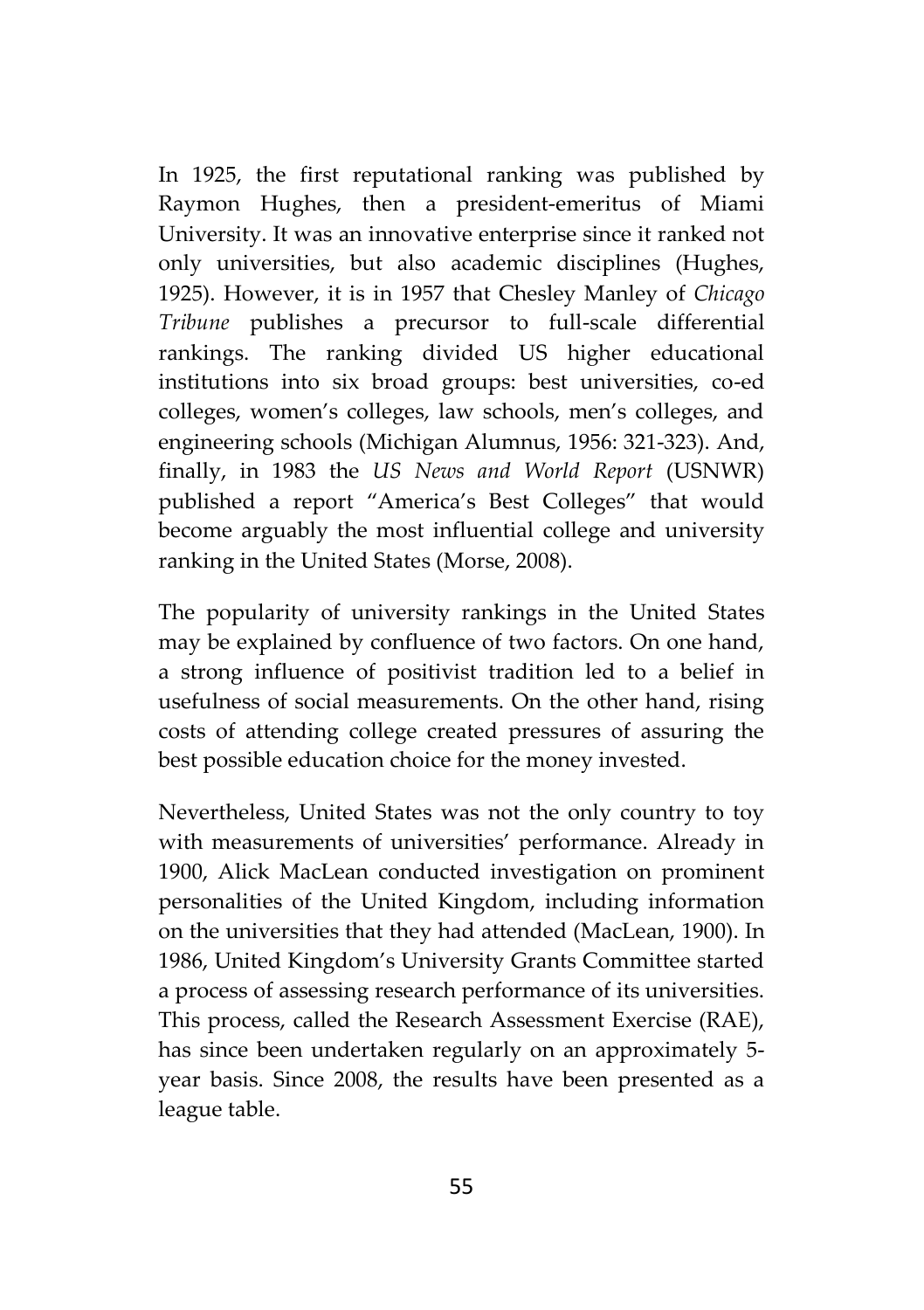In 1925, the first reputational ranking was published by Raymon Hughes, then a president-emeritus of Miami University. It was an innovative enterprise since it ranked not only universities, but also academic disciplines (Hughes, 1925). However, it is in 1957 that Chesley Manley of *Chicago Tribune* publishes a precursor to full-scale differential rankings. The ranking divided US higher educational institutions into six broad groups: best universities, co-ed colleges, women's colleges, law schools, men's colleges, and engineering schools (Michigan Alumnus, 1956: 321-323). And, finally, in 1983 the *US News and World Report* (USNWR) published a report "America's Best Colleges" that would become arguably the most influential college and university ranking in the United States (Morse, 2008).

The popularity of university rankings in the United States may be explained by confluence of two factors. On one hand, a strong influence of positivist tradition led to a belief in usefulness of social measurements. On the other hand, rising costs of attending college created pressures of assuring the best possible education choice for the money invested.

Nevertheless, United States was not the only country to toy with measurements of universities' performance. Already in 1900, Alick MacLean conducted investigation on prominent personalities of the United Kingdom, including information on the universities that they had attended (MacLean, 1900). In 1986, United Kingdom's University Grants Committee started a process of assessing research performance of its universities. This process, called the Research Assessment Exercise (RAE), has since been undertaken regularly on an approximately 5-year basis. Since 2008, the results have been presented as a league table.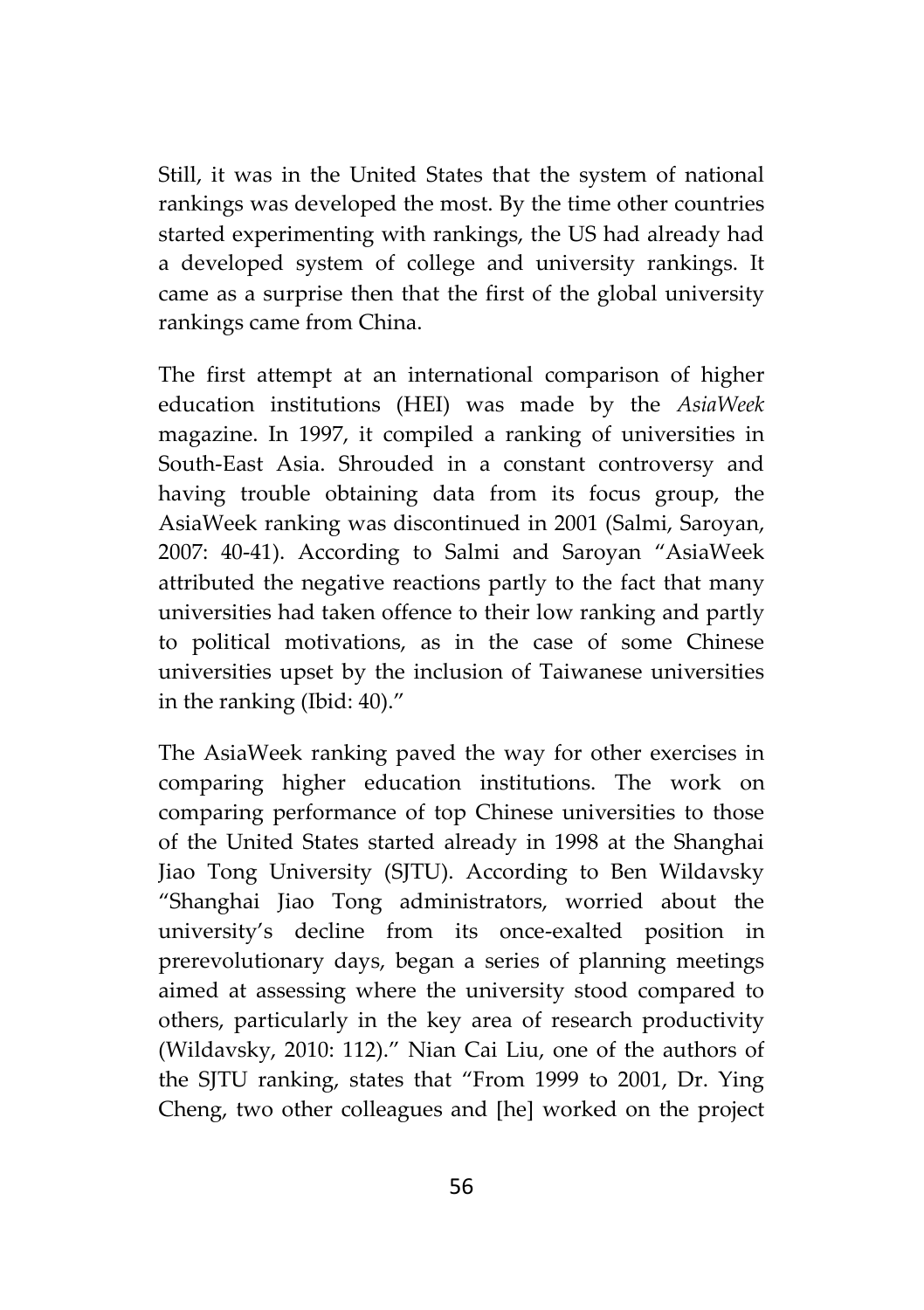Still, it was in the United States that the system of national rankings was developed the most. By the time other countries started experimenting with rankings, the US had already had a developed system of college and university rankings. It came as a surprise then that the first of the global university rankings came from China.

The first attempt at an international comparison of higher education institutions (HEI) was made by the *AsiaWeek* magazine. In 1997, it compiled a ranking of universities in South-East Asia. Shrouded in a constant controversy and having trouble obtaining data from its focus group, the AsiaWeek ranking was discontinued in 2001 (Salmi, Saroyan, 2007: 40-41). According to Salmi and Saroyan "AsiaWeek attributed the negative reactions partly to the fact that many universities had taken offence to their low ranking and partly to political motivations, as in the case of some Chinese universities upset by the inclusion of Taiwanese universities in the ranking (Ibid: 40)."

The AsiaWeek ranking paved the way for other exercises in comparing higher education institutions. The work on comparing performance of top Chinese universities to those of the United States started already in 1998 at the Shanghai Jiao Tong University (SJTU). According to Ben Wildavsky "Shanghai Jiao Tong administrators, worried about the university's decline from its once-exalted position in prerevolutionary days, began a series of planning meetings aimed at assessing where the university stood compared to others, particularly in the key area of research productivity (Wildavsky, 2010: 112)." Nian Cai Liu, one of the authors of the SJTU ranking, states that "From 1999 to 2001, Dr. Ying Cheng, two other colleagues and [he] worked on the project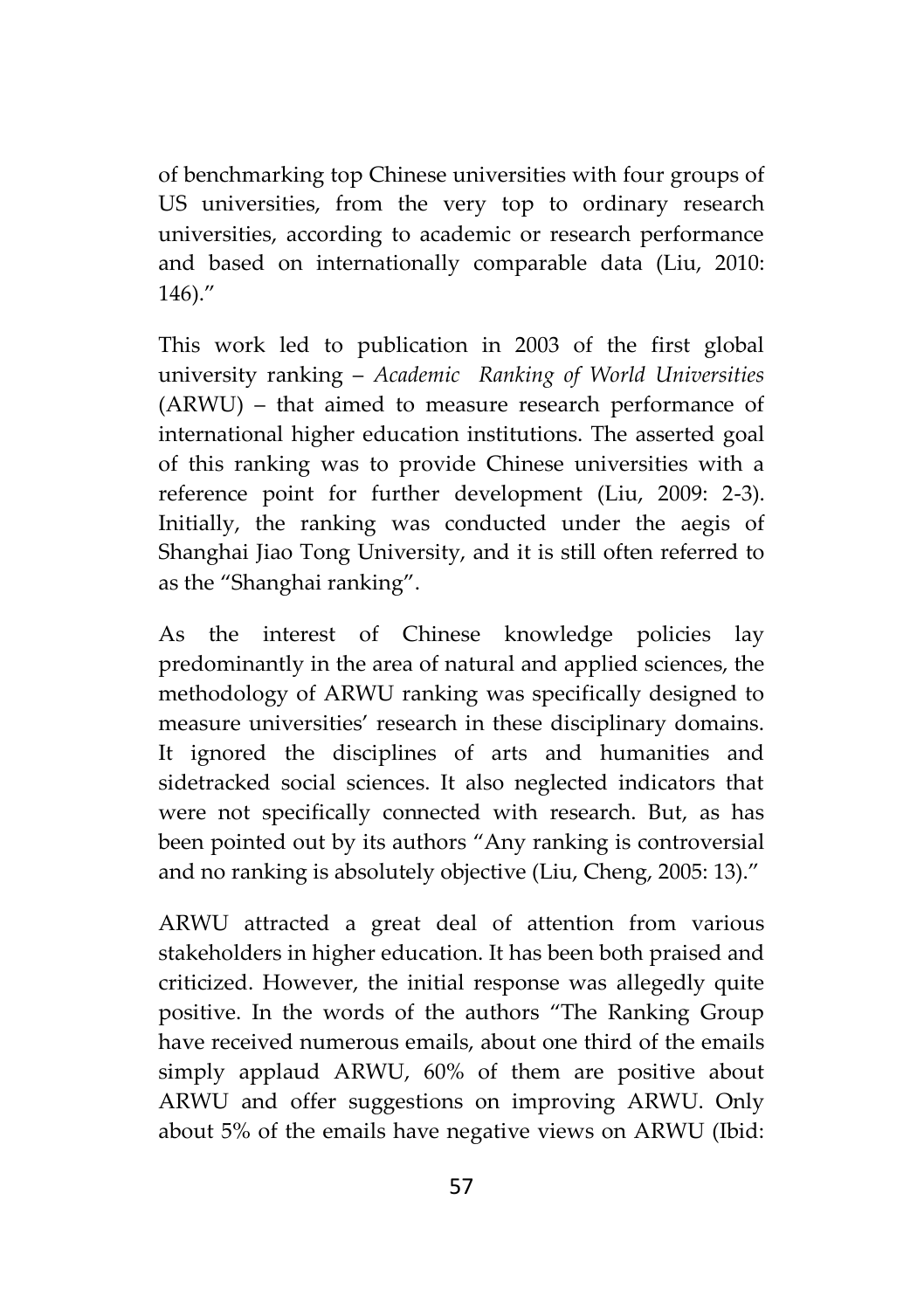of benchmarking top Chinese universities with four groups of US universities, from the very top to ordinary research universities, according to academic or research performance and based on internationally comparable data (Liu, 2010: 146)."

This work led to publication in 2003 of the first global university ranking – *Academic Ranking of World Universities* (ARWU) – that aimed to measure research performance of international higher education institutions. The asserted goal of this ranking was to provide Chinese universities with a reference point for further development (Liu, 2009: 2-3). Initially, the ranking was conducted under the aegis of Shanghai Jiao Tong University, and it is still often referred to as the "Shanghai ranking".

As the interest of Chinese knowledge policies lay predominantly in the area of natural and applied sciences, the methodology of ARWU ranking was specifically designed to measure universities' research in these disciplinary domains. It ignored the disciplines of arts and humanities and sidetracked social sciences. It also neglected indicators that were not specifically connected with research. But, as has been pointed out by its authors "Any ranking is controversial and no ranking is absolutely objective (Liu, Cheng, 2005: 13)."

ARWU attracted a great deal of attention from various stakeholders in higher education. It has been both praised and criticized. However, the initial response was allegedly quite positive. In the words of the authors "The Ranking Group have received numerous emails, about one third of the emails simply applaud ARWU, 60% of them are positive about ARWU and offer suggestions on improving ARWU. Only about 5% of the emails have negative views on ARWU (Ibid: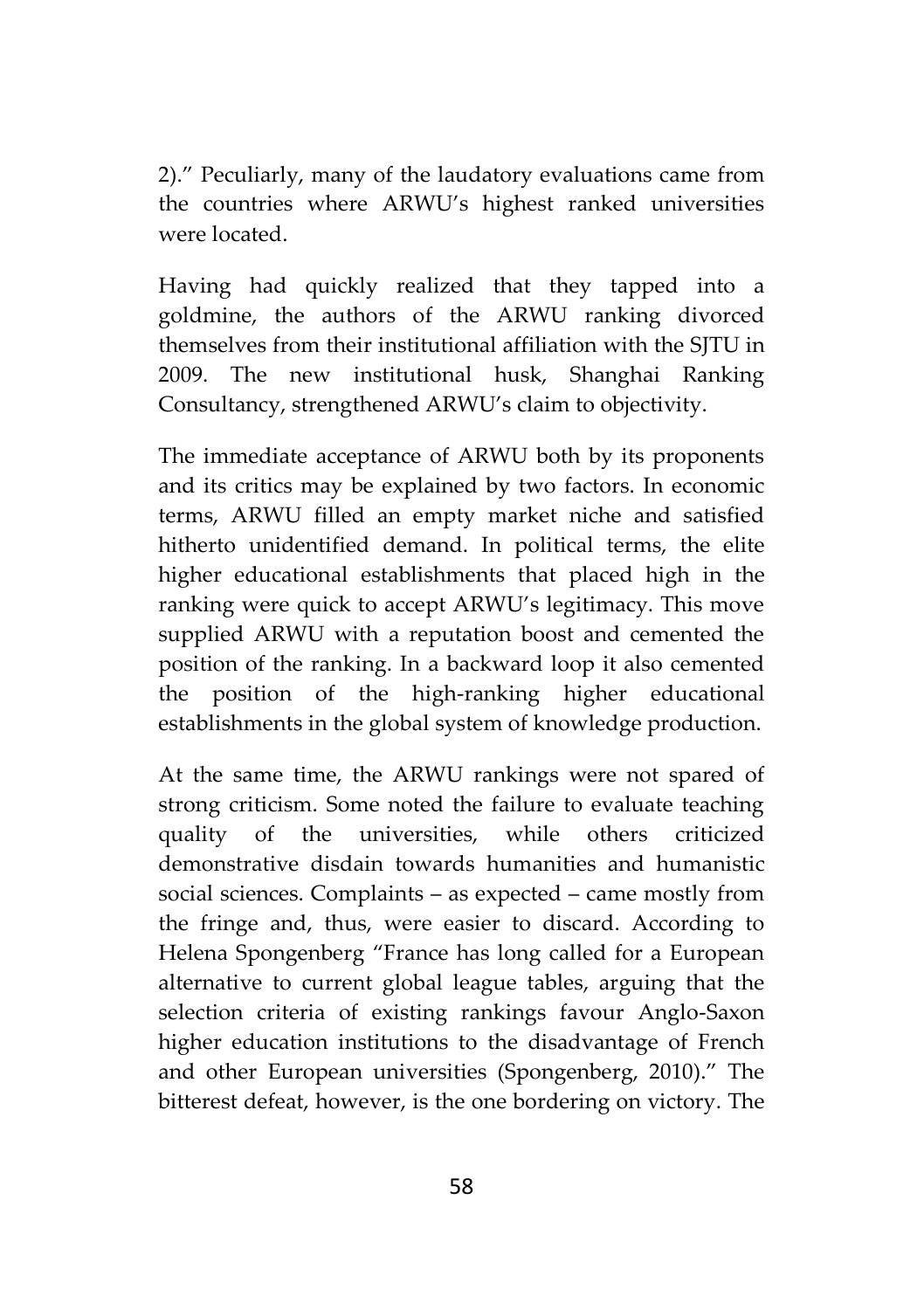2).” Peculiarly, many of the laudatory evaluations came from the countries where ARWU’s highest ranked universities were located.

Having had quickly realized that they tapped into a goldmine, the authors of the ARWU ranking divorced themselves from their institutional affiliation with the SJTU in 2009. The new institutional husk, Shanghai Ranking Consultancy, strengthened ARWU’s claim to objectivity.

The immediate acceptance of ARWU both by its proponents and its critics may be explained by two factors. In economic terms, ARWU filled an empty market niche and satisfied hitherto unidentified demand. In political terms, the elite higher educational establishments that placed high in the ranking were quick to accept ARWU’s legitimacy. This move supplied ARWU with a reputation boost and cemented the position of the ranking. In a backward loop it also cemented the position of the high-ranking higher educational establishments in the global system of knowledge production.

At the same time, the ARWU rankings were not spared of strong criticism. Some noted the failure to evaluate teaching quality of the universities, while others criticized demonstrative disdain towards humanities and humanistic social sciences. Complaints – as expected – came mostly from the fringe and, thus, were easier to discard. According to Helena Spongenberg “France has long called for a European alternative to current global league tables, arguing that the selection criteria of existing rankings favour Anglo-Saxon higher education institutions to the disadvantage of French and other European universities (Spongenberg, 2010).” The bitterest defeat, however, is the one bordering on victory. The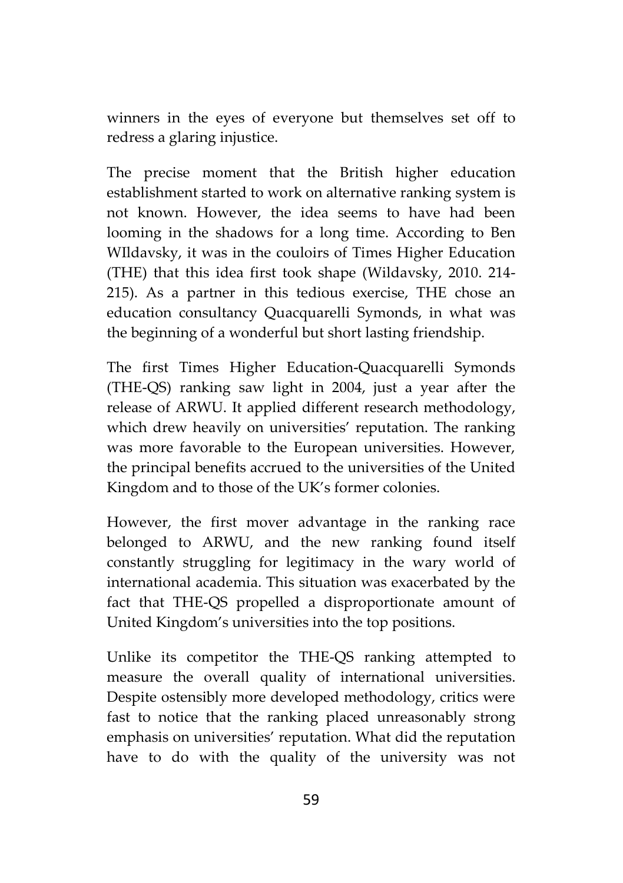winners in the eyes of everyone but themselves set off to redress a glaring injustice.

The precise moment that the British higher education establishment started to work on alternative ranking system is not known. However, the idea seems to have had been looming in the shadows for a long time. According to Ben WIldavsky, it was in the couloirs of Times Higher Education (THE) that this idea first took shape (Wildavsky, 2010. 214-215). As a partner in this tedious exercise, THE chose an education consultancy Quacquarelli Symonds, in what was the beginning of a wonderful but short lasting friendship.

The first Times Higher Education-Quacquarelli Symonds (THE-QS) ranking saw light in 2004, just a year after the release of ARWU. It applied different research methodology, which drew heavily on universities' reputation. The ranking was more favorable to the European universities. However, the principal benefits accrued to the universities of the United Kingdom and to those of the UK's former colonies.

However, the first mover advantage in the ranking race belonged to ARWU, and the new ranking found itself constantly struggling for legitimacy in the wary world of international academia. This situation was exacerbated by the fact that THE-QS propelled a disproportionate amount of United Kingdom's universities into the top positions.

Unlike its competitor the THE-QS ranking attempted to measure the overall quality of international universities. Despite ostensibly more developed methodology, critics were fast to notice that the ranking placed unreasonably strong emphasis on universities' reputation. What did the reputation have to do with the quality of the university was not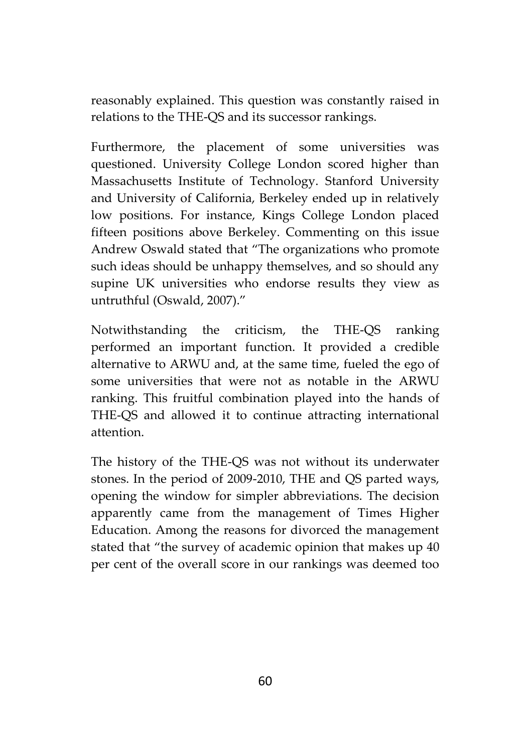reasonably explained. This question was constantly raised in relations to the THE-QS and its successor rankings.

Furthermore, the placement of some universities was questioned. University College London scored higher than Massachusetts Institute of Technology. Stanford University and University of California, Berkeley ended up in relatively low positions. For instance, Kings College London placed fifteen positions above Berkeley. Commenting on this issue Andrew Oswald stated that "The organizations who promote such ideas should be unhappy themselves, and so should any supine UK universities who endorse results they view as untruthful (Oswald, 2007)."

Notwithstanding the criticism, the THE-QS ranking performed an important function. It provided a credible alternative to ARWU and, at the same time, fueled the ego of some universities that were not as notable in the ARWU ranking. This fruitful combination played into the hands of THE-QS and allowed it to continue attracting international attention.

The history of the THE-QS was not without its underwater stones. In the period of 2009-2010, THE and QS parted ways, opening the window for simpler abbreviations. The decision apparently came from the management of Times Higher Education. Among the reasons for divorced the management stated that "the survey of academic opinion that makes up 40 per cent of the overall score in our rankings was deemed too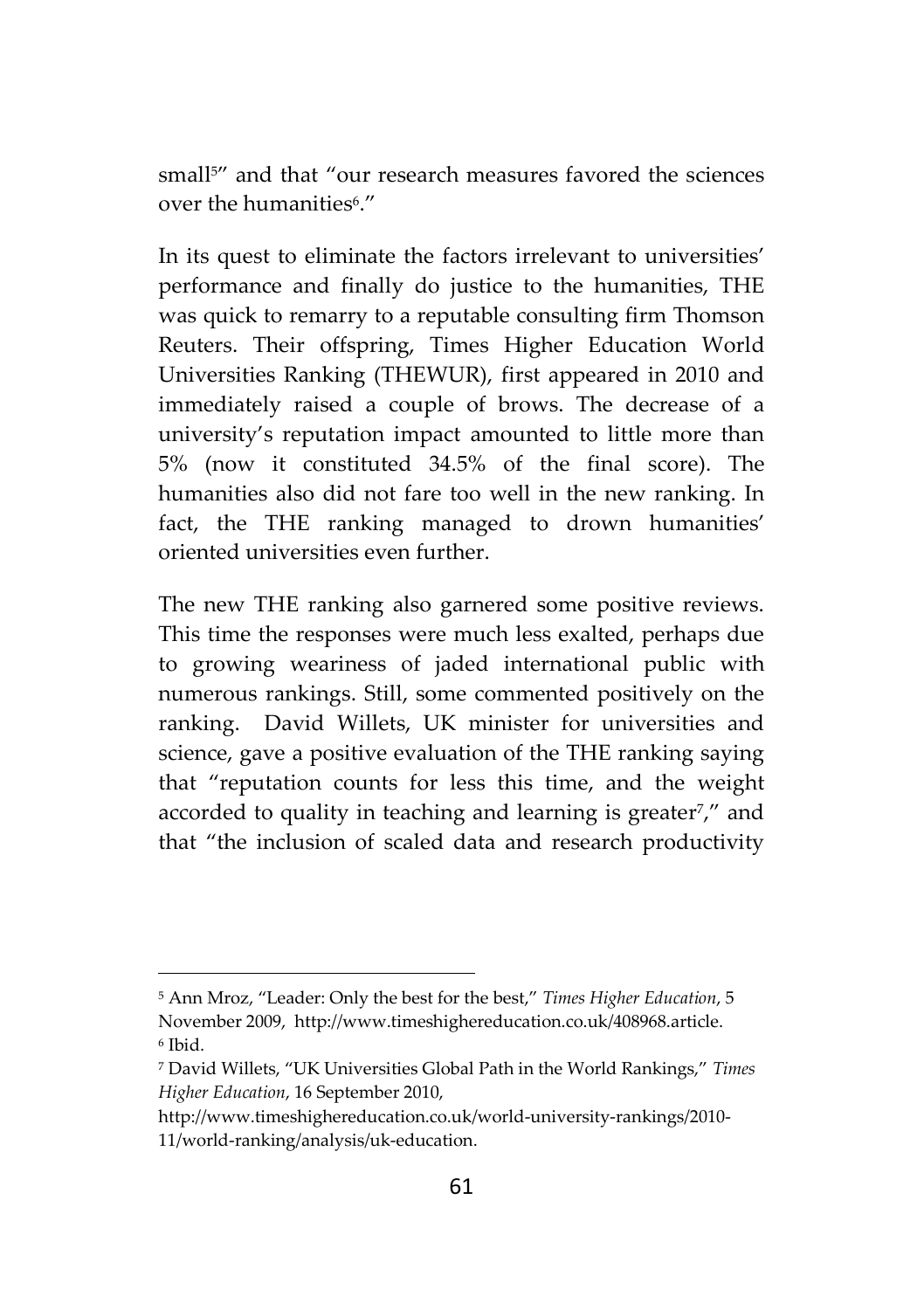small[5]" and that "our research measures favored the sciences over the humanities[6]."

In its quest to eliminate the factors irrelevant to universities' performance and finally do justice to the humanities, THE was quick to remarry to a reputable consulting firm Thomson Reuters. Their offspring, Times Higher Education World Universities Ranking (THEWUR), first appeared in 2010 and immediately raised a couple of brows. The decrease of a university's reputation impact amounted to little more than 5% (now it constituted 34.5% of the final score). The humanities also did not fare too well in the new ranking. In fact, the THE ranking managed to drown humanities' oriented universities even further.

The new THE ranking also garnered some positive reviews. This time the responses were much less exalted, perhaps due to growing weariness of jaded international public with numerous rankings. Still, some commented positively on the ranking. David Willets, UK minister for universities and science, gave a positive evaluation of the THE ranking saying that "reputation counts for less this time, and the weight accorded to quality in teaching and learning is greater[7]," and that "the inclusion of scaled data and research productivity

---

[5] Ann Mroz, "Leader: Only the best for the best," *Times Higher Education*, 5 November 2009, http://www.timeshighereducation.co.uk/408968.article.

[6] Ibid.

[7] David Willets, "UK Universities Global Path in the World Rankings," *Times Higher Education*, 16 September 2010, http://www.timeshighereducation.co.uk/world-university-rankings/2010-11/world-ranking/analysis/uk-education.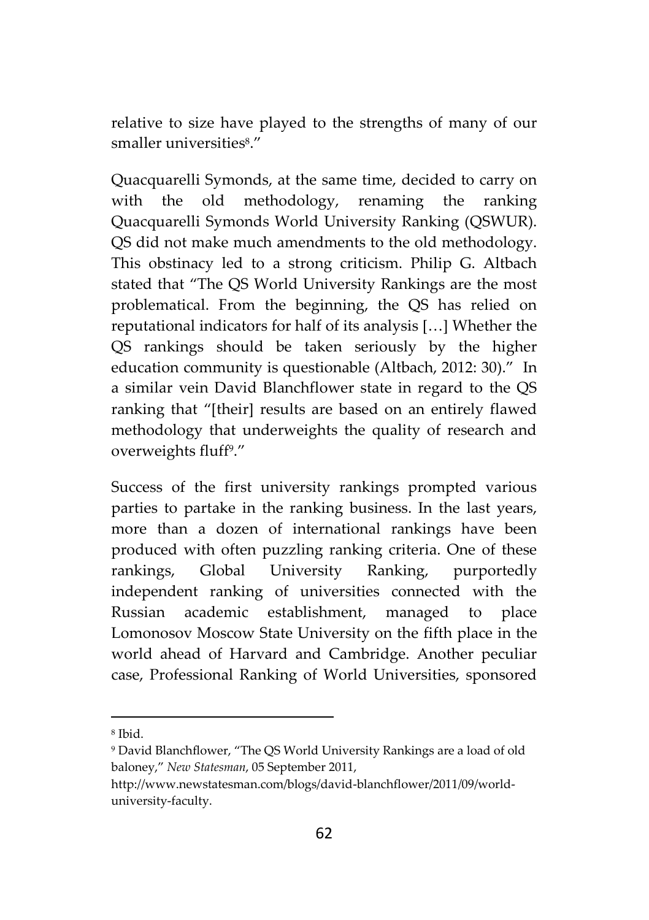relative to size have played to the strengths of many of our smaller universities[8]."

Quacquarelli Symonds, at the same time, decided to carry on with the old methodology, renaming the ranking Quacquarelli Symonds World University Ranking (QSWUR). QS did not make much amendments to the old methodology. This obstinacy led to a strong criticism. Philip G. Altbach stated that "The QS World University Rankings are the most problematical. From the beginning, the QS has relied on reputational indicators for half of its analysis […] Whether the QS rankings should be taken seriously by the higher education community is questionable (Altbach, 2012: 30)." In a similar vein David Blanchflower state in regard to the QS ranking that "[their] results are based on an entirely flawed methodology that underweights the quality of research and overweights fluff[9]."

Success of the first university rankings prompted various parties to partake in the ranking business. In the last years, more than a dozen of international rankings have been produced with often puzzling ranking criteria. One of these rankings, Global University Ranking, purportedly independent ranking of universities connected with the Russian academic establishment, managed to place Lomonosov Moscow State University on the fifth place in the world ahead of Harvard and Cambridge. Another peculiar case, Professional Ranking of World Universities, sponsored

---

[8] Ibid.

[9] David Blanchflower, "The QS World University Rankings are a load of old baloney," *New Statesman*, 05 September 2011, http://www.newstatesman.com/blogs/david-blanchflower/2011/09/world-university-faculty.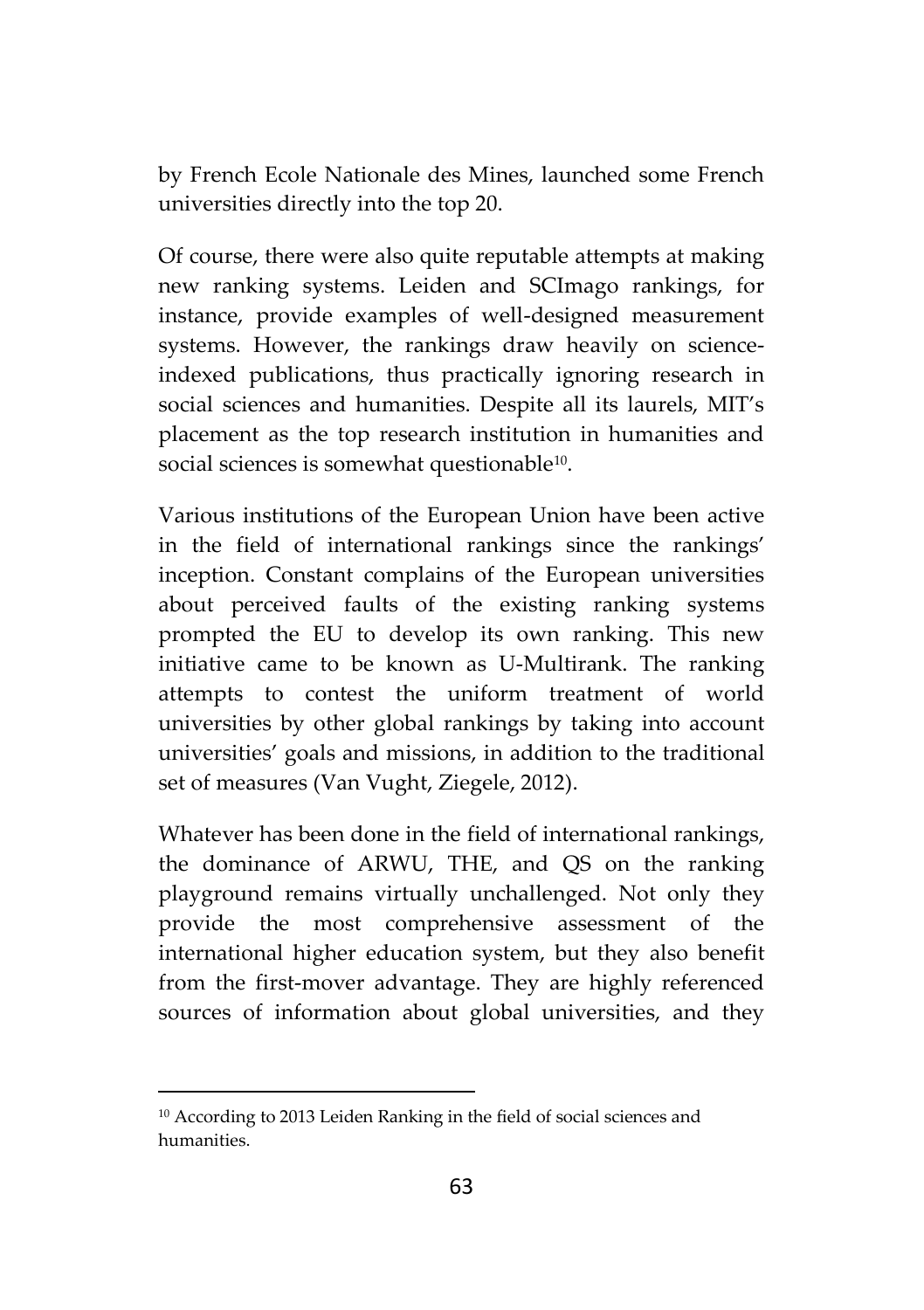by French Ecole Nationale des Mines, launched some French universities directly into the top 20.

Of course, there were also quite reputable attempts at making new ranking systems. Leiden and SCImago rankings, for instance, provide examples of well-designed measurement systems. However, the rankings draw heavily on science-indexed publications, thus practically ignoring research in social sciences and humanities. Despite all its laurels, MIT's placement as the top research institution in humanities and social sciences is somewhat questionable[10].

Various institutions of the European Union have been active in the field of international rankings since the rankings' inception. Constant complains of the European universities about perceived faults of the existing ranking systems prompted the EU to develop its own ranking. This new initiative came to be known as U-Multirank. The ranking attempts to contest the uniform treatment of world universities by other global rankings by taking into account universities' goals and missions, in addition to the traditional set of measures (Van Vught, Ziegele, 2012).

Whatever has been done in the field of international rankings, the dominance of ARWU, THE, and QS on the ranking playground remains virtually unchallenged. Not only they provide the most comprehensive assessment of the international higher education system, but they also benefit from the first-mover advantage. They are highly referenced sources of information about global universities, and they

---

[10] According to 2013 Leiden Ranking in the field of social sciences and humanities.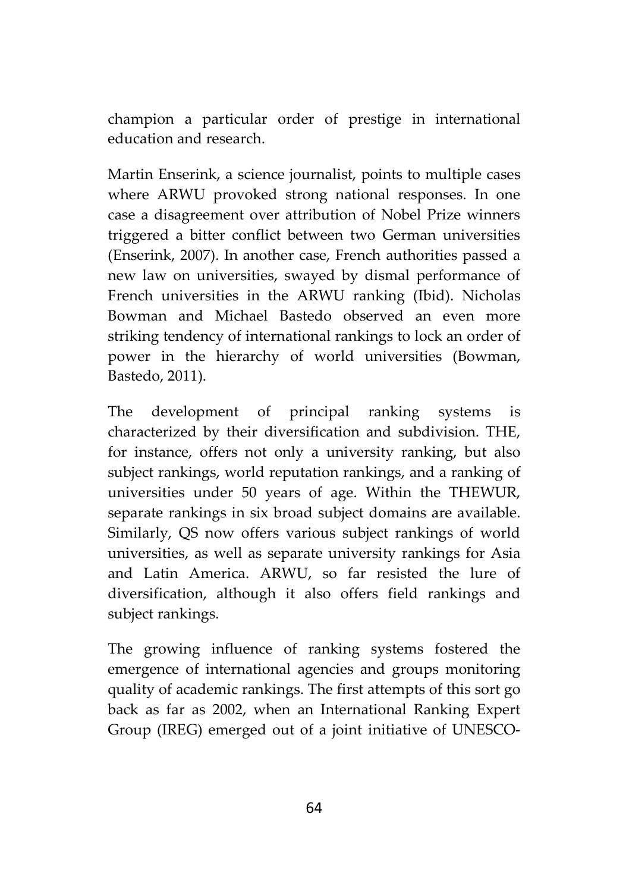champion a particular order of prestige in international education and research.

Martin Enserink, a science journalist, points to multiple cases where ARWU provoked strong national responses. In one case a disagreement over attribution of Nobel Prize winners triggered a bitter conflict between two German universities (Enserink, 2007). In another case, French authorities passed a new law on universities, swayed by dismal performance of French universities in the ARWU ranking (Ibid). Nicholas Bowman and Michael Bastedo observed an even more striking tendency of international rankings to lock an order of power in the hierarchy of world universities (Bowman, Bastedo, 2011).

The development of principal ranking systems is characterized by their diversification and subdivision. THE, for instance, offers not only a university ranking, but also subject rankings, world reputation rankings, and a ranking of universities under 50 years of age. Within the THEWUR, separate rankings in six broad subject domains are available. Similarly, QS now offers various subject rankings of world universities, as well as separate university rankings for Asia and Latin America. ARWU, so far resisted the lure of diversification, although it also offers field rankings and subject rankings.

The growing influence of ranking systems fostered the emergence of international agencies and groups monitoring quality of academic rankings. The first attempts of this sort go back as far as 2002, when an International Ranking Expert Group (IREG) emerged out of a joint initiative of UNESCO-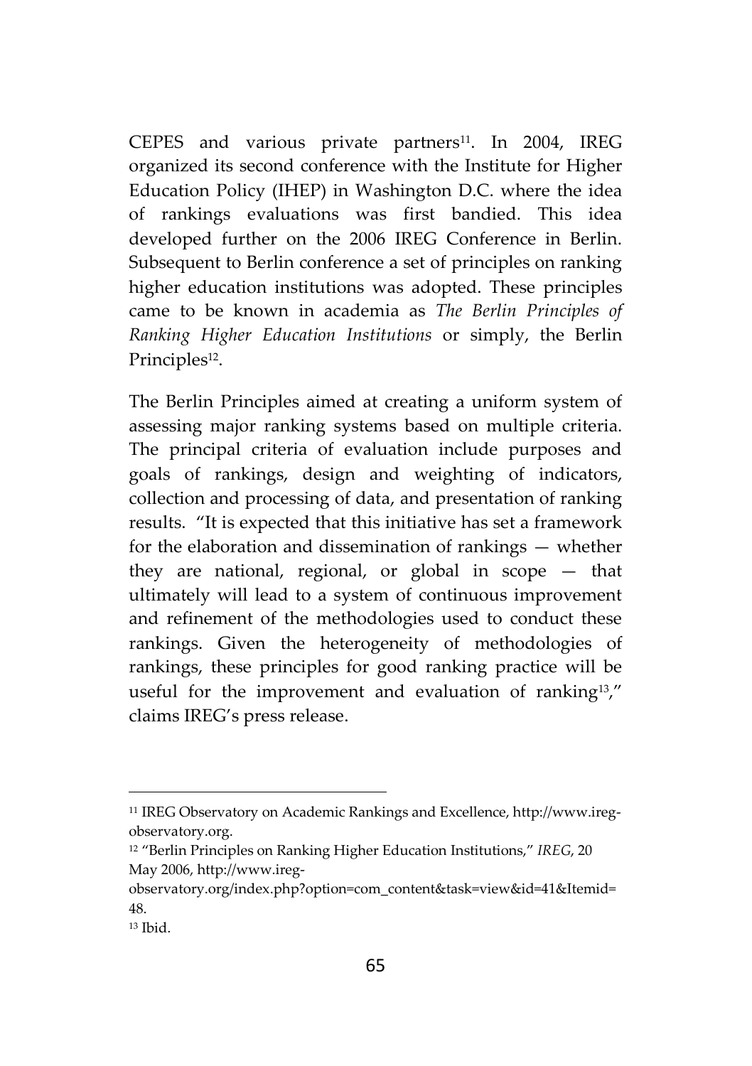CEPES and various private partners[11]. In 2004, IREG organized its second conference with the Institute for Higher Education Policy (IHEP) in Washington D.C. where the idea of rankings evaluations was first bandied. This idea developed further on the 2006 IREG Conference in Berlin. Subsequent to Berlin conference a set of principles on ranking higher education institutions was adopted. These principles came to be known in academia as *The Berlin Principles of Ranking Higher Education Institutions* or simply, the Berlin Principles[12].

The Berlin Principles aimed at creating a uniform system of assessing major ranking systems based on multiple criteria. The principal criteria of evaluation include purposes and goals of rankings, design and weighting of indicators, collection and processing of data, and presentation of ranking results. "It is expected that this initiative has set a framework for the elaboration and dissemination of rankings — whether they are national, regional, or global in scope — that ultimately will lead to a system of continuous improvement and refinement of the methodologies used to conduct these rankings. Given the heterogeneity of methodologies of rankings, these principles for good ranking practice will be useful for the improvement and evaluation of ranking[13]," claims IREG's press release.

---

[11] IREG Observatory on Academic Rankings and Excellence, http://www.ireg-observatory.org.

[12] "Berlin Principles on Ranking Higher Education Institutions," *IREG*, 20 May 2006, http://www.ireg-observatory.org/index.php?option=com_content&task=view&id=41&Itemid=48.

[13] Ibid.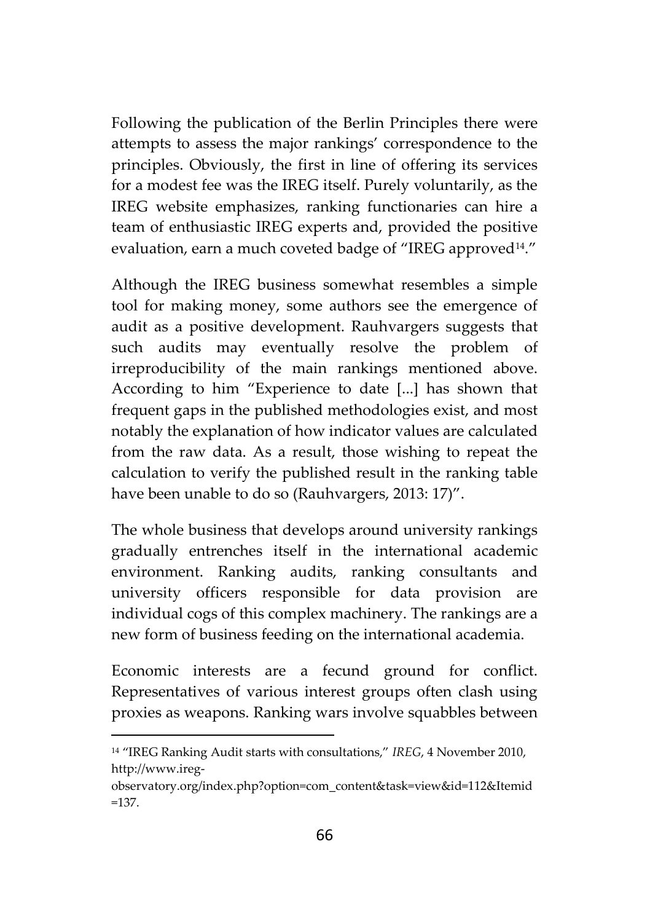Following the publication of the Berlin Principles there were attempts to assess the major rankings' correspondence to the principles. Obviously, the first in line of offering its services for a modest fee was the IREG itself. Purely voluntarily, as the IREG website emphasizes, ranking functionaries can hire a team of enthusiastic IREG experts and, provided the positive evaluation, earn a much coveted badge of "IREG approved[14]."

Although the IREG business somewhat resembles a simple tool for making money, some authors see the emergence of audit as a positive development. Rauhvargers suggests that such audits may eventually resolve the problem of irreproducibility of the main rankings mentioned above. According to him "Experience to date [...] has shown that frequent gaps in the published methodologies exist, and most notably the explanation of how indicator values are calculated from the raw data. As a result, those wishing to repeat the calculation to verify the published result in the ranking table have been unable to do so (Rauhvargers, 2013: 17)".

The whole business that develops around university rankings gradually entrenches itself in the international academic environment. Ranking audits, ranking consultants and university officers responsible for data provision are individual cogs of this complex machinery. The rankings are a new form of business feeding on the international academia.

Economic interests are a fecund ground for conflict. Representatives of various interest groups often clash using proxies as weapons. Ranking wars involve squabbles between

---

[14] "IREG Ranking Audit starts with consultations," *IREG*, 4 November 2010, http://www.ireg-observatory.org/index.php?option=com_content&task=view&id=112&Itemid=137.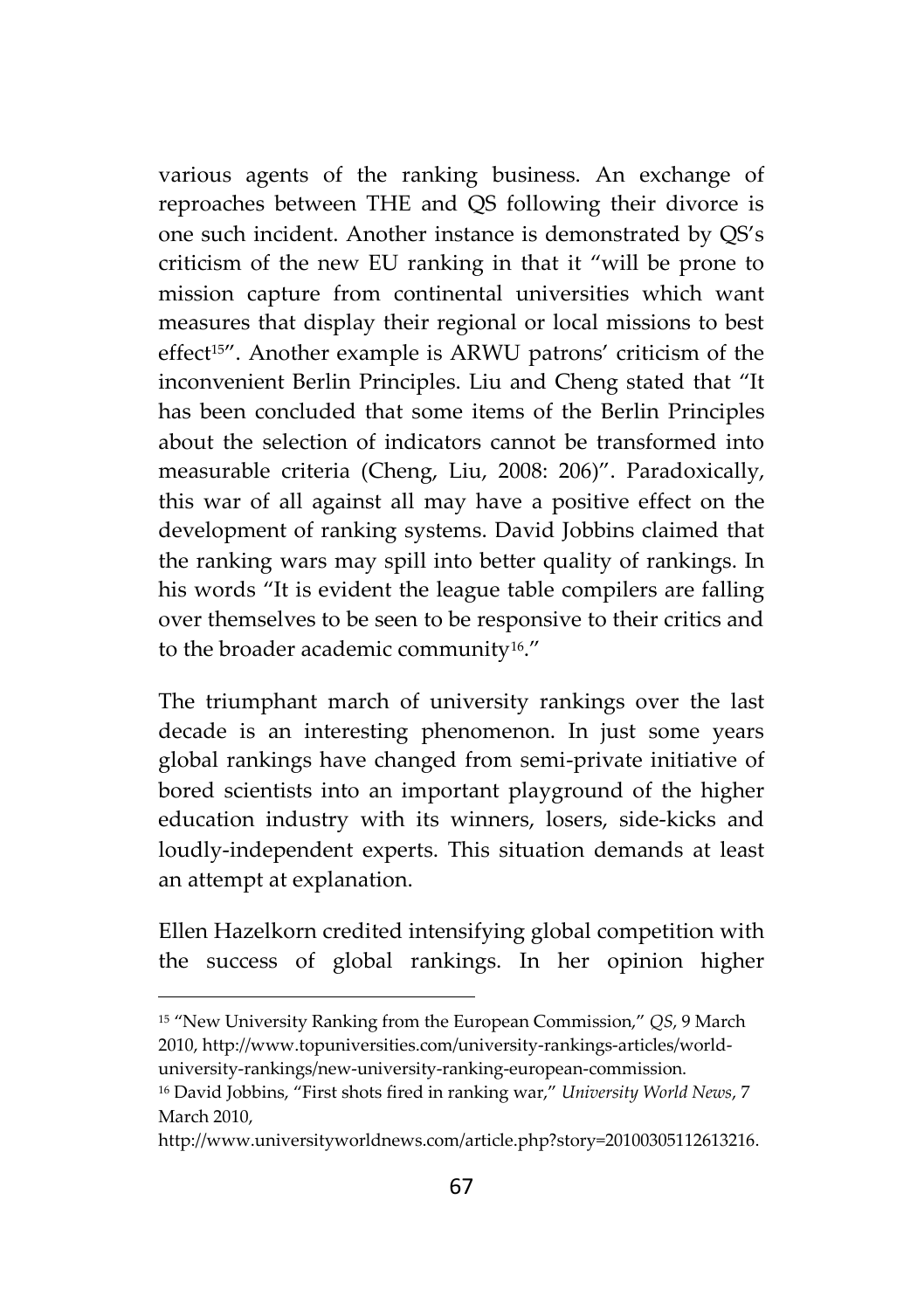various agents of the ranking business. An exchange of reproaches between THE and QS following their divorce is one such incident. Another instance is demonstrated by QS's criticism of the new EU ranking in that it "will be prone to mission capture from continental universities which want measures that display their regional or local missions to best effect[15]". Another example is ARWU patrons' criticism of the inconvenient Berlin Principles. Liu and Cheng stated that "It has been concluded that some items of the Berlin Principles about the selection of indicators cannot be transformed into measurable criteria (Cheng, Liu, 2008: 206)". Paradoxically, this war of all against all may have a positive effect on the development of ranking systems. David Jobbins claimed that the ranking wars may spill into better quality of rankings. In his words "It is evident the league table compilers are falling over themselves to be seen to be responsive to their critics and to the broader academic community[16]."

The triumphant march of university rankings over the last decade is an interesting phenomenon. In just some years global rankings have changed from semi-private initiative of bored scientists into an important playground of the higher education industry with its winners, losers, side-kicks and loudly-independent experts. This situation demands at least an attempt at explanation.

Ellen Hazelkorn credited intensifying global competition with the success of global rankings. In her opinion higher

---

[15] "New University Ranking from the European Commission," *QS*, 9 March 2010, http://www.topuniversities.com/university-rankings-articles/world-university-rankings/new-university-ranking-european-commission.

[16] David Jobbins, "First shots fired in ranking war," *University World News*, 7 March 2010, http://www.universityworldnews.com/article.php?story=20100305112613216.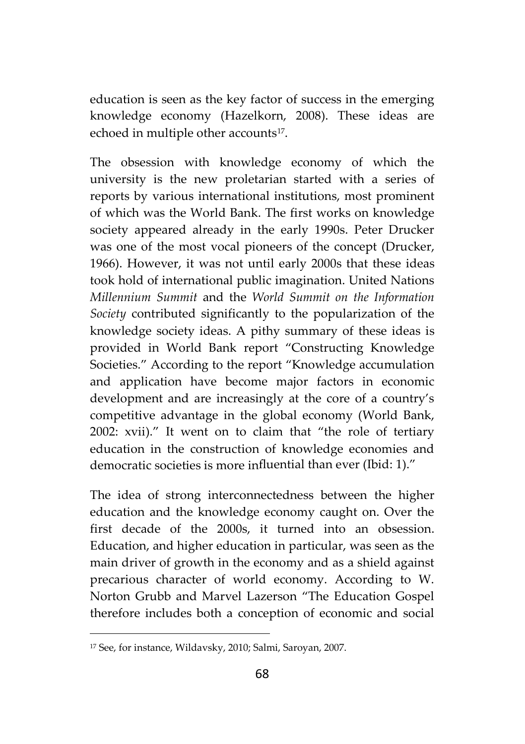education is seen as the key factor of success in the emerging knowledge economy (Hazelkorn, 2008). These ideas are echoed in multiple other accounts[17].

The obsession with knowledge economy of which the university is the new proletarian started with a series of reports by various international institutions, most prominent of which was the World Bank. The first works on knowledge society appeared already in the early 1990s. Peter Drucker was one of the most vocal pioneers of the concept (Drucker, 1966). However, it was not until early 2000s that these ideas took hold of international public imagination. United Nations *Millennium Summit* and the *World Summit on the Information Society* contributed significantly to the popularization of the knowledge society ideas. A pithy summary of these ideas is provided in World Bank report "Constructing Knowledge Societies." According to the report "Knowledge accumulation and application have become major factors in economic development and are increasingly at the core of a country's competitive advantage in the global economy (World Bank, 2002: xvii)." It went on to claim that "the role of tertiary education in the construction of knowledge economies and democratic societies is more influential than ever (Ibid: 1)."

The idea of strong interconnectedness between the higher education and the knowledge economy caught on. Over the first decade of the 2000s, it turned into an obsession. Education, and higher education in particular, was seen as the main driver of growth in the economy and as a shield against precarious character of world economy. According to W. Norton Grubb and Marvel Lazerson "The Education Gospel therefore includes both a conception of economic and social

---

[17] See, for instance, Wildavsky, 2010; Salmi, Saroyan, 2007.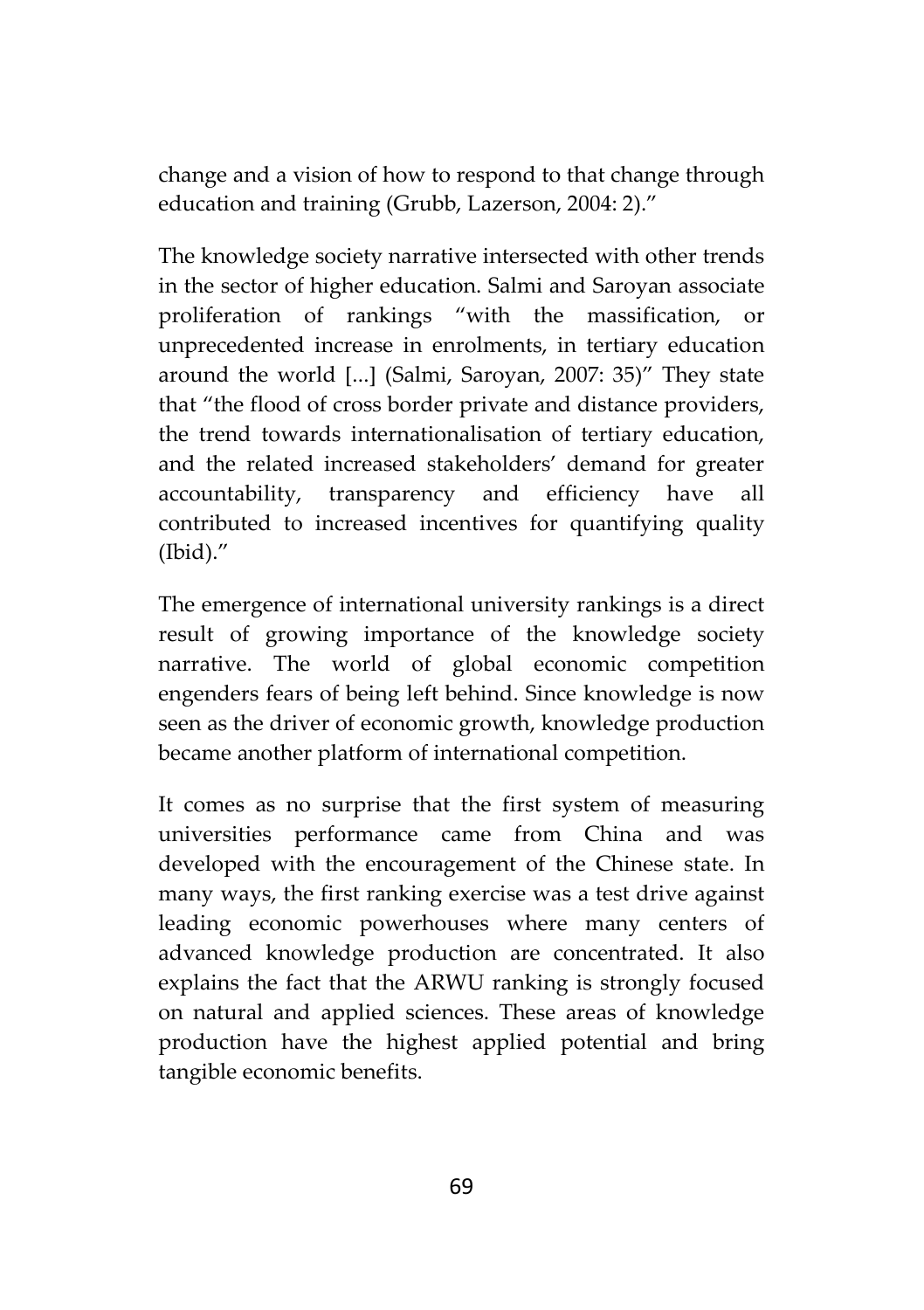change and a vision of how to respond to that change through education and training (Grubb, Lazerson, 2004: 2)."

The knowledge society narrative intersected with other trends in the sector of higher education. Salmi and Saroyan associate proliferation of rankings "with the massification, or unprecedented increase in enrolments, in tertiary education around the world [...] (Salmi, Saroyan, 2007: 35)" They state that "the flood of cross border private and distance providers, the trend towards internationalisation of tertiary education, and the related increased stakeholders' demand for greater accountability, transparency and efficiency have all contributed to increased incentives for quantifying quality (Ibid)."

The emergence of international university rankings is a direct result of growing importance of the knowledge society narrative. The world of global economic competition engenders fears of being left behind. Since knowledge is now seen as the driver of economic growth, knowledge production became another platform of international competition.

It comes as no surprise that the first system of measuring universities performance came from China and was developed with the encouragement of the Chinese state. In many ways, the first ranking exercise was a test drive against leading economic powerhouses where many centers of advanced knowledge production are concentrated. It also explains the fact that the ARWU ranking is strongly focused on natural and applied sciences. These areas of knowledge production have the highest applied potential and bring tangible economic benefits.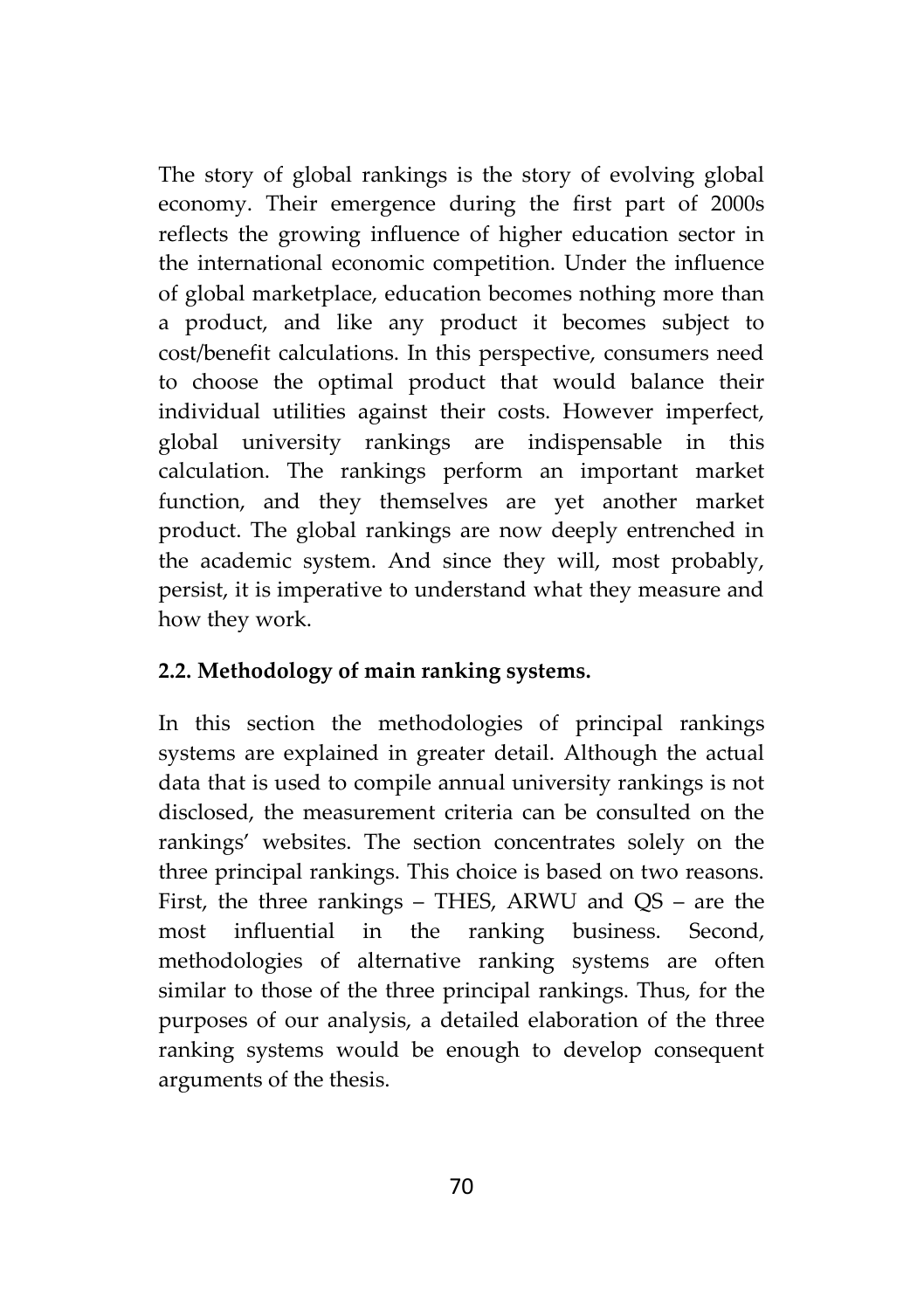The story of global rankings is the story of evolving global economy. Their emergence during the first part of 2000s reflects the growing influence of higher education sector in the international economic competition. Under the influence of global marketplace, education becomes nothing more than a product, and like any product it becomes subject to cost/benefit calculations. In this perspective, consumers need to choose the optimal product that would balance their individual utilities against their costs. However imperfect, global university rankings are indispensable in this calculation. The rankings perform an important market function, and they themselves are yet another market product. The global rankings are now deeply entrenched in the academic system. And since they will, most probably, persist, it is imperative to understand what they measure and how they work.

### 2.2. Methodology of main ranking systems.

In this section the methodologies of principal rankings systems are explained in greater detail. Although the actual data that is used to compile annual university rankings is not disclosed, the measurement criteria can be consulted on the rankings' websites. The section concentrates solely on the three principal rankings. This choice is based on two reasons. First, the three rankings – THES, ARWU and QS – are the most influential in the ranking business. Second, methodologies of alternative ranking systems are often similar to those of the three principal rankings. Thus, for the purposes of our analysis, a detailed elaboration of the three ranking systems would be enough to develop consequent arguments of the thesis.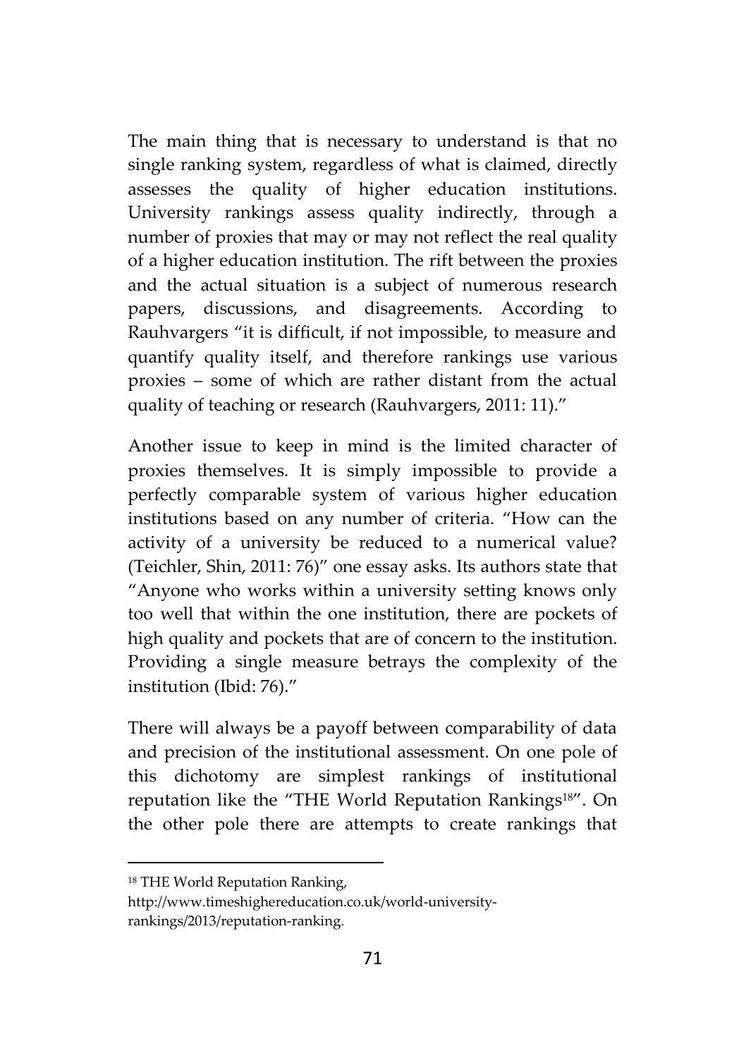The main thing that is necessary to understand is that no single ranking system, regardless of what is claimed, directly assesses the quality of higher education institutions. University rankings assess quality indirectly, through a number of proxies that may or may not reflect the real quality of a higher education institution. The rift between the proxies and the actual situation is a subject of numerous research papers, discussions, and disagreements. According to Rauhvargers "it is difficult, if not impossible, to measure and quantify quality itself, and therefore rankings use various proxies – some of which are rather distant from the actual quality of teaching or research (Rauhvargers, 2011: 11)."

Another issue to keep in mind is the limited character of proxies themselves. It is simply impossible to provide a perfectly comparable system of various higher education institutions based on any number of criteria. "How can the activity of a university be reduced to a numerical value? (Teichler, Shin, 2011: 76)" one essay asks. Its authors state that "Anyone who works within a university setting knows only too well that within the one institution, there are pockets of high quality and pockets that are of concern to the institution. Providing a single measure betrays the complexity of the institution (Ibid: 76)."

There will always be a payoff between comparability of data and precision of the institutional assessment. On one pole of this dichotomy are simplest rankings of institutional reputation like the "THE World Reputation Rankings[18]". On the other pole there are attempts to create rankings that

---

[18] THE World Reputation Ranking, http://www.timeshighereducation.co.uk/world-university-rankings/2013/reputation-ranking.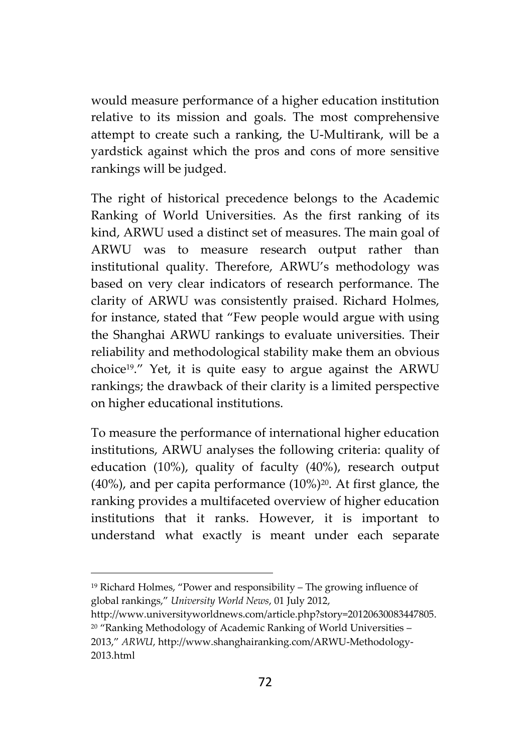would measure performance of a higher education institution relative to its mission and goals. The most comprehensive attempt to create such a ranking, the U-Multirank, will be a yardstick against which the pros and cons of more sensitive rankings will be judged.

The right of historical precedence belongs to the Academic Ranking of World Universities. As the first ranking of its kind, ARWU used a distinct set of measures. The main goal of ARWU was to measure research output rather than institutional quality. Therefore, ARWU's methodology was based on very clear indicators of research performance. The clarity of ARWU was consistently praised. Richard Holmes, for instance, stated that "Few people would argue with using the Shanghai ARWU rankings to evaluate universities. Their reliability and methodological stability make them an obvious choice[19]." Yet, it is quite easy to argue against the ARWU rankings; the drawback of their clarity is a limited perspective on higher educational institutions.

To measure the performance of international higher education institutions, ARWU analyses the following criteria: quality of education (10%), quality of faculty (40%), research output (40%), and per capita performance (10%)[20]. At first glance, the ranking provides a multifaceted overview of higher education institutions that it ranks. However, it is important to understand what exactly is meant under each separate

---

[19] Richard Holmes, "Power and responsibility – The growing influence of global rankings," *University World News*, 01 July 2012, http://www.universityworldnews.com/article.php?story=20120630083447805.

[20] "Ranking Methodology of Academic Ranking of World Universities – 2013," *ARWU*, http://www.shanghairanking.com/ARWU-Methodology-2013.html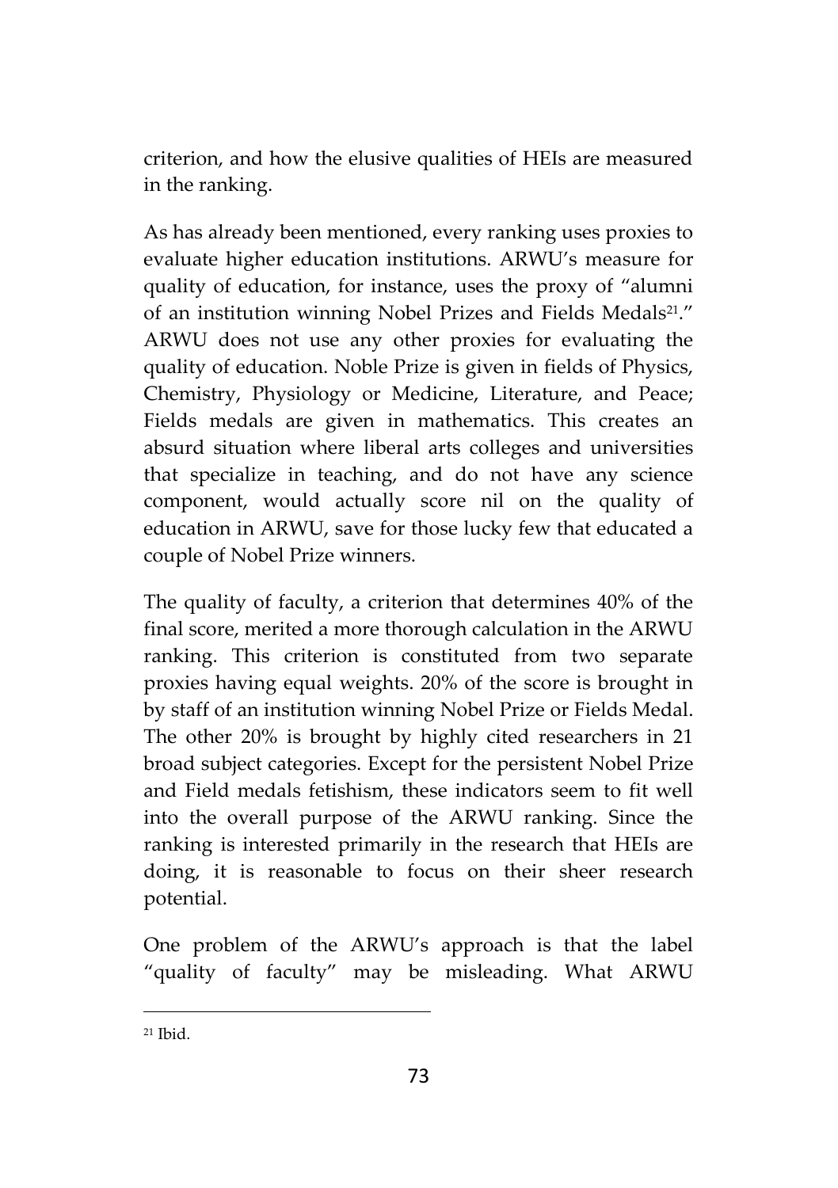criterion, and how the elusive qualities of HEIs are measured in the ranking.

As has already been mentioned, every ranking uses proxies to evaluate higher education institutions. ARWU's measure for quality of education, for instance, uses the proxy of "alumni of an institution winning Nobel Prizes and Fields Medals[21]." ARWU does not use any other proxies for evaluating the quality of education. Noble Prize is given in fields of Physics, Chemistry, Physiology or Medicine, Literature, and Peace; Fields medals are given in mathematics. This creates an absurd situation where liberal arts colleges and universities that specialize in teaching, and do not have any science component, would actually score nil on the quality of education in ARWU, save for those lucky few that educated a couple of Nobel Prize winners.

The quality of faculty, a criterion that determines 40% of the final score, merited a more thorough calculation in the ARWU ranking. This criterion is constituted from two separate proxies having equal weights. 20% of the score is brought in by staff of an institution winning Nobel Prize or Fields Medal. The other 20% is brought by highly cited researchers in 21 broad subject categories. Except for the persistent Nobel Prize and Field medals fetishism, these indicators seem to fit well into the overall purpose of the ARWU ranking. Since the ranking is interested primarily in the research that HEIs are doing, it is reasonable to focus on their sheer research potential.

One problem of the ARWU's approach is that the label "quality of faculty" may be misleading. What ARWU

---

[21] Ibid.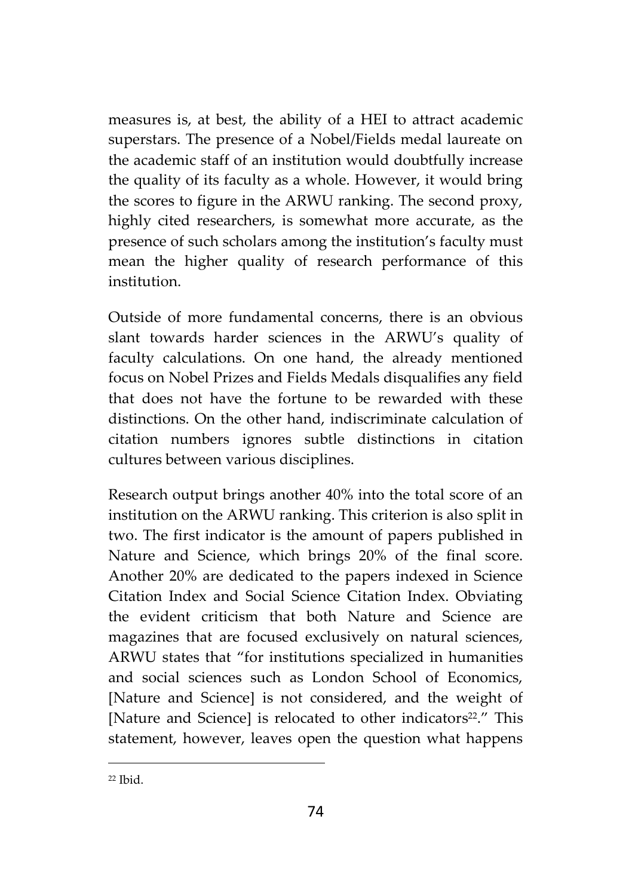measures is, at best, the ability of a HEI to attract academic superstars. The presence of a Nobel/Fields medal laureate on the academic staff of an institution would doubtfully increase the quality of its faculty as a whole. However, it would bring the scores to figure in the ARWU ranking. The second proxy, highly cited researchers, is somewhat more accurate, as the presence of such scholars among the institution's faculty must mean the higher quality of research performance of this institution.

Outside of more fundamental concerns, there is an obvious slant towards harder sciences in the ARWU's quality of faculty calculations. On one hand, the already mentioned focus on Nobel Prizes and Fields Medals disqualifies any field that does not have the fortune to be rewarded with these distinctions. On the other hand, indiscriminate calculation of citation numbers ignores subtle distinctions in citation cultures between various disciplines.

Research output brings another 40% into the total score of an institution on the ARWU ranking. This criterion is also split in two. The first indicator is the amount of papers published in Nature and Science, which brings 20% of the final score. Another 20% are dedicated to the papers indexed in Science Citation Index and Social Science Citation Index. Obviating the evident criticism that both Nature and Science are magazines that are focused exclusively on natural sciences, ARWU states that "for institutions specialized in humanities and social sciences such as London School of Economics, [Nature and Science] is not considered, and the weight of [Nature and Science] is relocated to other indicators[22]." This statement, however, leaves open the question what happens

[22] Ibid.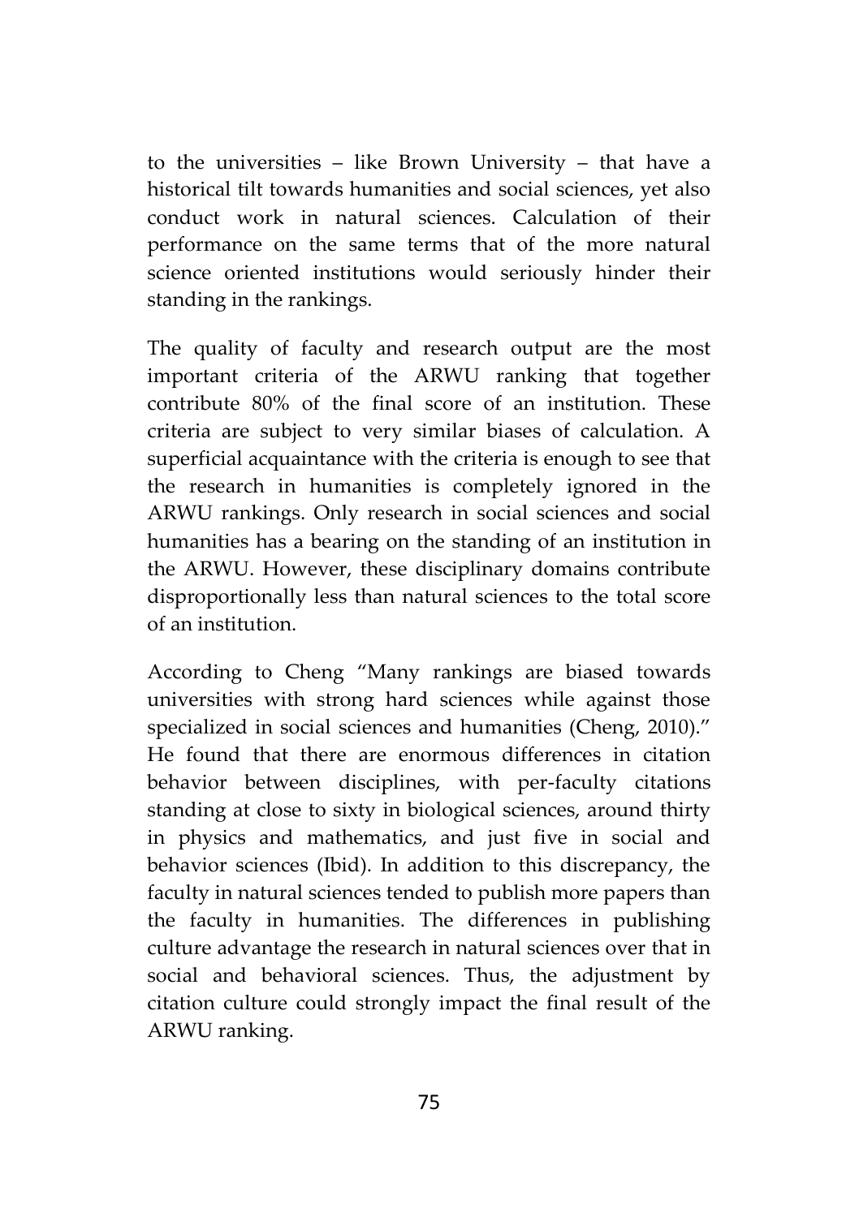to the universities – like Brown University – that have a historical tilt towards humanities and social sciences, yet also conduct work in natural sciences. Calculation of their performance on the same terms that of the more natural science oriented institutions would seriously hinder their standing in the rankings.

The quality of faculty and research output are the most important criteria of the ARWU ranking that together contribute 80% of the final score of an institution. These criteria are subject to very similar biases of calculation. A superficial acquaintance with the criteria is enough to see that the research in humanities is completely ignored in the ARWU rankings. Only research in social sciences and social humanities has a bearing on the standing of an institution in the ARWU. However, these disciplinary domains contribute disproportionally less than natural sciences to the total score of an institution.

According to Cheng "Many rankings are biased towards universities with strong hard sciences while against those specialized in social sciences and humanities (Cheng, 2010)." He found that there are enormous differences in citation behavior between disciplines, with per-faculty citations standing at close to sixty in biological sciences, around thirty in physics and mathematics, and just five in social and behavior sciences (Ibid). In addition to this discrepancy, the faculty in natural sciences tended to publish more papers than the faculty in humanities. The differences in publishing culture advantage the research in natural sciences over that in social and behavioral sciences. Thus, the adjustment by citation culture could strongly impact the final result of the ARWU ranking.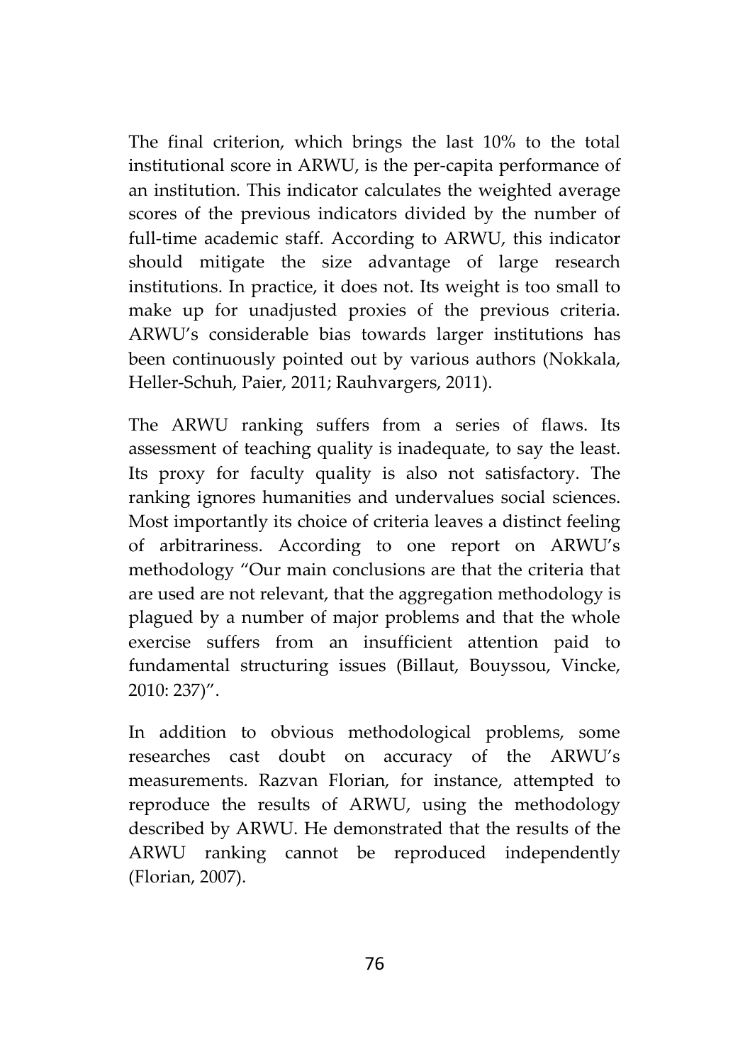The final criterion, which brings the last 10% to the total institutional score in ARWU, is the per-capita performance of an institution. This indicator calculates the weighted average scores of the previous indicators divided by the number of full-time academic staff. According to ARWU, this indicator should mitigate the size advantage of large research institutions. In practice, it does not. Its weight is too small to make up for unadjusted proxies of the previous criteria. ARWU's considerable bias towards larger institutions has been continuously pointed out by various authors (Nokkala, Heller-Schuh, Paier, 2011; Rauhvargers, 2011).

The ARWU ranking suffers from a series of flaws. Its assessment of teaching quality is inadequate, to say the least. Its proxy for faculty quality is also not satisfactory. The ranking ignores humanities and undervalues social sciences. Most importantly its choice of criteria leaves a distinct feeling of arbitrariness. According to one report on ARWU's methodology "Our main conclusions are that the criteria that are used are not relevant, that the aggregation methodology is plagued by a number of major problems and that the whole exercise suffers from an insufficient attention paid to fundamental structuring issues (Billaut, Bouyssou, Vincke, 2010: 237)".

In addition to obvious methodological problems, some researches cast doubt on accuracy of the ARWU's measurements. Razvan Florian, for instance, attempted to reproduce the results of ARWU, using the methodology described by ARWU. He demonstrated that the results of the ARWU ranking cannot be reproduced independently (Florian, 2007).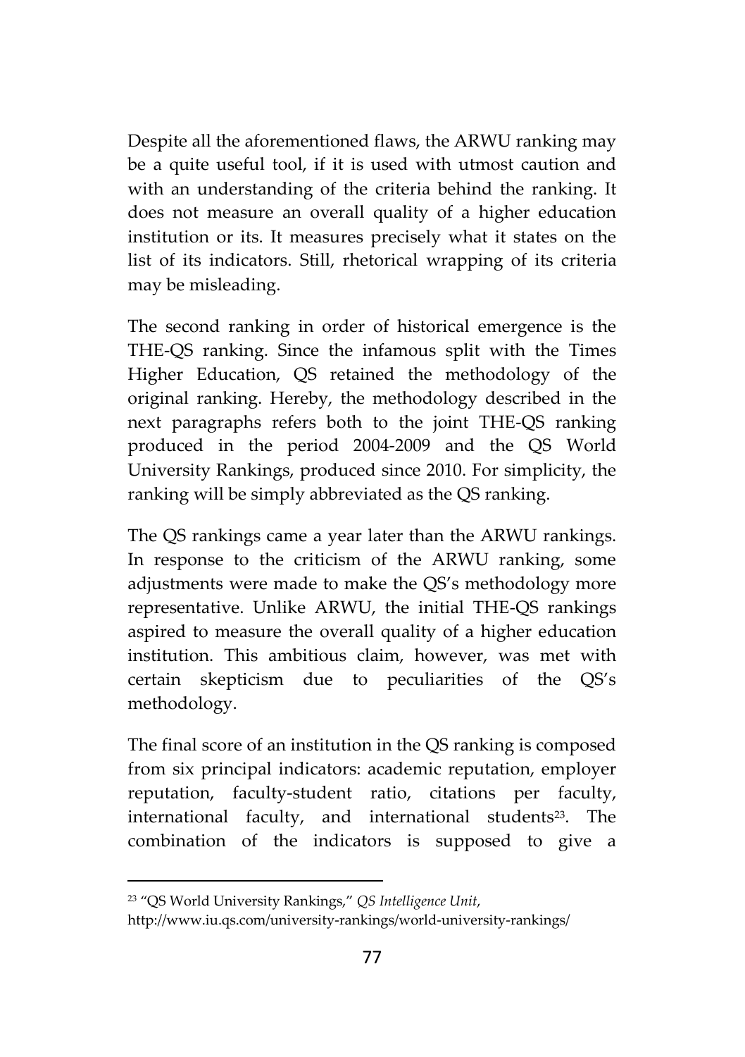Despite all the aforementioned flaws, the ARWU ranking may be a quite useful tool, if it is used with utmost caution and with an understanding of the criteria behind the ranking. It does not measure an overall quality of a higher education institution or its. It measures precisely what it states on the list of its indicators. Still, rhetorical wrapping of its criteria may be misleading.

The second ranking in order of historical emergence is the THE-QS ranking. Since the infamous split with the Times Higher Education, QS retained the methodology of the original ranking. Hereby, the methodology described in the next paragraphs refers both to the joint THE-QS ranking produced in the period 2004-2009 and the QS World University Rankings, produced since 2010. For simplicity, the ranking will be simply abbreviated as the QS ranking.

The QS rankings came a year later than the ARWU rankings. In response to the criticism of the ARWU ranking, some adjustments were made to make the QS's methodology more representative. Unlike ARWU, the initial THE-QS rankings aspired to measure the overall quality of a higher education institution. This ambitious claim, however, was met with certain skepticism due to peculiarities of the QS's methodology.

The final score of an institution in the QS ranking is composed from six principal indicators: academic reputation, employer reputation, faculty-student ratio, citations per faculty, international faculty, and international students[23]. The combination of the indicators is supposed to give a

---

[23] "QS World University Rankings," *QS Intelligence Unit*, http://www.iu.qs.com/university-rankings/world-university-rankings/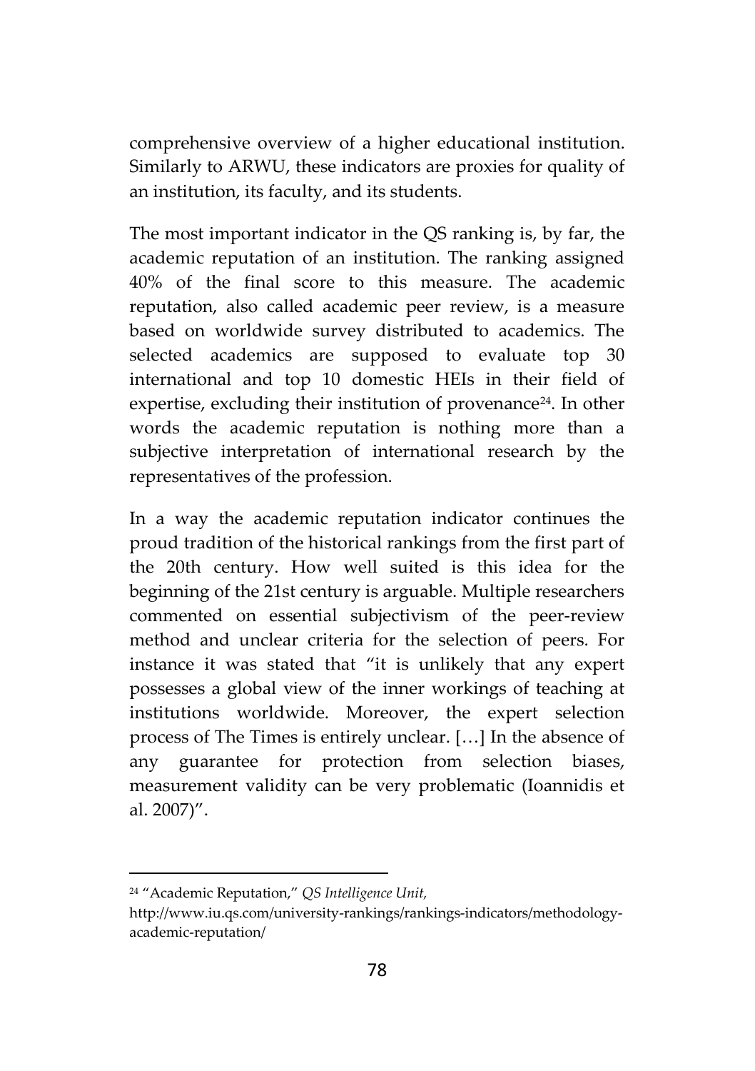comprehensive overview of a higher educational institution. Similarly to ARWU, these indicators are proxies for quality of an institution, its faculty, and its students.

The most important indicator in the QS ranking is, by far, the academic reputation of an institution. The ranking assigned 40% of the final score to this measure. The academic reputation, also called academic peer review, is a measure based on worldwide survey distributed to academics. The selected academics are supposed to evaluate top 30 international and top 10 domestic HEIs in their field of expertise, excluding their institution of provenance[24]. In other words the academic reputation is nothing more than a subjective interpretation of international research by the representatives of the profession.

In a way the academic reputation indicator continues the proud tradition of the historical rankings from the first part of the 20th century. How well suited is this idea for the beginning of the 21st century is arguable. Multiple researchers commented on essential subjectivism of the peer-review method and unclear criteria for the selection of peers. For instance it was stated that "it is unlikely that any expert possesses a global view of the inner workings of teaching at institutions worldwide. Moreover, the expert selection process of The Times is entirely unclear. […] In the absence of any guarantee for protection from selection biases, measurement validity can be very problematic (Ioannidis et al. 2007)".

---

[24] "Academic Reputation," *QS Intelligence Unit,* http://www.iu.qs.com/university-rankings/rankings-indicators/methodology-academic-reputation/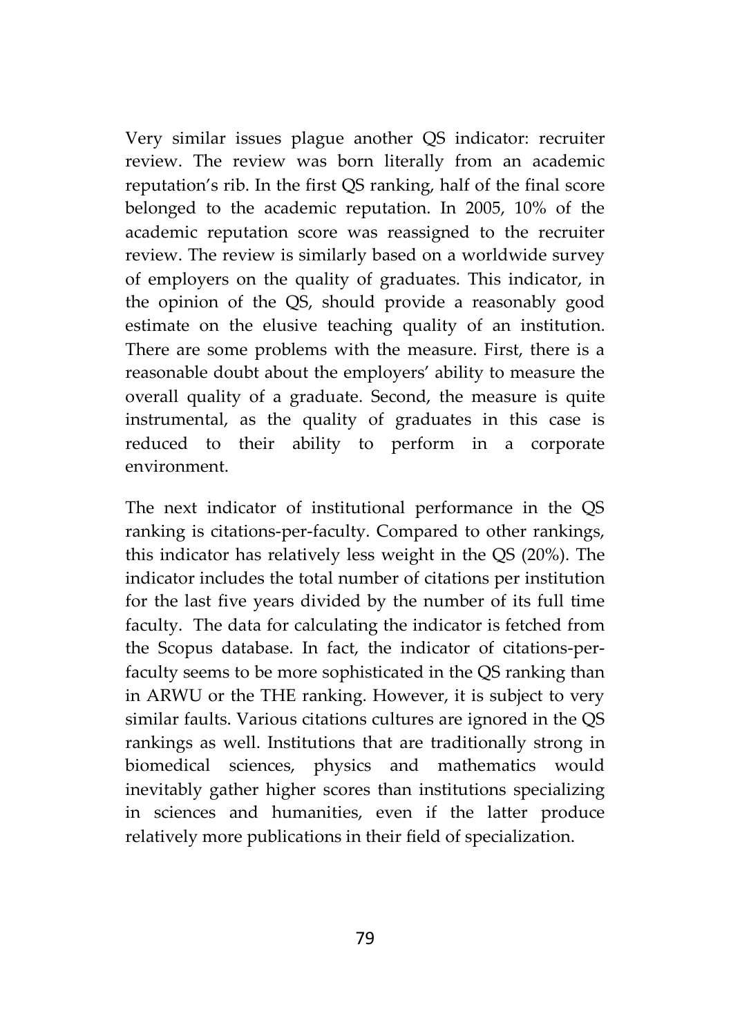Very similar issues plague another QS indicator: recruiter review. The review was born literally from an academic reputation's rib. In the first QS ranking, half of the final score belonged to the academic reputation. In 2005, 10% of the academic reputation score was reassigned to the recruiter review. The review is similarly based on a worldwide survey of employers on the quality of graduates. This indicator, in the opinion of the QS, should provide a reasonably good estimate on the elusive teaching quality of an institution. There are some problems with the measure. First, there is a reasonable doubt about the employers' ability to measure the overall quality of a graduate. Second, the measure is quite instrumental, as the quality of graduates in this case is reduced to their ability to perform in a corporate environment.

The next indicator of institutional performance in the QS ranking is citations-per-faculty. Compared to other rankings, this indicator has relatively less weight in the QS (20%). The indicator includes the total number of citations per institution for the last five years divided by the number of its full time faculty. The data for calculating the indicator is fetched from the Scopus database. In fact, the indicator of citations-per-faculty seems to be more sophisticated in the QS ranking than in ARWU or the THE ranking. However, it is subject to very similar faults. Various citations cultures are ignored in the QS rankings as well. Institutions that are traditionally strong in biomedical sciences, physics and mathematics would inevitably gather higher scores than institutions specializing in sciences and humanities, even if the latter produce relatively more publications in their field of specialization.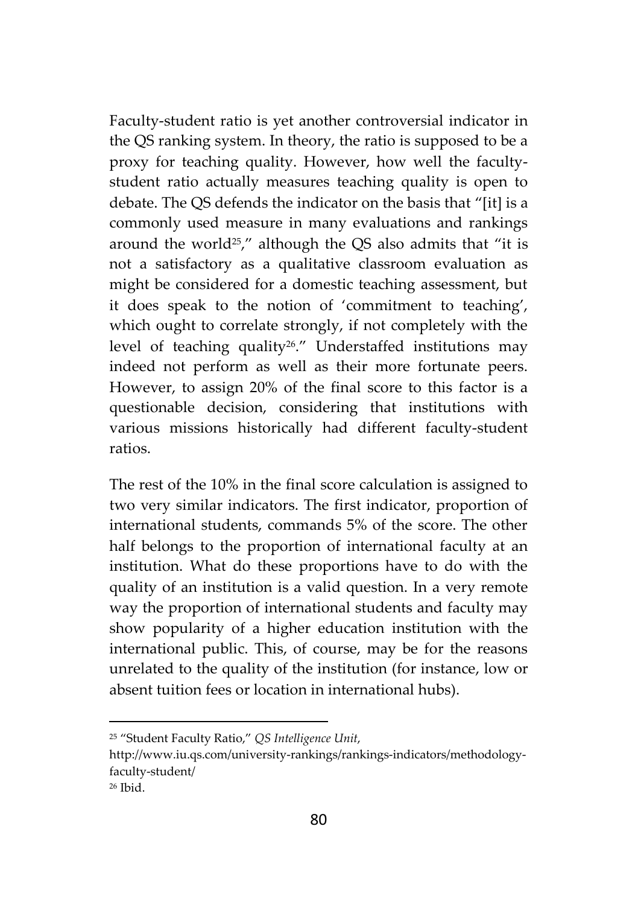Faculty-student ratio is yet another controversial indicator in the QS ranking system. In theory, the ratio is supposed to be a proxy for teaching quality. However, how well the faculty-student ratio actually measures teaching quality is open to debate. The QS defends the indicator on the basis that "[it] is a commonly used measure in many evaluations and rankings around the world[25]," although the QS also admits that "it is not a satisfactory as a qualitative classroom evaluation as might be considered for a domestic teaching assessment, but it does speak to the notion of 'commitment to teaching', which ought to correlate strongly, if not completely with the level of teaching quality[26]." Understaffed institutions may indeed not perform as well as their more fortunate peers. However, to assign 20% of the final score to this factor is a questionable decision, considering that institutions with various missions historically had different faculty-student ratios.

The rest of the 10% in the final score calculation is assigned to two very similar indicators. The first indicator, proportion of international students, commands 5% of the score. The other half belongs to the proportion of international faculty at an institution. What do these proportions have to do with the quality of an institution is a valid question. In a very remote way the proportion of international students and faculty may show popularity of a higher education institution with the international public. This, of course, may be for the reasons unrelated to the quality of the institution (for instance, low or absent tuition fees or location in international hubs).

---

[25] "Student Faculty Ratio," *QS Intelligence Unit*, http://www.iu.qs.com/university-rankings/rankings-indicators/methodology-faculty-student/

[26] Ibid.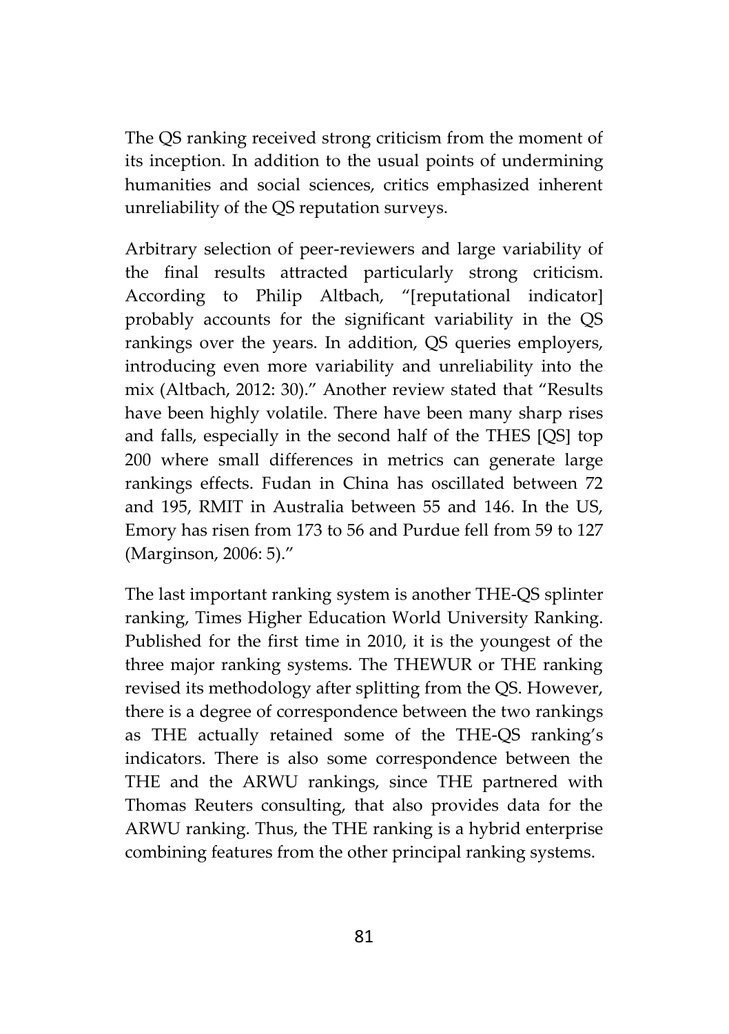The QS ranking received strong criticism from the moment of its inception. In addition to the usual points of undermining humanities and social sciences, critics emphasized inherent unreliability of the QS reputation surveys.

Arbitrary selection of peer-reviewers and large variability of the final results attracted particularly strong criticism. According to Philip Altbach, "[reputational indicator] probably accounts for the significant variability in the QS rankings over the years. In addition, QS queries employers, introducing even more variability and unreliability into the mix (Altbach, 2012: 30)." Another review stated that "Results have been highly volatile. There have been many sharp rises and falls, especially in the second half of the THES [QS] top 200 where small differences in metrics can generate large rankings effects. Fudan in China has oscillated between 72 and 195, RMIT in Australia between 55 and 146. In the US, Emory has risen from 173 to 56 and Purdue fell from 59 to 127 (Marginson, 2006: 5)."

The last important ranking system is another THE-QS splinter ranking, Times Higher Education World University Ranking. Published for the first time in 2010, it is the youngest of the three major ranking systems. The THEWUR or THE ranking revised its methodology after splitting from the QS. However, there is a degree of correspondence between the two rankings as THE actually retained some of the THE-QS ranking's indicators. There is also some correspondence between the THE and the ARWU rankings, since THE partnered with Thomas Reuters consulting, that also provides data for the ARWU ranking. Thus, the THE ranking is a hybrid enterprise combining features from the other principal ranking systems.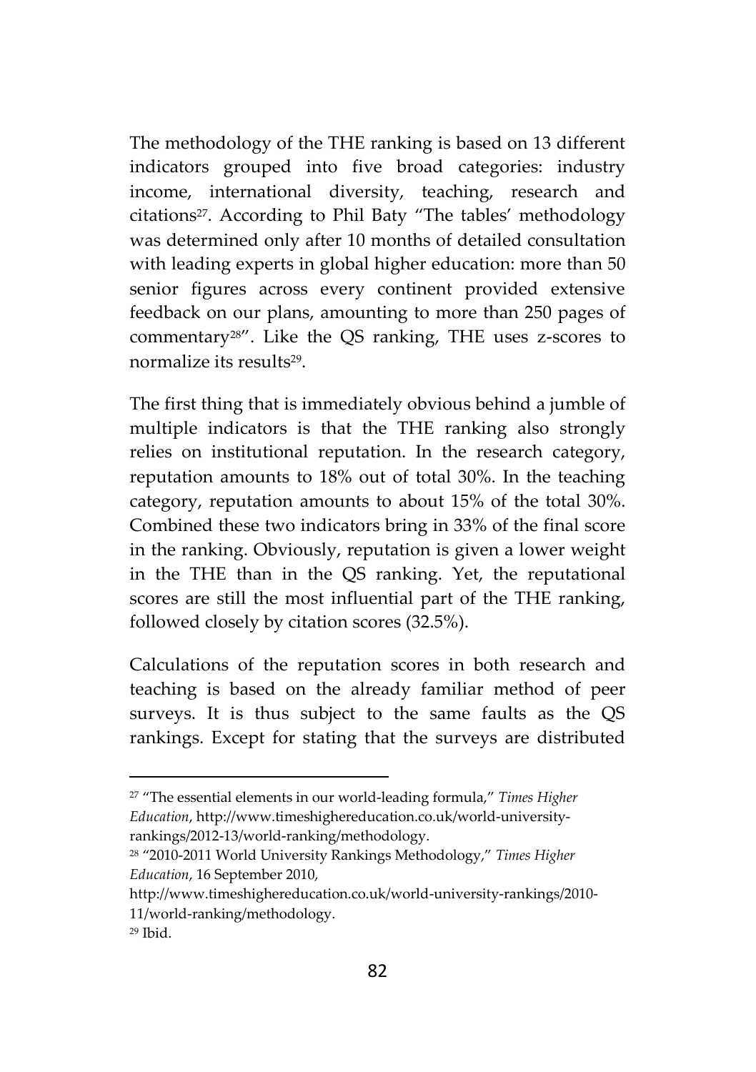The methodology of the THE ranking is based on 13 different indicators grouped into five broad categories: industry income, international diversity, teaching, research and citations[27]. According to Phil Baty "The tables' methodology was determined only after 10 months of detailed consultation with leading experts in global higher education: more than 50 senior figures across every continent provided extensive feedback on our plans, amounting to more than 250 pages of commentary[28]". Like the QS ranking, THE uses z-scores to normalize its results[29].

The first thing that is immediately obvious behind a jumble of multiple indicators is that the THE ranking also strongly relies on institutional reputation. In the research category, reputation amounts to 18% out of total 30%. In the teaching category, reputation amounts to about 15% of the total 30%. Combined these two indicators bring in 33% of the final score in the ranking. Obviously, reputation is given a lower weight in the THE than in the QS ranking. Yet, the reputational scores are still the most influential part of the THE ranking, followed closely by citation scores (32.5%).

Calculations of the reputation scores in both research and teaching is based on the already familiar method of peer surveys. It is thus subject to the same faults as the QS rankings. Except for stating that the surveys are distributed

---

[27] "The essential elements in our world-leading formula," *Times Higher Education*, http://www.timeshighereducation.co.uk/world-university-rankings/2012-13/world-ranking/methodology.

[28] "2010-2011 World University Rankings Methodology," *Times Higher Education*, 16 September 2010, http://www.timeshighereducation.co.uk/world-university-rankings/2010-11/world-ranking/methodology.

[29] Ibid.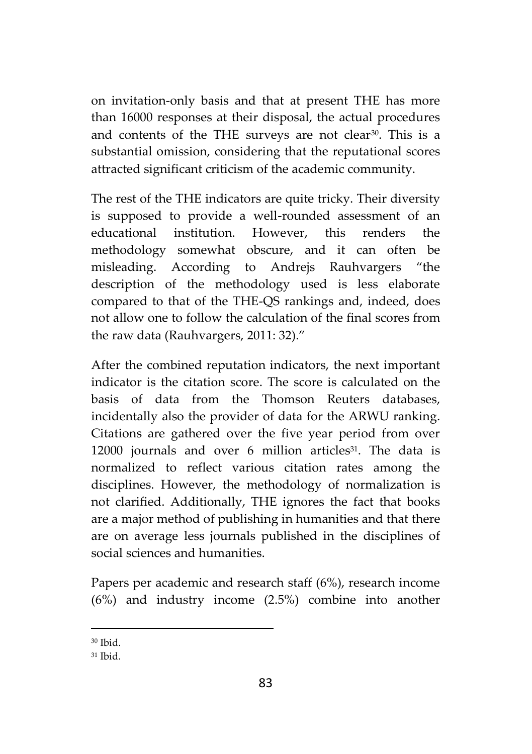on invitation-only basis and that at present THE has more than 16000 responses at their disposal, the actual procedures and contents of the THE surveys are not clear[30]. This is a substantial omission, considering that the reputational scores attracted significant criticism of the academic community.

The rest of the THE indicators are quite tricky. Their diversity is supposed to provide a well-rounded assessment of an educational institution. However, this renders the methodology somewhat obscure, and it can often be misleading. According to Andrejs Rauhvargers "the description of the methodology used is less elaborate compared to that of the THE-QS rankings and, indeed, does not allow one to follow the calculation of the final scores from the raw data (Rauhvargers, 2011: 32)."

After the combined reputation indicators, the next important indicator is the citation score. The score is calculated on the basis of data from the Thomson Reuters databases, incidentally also the provider of data for the ARWU ranking. Citations are gathered over the five year period from over 12000 journals and over 6 million articles[31]. The data is normalized to reflect various citation rates among the disciplines. However, the methodology of normalization is not clarified. Additionally, THE ignores the fact that books are a major method of publishing in humanities and that there are on average less journals published in the disciplines of social sciences and humanities.

Papers per academic and research staff (6%), research income (6%) and industry income (2.5%) combine into another

---

[30] Ibid.

[31] Ibid.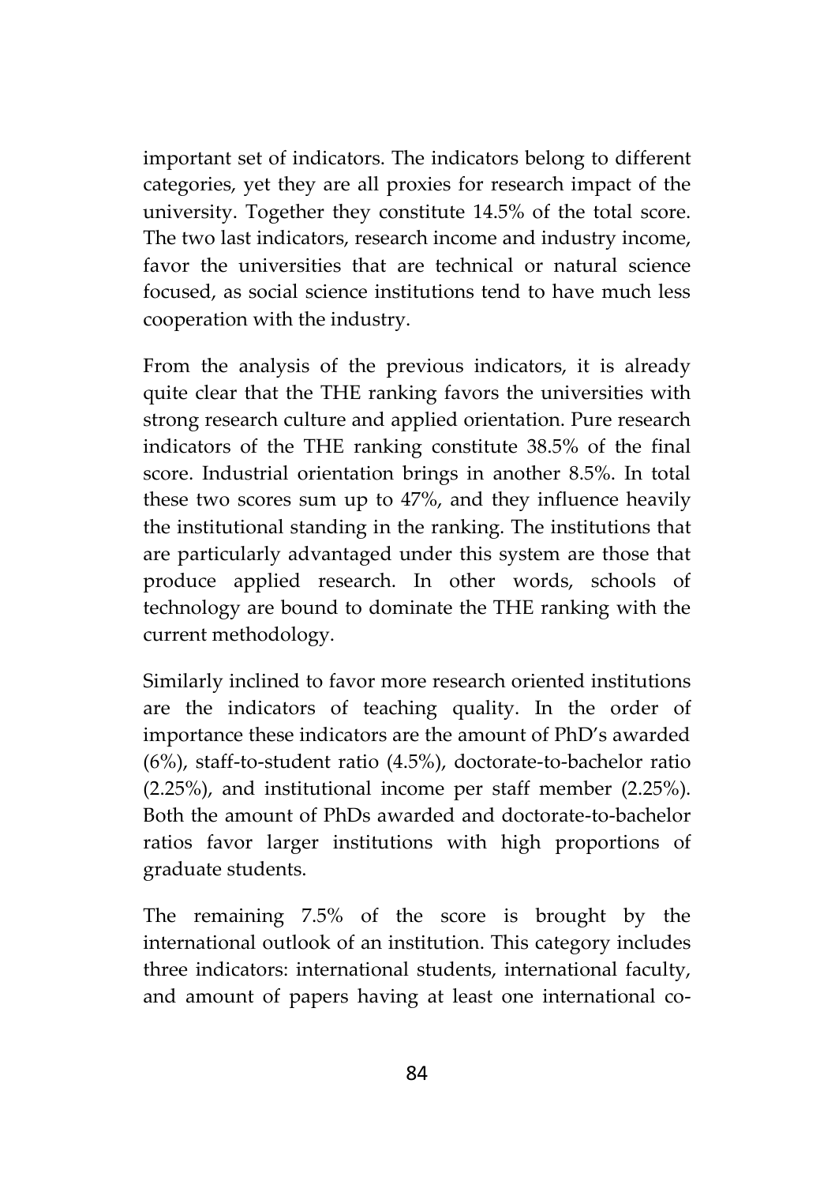important set of indicators. The indicators belong to different categories, yet they are all proxies for research impact of the university. Together they constitute 14.5% of the total score. The two last indicators, research income and industry income, favor the universities that are technical or natural science focused, as social science institutions tend to have much less cooperation with the industry.

From the analysis of the previous indicators, it is already quite clear that the THE ranking favors the universities with strong research culture and applied orientation. Pure research indicators of the THE ranking constitute 38.5% of the final score. Industrial orientation brings in another 8.5%. In total these two scores sum up to 47%, and they influence heavily the institutional standing in the ranking. The institutions that are particularly advantaged under this system are those that produce applied research. In other words, schools of technology are bound to dominate the THE ranking with the current methodology.

Similarly inclined to favor more research oriented institutions are the indicators of teaching quality. In the order of importance these indicators are the amount of PhD's awarded (6%), staff-to-student ratio (4.5%), doctorate-to-bachelor ratio (2.25%), and institutional income per staff member (2.25%). Both the amount of PhDs awarded and doctorate-to-bachelor ratios favor larger institutions with high proportions of graduate students.

The remaining 7.5% of the score is brought by the international outlook of an institution. This category includes three indicators: international students, international faculty, and amount of papers having at least one international co-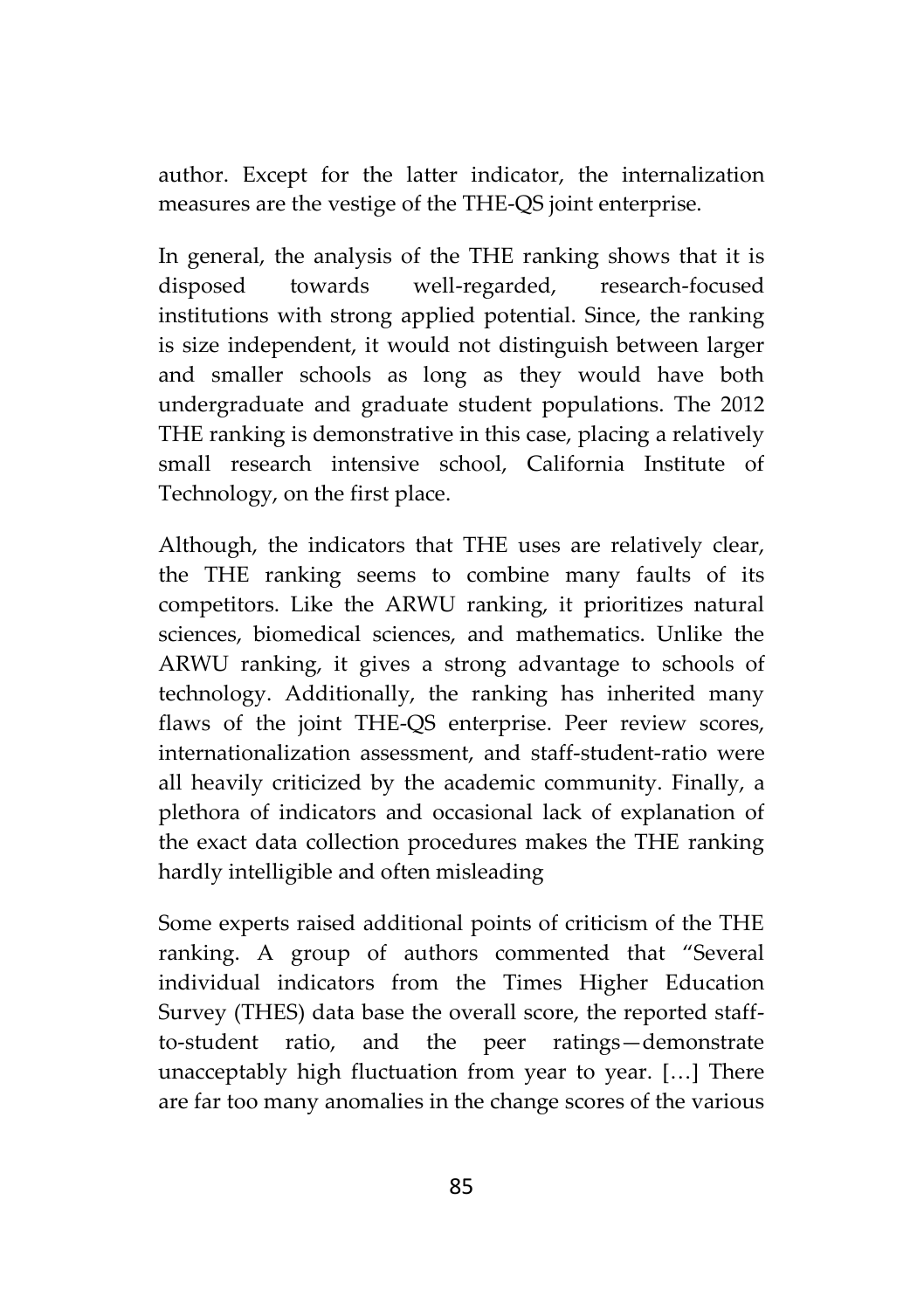author. Except for the latter indicator, the internalization measures are the vestige of the THE-QS joint enterprise.

In general, the analysis of the THE ranking shows that it is disposed towards well-regarded, research-focused institutions with strong applied potential. Since, the ranking is size independent, it would not distinguish between larger and smaller schools as long as they would have both undergraduate and graduate student populations. The 2012 THE ranking is demonstrative in this case, placing a relatively small research intensive school, California Institute of Technology, on the first place.

Although, the indicators that THE uses are relatively clear, the THE ranking seems to combine many faults of its competitors. Like the ARWU ranking, it prioritizes natural sciences, biomedical sciences, and mathematics. Unlike the ARWU ranking, it gives a strong advantage to schools of technology. Additionally, the ranking has inherited many flaws of the joint THE-QS enterprise. Peer review scores, internationalization assessment, and staff-student-ratio were all heavily criticized by the academic community. Finally, a plethora of indicators and occasional lack of explanation of the exact data collection procedures makes the THE ranking hardly intelligible and often misleading

Some experts raised additional points of criticism of the THE ranking. A group of authors commented that "Several individual indicators from the Times Higher Education Survey (THES) data base the overall score, the reported staff-to-student ratio, and the peer ratings—demonstrate unacceptably high fluctuation from year to year. […] There are far too many anomalies in the change scores of the various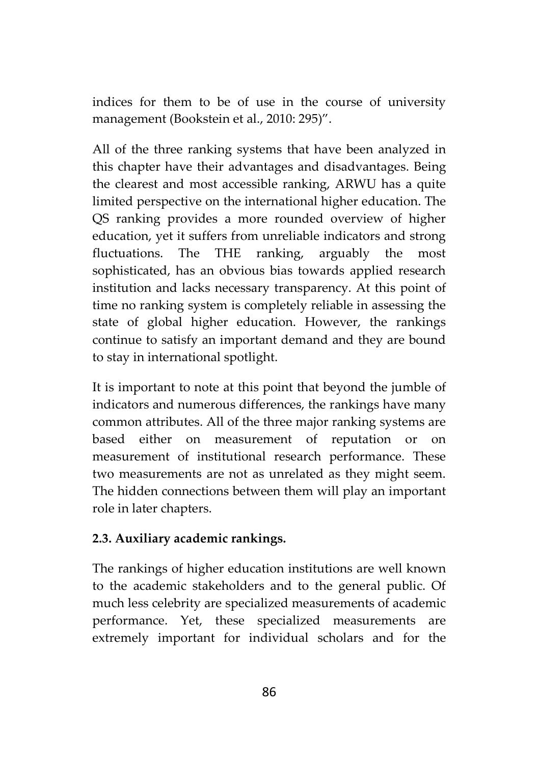indices for them to be of use in the course of university management (Bookstein et al., 2010: 295)".

All of the three ranking systems that have been analyzed in this chapter have their advantages and disadvantages. Being the clearest and most accessible ranking, ARWU has a quite limited perspective on the international higher education. The QS ranking provides a more rounded overview of higher education, yet it suffers from unreliable indicators and strong fluctuations. The THE ranking, arguably the most sophisticated, has an obvious bias towards applied research institution and lacks necessary transparency. At this point of time no ranking system is completely reliable in assessing the state of global higher education. However, the rankings continue to satisfy an important demand and they are bound to stay in international spotlight.

It is important to note at this point that beyond the jumble of indicators and numerous differences, the rankings have many common attributes. All of the three major ranking systems are based either on measurement of reputation or on measurement of institutional research performance. These two measurements are not as unrelated as they might seem. The hidden connections between them will play an important role in later chapters.

### 2.3. Auxiliary academic rankings.

The rankings of higher education institutions are well known to the academic stakeholders and to the general public. Of much less celebrity are specialized measurements of academic performance. Yet, these specialized measurements are extremely important for individual scholars and for the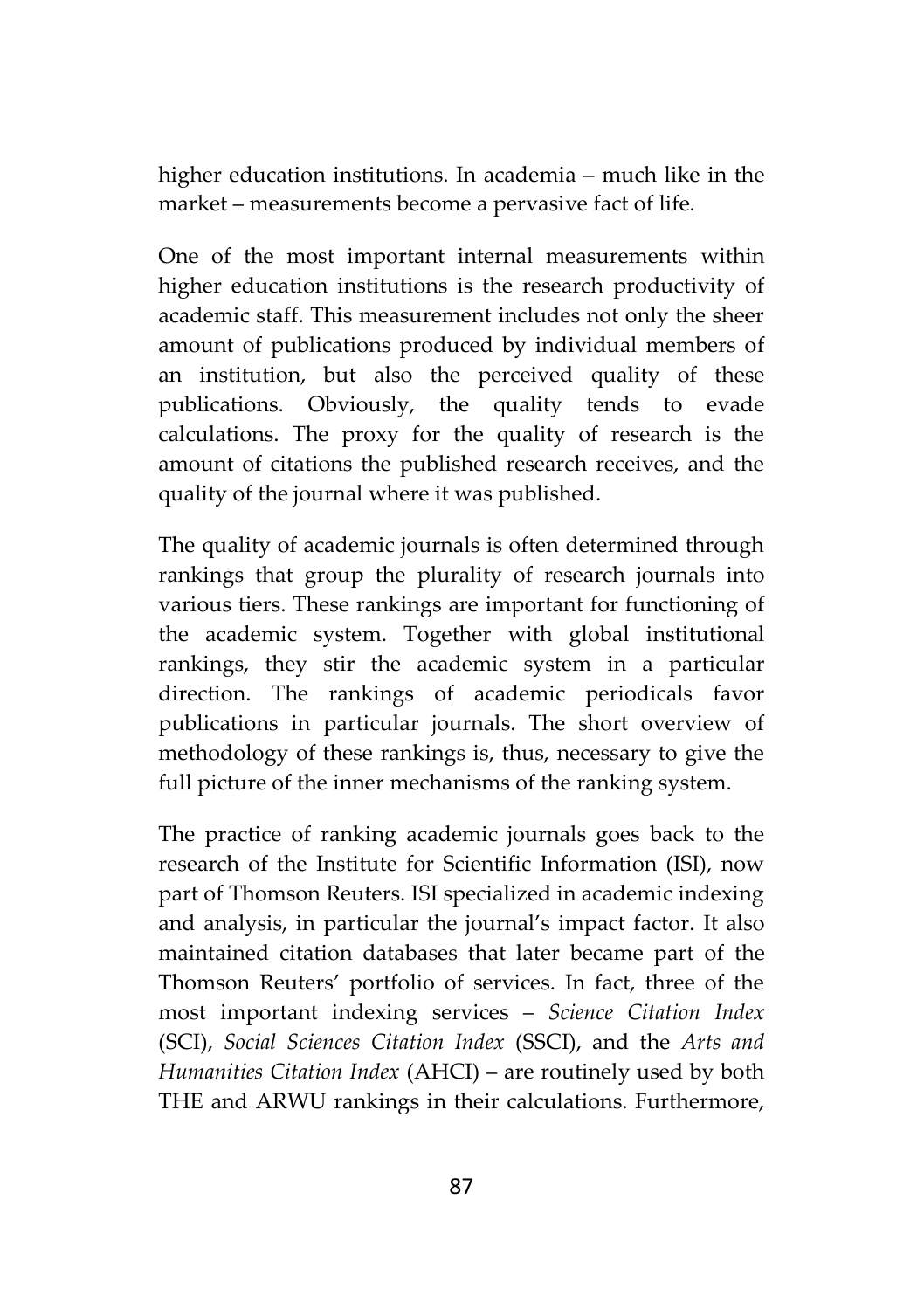higher education institutions. In academia – much like in the market – measurements become a pervasive fact of life.

One of the most important internal measurements within higher education institutions is the research productivity of academic staff. This measurement includes not only the sheer amount of publications produced by individual members of an institution, but also the perceived quality of these publications. Obviously, the quality tends to evade calculations. The proxy for the quality of research is the amount of citations the published research receives, and the quality of the journal where it was published.

The quality of academic journals is often determined through rankings that group the plurality of research journals into various tiers. These rankings are important for functioning of the academic system. Together with global institutional rankings, they stir the academic system in a particular direction. The rankings of academic periodicals favor publications in particular journals. The short overview of methodology of these rankings is, thus, necessary to give the full picture of the inner mechanisms of the ranking system.

The practice of ranking academic journals goes back to the research of the Institute for Scientific Information (ISI), now part of Thomson Reuters. ISI specialized in academic indexing and analysis, in particular the journal's impact factor. It also maintained citation databases that later became part of the Thomson Reuters' portfolio of services. In fact, three of the most important indexing services – *Science Citation Index* (SCI), *Social Sciences Citation Index* (SSCI), and the *Arts and Humanities Citation Index* (AHCI) – are routinely used by both THE and ARWU rankings in their calculations. Furthermore,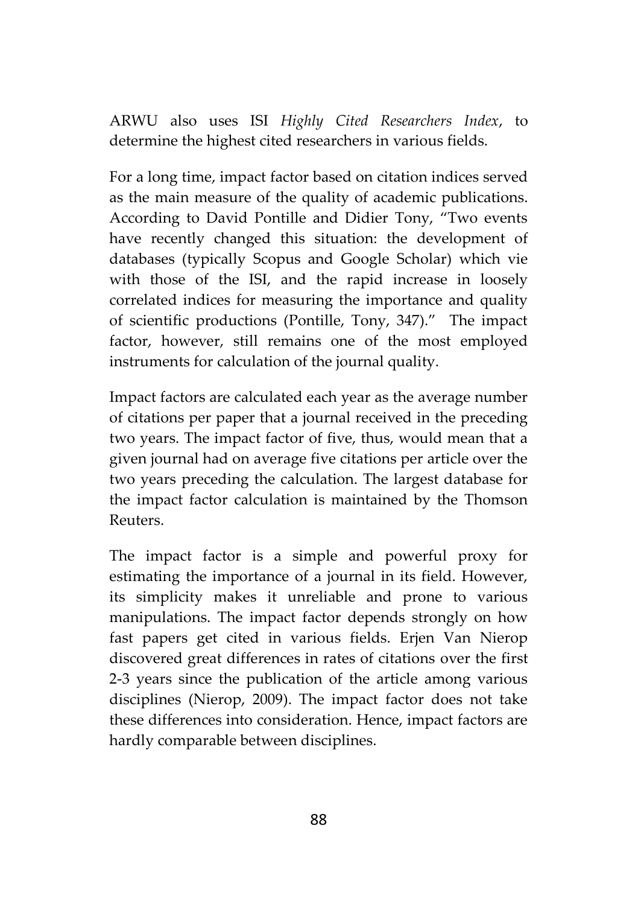ARWU also uses ISI *Highly Cited Researchers Index*, to determine the highest cited researchers in various fields.

For a long time, impact factor based on citation indices served as the main measure of the quality of academic publications. According to David Pontille and Didier Tony, "Two events have recently changed this situation: the development of databases (typically Scopus and Google Scholar) which vie with those of the ISI, and the rapid increase in loosely correlated indices for measuring the importance and quality of scientific productions (Pontille, Tony, 347)." The impact factor, however, still remains one of the most employed instruments for calculation of the journal quality.

Impact factors are calculated each year as the average number of citations per paper that a journal received in the preceding two years. The impact factor of five, thus, would mean that a given journal had on average five citations per article over the two years preceding the calculation. The largest database for the impact factor calculation is maintained by the Thomson Reuters.

The impact factor is a simple and powerful proxy for estimating the importance of a journal in its field. However, its simplicity makes it unreliable and prone to various manipulations. The impact factor depends strongly on how fast papers get cited in various fields. Erjen Van Nierop discovered great differences in rates of citations over the first 2-3 years since the publication of the article among various disciplines (Nierop, 2009). The impact factor does not take these differences into consideration. Hence, impact factors are hardly comparable between disciplines.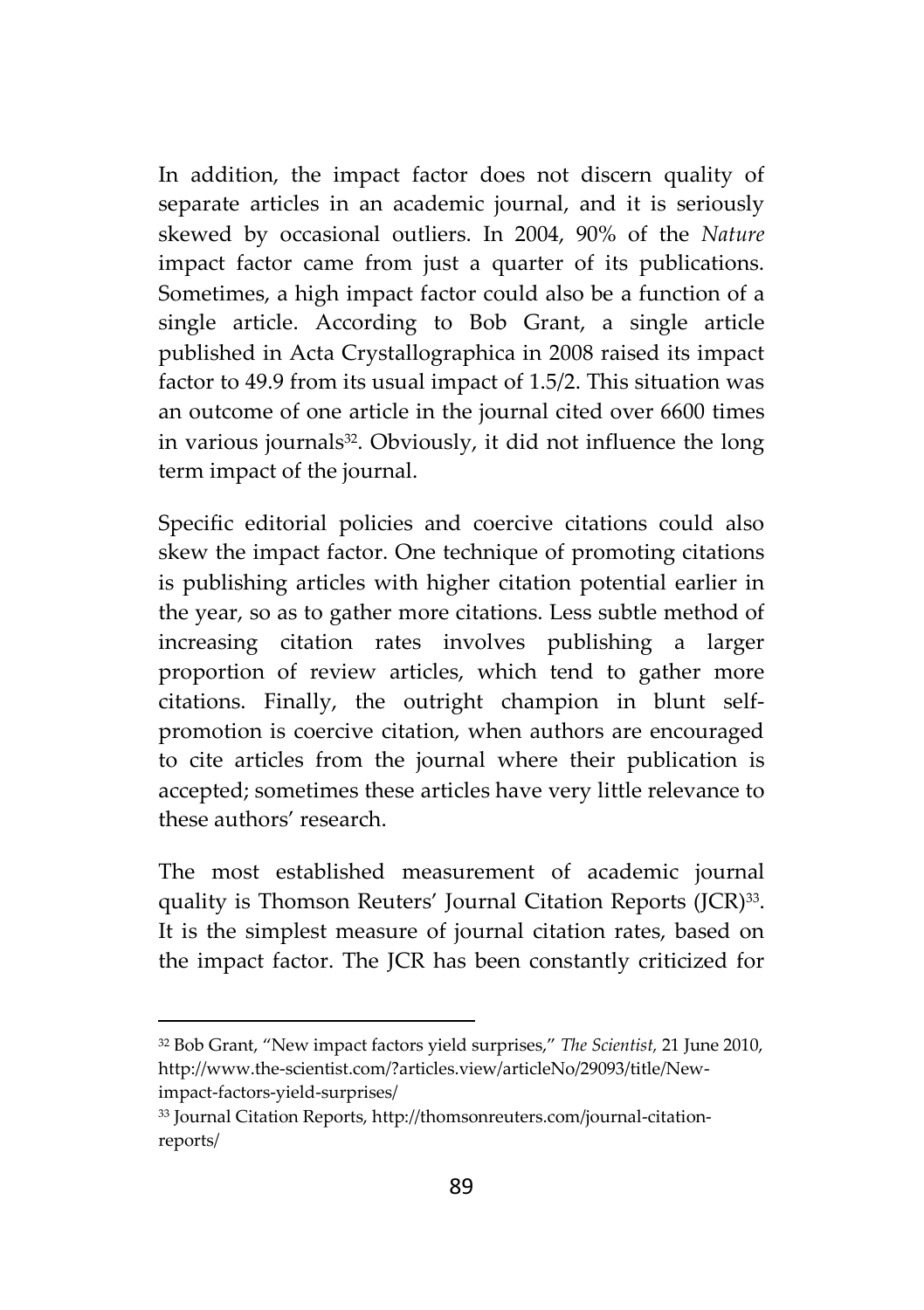In addition, the impact factor does not discern quality of separate articles in an academic journal, and it is seriously skewed by occasional outliers. In 2004, 90% of the *Nature* impact factor came from just a quarter of its publications. Sometimes, a high impact factor could also be a function of a single article. According to Bob Grant, a single article published in Acta Crystallographica in 2008 raised its impact factor to 49.9 from its usual impact of 1.5/2. This situation was an outcome of one article in the journal cited over 6600 times in various journals[32]. Obviously, it did not influence the long term impact of the journal.

Specific editorial policies and coercive citations could also skew the impact factor. One technique of promoting citations is publishing articles with higher citation potential earlier in the year, so as to gather more citations. Less subtle method of increasing citation rates involves publishing a larger proportion of review articles, which tend to gather more citations. Finally, the outright champion in blunt self-promotion is coercive citation, when authors are encouraged to cite articles from the journal where their publication is accepted; sometimes these articles have very little relevance to these authors' research.

The most established measurement of academic journal quality is Thomson Reuters' Journal Citation Reports (JCR)[33]. It is the simplest measure of journal citation rates, based on the impact factor. The JCR has been constantly criticized for

---

[32] Bob Grant, "New impact factors yield surprises," *The Scientist,* 21 June 2010, http://www.the-scientist.com/?articles.view/articleNo/29093/title/New-impact-factors-yield-surprises/

[33] Journal Citation Reports, http://thomsonreuters.com/journal-citation-reports/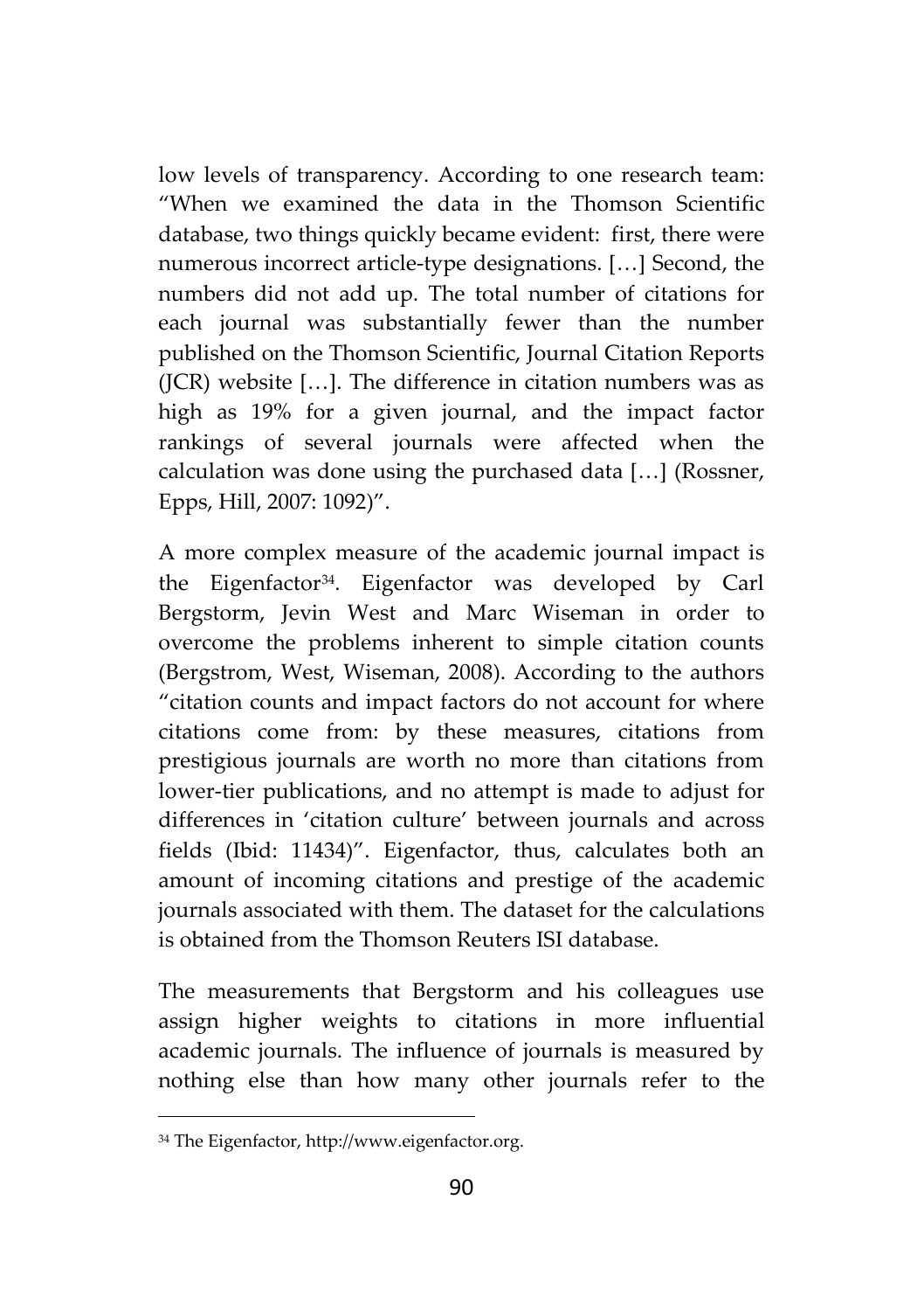low levels of transparency. According to one research team: "When we examined the data in the Thomson Scientific database, two things quickly became evident: first, there were numerous incorrect article-type designations. […] Second, the numbers did not add up. The total number of citations for each journal was substantially fewer than the number published on the Thomson Scientific, Journal Citation Reports (JCR) website […]. The difference in citation numbers was as high as 19% for a given journal, and the impact factor rankings of several journals were affected when the calculation was done using the purchased data […] (Rossner, Epps, Hill, 2007: 1092)".

A more complex measure of the academic journal impact is the Eigenfactor[34]. Eigenfactor was developed by Carl Bergstorm, Jevin West and Marc Wiseman in order to overcome the problems inherent to simple citation counts (Bergstrom, West, Wiseman, 2008). According to the authors "citation counts and impact factors do not account for where citations come from: by these measures, citations from prestigious journals are worth no more than citations from lower-tier publications, and no attempt is made to adjust for differences in 'citation culture' between journals and across fields (Ibid: 11434)". Eigenfactor, thus, calculates both an amount of incoming citations and prestige of the academic journals associated with them. The dataset for the calculations is obtained from the Thomson Reuters ISI database.

The measurements that Bergstorm and his colleagues use assign higher weights to citations in more influential academic journals. The influence of journals is measured by nothing else than how many other journals refer to the

[34] The Eigenfactor, http://www.eigenfactor.org.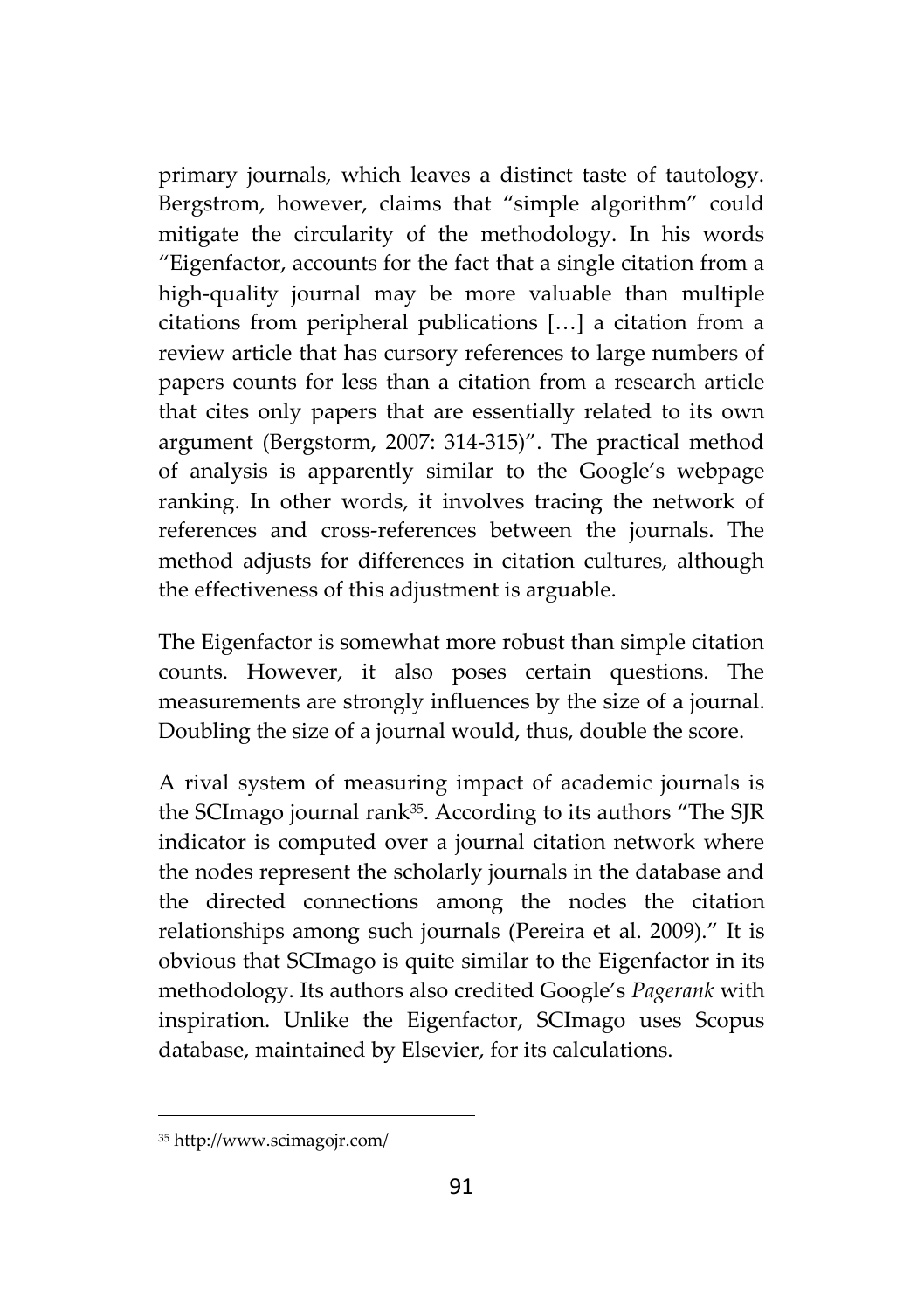primary journals, which leaves a distinct taste of tautology. Bergstrom, however, claims that "simple algorithm" could mitigate the circularity of the methodology. In his words "Eigenfactor, accounts for the fact that a single citation from a high-quality journal may be more valuable than multiple citations from peripheral publications […] a citation from a review article that has cursory references to large numbers of papers counts for less than a citation from a research article that cites only papers that are essentially related to its own argument (Bergstorm, 2007: 314-315)". The practical method of analysis is apparently similar to the Google's webpage ranking. In other words, it involves tracing the network of references and cross-references between the journals. The method adjusts for differences in citation cultures, although the effectiveness of this adjustment is arguable.

The Eigenfactor is somewhat more robust than simple citation counts. However, it also poses certain questions. The measurements are strongly influences by the size of a journal. Doubling the size of a journal would, thus, double the score.

A rival system of measuring impact of academic journals is the SCImago journal rank[35]. According to its authors "The SJR indicator is computed over a journal citation network where the nodes represent the scholarly journals in the database and the directed connections among the nodes the citation relationships among such journals (Pereira et al. 2009)." It is obvious that SCImago is quite similar to the Eigenfactor in its methodology. Its authors also credited Google's *Pagerank* with inspiration. Unlike the Eigenfactor, SCImago uses Scopus database, maintained by Elsevier, for its calculations.

[35] http://www.scimagojr.com/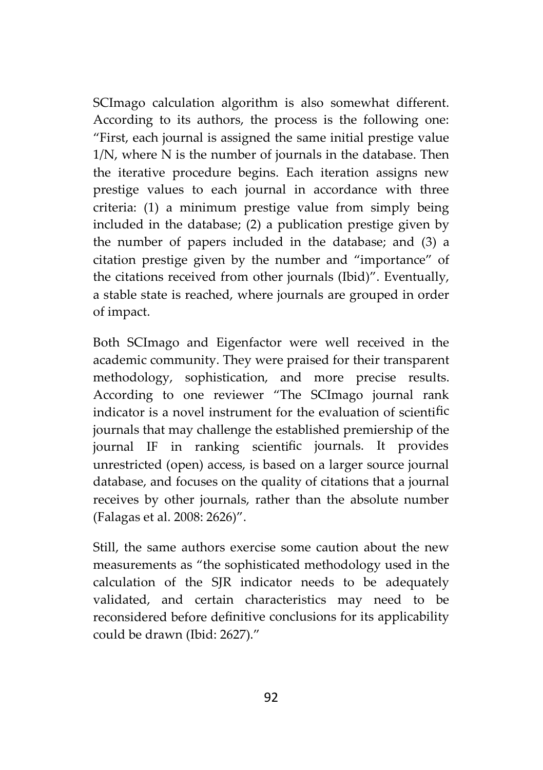SCImago calculation algorithm is also somewhat different. According to its authors, the process is the following one: "First, each journal is assigned the same initial prestige value 1/N, where N is the number of journals in the database. Then the iterative procedure begins. Each iteration assigns new prestige values to each journal in accordance with three criteria: (1) a minimum prestige value from simply being included in the database; (2) a publication prestige given by the number of papers included in the database; and (3) a citation prestige given by the number and "importance" of the citations received from other journals (Ibid)". Eventually, a stable state is reached, where journals are grouped in order of impact.

Both SCImago and Eigenfactor were well received in the academic community. They were praised for their transparent methodology, sophistication, and more precise results. According to one reviewer "The SCImago journal rank indicator is a novel instrument for the evaluation of scientific journals that may challenge the established premiership of the journal IF in ranking scientific journals. It provides unrestricted (open) access, is based on a larger source journal database, and focuses on the quality of citations that a journal receives by other journals, rather than the absolute number (Falagas et al. 2008: 2626)".

Still, the same authors exercise some caution about the new measurements as "the sophisticated methodology used in the calculation of the SJR indicator needs to be adequately validated, and certain characteristics may need to be reconsidered before definitive conclusions for its applicability could be drawn (Ibid: 2627)."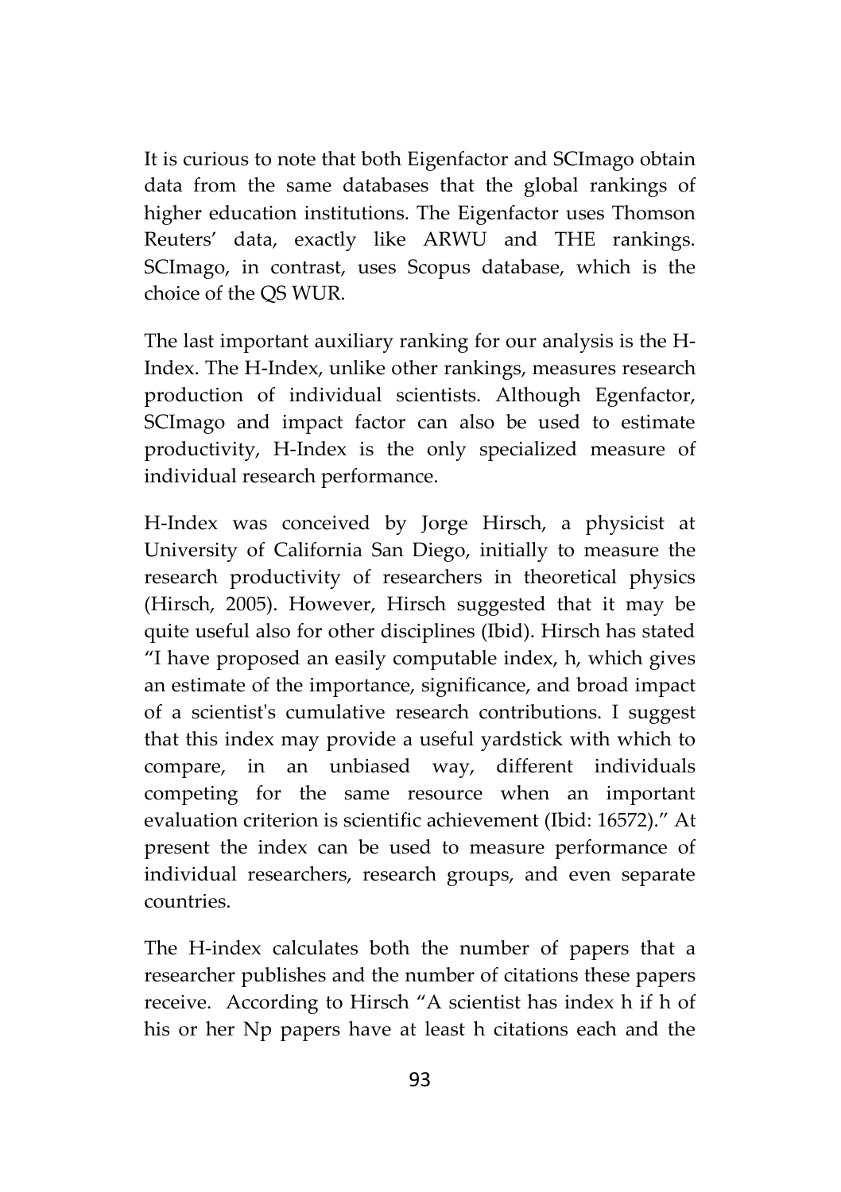It is curious to note that both Eigenfactor and SCImago obtain data from the same databases that the global rankings of higher education institutions. The Eigenfactor uses Thomson Reuters' data, exactly like ARWU and THE rankings. SCImago, in contrast, uses Scopus database, which is the choice of the QS WUR.

The last important auxiliary ranking for our analysis is the H-Index. The H-Index, unlike other rankings, measures research production of individual scientists. Although Egenfactor, SCImago and impact factor can also be used to estimate productivity, H-Index is the only specialized measure of individual research performance.

H-Index was conceived by Jorge Hirsch, a physicist at University of California San Diego, initially to measure the research productivity of researchers in theoretical physics (Hirsch, 2005). However, Hirsch suggested that it may be quite useful also for other disciplines (Ibid). Hirsch has stated "I have proposed an easily computable index, h, which gives an estimate of the importance, significance, and broad impact of a scientist's cumulative research contributions. I suggest that this index may provide a useful yardstick with which to compare, in an unbiased way, different individuals competing for the same resource when an important evaluation criterion is scientific achievement (Ibid: 16572)." At present the index can be used to measure performance of individual researchers, research groups, and even separate countries.

The H-index calculates both the number of papers that a researcher publishes and the number of citations these papers receive. According to Hirsch "A scientist has index h if h of his or her Np papers have at least h citations each and the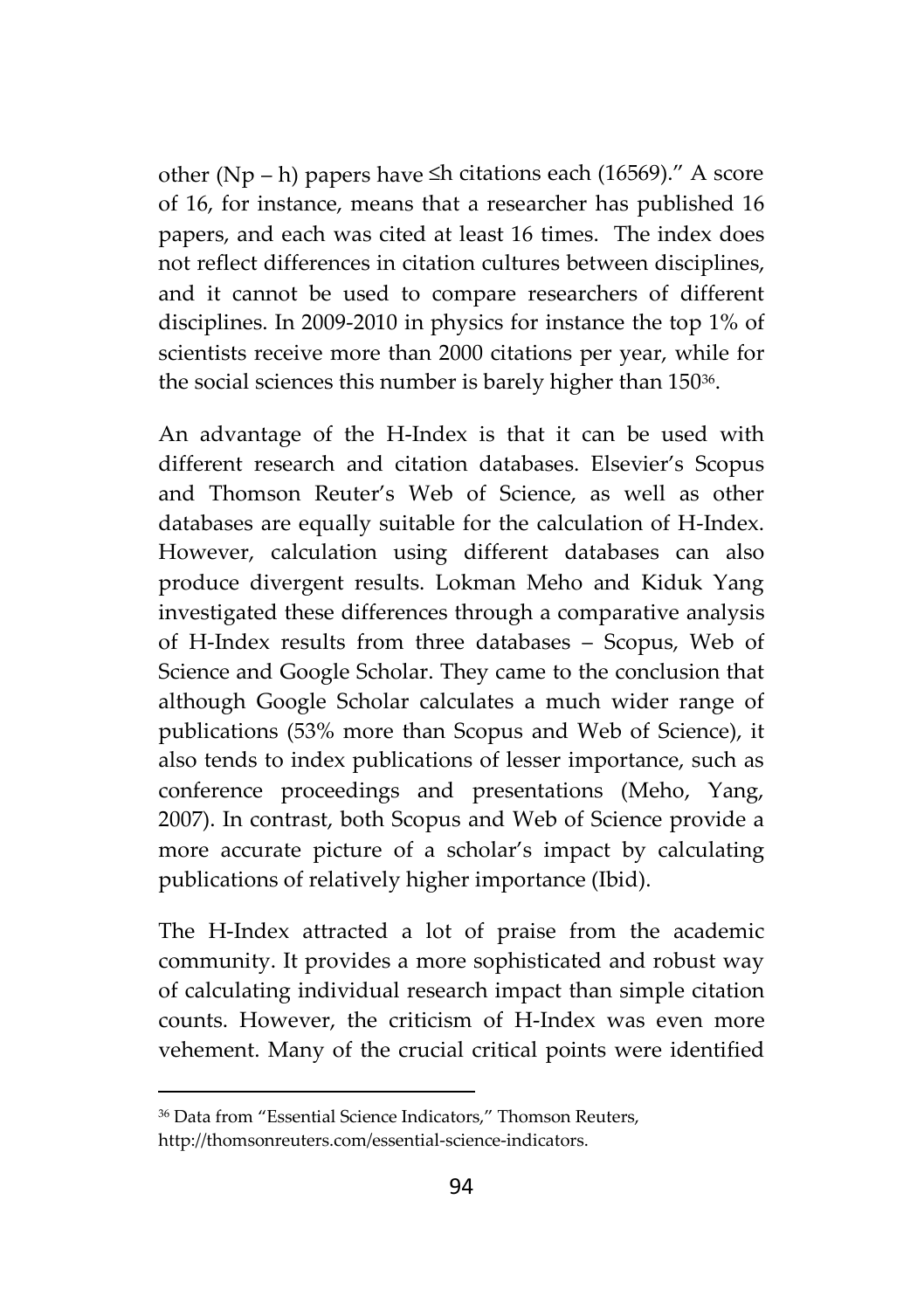other (Np – h) papers have ≤h citations each (16569)." A score of 16, for instance, means that a researcher has published 16 papers, and each was cited at least 16 times. The index does not reflect differences in citation cultures between disciplines, and it cannot be used to compare researchers of different disciplines. In 2009-2010 in physics for instance the top 1% of scientists receive more than 2000 citations per year, while for the social sciences this number is barely higher than 150[36].

An advantage of the H-Index is that it can be used with different research and citation databases. Elsevier's Scopus and Thomson Reuter's Web of Science, as well as other databases are equally suitable for the calculation of H-Index. However, calculation using different databases can also produce divergent results. Lokman Meho and Kiduk Yang investigated these differences through a comparative analysis of H-Index results from three databases – Scopus, Web of Science and Google Scholar. They came to the conclusion that although Google Scholar calculates a much wider range of publications (53% more than Scopus and Web of Science), it also tends to index publications of lesser importance, such as conference proceedings and presentations (Meho, Yang, 2007). In contrast, both Scopus and Web of Science provide a more accurate picture of a scholar's impact by calculating publications of relatively higher importance (Ibid).

The H-Index attracted a lot of praise from the academic community. It provides a more sophisticated and robust way of calculating individual research impact than simple citation counts. However, the criticism of H-Index was even more vehement. Many of the crucial critical points were identified

---

[36] Data from "Essential Science Indicators," Thomson Reuters, http://thomsonreuters.com/essential-science-indicators.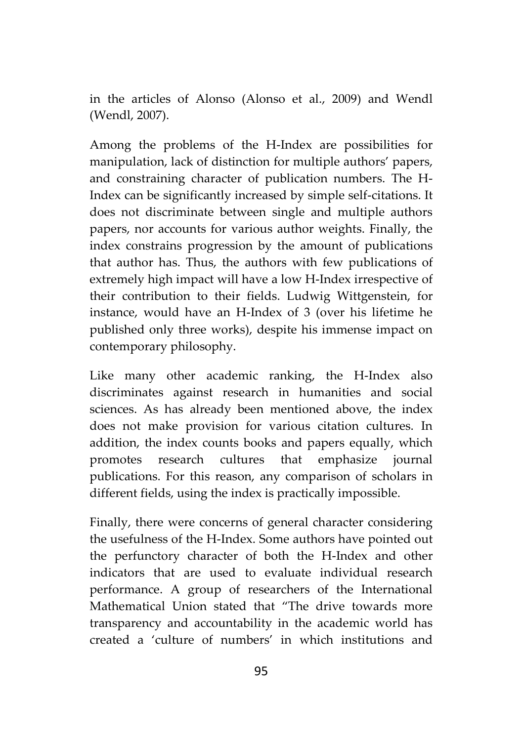in the articles of Alonso (Alonso et al., 2009) and Wendl (Wendl, 2007).

Among the problems of the H-Index are possibilities for manipulation, lack of distinction for multiple authors' papers, and constraining character of publication numbers. The H-Index can be significantly increased by simple self-citations. It does not discriminate between single and multiple authors papers, nor accounts for various author weights. Finally, the index constrains progression by the amount of publications that author has. Thus, the authors with few publications of extremely high impact will have a low H-Index irrespective of their contribution to their fields. Ludwig Wittgenstein, for instance, would have an H-Index of 3 (over his lifetime he published only three works), despite his immense impact on contemporary philosophy.

Like many other academic ranking, the H-Index also discriminates against research in humanities and social sciences. As has already been mentioned above, the index does not make provision for various citation cultures. In addition, the index counts books and papers equally, which promotes research cultures that emphasize journal publications. For this reason, any comparison of scholars in different fields, using the index is practically impossible.

Finally, there were concerns of general character considering the usefulness of the H-Index. Some authors have pointed out the perfunctory character of both the H-Index and other indicators that are used to evaluate individual research performance. A group of researchers of the International Mathematical Union stated that "The drive towards more transparency and accountability in the academic world has created a 'culture of numbers' in which institutions and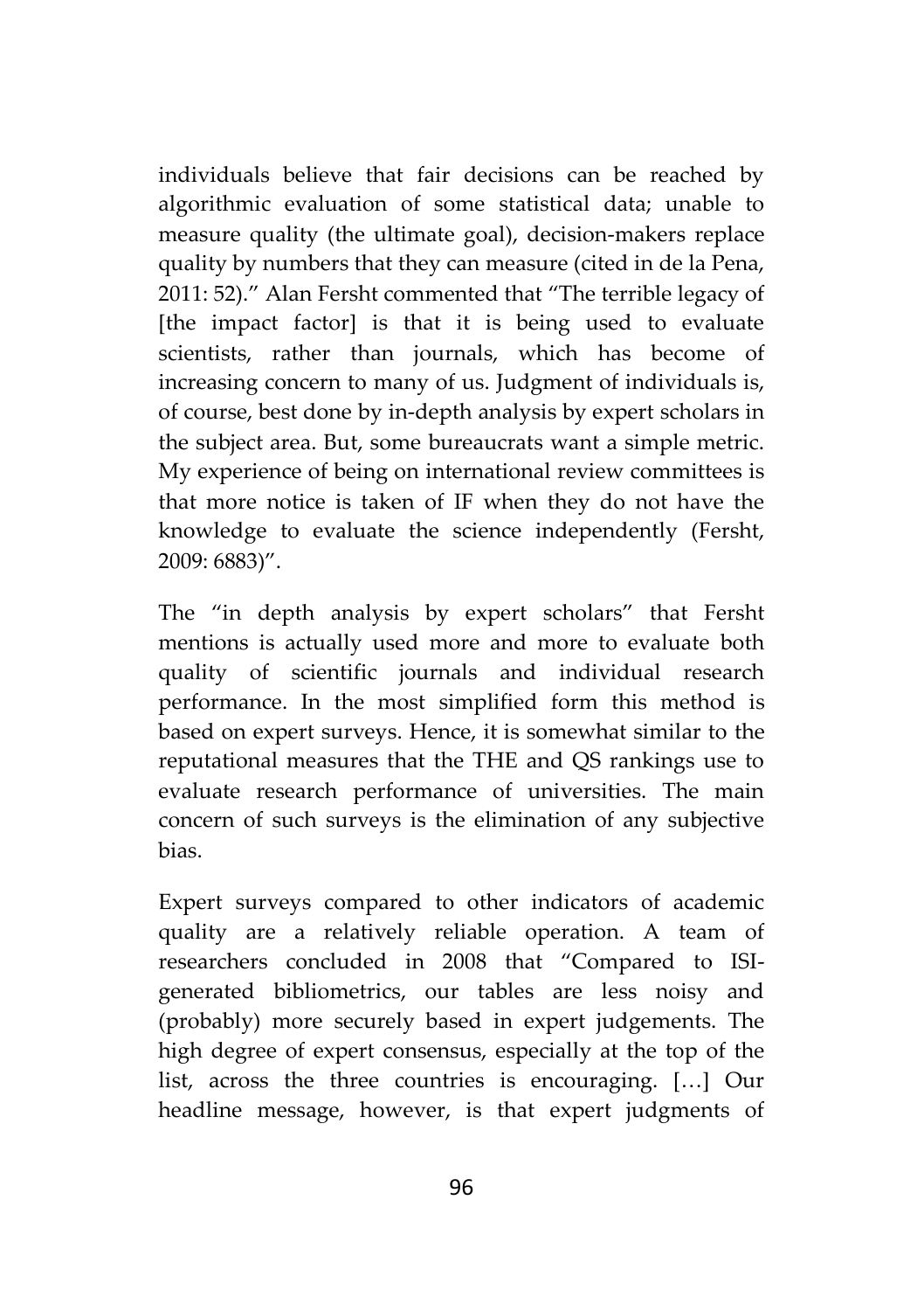individuals believe that fair decisions can be reached by algorithmic evaluation of some statistical data; unable to measure quality (the ultimate goal), decision-makers replace quality by numbers that they can measure (cited in de la Pena, 2011: 52).” Alan Fersht commented that “The terrible legacy of [the impact factor] is that it is being used to evaluate scientists, rather than journals, which has become of increasing concern to many of us. Judgment of individuals is, of course, best done by in-depth analysis by expert scholars in the subject area. But, some bureaucrats want a simple metric. My experience of being on international review committees is that more notice is taken of IF when they do not have the knowledge to evaluate the science independently (Fersht, 2009: 6883)”.

The “in depth analysis by expert scholars” that Fersht mentions is actually used more and more to evaluate both quality of scientific journals and individual research performance. In the most simplified form this method is based on expert surveys. Hence, it is somewhat similar to the reputational measures that the THE and QS rankings use to evaluate research performance of universities. The main concern of such surveys is the elimination of any subjective bias.

Expert surveys compared to other indicators of academic quality are a relatively reliable operation. A team of researchers concluded in 2008 that “Compared to ISI-generated bibliometrics, our tables are less noisy and (probably) more securely based in expert judgements. The high degree of expert consensus, especially at the top of the list, across the three countries is encouraging. […] Our headline message, however, is that expert judgments of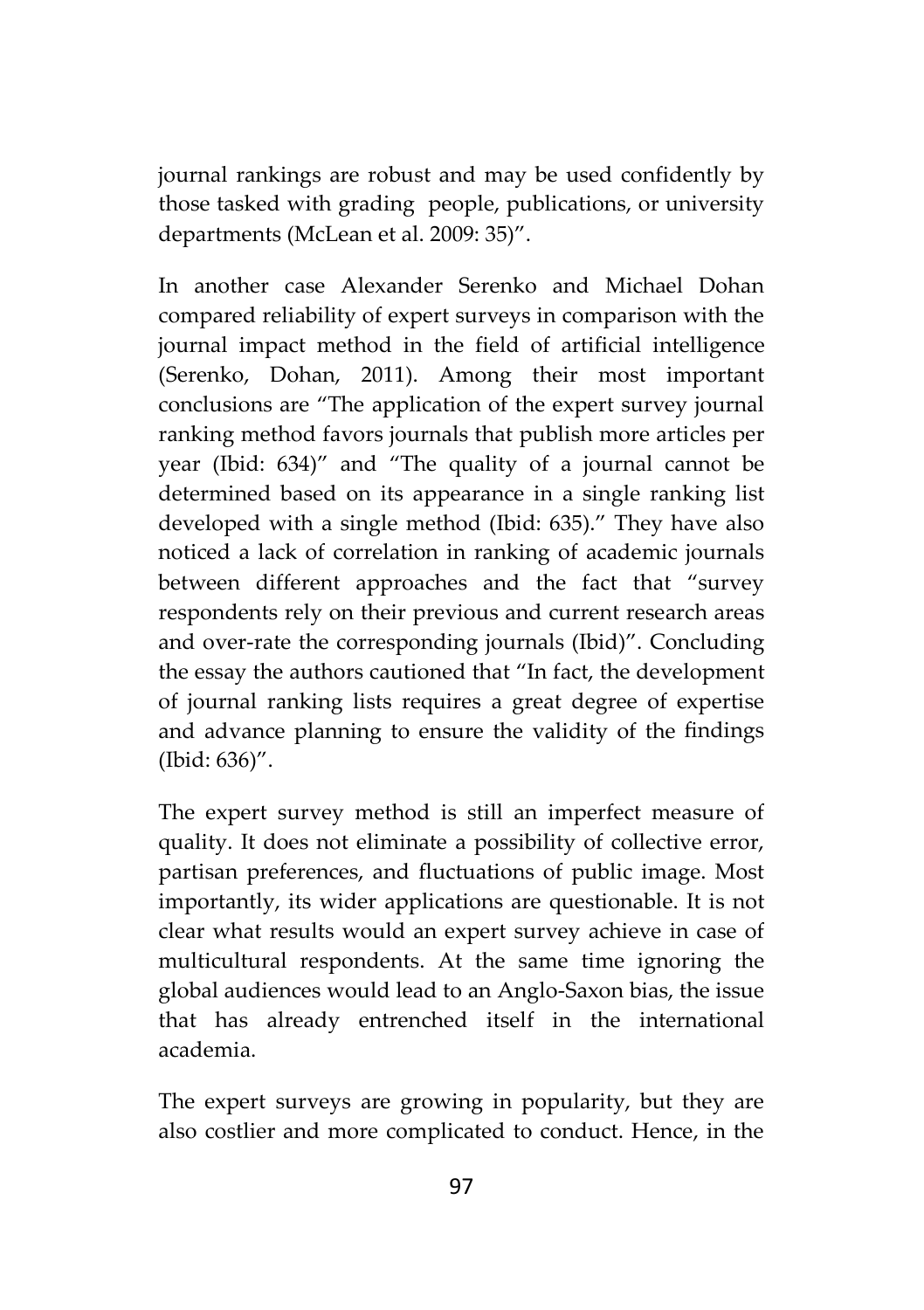journal rankings are robust and may be used confidently by those tasked with grading people, publications, or university departments (McLean et al. 2009: 35)".

In another case Alexander Serenko and Michael Dohan compared reliability of expert surveys in comparison with the journal impact method in the field of artificial intelligence (Serenko, Dohan, 2011). Among their most important conclusions are "The application of the expert survey journal ranking method favors journals that publish more articles per year (Ibid: 634)" and "The quality of a journal cannot be determined based on its appearance in a single ranking list developed with a single method (Ibid: 635)." They have also noticed a lack of correlation in ranking of academic journals between different approaches and the fact that "survey respondents rely on their previous and current research areas and over-rate the corresponding journals (Ibid)". Concluding the essay the authors cautioned that "In fact, the development of journal ranking lists requires a great degree of expertise and advance planning to ensure the validity of the findings (Ibid: 636)".

The expert survey method is still an imperfect measure of quality. It does not eliminate a possibility of collective error, partisan preferences, and fluctuations of public image. Most importantly, its wider applications are questionable. It is not clear what results would an expert survey achieve in case of multicultural respondents. At the same time ignoring the global audiences would lead to an Anglo-Saxon bias, the issue that has already entrenched itself in the international academia.

The expert surveys are growing in popularity, but they are also costlier and more complicated to conduct. Hence, in the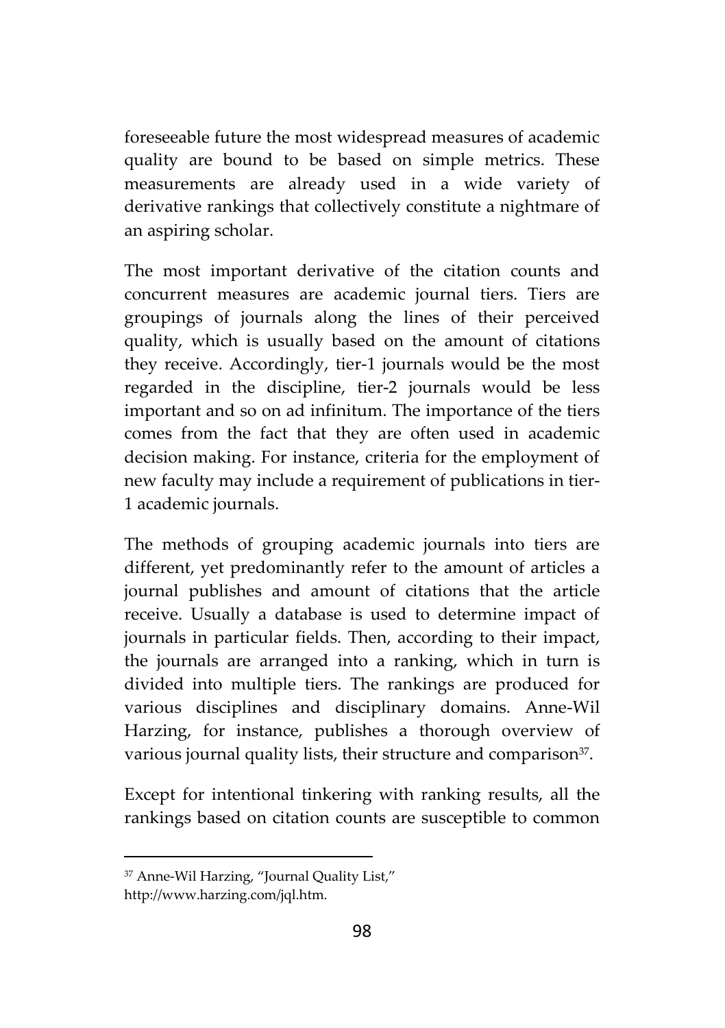foreseeable future the most widespread measures of academic quality are bound to be based on simple metrics. These measurements are already used in a wide variety of derivative rankings that collectively constitute a nightmare of an aspiring scholar.

The most important derivative of the citation counts and concurrent measures are academic journal tiers. Tiers are groupings of journals along the lines of their perceived quality, which is usually based on the amount of citations they receive. Accordingly, tier-1 journals would be the most regarded in the discipline, tier-2 journals would be less important and so on ad infinitum. The importance of the tiers comes from the fact that they are often used in academic decision making. For instance, criteria for the employment of new faculty may include a requirement of publications in tier-1 academic journals.

The methods of grouping academic journals into tiers are different, yet predominantly refer to the amount of articles a journal publishes and amount of citations that the article receive. Usually a database is used to determine impact of journals in particular fields. Then, according to their impact, the journals are arranged into a ranking, which in turn is divided into multiple tiers. The rankings are produced for various disciplines and disciplinary domains. Anne-Wil Harzing, for instance, publishes a thorough overview of various journal quality lists, their structure and comparison[37].

Except for intentional tinkering with ranking results, all the rankings based on citation counts are susceptible to common

---

[37] Anne-Wil Harzing, "Journal Quality List," http://www.harzing.com/jql.htm.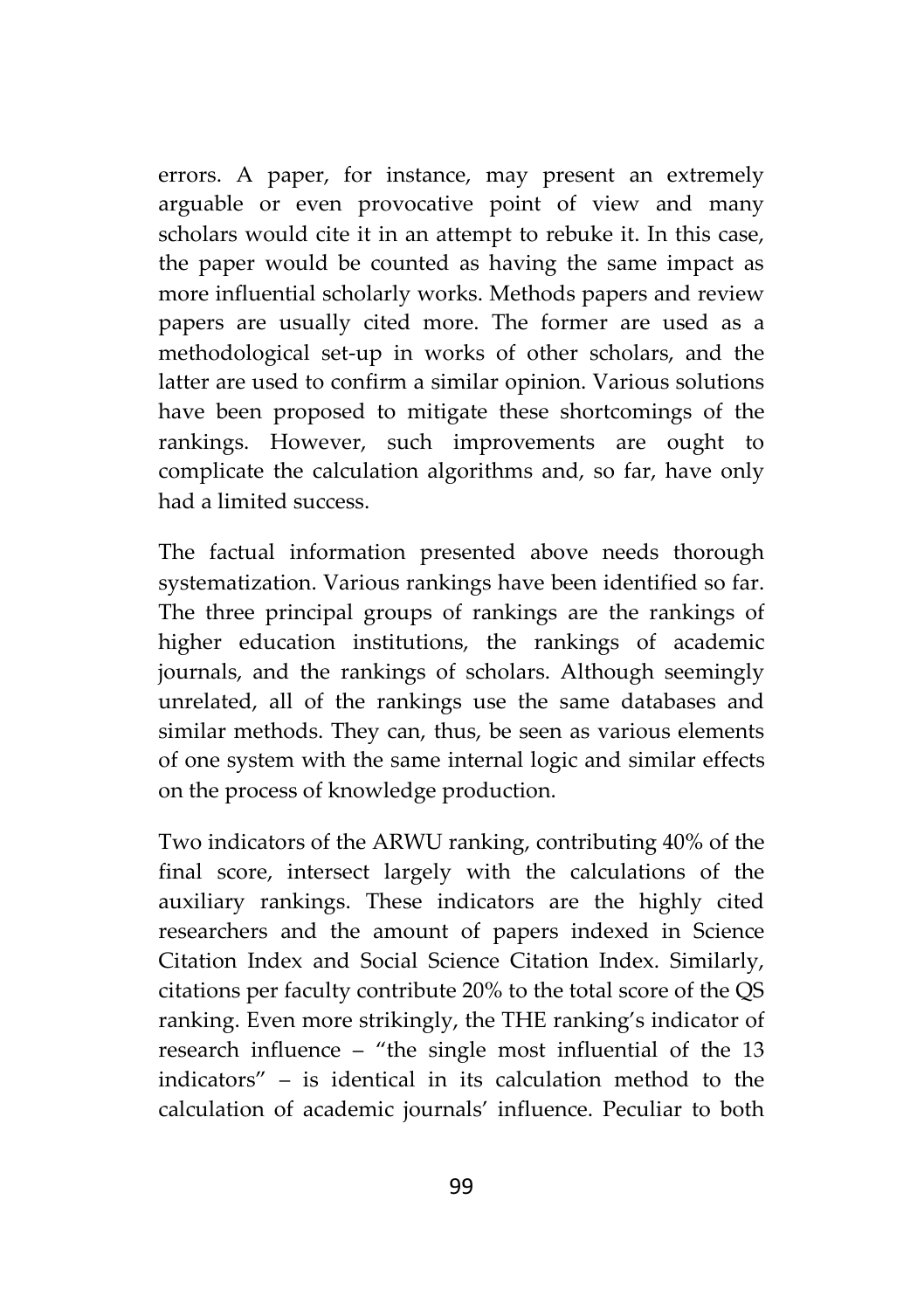errors. A paper, for instance, may present an extremely arguable or even provocative point of view and many scholars would cite it in an attempt to rebuke it. In this case, the paper would be counted as having the same impact as more influential scholarly works. Methods papers and review papers are usually cited more. The former are used as a methodological set-up in works of other scholars, and the latter are used to confirm a similar opinion. Various solutions have been proposed to mitigate these shortcomings of the rankings. However, such improvements are ought to complicate the calculation algorithms and, so far, have only had a limited success.

The factual information presented above needs thorough systematization. Various rankings have been identified so far. The three principal groups of rankings are the rankings of higher education institutions, the rankings of academic journals, and the rankings of scholars. Although seemingly unrelated, all of the rankings use the same databases and similar methods. They can, thus, be seen as various elements of one system with the same internal logic and similar effects on the process of knowledge production.

Two indicators of the ARWU ranking, contributing 40% of the final score, intersect largely with the calculations of the auxiliary rankings. These indicators are the highly cited researchers and the amount of papers indexed in Science Citation Index and Social Science Citation Index. Similarly, citations per faculty contribute 20% to the total score of the QS ranking. Even more strikingly, the THE ranking's indicator of research influence – "the single most influential of the 13 indicators" – is identical in its calculation method to the calculation of academic journals' influence. Peculiar to both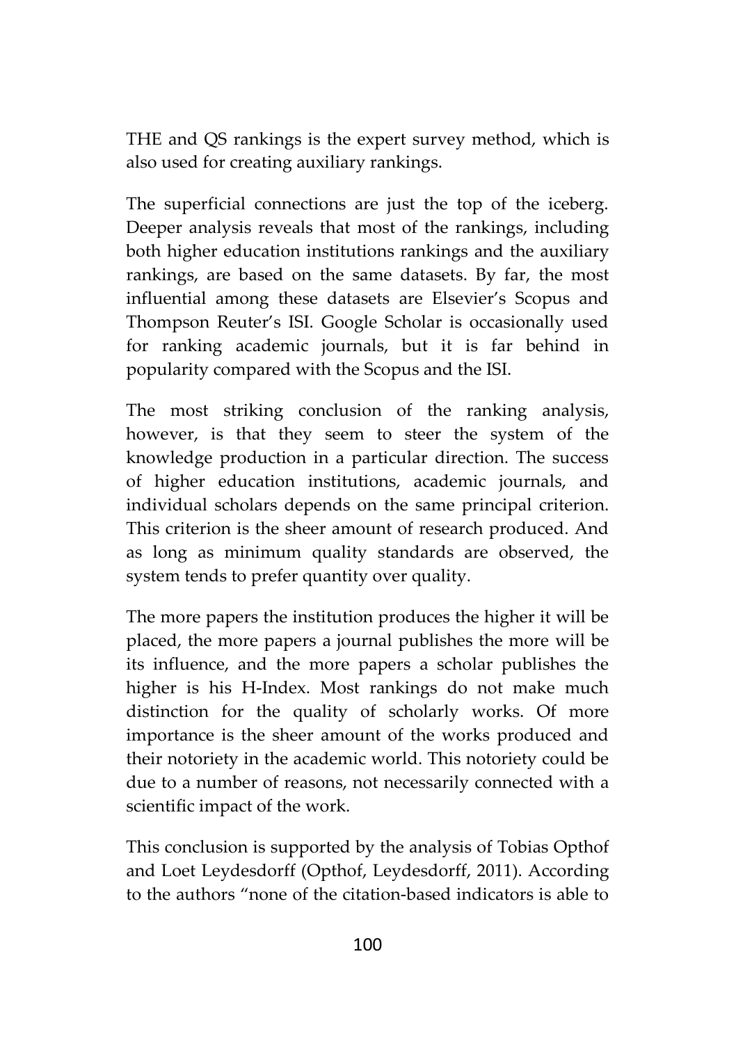THE and QS rankings is the expert survey method, which is also used for creating auxiliary rankings.

The superficial connections are just the top of the iceberg. Deeper analysis reveals that most of the rankings, including both higher education institutions rankings and the auxiliary rankings, are based on the same datasets. By far, the most influential among these datasets are Elsevier's Scopus and Thompson Reuter's ISI. Google Scholar is occasionally used for ranking academic journals, but it is far behind in popularity compared with the Scopus and the ISI.

The most striking conclusion of the ranking analysis, however, is that they seem to steer the system of the knowledge production in a particular direction. The success of higher education institutions, academic journals, and individual scholars depends on the same principal criterion. This criterion is the sheer amount of research produced. And as long as minimum quality standards are observed, the system tends to prefer quantity over quality.

The more papers the institution produces the higher it will be placed, the more papers a journal publishes the more will be its influence, and the more papers a scholar publishes the higher is his H-Index. Most rankings do not make much distinction for the quality of scholarly works. Of more importance is the sheer amount of the works produced and their notoriety in the academic world. This notoriety could be due to a number of reasons, not necessarily connected with a scientific impact of the work.

This conclusion is supported by the analysis of Tobias Opthof and Loet Leydesdorff (Opthof, Leydesdorff, 2011). According to the authors "none of the citation-based indicators is able to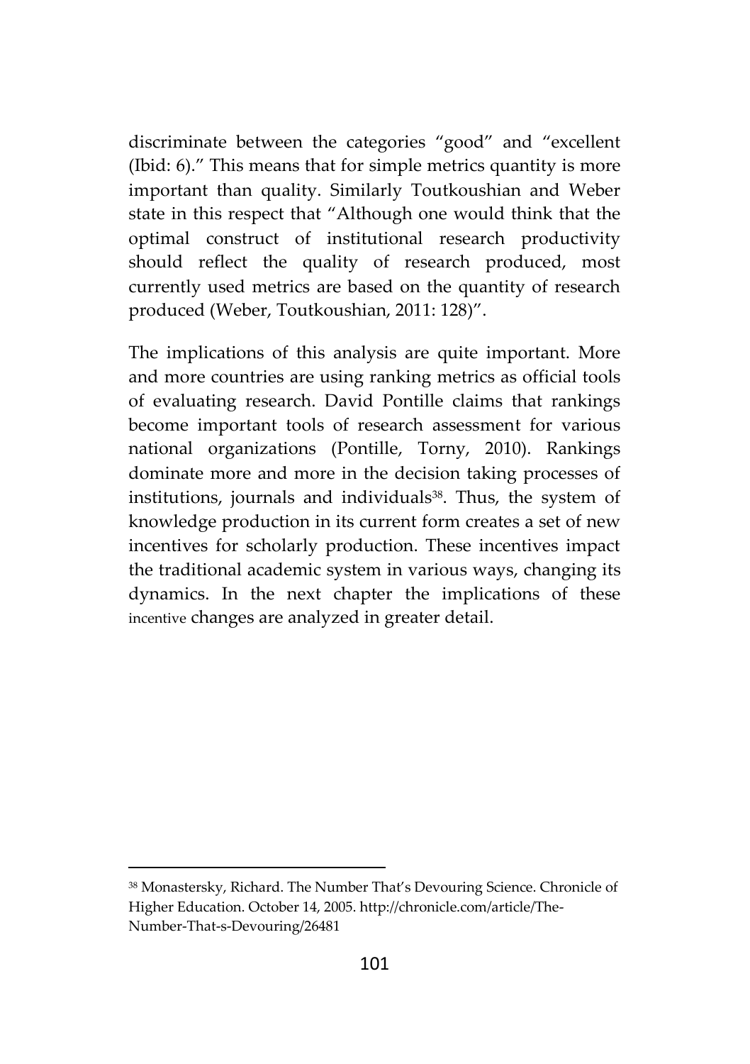discriminate between the categories "good" and "excellent (Ibid: 6)." This means that for simple metrics quantity is more important than quality. Similarly Toutkoushian and Weber state in this respect that "Although one would think that the optimal construct of institutional research productivity should reflect the quality of research produced, most currently used metrics are based on the quantity of research produced (Weber, Toutkoushian, 2011: 128)".

The implications of this analysis are quite important. More and more countries are using ranking metrics as official tools of evaluating research. David Pontille claims that rankings become important tools of research assessment for various national organizations (Pontille, Torny, 2010). Rankings dominate more and more in the decision taking processes of institutions, journals and individuals[38]. Thus, the system of knowledge production in its current form creates a set of new incentives for scholarly production. These incentives impact the traditional academic system in various ways, changing its dynamics. In the next chapter the implications of these incentive changes are analyzed in greater detail.

---

[38] Monastersky, Richard. The Number That's Devouring Science. Chronicle of Higher Education. October 14, 2005. http://chronicle.com/article/The-Number-That-s-Devouring/26481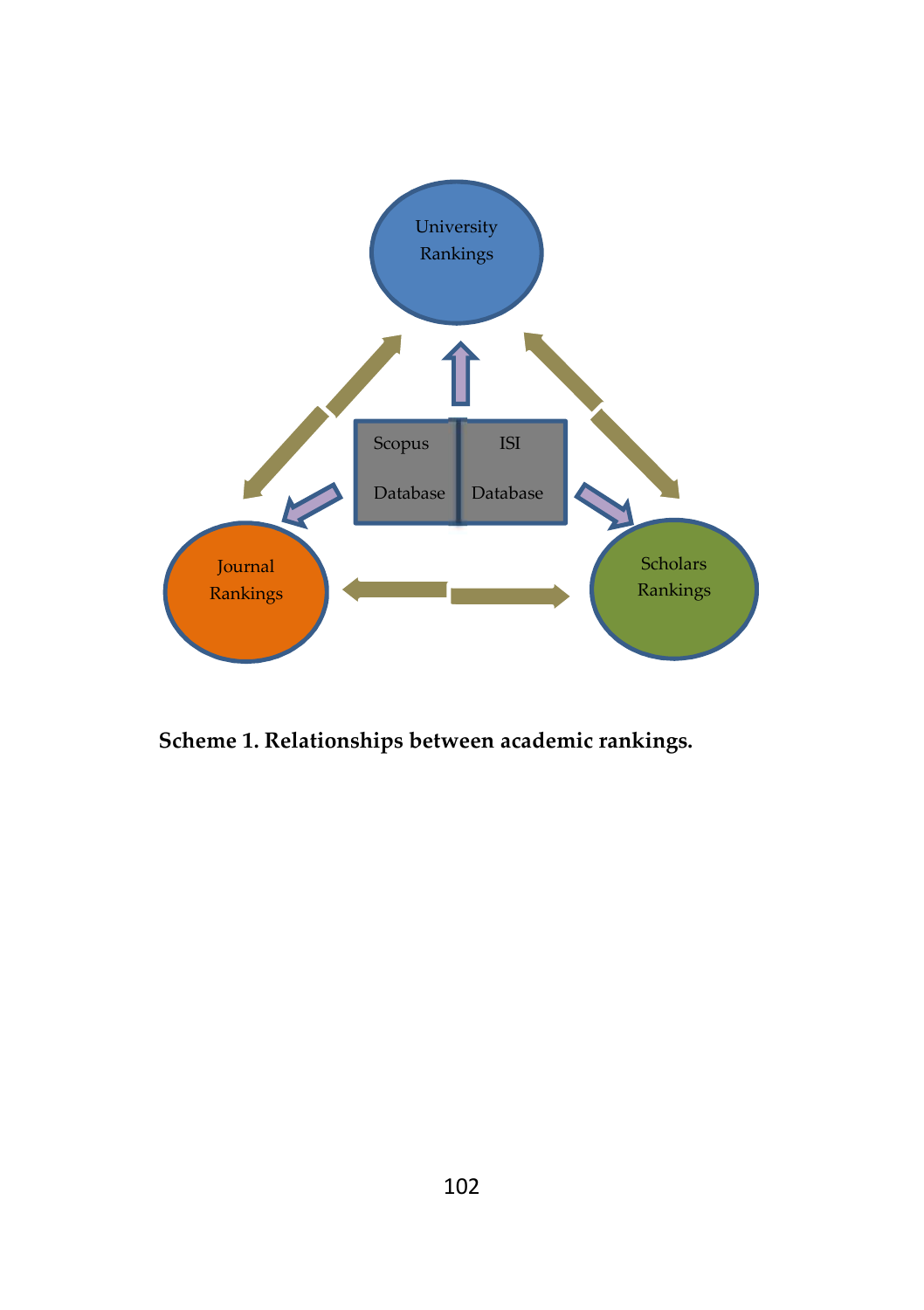University Rankings

Scopus Database | ISI Database

Journal Rankings

Scholars Rankings

**Scheme 1. Relationships between academic rankings.**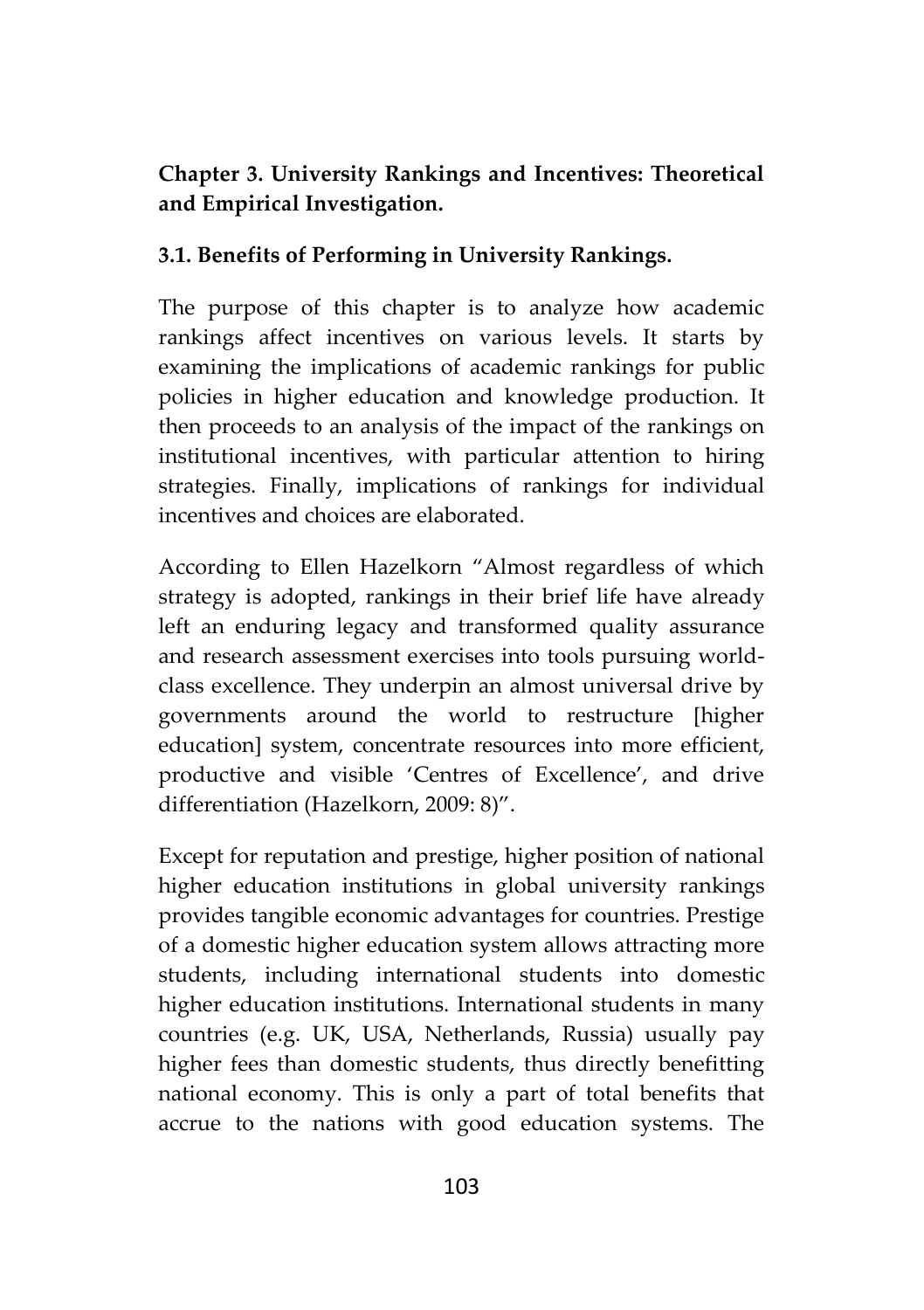## Chapter 3. University Rankings and Incentives: Theoretical and Empirical Investigation.

### 3.1. Benefits of Performing in University Rankings.

The purpose of this chapter is to analyze how academic rankings affect incentives on various levels. It starts by examining the implications of academic rankings for public policies in higher education and knowledge production. It then proceeds to an analysis of the impact of the rankings on institutional incentives, with particular attention to hiring strategies. Finally, implications of rankings for individual incentives and choices are elaborated.

According to Ellen Hazelkorn "Almost regardless of which strategy is adopted, rankings in their brief life have already left an enduring legacy and transformed quality assurance and research assessment exercises into tools pursuing world-class excellence. They underpin an almost universal drive by governments around the world to restructure [higher education] system, concentrate resources into more efficient, productive and visible 'Centres of Excellence', and drive differentiation (Hazelkorn, 2009: 8)".

Except for reputation and prestige, higher position of national higher education institutions in global university rankings provides tangible economic advantages for countries. Prestige of a domestic higher education system allows attracting more students, including international students into domestic higher education institutions. International students in many countries (e.g. UK, USA, Netherlands, Russia) usually pay higher fees than domestic students, thus directly benefitting national economy. This is only a part of total benefits that accrue to the nations with good education systems. The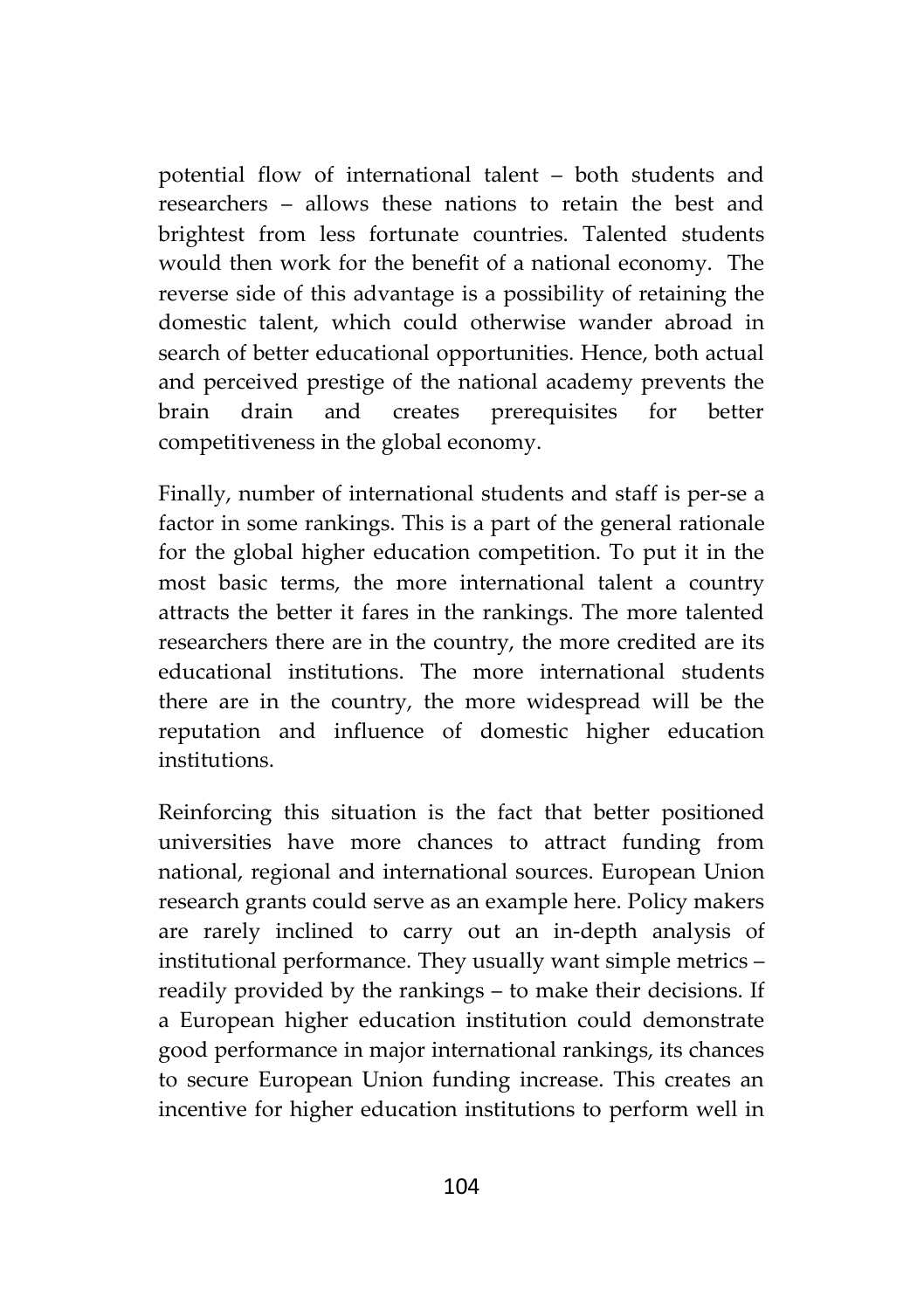potential flow of international talent – both students and researchers – allows these nations to retain the best and brightest from less fortunate countries. Talented students would then work for the benefit of a national economy. The reverse side of this advantage is a possibility of retaining the domestic talent, which could otherwise wander abroad in search of better educational opportunities. Hence, both actual and perceived prestige of the national academy prevents the brain drain and creates prerequisites for better competitiveness in the global economy.

Finally, number of international students and staff is per-se a factor in some rankings. This is a part of the general rationale for the global higher education competition. To put it in the most basic terms, the more international talent a country attracts the better it fares in the rankings. The more talented researchers there are in the country, the more credited are its educational institutions. The more international students there are in the country, the more widespread will be the reputation and influence of domestic higher education institutions.

Reinforcing this situation is the fact that better positioned universities have more chances to attract funding from national, regional and international sources. European Union research grants could serve as an example here. Policy makers are rarely inclined to carry out an in-depth analysis of institutional performance. They usually want simple metrics – readily provided by the rankings – to make their decisions. If a European higher education institution could demonstrate good performance in major international rankings, its chances to secure European Union funding increase. This creates an incentive for higher education institutions to perform well in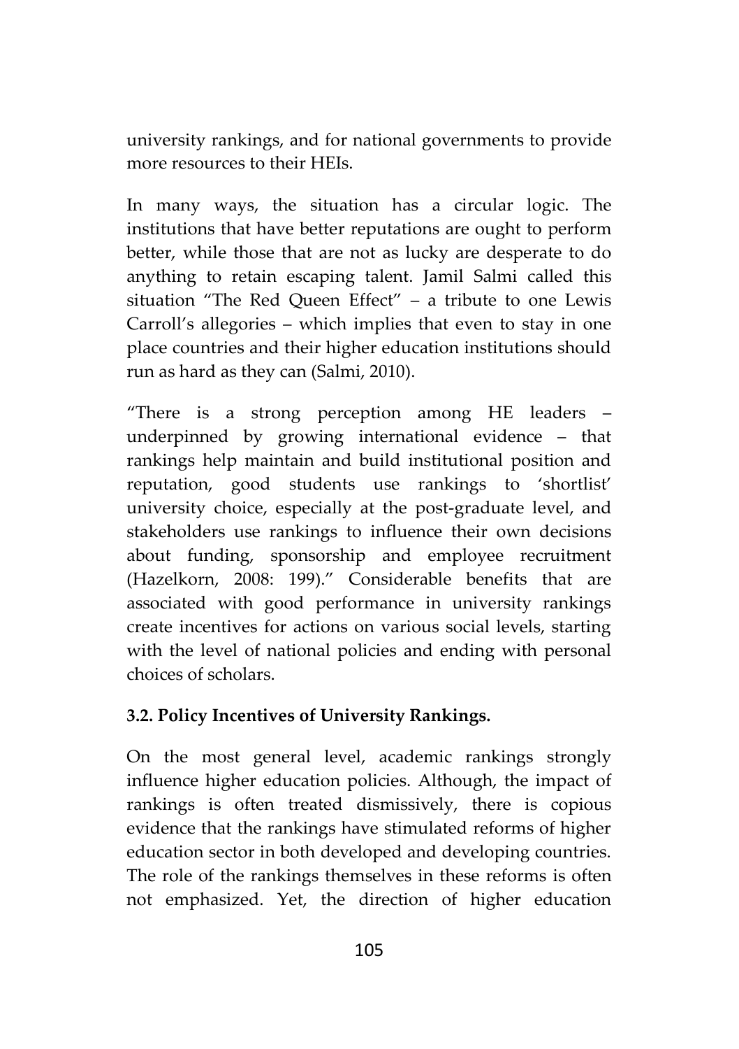university rankings, and for national governments to provide more resources to their HEIs.

In many ways, the situation has a circular logic. The institutions that have better reputations are ought to perform better, while those that are not as lucky are desperate to do anything to retain escaping talent. Jamil Salmi called this situation "The Red Queen Effect" – a tribute to one Lewis Carroll's allegories – which implies that even to stay in one place countries and their higher education institutions should run as hard as they can (Salmi, 2010).

"There is a strong perception among HE leaders – underpinned by growing international evidence – that rankings help maintain and build institutional position and reputation, good students use rankings to 'shortlist' university choice, especially at the post-graduate level, and stakeholders use rankings to influence their own decisions about funding, sponsorship and employee recruitment (Hazelkorn, 2008: 199)." Considerable benefits that are associated with good performance in university rankings create incentives for actions on various social levels, starting with the level of national policies and ending with personal choices of scholars.

### 3.2. Policy Incentives of University Rankings.

On the most general level, academic rankings strongly influence higher education policies. Although, the impact of rankings is often treated dismissively, there is copious evidence that the rankings have stimulated reforms of higher education sector in both developed and developing countries. The role of the rankings themselves in these reforms is often not emphasized. Yet, the direction of higher education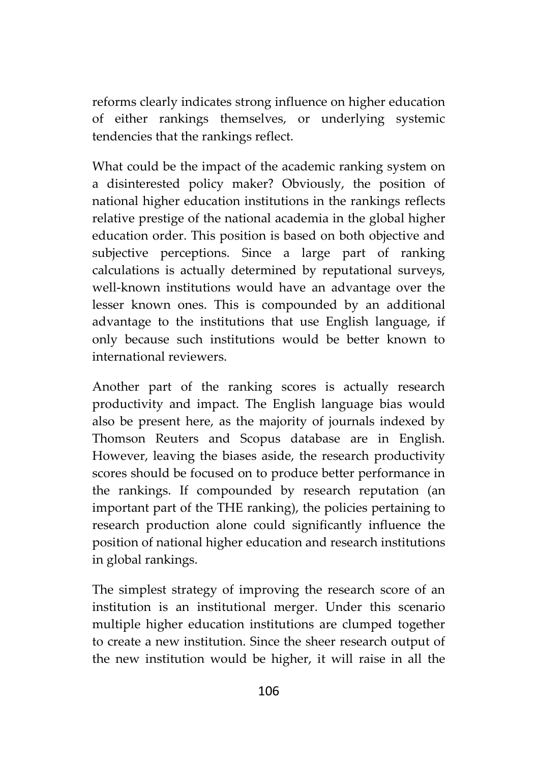reforms clearly indicates strong influence on higher education of either rankings themselves, or underlying systemic tendencies that the rankings reflect.

What could be the impact of the academic ranking system on a disinterested policy maker? Obviously, the position of national higher education institutions in the rankings reflects relative prestige of the national academia in the global higher education order. This position is based on both objective and subjective perceptions. Since a large part of ranking calculations is actually determined by reputational surveys, well-known institutions would have an advantage over the lesser known ones. This is compounded by an additional advantage to the institutions that use English language, if only because such institutions would be better known to international reviewers.

Another part of the ranking scores is actually research productivity and impact. The English language bias would also be present here, as the majority of journals indexed by Thomson Reuters and Scopus database are in English. However, leaving the biases aside, the research productivity scores should be focused on to produce better performance in the rankings. If compounded by research reputation (an important part of the THE ranking), the policies pertaining to research production alone could significantly influence the position of national higher education and research institutions in global rankings.

The simplest strategy of improving the research score of an institution is an institutional merger. Under this scenario multiple higher education institutions are clumped together to create a new institution. Since the sheer research output of the new institution would be higher, it will raise in all the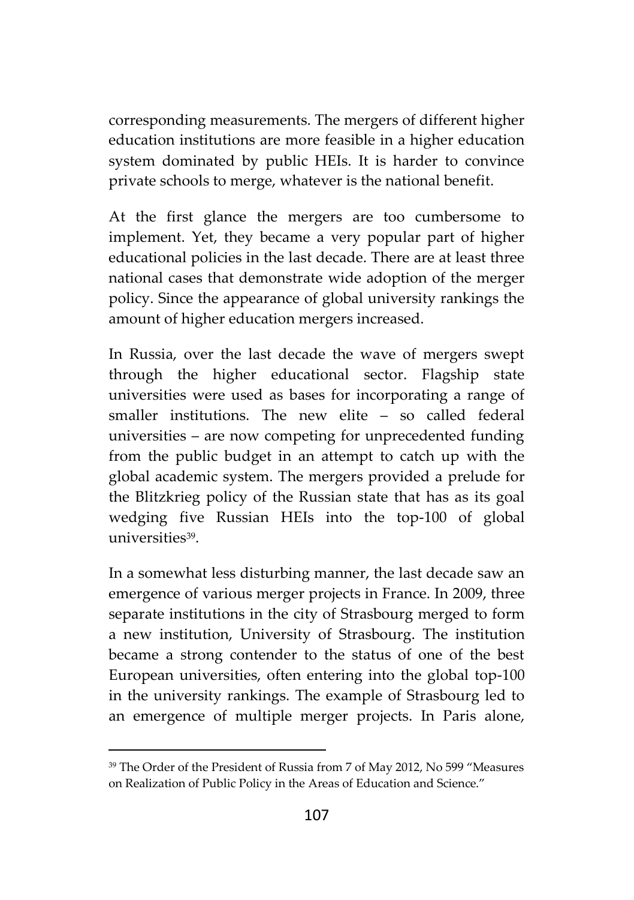corresponding measurements. The mergers of different higher education institutions are more feasible in a higher education system dominated by public HEIs. It is harder to convince private schools to merge, whatever is the national benefit.

At the first glance the mergers are too cumbersome to implement. Yet, they became a very popular part of higher educational policies in the last decade. There are at least three national cases that demonstrate wide adoption of the merger policy. Since the appearance of global university rankings the amount of higher education mergers increased.

In Russia, over the last decade the wave of mergers swept through the higher educational sector. Flagship state universities were used as bases for incorporating a range of smaller institutions. The new elite – so called federal universities – are now competing for unprecedented funding from the public budget in an attempt to catch up with the global academic system. The mergers provided a prelude for the Blitzkrieg policy of the Russian state that has as its goal wedging five Russian HEIs into the top-100 of global universities[39].

In a somewhat less disturbing manner, the last decade saw an emergence of various merger projects in France. In 2009, three separate institutions in the city of Strasbourg merged to form a new institution, University of Strasbourg. The institution became a strong contender to the status of one of the best European universities, often entering into the global top-100 in the university rankings. The example of Strasbourg led to an emergence of multiple merger projects. In Paris alone,

---

[39] The Order of the President of Russia from 7 of May 2012, No 599 "Measures on Realization of Public Policy in the Areas of Education and Science."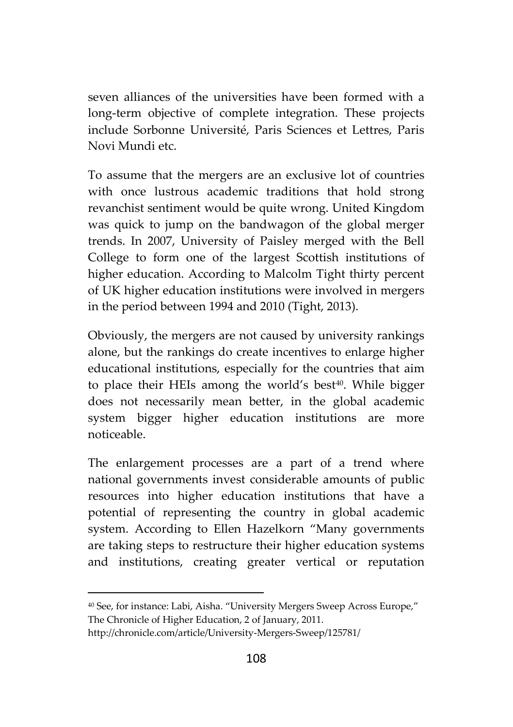seven alliances of the universities have been formed with a long-term objective of complete integration. These projects include Sorbonne Université, Paris Sciences et Lettres, Paris Novi Mundi etc.

To assume that the mergers are an exclusive lot of countries with once lustrous academic traditions that hold strong revanchist sentiment would be quite wrong. United Kingdom was quick to jump on the bandwagon of the global merger trends. In 2007, University of Paisley merged with the Bell College to form one of the largest Scottish institutions of higher education. According to Malcolm Tight thirty percent of UK higher education institutions were involved in mergers in the period between 1994 and 2010 (Tight, 2013).

Obviously, the mergers are not caused by university rankings alone, but the rankings do create incentives to enlarge higher educational institutions, especially for the countries that aim to place their HEIs among the world's best[40]. While bigger does not necessarily mean better, in the global academic system bigger higher education institutions are more noticeable.

The enlargement processes are a part of a trend where national governments invest considerable amounts of public resources into higher education institutions that have a potential of representing the country in global academic system. According to Ellen Hazelkorn "Many governments are taking steps to restructure their higher education systems and institutions, creating greater vertical or reputation

---

[40] See, for instance: Labi, Aisha. "University Mergers Sweep Across Europe," The Chronicle of Higher Education, 2 of January, 2011. http://chronicle.com/article/University-Mergers-Sweep/125781/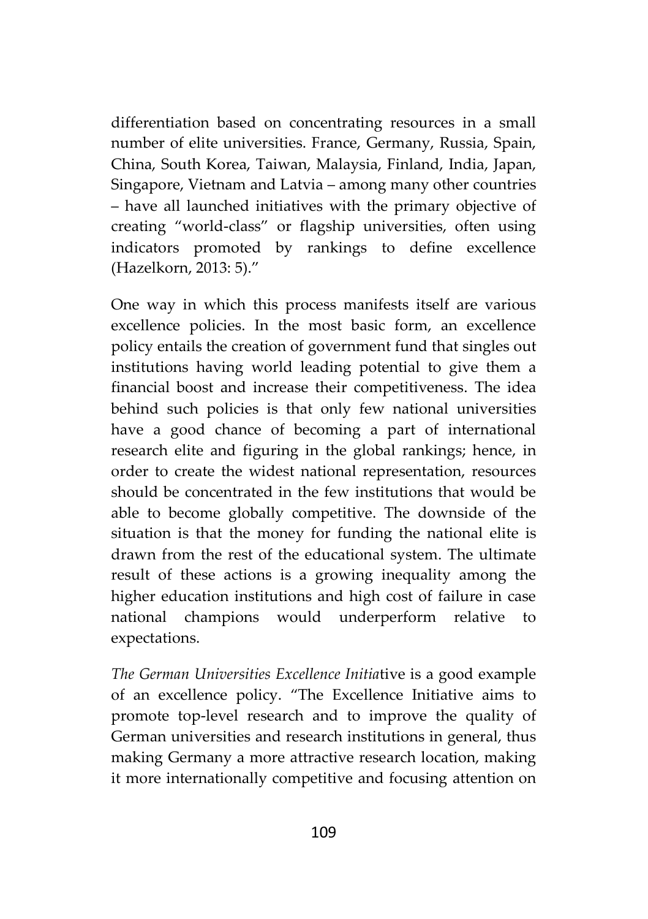differentiation based on concentrating resources in a small number of elite universities. France, Germany, Russia, Spain, China, South Korea, Taiwan, Malaysia, Finland, India, Japan, Singapore, Vietnam and Latvia – among many other countries – have all launched initiatives with the primary objective of creating "world-class" or flagship universities, often using indicators promoted by rankings to define excellence (Hazelkorn, 2013: 5)."

One way in which this process manifests itself are various excellence policies. In the most basic form, an excellence policy entails the creation of government fund that singles out institutions having world leading potential to give them a financial boost and increase their competitiveness. The idea behind such policies is that only few national universities have a good chance of becoming a part of international research elite and figuring in the global rankings; hence, in order to create the widest national representation, resources should be concentrated in the few institutions that would be able to become globally competitive. The downside of the situation is that the money for funding the national elite is drawn from the rest of the educational system. The ultimate result of these actions is a growing inequality among the higher education institutions and high cost of failure in case national champions would underperform relative to expectations.

*The German Universities Excellence Initia*tive is a good example of an excellence policy. "The Excellence Initiative aims to promote top-level research and to improve the quality of German universities and research institutions in general, thus making Germany a more attractive research location, making it more internationally competitive and focusing attention on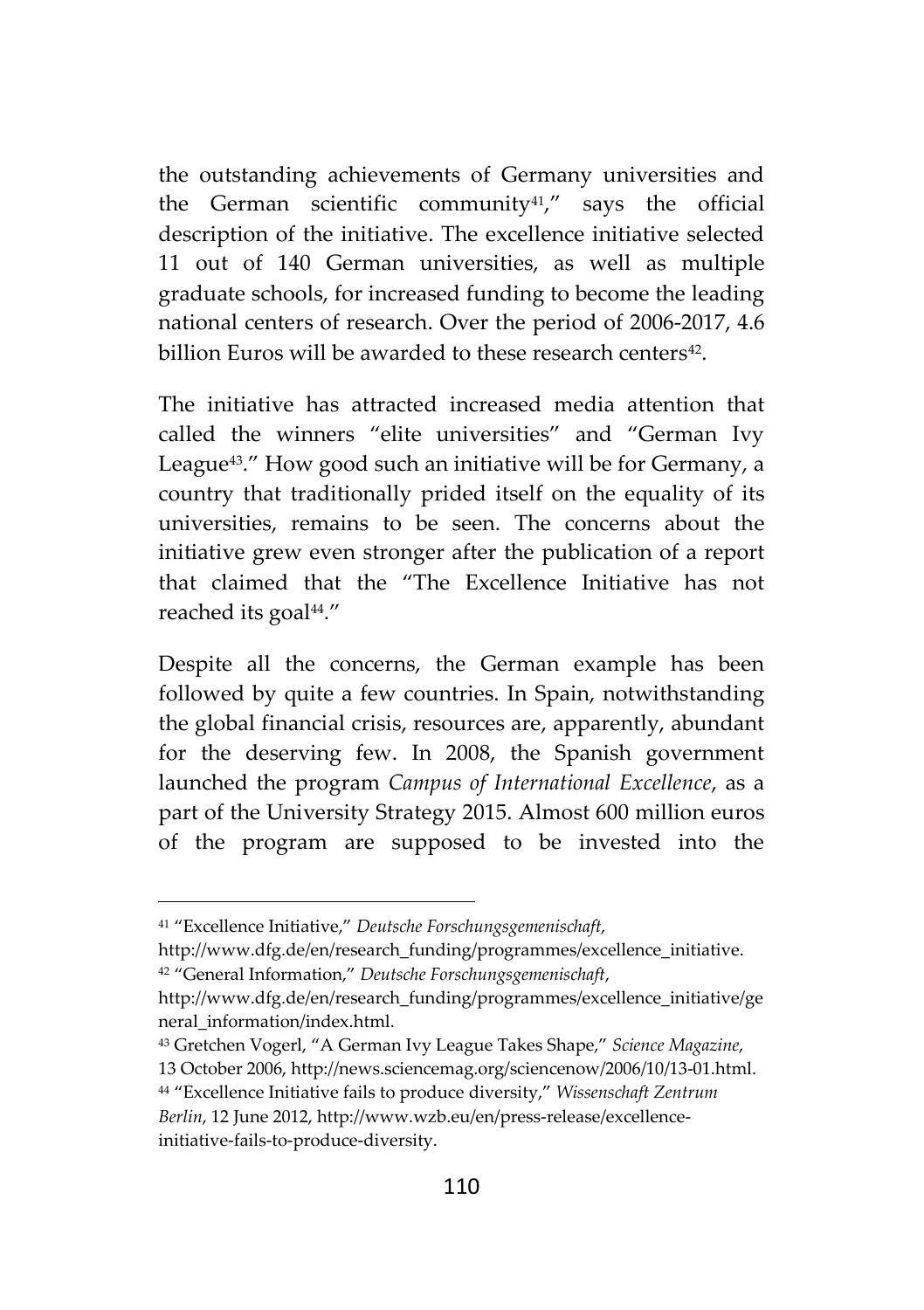the outstanding achievements of Germany universities and the German scientific community[41]," says the official description of the initiative. The excellence initiative selected 11 out of 140 German universities, as well as multiple graduate schools, for increased funding to become the leading national centers of research. Over the period of 2006-2017, 4.6 billion Euros will be awarded to these research centers[42].

The initiative has attracted increased media attention that called the winners "elite universities" and "German Ivy League[43]." How good such an initiative will be for Germany, a country that traditionally prided itself on the equality of its universities, remains to be seen. The concerns about the initiative grew even stronger after the publication of a report that claimed that the "The Excellence Initiative has not reached its goal[44]."

Despite all the concerns, the German example has been followed by quite a few countries. In Spain, notwithstanding the global financial crisis, resources are, apparently, abundant for the deserving few. In 2008, the Spanish government launched the program *Campus of International Excellence*, as a part of the University Strategy 2015. Almost 600 million euros of the program are supposed to be invested into the

---

[41] "Excellence Initiative," *Deutsche Forschungsgemenischaft*, http://www.dfg.de/en/research_funding/programmes/excellence_initiative.

[42] "General Information," *Deutsche Forschungsgemenischaft*, http://www.dfg.de/en/research_funding/programmes/excellence_initiative/general_information/index.html.

[43] Gretchen Vogerl, "A German Ivy League Takes Shape," *Science Magazine*, 13 October 2006, http://news.sciencemag.org/sciencenow/2006/10/13-01.html.

[44] "Excellence Initiative fails to produce diversity," *Wissenschaft Zentrum Berlin*, 12 June 2012, http://www.wzb.eu/en/press-release/excellence-initiative-fails-to-produce-diversity.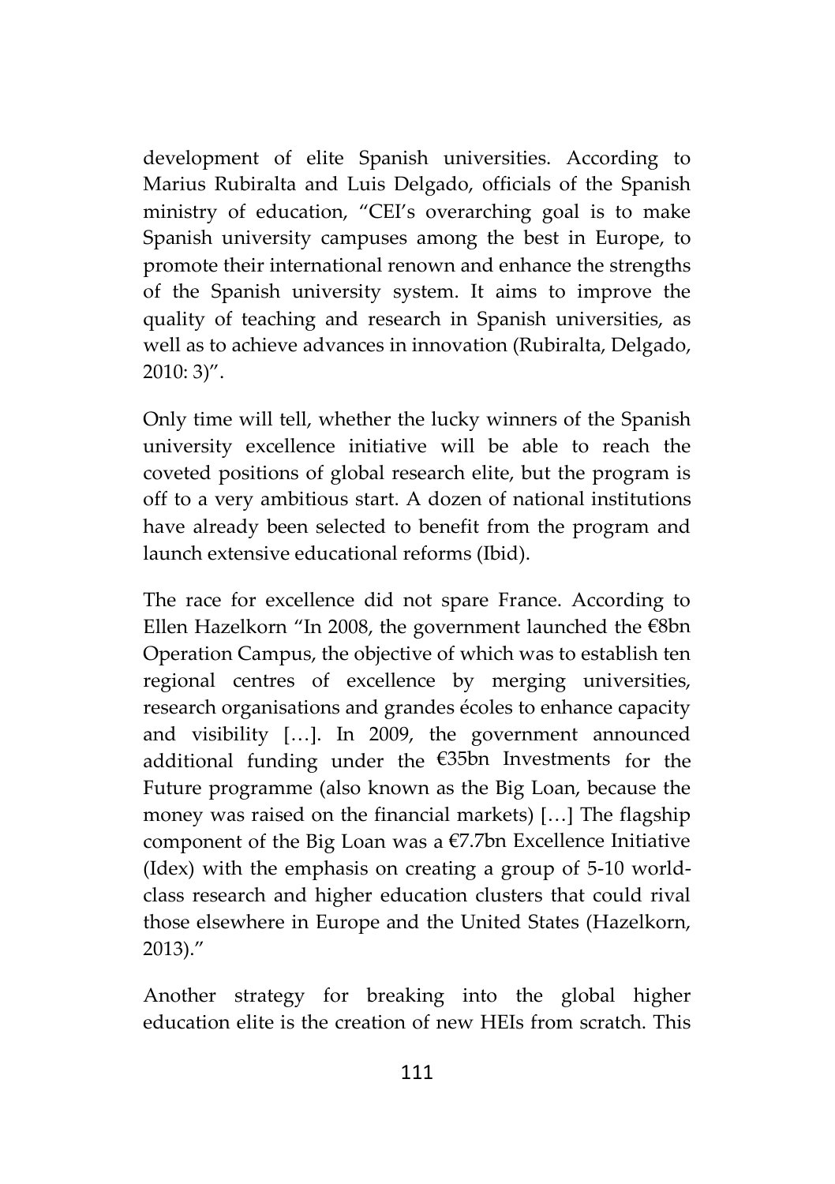development of elite Spanish universities. According to Marius Rubiralta and Luis Delgado, officials of the Spanish ministry of education, "CEI's overarching goal is to make Spanish university campuses among the best in Europe, to promote their international renown and enhance the strengths of the Spanish university system. It aims to improve the quality of teaching and research in Spanish universities, as well as to achieve advances in innovation (Rubiralta, Delgado, 2010: 3)".

Only time will tell, whether the lucky winners of the Spanish university excellence initiative will be able to reach the coveted positions of global research elite, but the program is off to a very ambitious start. A dozen of national institutions have already been selected to benefit from the program and launch extensive educational reforms (Ibid).

The race for excellence did not spare France. According to Ellen Hazelkorn "In 2008, the government launched the €8bn Operation Campus, the objective of which was to establish ten regional centres of excellence by merging universities, research organisations and grandes écoles to enhance capacity and visibility […]. In 2009, the government announced additional funding under the €35bn Investments for the Future programme (also known as the Big Loan, because the money was raised on the financial markets) […] The flagship component of the Big Loan was a €7.7bn Excellence Initiative (Idex) with the emphasis on creating a group of 5-10 world-class research and higher education clusters that could rival those elsewhere in Europe and the United States (Hazelkorn, 2013)."

Another strategy for breaking into the global higher education elite is the creation of new HEIs from scratch. This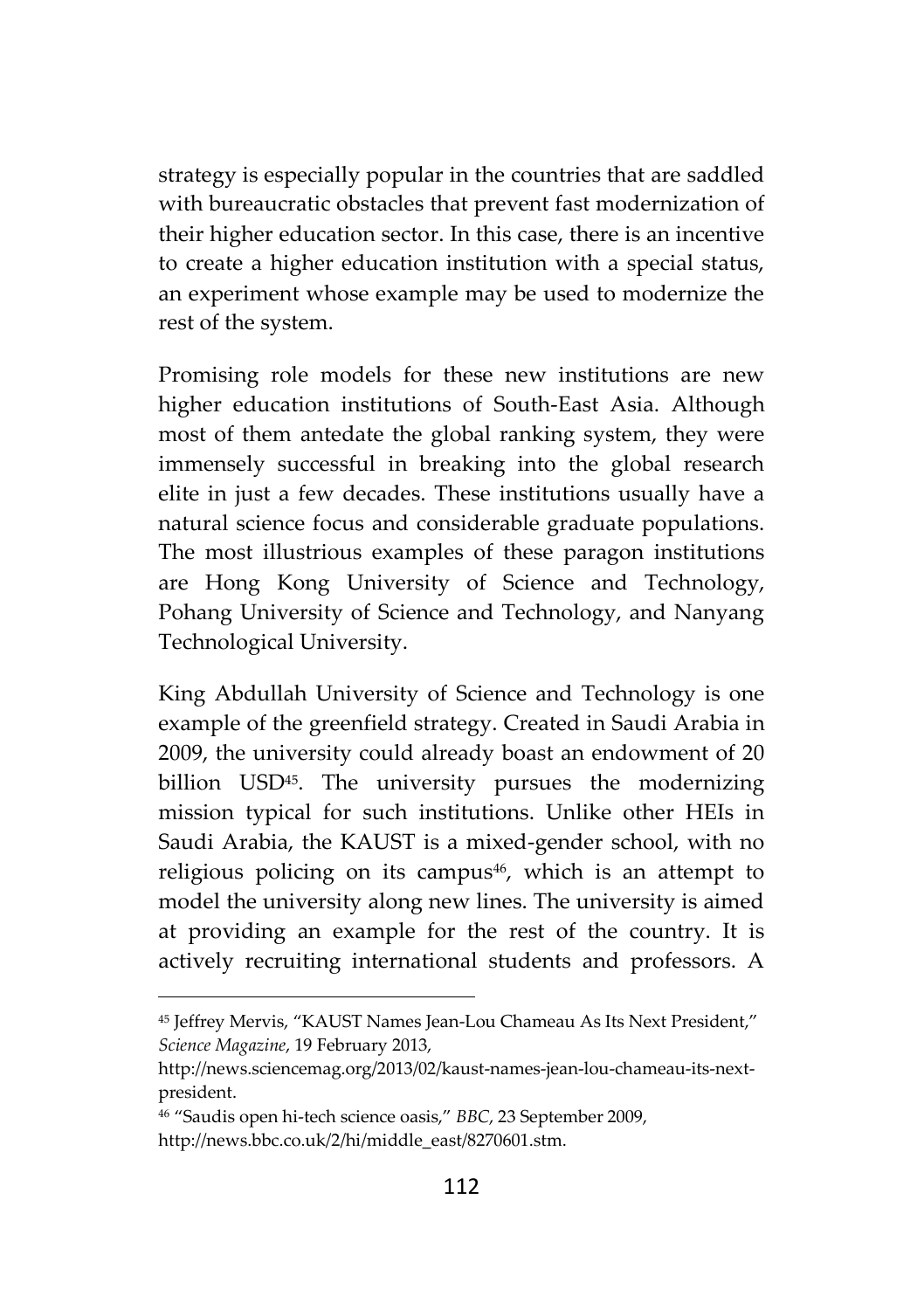strategy is especially popular in the countries that are saddled with bureaucratic obstacles that prevent fast modernization of their higher education sector. In this case, there is an incentive to create a higher education institution with a special status, an experiment whose example may be used to modernize the rest of the system.

Promising role models for these new institutions are new higher education institutions of South-East Asia. Although most of them antedate the global ranking system, they were immensely successful in breaking into the global research elite in just a few decades. These institutions usually have a natural science focus and considerable graduate populations. The most illustrious examples of these paragon institutions are Hong Kong University of Science and Technology, Pohang University of Science and Technology, and Nanyang Technological University.

King Abdullah University of Science and Technology is one example of the greenfield strategy. Created in Saudi Arabia in 2009, the university could already boast an endowment of 20 billion USD[45]. The university pursues the modernizing mission typical for such institutions. Unlike other HEIs in Saudi Arabia, the KAUST is a mixed-gender school, with no religious policing on its campus[46], which is an attempt to model the university along new lines. The university is aimed at providing an example for the rest of the country. It is actively recruiting international students and professors. A

---

[45] Jeffrey Mervis, "KAUST Names Jean-Lou Chameau As Its Next President," *Science Magazine*, 19 February 2013, http://news.sciencemag.org/2013/02/kaust-names-jean-lou-chameau-its-next-president.

[46] "Saudis open hi-tech science oasis," *BBC*, 23 September 2009, http://news.bbc.co.uk/2/hi/middle_east/8270601.stm.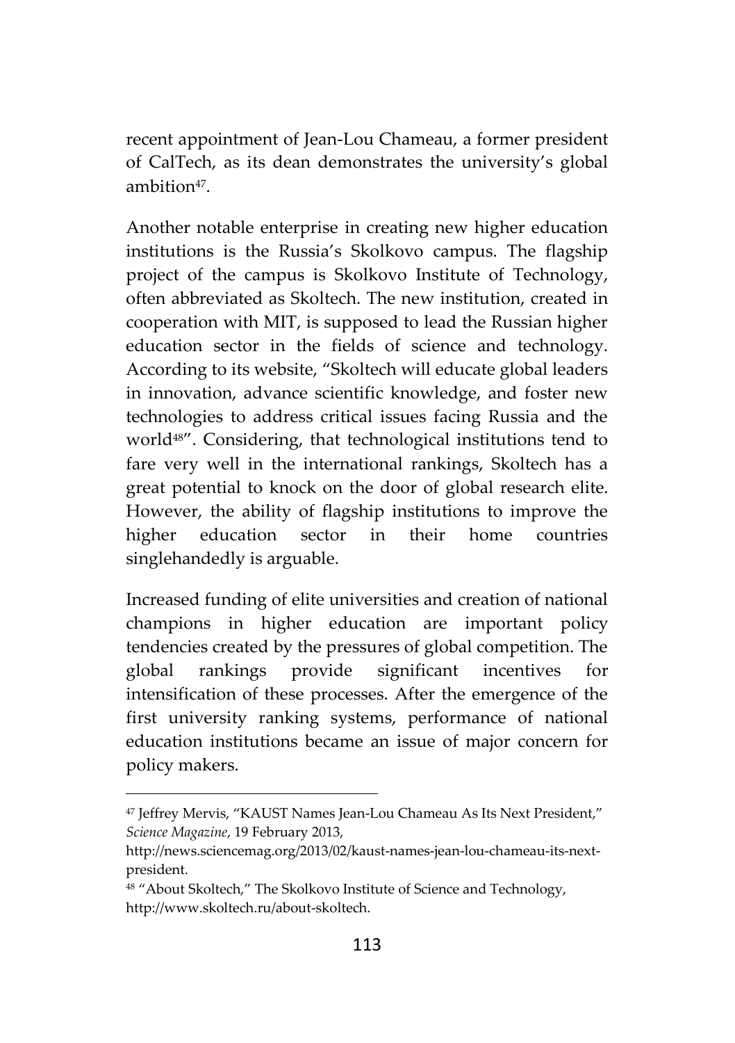recent appointment of Jean-Lou Chameau, a former president of CalTech, as its dean demonstrates the university's global ambition[47].

Another notable enterprise in creating new higher education institutions is the Russia's Skolkovo campus. The flagship project of the campus is Skolkovo Institute of Technology, often abbreviated as Skoltech. The new institution, created in cooperation with MIT, is supposed to lead the Russian higher education sector in the fields of science and technology. According to its website, "Skoltech will educate global leaders in innovation, advance scientific knowledge, and foster new technologies to address critical issues facing Russia and the world[48]". Considering, that technological institutions tend to fare very well in the international rankings, Skoltech has a great potential to knock on the door of global research elite. However, the ability of flagship institutions to improve the higher education sector in their home countries singlehandedly is arguable.

Increased funding of elite universities and creation of national champions in higher education are important policy tendencies created by the pressures of global competition. The global rankings provide significant incentives for intensification of these processes. After the emergence of the first university ranking systems, performance of national education institutions became an issue of major concern for policy makers.

---

[47] Jeffrey Mervis, "KAUST Names Jean-Lou Chameau As Its Next President," *Science Magazine*, 19 February 2013, http://news.sciencemag.org/2013/02/kaust-names-jean-lou-chameau-its-next-president.

[48] "About Skoltech," The Skolkovo Institute of Science and Technology, http://www.skoltech.ru/about-skoltech.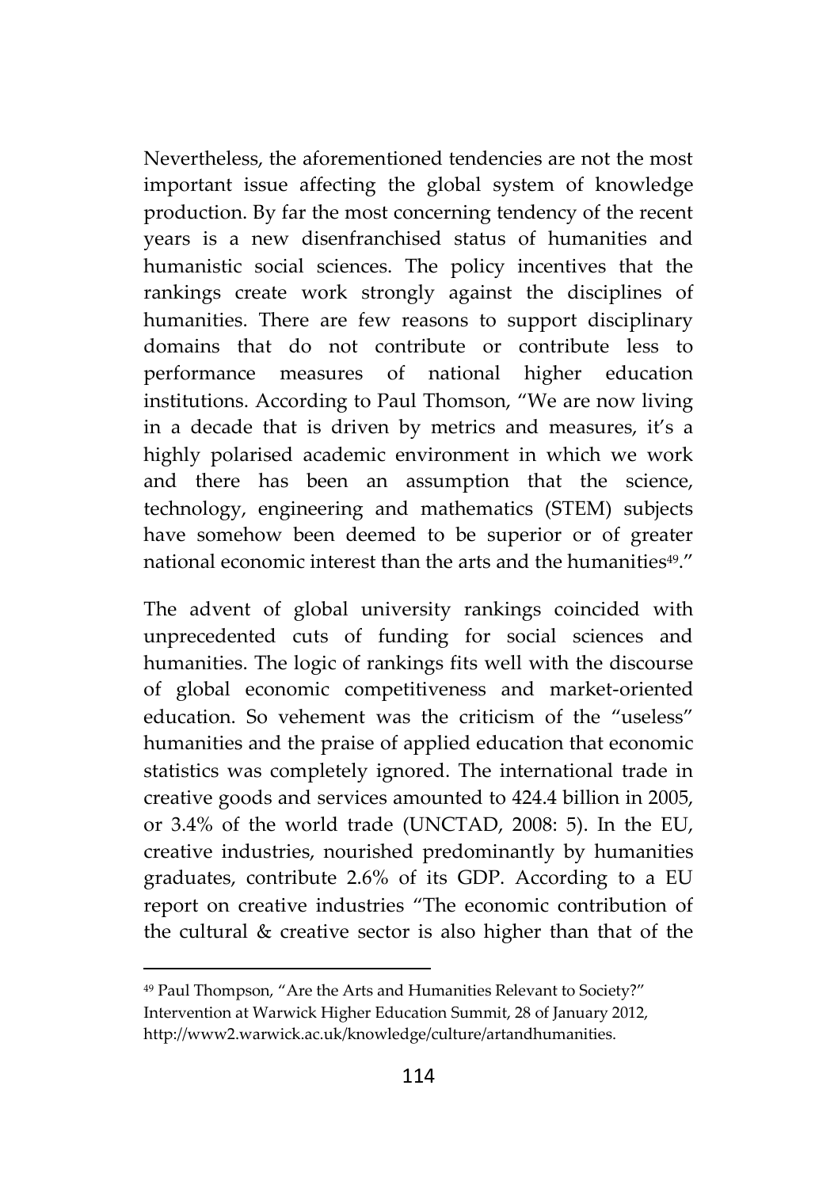Nevertheless, the aforementioned tendencies are not the most important issue affecting the global system of knowledge production. By far the most concerning tendency of the recent years is a new disenfranchised status of humanities and humanistic social sciences. The policy incentives that the rankings create work strongly against the disciplines of humanities. There are few reasons to support disciplinary domains that do not contribute or contribute less to performance measures of national higher education institutions. According to Paul Thomson, "We are now living in a decade that is driven by metrics and measures, it's a highly polarised academic environment in which we work and there has been an assumption that the science, technology, engineering and mathematics (STEM) subjects have somehow been deemed to be superior or of greater national economic interest than the arts and the humanities[49]."

The advent of global university rankings coincided with unprecedented cuts of funding for social sciences and humanities. The logic of rankings fits well with the discourse of global economic competitiveness and market-oriented education. So vehement was the criticism of the "useless" humanities and the praise of applied education that economic statistics was completely ignored. The international trade in creative goods and services amounted to 424.4 billion in 2005, or 3.4% of the world trade (UNCTAD, 2008: 5). In the EU, creative industries, nourished predominantly by humanities graduates, contribute 2.6% of its GDP. According to a EU report on creative industries "The economic contribution of the cultural & creative sector is also higher than that of the

---

[49] Paul Thompson, "Are the Arts and Humanities Relevant to Society?" Intervention at Warwick Higher Education Summit, 28 of January 2012, http://www2.warwick.ac.uk/knowledge/culture/artandhumanities.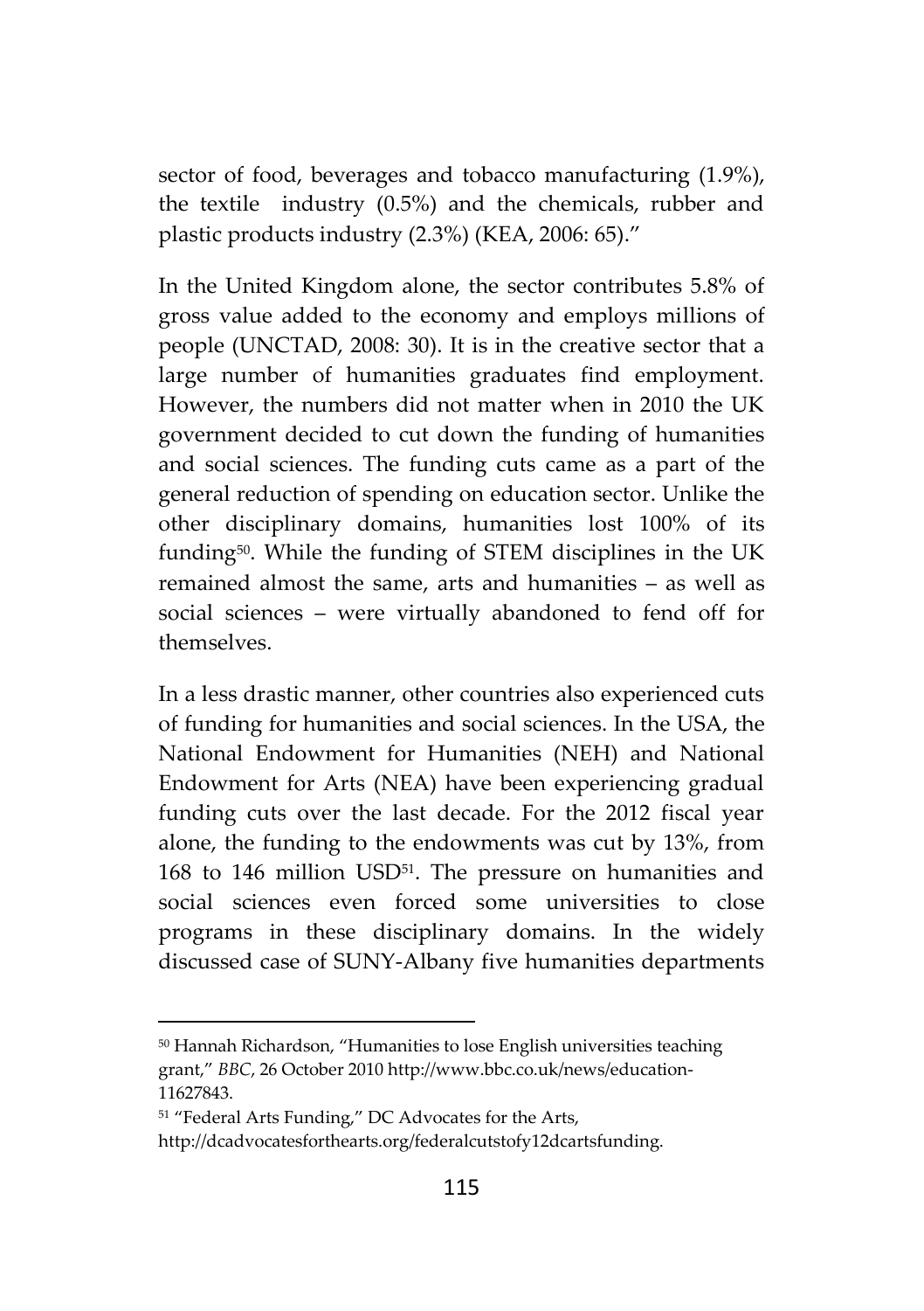sector of food, beverages and tobacco manufacturing (1.9%), the textile industry (0.5%) and the chemicals, rubber and plastic products industry (2.3%) (KEA, 2006: 65)."

In the United Kingdom alone, the sector contributes 5.8% of gross value added to the economy and employs millions of people (UNCTAD, 2008: 30). It is in the creative sector that a large number of humanities graduates find employment. However, the numbers did not matter when in 2010 the UK government decided to cut down the funding of humanities and social sciences. The funding cuts came as a part of the general reduction of spending on education sector. Unlike the other disciplinary domains, humanities lost 100% of its funding[50]. While the funding of STEM disciplines in the UK remained almost the same, arts and humanities – as well as social sciences – were virtually abandoned to fend off for themselves.

In a less drastic manner, other countries also experienced cuts of funding for humanities and social sciences. In the USA, the National Endowment for Humanities (NEH) and National Endowment for Arts (NEA) have been experiencing gradual funding cuts over the last decade. For the 2012 fiscal year alone, the funding to the endowments was cut by 13%, from 168 to 146 million USD[51]. The pressure on humanities and social sciences even forced some universities to close programs in these disciplinary domains. In the widely discussed case of SUNY-Albany five humanities departments

---

[50] Hannah Richardson, "Humanities to lose English universities teaching grant," *BBC*, 26 October 2010 http://www.bbc.co.uk/news/education-11627843.

[51] "Federal Arts Funding," DC Advocates for the Arts, http://dcadvocatesforthearts.org/federalcutstofy12dcartsfunding.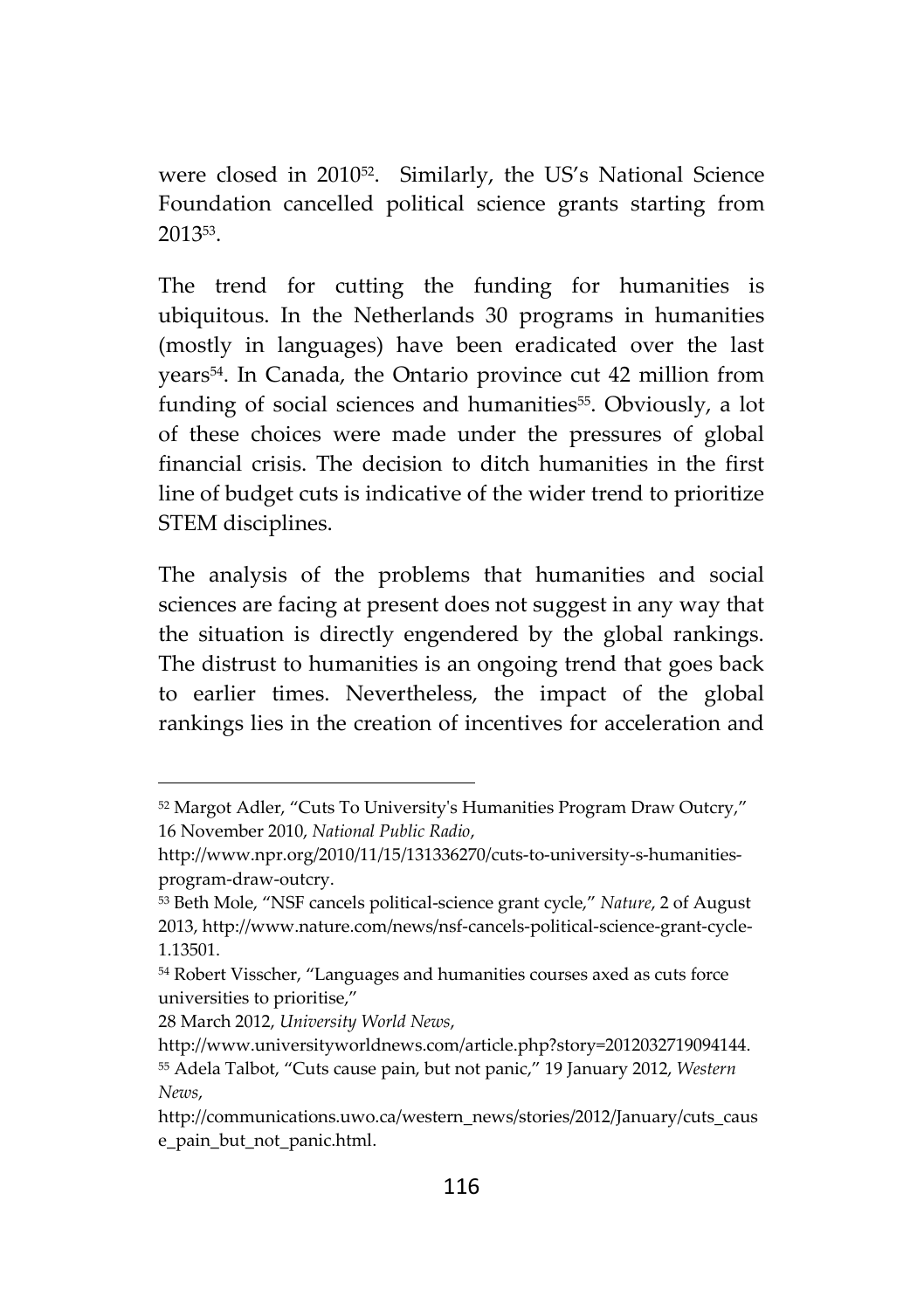were closed in 2010[52]. Similarly, the US's National Science Foundation cancelled political science grants starting from 2013[53].

The trend for cutting the funding for humanities is ubiquitous. In the Netherlands 30 programs in humanities (mostly in languages) have been eradicated over the last years[54]. In Canada, the Ontario province cut 42 million from funding of social sciences and humanities[55]. Obviously, a lot of these choices were made under the pressures of global financial crisis. The decision to ditch humanities in the first line of budget cuts is indicative of the wider trend to prioritize STEM disciplines.

The analysis of the problems that humanities and social sciences are facing at present does not suggest in any way that the situation is directly engendered by the global rankings. The distrust to humanities is an ongoing trend that goes back to earlier times. Nevertheless, the impact of the global rankings lies in the creation of incentives for acceleration and

---

[52] Margot Adler, "Cuts To University's Humanities Program Draw Outcry," 16 November 2010, *National Public Radio*, http://www.npr.org/2010/11/15/131336270/cuts-to-university-s-humanities-program-draw-outcry.

[53] Beth Mole, "NSF cancels political-science grant cycle," *Nature*, 2 of August 2013, http://www.nature.com/news/nsf-cancels-political-science-grant-cycle-1.13501.

[54] Robert Visscher, "Languages and humanities courses axed as cuts force universities to prioritise," 28 March 2012, *University World News*, http://www.universityworldnews.com/article.php?story=2012032719094144.

[55] Adela Talbot, "Cuts cause pain, but not panic," 19 January 2012, *Western News*, http://communications.uwo.ca/western_news/stories/2012/January/cuts_cause_pain_but_not_panic.html.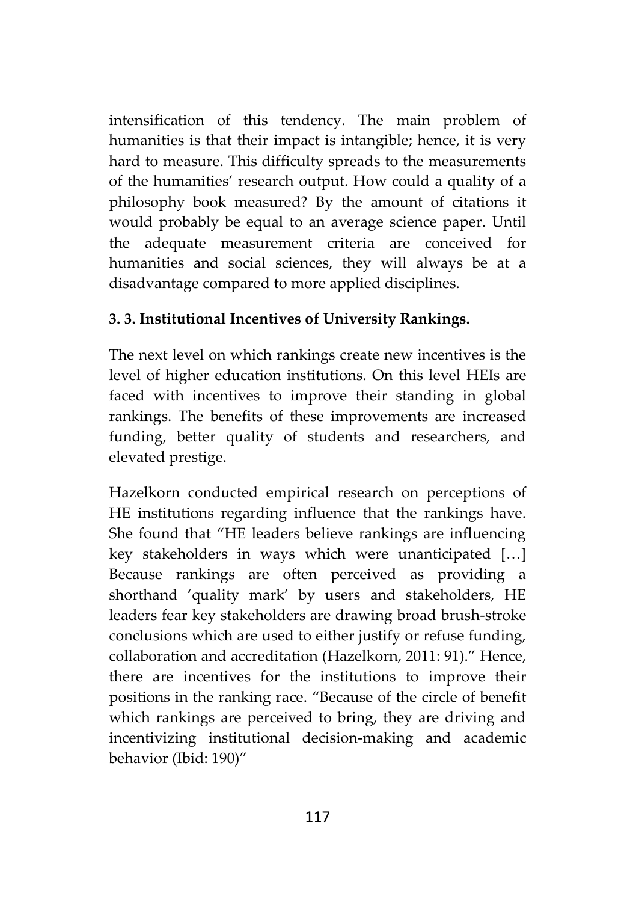intensification of this tendency. The main problem of humanities is that their impact is intangible; hence, it is very hard to measure. This difficulty spreads to the measurements of the humanities' research output. How could a quality of a philosophy book measured? By the amount of citations it would probably be equal to an average science paper. Until the adequate measurement criteria are conceived for humanities and social sciences, they will always be at a disadvantage compared to more applied disciplines.

### 3. 3. Institutional Incentives of University Rankings.

The next level on which rankings create new incentives is the level of higher education institutions. On this level HEIs are faced with incentives to improve their standing in global rankings. The benefits of these improvements are increased funding, better quality of students and researchers, and elevated prestige.

Hazelkorn conducted empirical research on perceptions of HE institutions regarding influence that the rankings have. She found that "HE leaders believe rankings are influencing key stakeholders in ways which were unanticipated […] Because rankings are often perceived as providing a shorthand 'quality mark' by users and stakeholders, HE leaders fear key stakeholders are drawing broad brush-stroke conclusions which are used to either justify or refuse funding, collaboration and accreditation (Hazelkorn, 2011: 91)." Hence, there are incentives for the institutions to improve their positions in the ranking race. "Because of the circle of benefit which rankings are perceived to bring, they are driving and incentivizing institutional decision-making and academic behavior (Ibid: 190)"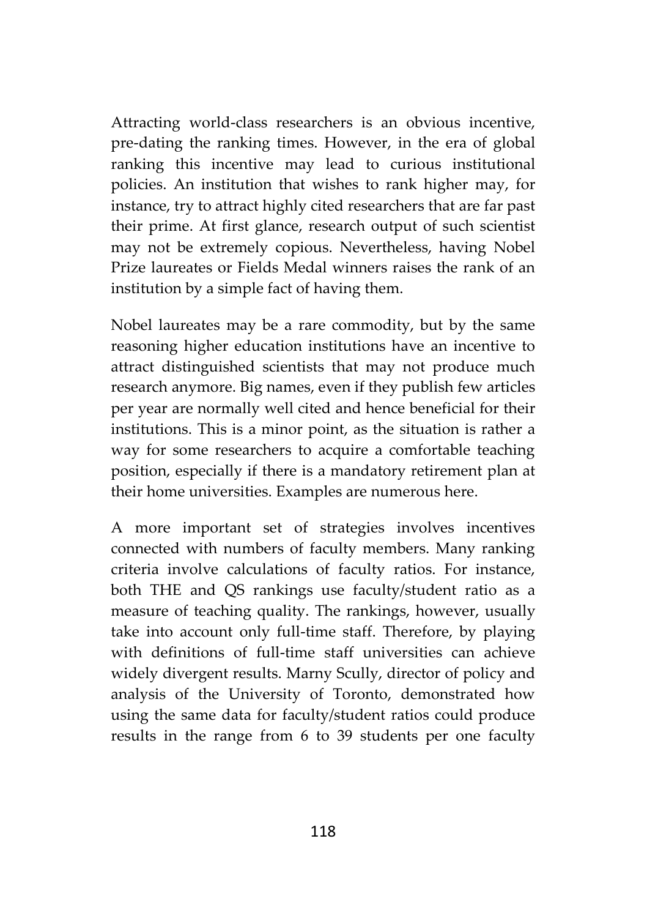Attracting world-class researchers is an obvious incentive, pre-dating the ranking times. However, in the era of global ranking this incentive may lead to curious institutional policies. An institution that wishes to rank higher may, for instance, try to attract highly cited researchers that are far past their prime. At first glance, research output of such scientist may not be extremely copious. Nevertheless, having Nobel Prize laureates or Fields Medal winners raises the rank of an institution by a simple fact of having them.

Nobel laureates may be a rare commodity, but by the same reasoning higher education institutions have an incentive to attract distinguished scientists that may not produce much research anymore. Big names, even if they publish few articles per year are normally well cited and hence beneficial for their institutions. This is a minor point, as the situation is rather a way for some researchers to acquire a comfortable teaching position, especially if there is a mandatory retirement plan at their home universities. Examples are numerous here.

A more important set of strategies involves incentives connected with numbers of faculty members. Many ranking criteria involve calculations of faculty ratios. For instance, both THE and QS rankings use faculty/student ratio as a measure of teaching quality. The rankings, however, usually take into account only full-time staff. Therefore, by playing with definitions of full-time staff universities can achieve widely divergent results. Marny Scully, director of policy and analysis of the University of Toronto, demonstrated how using the same data for faculty/student ratios could produce results in the range from 6 to 39 students per one faculty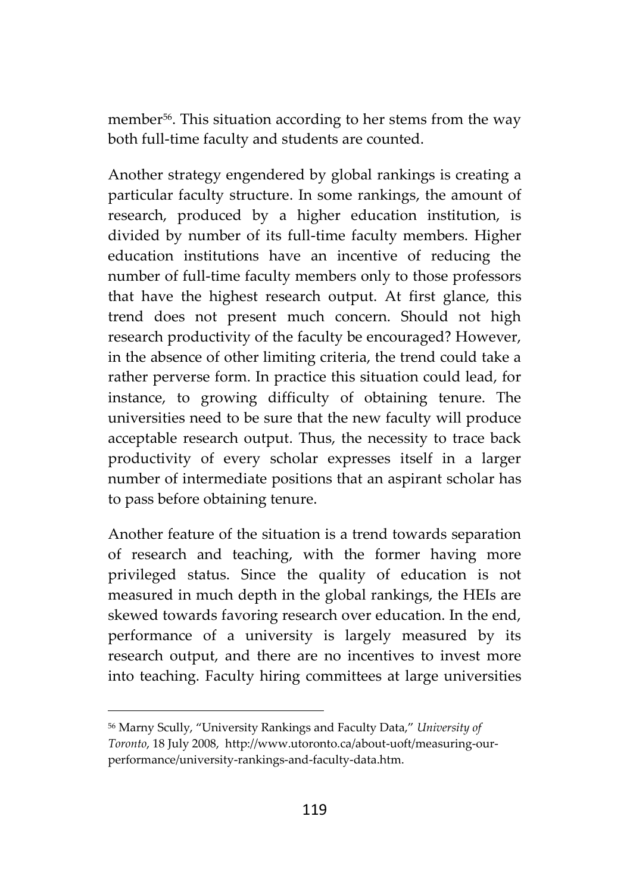member[56]. This situation according to her stems from the way both full-time faculty and students are counted.

Another strategy engendered by global rankings is creating a particular faculty structure. In some rankings, the amount of research, produced by a higher education institution, is divided by number of its full-time faculty members. Higher education institutions have an incentive of reducing the number of full-time faculty members only to those professors that have the highest research output. At first glance, this trend does not present much concern. Should not high research productivity of the faculty be encouraged? However, in the absence of other limiting criteria, the trend could take a rather perverse form. In practice this situation could lead, for instance, to growing difficulty of obtaining tenure. The universities need to be sure that the new faculty will produce acceptable research output. Thus, the necessity to trace back productivity of every scholar expresses itself in a larger number of intermediate positions that an aspirant scholar has to pass before obtaining tenure.

Another feature of the situation is a trend towards separation of research and teaching, with the former having more privileged status. Since the quality of education is not measured in much depth in the global rankings, the HEIs are skewed towards favoring research over education. In the end, performance of a university is largely measured by its research output, and there are no incentives to invest more into teaching. Faculty hiring committees at large universities

---

[56] Marny Scully, "University Rankings and Faculty Data," *University of Toronto*, 18 July 2008, http://www.utoronto.ca/about-uoft/measuring-our-performance/university-rankings-and-faculty-data.htm.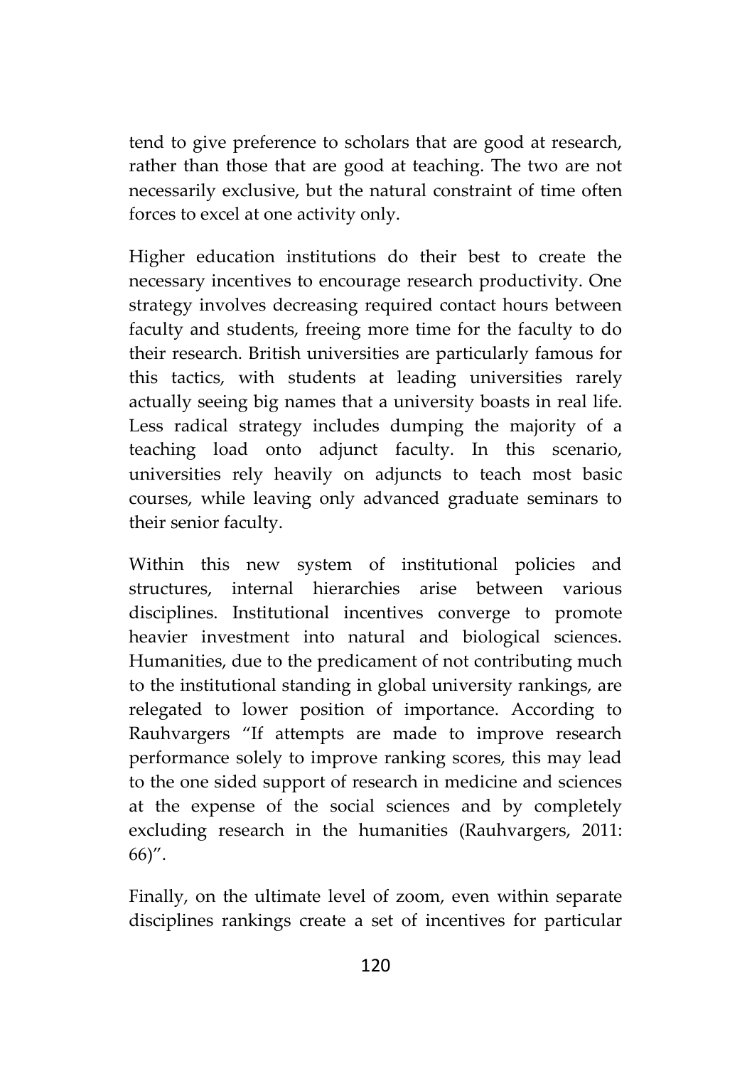tend to give preference to scholars that are good at research, rather than those that are good at teaching. The two are not necessarily exclusive, but the natural constraint of time often forces to excel at one activity only.

Higher education institutions do their best to create the necessary incentives to encourage research productivity. One strategy involves decreasing required contact hours between faculty and students, freeing more time for the faculty to do their research. British universities are particularly famous for this tactics, with students at leading universities rarely actually seeing big names that a university boasts in real life. Less radical strategy includes dumping the majority of a teaching load onto adjunct faculty. In this scenario, universities rely heavily on adjuncts to teach most basic courses, while leaving only advanced graduate seminars to their senior faculty.

Within this new system of institutional policies and structures, internal hierarchies arise between various disciplines. Institutional incentives converge to promote heavier investment into natural and biological sciences. Humanities, due to the predicament of not contributing much to the institutional standing in global university rankings, are relegated to lower position of importance. According to Rauhvargers "If attempts are made to improve research performance solely to improve ranking scores, this may lead to the one sided support of research in medicine and sciences at the expense of the social sciences and by completely excluding research in the humanities (Rauhvargers, 2011: 66)".

Finally, on the ultimate level of zoom, even within separate disciplines rankings create a set of incentives for particular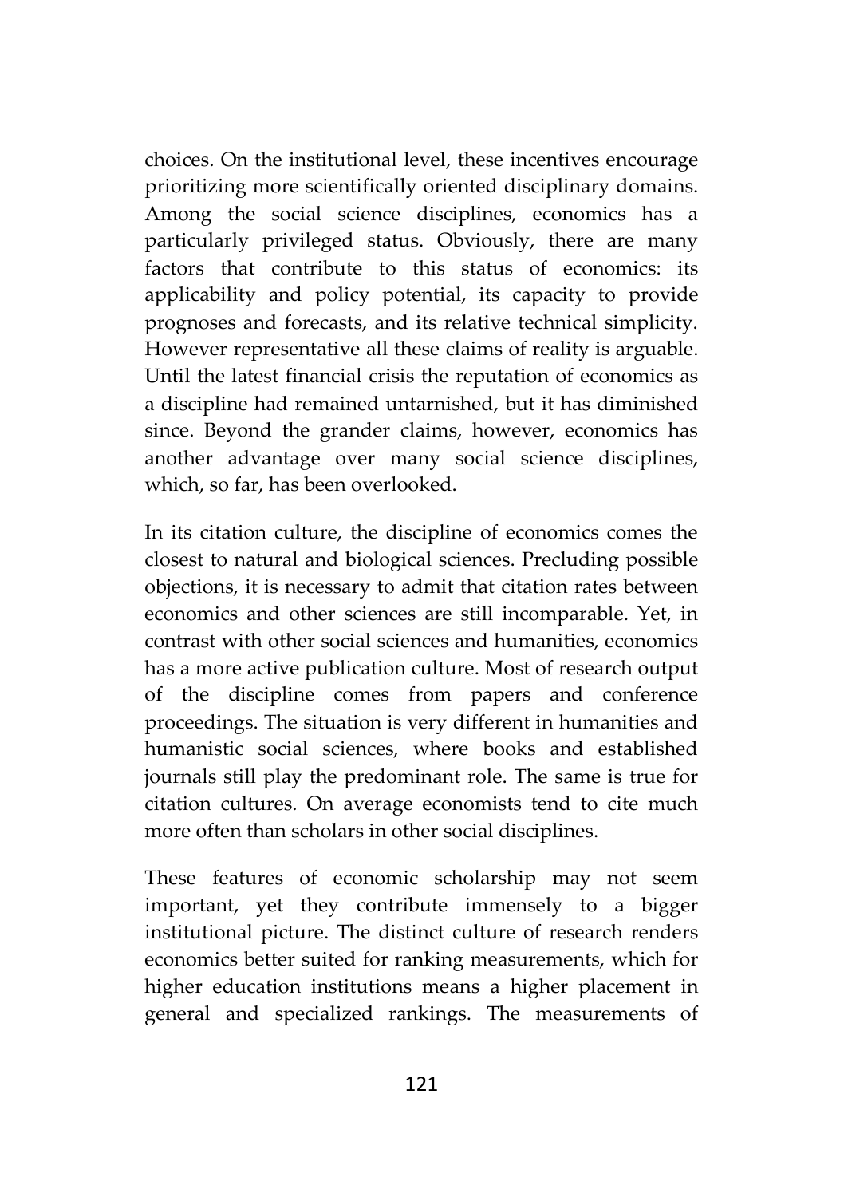choices. On the institutional level, these incentives encourage prioritizing more scientifically oriented disciplinary domains. Among the social science disciplines, economics has a particularly privileged status. Obviously, there are many factors that contribute to this status of economics: its applicability and policy potential, its capacity to provide prognoses and forecasts, and its relative technical simplicity. However representative all these claims of reality is arguable. Until the latest financial crisis the reputation of economics as a discipline had remained untarnished, but it has diminished since. Beyond the grander claims, however, economics has another advantage over many social science disciplines, which, so far, has been overlooked.

In its citation culture, the discipline of economics comes the closest to natural and biological sciences. Precluding possible objections, it is necessary to admit that citation rates between economics and other sciences are still incomparable. Yet, in contrast with other social sciences and humanities, economics has a more active publication culture. Most of research output of the discipline comes from papers and conference proceedings. The situation is very different in humanities and humanistic social sciences, where books and established journals still play the predominant role. The same is true for citation cultures. On average economists tend to cite much more often than scholars in other social disciplines.

These features of economic scholarship may not seem important, yet they contribute immensely to a bigger institutional picture. The distinct culture of research renders economics better suited for ranking measurements, which for higher education institutions means a higher placement in general and specialized rankings. The measurements of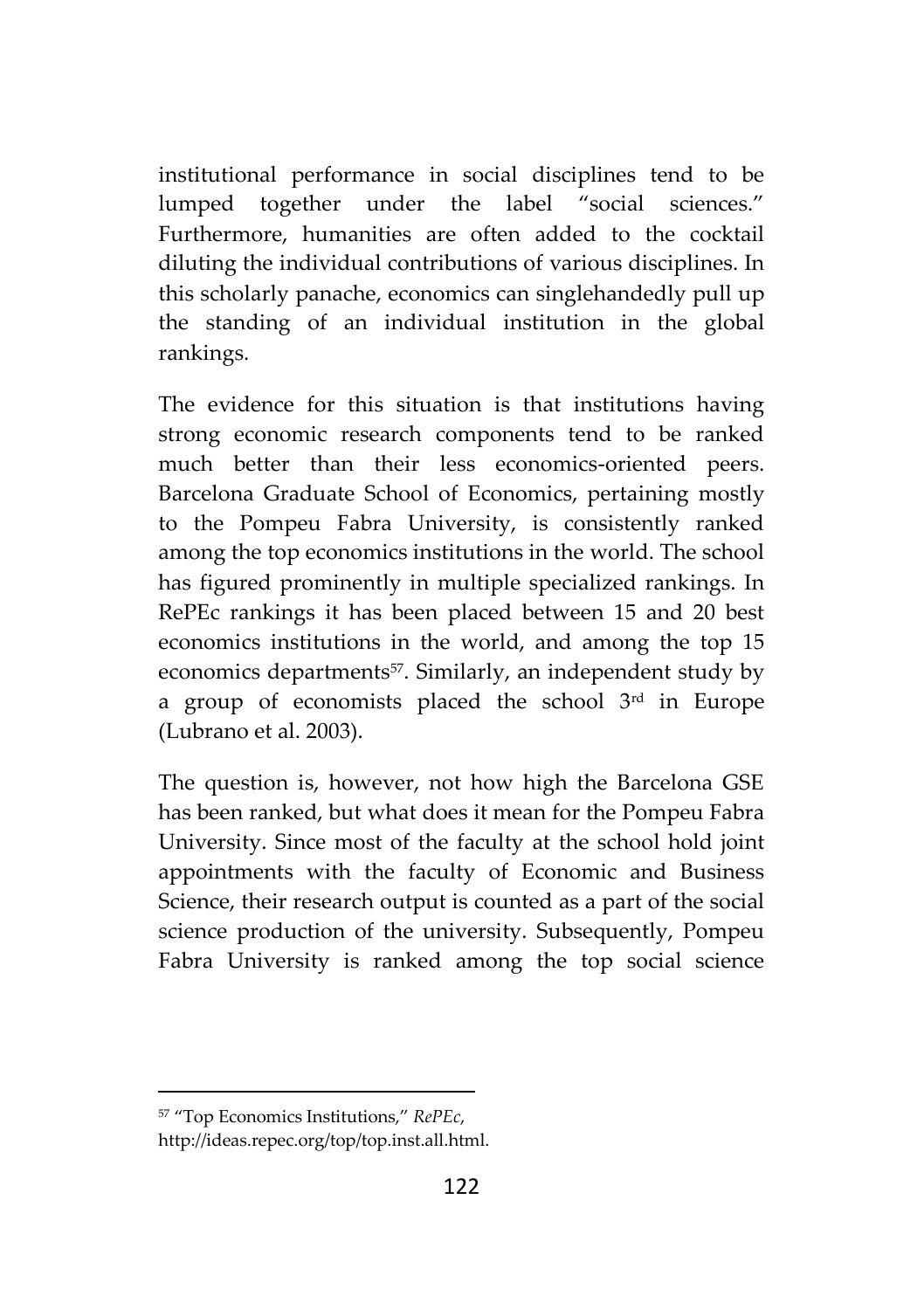institutional performance in social disciplines tend to be lumped together under the label "social sciences." Furthermore, humanities are often added to the cocktail diluting the individual contributions of various disciplines. In this scholarly panache, economics can singlehandedly pull up the standing of an individual institution in the global rankings.

The evidence for this situation is that institutions having strong economic research components tend to be ranked much better than their less economics-oriented peers. Barcelona Graduate School of Economics, pertaining mostly to the Pompeu Fabra University, is consistently ranked among the top economics institutions in the world. The school has figured prominently in multiple specialized rankings. In RePEc rankings it has been placed between 15 and 20 best economics institutions in the world, and among the top 15 economics departments[57]. Similarly, an independent study by a group of economists placed the school 3rd in Europe (Lubrano et al. 2003).

The question is, however, not how high the Barcelona GSE has been ranked, but what does it mean for the Pompeu Fabra University. Since most of the faculty at the school hold joint appointments with the faculty of Economic and Business Science, their research output is counted as a part of the social science production of the university. Subsequently, Pompeu Fabra University is ranked among the top social science

---

[57] "Top Economics Institutions," *RePEc*, http://ideas.repec.org/top/top.inst.all.html.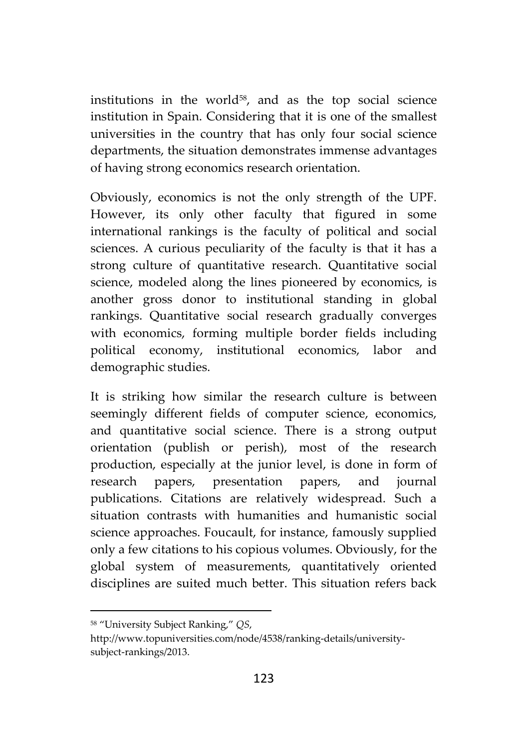institutions in the world[58], and as the top social science institution in Spain. Considering that it is one of the smallest universities in the country that has only four social science departments, the situation demonstrates immense advantages of having strong economics research orientation.

Obviously, economics is not the only strength of the UPF. However, its only other faculty that figured in some international rankings is the faculty of political and social sciences. A curious peculiarity of the faculty is that it has a strong culture of quantitative research. Quantitative social science, modeled along the lines pioneered by economics, is another gross donor to institutional standing in global rankings. Quantitative social research gradually converges with economics, forming multiple border fields including political economy, institutional economics, labor and demographic studies.

It is striking how similar the research culture is between seemingly different fields of computer science, economics, and quantitative social science. There is a strong output orientation (publish or perish), most of the research production, especially at the junior level, is done in form of research papers, presentation papers, and journal publications. Citations are relatively widespread. Such a situation contrasts with humanities and humanistic social science approaches. Foucault, for instance, famously supplied only a few citations to his copious volumes. Obviously, for the global system of measurements, quantitatively oriented disciplines are suited much better. This situation refers back

[58] "University Subject Ranking," *QS*, http://www.topuniversities.com/node/4538/ranking-details/university-subject-rankings/2013.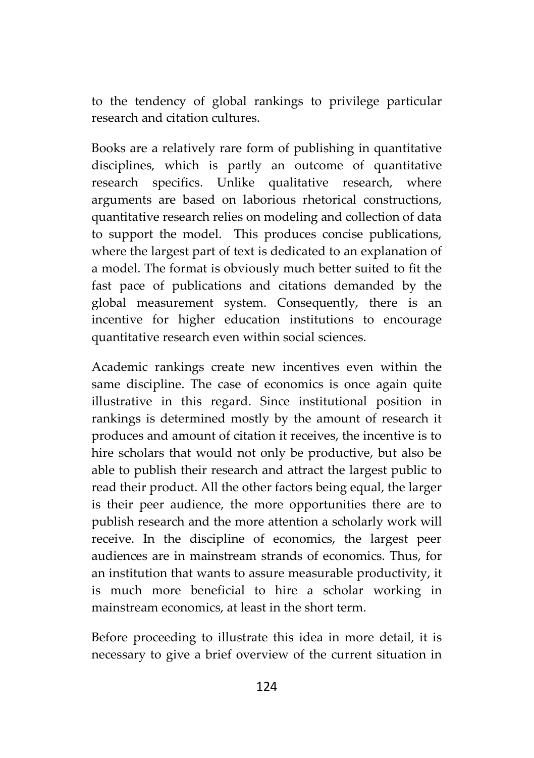to the tendency of global rankings to privilege particular research and citation cultures.

Books are a relatively rare form of publishing in quantitative disciplines, which is partly an outcome of quantitative research specifics. Unlike qualitative research, where arguments are based on laborious rhetorical constructions, quantitative research relies on modeling and collection of data to support the model. This produces concise publications, where the largest part of text is dedicated to an explanation of a model. The format is obviously much better suited to fit the fast pace of publications and citations demanded by the global measurement system. Consequently, there is an incentive for higher education institutions to encourage quantitative research even within social sciences.

Academic rankings create new incentives even within the same discipline. The case of economics is once again quite illustrative in this regard. Since institutional position in rankings is determined mostly by the amount of research it produces and amount of citation it receives, the incentive is to hire scholars that would not only be productive, but also be able to publish their research and attract the largest public to read their product. All the other factors being equal, the larger is their peer audience, the more opportunities there are to publish research and the more attention a scholarly work will receive. In the discipline of economics, the largest peer audiences are in mainstream strands of economics. Thus, for an institution that wants to assure measurable productivity, it is much more beneficial to hire a scholar working in mainstream economics, at least in the short term.

Before proceeding to illustrate this idea in more detail, it is necessary to give a brief overview of the current situation in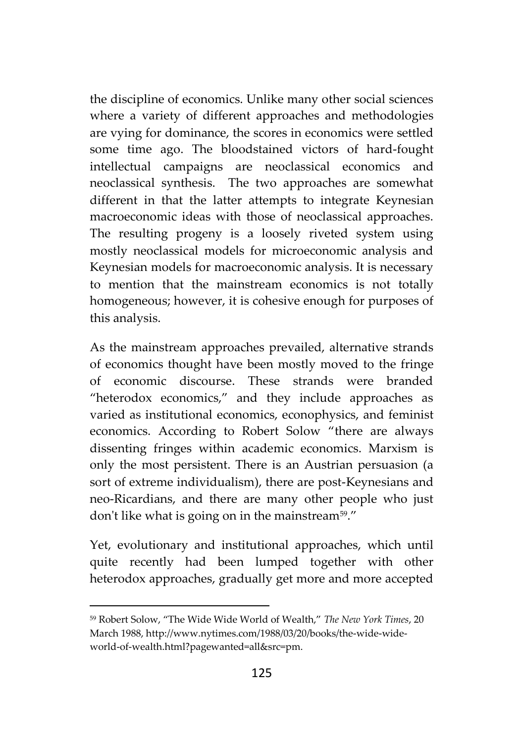the discipline of economics. Unlike many other social sciences where a variety of different approaches and methodologies are vying for dominance, the scores in economics were settled some time ago. The bloodstained victors of hard-fought intellectual campaigns are neoclassical economics and neoclassical synthesis. The two approaches are somewhat different in that the latter attempts to integrate Keynesian macroeconomic ideas with those of neoclassical approaches. The resulting progeny is a loosely riveted system using mostly neoclassical models for microeconomic analysis and Keynesian models for macroeconomic analysis. It is necessary to mention that the mainstream economics is not totally homogeneous; however, it is cohesive enough for purposes of this analysis.

As the mainstream approaches prevailed, alternative strands of economics thought have been mostly moved to the fringe of economic discourse. These strands were branded "heterodox economics," and they include approaches as varied as institutional economics, econophysics, and feminist economics. According to Robert Solow "there are always dissenting fringes within academic economics. Marxism is only the most persistent. There is an Austrian persuasion (a sort of extreme individualism), there are post-Keynesians and neo-Ricardians, and there are many other people who just don't like what is going on in the mainstream[59]."

Yet, evolutionary and institutional approaches, which until quite recently had been lumped together with other heterodox approaches, gradually get more and more accepted

---

[59] Robert Solow, "The Wide Wide World of Wealth," *The New York Times*, 20 March 1988, http://www.nytimes.com/1988/03/20/books/the-wide-wide-world-of-wealth.html?pagewanted=all&src=pm.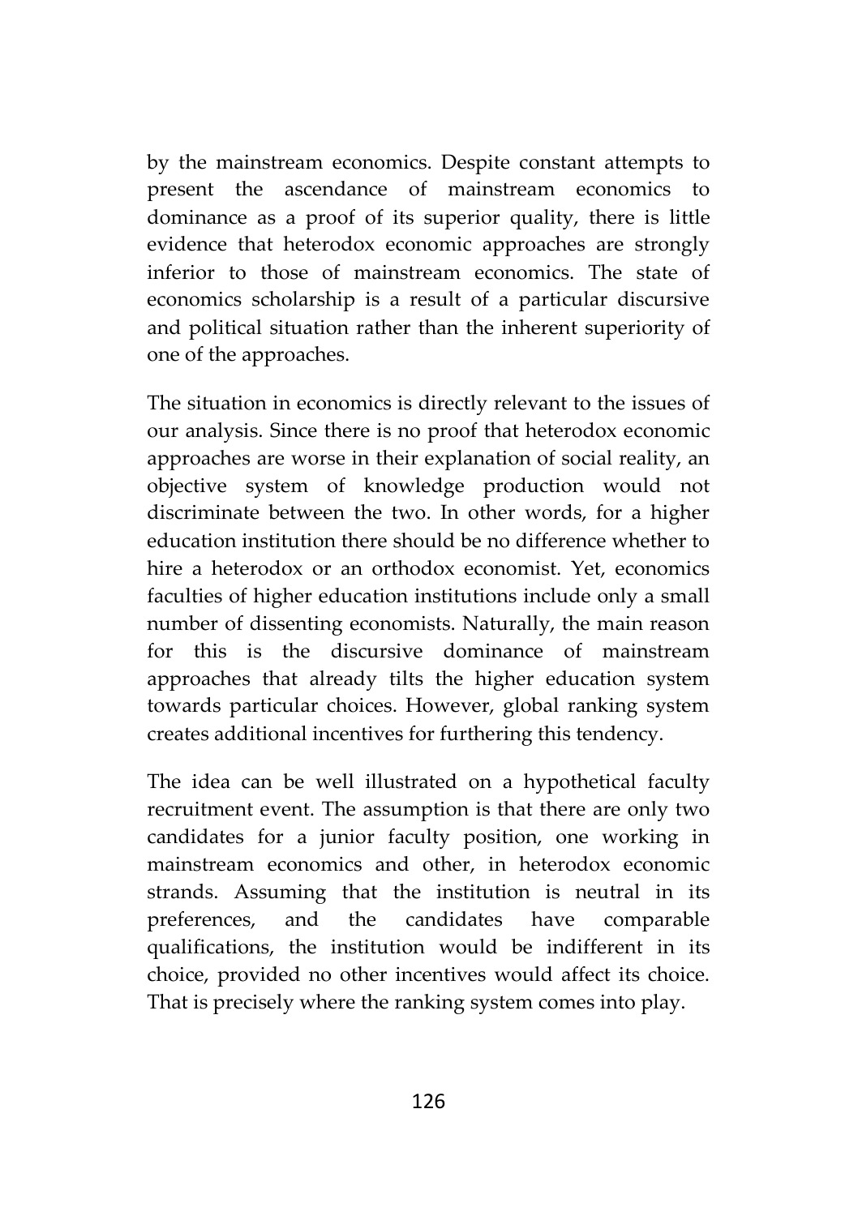by the mainstream economics. Despite constant attempts to present the ascendance of mainstream economics to dominance as a proof of its superior quality, there is little evidence that heterodox economic approaches are strongly inferior to those of mainstream economics. The state of economics scholarship is a result of a particular discursive and political situation rather than the inherent superiority of one of the approaches.

The situation in economics is directly relevant to the issues of our analysis. Since there is no proof that heterodox economic approaches are worse in their explanation of social reality, an objective system of knowledge production would not discriminate between the two. In other words, for a higher education institution there should be no difference whether to hire a heterodox or an orthodox economist. Yet, economics faculties of higher education institutions include only a small number of dissenting economists. Naturally, the main reason for this is the discursive dominance of mainstream approaches that already tilts the higher education system towards particular choices. However, global ranking system creates additional incentives for furthering this tendency.

The idea can be well illustrated on a hypothetical faculty recruitment event. The assumption is that there are only two candidates for a junior faculty position, one working in mainstream economics and other, in heterodox economic strands. Assuming that the institution is neutral in its preferences, and the candidates have comparable qualifications, the institution would be indifferent in its choice, provided no other incentives would affect its choice. That is precisely where the ranking system comes into play.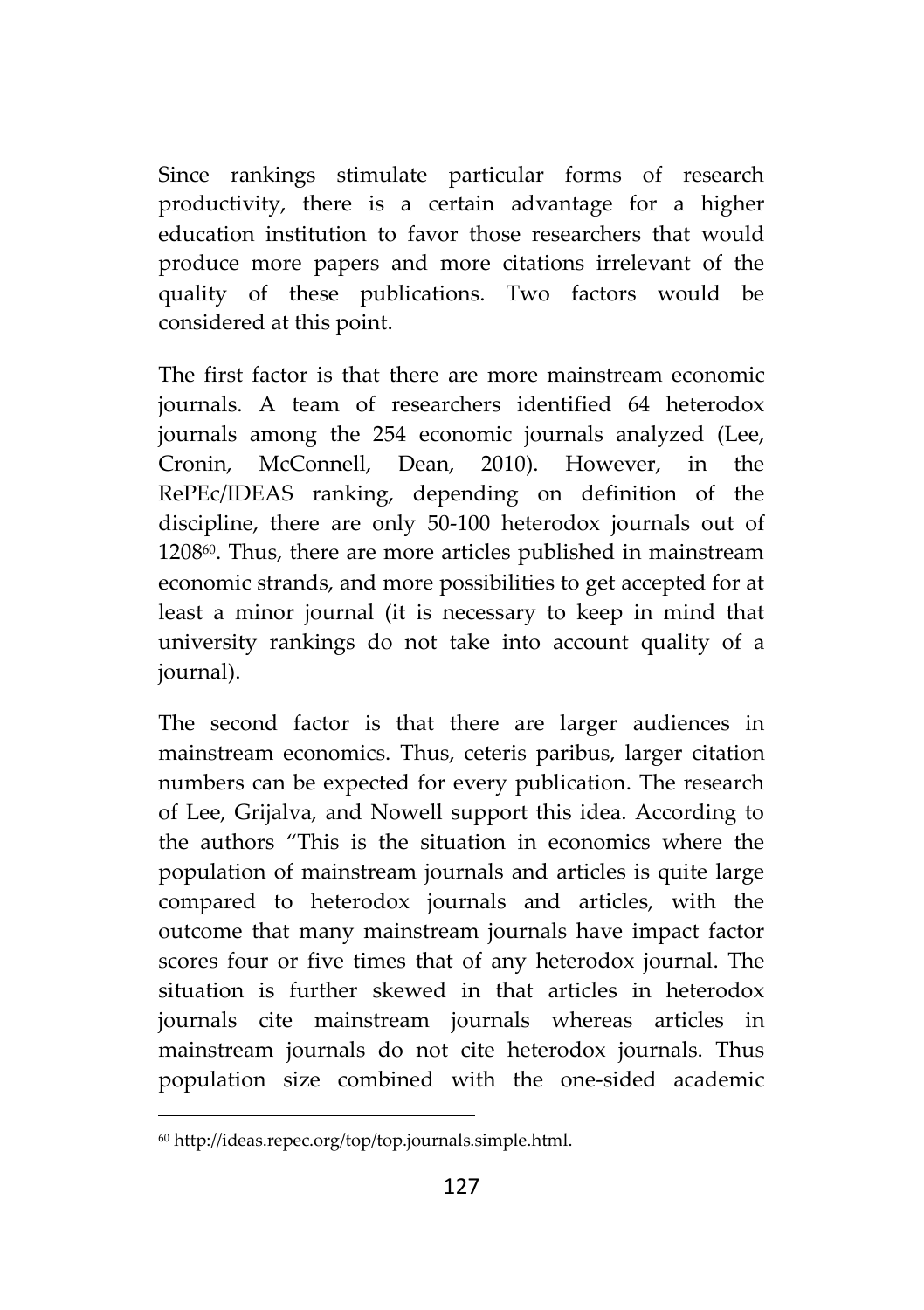Since rankings stimulate particular forms of research productivity, there is a certain advantage for a higher education institution to favor those researchers that would produce more papers and more citations irrelevant of the quality of these publications. Two factors would be considered at this point.

The first factor is that there are more mainstream economic journals. A team of researchers identified 64 heterodox journals among the 254 economic journals analyzed (Lee, Cronin, McConnell, Dean, 2010). However, in the RePEc/IDEAS ranking, depending on definition of the discipline, there are only 50-100 heterodox journals out of 1208[60]. Thus, there are more articles published in mainstream economic strands, and more possibilities to get accepted for at least a minor journal (it is necessary to keep in mind that university rankings do not take into account quality of a journal).

The second factor is that there are larger audiences in mainstream economics. Thus, ceteris paribus, larger citation numbers can be expected for every publication. The research of Lee, Grijalva, and Nowell support this idea. According to the authors "This is the situation in economics where the population of mainstream journals and articles is quite large compared to heterodox journals and articles, with the outcome that many mainstream journals have impact factor scores four or five times that of any heterodox journal. The situation is further skewed in that articles in heterodox journals cite mainstream journals whereas articles in mainstream journals do not cite heterodox journals. Thus population size combined with the one-sided academic

---

[60] http://ideas.repec.org/top/top.journals.simple.html.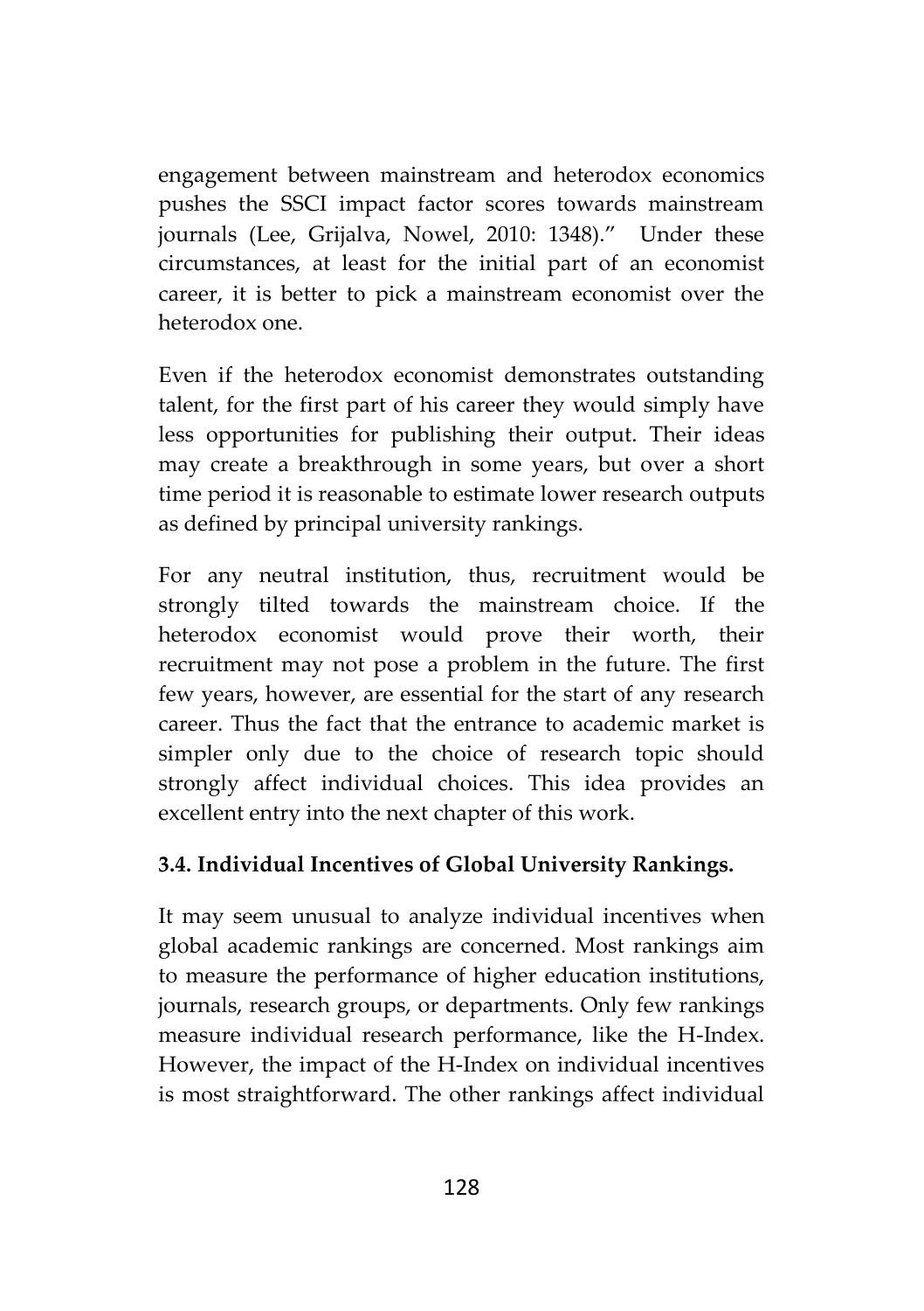engagement between mainstream and heterodox economics pushes the SSCI impact factor scores towards mainstream journals (Lee, Grijalva, Nowel, 2010: 1348)." Under these circumstances, at least for the initial part of an economist career, it is better to pick a mainstream economist over the heterodox one.

Even if the heterodox economist demonstrates outstanding talent, for the first part of his career they would simply have less opportunities for publishing their output. Their ideas may create a breakthrough in some years, but over a short time period it is reasonable to estimate lower research outputs as defined by principal university rankings.

For any neutral institution, thus, recruitment would be strongly tilted towards the mainstream choice. If the heterodox economist would prove their worth, their recruitment may not pose a problem in the future. The first few years, however, are essential for the start of any research career. Thus the fact that the entrance to academic market is simpler only due to the choice of research topic should strongly affect individual choices. This idea provides an excellent entry into the next chapter of this work.

### 3.4. Individual Incentives of Global University Rankings.

It may seem unusual to analyze individual incentives when global academic rankings are concerned. Most rankings aim to measure the performance of higher education institutions, journals, research groups, or departments. Only few rankings measure individual research performance, like the H-Index. However, the impact of the H-Index on individual incentives is most straightforward. The other rankings affect individual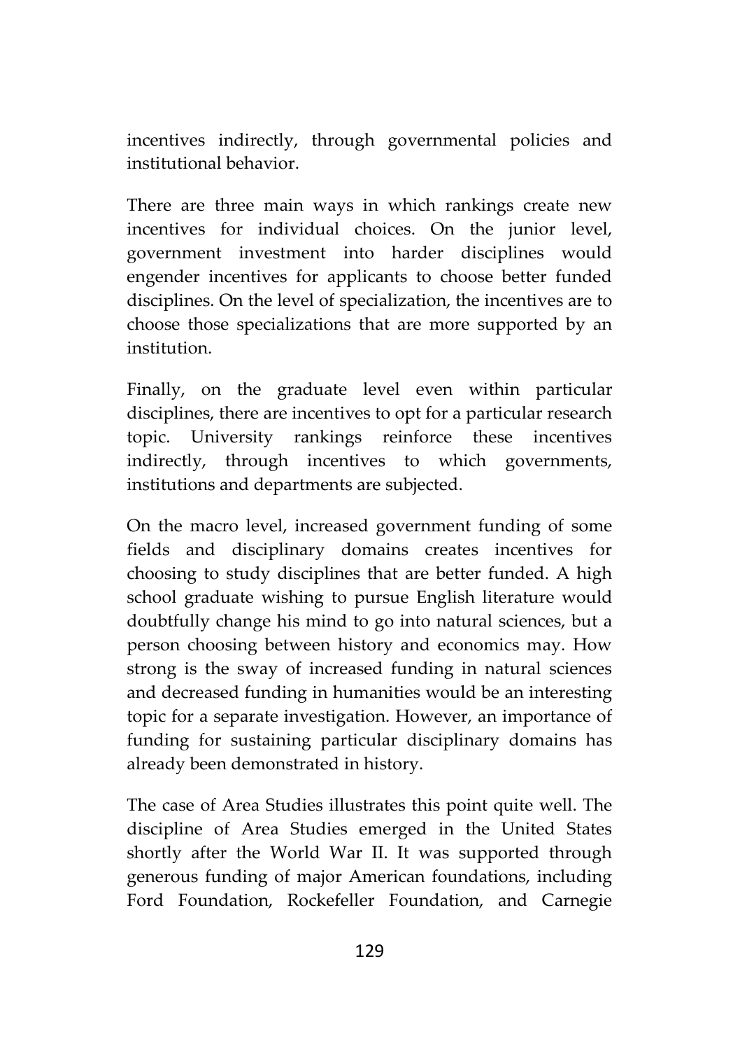incentives indirectly, through governmental policies and institutional behavior.

There are three main ways in which rankings create new incentives for individual choices. On the junior level, government investment into harder disciplines would engender incentives for applicants to choose better funded disciplines. On the level of specialization, the incentives are to choose those specializations that are more supported by an institution.

Finally, on the graduate level even within particular disciplines, there are incentives to opt for a particular research topic. University rankings reinforce these incentives indirectly, through incentives to which governments, institutions and departments are subjected.

On the macro level, increased government funding of some fields and disciplinary domains creates incentives for choosing to study disciplines that are better funded. A high school graduate wishing to pursue English literature would doubtfully change his mind to go into natural sciences, but a person choosing between history and economics may. How strong is the sway of increased funding in natural sciences and decreased funding in humanities would be an interesting topic for a separate investigation. However, an importance of funding for sustaining particular disciplinary domains has already been demonstrated in history.

The case of Area Studies illustrates this point quite well. The discipline of Area Studies emerged in the United States shortly after the World War II. It was supported through generous funding of major American foundations, including Ford Foundation, Rockefeller Foundation, and Carnegie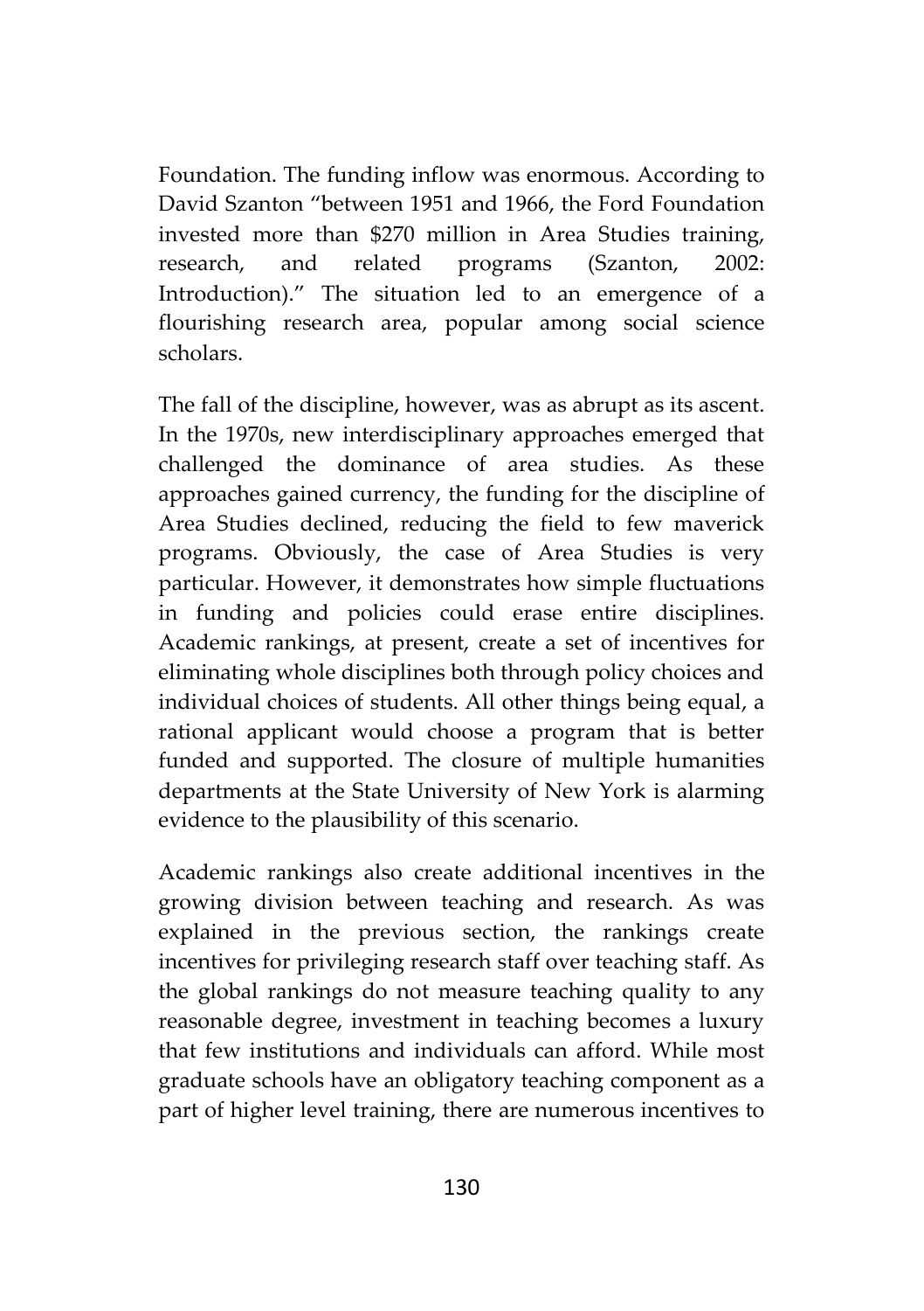Foundation. The funding inflow was enormous. According to David Szanton "between 1951 and 1966, the Ford Foundation invested more than $270 million in Area Studies training, research, and related programs (Szanton, 2002: Introduction)." The situation led to an emergence of a flourishing research area, popular among social science scholars.

The fall of the discipline, however, was as abrupt as its ascent. In the 1970s, new interdisciplinary approaches emerged that challenged the dominance of area studies. As these approaches gained currency, the funding for the discipline of Area Studies declined, reducing the field to few maverick programs. Obviously, the case of Area Studies is very particular. However, it demonstrates how simple fluctuations in funding and policies could erase entire disciplines. Academic rankings, at present, create a set of incentives for eliminating whole disciplines both through policy choices and individual choices of students. All other things being equal, a rational applicant would choose a program that is better funded and supported. The closure of multiple humanities departments at the State University of New York is alarming evidence to the plausibility of this scenario.

Academic rankings also create additional incentives in the growing division between teaching and research. As was explained in the previous section, the rankings create incentives for privileging research staff over teaching staff. As the global rankings do not measure teaching quality to any reasonable degree, investment in teaching becomes a luxury that few institutions and individuals can afford. While most graduate schools have an obligatory teaching component as a part of higher level training, there are numerous incentives to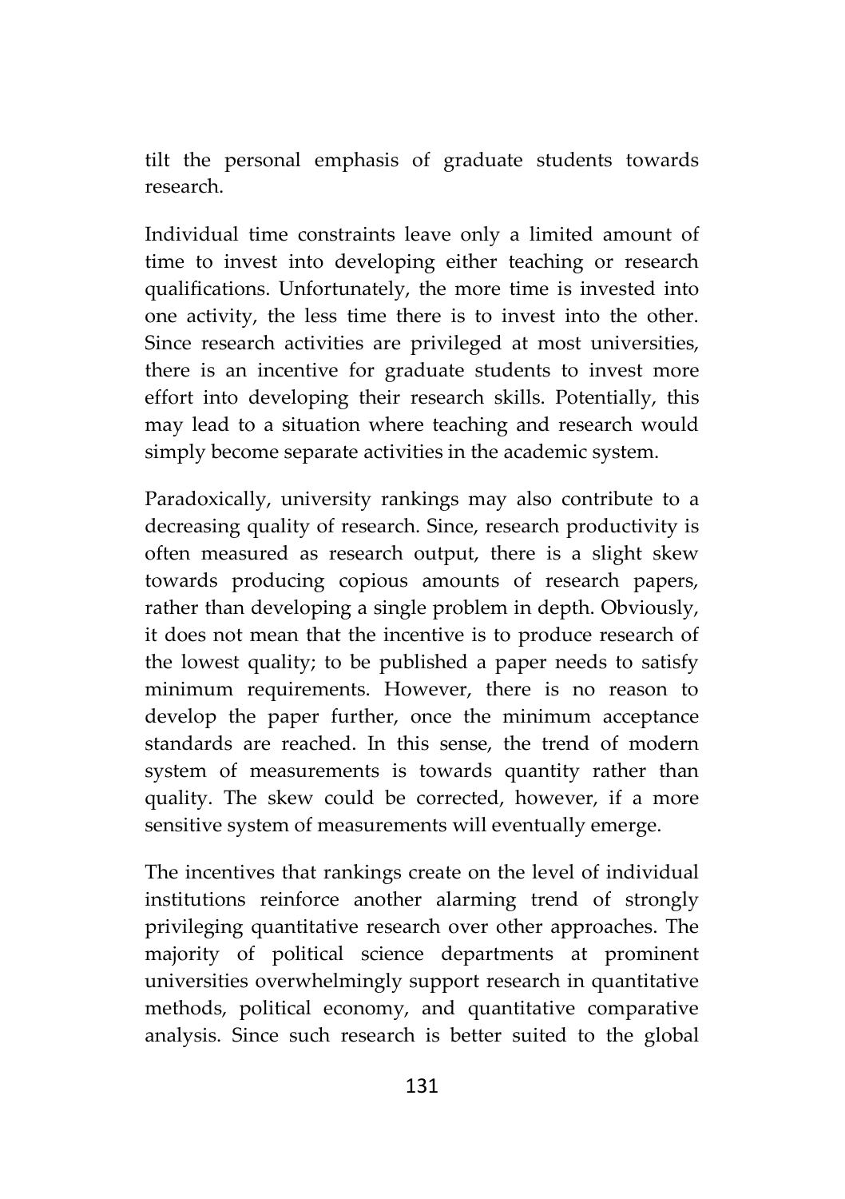tilt the personal emphasis of graduate students towards research.

Individual time constraints leave only a limited amount of time to invest into developing either teaching or research qualifications. Unfortunately, the more time is invested into one activity, the less time there is to invest into the other. Since research activities are privileged at most universities, there is an incentive for graduate students to invest more effort into developing their research skills. Potentially, this may lead to a situation where teaching and research would simply become separate activities in the academic system.

Paradoxically, university rankings may also contribute to a decreasing quality of research. Since, research productivity is often measured as research output, there is a slight skew towards producing copious amounts of research papers, rather than developing a single problem in depth. Obviously, it does not mean that the incentive is to produce research of the lowest quality; to be published a paper needs to satisfy minimum requirements. However, there is no reason to develop the paper further, once the minimum acceptance standards are reached. In this sense, the trend of modern system of measurements is towards quantity rather than quality. The skew could be corrected, however, if a more sensitive system of measurements will eventually emerge.

The incentives that rankings create on the level of individual institutions reinforce another alarming trend of strongly privileging quantitative research over other approaches. The majority of political science departments at prominent universities overwhelmingly support research in quantitative methods, political economy, and quantitative comparative analysis. Since such research is better suited to the global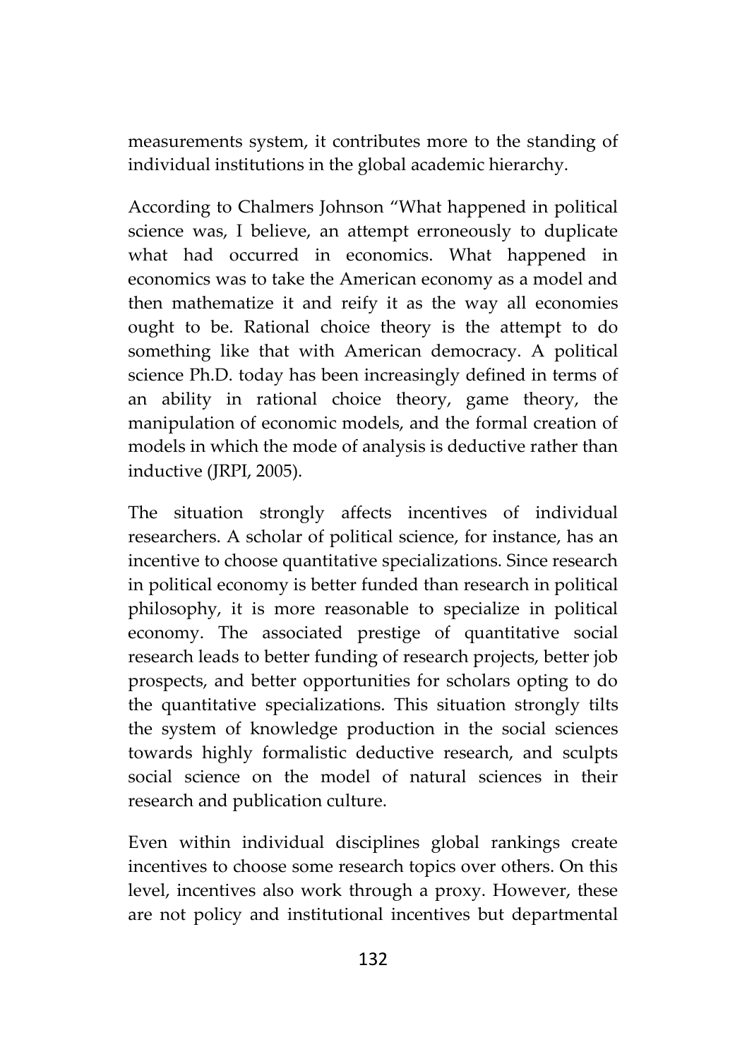measurements system, it contributes more to the standing of individual institutions in the global academic hierarchy.

According to Chalmers Johnson "What happened in political science was, I believe, an attempt erroneously to duplicate what had occurred in economics. What happened in economics was to take the American economy as a model and then mathematize it and reify it as the way all economies ought to be. Rational choice theory is the attempt to do something like that with American democracy. A political science Ph.D. today has been increasingly defined in terms of an ability in rational choice theory, game theory, the manipulation of economic models, and the formal creation of models in which the mode of analysis is deductive rather than inductive (JRPI, 2005).

The situation strongly affects incentives of individual researchers. A scholar of political science, for instance, has an incentive to choose quantitative specializations. Since research in political economy is better funded than research in political philosophy, it is more reasonable to specialize in political economy. The associated prestige of quantitative social research leads to better funding of research projects, better job prospects, and better opportunities for scholars opting to do the quantitative specializations. This situation strongly tilts the system of knowledge production in the social sciences towards highly formalistic deductive research, and sculpts social science on the model of natural sciences in their research and publication culture.

Even within individual disciplines global rankings create incentives to choose some research topics over others. On this level, incentives also work through a proxy. However, these are not policy and institutional incentives but departmental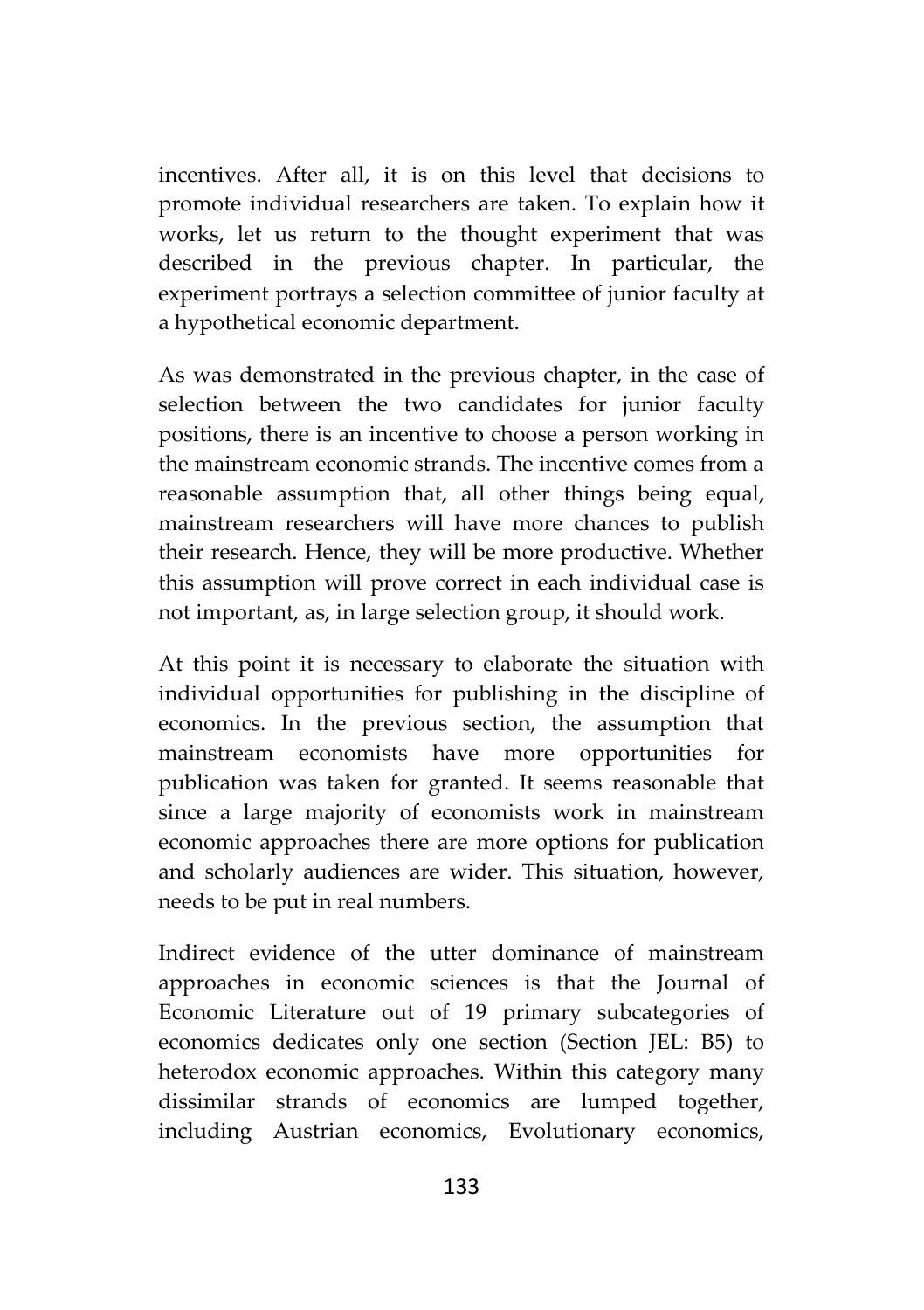incentives. After all, it is on this level that decisions to promote individual researchers are taken. To explain how it works, let us return to the thought experiment that was described in the previous chapter. In particular, the experiment portrays a selection committee of junior faculty at a hypothetical economic department.

As was demonstrated in the previous chapter, in the case of selection between the two candidates for junior faculty positions, there is an incentive to choose a person working in the mainstream economic strands. The incentive comes from a reasonable assumption that, all other things being equal, mainstream researchers will have more chances to publish their research. Hence, they will be more productive. Whether this assumption will prove correct in each individual case is not important, as, in large selection group, it should work.

At this point it is necessary to elaborate the situation with individual opportunities for publishing in the discipline of economics. In the previous section, the assumption that mainstream economists have more opportunities for publication was taken for granted. It seems reasonable that since a large majority of economists work in mainstream economic approaches there are more options for publication and scholarly audiences are wider. This situation, however, needs to be put in real numbers.

Indirect evidence of the utter dominance of mainstream approaches in economic sciences is that the Journal of Economic Literature out of 19 primary subcategories of economics dedicates only one section (Section JEL: B5) to heterodox economic approaches. Within this category many dissimilar strands of economics are lumped together, including Austrian economics, Evolutionary economics,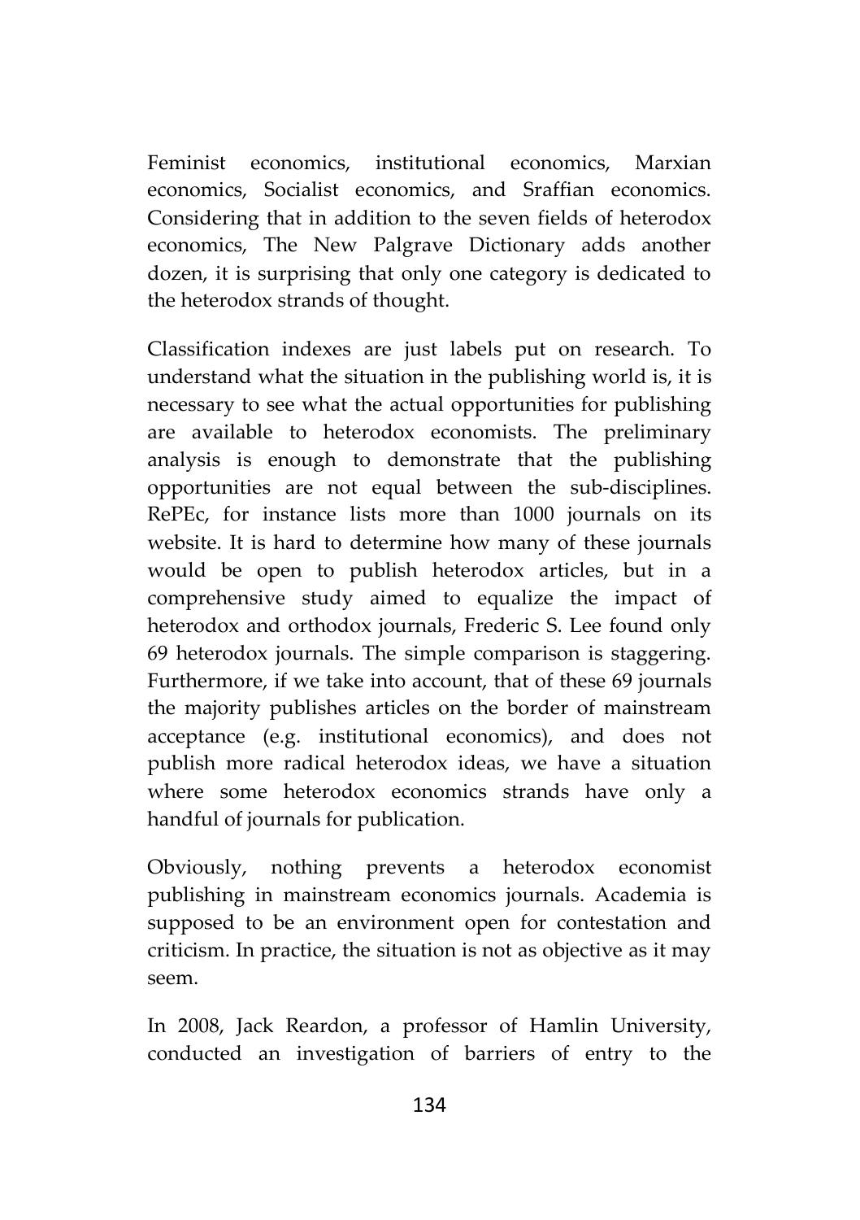Feminist economics, institutional economics, Marxian economics, Socialist economics, and Sraffian economics. Considering that in addition to the seven fields of heterodox economics, The New Palgrave Dictionary adds another dozen, it is surprising that only one category is dedicated to the heterodox strands of thought.

Classification indexes are just labels put on research. To understand what the situation in the publishing world is, it is necessary to see what the actual opportunities for publishing are available to heterodox economists. The preliminary analysis is enough to demonstrate that the publishing opportunities are not equal between the sub-disciplines. RePEc, for instance lists more than 1000 journals on its website. It is hard to determine how many of these journals would be open to publish heterodox articles, but in a comprehensive study aimed to equalize the impact of heterodox and orthodox journals, Frederic S. Lee found only 69 heterodox journals. The simple comparison is staggering. Furthermore, if we take into account, that of these 69 journals the majority publishes articles on the border of mainstream acceptance (e.g. institutional economics), and does not publish more radical heterodox ideas, we have a situation where some heterodox economics strands have only a handful of journals for publication.

Obviously, nothing prevents a heterodox economist publishing in mainstream economics journals. Academia is supposed to be an environment open for contestation and criticism. In practice, the situation is not as objective as it may seem.

In 2008, Jack Reardon, a professor of Hamlin University, conducted an investigation of barriers of entry to the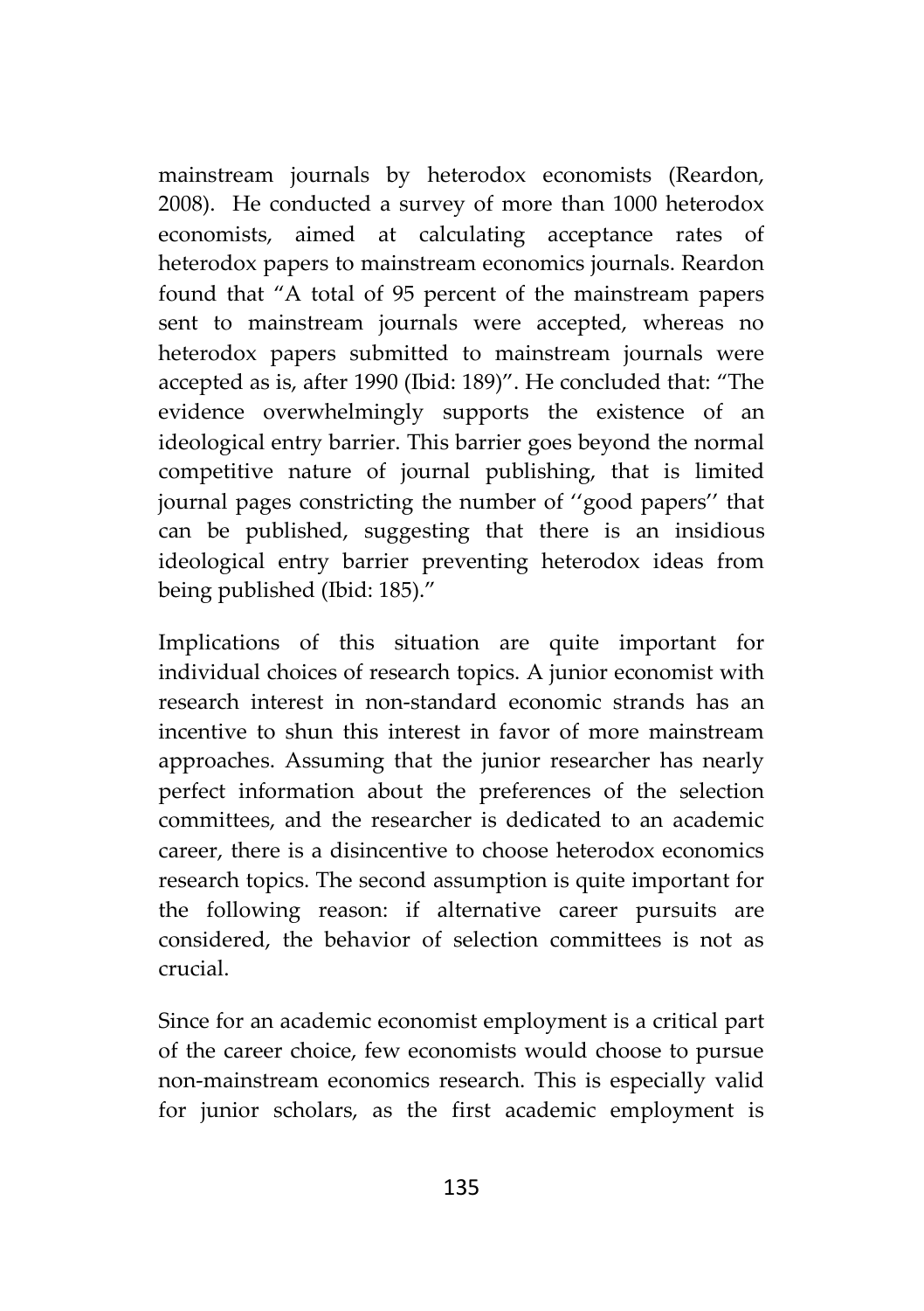mainstream journals by heterodox economists (Reardon, 2008). He conducted a survey of more than 1000 heterodox economists, aimed at calculating acceptance rates of heterodox papers to mainstream economics journals. Reardon found that "A total of 95 percent of the mainstream papers sent to mainstream journals were accepted, whereas no heterodox papers submitted to mainstream journals were accepted as is, after 1990 (Ibid: 189)". He concluded that: "The evidence overwhelmingly supports the existence of an ideological entry barrier. This barrier goes beyond the normal competitive nature of journal publishing, that is limited journal pages constricting the number of ''good papers'' that can be published, suggesting that there is an insidious ideological entry barrier preventing heterodox ideas from being published (Ibid: 185)."

Implications of this situation are quite important for individual choices of research topics. A junior economist with research interest in non-standard economic strands has an incentive to shun this interest in favor of more mainstream approaches. Assuming that the junior researcher has nearly perfect information about the preferences of the selection committees, and the researcher is dedicated to an academic career, there is a disincentive to choose heterodox economics research topics. The second assumption is quite important for the following reason: if alternative career pursuits are considered, the behavior of selection committees is not as crucial.

Since for an academic economist employment is a critical part of the career choice, few economists would choose to pursue non-mainstream economics research. This is especially valid for junior scholars, as the first academic employment is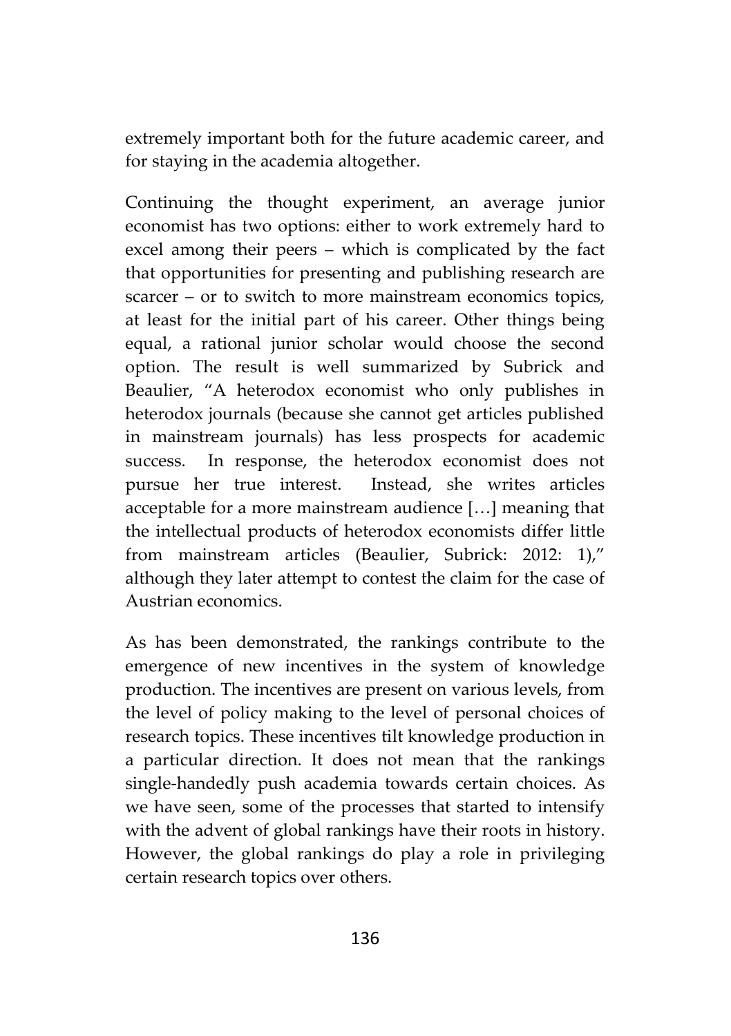extremely important both for the future academic career, and for staying in the academia altogether.

Continuing the thought experiment, an average junior economist has two options: either to work extremely hard to excel among their peers – which is complicated by the fact that opportunities for presenting and publishing research are scarcer – or to switch to more mainstream economics topics, at least for the initial part of his career. Other things being equal, a rational junior scholar would choose the second option. The result is well summarized by Subrick and Beaulier, "A heterodox economist who only publishes in heterodox journals (because she cannot get articles published in mainstream journals) has less prospects for academic success. In response, the heterodox economist does not pursue her true interest. Instead, she writes articles acceptable for a more mainstream audience […] meaning that the intellectual products of heterodox economists differ little from mainstream articles (Beaulier, Subrick: 2012: 1)," although they later attempt to contest the claim for the case of Austrian economics.

As has been demonstrated, the rankings contribute to the emergence of new incentives in the system of knowledge production. The incentives are present on various levels, from the level of policy making to the level of personal choices of research topics. These incentives tilt knowledge production in a particular direction. It does not mean that the rankings single-handedly push academia towards certain choices. As we have seen, some of the processes that started to intensify with the advent of global rankings have their roots in history. However, the global rankings do play a role in privileging certain research topics over others.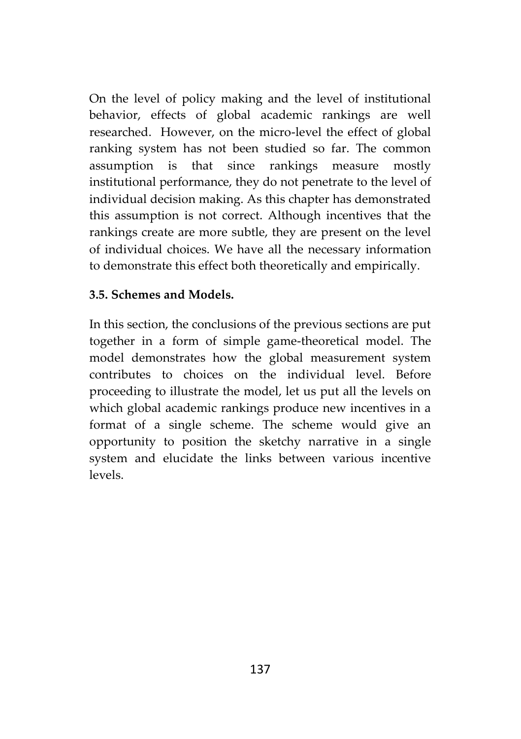On the level of policy making and the level of institutional behavior, effects of global academic rankings are well researched. However, on the micro-level the effect of global ranking system has not been studied so far. The common assumption is that since rankings measure mostly institutional performance, they do not penetrate to the level of individual decision making. As this chapter has demonstrated this assumption is not correct. Although incentives that the rankings create are more subtle, they are present on the level of individual choices. We have all the necessary information to demonstrate this effect both theoretically and empirically.

### 3.5. Schemes and Models.

In this section, the conclusions of the previous sections are put together in a form of simple game-theoretical model. The model demonstrates how the global measurement system contributes to choices on the individual level. Before proceeding to illustrate the model, let us put all the levels on which global academic rankings produce new incentives in a format of a single scheme. The scheme would give an opportunity to position the sketchy narrative in a single system and elucidate the links between various incentive levels.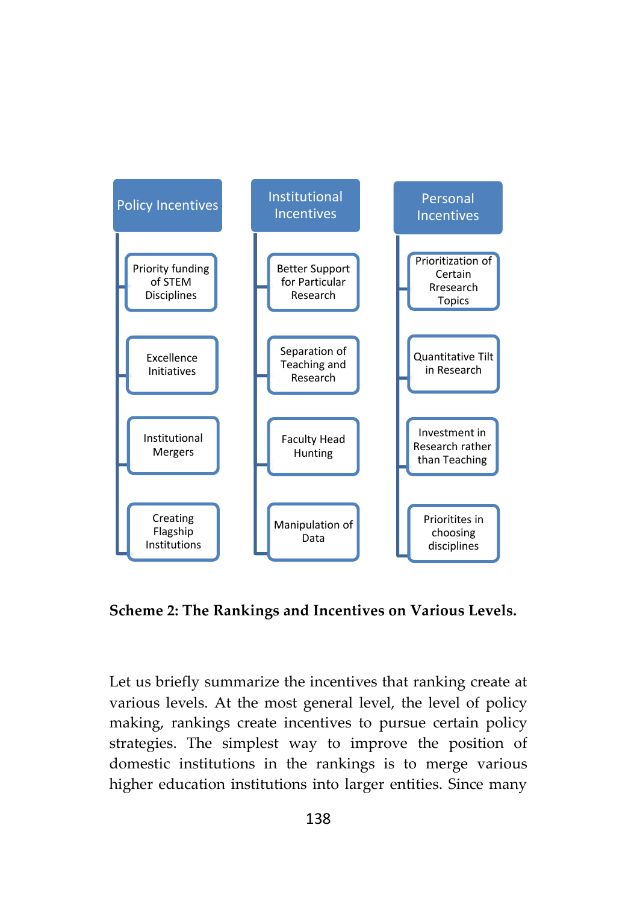| Policy Incentives | Institutional Incentives | Personal Incentives |
|---|---|---|
| Priority funding of STEM Disciplines | Better Support for Particular Research | Prioritization of Certain Rresearch Topics |
| Excellence Initiatives | Separation of Teaching and Research | Quantitative Tilt in Research |
| Institutional Mergers | Faculty Head Hunting | Investment in Research rather than Teaching |
| Creating Flagship Institutions | Manipulation of Data | Prioritites in choosing disciplines |

**Scheme 2: The Rankings and Incentives on Various Levels.**

Let us briefly summarize the incentives that ranking create at various levels. At the most general level, the level of policy making, rankings create incentives to pursue certain policy strategies. The simplest way to improve the position of domestic institutions in the rankings is to merge various higher education institutions into larger entities. Since many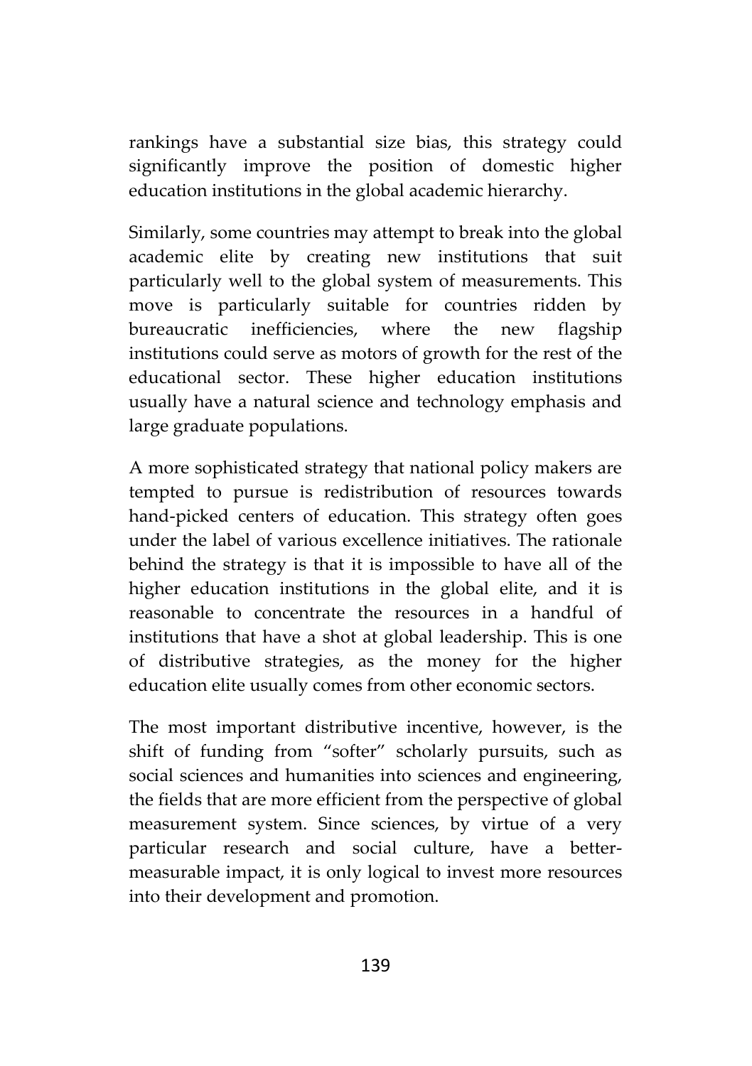rankings have a substantial size bias, this strategy could significantly improve the position of domestic higher education institutions in the global academic hierarchy.

Similarly, some countries may attempt to break into the global academic elite by creating new institutions that suit particularly well to the global system of measurements. This move is particularly suitable for countries ridden by bureaucratic inefficiencies, where the new flagship institutions could serve as motors of growth for the rest of the educational sector. These higher education institutions usually have a natural science and technology emphasis and large graduate populations.

A more sophisticated strategy that national policy makers are tempted to pursue is redistribution of resources towards hand-picked centers of education. This strategy often goes under the label of various excellence initiatives. The rationale behind the strategy is that it is impossible to have all of the higher education institutions in the global elite, and it is reasonable to concentrate the resources in a handful of institutions that have a shot at global leadership. This is one of distributive strategies, as the money for the higher education elite usually comes from other economic sectors.

The most important distributive incentive, however, is the shift of funding from "softer" scholarly pursuits, such as social sciences and humanities into sciences and engineering, the fields that are more efficient from the perspective of global measurement system. Since sciences, by virtue of a very particular research and social culture, have a better-measurable impact, it is only logical to invest more resources into their development and promotion.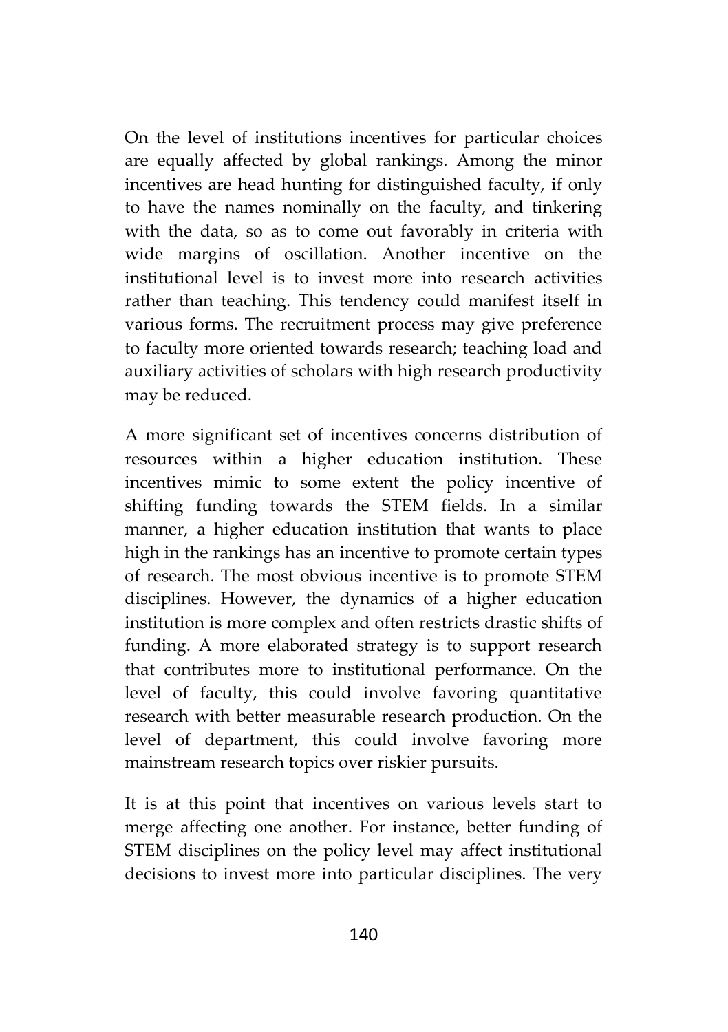On the level of institutions incentives for particular choices are equally affected by global rankings. Among the minor incentives are head hunting for distinguished faculty, if only to have the names nominally on the faculty, and tinkering with the data, so as to come out favorably in criteria with wide margins of oscillation. Another incentive on the institutional level is to invest more into research activities rather than teaching. This tendency could manifest itself in various forms. The recruitment process may give preference to faculty more oriented towards research; teaching load and auxiliary activities of scholars with high research productivity may be reduced.

A more significant set of incentives concerns distribution of resources within a higher education institution. These incentives mimic to some extent the policy incentive of shifting funding towards the STEM fields. In a similar manner, a higher education institution that wants to place high in the rankings has an incentive to promote certain types of research. The most obvious incentive is to promote STEM disciplines. However, the dynamics of a higher education institution is more complex and often restricts drastic shifts of funding. A more elaborated strategy is to support research that contributes more to institutional performance. On the level of faculty, this could involve favoring quantitative research with better measurable research production. On the level of department, this could involve favoring more mainstream research topics over riskier pursuits.

It is at this point that incentives on various levels start to merge affecting one another. For instance, better funding of STEM disciplines on the policy level may affect institutional decisions to invest more into particular disciplines. The very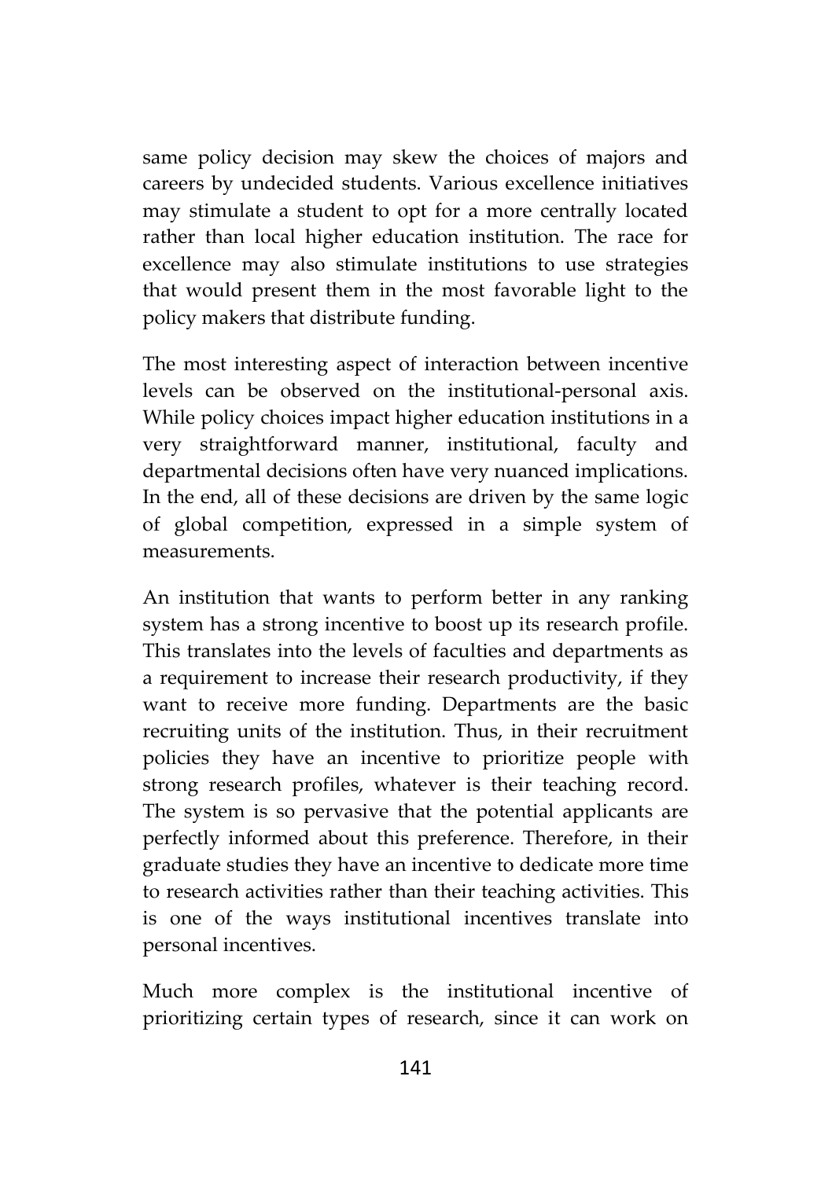same policy decision may skew the choices of majors and careers by undecided students. Various excellence initiatives may stimulate a student to opt for a more centrally located rather than local higher education institution. The race for excellence may also stimulate institutions to use strategies that would present them in the most favorable light to the policy makers that distribute funding.

The most interesting aspect of interaction between incentive levels can be observed on the institutional-personal axis. While policy choices impact higher education institutions in a very straightforward manner, institutional, faculty and departmental decisions often have very nuanced implications. In the end, all of these decisions are driven by the same logic of global competition, expressed in a simple system of measurements.

An institution that wants to perform better in any ranking system has a strong incentive to boost up its research profile. This translates into the levels of faculties and departments as a requirement to increase their research productivity, if they want to receive more funding. Departments are the basic recruiting units of the institution. Thus, in their recruitment policies they have an incentive to prioritize people with strong research profiles, whatever is their teaching record. The system is so pervasive that the potential applicants are perfectly informed about this preference. Therefore, in their graduate studies they have an incentive to dedicate more time to research activities rather than their teaching activities. This is one of the ways institutional incentives translate into personal incentives.

Much more complex is the institutional incentive of prioritizing certain types of research, since it can work on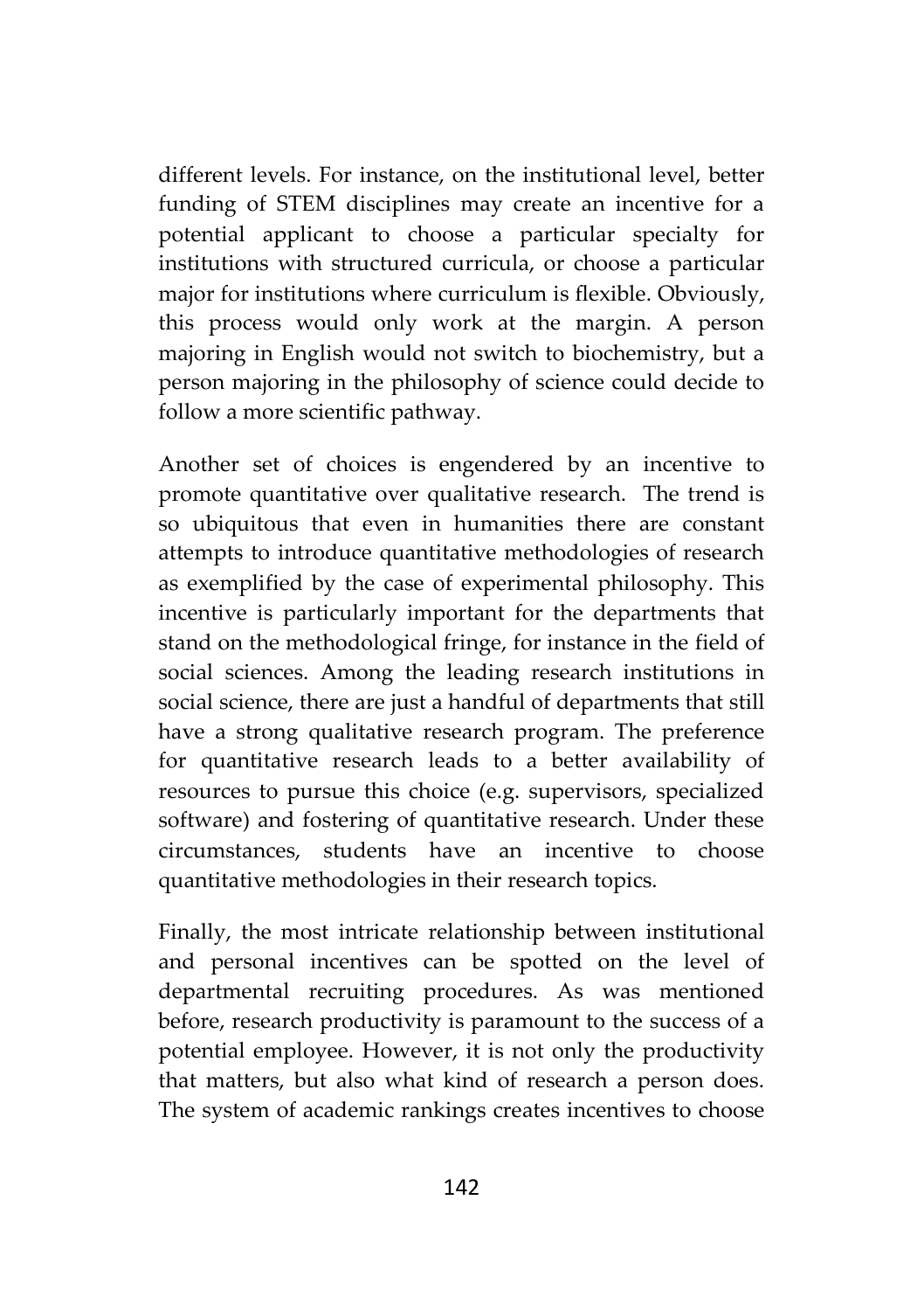different levels. For instance, on the institutional level, better funding of STEM disciplines may create an incentive for a potential applicant to choose a particular specialty for institutions with structured curricula, or choose a particular major for institutions where curriculum is flexible. Obviously, this process would only work at the margin. A person majoring in English would not switch to biochemistry, but a person majoring in the philosophy of science could decide to follow a more scientific pathway.

Another set of choices is engendered by an incentive to promote quantitative over qualitative research. The trend is so ubiquitous that even in humanities there are constant attempts to introduce quantitative methodologies of research as exemplified by the case of experimental philosophy. This incentive is particularly important for the departments that stand on the methodological fringe, for instance in the field of social sciences. Among the leading research institutions in social science, there are just a handful of departments that still have a strong qualitative research program. The preference for quantitative research leads to a better availability of resources to pursue this choice (e.g. supervisors, specialized software) and fostering of quantitative research. Under these circumstances, students have an incentive to choose quantitative methodologies in their research topics.

Finally, the most intricate relationship between institutional and personal incentives can be spotted on the level of departmental recruiting procedures. As was mentioned before, research productivity is paramount to the success of a potential employee. However, it is not only the productivity that matters, but also what kind of research a person does. The system of academic rankings creates incentives to choose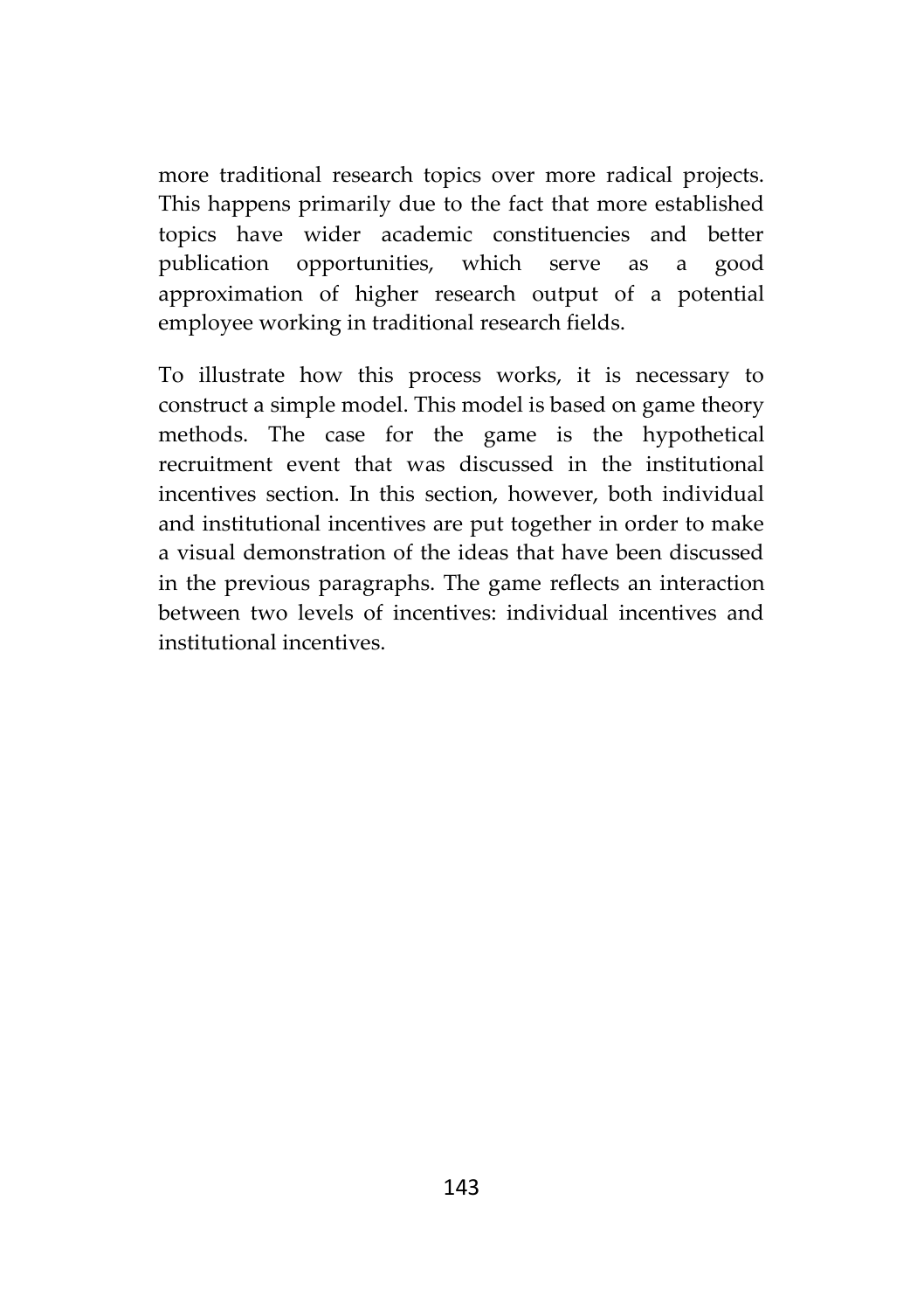more traditional research topics over more radical projects. This happens primarily due to the fact that more established topics have wider academic constituencies and better publication opportunities, which serve as a good approximation of higher research output of a potential employee working in traditional research fields.

To illustrate how this process works, it is necessary to construct a simple model. This model is based on game theory methods. The case for the game is the hypothetical recruitment event that was discussed in the institutional incentives section. In this section, however, both individual and institutional incentives are put together in order to make a visual demonstration of the ideas that have been discussed in the previous paragraphs. The game reflects an interaction between two levels of incentives: individual incentives and institutional incentives.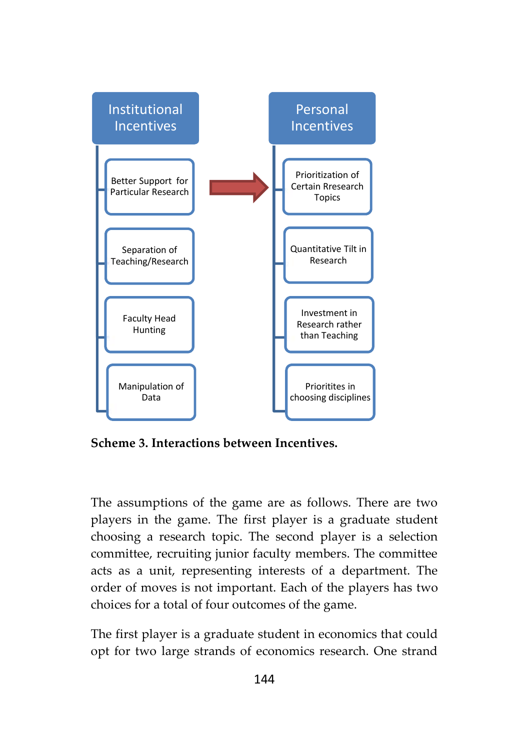**Institutional Incentives**

- Better Support for Particular Research
- Separation of Teaching/Research
- Faculty Head Hunting
- Manipulation of Data

**Personal Incentives**

- Prioritization of Certain Rresearch Topics
- Quantitative Tilt in Research
- Investment in Research rather than Teaching
- Prioritites in choosing disciplines

**Scheme 3. Interactions between Incentives.**

The assumptions of the game are as follows. There are two players in the game. The first player is a graduate student choosing a research topic. The second player is a selection committee, recruiting junior faculty members. The committee acts as a unit, representing interests of a department. The order of moves is not important. Each of the players has two choices for a total of four outcomes of the game.

The first player is a graduate student in economics that could opt for two large strands of economics research. One strand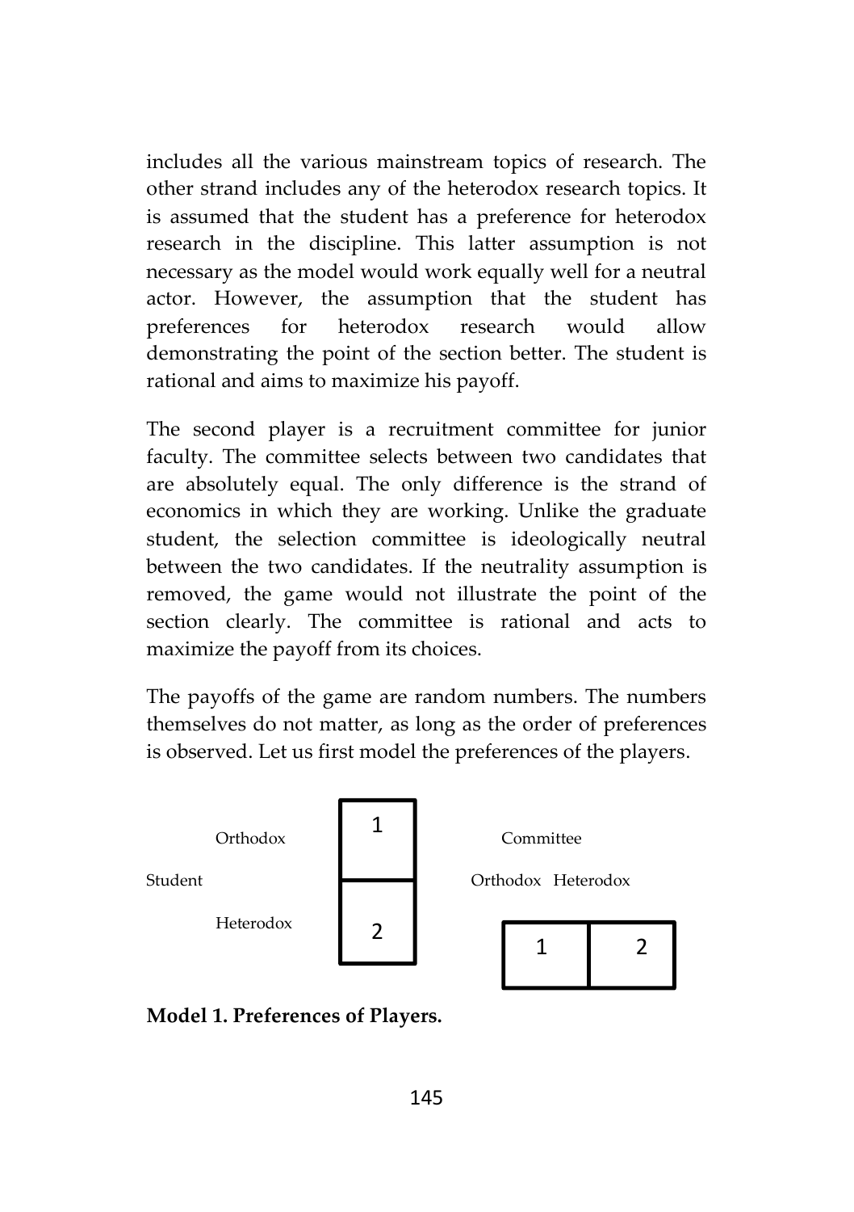includes all the various mainstream topics of research. The other strand includes any of the heterodox research topics. It is assumed that the student has a preference for heterodox research in the discipline. This latter assumption is not necessary as the model would work equally well for a neutral actor. However, the assumption that the student has preferences for heterodox research would allow demonstrating the point of the section better. The student is rational and aims to maximize his payoff.

The second player is a recruitment committee for junior faculty. The committee selects between two candidates that are absolutely equal. The only difference is the strand of economics in which they are working. Unlike the graduate student, the selection committee is ideologically neutral between the two candidates. If the neutrality assumption is removed, the game would not illustrate the point of the section clearly. The committee is rational and acts to maximize the payoff from its choices.

The payoffs of the game are random numbers. The numbers themselves do not matter, as long as the order of preferences is observed. Let us first model the preferences of the players.

| Student | |
|---|---|
| Orthodox | 1 |
| Heterodox | 2 |

| Committee | |
|---|---|
| Orthodox | Heterodox |
| 1 | 2 |

**Model 1. Preferences of Players.**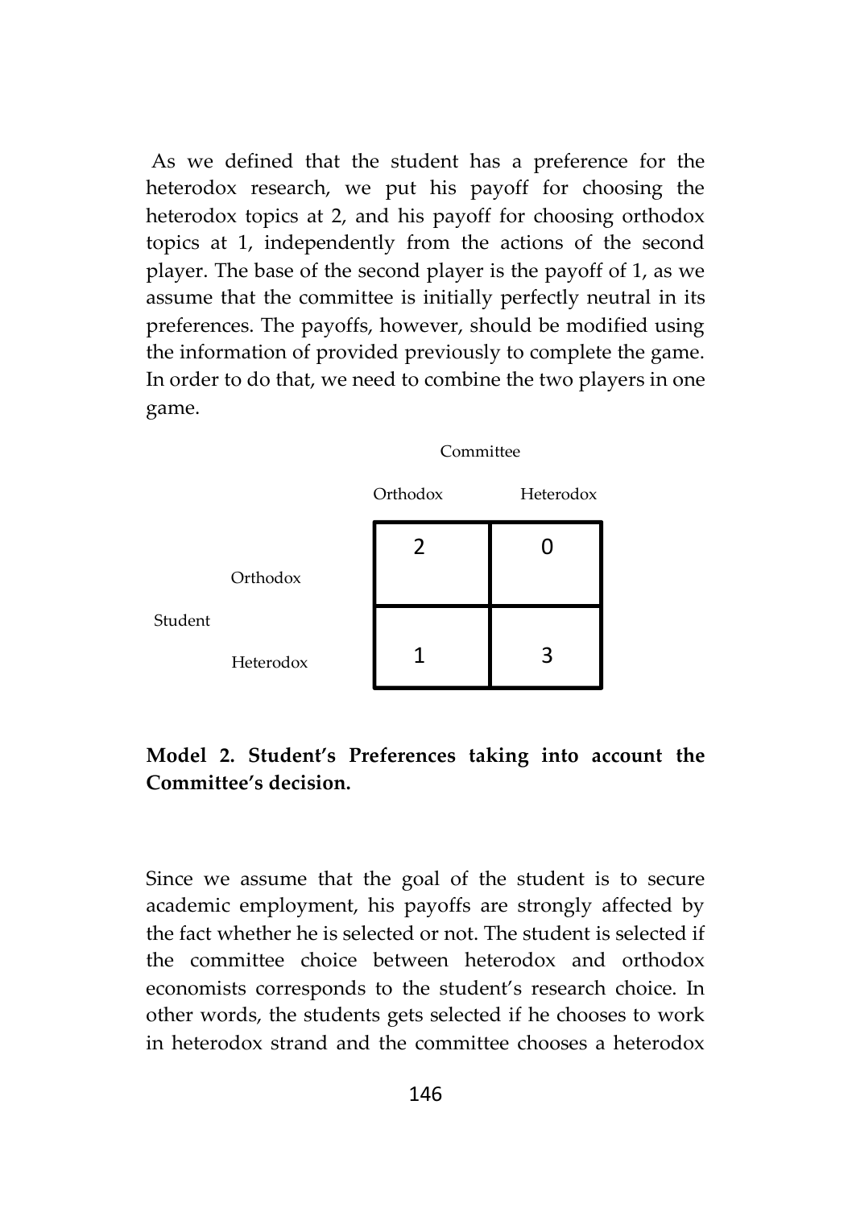As we defined that the student has a preference for the heterodox research, we put his payoff for choosing the heterodox topics at 2, and his payoff for choosing orthodox topics at 1, independently from the actions of the second player. The base of the second player is the payoff of 1, as we assume that the committee is initially perfectly neutral in its preferences. The payoffs, however, should be modified using the information of provided previously to complete the game. In order to do that, we need to combine the two players in one game.

| | | Committee | |
|---|---|---|---|
| | | Orthodox | Heterodox |
| Student | Orthodox | 2 | 0 |
| | Heterodox | 1 | 3 |

**Model 2. Student's Preferences taking into account the Committee's decision.**

Since we assume that the goal of the student is to secure academic employment, his payoffs are strongly affected by the fact whether he is selected or not. The student is selected if the committee choice between heterodox and orthodox economists corresponds to the student's research choice. In other words, the students gets selected if he chooses to work in heterodox strand and the committee chooses a heterodox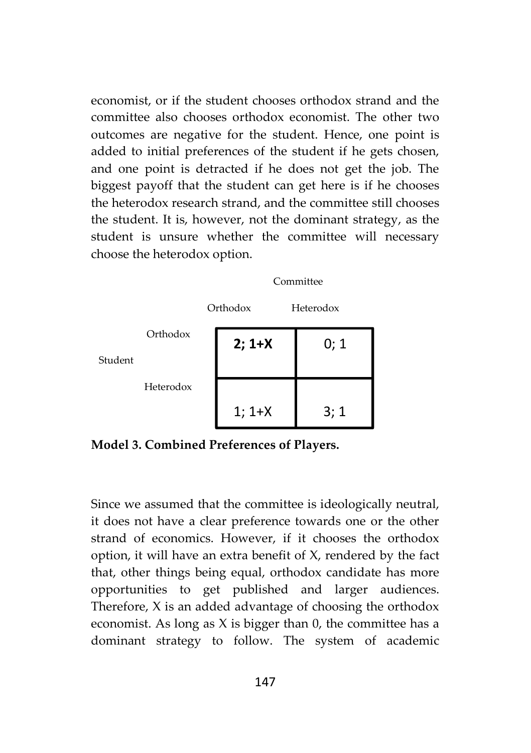economist, or if the student chooses orthodox strand and the committee also chooses orthodox economist. The other two outcomes are negative for the student. Hence, one point is added to initial preferences of the student if he gets chosen, and one point is detracted if he does not get the job. The biggest payoff that the student can get here is if he chooses the heterodox research strand, and the committee still chooses the student. It is, however, not the dominant strategy, as the student is unsure whether the committee will necessary choose the heterodox option.

| | | Committee | |
|---|---|---|---|
| | | Orthodox | Heterodox |
| Student | Orthodox | **2; 1+X** | 0; 1 |
| | Heterodox | 1; 1+X | 3; 1 |

**Model 3. Combined Preferences of Players.**

Since we assumed that the committee is ideologically neutral, it does not have a clear preference towards one or the other strand of economics. However, if it chooses the orthodox option, it will have an extra benefit of X, rendered by the fact that, other things being equal, orthodox candidate has more opportunities to get published and larger audiences. Therefore, X is an added advantage of choosing the orthodox economist. As long as X is bigger than 0, the committee has a dominant strategy to follow. The system of academic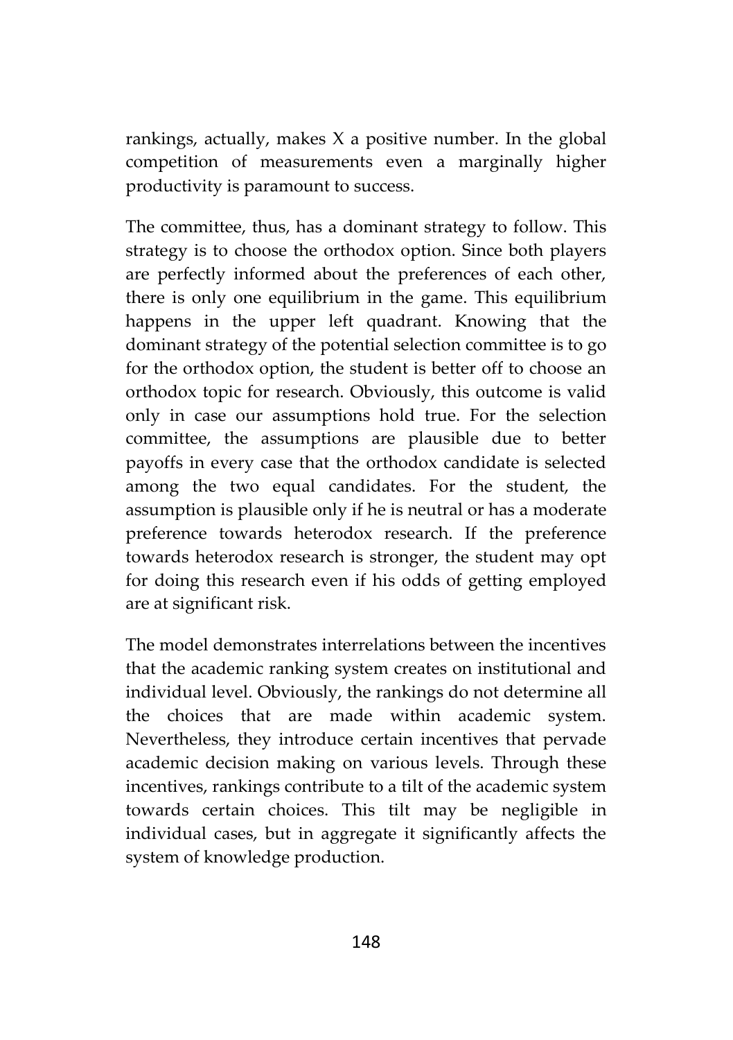rankings, actually, makes X a positive number. In the global competition of measurements even a marginally higher productivity is paramount to success.

The committee, thus, has a dominant strategy to follow. This strategy is to choose the orthodox option. Since both players are perfectly informed about the preferences of each other, there is only one equilibrium in the game. This equilibrium happens in the upper left quadrant. Knowing that the dominant strategy of the potential selection committee is to go for the orthodox option, the student is better off to choose an orthodox topic for research. Obviously, this outcome is valid only in case our assumptions hold true. For the selection committee, the assumptions are plausible due to better payoffs in every case that the orthodox candidate is selected among the two equal candidates. For the student, the assumption is plausible only if he is neutral or has a moderate preference towards heterodox research. If the preference towards heterodox research is stronger, the student may opt for doing this research even if his odds of getting employed are at significant risk.

The model demonstrates interrelations between the incentives that the academic ranking system creates on institutional and individual level. Obviously, the rankings do not determine all the choices that are made within academic system. Nevertheless, they introduce certain incentives that pervade academic decision making on various levels. Through these incentives, rankings contribute to a tilt of the academic system towards certain choices. This tilt may be negligible in individual cases, but in aggregate it significantly affects the system of knowledge production.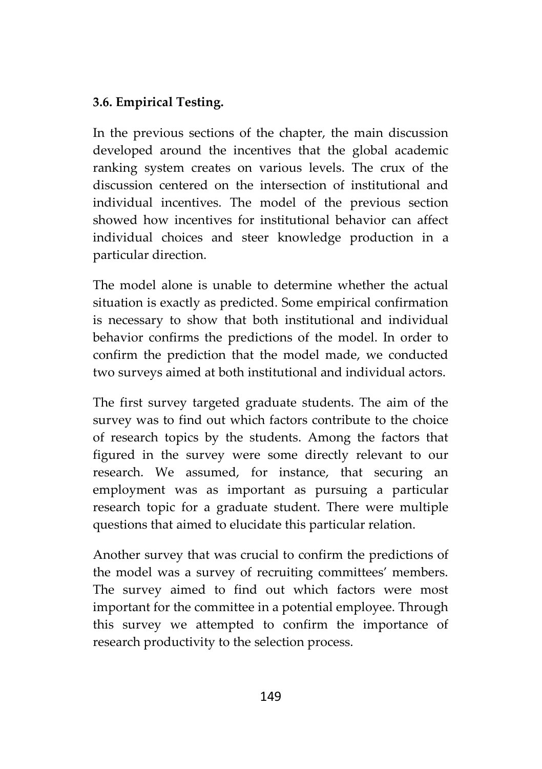### 3.6. Empirical Testing.

In the previous sections of the chapter, the main discussion developed around the incentives that the global academic ranking system creates on various levels. The crux of the discussion centered on the intersection of institutional and individual incentives. The model of the previous section showed how incentives for institutional behavior can affect individual choices and steer knowledge production in a particular direction.

The model alone is unable to determine whether the actual situation is exactly as predicted. Some empirical confirmation is necessary to show that both institutional and individual behavior confirms the predictions of the model. In order to confirm the prediction that the model made, we conducted two surveys aimed at both institutional and individual actors.

The first survey targeted graduate students. The aim of the survey was to find out which factors contribute to the choice of research topics by the students. Among the factors that figured in the survey were some directly relevant to our research. We assumed, for instance, that securing an employment was as important as pursuing a particular research topic for a graduate student. There were multiple questions that aimed to elucidate this particular relation.

Another survey that was crucial to confirm the predictions of the model was a survey of recruiting committees' members. The survey aimed to find out which factors were most important for the committee in a potential employee. Through this survey we attempted to confirm the importance of research productivity to the selection process.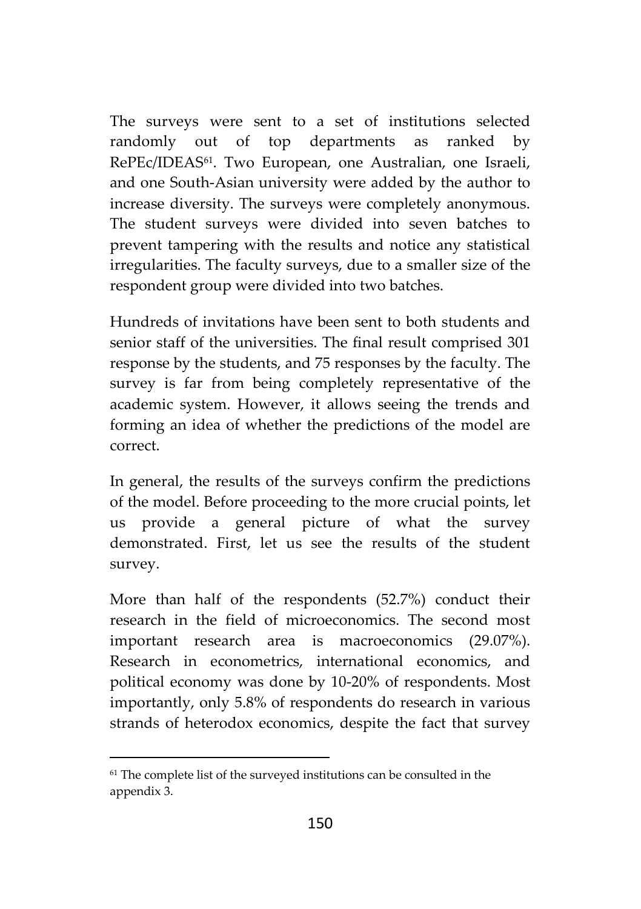The surveys were sent to a set of institutions selected randomly out of top departments as ranked by RePEc/IDEAS[61]. Two European, one Australian, one Israeli, and one South-Asian university were added by the author to increase diversity. The surveys were completely anonymous. The student surveys were divided into seven batches to prevent tampering with the results and notice any statistical irregularities. The faculty surveys, due to a smaller size of the respondent group were divided into two batches.

Hundreds of invitations have been sent to both students and senior staff of the universities. The final result comprised 301 response by the students, and 75 responses by the faculty. The survey is far from being completely representative of the academic system. However, it allows seeing the trends and forming an idea of whether the predictions of the model are correct.

In general, the results of the surveys confirm the predictions of the model. Before proceeding to the more crucial points, let us provide a general picture of what the survey demonstrated. First, let us see the results of the student survey.

More than half of the respondents (52.7%) conduct their research in the field of microeconomics. The second most important research area is macroeconomics (29.07%). Research in econometrics, international economics, and political economy was done by 10-20% of respondents. Most importantly, only 5.8% of respondents do research in various strands of heterodox economics, despite the fact that survey

[61] The complete list of the surveyed institutions can be consulted in the appendix 3.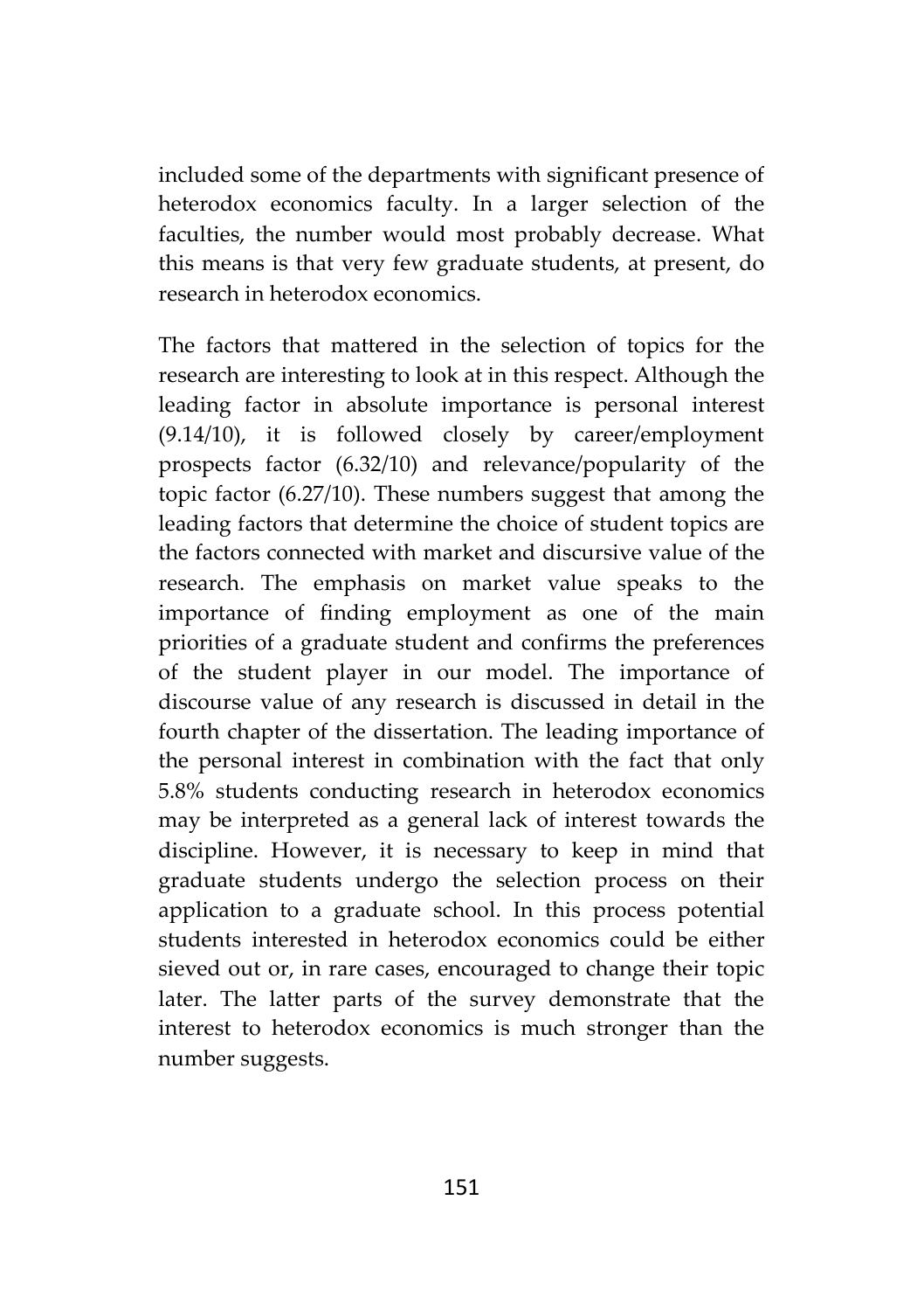included some of the departments with significant presence of heterodox economics faculty. In a larger selection of the faculties, the number would most probably decrease. What this means is that very few graduate students, at present, do research in heterodox economics.

The factors that mattered in the selection of topics for the research are interesting to look at in this respect. Although the leading factor in absolute importance is personal interest (9.14/10), it is followed closely by career/employment prospects factor (6.32/10) and relevance/popularity of the topic factor (6.27/10). These numbers suggest that among the leading factors that determine the choice of student topics are the factors connected with market and discursive value of the research. The emphasis on market value speaks to the importance of finding employment as one of the main priorities of a graduate student and confirms the preferences of the student player in our model. The importance of discourse value of any research is discussed in detail in the fourth chapter of the dissertation. The leading importance of the personal interest in combination with the fact that only 5.8% students conducting research in heterodox economics may be interpreted as a general lack of interest towards the discipline. However, it is necessary to keep in mind that graduate students undergo the selection process on their application to a graduate school. In this process potential students interested in heterodox economics could be either sieved out or, in rare cases, encouraged to change their topic later. The latter parts of the survey demonstrate that the interest to heterodox economics is much stronger than the number suggests.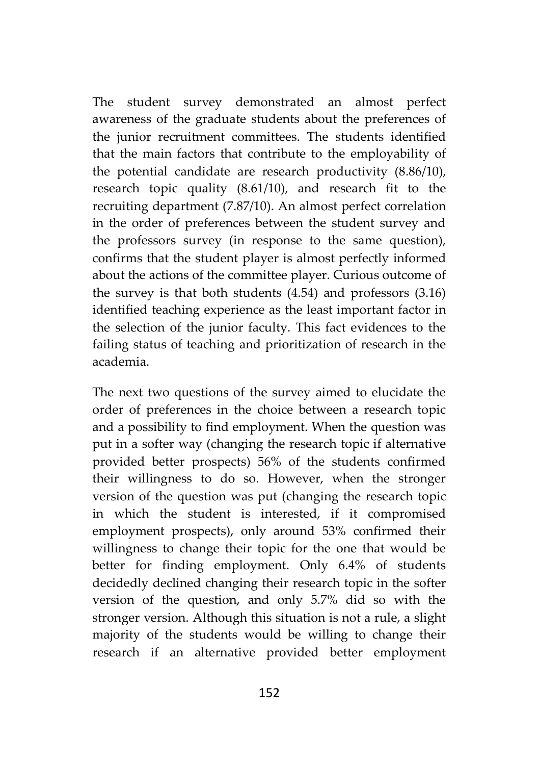The student survey demonstrated an almost perfect awareness of the graduate students about the preferences of the junior recruitment committees. The students identified that the main factors that contribute to the employability of the potential candidate are research productivity (8.86/10), research topic quality (8.61/10), and research fit to the recruiting department (7.87/10). An almost perfect correlation in the order of preferences between the student survey and the professors survey (in response to the same question), confirms that the student player is almost perfectly informed about the actions of the committee player. Curious outcome of the survey is that both students (4.54) and professors (3.16) identified teaching experience as the least important factor in the selection of the junior faculty. This fact evidences to the failing status of teaching and prioritization of research in the academia.

The next two questions of the survey aimed to elucidate the order of preferences in the choice between a research topic and a possibility to find employment. When the question was put in a softer way (changing the research topic if alternative provided better prospects) 56% of the students confirmed their willingness to do so. However, when the stronger version of the question was put (changing the research topic in which the student is interested, if it compromised employment prospects), only around 53% confirmed their willingness to change their topic for the one that would be better for finding employment. Only 6.4% of students decidedly declined changing their research topic in the softer version of the question, and only 5.7% did so with the stronger version. Although this situation is not a rule, a slight majority of the students would be willing to change their research if an alternative provided better employment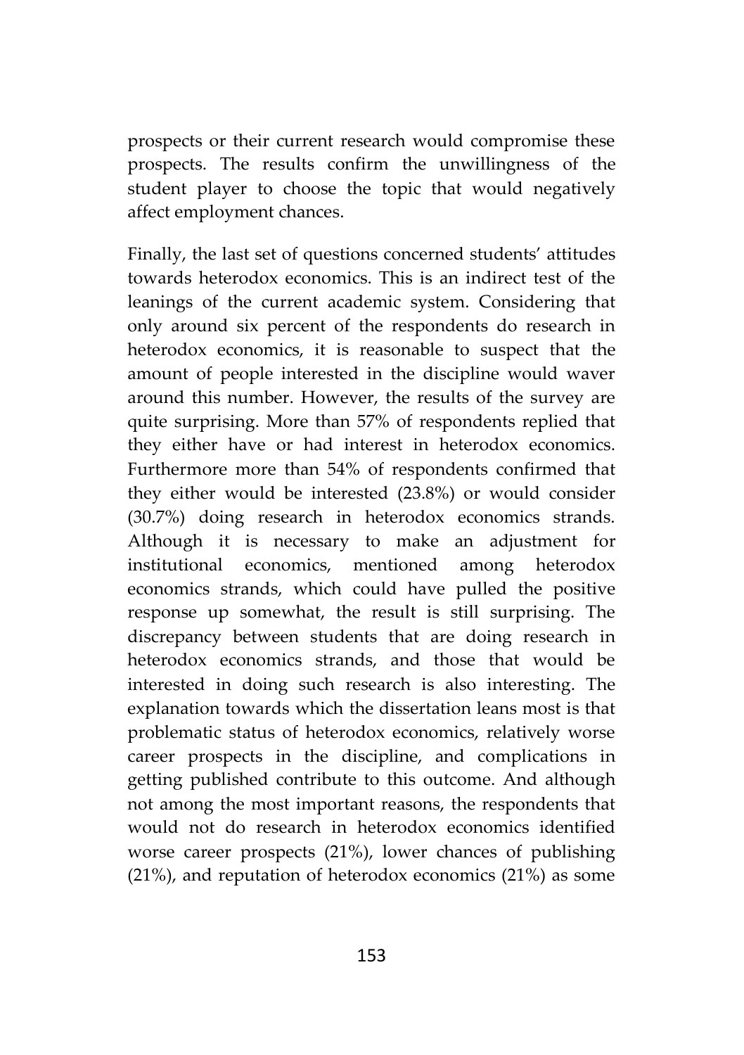prospects or their current research would compromise these prospects. The results confirm the unwillingness of the student player to choose the topic that would negatively affect employment chances.

Finally, the last set of questions concerned students' attitudes towards heterodox economics. This is an indirect test of the leanings of the current academic system. Considering that only around six percent of the respondents do research in heterodox economics, it is reasonable to suspect that the amount of people interested in the discipline would waver around this number. However, the results of the survey are quite surprising. More than 57% of respondents replied that they either have or had interest in heterodox economics. Furthermore more than 54% of respondents confirmed that they either would be interested (23.8%) or would consider (30.7%) doing research in heterodox economics strands. Although it is necessary to make an adjustment for institutional economics, mentioned among heterodox economics strands, which could have pulled the positive response up somewhat, the result is still surprising. The discrepancy between students that are doing research in heterodox economics strands, and those that would be interested in doing such research is also interesting. The explanation towards which the dissertation leans most is that problematic status of heterodox economics, relatively worse career prospects in the discipline, and complications in getting published contribute to this outcome. And although not among the most important reasons, the respondents that would not do research in heterodox economics identified worse career prospects (21%), lower chances of publishing (21%), and reputation of heterodox economics (21%) as some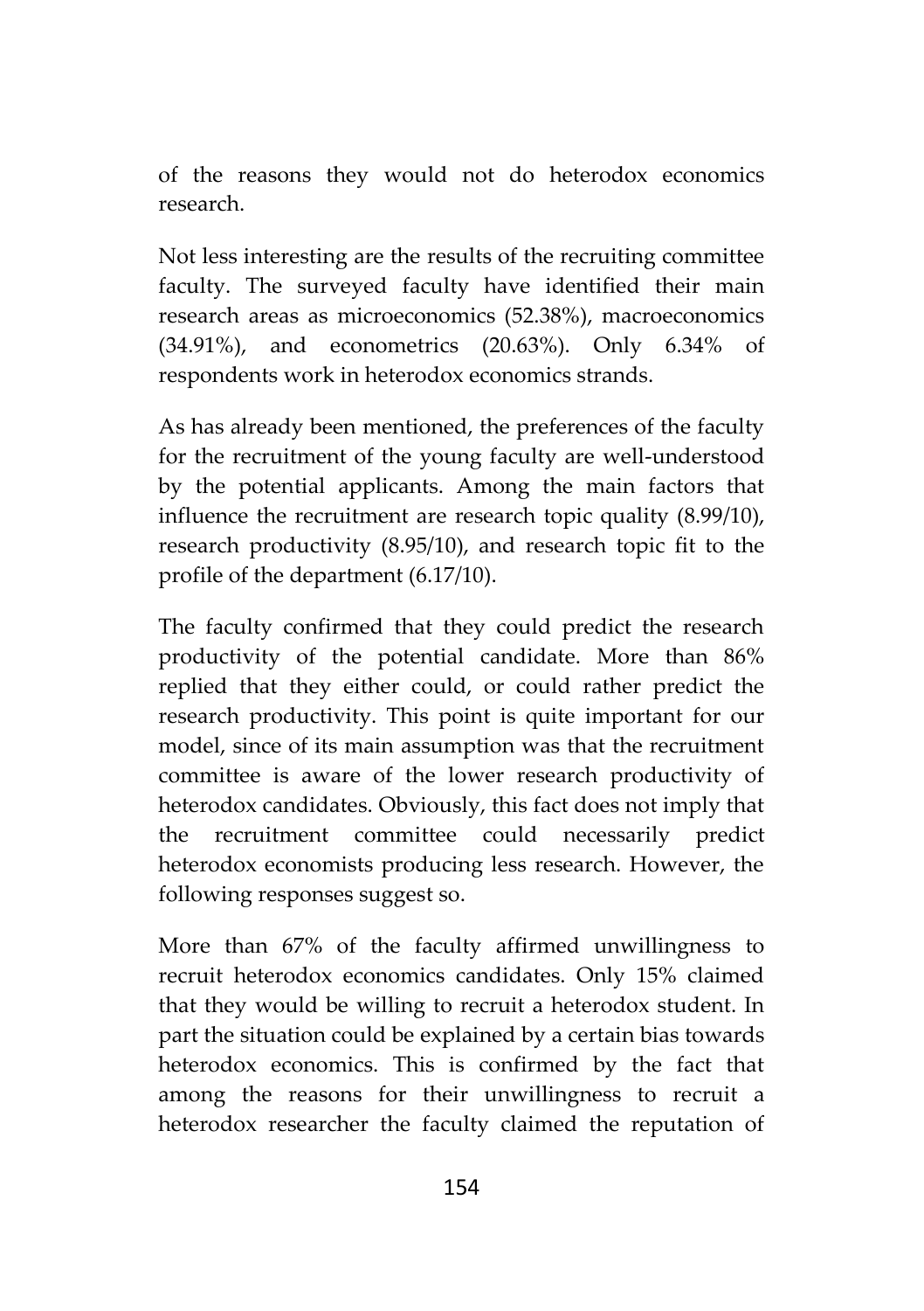of the reasons they would not do heterodox economics research.

Not less interesting are the results of the recruiting committee faculty. The surveyed faculty have identified their main research areas as microeconomics (52.38%), macroeconomics (34.91%), and econometrics (20.63%). Only 6.34% of respondents work in heterodox economics strands.

As has already been mentioned, the preferences of the faculty for the recruitment of the young faculty are well-understood by the potential applicants. Among the main factors that influence the recruitment are research topic quality (8.99/10), research productivity (8.95/10), and research topic fit to the profile of the department (6.17/10).

The faculty confirmed that they could predict the research productivity of the potential candidate. More than 86% replied that they either could, or could rather predict the research productivity. This point is quite important for our model, since of its main assumption was that the recruitment committee is aware of the lower research productivity of heterodox candidates. Obviously, this fact does not imply that the recruitment committee could necessarily predict heterodox economists producing less research. However, the following responses suggest so.

More than 67% of the faculty affirmed unwillingness to recruit heterodox economics candidates. Only 15% claimed that they would be willing to recruit a heterodox student. In part the situation could be explained by a certain bias towards heterodox economics. This is confirmed by the fact that among the reasons for their unwillingness to recruit a heterodox researcher the faculty claimed the reputation of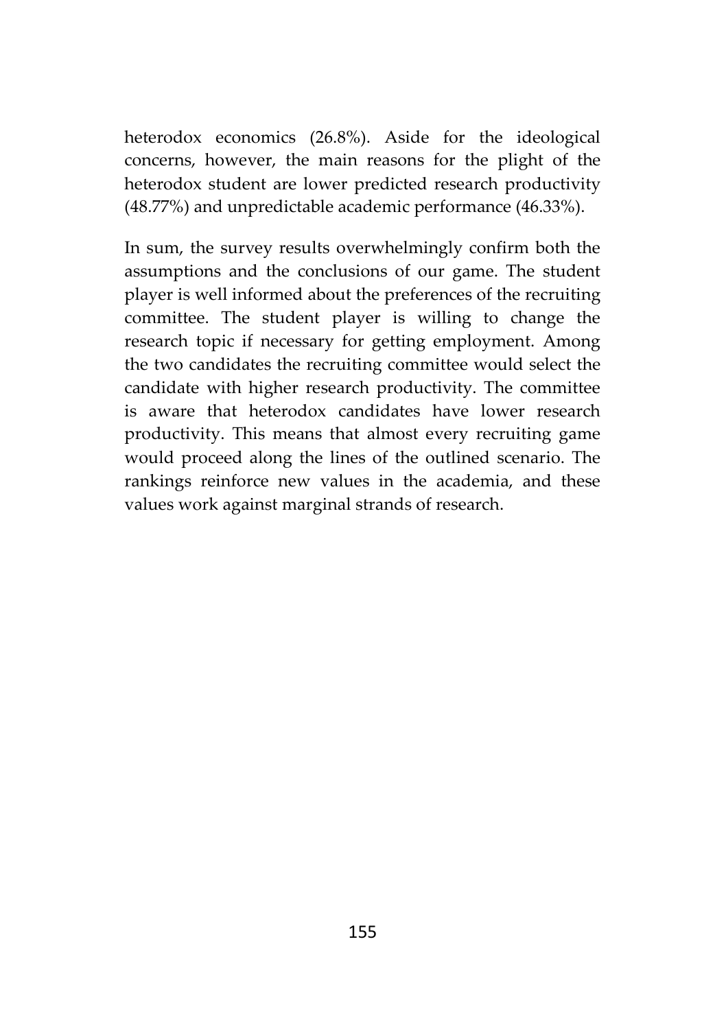heterodox economics (26.8%). Aside for the ideological concerns, however, the main reasons for the plight of the heterodox student are lower predicted research productivity (48.77%) and unpredictable academic performance (46.33%).

In sum, the survey results overwhelmingly confirm both the assumptions and the conclusions of our game. The student player is well informed about the preferences of the recruiting committee. The student player is willing to change the research topic if necessary for getting employment. Among the two candidates the recruiting committee would select the candidate with higher research productivity. The committee is aware that heterodox candidates have lower research productivity. This means that almost every recruiting game would proceed along the lines of the outlined scenario. The rankings reinforce new values in the academia, and these values work against marginal strands of research.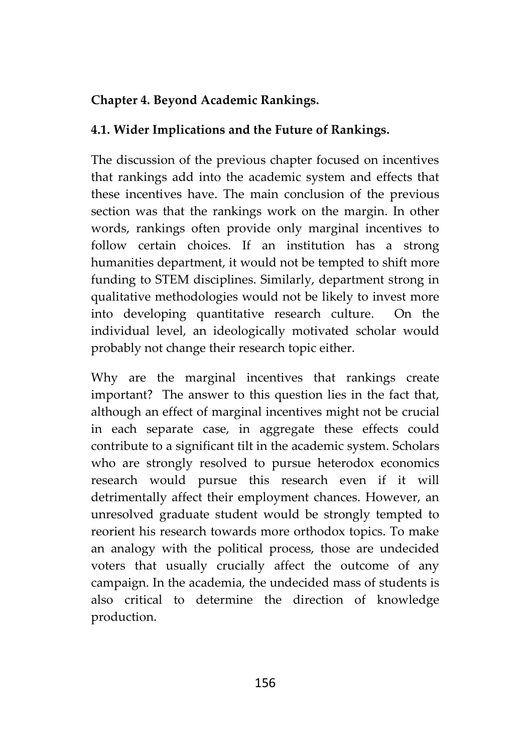## Chapter 4. Beyond Academic Rankings.

### 4.1. Wider Implications and the Future of Rankings.

The discussion of the previous chapter focused on incentives that rankings add into the academic system and effects that these incentives have. The main conclusion of the previous section was that the rankings work on the margin. In other words, rankings often provide only marginal incentives to follow certain choices. If an institution has a strong humanities department, it would not be tempted to shift more funding to STEM disciplines. Similarly, department strong in qualitative methodologies would not be likely to invest more into developing quantitative research culture. On the individual level, an ideologically motivated scholar would probably not change their research topic either.

Why are the marginal incentives that rankings create important? The answer to this question lies in the fact that, although an effect of marginal incentives might not be crucial in each separate case, in aggregate these effects could contribute to a significant tilt in the academic system. Scholars who are strongly resolved to pursue heterodox economics research would pursue this research even if it will detrimentally affect their employment chances. However, an unresolved graduate student would be strongly tempted to reorient his research towards more orthodox topics. To make an analogy with the political process, those are undecided voters that usually crucially affect the outcome of any campaign. In the academia, the undecided mass of students is also critical to determine the direction of knowledge production.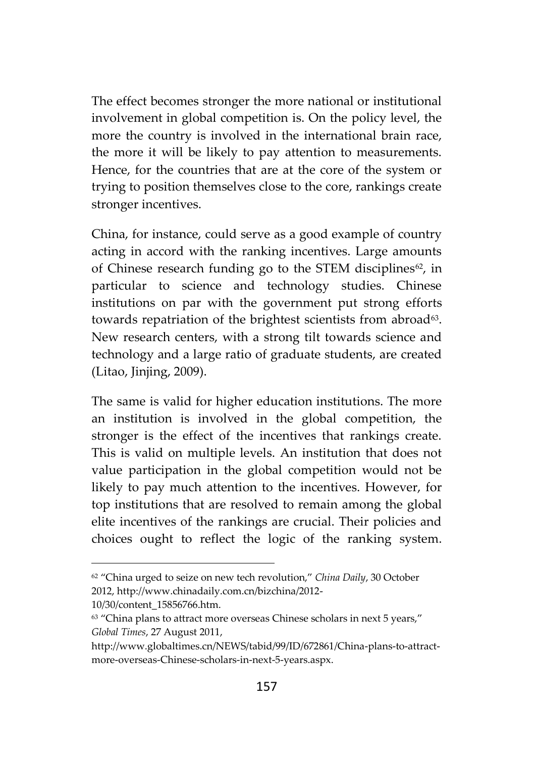The effect becomes stronger the more national or institutional involvement in global competition is. On the policy level, the more the country is involved in the international brain race, the more it will be likely to pay attention to measurements. Hence, for the countries that are at the core of the system or trying to position themselves close to the core, rankings create stronger incentives.

China, for instance, could serve as a good example of country acting in accord with the ranking incentives. Large amounts of Chinese research funding go to the STEM disciplines[62], in particular to science and technology studies. Chinese institutions on par with the government put strong efforts towards repatriation of the brightest scientists from abroad[63]. New research centers, with a strong tilt towards science and technology and a large ratio of graduate students, are created (Litao, Jinjing, 2009).

The same is valid for higher education institutions. The more an institution is involved in the global competition, the stronger is the effect of the incentives that rankings create. This is valid on multiple levels. An institution that does not value participation in the global competition would not be likely to pay much attention to the incentives. However, for top institutions that are resolved to remain among the global elite incentives of the rankings are crucial. Their policies and choices ought to reflect the logic of the ranking system.

---

[62] "China urged to seize on new tech revolution," *China Daily*, 30 October 2012, http://www.chinadaily.com.cn/bizchina/2012-10/30/content_15856766.htm.

[63] "China plans to attract more overseas Chinese scholars in next 5 years," *Global Times*, 27 August 2011, http://www.globaltimes.cn/NEWS/tabid/99/ID/672861/China-plans-to-attract-more-overseas-Chinese-scholars-in-next-5-years.aspx.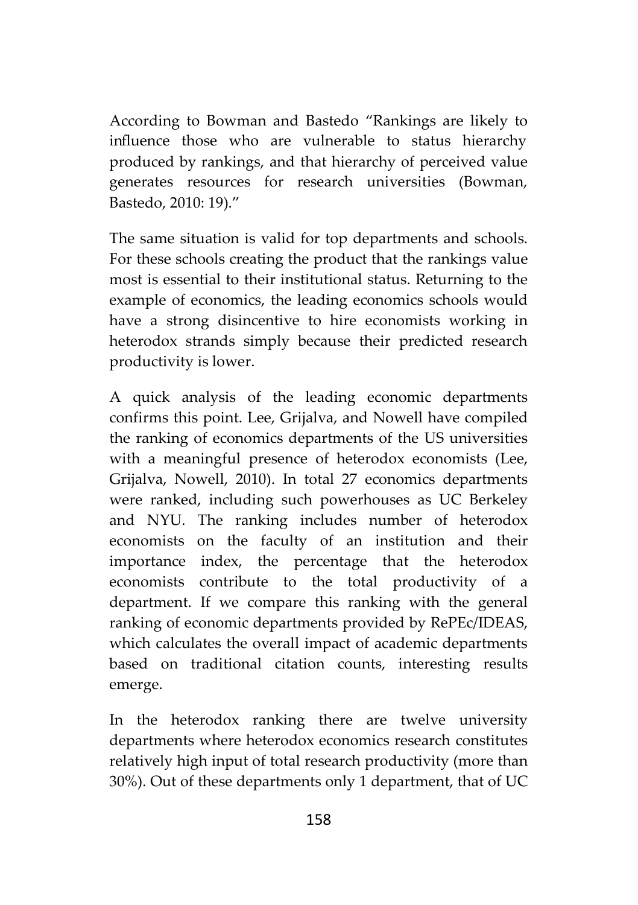According to Bowman and Bastedo "Rankings are likely to influence those who are vulnerable to status hierarchy produced by rankings, and that hierarchy of perceived value generates resources for research universities (Bowman, Bastedo, 2010: 19)."

The same situation is valid for top departments and schools. For these schools creating the product that the rankings value most is essential to their institutional status. Returning to the example of economics, the leading economics schools would have a strong disincentive to hire economists working in heterodox strands simply because their predicted research productivity is lower.

A quick analysis of the leading economic departments confirms this point. Lee, Grijalva, and Nowell have compiled the ranking of economics departments of the US universities with a meaningful presence of heterodox economists (Lee, Grijalva, Nowell, 2010). In total 27 economics departments were ranked, including such powerhouses as UC Berkeley and NYU. The ranking includes number of heterodox economists on the faculty of an institution and their importance index, the percentage that the heterodox economists contribute to the total productivity of a department. If we compare this ranking with the general ranking of economic departments provided by RePEc/IDEAS, which calculates the overall impact of academic departments based on traditional citation counts, interesting results emerge.

In the heterodox ranking there are twelve university departments where heterodox economics research constitutes relatively high input of total research productivity (more than 30%). Out of these departments only 1 department, that of UC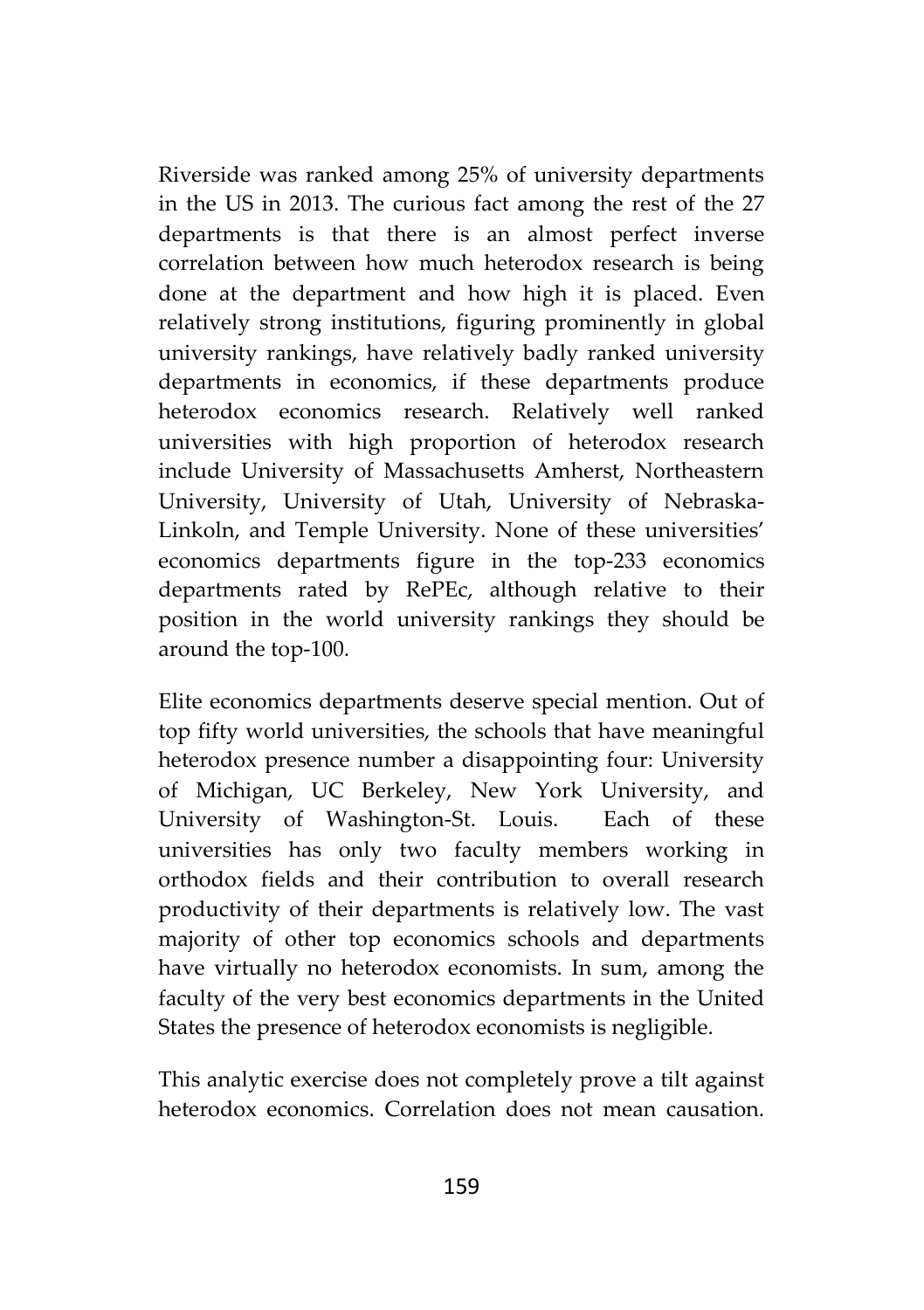Riverside was ranked among 25% of university departments in the US in 2013. The curious fact among the rest of the 27 departments is that there is an almost perfect inverse correlation between how much heterodox research is being done at the department and how high it is placed. Even relatively strong institutions, figuring prominently in global university rankings, have relatively badly ranked university departments in economics, if these departments produce heterodox economics research. Relatively well ranked universities with high proportion of heterodox research include University of Massachusetts Amherst, Northeastern University, University of Utah, University of Nebraska-Linkoln, and Temple University. None of these universities' economics departments figure in the top-233 economics departments rated by RePEc, although relative to their position in the world university rankings they should be around the top-100.

Elite economics departments deserve special mention. Out of top fifty world universities, the schools that have meaningful heterodox presence number a disappointing four: University of Michigan, UC Berkeley, New York University, and University of Washington-St. Louis. Each of these universities has only two faculty members working in orthodox fields and their contribution to overall research productivity of their departments is relatively low. The vast majority of other top economics schools and departments have virtually no heterodox economists. In sum, among the faculty of the very best economics departments in the United States the presence of heterodox economists is negligible.

This analytic exercise does not completely prove a tilt against heterodox economics. Correlation does not mean causation.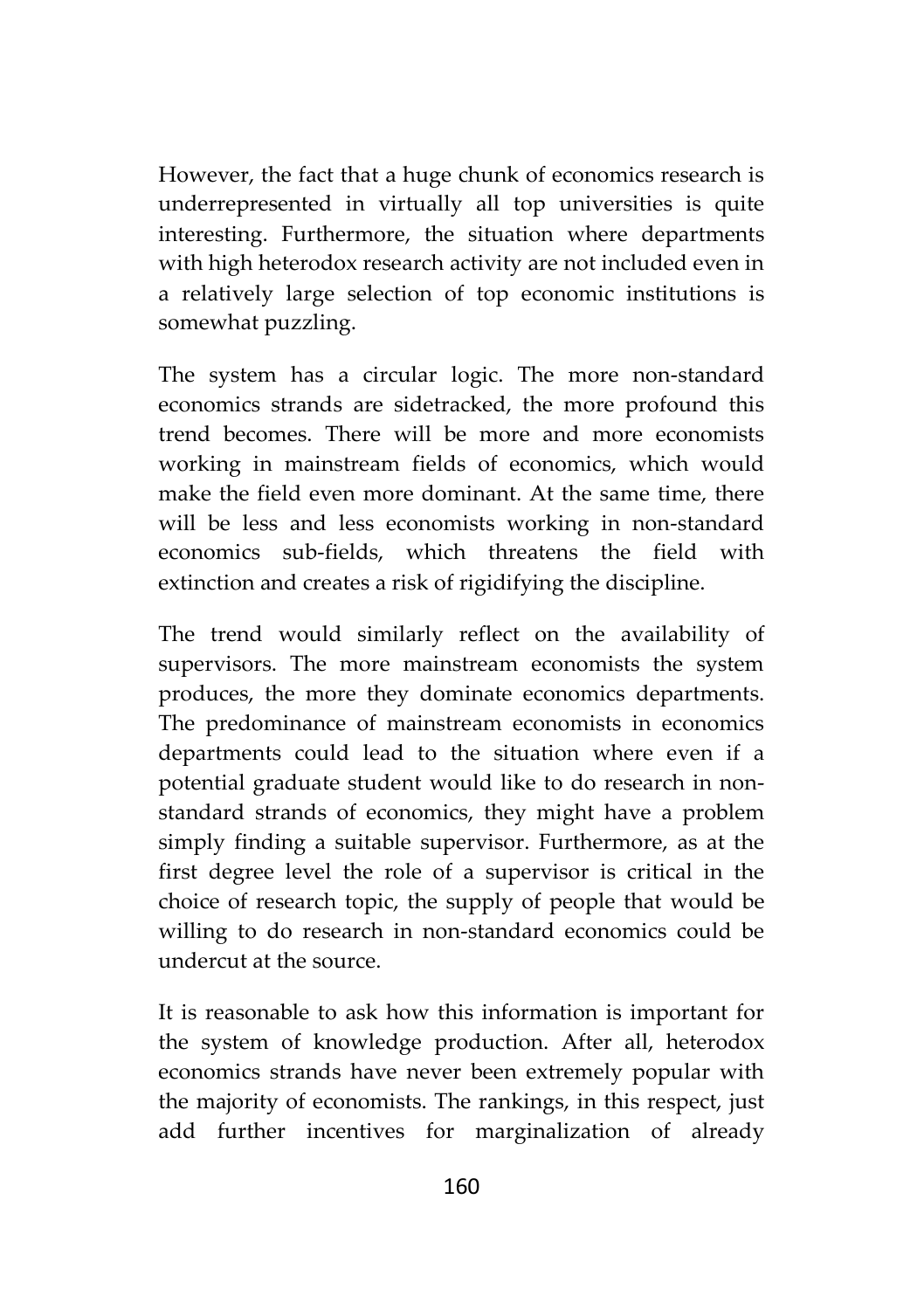However, the fact that a huge chunk of economics research is underrepresented in virtually all top universities is quite interesting. Furthermore, the situation where departments with high heterodox research activity are not included even in a relatively large selection of top economic institutions is somewhat puzzling.

The system has a circular logic. The more non-standard economics strands are sidetracked, the more profound this trend becomes. There will be more and more economists working in mainstream fields of economics, which would make the field even more dominant. At the same time, there will be less and less economists working in non-standard economics sub-fields, which threatens the field with extinction and creates a risk of rigidifying the discipline.

The trend would similarly reflect on the availability of supervisors. The more mainstream economists the system produces, the more they dominate economics departments. The predominance of mainstream economists in economics departments could lead to the situation where even if a potential graduate student would like to do research in non-standard strands of economics, they might have a problem simply finding a suitable supervisor. Furthermore, as at the first degree level the role of a supervisor is critical in the choice of research topic, the supply of people that would be willing to do research in non-standard economics could be undercut at the source.

It is reasonable to ask how this information is important for the system of knowledge production. After all, heterodox economics strands have never been extremely popular with the majority of economists. The rankings, in this respect, just add further incentives for marginalization of already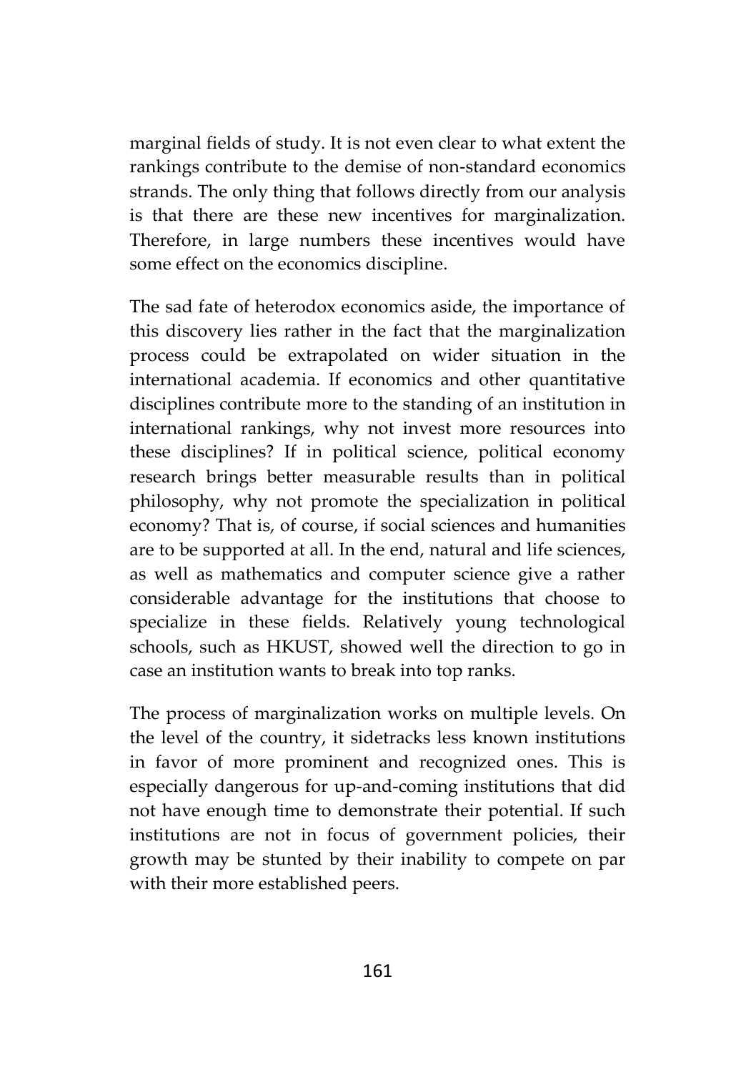marginal fields of study. It is not even clear to what extent the rankings contribute to the demise of non-standard economics strands. The only thing that follows directly from our analysis is that there are these new incentives for marginalization. Therefore, in large numbers these incentives would have some effect on the economics discipline.

The sad fate of heterodox economics aside, the importance of this discovery lies rather in the fact that the marginalization process could be extrapolated on wider situation in the international academia. If economics and other quantitative disciplines contribute more to the standing of an institution in international rankings, why not invest more resources into these disciplines? If in political science, political economy research brings better measurable results than in political philosophy, why not promote the specialization in political economy? That is, of course, if social sciences and humanities are to be supported at all. In the end, natural and life sciences, as well as mathematics and computer science give a rather considerable advantage for the institutions that choose to specialize in these fields. Relatively young technological schools, such as HKUST, showed well the direction to go in case an institution wants to break into top ranks.

The process of marginalization works on multiple levels. On the level of the country, it sidetracks less known institutions in favor of more prominent and recognized ones. This is especially dangerous for up-and-coming institutions that did not have enough time to demonstrate their potential. If such institutions are not in focus of government policies, their growth may be stunted by their inability to compete on par with their more established peers.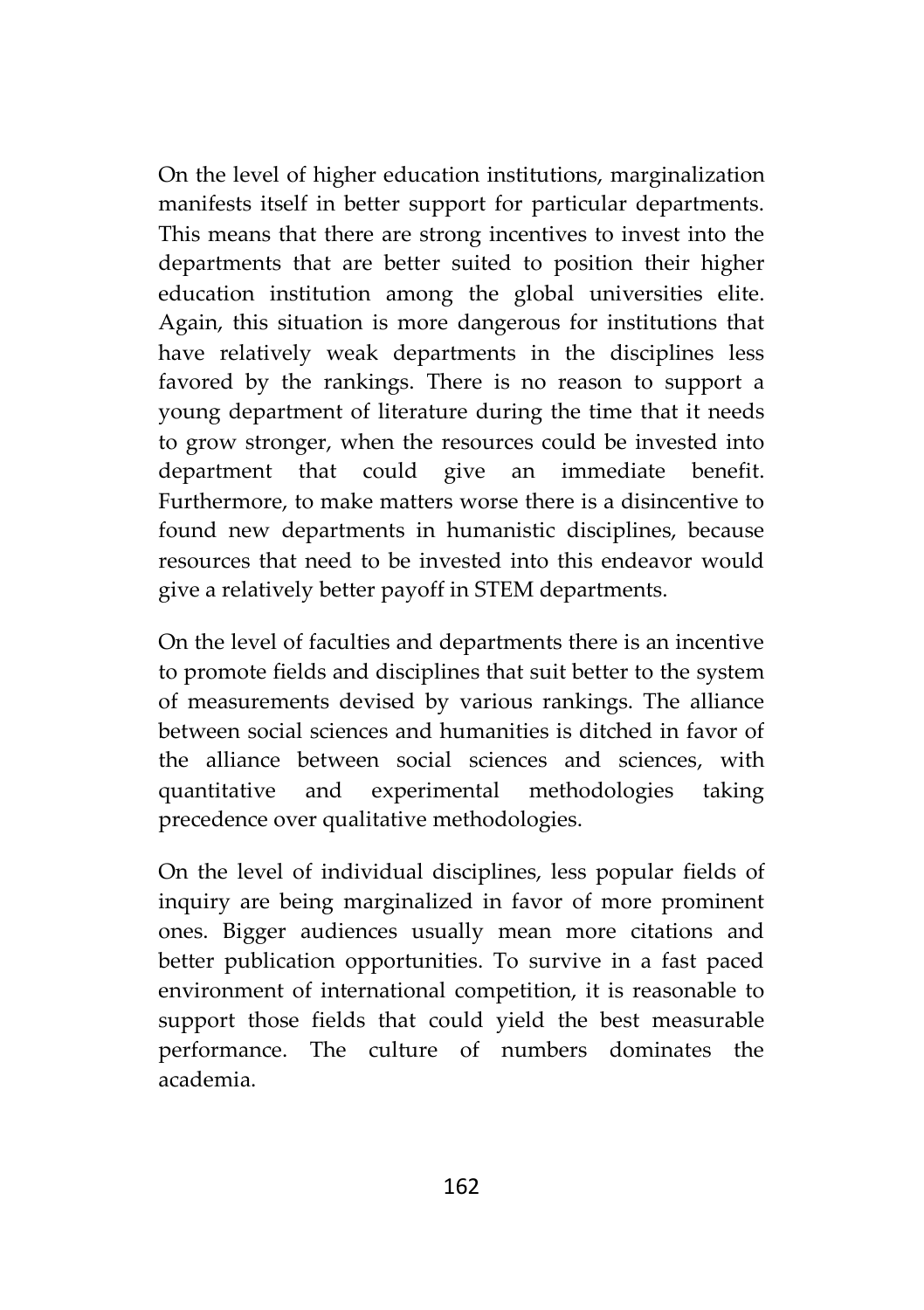On the level of higher education institutions, marginalization manifests itself in better support for particular departments. This means that there are strong incentives to invest into the departments that are better suited to position their higher education institution among the global universities elite. Again, this situation is more dangerous for institutions that have relatively weak departments in the disciplines less favored by the rankings. There is no reason to support a young department of literature during the time that it needs to grow stronger, when the resources could be invested into department that could give an immediate benefit. Furthermore, to make matters worse there is a disincentive to found new departments in humanistic disciplines, because resources that need to be invested into this endeavor would give a relatively better payoff in STEM departments.

On the level of faculties and departments there is an incentive to promote fields and disciplines that suit better to the system of measurements devised by various rankings. The alliance between social sciences and humanities is ditched in favor of the alliance between social sciences and sciences, with quantitative and experimental methodologies taking precedence over qualitative methodologies.

On the level of individual disciplines, less popular fields of inquiry are being marginalized in favor of more prominent ones. Bigger audiences usually mean more citations and better publication opportunities. To survive in a fast paced environment of international competition, it is reasonable to support those fields that could yield the best measurable performance. The culture of numbers dominates the academia.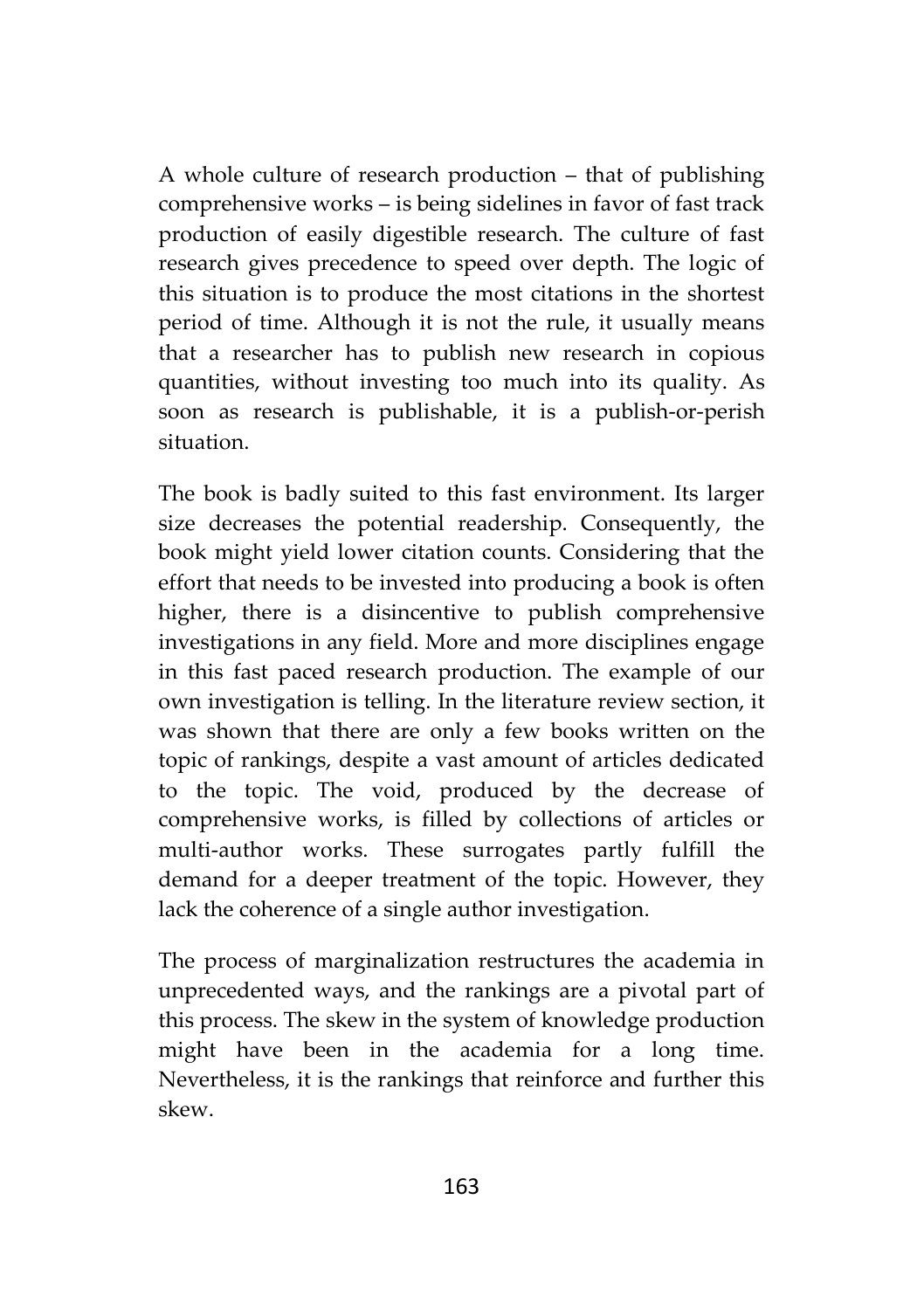A whole culture of research production – that of publishing comprehensive works – is being sidelines in favor of fast track production of easily digestible research. The culture of fast research gives precedence to speed over depth. The logic of this situation is to produce the most citations in the shortest period of time. Although it is not the rule, it usually means that a researcher has to publish new research in copious quantities, without investing too much into its quality. As soon as research is publishable, it is a publish-or-perish situation.

The book is badly suited to this fast environment. Its larger size decreases the potential readership. Consequently, the book might yield lower citation counts. Considering that the effort that needs to be invested into producing a book is often higher, there is a disincentive to publish comprehensive investigations in any field. More and more disciplines engage in this fast paced research production. The example of our own investigation is telling. In the literature review section, it was shown that there are only a few books written on the topic of rankings, despite a vast amount of articles dedicated to the topic. The void, produced by the decrease of comprehensive works, is filled by collections of articles or multi-author works. These surrogates partly fulfill the demand for a deeper treatment of the topic. However, they lack the coherence of a single author investigation.

The process of marginalization restructures the academia in unprecedented ways, and the rankings are a pivotal part of this process. The skew in the system of knowledge production might have been in the academia for a long time. Nevertheless, it is the rankings that reinforce and further this skew.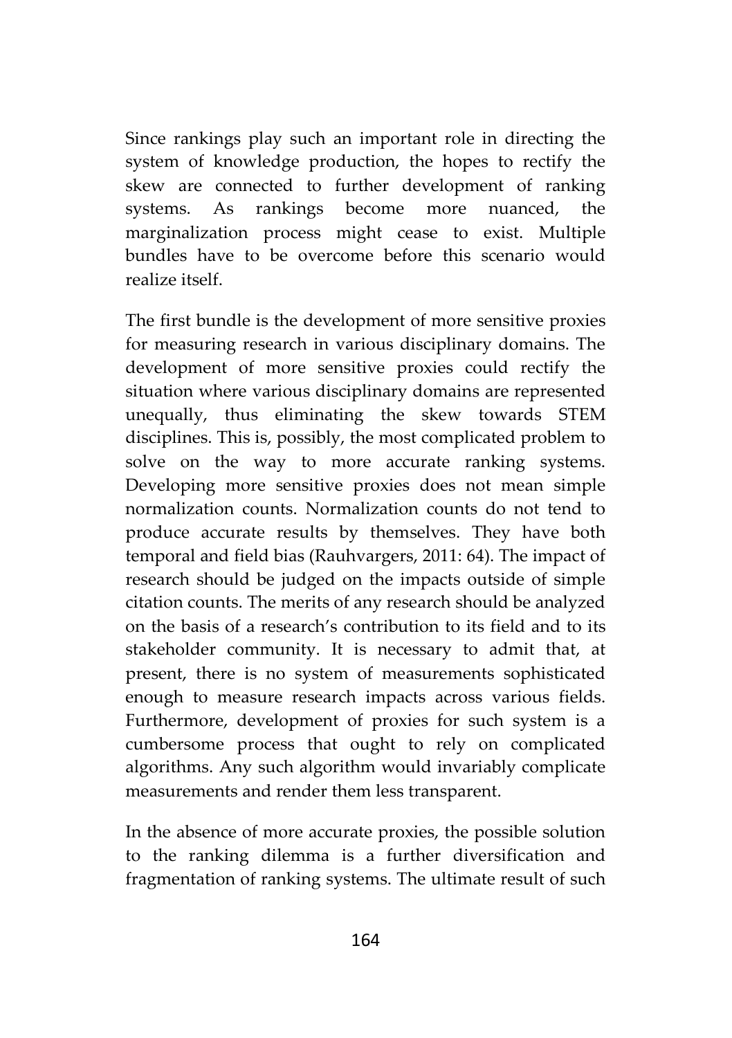Since rankings play such an important role in directing the system of knowledge production, the hopes to rectify the skew are connected to further development of ranking systems. As rankings become more nuanced, the marginalization process might cease to exist. Multiple bundles have to be overcome before this scenario would realize itself.

The first bundle is the development of more sensitive proxies for measuring research in various disciplinary domains. The development of more sensitive proxies could rectify the situation where various disciplinary domains are represented unequally, thus eliminating the skew towards STEM disciplines. This is, possibly, the most complicated problem to solve on the way to more accurate ranking systems. Developing more sensitive proxies does not mean simple normalization counts. Normalization counts do not tend to produce accurate results by themselves. They have both temporal and field bias (Rauhvargers, 2011: 64). The impact of research should be judged on the impacts outside of simple citation counts. The merits of any research should be analyzed on the basis of a research's contribution to its field and to its stakeholder community. It is necessary to admit that, at present, there is no system of measurements sophisticated enough to measure research impacts across various fields. Furthermore, development of proxies for such system is a cumbersome process that ought to rely on complicated algorithms. Any such algorithm would invariably complicate measurements and render them less transparent.

In the absence of more accurate proxies, the possible solution to the ranking dilemma is a further diversification and fragmentation of ranking systems. The ultimate result of such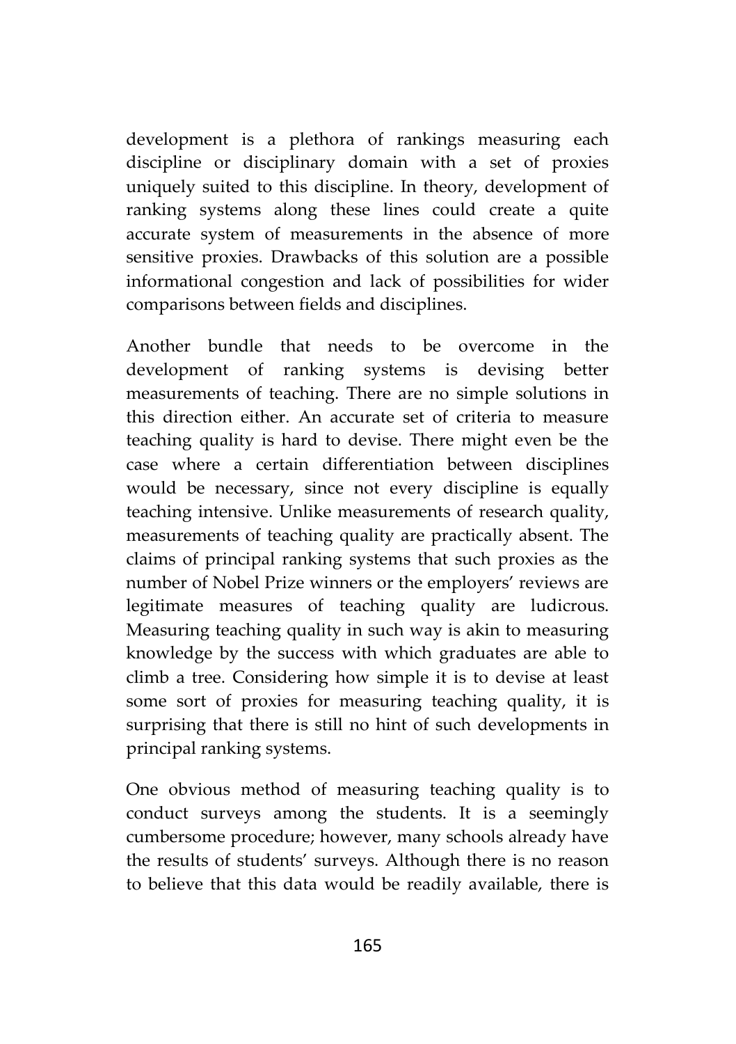development is a plethora of rankings measuring each discipline or disciplinary domain with a set of proxies uniquely suited to this discipline. In theory, development of ranking systems along these lines could create a quite accurate system of measurements in the absence of more sensitive proxies. Drawbacks of this solution are a possible informational congestion and lack of possibilities for wider comparisons between fields and disciplines.

Another bundle that needs to be overcome in the development of ranking systems is devising better measurements of teaching. There are no simple solutions in this direction either. An accurate set of criteria to measure teaching quality is hard to devise. There might even be the case where a certain differentiation between disciplines would be necessary, since not every discipline is equally teaching intensive. Unlike measurements of research quality, measurements of teaching quality are practically absent. The claims of principal ranking systems that such proxies as the number of Nobel Prize winners or the employers' reviews are legitimate measures of teaching quality are ludicrous. Measuring teaching quality in such way is akin to measuring knowledge by the success with which graduates are able to climb a tree. Considering how simple it is to devise at least some sort of proxies for measuring teaching quality, it is surprising that there is still no hint of such developments in principal ranking systems.

One obvious method of measuring teaching quality is to conduct surveys among the students. It is a seemingly cumbersome procedure; however, many schools already have the results of students' surveys. Although there is no reason to believe that this data would be readily available, there is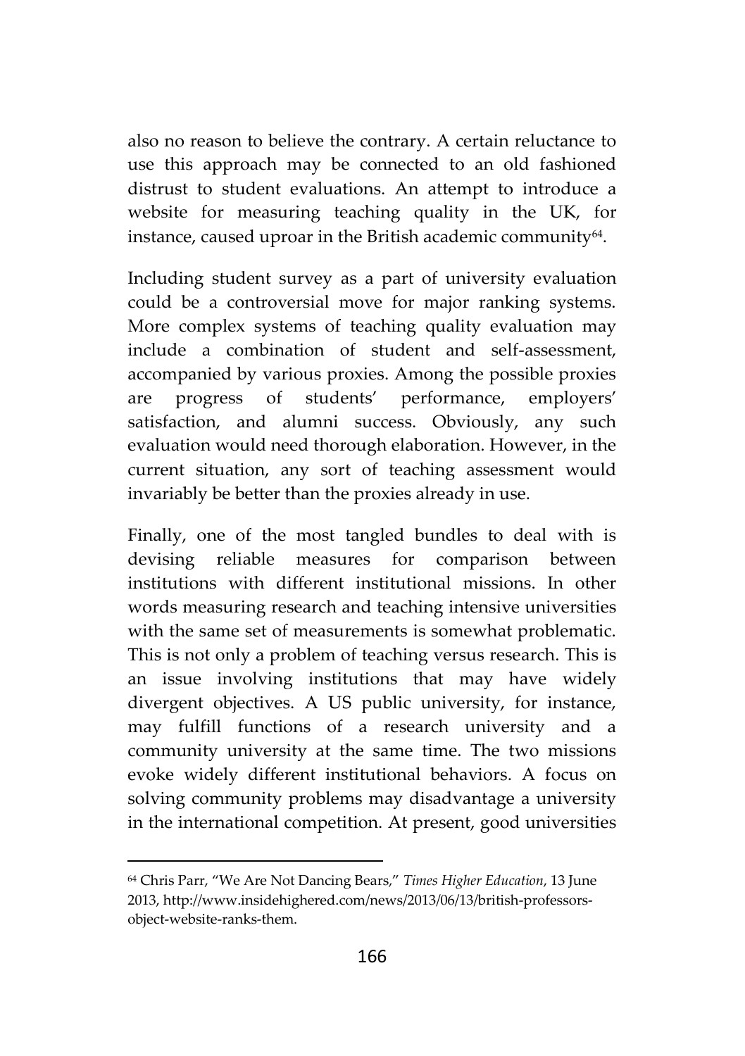also no reason to believe the contrary. A certain reluctance to use this approach may be connected to an old fashioned distrust to student evaluations. An attempt to introduce a website for measuring teaching quality in the UK, for instance, caused uproar in the British academic community[64].

Including student survey as a part of university evaluation could be a controversial move for major ranking systems. More complex systems of teaching quality evaluation may include a combination of student and self-assessment, accompanied by various proxies. Among the possible proxies are progress of students' performance, employers' satisfaction, and alumni success. Obviously, any such evaluation would need thorough elaboration. However, in the current situation, any sort of teaching assessment would invariably be better than the proxies already in use.

Finally, one of the most tangled bundles to deal with is devising reliable measures for comparison between institutions with different institutional missions. In other words measuring research and teaching intensive universities with the same set of measurements is somewhat problematic. This is not only a problem of teaching versus research. This is an issue involving institutions that may have widely divergent objectives. A US public university, for instance, may fulfill functions of a research university and a community university at the same time. The two missions evoke widely different institutional behaviors. A focus on solving community problems may disadvantage a university in the international competition. At present, good universities

---

[64] Chris Parr, "We Are Not Dancing Bears," *Times Higher Education*, 13 June 2013, http://www.insidehighered.com/news/2013/06/13/british-professors-object-website-ranks-them.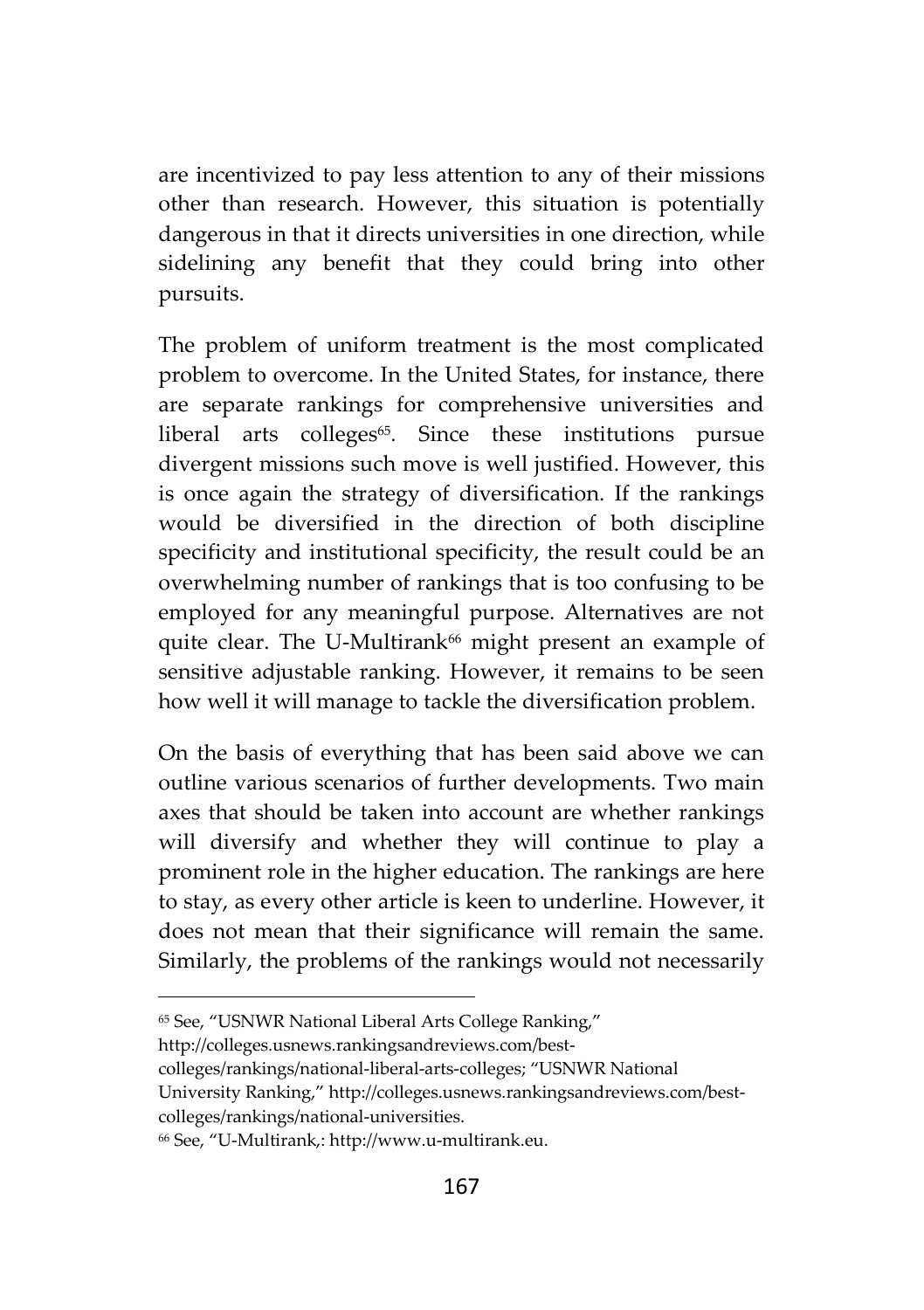are incentivized to pay less attention to any of their missions other than research. However, this situation is potentially dangerous in that it directs universities in one direction, while sidelining any benefit that they could bring into other pursuits.

The problem of uniform treatment is the most complicated problem to overcome. In the United States, for instance, there are separate rankings for comprehensive universities and liberal arts colleges[65]. Since these institutions pursue divergent missions such move is well justified. However, this is once again the strategy of diversification. If the rankings would be diversified in the direction of both discipline specificity and institutional specificity, the result could be an overwhelming number of rankings that is too confusing to be employed for any meaningful purpose. Alternatives are not quite clear. The U-Multirank[66] might present an example of sensitive adjustable ranking. However, it remains to be seen how well it will manage to tackle the diversification problem.

On the basis of everything that has been said above we can outline various scenarios of further developments. Two main axes that should be taken into account are whether rankings will diversify and whether they will continue to play a prominent role in the higher education. The rankings are here to stay, as every other article is keen to underline. However, it does not mean that their significance will remain the same. Similarly, the problems of the rankings would not necessarily

---

[65] See, "USNWR National Liberal Arts College Ranking," http://colleges.usnews.rankingsandreviews.com/best-colleges/rankings/national-liberal-arts-colleges; "USNWR National University Ranking," http://colleges.usnews.rankingsandreviews.com/best-colleges/rankings/national-universities.

[66] See, "U-Multirank,: http://www.u-multirank.eu.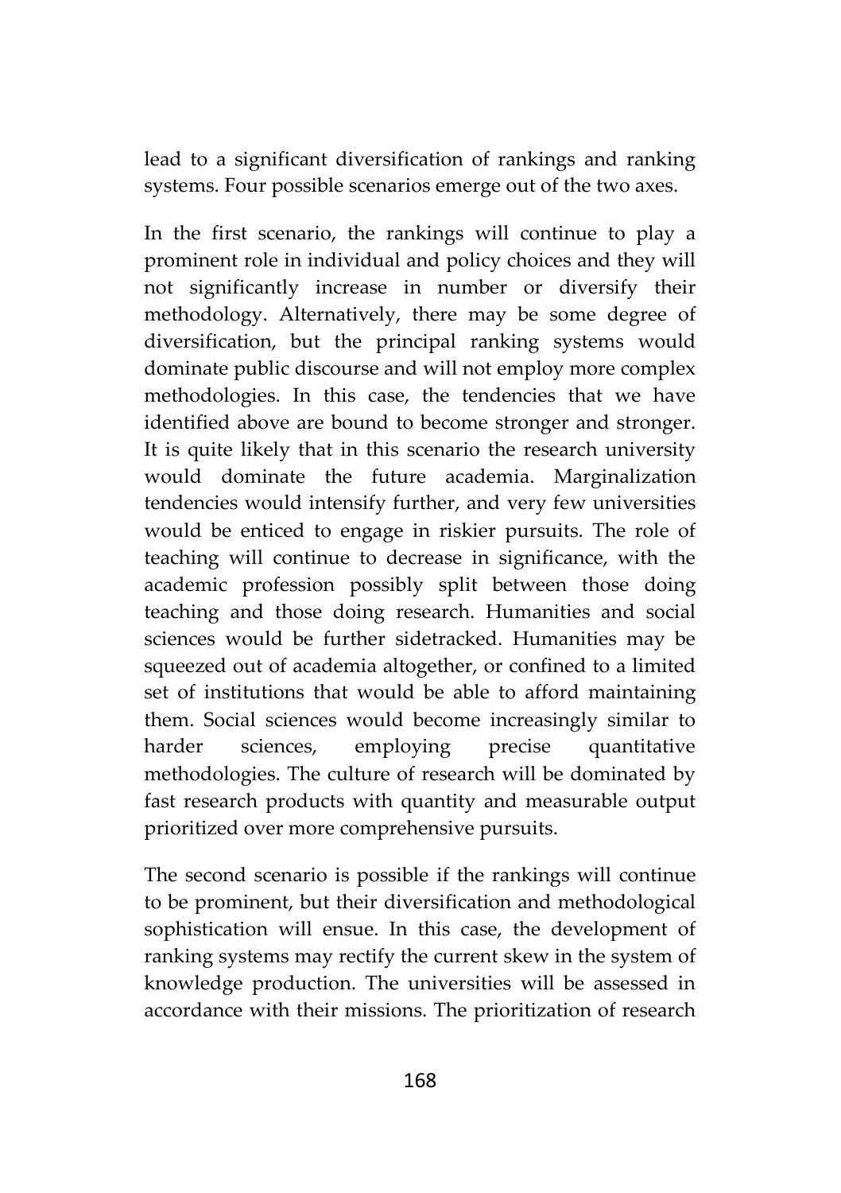lead to a significant diversification of rankings and ranking systems. Four possible scenarios emerge out of the two axes.

In the first scenario, the rankings will continue to play a prominent role in individual and policy choices and they will not significantly increase in number or diversify their methodology. Alternatively, there may be some degree of diversification, but the principal ranking systems would dominate public discourse and will not employ more complex methodologies. In this case, the tendencies that we have identified above are bound to become stronger and stronger. It is quite likely that in this scenario the research university would dominate the future academia. Marginalization tendencies would intensify further, and very few universities would be enticed to engage in riskier pursuits. The role of teaching will continue to decrease in significance, with the academic profession possibly split between those doing teaching and those doing research. Humanities and social sciences would be further sidetracked. Humanities may be squeezed out of academia altogether, or confined to a limited set of institutions that would be able to afford maintaining them. Social sciences would become increasingly similar to harder sciences, employing precise quantitative methodologies. The culture of research will be dominated by fast research products with quantity and measurable output prioritized over more comprehensive pursuits.

The second scenario is possible if the rankings will continue to be prominent, but their diversification and methodological sophistication will ensue. In this case, the development of ranking systems may rectify the current skew in the system of knowledge production. The universities will be assessed in accordance with their missions. The prioritization of research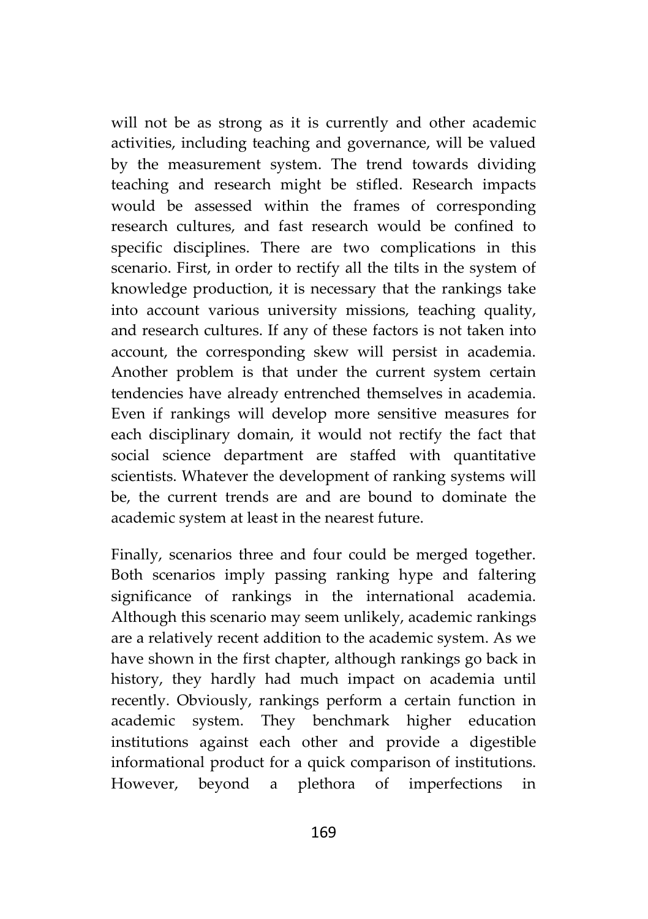will not be as strong as it is currently and other academic activities, including teaching and governance, will be valued by the measurement system. The trend towards dividing teaching and research might be stifled. Research impacts would be assessed within the frames of corresponding research cultures, and fast research would be confined to specific disciplines. There are two complications in this scenario. First, in order to rectify all the tilts in the system of knowledge production, it is necessary that the rankings take into account various university missions, teaching quality, and research cultures. If any of these factors is not taken into account, the corresponding skew will persist in academia. Another problem is that under the current system certain tendencies have already entrenched themselves in academia. Even if rankings will develop more sensitive measures for each disciplinary domain, it would not rectify the fact that social science department are staffed with quantitative scientists. Whatever the development of ranking systems will be, the current trends are and are bound to dominate the academic system at least in the nearest future.

Finally, scenarios three and four could be merged together. Both scenarios imply passing ranking hype and faltering significance of rankings in the international academia. Although this scenario may seem unlikely, academic rankings are a relatively recent addition to the academic system. As we have shown in the first chapter, although rankings go back in history, they hardly had much impact on academia until recently. Obviously, rankings perform a certain function in academic system. They benchmark higher education institutions against each other and provide a digestible informational product for a quick comparison of institutions. However, beyond a plethora of imperfections in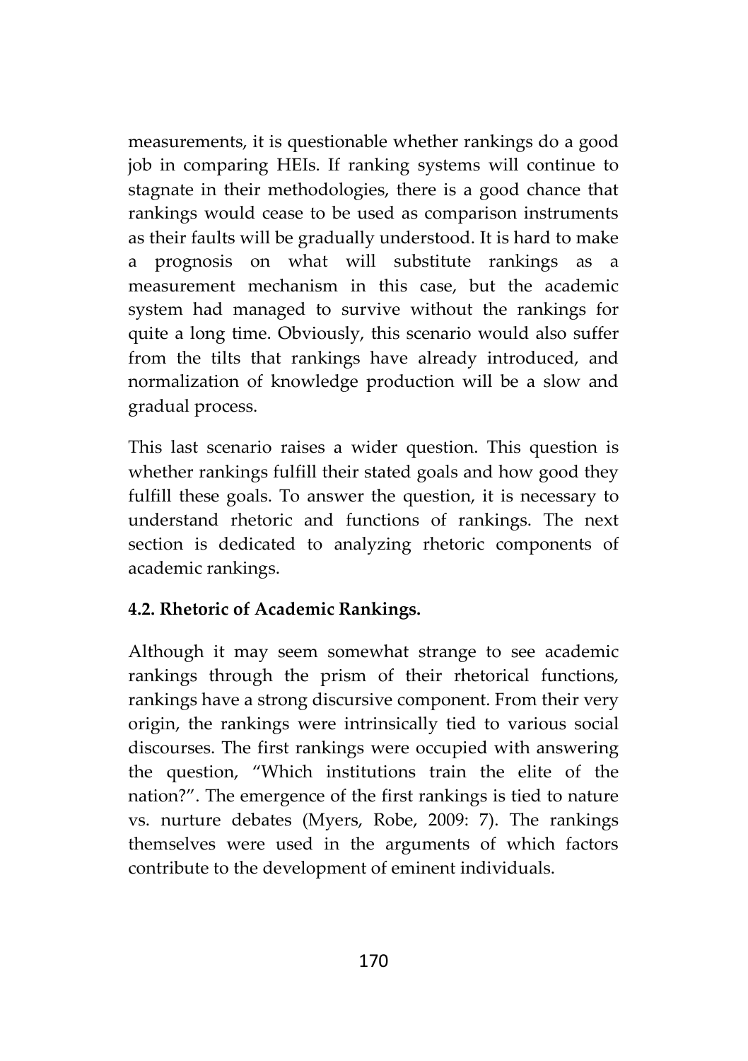measurements, it is questionable whether rankings do a good job in comparing HEIs. If ranking systems will continue to stagnate in their methodologies, there is a good chance that rankings would cease to be used as comparison instruments as their faults will be gradually understood. It is hard to make a prognosis on what will substitute rankings as a measurement mechanism in this case, but the academic system had managed to survive without the rankings for quite a long time. Obviously, this scenario would also suffer from the tilts that rankings have already introduced, and normalization of knowledge production will be a slow and gradual process.

This last scenario raises a wider question. This question is whether rankings fulfill their stated goals and how good they fulfill these goals. To answer the question, it is necessary to understand rhetoric and functions of rankings. The next section is dedicated to analyzing rhetoric components of academic rankings.

### 4.2. Rhetoric of Academic Rankings.

Although it may seem somewhat strange to see academic rankings through the prism of their rhetorical functions, rankings have a strong discursive component. From their very origin, the rankings were intrinsically tied to various social discourses. The first rankings were occupied with answering the question, "Which institutions train the elite of the nation?". The emergence of the first rankings is tied to nature vs. nurture debates (Myers, Robe, 2009: 7). The rankings themselves were used in the arguments of which factors contribute to the development of eminent individuals.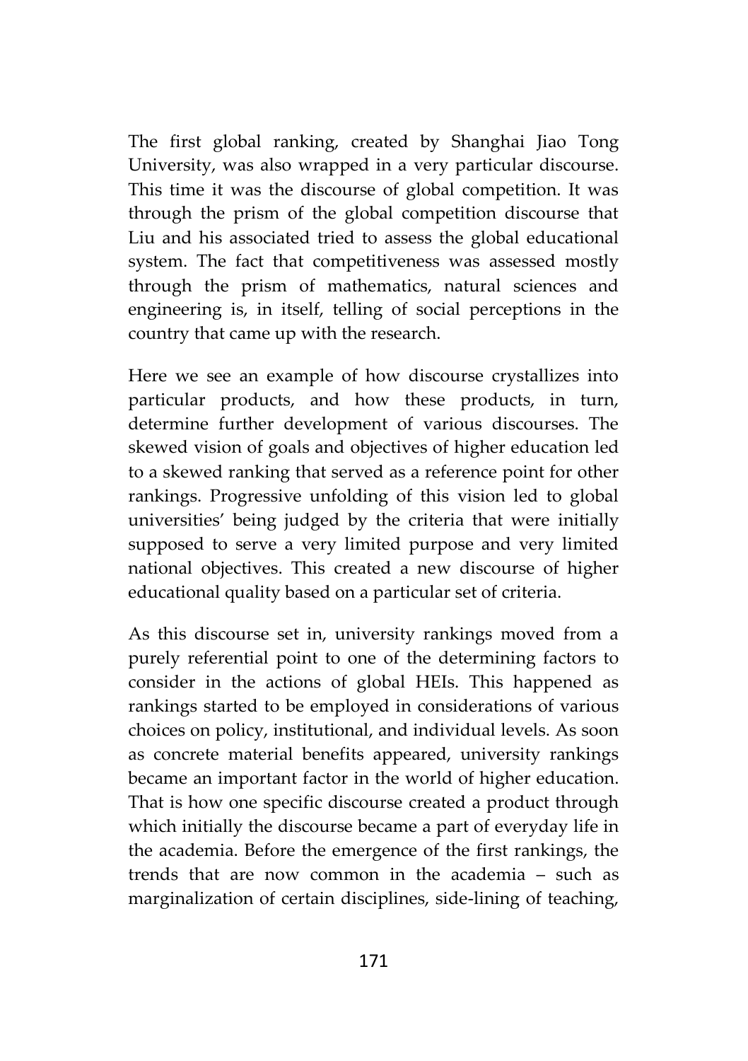The first global ranking, created by Shanghai Jiao Tong University, was also wrapped in a very particular discourse. This time it was the discourse of global competition. It was through the prism of the global competition discourse that Liu and his associated tried to assess the global educational system. The fact that competitiveness was assessed mostly through the prism of mathematics, natural sciences and engineering is, in itself, telling of social perceptions in the country that came up with the research.

Here we see an example of how discourse crystallizes into particular products, and how these products, in turn, determine further development of various discourses. The skewed vision of goals and objectives of higher education led to a skewed ranking that served as a reference point for other rankings. Progressive unfolding of this vision led to global universities' being judged by the criteria that were initially supposed to serve a very limited purpose and very limited national objectives. This created a new discourse of higher educational quality based on a particular set of criteria.

As this discourse set in, university rankings moved from a purely referential point to one of the determining factors to consider in the actions of global HEIs. This happened as rankings started to be employed in considerations of various choices on policy, institutional, and individual levels. As soon as concrete material benefits appeared, university rankings became an important factor in the world of higher education. That is how one specific discourse created a product through which initially the discourse became a part of everyday life in the academia. Before the emergence of the first rankings, the trends that are now common in the academia – such as marginalization of certain disciplines, side-lining of teaching,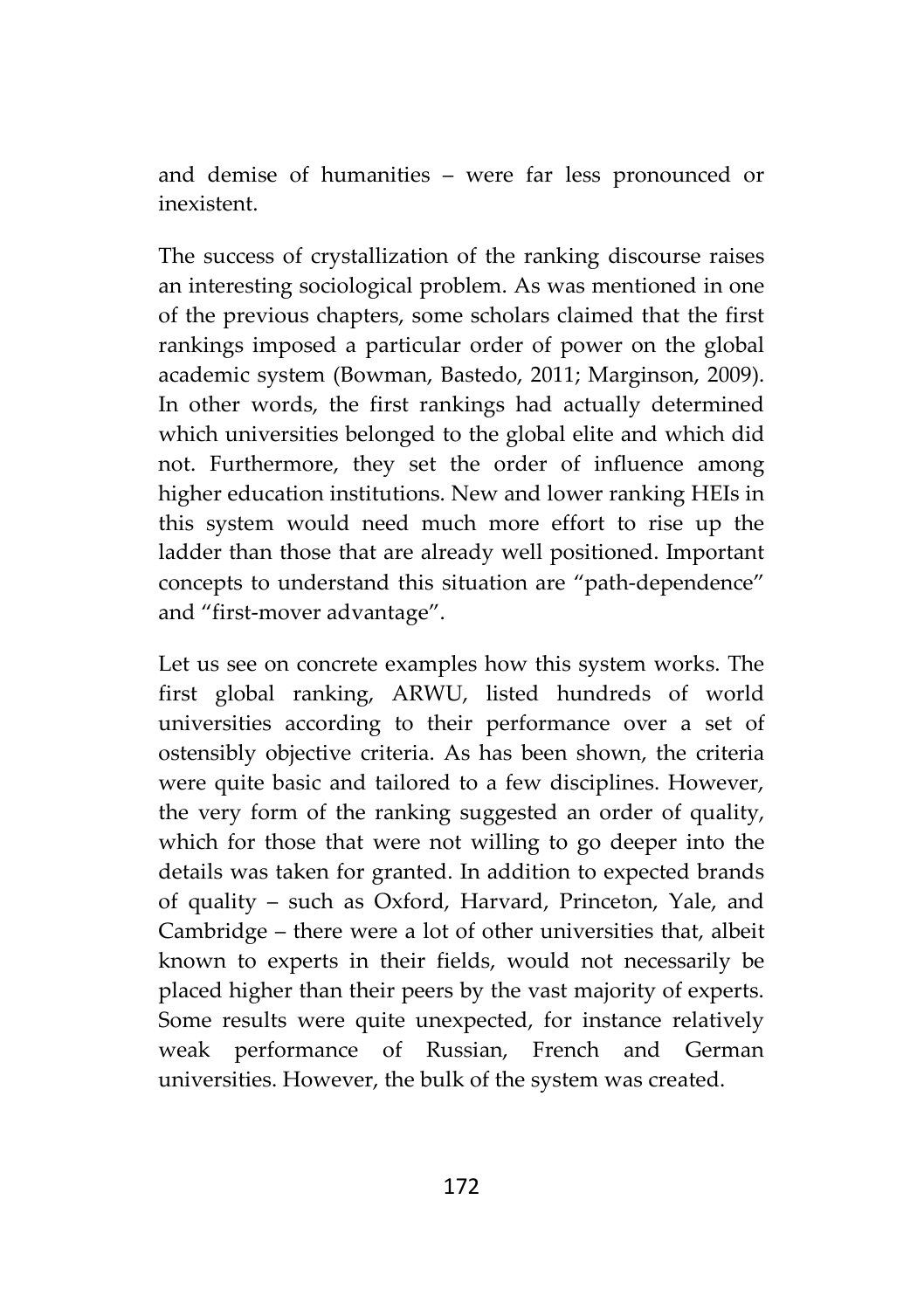and demise of humanities – were far less pronounced or inexistent.

The success of crystallization of the ranking discourse raises an interesting sociological problem. As was mentioned in one of the previous chapters, some scholars claimed that the first rankings imposed a particular order of power on the global academic system (Bowman, Bastedo, 2011; Marginson, 2009). In other words, the first rankings had actually determined which universities belonged to the global elite and which did not. Furthermore, they set the order of influence among higher education institutions. New and lower ranking HEIs in this system would need much more effort to rise up the ladder than those that are already well positioned. Important concepts to understand this situation are "path-dependence" and "first-mover advantage".

Let us see on concrete examples how this system works. The first global ranking, ARWU, listed hundreds of world universities according to their performance over a set of ostensibly objective criteria. As has been shown, the criteria were quite basic and tailored to a few disciplines. However, the very form of the ranking suggested an order of quality, which for those that were not willing to go deeper into the details was taken for granted. In addition to expected brands of quality – such as Oxford, Harvard, Princeton, Yale, and Cambridge – there were a lot of other universities that, albeit known to experts in their fields, would not necessarily be placed higher than their peers by the vast majority of experts. Some results were quite unexpected, for instance relatively weak performance of Russian, French and German universities. However, the bulk of the system was created.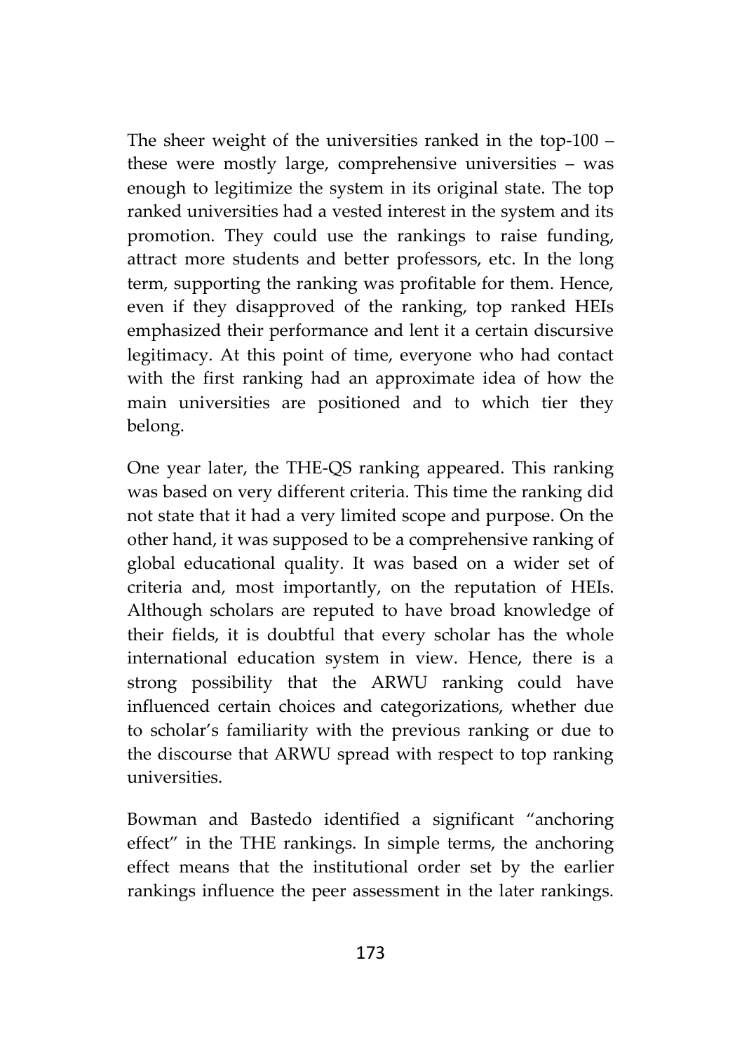The sheer weight of the universities ranked in the top-100 – these were mostly large, comprehensive universities – was enough to legitimize the system in its original state. The top ranked universities had a vested interest in the system and its promotion. They could use the rankings to raise funding, attract more students and better professors, etc. In the long term, supporting the ranking was profitable for them. Hence, even if they disapproved of the ranking, top ranked HEIs emphasized their performance and lent it a certain discursive legitimacy. At this point of time, everyone who had contact with the first ranking had an approximate idea of how the main universities are positioned and to which tier they belong.

One year later, the THE-QS ranking appeared. This ranking was based on very different criteria. This time the ranking did not state that it had a very limited scope and purpose. On the other hand, it was supposed to be a comprehensive ranking of global educational quality. It was based on a wider set of criteria and, most importantly, on the reputation of HEIs. Although scholars are reputed to have broad knowledge of their fields, it is doubtful that every scholar has the whole international education system in view. Hence, there is a strong possibility that the ARWU ranking could have influenced certain choices and categorizations, whether due to scholar's familiarity with the previous ranking or due to the discourse that ARWU spread with respect to top ranking universities.

Bowman and Bastedo identified a significant "anchoring effect" in the THE rankings. In simple terms, the anchoring effect means that the institutional order set by the earlier rankings influence the peer assessment in the later rankings.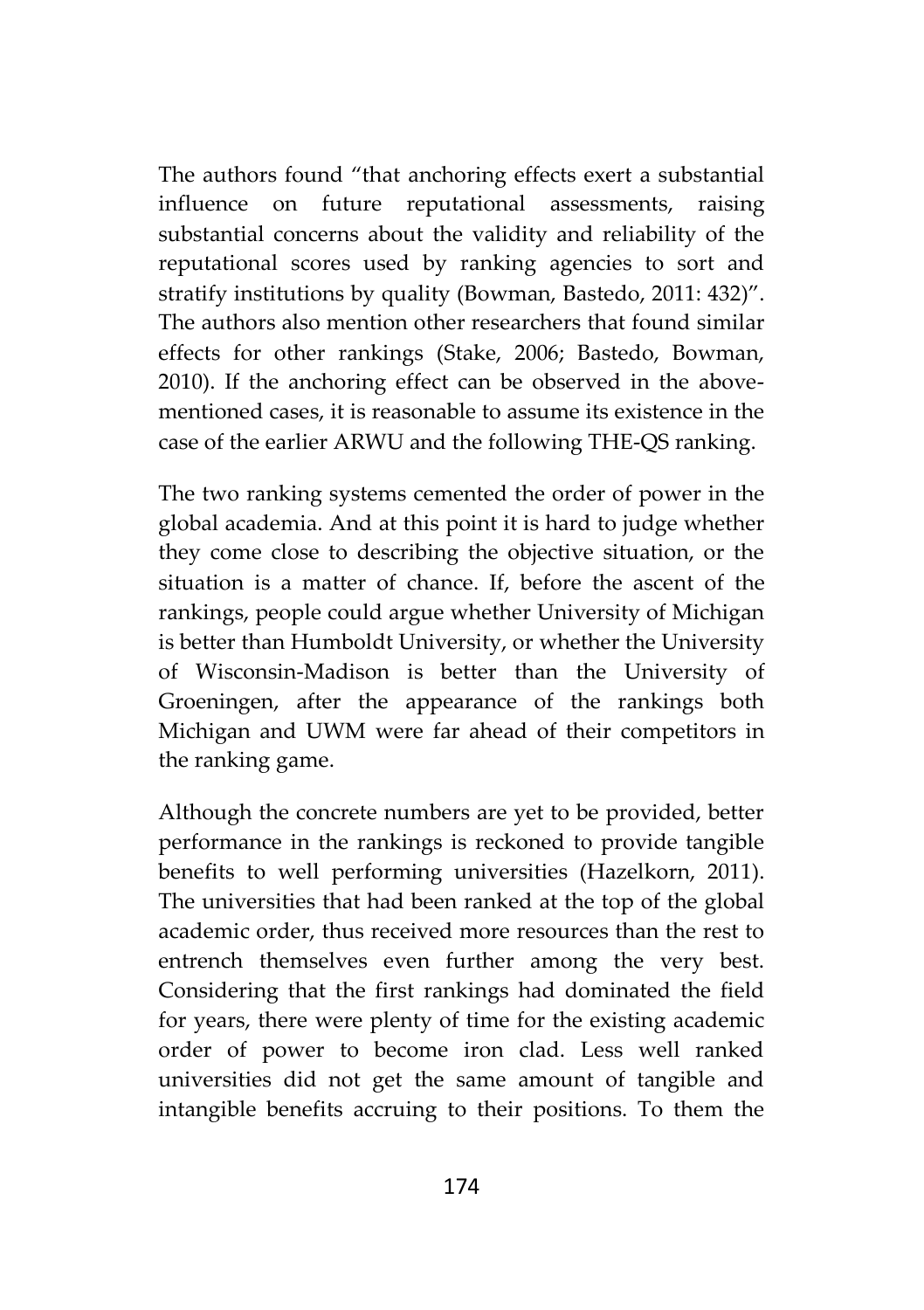The authors found "that anchoring effects exert a substantial influence on future reputational assessments, raising substantial concerns about the validity and reliability of the reputational scores used by ranking agencies to sort and stratify institutions by quality (Bowman, Bastedo, 2011: 432)". The authors also mention other researchers that found similar effects for other rankings (Stake, 2006; Bastedo, Bowman, 2010). If the anchoring effect can be observed in the above-mentioned cases, it is reasonable to assume its existence in the case of the earlier ARWU and the following THE-QS ranking.

The two ranking systems cemented the order of power in the global academia. And at this point it is hard to judge whether they come close to describing the objective situation, or the situation is a matter of chance. If, before the ascent of the rankings, people could argue whether University of Michigan is better than Humboldt University, or whether the University of Wisconsin-Madison is better than the University of Groeningen, after the appearance of the rankings both Michigan and UWM were far ahead of their competitors in the ranking game.

Although the concrete numbers are yet to be provided, better performance in the rankings is reckoned to provide tangible benefits to well performing universities (Hazelkorn, 2011). The universities that had been ranked at the top of the global academic order, thus received more resources than the rest to entrench themselves even further among the very best. Considering that the first rankings had dominated the field for years, there were plenty of time for the existing academic order of power to become iron clad. Less well ranked universities did not get the same amount of tangible and intangible benefits accruing to their positions. To them the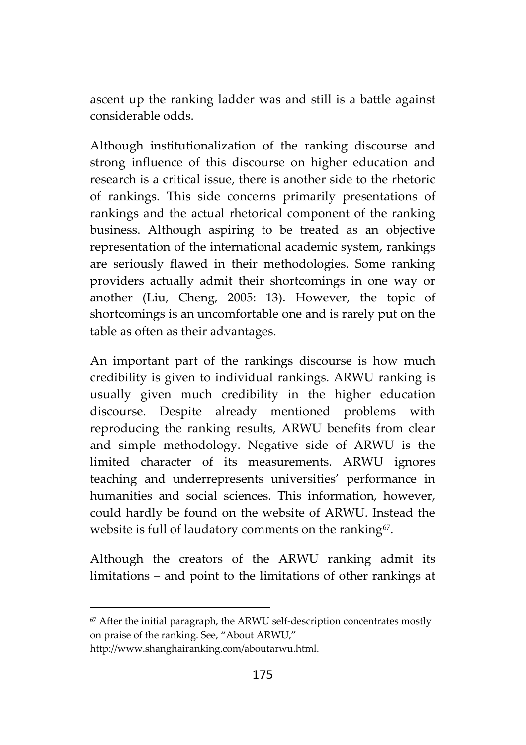ascent up the ranking ladder was and still is a battle against considerable odds.

Although institutionalization of the ranking discourse and strong influence of this discourse on higher education and research is a critical issue, there is another side to the rhetoric of rankings. This side concerns primarily presentations of rankings and the actual rhetorical component of the ranking business. Although aspiring to be treated as an objective representation of the international academic system, rankings are seriously flawed in their methodologies. Some ranking providers actually admit their shortcomings in one way or another (Liu, Cheng, 2005: 13). However, the topic of shortcomings is an uncomfortable one and is rarely put on the table as often as their advantages.

An important part of the rankings discourse is how much credibility is given to individual rankings. ARWU ranking is usually given much credibility in the higher education discourse. Despite already mentioned problems with reproducing the ranking results, ARWU benefits from clear and simple methodology. Negative side of ARWU is the limited character of its measurements. ARWU ignores teaching and underrepresents universities' performance in humanities and social sciences. This information, however, could hardly be found on the website of ARWU. Instead the website is full of laudatory comments on the ranking[67].

Although the creators of the ARWU ranking admit its limitations – and point to the limitations of other rankings at

---

[67] After the initial paragraph, the ARWU self-description concentrates mostly on praise of the ranking. See, "About ARWU," http://www.shanghairanking.com/aboutarwu.html.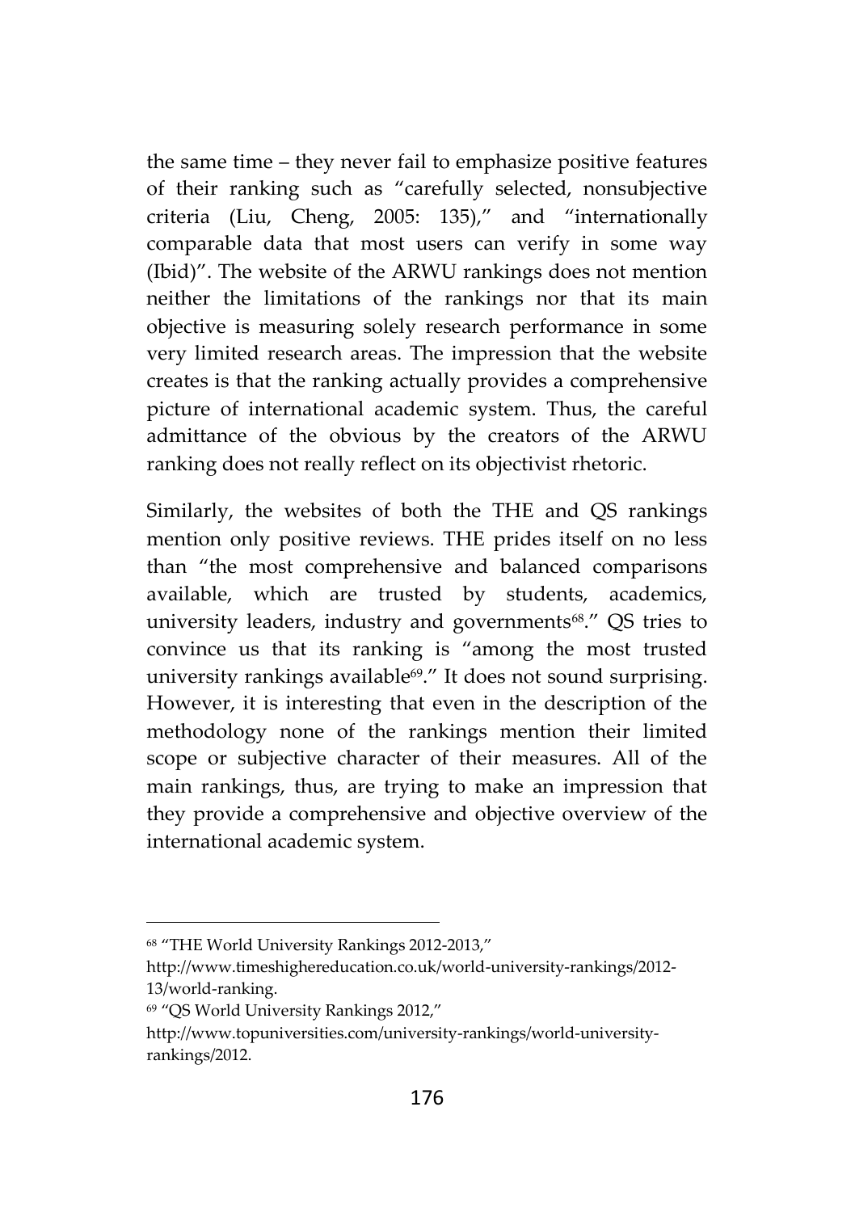the same time – they never fail to emphasize positive features of their ranking such as "carefully selected, nonsubjective criteria (Liu, Cheng, 2005: 135)," and "internationally comparable data that most users can verify in some way (Ibid)". The website of the ARWU rankings does not mention neither the limitations of the rankings nor that its main objective is measuring solely research performance in some very limited research areas. The impression that the website creates is that the ranking actually provides a comprehensive picture of international academic system. Thus, the careful admittance of the obvious by the creators of the ARWU ranking does not really reflect on its objectivist rhetoric.

Similarly, the websites of both the THE and QS rankings mention only positive reviews. THE prides itself on no less than "the most comprehensive and balanced comparisons available, which are trusted by students, academics, university leaders, industry and governments[68]." QS tries to convince us that its ranking is "among the most trusted university rankings available[69]." It does not sound surprising. However, it is interesting that even in the description of the methodology none of the rankings mention their limited scope or subjective character of their measures. All of the main rankings, thus, are trying to make an impression that they provide a comprehensive and objective overview of the international academic system.

---

[68] "THE World University Rankings 2012-2013," http://www.timeshighereducation.co.uk/world-university-rankings/2012-13/world-ranking.

[69] "QS World University Rankings 2012," http://www.topuniversities.com/university-rankings/world-university-rankings/2012.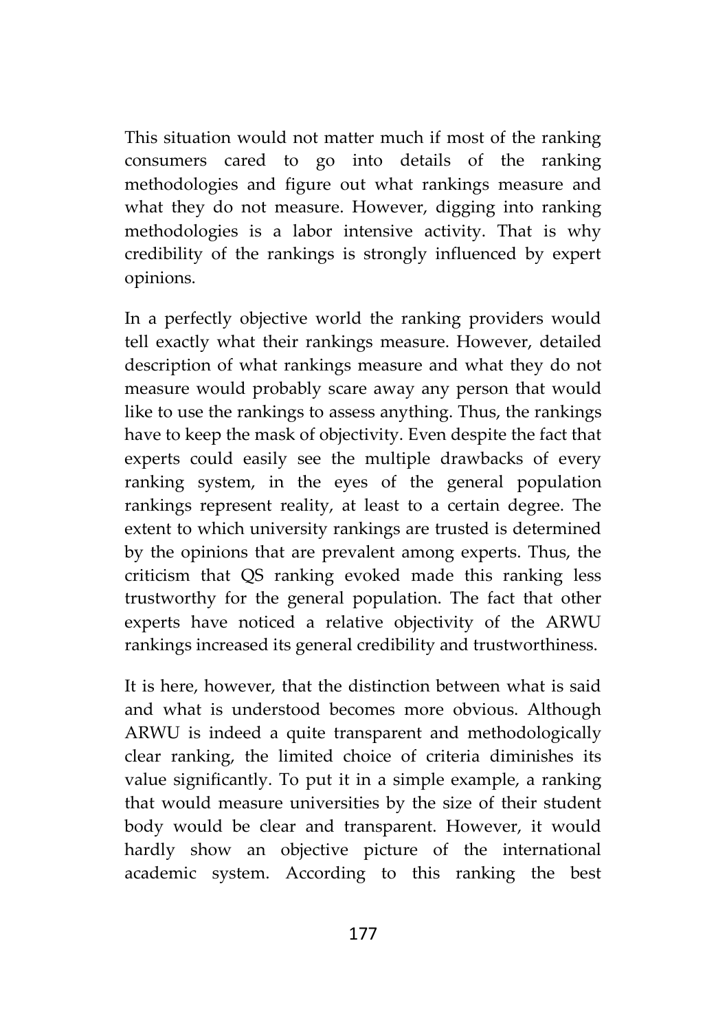This situation would not matter much if most of the ranking consumers cared to go into details of the ranking methodologies and figure out what rankings measure and what they do not measure. However, digging into ranking methodologies is a labor intensive activity. That is why credibility of the rankings is strongly influenced by expert opinions.

In a perfectly objective world the ranking providers would tell exactly what their rankings measure. However, detailed description of what rankings measure and what they do not measure would probably scare away any person that would like to use the rankings to assess anything. Thus, the rankings have to keep the mask of objectivity. Even despite the fact that experts could easily see the multiple drawbacks of every ranking system, in the eyes of the general population rankings represent reality, at least to a certain degree. The extent to which university rankings are trusted is determined by the opinions that are prevalent among experts. Thus, the criticism that QS ranking evoked made this ranking less trustworthy for the general population. The fact that other experts have noticed a relative objectivity of the ARWU rankings increased its general credibility and trustworthiness.

It is here, however, that the distinction between what is said and what is understood becomes more obvious. Although ARWU is indeed a quite transparent and methodologically clear ranking, the limited choice of criteria diminishes its value significantly. To put it in a simple example, a ranking that would measure universities by the size of their student body would be clear and transparent. However, it would hardly show an objective picture of the international academic system. According to this ranking the best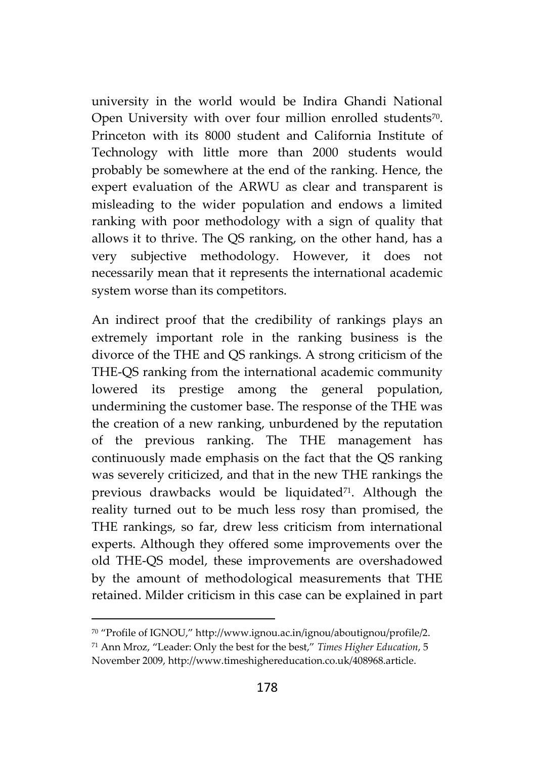university in the world would be Indira Ghandi National Open University with over four million enrolled students[70]. Princeton with its 8000 student and California Institute of Technology with little more than 2000 students would probably be somewhere at the end of the ranking. Hence, the expert evaluation of the ARWU as clear and transparent is misleading to the wider population and endows a limited ranking with poor methodology with a sign of quality that allows it to thrive. The QS ranking, on the other hand, has a very subjective methodology. However, it does not necessarily mean that it represents the international academic system worse than its competitors.

An indirect proof that the credibility of rankings plays an extremely important role in the ranking business is the divorce of the THE and QS rankings. A strong criticism of the THE-QS ranking from the international academic community lowered its prestige among the general population, undermining the customer base. The response of the THE was the creation of a new ranking, unburdened by the reputation of the previous ranking. The THE management has continuously made emphasis on the fact that the QS ranking was severely criticized, and that in the new THE rankings the previous drawbacks would be liquidated[71]. Although the reality turned out to be much less rosy than promised, the THE rankings, so far, drew less criticism from international experts. Although they offered some improvements over the old THE-QS model, these improvements are overshadowed by the amount of methodological measurements that THE retained. Milder criticism in this case can be explained in part

---

[70] "Profile of IGNOU," http://www.ignou.ac.in/ignou/aboutignou/profile/2.

[71] Ann Mroz, "Leader: Only the best for the best," *Times Higher Education*, 5 November 2009, http://www.timeshighereducation.co.uk/408968.article.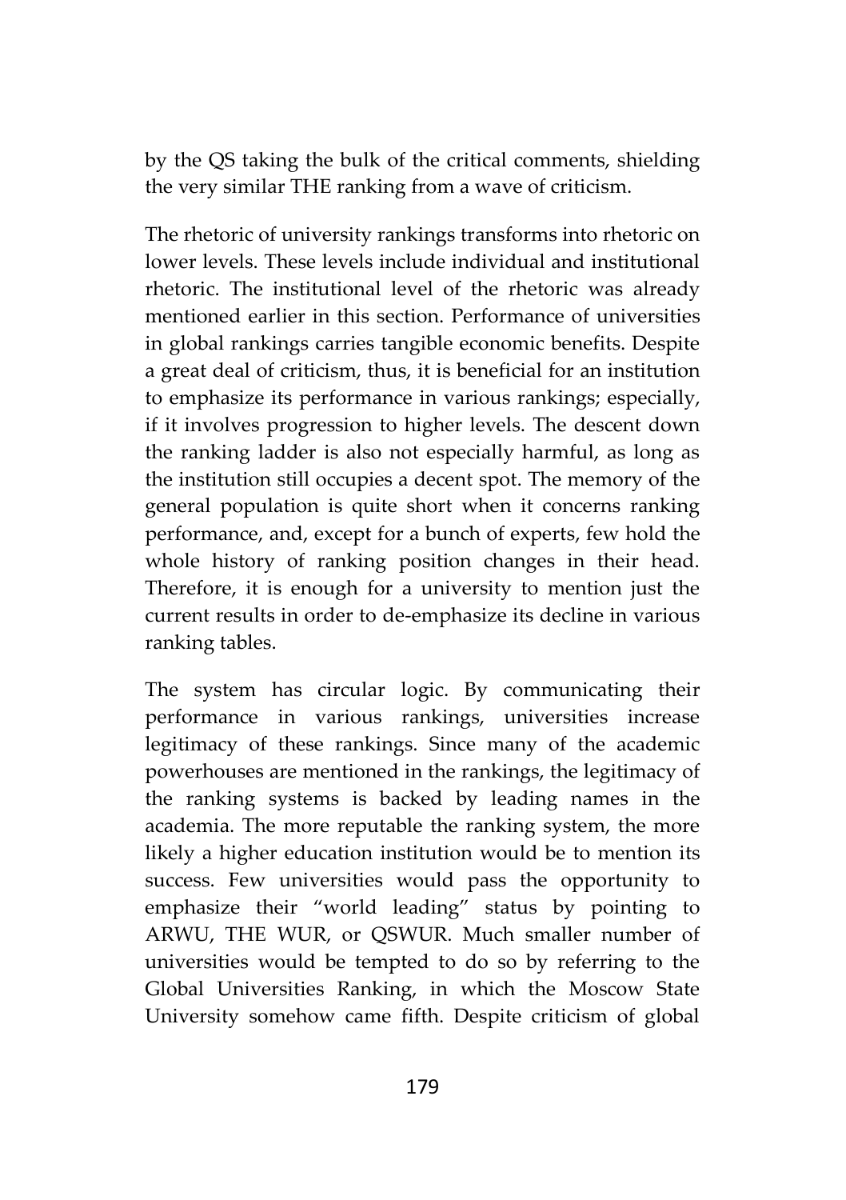by the QS taking the bulk of the critical comments, shielding the very similar THE ranking from a wave of criticism.

The rhetoric of university rankings transforms into rhetoric on lower levels. These levels include individual and institutional rhetoric. The institutional level of the rhetoric was already mentioned earlier in this section. Performance of universities in global rankings carries tangible economic benefits. Despite a great deal of criticism, thus, it is beneficial for an institution to emphasize its performance in various rankings; especially, if it involves progression to higher levels. The descent down the ranking ladder is also not especially harmful, as long as the institution still occupies a decent spot. The memory of the general population is quite short when it concerns ranking performance, and, except for a bunch of experts, few hold the whole history of ranking position changes in their head. Therefore, it is enough for a university to mention just the current results in order to de-emphasize its decline in various ranking tables.

The system has circular logic. By communicating their performance in various rankings, universities increase legitimacy of these rankings. Since many of the academic powerhouses are mentioned in the rankings, the legitimacy of the ranking systems is backed by leading names in the academia. The more reputable the ranking system, the more likely a higher education institution would be to mention its success. Few universities would pass the opportunity to emphasize their "world leading" status by pointing to ARWU, THE WUR, or QSWUR. Much smaller number of universities would be tempted to do so by referring to the Global Universities Ranking, in which the Moscow State University somehow came fifth. Despite criticism of global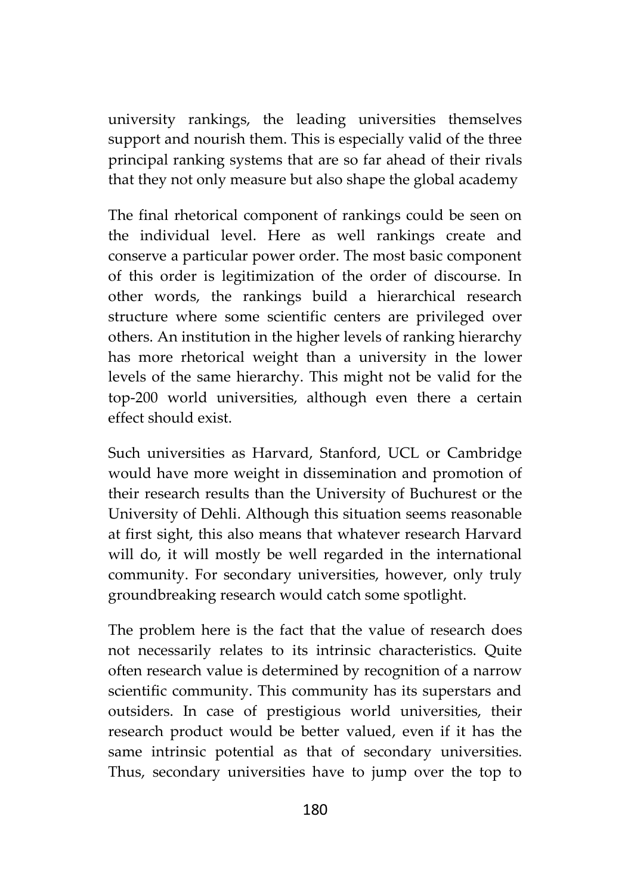university rankings, the leading universities themselves support and nourish them. This is especially valid of the three principal ranking systems that are so far ahead of their rivals that they not only measure but also shape the global academy

The final rhetorical component of rankings could be seen on the individual level. Here as well rankings create and conserve a particular power order. The most basic component of this order is legitimization of the order of discourse. In other words, the rankings build a hierarchical research structure where some scientific centers are privileged over others. An institution in the higher levels of ranking hierarchy has more rhetorical weight than a university in the lower levels of the same hierarchy. This might not be valid for the top-200 world universities, although even there a certain effect should exist.

Such universities as Harvard, Stanford, UCL or Cambridge would have more weight in dissemination and promotion of their research results than the University of Buchurest or the University of Dehli. Although this situation seems reasonable at first sight, this also means that whatever research Harvard will do, it will mostly be well regarded in the international community. For secondary universities, however, only truly groundbreaking research would catch some spotlight.

The problem here is the fact that the value of research does not necessarily relates to its intrinsic characteristics. Quite often research value is determined by recognition of a narrow scientific community. This community has its superstars and outsiders. In case of prestigious world universities, their research product would be better valued, even if it has the same intrinsic potential as that of secondary universities. Thus, secondary universities have to jump over the top to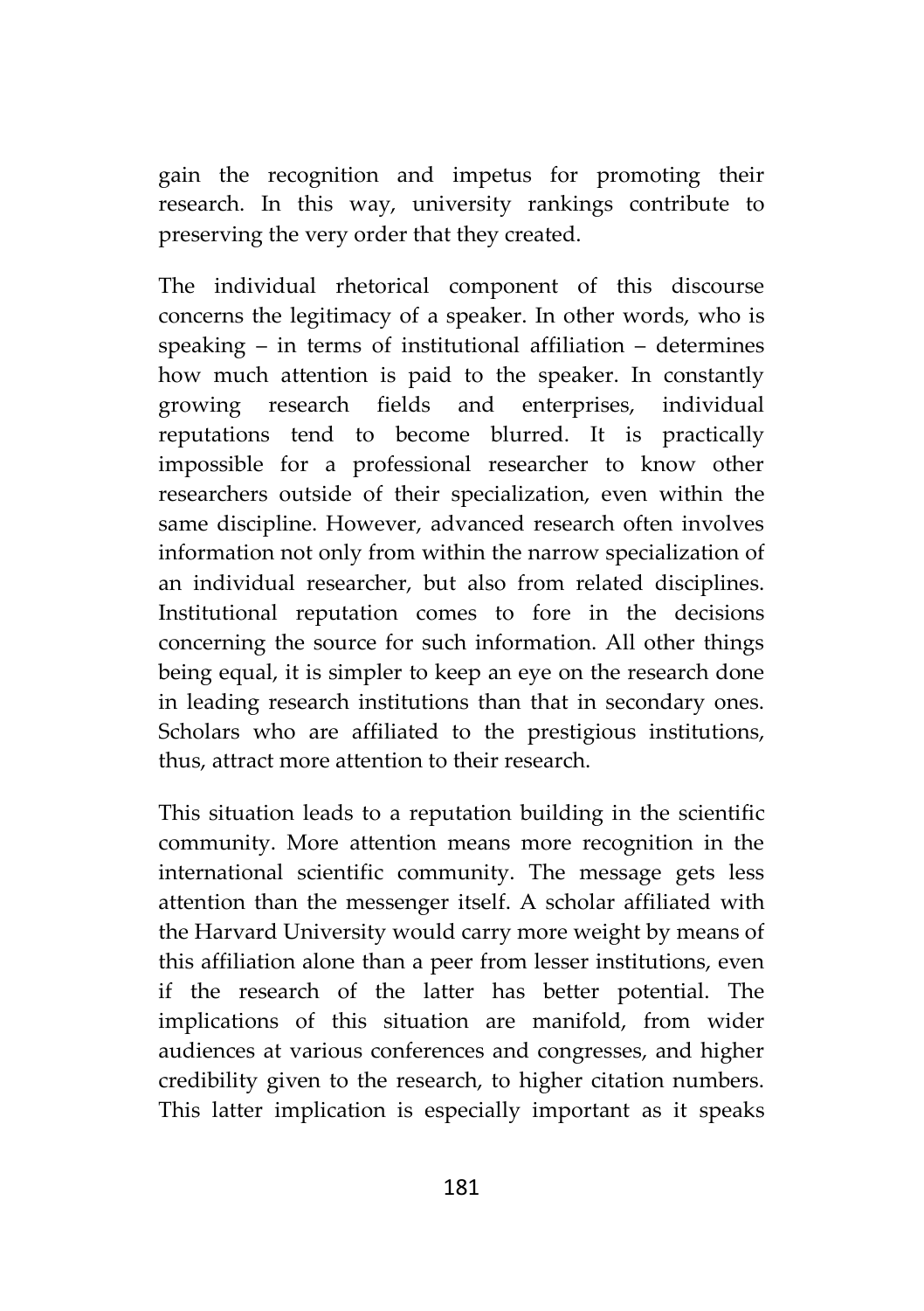gain the recognition and impetus for promoting their research. In this way, university rankings contribute to preserving the very order that they created.

The individual rhetorical component of this discourse concerns the legitimacy of a speaker. In other words, who is speaking – in terms of institutional affiliation – determines how much attention is paid to the speaker. In constantly growing research fields and enterprises, individual reputations tend to become blurred. It is practically impossible for a professional researcher to know other researchers outside of their specialization, even within the same discipline. However, advanced research often involves information not only from within the narrow specialization of an individual researcher, but also from related disciplines. Institutional reputation comes to fore in the decisions concerning the source for such information. All other things being equal, it is simpler to keep an eye on the research done in leading research institutions than that in secondary ones. Scholars who are affiliated to the prestigious institutions, thus, attract more attention to their research.

This situation leads to a reputation building in the scientific community. More attention means more recognition in the international scientific community. The message gets less attention than the messenger itself. A scholar affiliated with the Harvard University would carry more weight by means of this affiliation alone than a peer from lesser institutions, even if the research of the latter has better potential. The implications of this situation are manifold, from wider audiences at various conferences and congresses, and higher credibility given to the research, to higher citation numbers. This latter implication is especially important as it speaks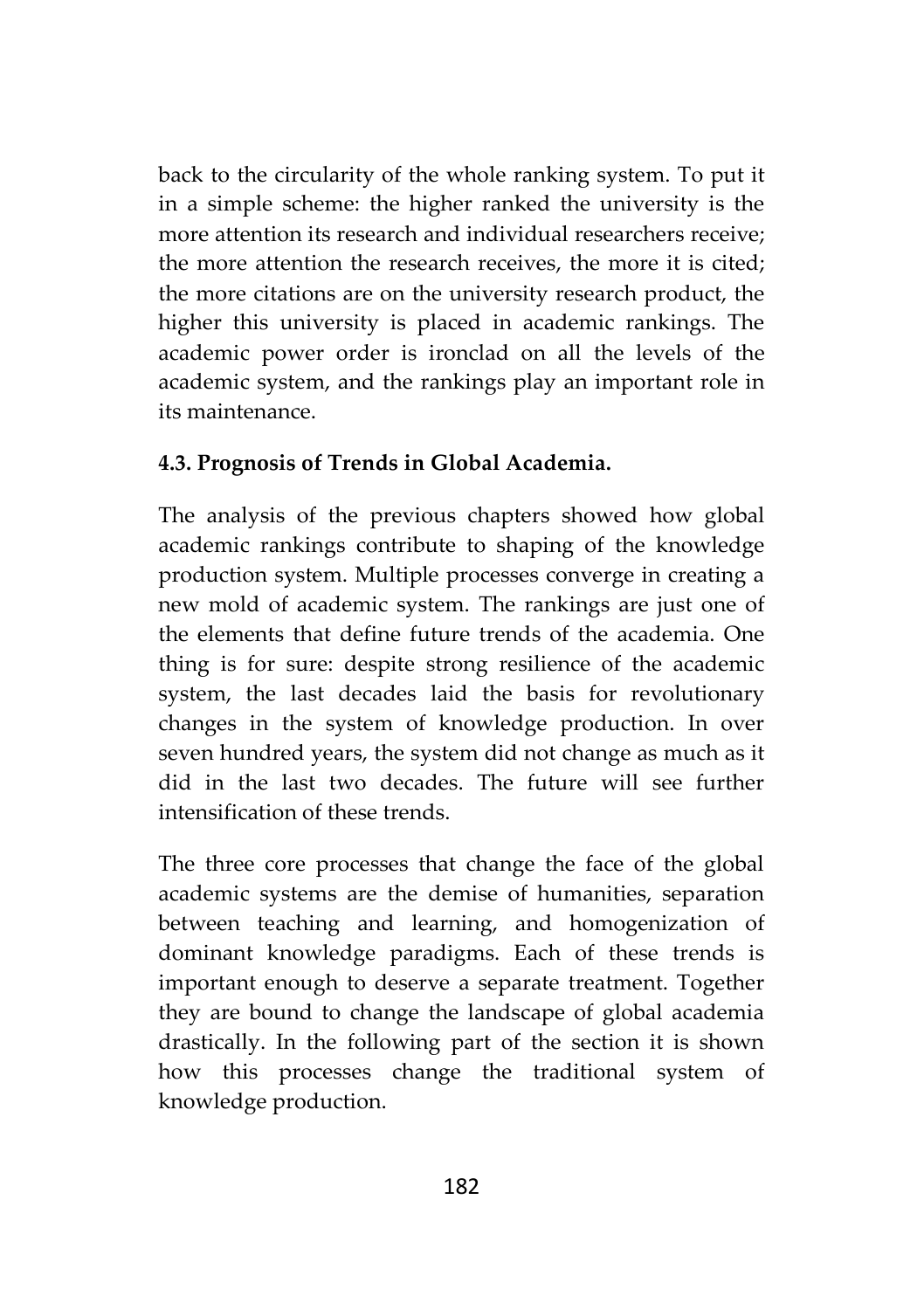back to the circularity of the whole ranking system. To put it in a simple scheme: the higher ranked the university is the more attention its research and individual researchers receive; the more attention the research receives, the more it is cited; the more citations are on the university research product, the higher this university is placed in academic rankings. The academic power order is ironclad on all the levels of the academic system, and the rankings play an important role in its maintenance.

### 4.3. Prognosis of Trends in Global Academia.

The analysis of the previous chapters showed how global academic rankings contribute to shaping of the knowledge production system. Multiple processes converge in creating a new mold of academic system. The rankings are just one of the elements that define future trends of the academia. One thing is for sure: despite strong resilience of the academic system, the last decades laid the basis for revolutionary changes in the system of knowledge production. In over seven hundred years, the system did not change as much as it did in the last two decades. The future will see further intensification of these trends.

The three core processes that change the face of the global academic systems are the demise of humanities, separation between teaching and learning, and homogenization of dominant knowledge paradigms. Each of these trends is important enough to deserve a separate treatment. Together they are bound to change the landscape of global academia drastically. In the following part of the section it is shown how this processes change the traditional system of knowledge production.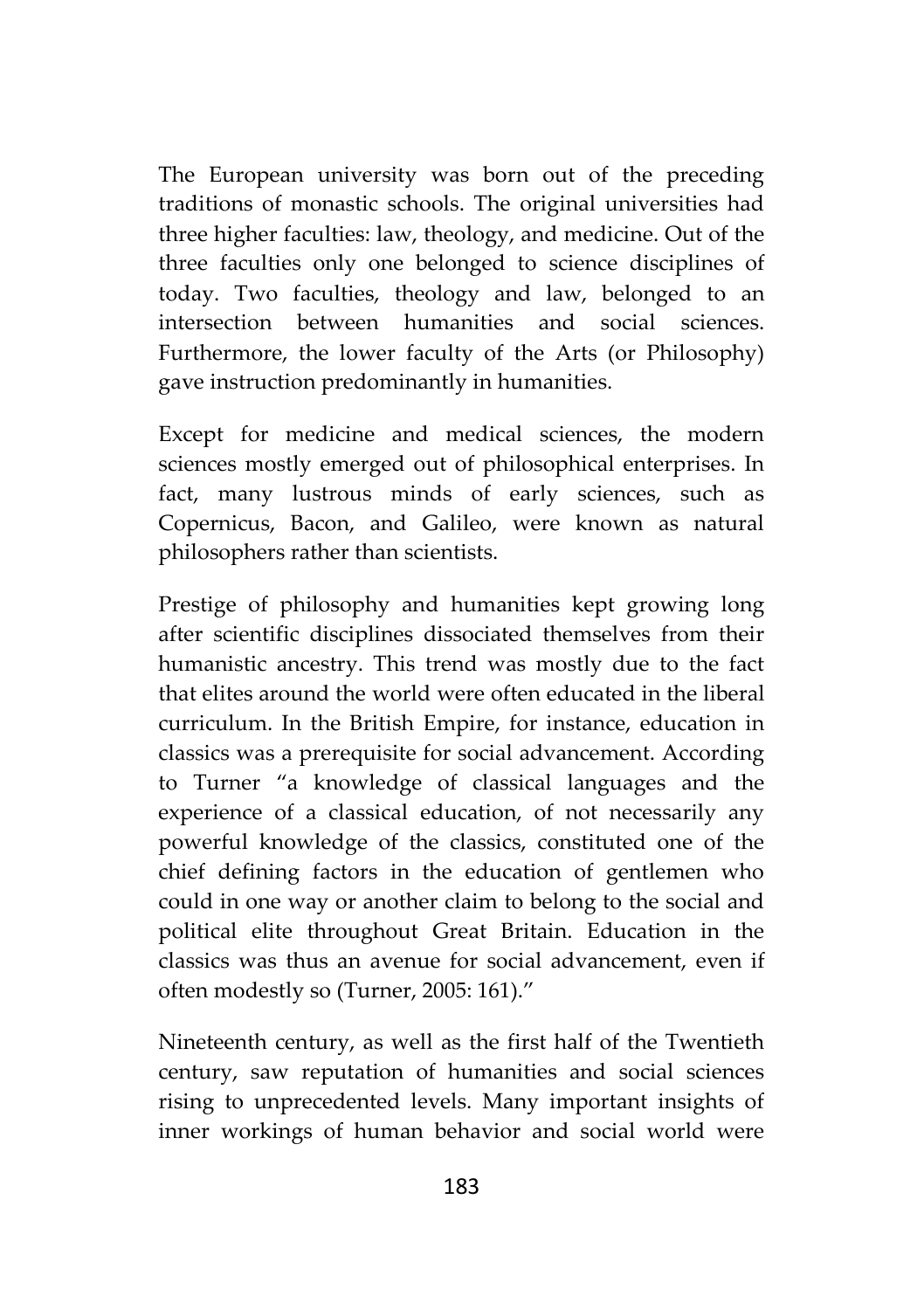The European university was born out of the preceding traditions of monastic schools. The original universities had three higher faculties: law, theology, and medicine. Out of the three faculties only one belonged to science disciplines of today. Two faculties, theology and law, belonged to an intersection between humanities and social sciences. Furthermore, the lower faculty of the Arts (or Philosophy) gave instruction predominantly in humanities.

Except for medicine and medical sciences, the modern sciences mostly emerged out of philosophical enterprises. In fact, many lustrous minds of early sciences, such as Copernicus, Bacon, and Galileo, were known as natural philosophers rather than scientists.

Prestige of philosophy and humanities kept growing long after scientific disciplines dissociated themselves from their humanistic ancestry. This trend was mostly due to the fact that elites around the world were often educated in the liberal curriculum. In the British Empire, for instance, education in classics was a prerequisite for social advancement. According to Turner "a knowledge of classical languages and the experience of a classical education, of not necessarily any powerful knowledge of the classics, constituted one of the chief defining factors in the education of gentlemen who could in one way or another claim to belong to the social and political elite throughout Great Britain. Education in the classics was thus an avenue for social advancement, even if often modestly so (Turner, 2005: 161)."

Nineteenth century, as well as the first half of the Twentieth century, saw reputation of humanities and social sciences rising to unprecedented levels. Many important insights of inner workings of human behavior and social world were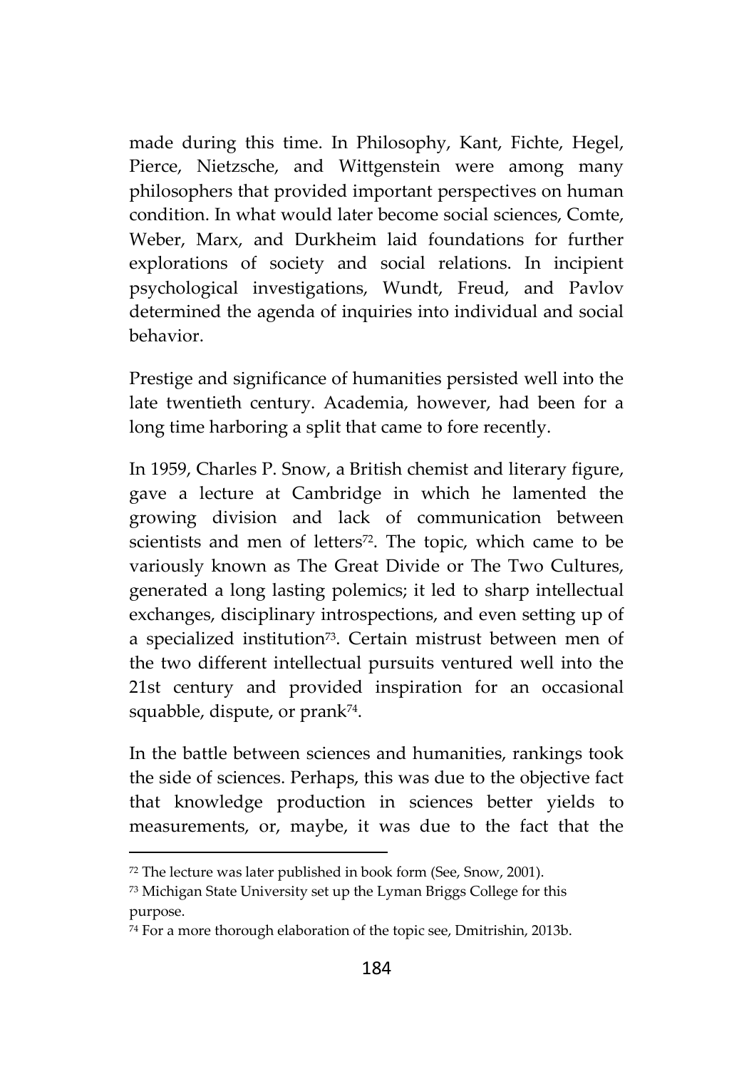made during this time. In Philosophy, Kant, Fichte, Hegel, Pierce, Nietzsche, and Wittgenstein were among many philosophers that provided important perspectives on human condition. In what would later become social sciences, Comte, Weber, Marx, and Durkheim laid foundations for further explorations of society and social relations. In incipient psychological investigations, Wundt, Freud, and Pavlov determined the agenda of inquiries into individual and social behavior.

Prestige and significance of humanities persisted well into the late twentieth century. Academia, however, had been for a long time harboring a split that came to fore recently.

In 1959, Charles P. Snow, a British chemist and literary figure, gave a lecture at Cambridge in which he lamented the growing division and lack of communication between scientists and men of letters[72]. The topic, which came to be variously known as The Great Divide or The Two Cultures, generated a long lasting polemics; it led to sharp intellectual exchanges, disciplinary introspections, and even setting up of a specialized institution[73]. Certain mistrust between men of the two different intellectual pursuits ventured well into the 21st century and provided inspiration for an occasional squabble, dispute, or prank[74].

In the battle between sciences and humanities, rankings took the side of sciences. Perhaps, this was due to the objective fact that knowledge production in sciences better yields to measurements, or, maybe, it was due to the fact that the

---

[72] The lecture was later published in book form (See, Snow, 2001).

[73] Michigan State University set up the Lyman Briggs College for this purpose.

[74] For a more thorough elaboration of the topic see, Dmitrishin, 2013b.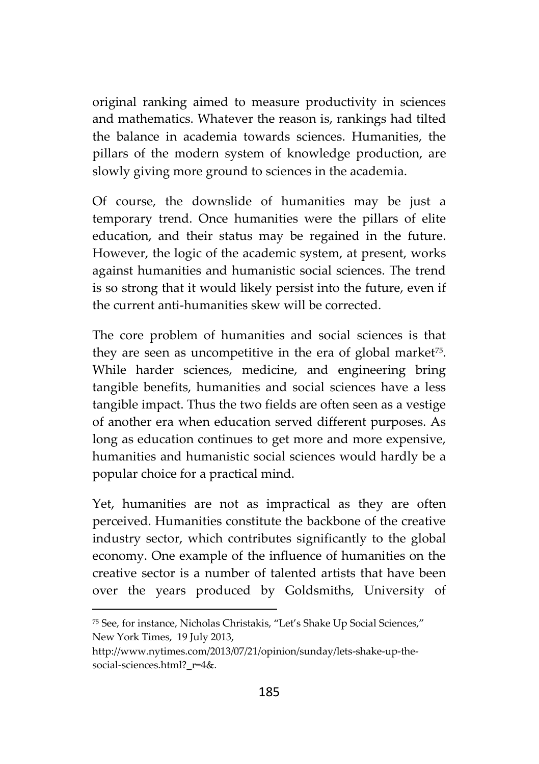original ranking aimed to measure productivity in sciences and mathematics. Whatever the reason is, rankings had tilted the balance in academia towards sciences. Humanities, the pillars of the modern system of knowledge production, are slowly giving more ground to sciences in the academia.

Of course, the downslide of humanities may be just a temporary trend. Once humanities were the pillars of elite education, and their status may be regained in the future. However, the logic of the academic system, at present, works against humanities and humanistic social sciences. The trend is so strong that it would likely persist into the future, even if the current anti-humanities skew will be corrected.

The core problem of humanities and social sciences is that they are seen as uncompetitive in the era of global market[75]. While harder sciences, medicine, and engineering bring tangible benefits, humanities and social sciences have a less tangible impact. Thus the two fields are often seen as a vestige of another era when education served different purposes. As long as education continues to get more and more expensive, humanities and humanistic social sciences would hardly be a popular choice for a practical mind.

Yet, humanities are not as impractical as they are often perceived. Humanities constitute the backbone of the creative industry sector, which contributes significantly to the global economy. One example of the influence of humanities on the creative sector is a number of talented artists that have been over the years produced by Goldsmiths, University of

---

[75] See, for instance, Nicholas Christakis, "Let's Shake Up Social Sciences," New York Times, 19 July 2013, http://www.nytimes.com/2013/07/21/opinion/sunday/lets-shake-up-the-social-sciences.html?_r=4&.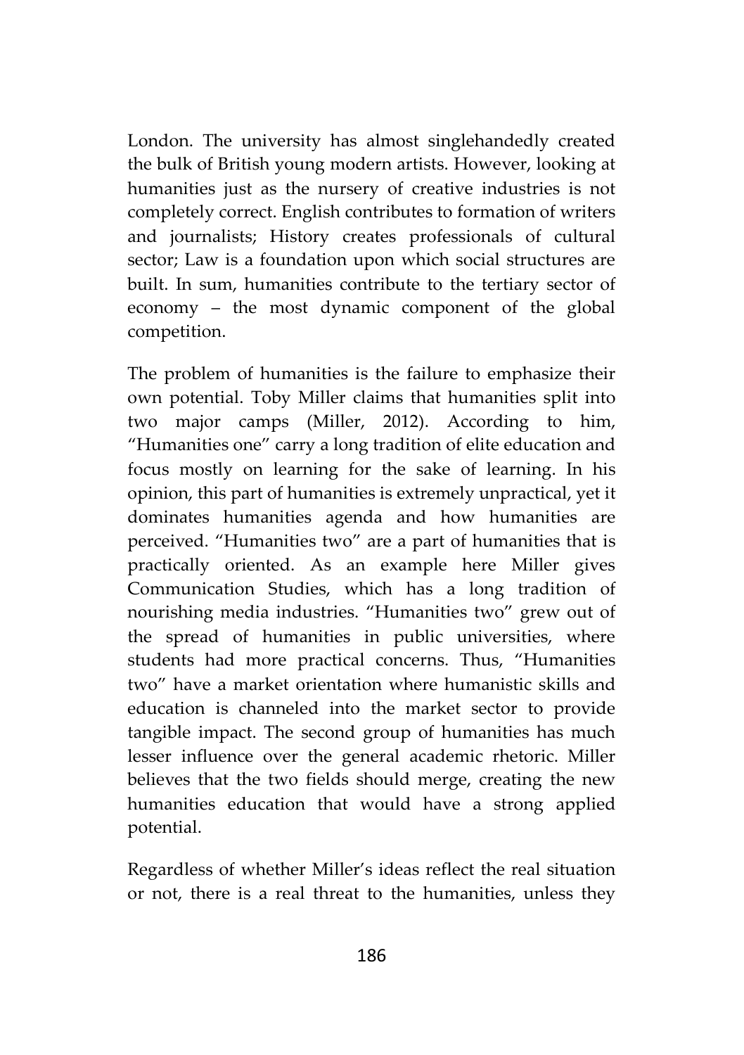London. The university has almost singlehandedly created the bulk of British young modern artists. However, looking at humanities just as the nursery of creative industries is not completely correct. English contributes to formation of writers and journalists; History creates professionals of cultural sector; Law is a foundation upon which social structures are built. In sum, humanities contribute to the tertiary sector of economy – the most dynamic component of the global competition.

The problem of humanities is the failure to emphasize their own potential. Toby Miller claims that humanities split into two major camps (Miller, 2012). According to him, "Humanities one" carry a long tradition of elite education and focus mostly on learning for the sake of learning. In his opinion, this part of humanities is extremely unpractical, yet it dominates humanities agenda and how humanities are perceived. "Humanities two" are a part of humanities that is practically oriented. As an example here Miller gives Communication Studies, which has a long tradition of nourishing media industries. "Humanities two" grew out of the spread of humanities in public universities, where students had more practical concerns. Thus, "Humanities two" have a market orientation where humanistic skills and education is channeled into the market sector to provide tangible impact. The second group of humanities has much lesser influence over the general academic rhetoric. Miller believes that the two fields should merge, creating the new humanities education that would have a strong applied potential.

Regardless of whether Miller's ideas reflect the real situation or not, there is a real threat to the humanities, unless they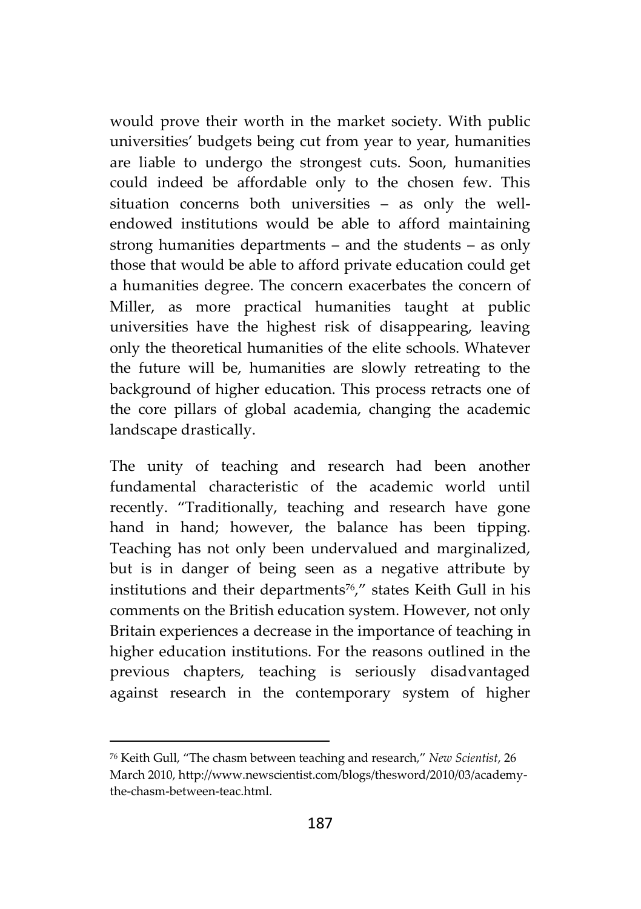would prove their worth in the market society. With public universities' budgets being cut from year to year, humanities are liable to undergo the strongest cuts. Soon, humanities could indeed be affordable only to the chosen few. This situation concerns both universities – as only the well-endowed institutions would be able to afford maintaining strong humanities departments – and the students – as only those that would be able to afford private education could get a humanities degree. The concern exacerbates the concern of Miller, as more practical humanities taught at public universities have the highest risk of disappearing, leaving only the theoretical humanities of the elite schools. Whatever the future will be, humanities are slowly retreating to the background of higher education. This process retracts one of the core pillars of global academia, changing the academic landscape drastically.

The unity of teaching and research had been another fundamental characteristic of the academic world until recently. "Traditionally, teaching and research have gone hand in hand; however, the balance has been tipping. Teaching has not only been undervalued and marginalized, but is in danger of being seen as a negative attribute by institutions and their departments[76]," states Keith Gull in his comments on the British education system. However, not only Britain experiences a decrease in the importance of teaching in higher education institutions. For the reasons outlined in the previous chapters, teaching is seriously disadvantaged against research in the contemporary system of higher

---

[76] Keith Gull, "The chasm between teaching and research," *New Scientist*, 26 March 2010, http://www.newscientist.com/blogs/thesword/2010/03/academy-the-chasm-between-teac.html.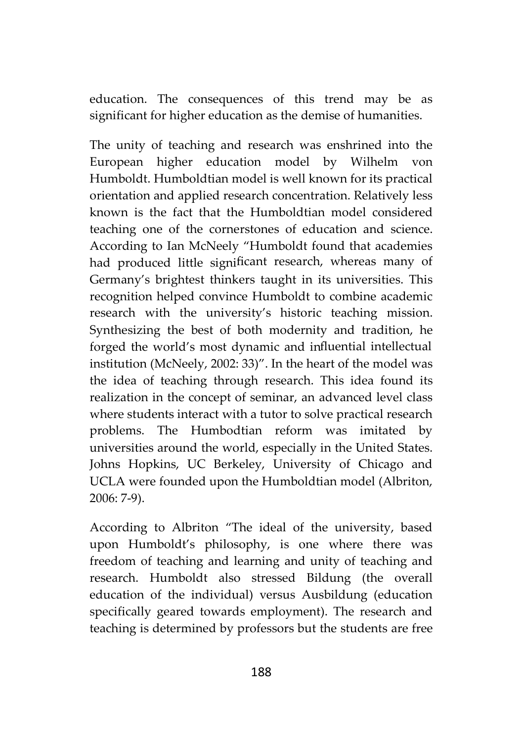education. The consequences of this trend may be as significant for higher education as the demise of humanities.

The unity of teaching and research was enshrined into the European higher education model by Wilhelm von Humboldt. Humboldtian model is well known for its practical orientation and applied research concentration. Relatively less known is the fact that the Humboldtian model considered teaching one of the cornerstones of education and science. According to Ian McNeely "Humboldt found that academies had produced little significant research, whereas many of Germany's brightest thinkers taught in its universities. This recognition helped convince Humboldt to combine academic research with the university's historic teaching mission. Synthesizing the best of both modernity and tradition, he forged the world's most dynamic and influential intellectual institution (McNeely, 2002: 33)". In the heart of the model was the idea of teaching through research. This idea found its realization in the concept of seminar, an advanced level class where students interact with a tutor to solve practical research problems. The Humbodtian reform was imitated by universities around the world, especially in the United States. Johns Hopkins, UC Berkeley, University of Chicago and UCLA were founded upon the Humboldtian model (Albriton, 2006: 7-9).

According to Albriton "The ideal of the university, based upon Humboldt's philosophy, is one where there was freedom of teaching and learning and unity of teaching and research. Humboldt also stressed Bildung (the overall education of the individual) versus Ausbildung (education specifically geared towards employment). The research and teaching is determined by professors but the students are free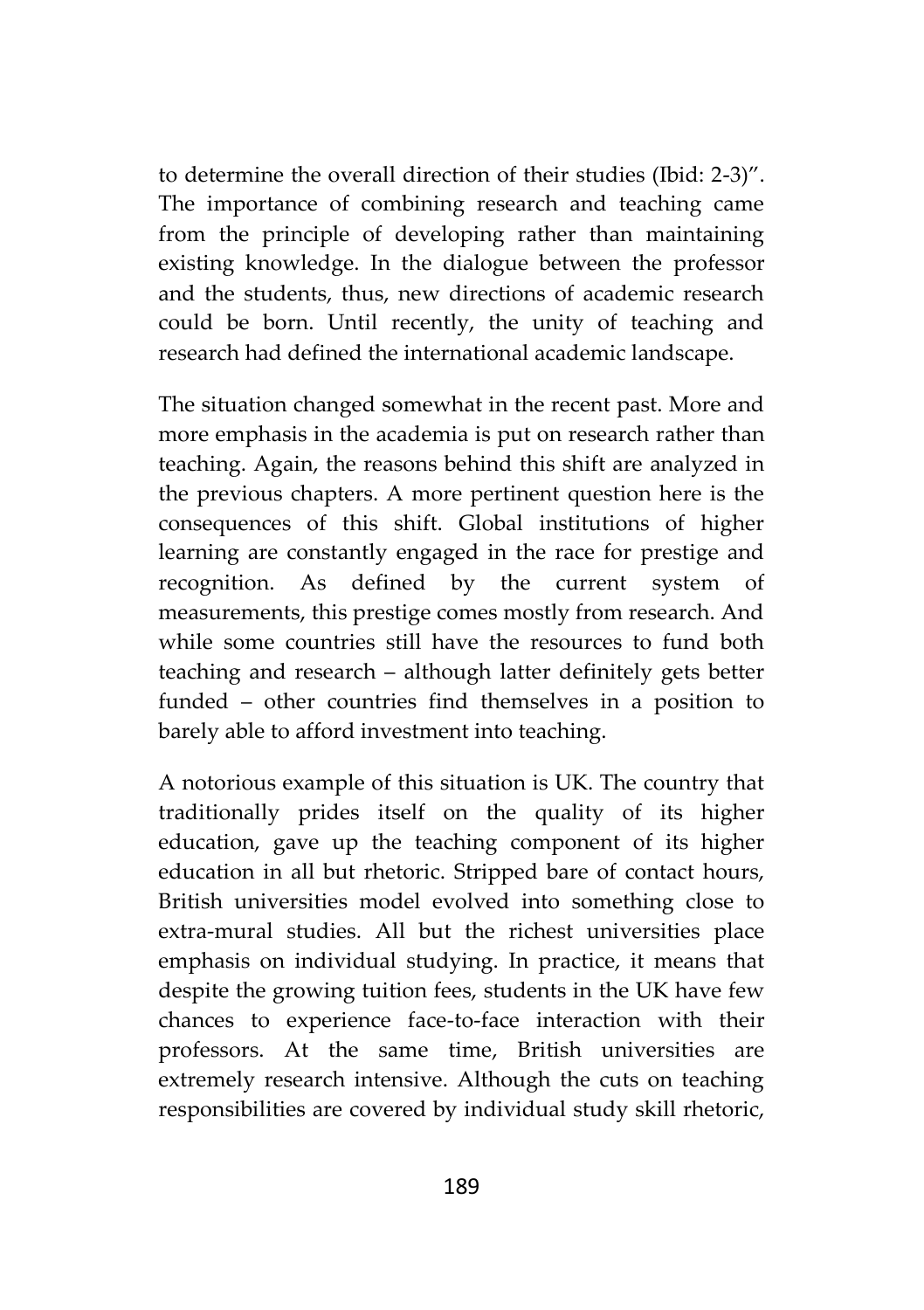to determine the overall direction of their studies (Ibid: 2-3)". The importance of combining research and teaching came from the principle of developing rather than maintaining existing knowledge. In the dialogue between the professor and the students, thus, new directions of academic research could be born. Until recently, the unity of teaching and research had defined the international academic landscape.

The situation changed somewhat in the recent past. More and more emphasis in the academia is put on research rather than teaching. Again, the reasons behind this shift are analyzed in the previous chapters. A more pertinent question here is the consequences of this shift. Global institutions of higher learning are constantly engaged in the race for prestige and recognition. As defined by the current system of measurements, this prestige comes mostly from research. And while some countries still have the resources to fund both teaching and research – although latter definitely gets better funded – other countries find themselves in a position to barely able to afford investment into teaching.

A notorious example of this situation is UK. The country that traditionally prides itself on the quality of its higher education, gave up the teaching component of its higher education in all but rhetoric. Stripped bare of contact hours, British universities model evolved into something close to extra-mural studies. All but the richest universities place emphasis on individual studying. In practice, it means that despite the growing tuition fees, students in the UK have few chances to experience face-to-face interaction with their professors. At the same time, British universities are extremely research intensive. Although the cuts on teaching responsibilities are covered by individual study skill rhetoric,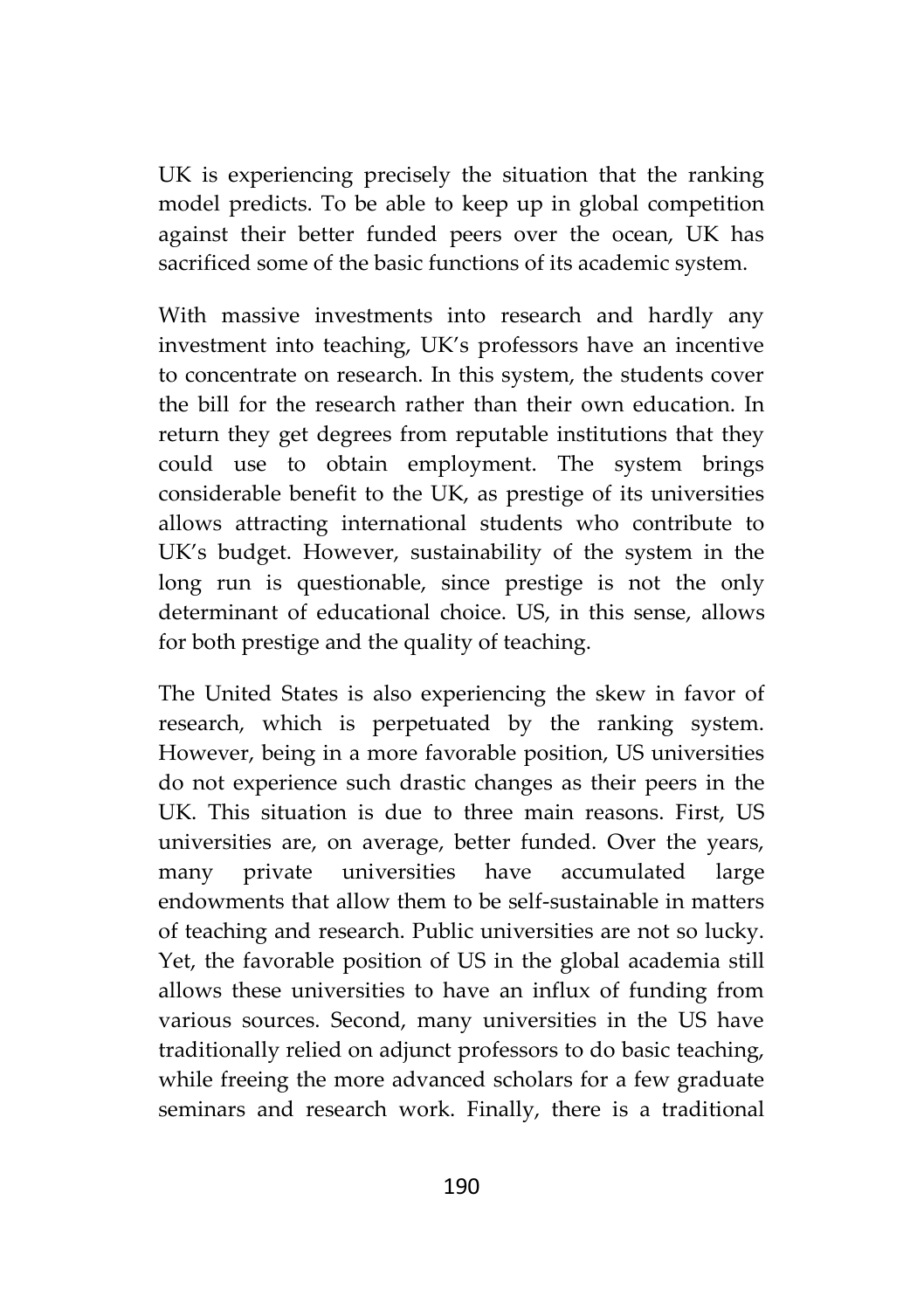UK is experiencing precisely the situation that the ranking model predicts. To be able to keep up in global competition against their better funded peers over the ocean, UK has sacrificed some of the basic functions of its academic system.

With massive investments into research and hardly any investment into teaching, UK's professors have an incentive to concentrate on research. In this system, the students cover the bill for the research rather than their own education. In return they get degrees from reputable institutions that they could use to obtain employment. The system brings considerable benefit to the UK, as prestige of its universities allows attracting international students who contribute to UK's budget. However, sustainability of the system in the long run is questionable, since prestige is not the only determinant of educational choice. US, in this sense, allows for both prestige and the quality of teaching.

The United States is also experiencing the skew in favor of research, which is perpetuated by the ranking system. However, being in a more favorable position, US universities do not experience such drastic changes as their peers in the UK. This situation is due to three main reasons. First, US universities are, on average, better funded. Over the years, many private universities have accumulated large endowments that allow them to be self-sustainable in matters of teaching and research. Public universities are not so lucky. Yet, the favorable position of US in the global academia still allows these universities to have an influx of funding from various sources. Second, many universities in the US have traditionally relied on adjunct professors to do basic teaching, while freeing the more advanced scholars for a few graduate seminars and research work. Finally, there is a traditional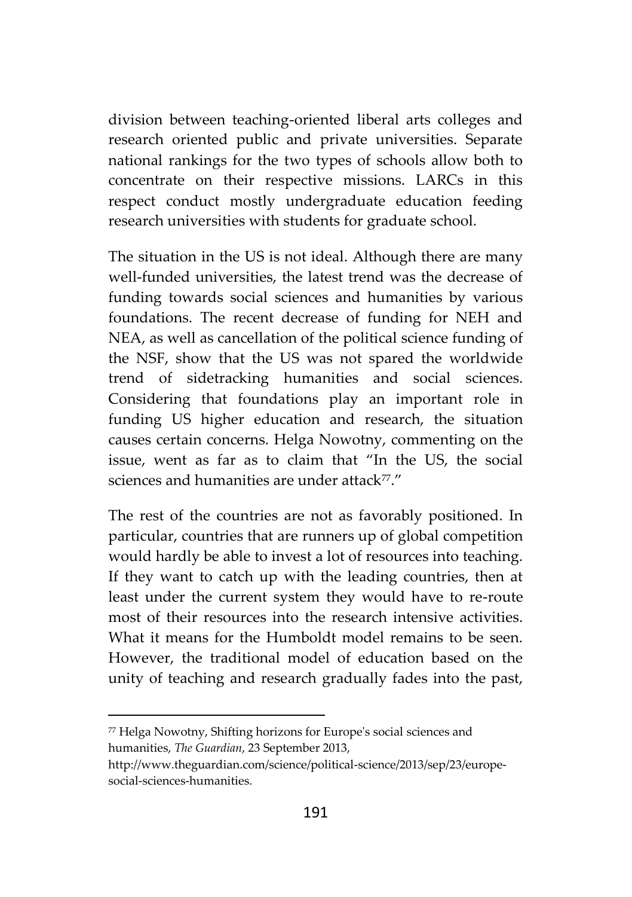division between teaching-oriented liberal arts colleges and research oriented public and private universities. Separate national rankings for the two types of schools allow both to concentrate on their respective missions. LARCs in this respect conduct mostly undergraduate education feeding research universities with students for graduate school.

The situation in the US is not ideal. Although there are many well-funded universities, the latest trend was the decrease of funding towards social sciences and humanities by various foundations. The recent decrease of funding for NEH and NEA, as well as cancellation of the political science funding of the NSF, show that the US was not spared the worldwide trend of sidetracking humanities and social sciences. Considering that foundations play an important role in funding US higher education and research, the situation causes certain concerns. Helga Nowotny, commenting on the issue, went as far as to claim that "In the US, the social sciences and humanities are under attack[77]."

The rest of the countries are not as favorably positioned. In particular, countries that are runners up of global competition would hardly be able to invest a lot of resources into teaching. If they want to catch up with the leading countries, then at least under the current system they would have to re-route most of their resources into the research intensive activities. What it means for the Humboldt model remains to be seen. However, the traditional model of education based on the unity of teaching and research gradually fades into the past,

---

[77] Helga Nowotny, Shifting horizons for Europe's social sciences and humanities, *The Guardian*, 23 September 2013, http://www.theguardian.com/science/political-science/2013/sep/23/europe-social-sciences-humanities.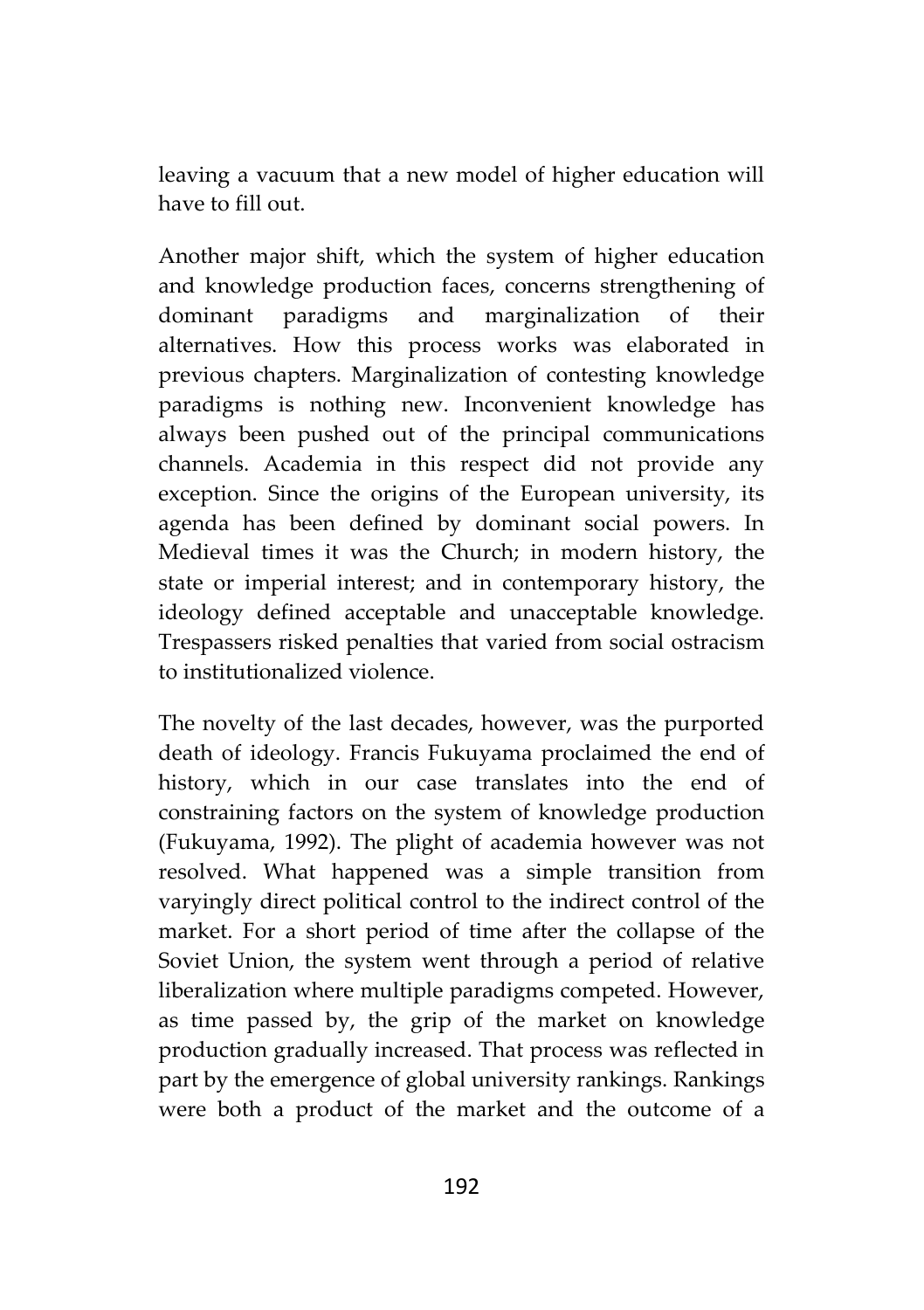leaving a vacuum that a new model of higher education will have to fill out.

Another major shift, which the system of higher education and knowledge production faces, concerns strengthening of dominant paradigms and marginalization of their alternatives. How this process works was elaborated in previous chapters. Marginalization of contesting knowledge paradigms is nothing new. Inconvenient knowledge has always been pushed out of the principal communications channels. Academia in this respect did not provide any exception. Since the origins of the European university, its agenda has been defined by dominant social powers. In Medieval times it was the Church; in modern history, the state or imperial interest; and in contemporary history, the ideology defined acceptable and unacceptable knowledge. Trespassers risked penalties that varied from social ostracism to institutionalized violence.

The novelty of the last decades, however, was the purported death of ideology. Francis Fukuyama proclaimed the end of history, which in our case translates into the end of constraining factors on the system of knowledge production (Fukuyama, 1992). The plight of academia however was not resolved. What happened was a simple transition from varyingly direct political control to the indirect control of the market. For a short period of time after the collapse of the Soviet Union, the system went through a period of relative liberalization where multiple paradigms competed. However, as time passed by, the grip of the market on knowledge production gradually increased. That process was reflected in part by the emergence of global university rankings. Rankings were both a product of the market and the outcome of a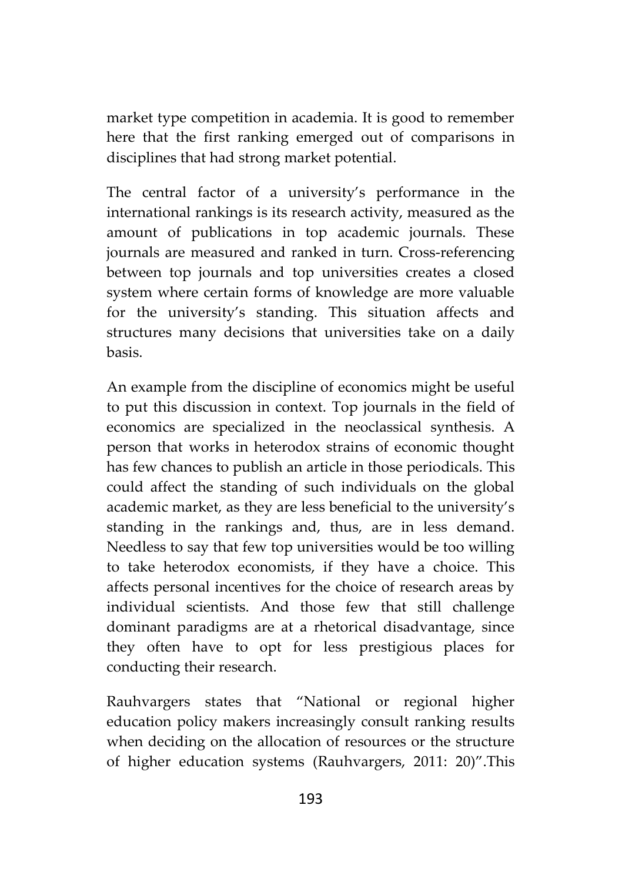market type competition in academia. It is good to remember here that the first ranking emerged out of comparisons in disciplines that had strong market potential.

The central factor of a university's performance in the international rankings is its research activity, measured as the amount of publications in top academic journals. These journals are measured and ranked in turn. Cross-referencing between top journals and top universities creates a closed system where certain forms of knowledge are more valuable for the university's standing. This situation affects and structures many decisions that universities take on a daily basis.

An example from the discipline of economics might be useful to put this discussion in context. Top journals in the field of economics are specialized in the neoclassical synthesis. A person that works in heterodox strains of economic thought has few chances to publish an article in those periodicals. This could affect the standing of such individuals on the global academic market, as they are less beneficial to the university's standing in the rankings and, thus, are in less demand. Needless to say that few top universities would be too willing to take heterodox economists, if they have a choice. This affects personal incentives for the choice of research areas by individual scientists. And those few that still challenge dominant paradigms are at a rhetorical disadvantage, since they often have to opt for less prestigious places for conducting their research.

Rauhvargers states that "National or regional higher education policy makers increasingly consult ranking results when deciding on the allocation of resources or the structure of higher education systems (Rauhvargers, 2011: 20)".This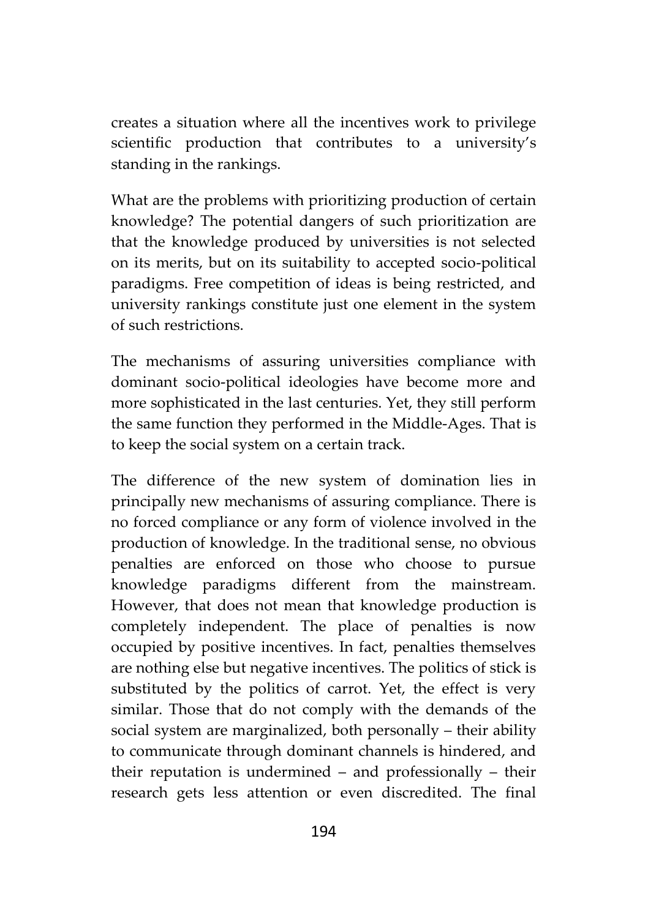creates a situation where all the incentives work to privilege scientific production that contributes to a university's standing in the rankings.

What are the problems with prioritizing production of certain knowledge? The potential dangers of such prioritization are that the knowledge produced by universities is not selected on its merits, but on its suitability to accepted socio-political paradigms. Free competition of ideas is being restricted, and university rankings constitute just one element in the system of such restrictions.

The mechanisms of assuring universities compliance with dominant socio-political ideologies have become more and more sophisticated in the last centuries. Yet, they still perform the same function they performed in the Middle-Ages. That is to keep the social system on a certain track.

The difference of the new system of domination lies in principally new mechanisms of assuring compliance. There is no forced compliance or any form of violence involved in the production of knowledge. In the traditional sense, no obvious penalties are enforced on those who choose to pursue knowledge paradigms different from the mainstream. However, that does not mean that knowledge production is completely independent. The place of penalties is now occupied by positive incentives. In fact, penalties themselves are nothing else but negative incentives. The politics of stick is substituted by the politics of carrot. Yet, the effect is very similar. Those that do not comply with the demands of the social system are marginalized, both personally – their ability to communicate through dominant channels is hindered, and their reputation is undermined – and professionally – their research gets less attention or even discredited. The final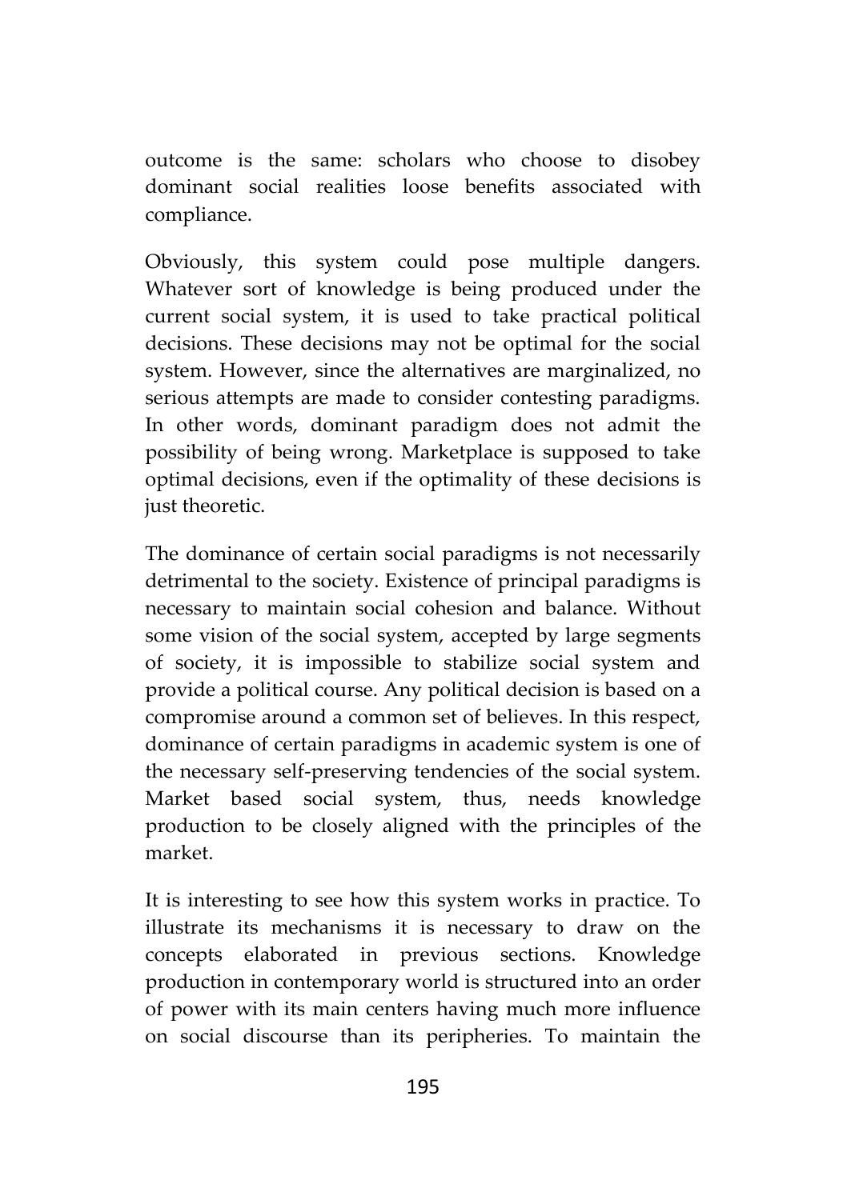outcome is the same: scholars who choose to disobey dominant social realities loose benefits associated with compliance.

Obviously, this system could pose multiple dangers. Whatever sort of knowledge is being produced under the current social system, it is used to take practical political decisions. These decisions may not be optimal for the social system. However, since the alternatives are marginalized, no serious attempts are made to consider contesting paradigms. In other words, dominant paradigm does not admit the possibility of being wrong. Marketplace is supposed to take optimal decisions, even if the optimality of these decisions is just theoretic.

The dominance of certain social paradigms is not necessarily detrimental to the society. Existence of principal paradigms is necessary to maintain social cohesion and balance. Without some vision of the social system, accepted by large segments of society, it is impossible to stabilize social system and provide a political course. Any political decision is based on a compromise around a common set of believes. In this respect, dominance of certain paradigms in academic system is one of the necessary self-preserving tendencies of the social system. Market based social system, thus, needs knowledge production to be closely aligned with the principles of the market.

It is interesting to see how this system works in practice. To illustrate its mechanisms it is necessary to draw on the concepts elaborated in previous sections. Knowledge production in contemporary world is structured into an order of power with its main centers having much more influence on social discourse than its peripheries. To maintain the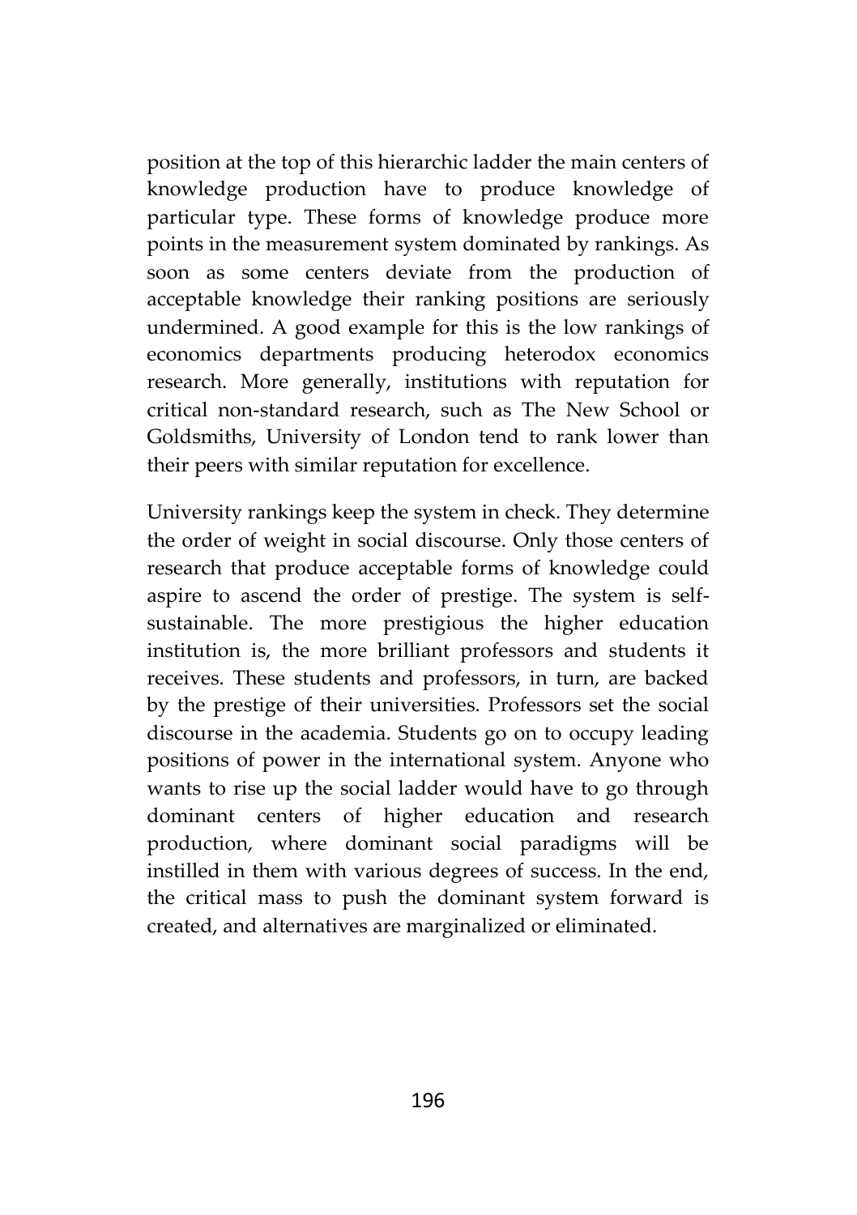position at the top of this hierarchic ladder the main centers of knowledge production have to produce knowledge of particular type. These forms of knowledge produce more points in the measurement system dominated by rankings. As soon as some centers deviate from the production of acceptable knowledge their ranking positions are seriously undermined. A good example for this is the low rankings of economics departments producing heterodox economics research. More generally, institutions with reputation for critical non-standard research, such as The New School or Goldsmiths, University of London tend to rank lower than their peers with similar reputation for excellence.

University rankings keep the system in check. They determine the order of weight in social discourse. Only those centers of research that produce acceptable forms of knowledge could aspire to ascend the order of prestige. The system is self-sustainable. The more prestigious the higher education institution is, the more brilliant professors and students it receives. These students and professors, in turn, are backed by the prestige of their universities. Professors set the social discourse in the academia. Students go on to occupy leading positions of power in the international system. Anyone who wants to rise up the social ladder would have to go through dominant centers of higher education and research production, where dominant social paradigms will be instilled in them with various degrees of success. In the end, the critical mass to push the dominant system forward is created, and alternatives are marginalized or eliminated.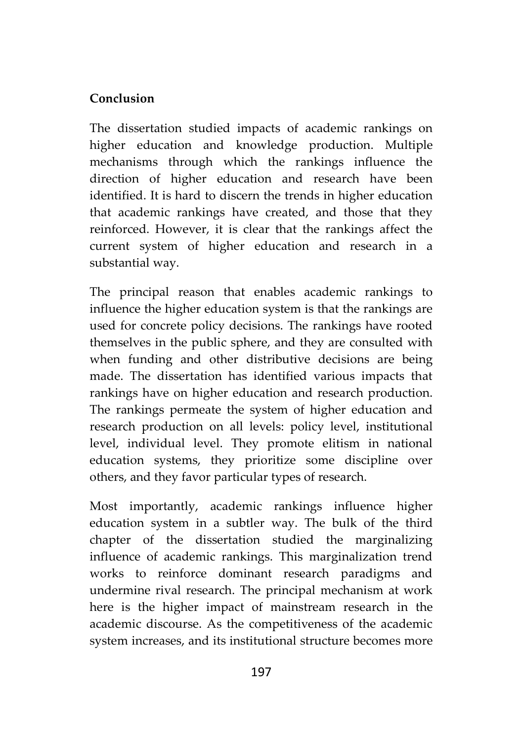**Conclusion**

The dissertation studied impacts of academic rankings on higher education and knowledge production. Multiple mechanisms through which the rankings influence the direction of higher education and research have been identified. It is hard to discern the trends in higher education that academic rankings have created, and those that they reinforced. However, it is clear that the rankings affect the current system of higher education and research in a substantial way.

The principal reason that enables academic rankings to influence the higher education system is that the rankings are used for concrete policy decisions. The rankings have rooted themselves in the public sphere, and they are consulted with when funding and other distributive decisions are being made. The dissertation has identified various impacts that rankings have on higher education and research production. The rankings permeate the system of higher education and research production on all levels: policy level, institutional level, individual level. They promote elitism in national education systems, they prioritize some discipline over others, and they favor particular types of research.

Most importantly, academic rankings influence higher education system in a subtler way. The bulk of the third chapter of the dissertation studied the marginalizing influence of academic rankings. This marginalization trend works to reinforce dominant research paradigms and undermine rival research. The principal mechanism at work here is the higher impact of mainstream research in the academic discourse. As the competitiveness of the academic system increases, and its institutional structure becomes more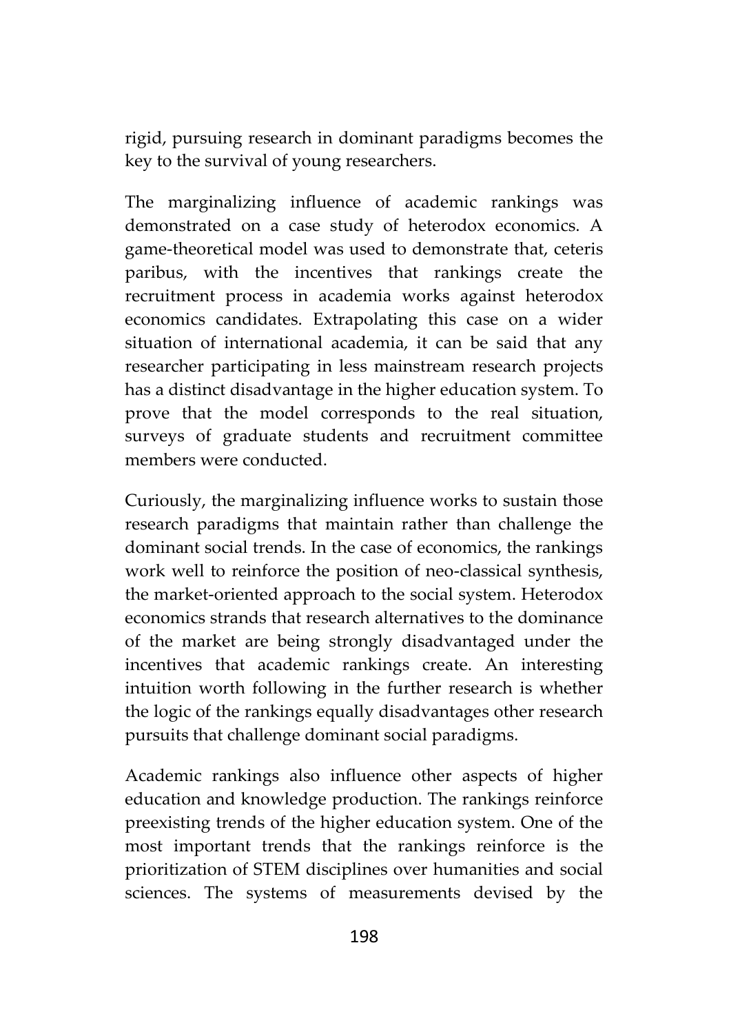rigid, pursuing research in dominant paradigms becomes the key to the survival of young researchers.

The marginalizing influence of academic rankings was demonstrated on a case study of heterodox economics. A game-theoretical model was used to demonstrate that, ceteris paribus, with the incentives that rankings create the recruitment process in academia works against heterodox economics candidates. Extrapolating this case on a wider situation of international academia, it can be said that any researcher participating in less mainstream research projects has a distinct disadvantage in the higher education system. To prove that the model corresponds to the real situation, surveys of graduate students and recruitment committee members were conducted.

Curiously, the marginalizing influence works to sustain those research paradigms that maintain rather than challenge the dominant social trends. In the case of economics, the rankings work well to reinforce the position of neo-classical synthesis, the market-oriented approach to the social system. Heterodox economics strands that research alternatives to the dominance of the market are being strongly disadvantaged under the incentives that academic rankings create. An interesting intuition worth following in the further research is whether the logic of the rankings equally disadvantages other research pursuits that challenge dominant social paradigms.

Academic rankings also influence other aspects of higher education and knowledge production. The rankings reinforce preexisting trends of the higher education system. One of the most important trends that the rankings reinforce is the prioritization of STEM disciplines over humanities and social sciences. The systems of measurements devised by the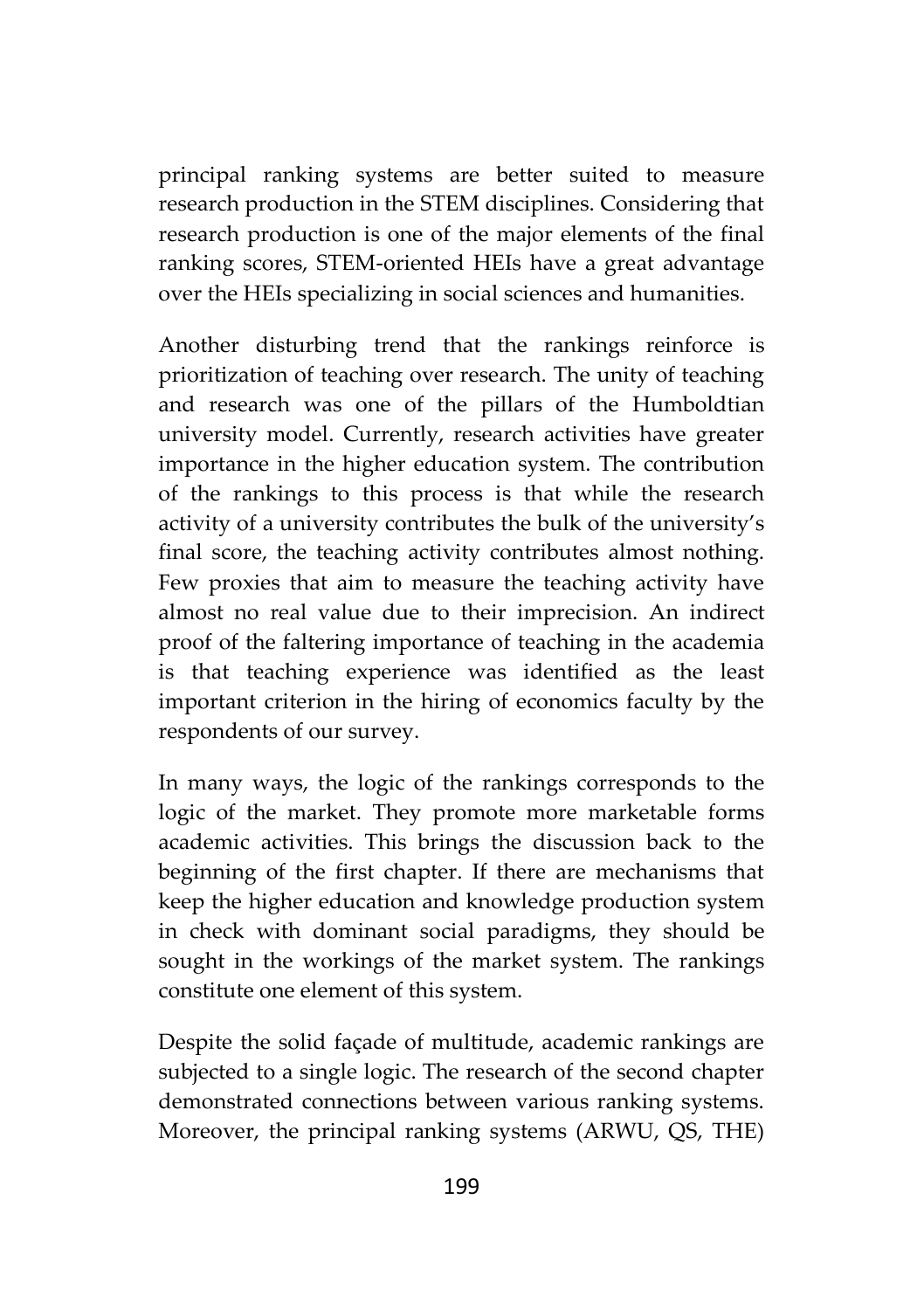principal ranking systems are better suited to measure research production in the STEM disciplines. Considering that research production is one of the major elements of the final ranking scores, STEM-oriented HEIs have a great advantage over the HEIs specializing in social sciences and humanities.

Another disturbing trend that the rankings reinforce is prioritization of teaching over research. The unity of teaching and research was one of the pillars of the Humboldtian university model. Currently, research activities have greater importance in the higher education system. The contribution of the rankings to this process is that while the research activity of a university contributes the bulk of the university's final score, the teaching activity contributes almost nothing. Few proxies that aim to measure the teaching activity have almost no real value due to their imprecision. An indirect proof of the faltering importance of teaching in the academia is that teaching experience was identified as the least important criterion in the hiring of economics faculty by the respondents of our survey.

In many ways, the logic of the rankings corresponds to the logic of the market. They promote more marketable forms academic activities. This brings the discussion back to the beginning of the first chapter. If there are mechanisms that keep the higher education and knowledge production system in check with dominant social paradigms, they should be sought in the workings of the market system. The rankings constitute one element of this system.

Despite the solid façade of multitude, academic rankings are subjected to a single logic. The research of the second chapter demonstrated connections between various ranking systems. Moreover, the principal ranking systems (ARWU, QS, THE)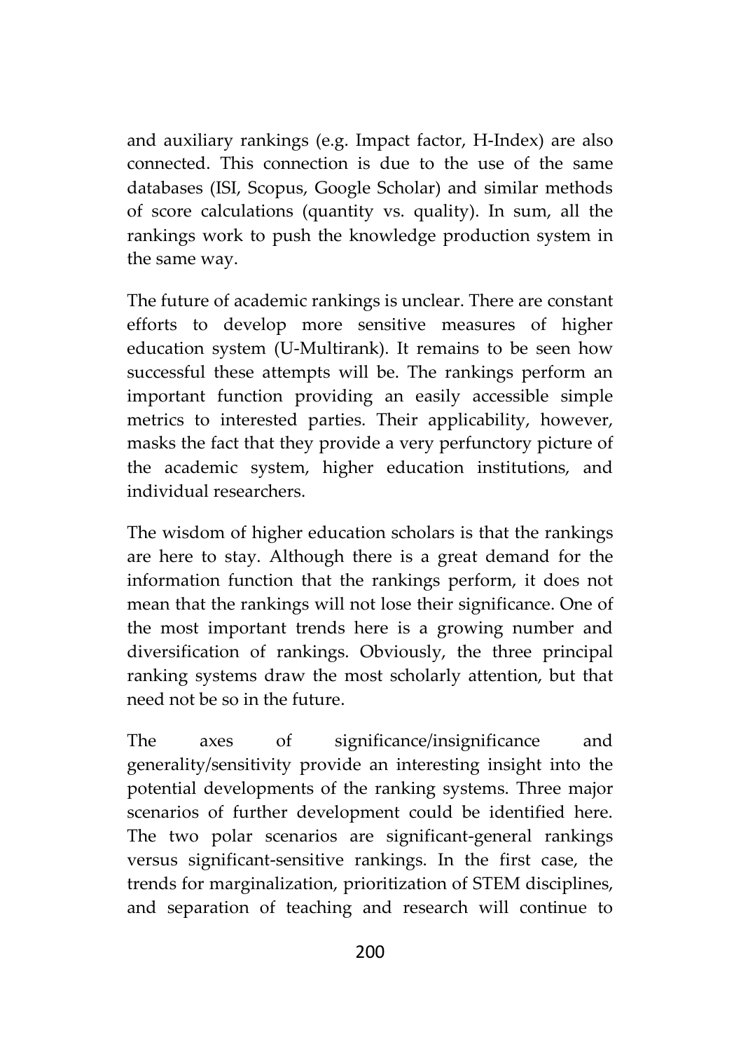and auxiliary rankings (e.g. Impact factor, H-Index) are also connected. This connection is due to the use of the same databases (ISI, Scopus, Google Scholar) and similar methods of score calculations (quantity vs. quality). In sum, all the rankings work to push the knowledge production system in the same way.

The future of academic rankings is unclear. There are constant efforts to develop more sensitive measures of higher education system (U-Multirank). It remains to be seen how successful these attempts will be. The rankings perform an important function providing an easily accessible simple metrics to interested parties. Their applicability, however, masks the fact that they provide a very perfunctory picture of the academic system, higher education institutions, and individual researchers.

The wisdom of higher education scholars is that the rankings are here to stay. Although there is a great demand for the information function that the rankings perform, it does not mean that the rankings will not lose their significance. One of the most important trends here is a growing number and diversification of rankings. Obviously, the three principal ranking systems draw the most scholarly attention, but that need not be so in the future.

The axes of significance/insignificance and generality/sensitivity provide an interesting insight into the potential developments of the ranking systems. Three major scenarios of further development could be identified here. The two polar scenarios are significant-general rankings versus significant-sensitive rankings. In the first case, the trends for marginalization, prioritization of STEM disciplines, and separation of teaching and research will continue to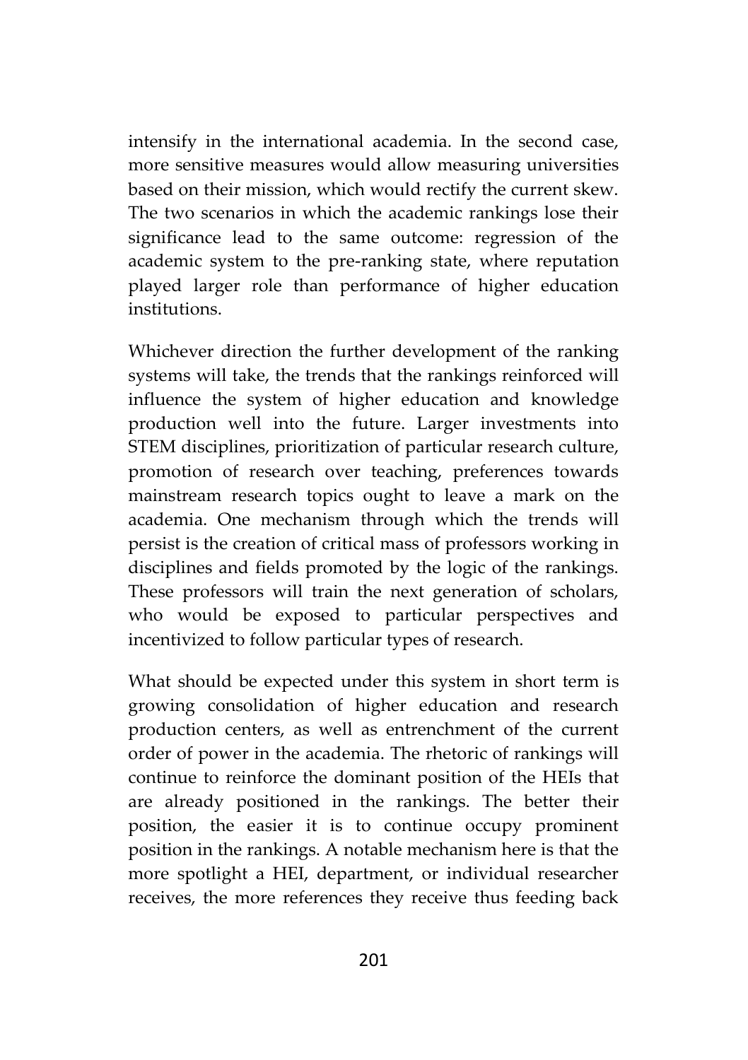intensify in the international academia. In the second case, more sensitive measures would allow measuring universities based on their mission, which would rectify the current skew. The two scenarios in which the academic rankings lose their significance lead to the same outcome: regression of the academic system to the pre-ranking state, where reputation played larger role than performance of higher education institutions.

Whichever direction the further development of the ranking systems will take, the trends that the rankings reinforced will influence the system of higher education and knowledge production well into the future. Larger investments into STEM disciplines, prioritization of particular research culture, promotion of research over teaching, preferences towards mainstream research topics ought to leave a mark on the academia. One mechanism through which the trends will persist is the creation of critical mass of professors working in disciplines and fields promoted by the logic of the rankings. These professors will train the next generation of scholars, who would be exposed to particular perspectives and incentivized to follow particular types of research.

What should be expected under this system in short term is growing consolidation of higher education and research production centers, as well as entrenchment of the current order of power in the academia. The rhetoric of rankings will continue to reinforce the dominant position of the HEIs that are already positioned in the rankings. The better their position, the easier it is to continue occupy prominent position in the rankings. A notable mechanism here is that the more spotlight a HEI, department, or individual researcher receives, the more references they receive thus feeding back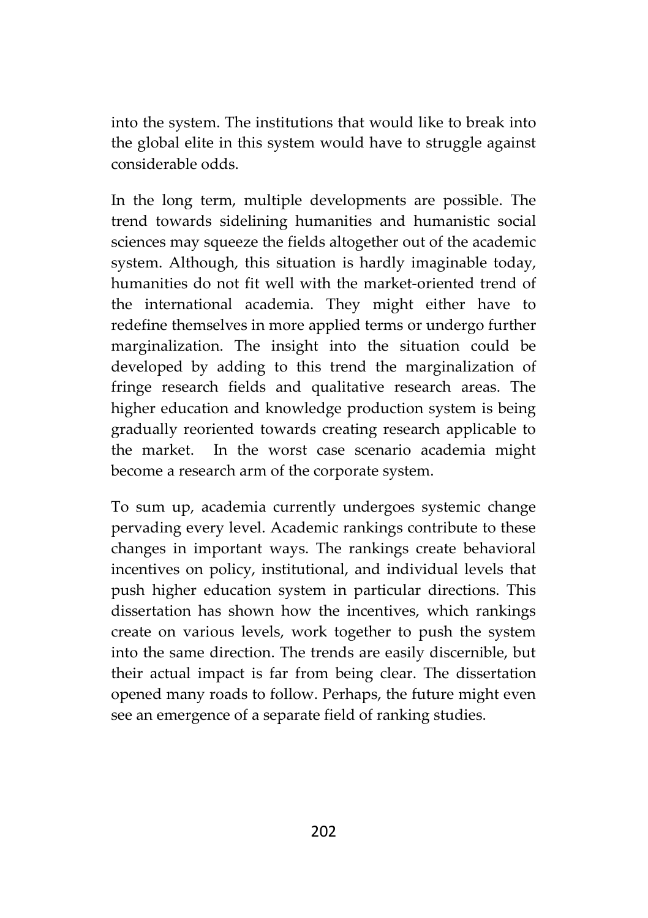into the system. The institutions that would like to break into the global elite in this system would have to struggle against considerable odds.

In the long term, multiple developments are possible. The trend towards sidelining humanities and humanistic social sciences may squeeze the fields altogether out of the academic system. Although, this situation is hardly imaginable today, humanities do not fit well with the market-oriented trend of the international academia. They might either have to redefine themselves in more applied terms or undergo further marginalization. The insight into the situation could be developed by adding to this trend the marginalization of fringe research fields and qualitative research areas. The higher education and knowledge production system is being gradually reoriented towards creating research applicable to the market. In the worst case scenario academia might become a research arm of the corporate system.

To sum up, academia currently undergoes systemic change pervading every level. Academic rankings contribute to these changes in important ways. The rankings create behavioral incentives on policy, institutional, and individual levels that push higher education system in particular directions. This dissertation has shown how the incentives, which rankings create on various levels, work together to push the system into the same direction. The trends are easily discernible, but their actual impact is far from being clear. The dissertation opened many roads to follow. Perhaps, the future might even see an emergence of a separate field of ranking studies.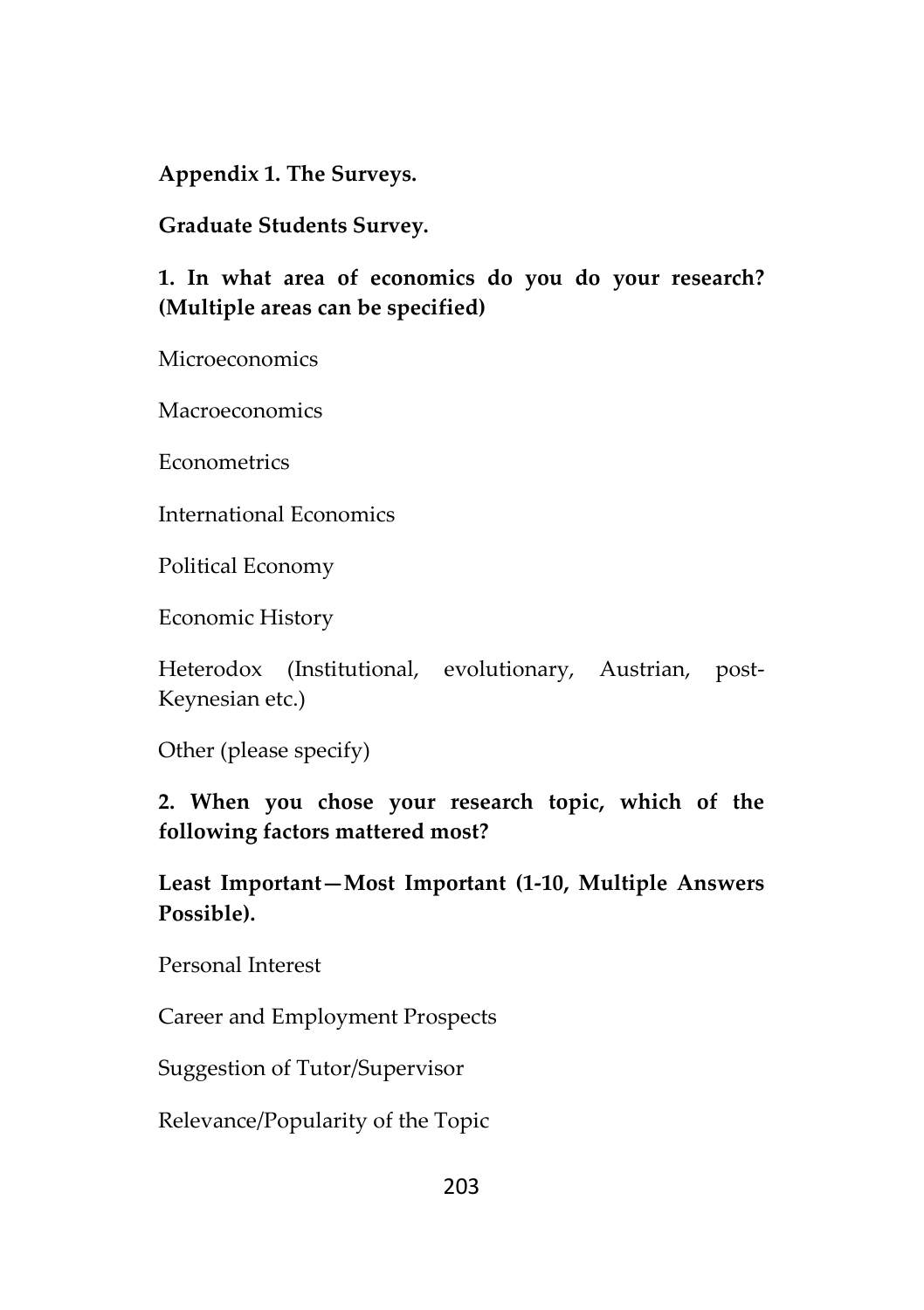**Appendix 1. The Surveys.**

**Graduate Students Survey.**

**1. In what area of economics do you do your research? (Multiple areas can be specified)**

Microeconomics

Macroeconomics

Econometrics

International Economics

Political Economy

Economic History

Heterodox (Institutional, evolutionary, Austrian, post-Keynesian etc.)

Other (please specify)

**2. When you chose your research topic, which of the following factors mattered most?**

**Least Important—Most Important (1-10, Multiple Answers Possible).**

Personal Interest

Career and Employment Prospects

Suggestion of Tutor/Supervisor

Relevance/Popularity of the Topic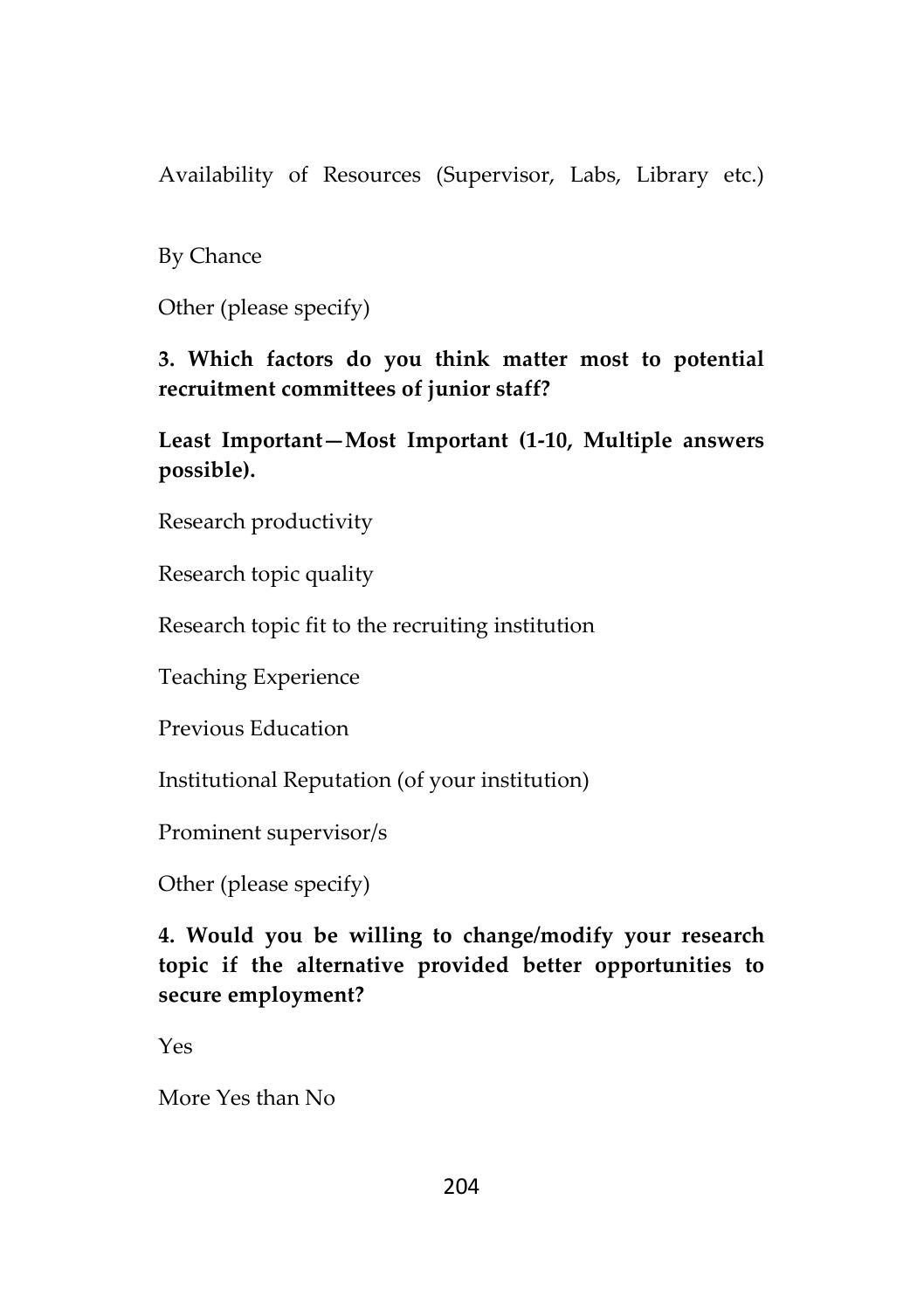Availability of Resources (Supervisor, Labs, Library etc.)

By Chance

Other (please specify)

**3. Which factors do you think matter most to potential recruitment committees of junior staff?**

**Least Important—Most Important (1-10, Multiple answers possible).**

Research productivity

Research topic quality

Research topic fit to the recruiting institution

Teaching Experience

Previous Education

Institutional Reputation (of your institution)

Prominent supervisor/s

Other (please specify)

**4. Would you be willing to change/modify your research topic if the alternative provided better opportunities to secure employment?**

Yes

More Yes than No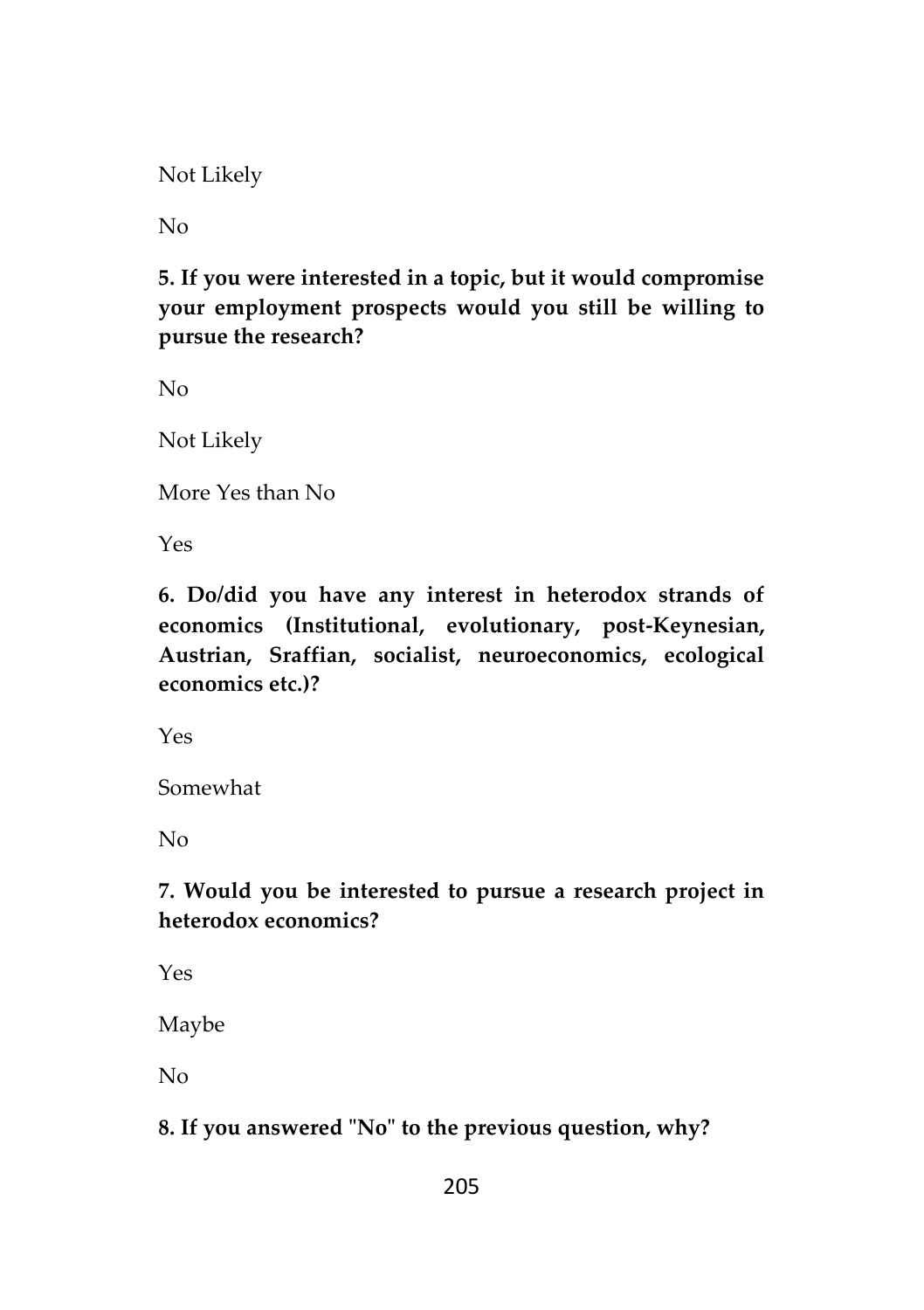Not Likely

No

**5. If you were interested in a topic, but it would compromise your employment prospects would you still be willing to pursue the research?**

No

Not Likely

More Yes than No

Yes

**6. Do/did you have any interest in heterodox strands of economics (Institutional, evolutionary, post-Keynesian, Austrian, Sraffian, socialist, neuroeconomics, ecological economics etc.)?**

Yes

Somewhat

No

**7. Would you be interested to pursue a research project in heterodox economics?**

Yes

Maybe

No

**8. If you answered "No" to the previous question, why?**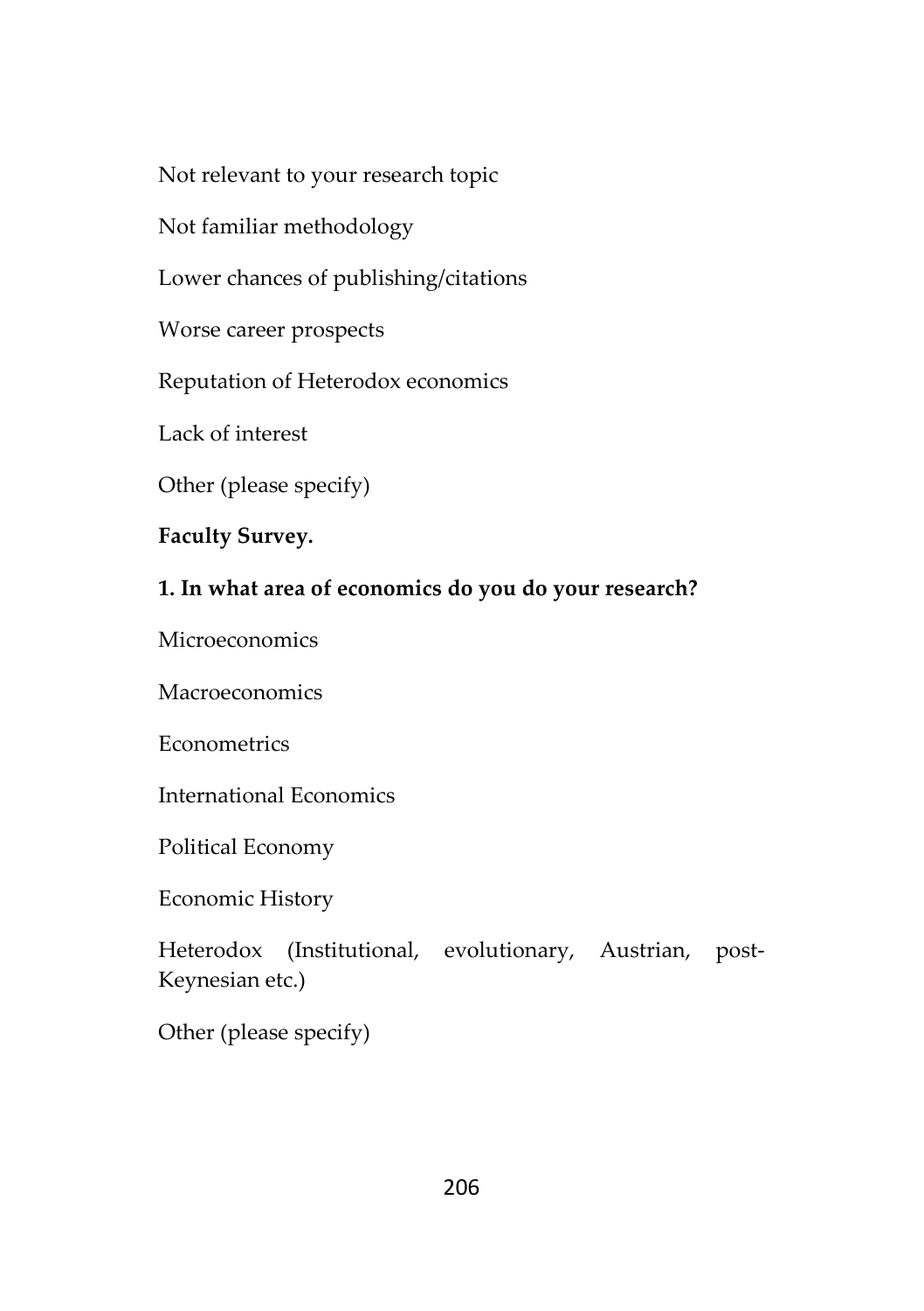Not relevant to your research topic

Not familiar methodology

Lower chances of publishing/citations

Worse career prospects

Reputation of Heterodox economics

Lack of interest

Other (please specify)

**Faculty Survey.**

**1. In what area of economics do you do your research?**

Microeconomics

Macroeconomics

Econometrics

International Economics

Political Economy

Economic History

Heterodox (Institutional, evolutionary, Austrian, post-Keynesian etc.)

Other (please specify)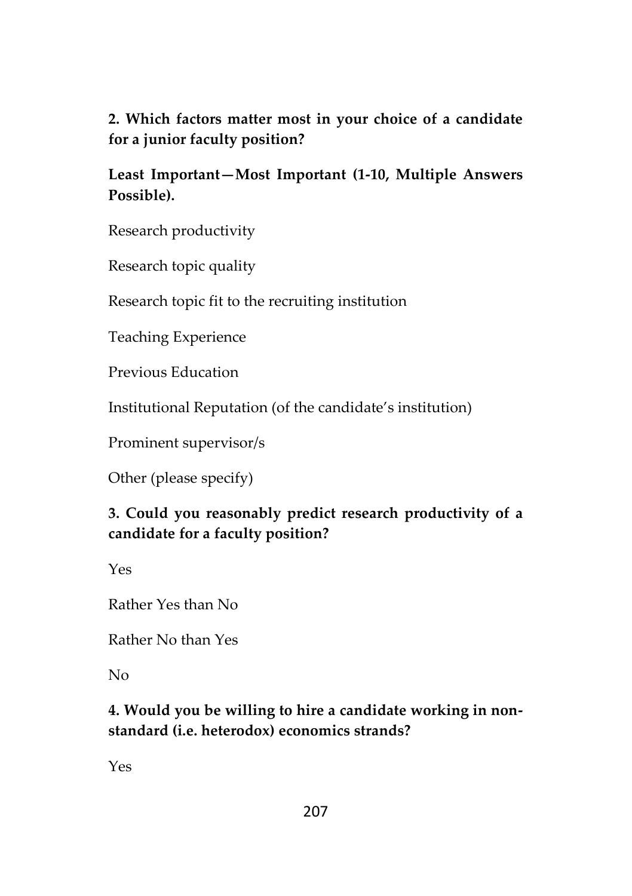**2. Which factors matter most in your choice of a candidate for a junior faculty position?**

**Least Important—Most Important (1-10, Multiple Answers Possible).**

Research productivity

Research topic quality

Research topic fit to the recruiting institution

Teaching Experience

Previous Education

Institutional Reputation (of the candidate's institution)

Prominent supervisor/s

Other (please specify)

**3. Could you reasonably predict research productivity of a candidate for a faculty position?**

Yes

Rather Yes than No

Rather No than Yes

No

**4. Would you be willing to hire a candidate working in non-standard (i.e. heterodox) economics strands?**

Yes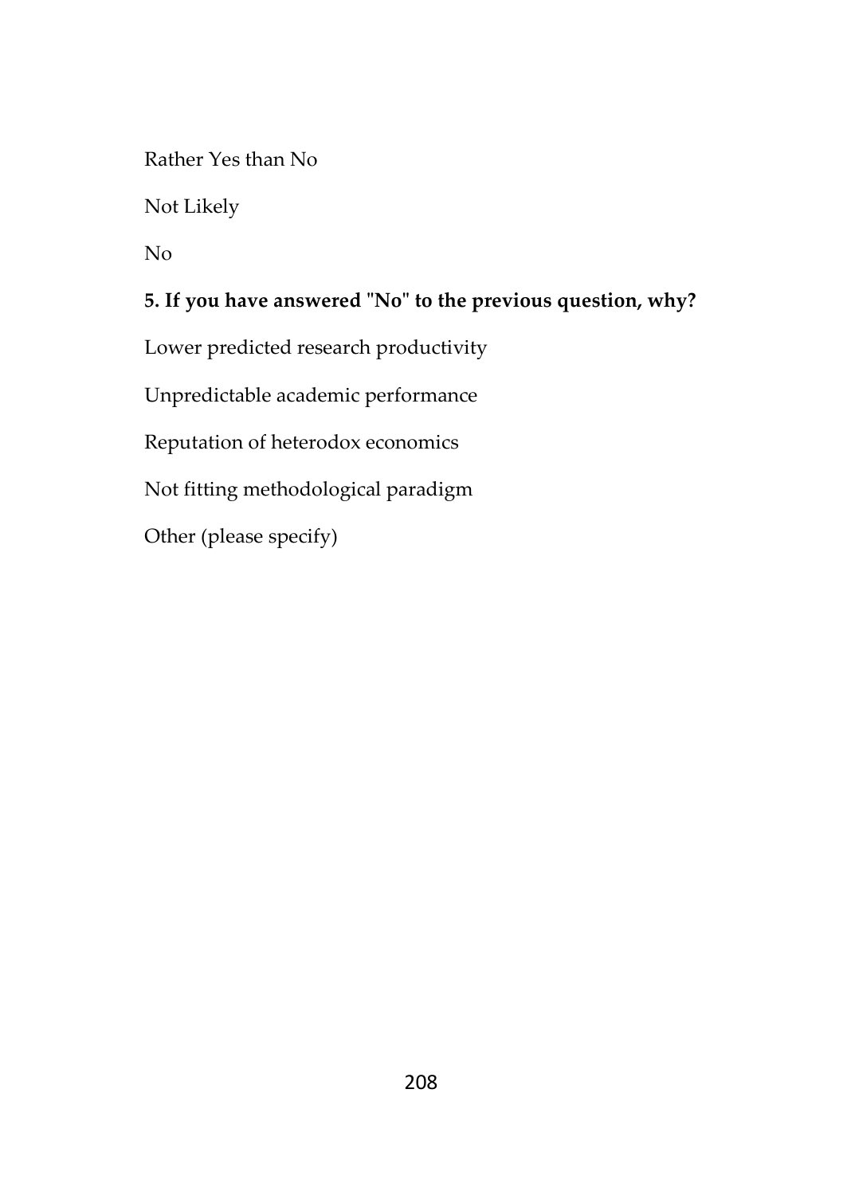Rather Yes than No

Not Likely

No

**5. If you have answered "No" to the previous question, why?**

Lower predicted research productivity

Unpredictable academic performance

Reputation of heterodox economics

Not fitting methodological paradigm

Other (please specify)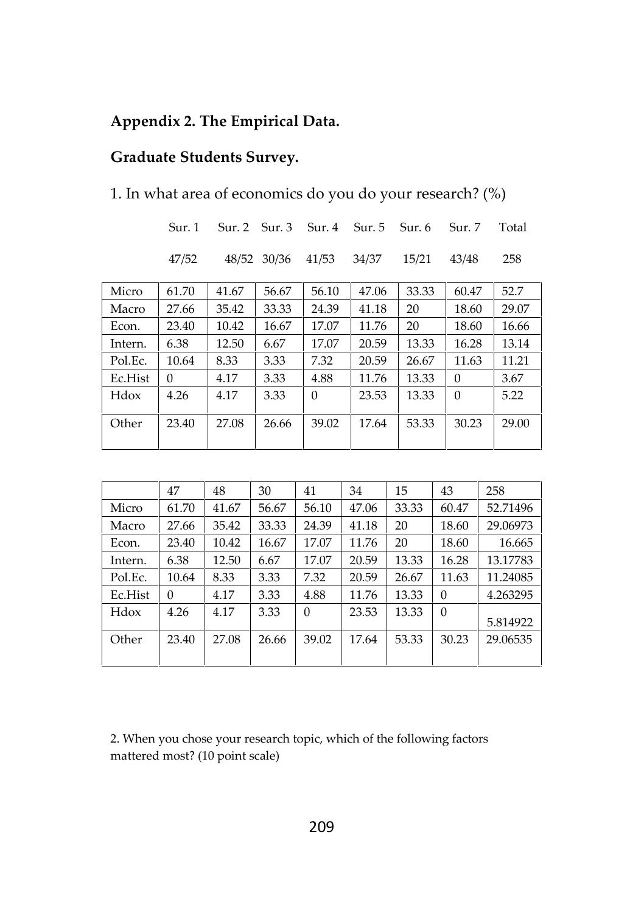**Appendix 2. The Empirical Data.**

**Graduate Students Survey.**

1. In what area of economics do you do your research? (%)

| | Sur. 1 | Sur. 2 | Sur. 3 | Sur. 4 | Sur. 5 | Sur. 6 | Sur. 7 | Total |
|---|---|---|---|---|---|---|---|---|
| | 47/52 | 48/52 | 30/36 | 41/53 | 34/37 | 15/21 | 43/48 | 258 |
| Micro | 61.70 | 41.67 | 56.67 | 56.10 | 47.06 | 33.33 | 60.47 | 52.7 |
| Macro | 27.66 | 35.42 | 33.33 | 24.39 | 41.18 | 20 | 18.60 | 29.07 |
| Econ. | 23.40 | 10.42 | 16.67 | 17.07 | 11.76 | 20 | 18.60 | 16.66 |
| Intern. | 6.38 | 12.50 | 6.67 | 17.07 | 20.59 | 13.33 | 16.28 | 13.14 |
| Pol.Ec. | 10.64 | 8.33 | 3.33 | 7.32 | 20.59 | 26.67 | 11.63 | 11.21 |
| Ec.Hist | 0 | 4.17 | 3.33 | 4.88 | 11.76 | 13.33 | 0 | 3.67 |
| Hdox | 4.26 | 4.17 | 3.33 | 0 | 23.53 | 13.33 | 0 | 5.22 |
| Other | 23.40 | 27.08 | 26.66 | 39.02 | 17.64 | 53.33 | 30.23 | 29.00 |

| | 47 | 48 | 30 | 41 | 34 | 15 | 43 | 258 |
|---|---|---|---|---|---|---|---|---|
| Micro | 61.70 | 41.67 | 56.67 | 56.10 | 47.06 | 33.33 | 60.47 | 52.71496 |
| Macro | 27.66 | 35.42 | 33.33 | 24.39 | 41.18 | 20 | 18.60 | 29.06973 |
| Econ. | 23.40 | 10.42 | 16.67 | 17.07 | 11.76 | 20 | 18.60 | 16.665 |
| Intern. | 6.38 | 12.50 | 6.67 | 17.07 | 20.59 | 13.33 | 16.28 | 13.17783 |
| Pol.Ec. | 10.64 | 8.33 | 3.33 | 7.32 | 20.59 | 26.67 | 11.63 | 11.24085 |
| Ec.Hist | 0 | 4.17 | 3.33 | 4.88 | 11.76 | 13.33 | 0 | 4.263295 |
| Hdox | 4.26 | 4.17 | 3.33 | 0 | 23.53 | 13.33 | 0 | 5.814922 |
| Other | 23.40 | 27.08 | 26.66 | 39.02 | 17.64 | 53.33 | 30.23 | 29.06535 |

2. When you chose your research topic, which of the following factors mattered most? (10 point scale)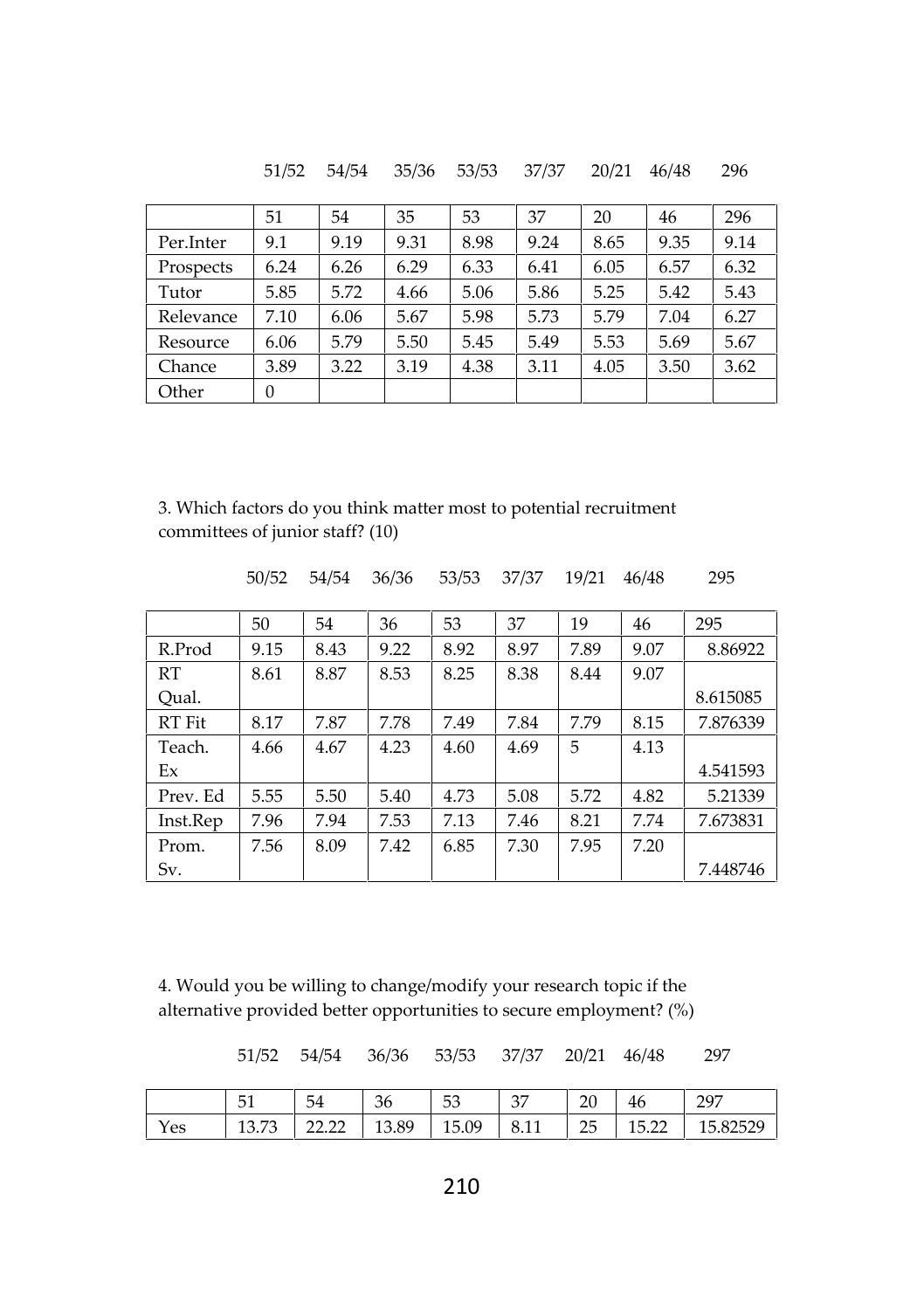51/52 54/54 35/36 53/53 37/37 20/21 46/48 296

| | 51 | 54 | 35 | 53 | 37 | 20 | 46 | 296 |
|---|---|---|---|---|---|---|---|---|
| Per.Inter | 9.1 | 9.19 | 9.31 | 8.98 | 9.24 | 8.65 | 9.35 | 9.14 |
| Prospects | 6.24 | 6.26 | 6.29 | 6.33 | 6.41 | 6.05 | 6.57 | 6.32 |
| Tutor | 5.85 | 5.72 | 4.66 | 5.06 | 5.86 | 5.25 | 5.42 | 5.43 |
| Relevance | 7.10 | 6.06 | 5.67 | 5.98 | 5.73 | 5.79 | 7.04 | 6.27 |
| Resource | 6.06 | 5.79 | 5.50 | 5.45 | 5.49 | 5.53 | 5.69 | 5.67 |
| Chance | 3.89 | 3.22 | 3.19 | 4.38 | 3.11 | 4.05 | 3.50 | 3.62 |
| Other | 0 | | | | | | | |

3. Which factors do you think matter most to potential recruitment committees of junior staff? (10)

50/52 54/54 36/36 53/53 37/37 19/21 46/48 295

| | 50 | 54 | 36 | 53 | 37 | 19 | 46 | 295 |
|---|---|---|---|---|---|---|---|---|
| R.Prod | 9.15 | 8.43 | 9.22 | 8.92 | 8.97 | 7.89 | 9.07 | 8.86922 |
| RT Qual. | 8.61 | 8.87 | 8.53 | 8.25 | 8.38 | 8.44 | 9.07 | 8.615085 |
| RT Fit | 8.17 | 7.87 | 7.78 | 7.49 | 7.84 | 7.79 | 8.15 | 7.876339 |
| Teach. Ex | 4.66 | 4.67 | 4.23 | 4.60 | 4.69 | 5 | 4.13 | 4.541593 |
| Prev. Ed | 5.55 | 5.50 | 5.40 | 4.73 | 5.08 | 5.72 | 4.82 | 5.21339 |
| Inst.Rep | 7.96 | 7.94 | 7.53 | 7.13 | 7.46 | 8.21 | 7.74 | 7.673831 |
| Prom. Sv. | 7.56 | 8.09 | 7.42 | 6.85 | 7.30 | 7.95 | 7.20 | 7.448746 |

4. Would you be willing to change/modify your research topic if the alternative provided better opportunities to secure employment? (%)

51/52 54/54 36/36 53/53 37/37 20/21 46/48 297

| | 51 | 54 | 36 | 53 | 37 | 20 | 46 | 297 |
|---|---|---|---|---|---|---|---|---|
| Yes | 13.73 | 22.22 | 13.89 | 15.09 | 8.11 | 25 | 15.22 | 15.82529 |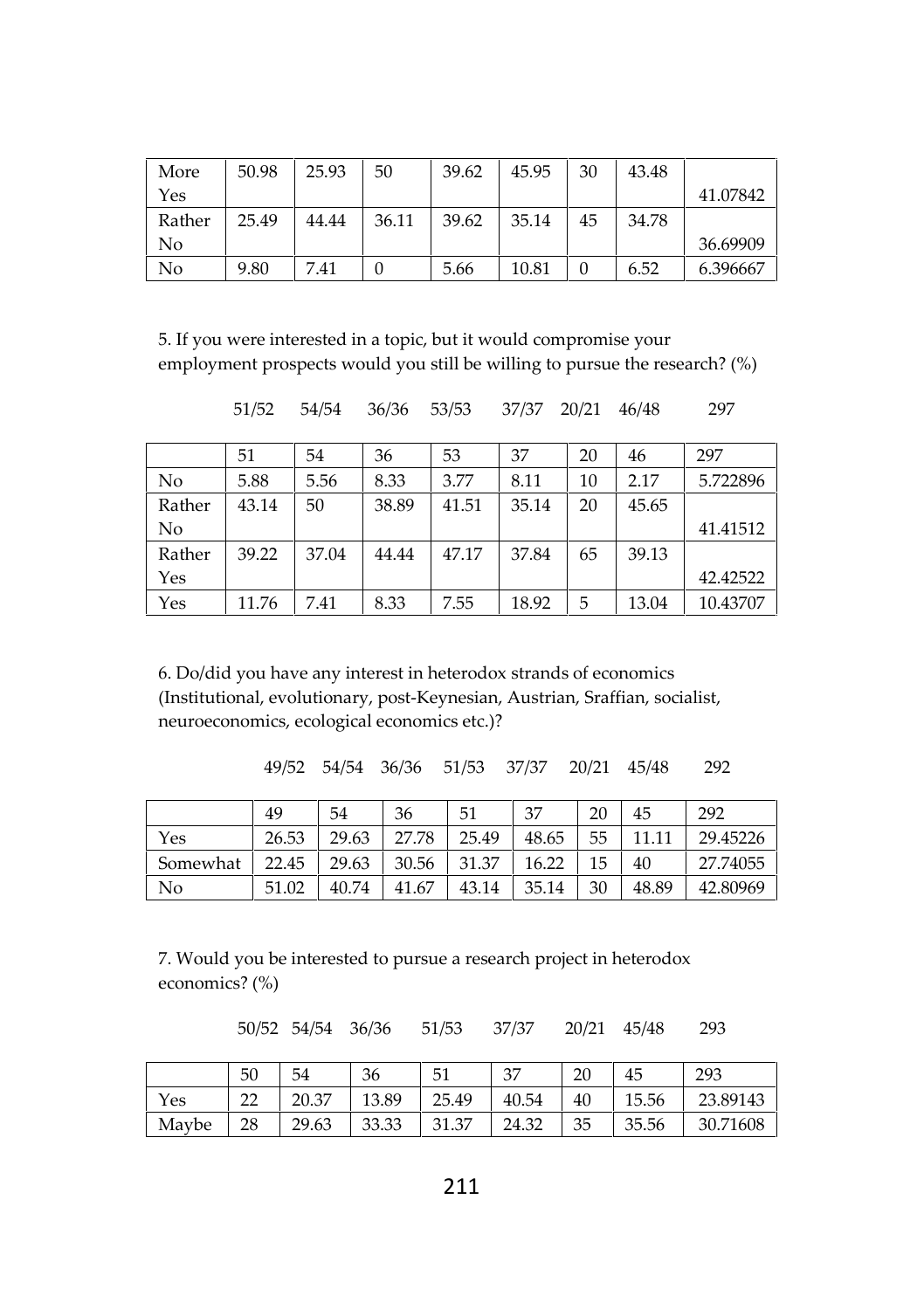| More Yes | 50.98 | 25.93 | 50 | 39.62 | 45.95 | 30 | 43.48 | 41.07842 |
|---|---|---|---|---|---|---|---|---|
| Rather No | 25.49 | 44.44 | 36.11 | 39.62 | 35.14 | 45 | 34.78 | 36.69909 |
| No | 9.80 | 7.41 | 0 | 5.66 | 10.81 | 0 | 6.52 | 6.396667 |

5. If you were interested in a topic, but it would compromise your employment prospects would you still be willing to pursue the research? (%)

51/52 54/54 36/36 53/53 37/37 20/21 46/48 297

| | 51 | 54 | 36 | 53 | 37 | 20 | 46 | 297 |
|---|---|---|---|---|---|---|---|---|
| No | 5.88 | 5.56 | 8.33 | 3.77 | 8.11 | 10 | 2.17 | 5.722896 |
| Rather No | 43.14 | 50 | 38.89 | 41.51 | 35.14 | 20 | 45.65 | 41.41512 |
| Rather Yes | 39.22 | 37.04 | 44.44 | 47.17 | 37.84 | 65 | 39.13 | 42.42522 |
| Yes | 11.76 | 7.41 | 8.33 | 7.55 | 18.92 | 5 | 13.04 | 10.43707 |

6. Do/did you have any interest in heterodox strands of economics (Institutional, evolutionary, post-Keynesian, Austrian, Sraffian, socialist, neuroeconomics, ecological economics etc.)?

49/52 54/54 36/36 51/53 37/37 20/21 45/48 292

| | 49 | 54 | 36 | 51 | 37 | 20 | 45 | 292 |
|---|---|---|---|---|---|---|---|---|
| Yes | 26.53 | 29.63 | 27.78 | 25.49 | 48.65 | 55 | 11.11 | 29.45226 |
| Somewhat | 22.45 | 29.63 | 30.56 | 31.37 | 16.22 | 15 | 40 | 27.74055 |
| No | 51.02 | 40.74 | 41.67 | 43.14 | 35.14 | 30 | 48.89 | 42.80969 |

7. Would you be interested to pursue a research project in heterodox economics? (%)

50/52 54/54 36/36 51/53 37/37 20/21 45/48 293

| | 50 | 54 | 36 | 51 | 37 | 20 | 45 | 293 |
|---|---|---|---|---|---|---|---|---|
| Yes | 22 | 20.37 | 13.89 | 25.49 | 40.54 | 40 | 15.56 | 23.89143 |
| Maybe | 28 | 29.63 | 33.33 | 31.37 | 24.32 | 35 | 35.56 | 30.71608 |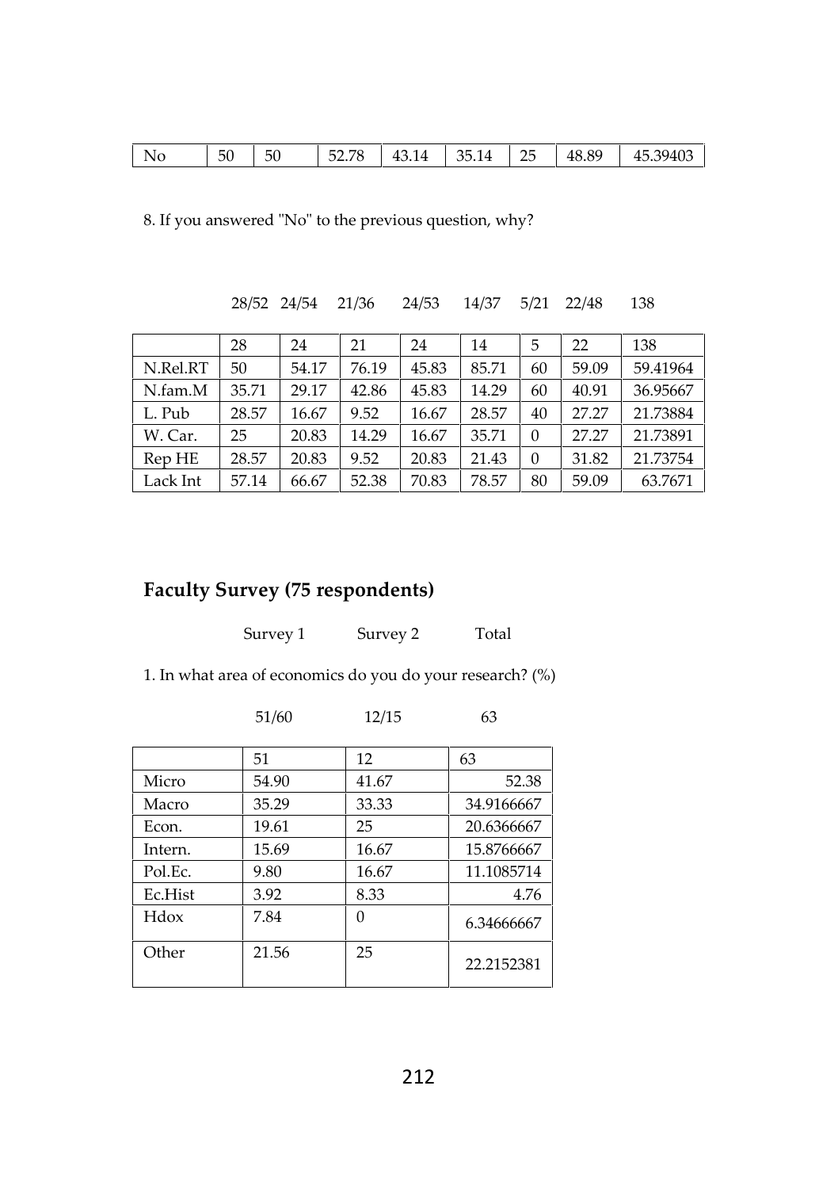| No | 50 | 50 | 52.78 | 43.14 | 35.14 | 25 | 48.89 | 45.39403 |
|---|---|---|---|---|---|---|---|---|

8. If you answered "No" to the previous question, why?

28/52 24/54 21/36 24/53 14/37 5/21 22/48 138

| | 28 | 24 | 21 | 24 | 14 | 5 | 22 | 138 |
|---|---|---|---|---|---|---|---|---|
| N.Rel.RT | 50 | 54.17 | 76.19 | 45.83 | 85.71 | 60 | 59.09 | 59.41964 |
| N.fam.M | 35.71 | 29.17 | 42.86 | 45.83 | 14.29 | 60 | 40.91 | 36.95667 |
| L. Pub | 28.57 | 16.67 | 9.52 | 16.67 | 28.57 | 40 | 27.27 | 21.73884 |
| W. Car. | 25 | 20.83 | 14.29 | 16.67 | 35.71 | 0 | 27.27 | 21.73891 |
| Rep HE | 28.57 | 20.83 | 9.52 | 20.83 | 21.43 | 0 | 31.82 | 21.73754 |
| Lack Int | 57.14 | 66.67 | 52.38 | 70.83 | 78.57 | 80 | 59.09 | 63.7671 |

## Faculty Survey (75 respondents)

Survey 1 Survey 2 Total

1. In what area of economics do you do your research? (%)

51/60 12/15 63

| | 51 | 12 | 63 |
|---|---|---|---|
| Micro | 54.90 | 41.67 | 52.38 |
| Macro | 35.29 | 33.33 | 34.9166667 |
| Econ. | 19.61 | 25 | 20.6366667 |
| Intern. | 15.69 | 16.67 | 15.8766667 |
| Pol.Ec. | 9.80 | 16.67 | 11.1085714 |
| Ec.Hist | 3.92 | 8.33 | 4.76 |
| Hdox | 7.84 | 0 | 6.34666667 |
| Other | 21.56 | 25 | 22.2152381 |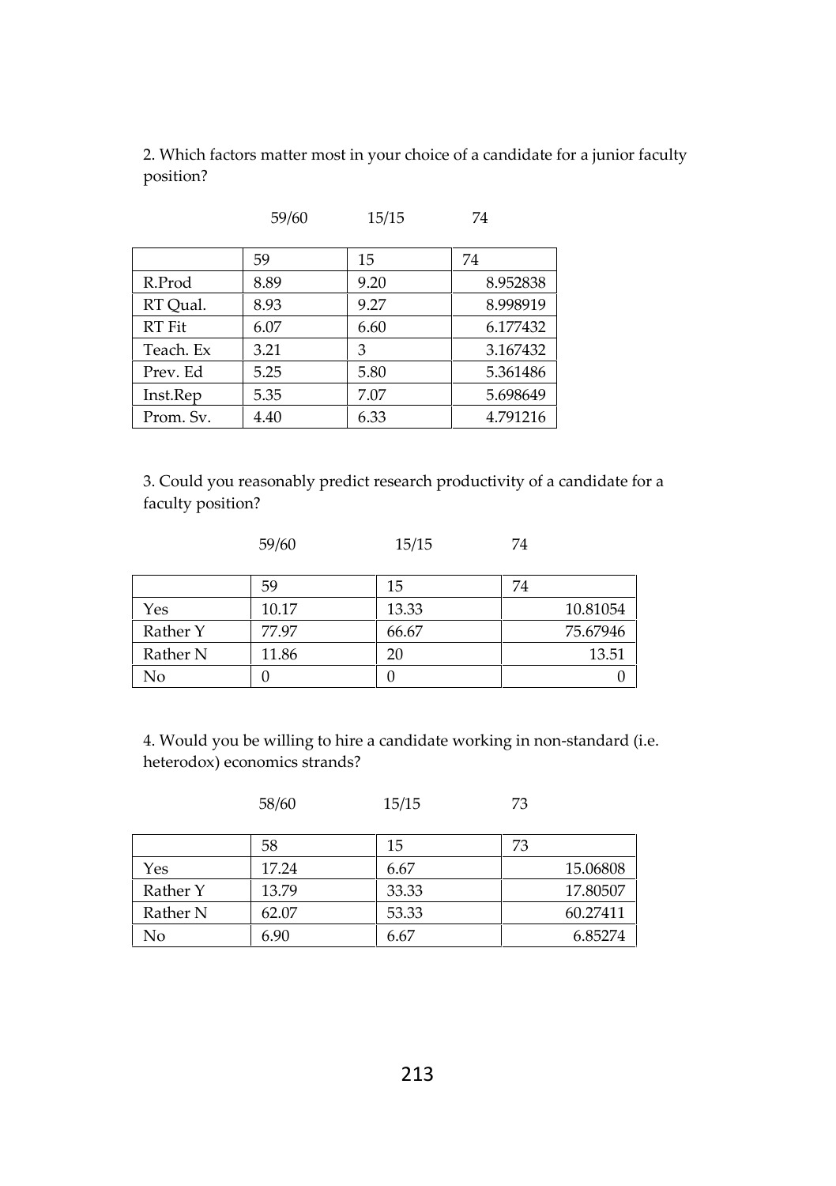2. Which factors matter most in your choice of a candidate for a junior faculty position?

59/60 15/15 74

| | 59 | 15 | 74 |
|---|---|---|---|
| R.Prod | 8.89 | 9.20 | 8.952838 |
| RT Qual. | 8.93 | 9.27 | 8.998919 |
| RT Fit | 6.07 | 6.60 | 6.177432 |
| Teach. Ex | 3.21 | 3 | 3.167432 |
| Prev. Ed | 5.25 | 5.80 | 5.361486 |
| Inst.Rep | 5.35 | 7.07 | 5.698649 |
| Prom. Sv. | 4.40 | 6.33 | 4.791216 |

3. Could you reasonably predict research productivity of a candidate for a faculty position?

59/60 15/15 74

| | 59 | 15 | 74 |
|---|---|---|---|
| Yes | 10.17 | 13.33 | 10.81054 |
| Rather Y | 77.97 | 66.67 | 75.67946 |
| Rather N | 11.86 | 20 | 13.51 |
| No | 0 | 0 | 0 |

4. Would you be willing to hire a candidate working in non-standard (i.e. heterodox) economics strands?

58/60 15/15 73

| | 58 | 15 | 73 |
|---|---|---|---|
| Yes | 17.24 | 6.67 | 15.06808 |
| Rather Y | 13.79 | 33.33 | 17.80507 |
| Rather N | 62.07 | 53.33 | 60.27411 |
| No | 6.90 | 6.67 | 6.85274 |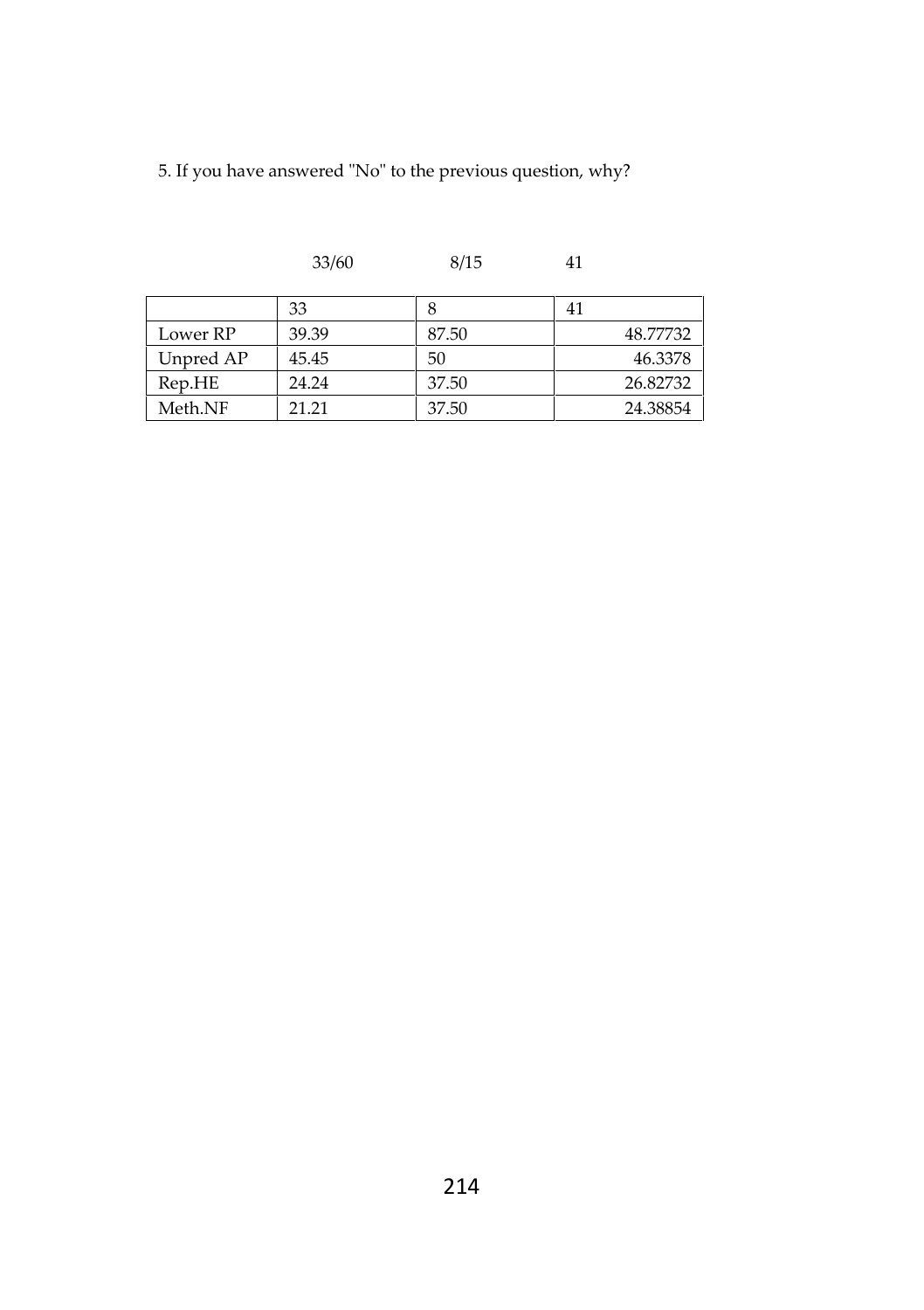5. If you have answered "No" to the previous question, why?

33/60 8/15 41

|  | 33 | 8 | 41 |
|---|---|---|---|
| Lower RP | 39.39 | 87.50 | 48.77732 |
| Unpred AP | 45.45 | 50 | 46.3378 |
| Rep.HE | 24.24 | 37.50 | 26.82732 |
| Meth.NF | 21.21 | 37.50 | 24.38854 |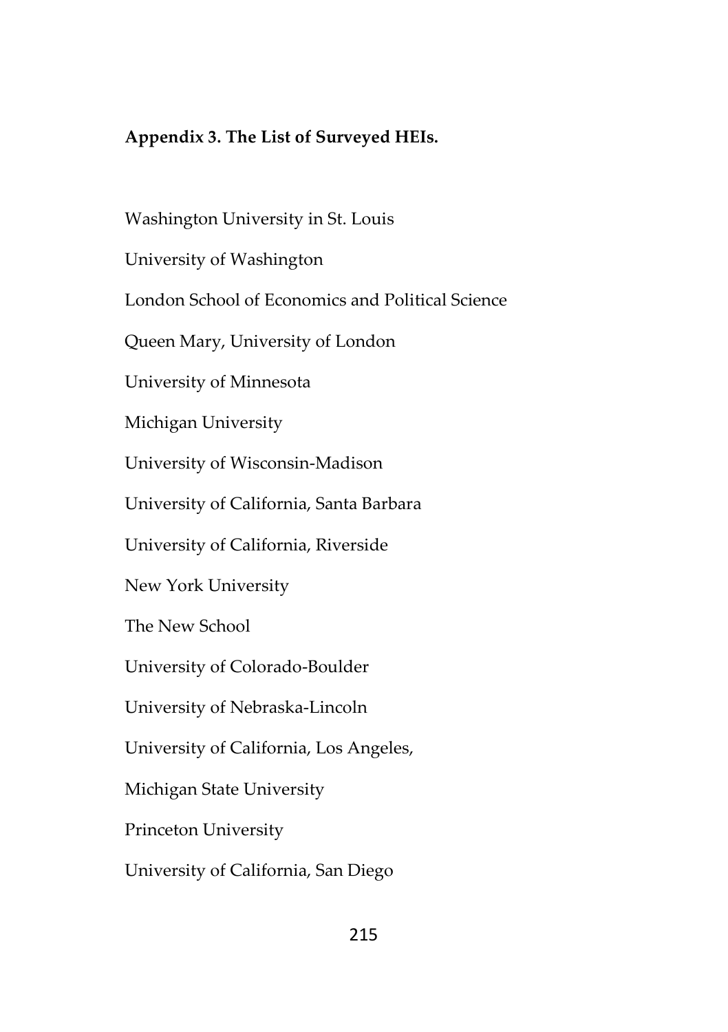**Appendix 3. The List of Surveyed HEIs.**

Washington University in St. Louis

University of Washington

London School of Economics and Political Science

Queen Mary, University of London

University of Minnesota

Michigan University

University of Wisconsin-Madison

University of California, Santa Barbara

University of California, Riverside

New York University

The New School

University of Colorado-Boulder

University of Nebraska-Lincoln

University of California, Los Angeles,

Michigan State University

Princeton University

University of California, San Diego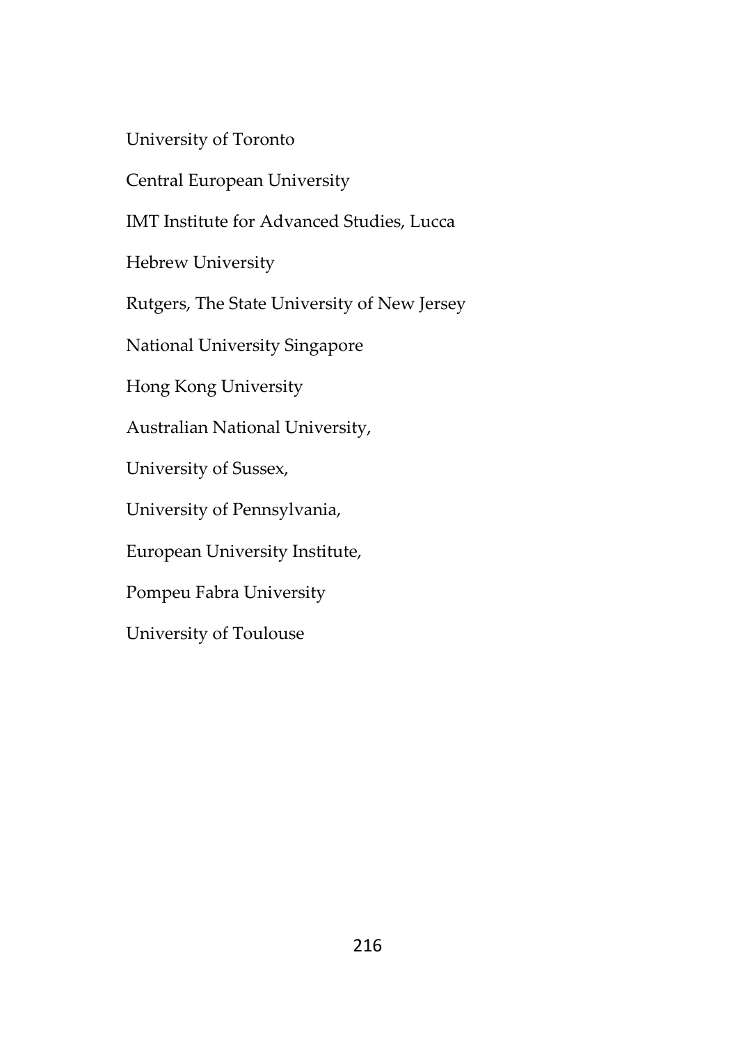University of Toronto

Central European University

IMT Institute for Advanced Studies, Lucca

Hebrew University

Rutgers, The State University of New Jersey

National University Singapore

Hong Kong University

Australian National University,

University of Sussex,

University of Pennsylvania,

European University Institute,

Pompeu Fabra University

University of Toulouse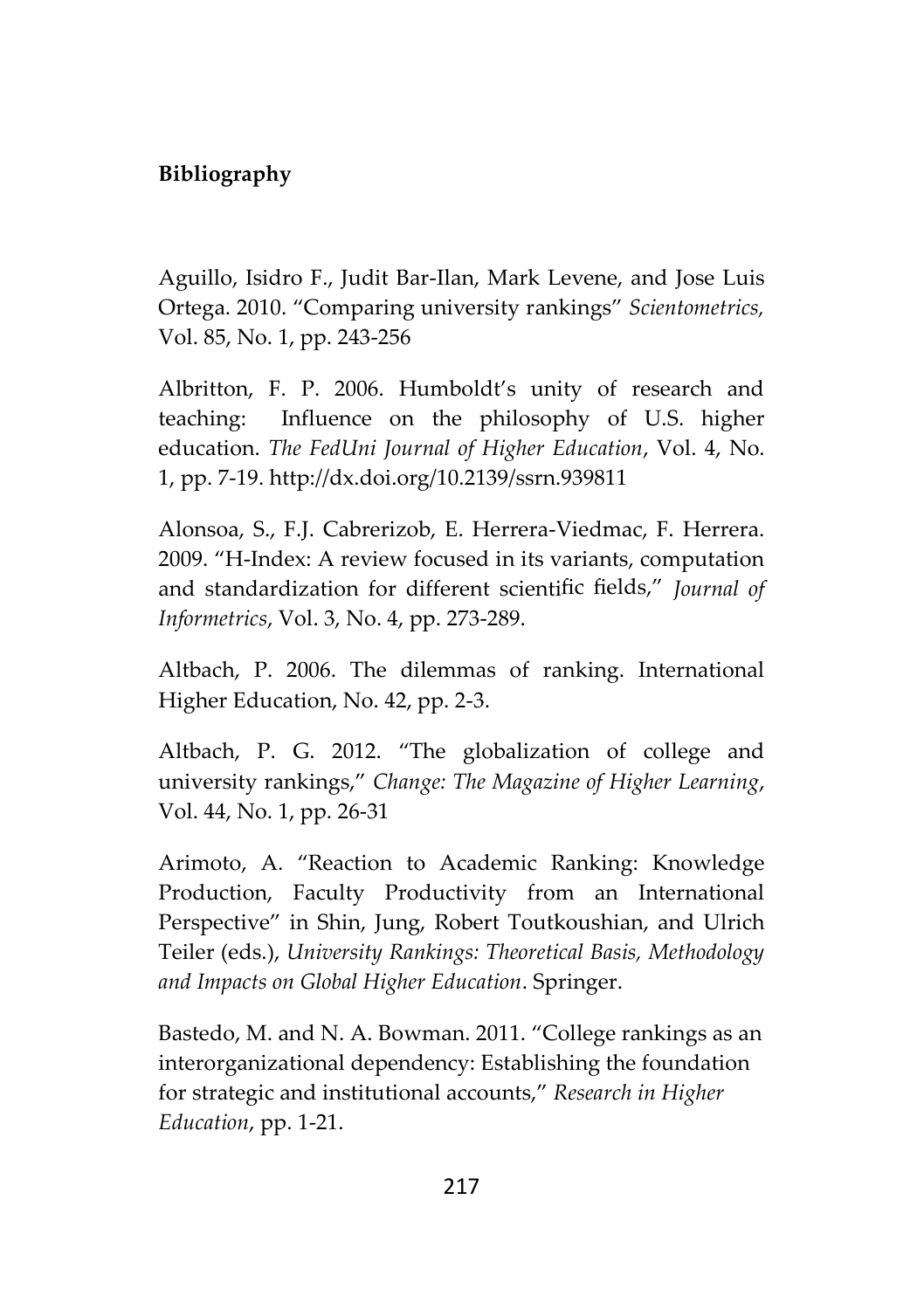**Bibliography**

Aguillo, Isidro F., Judit Bar-Ilan, Mark Levene, and Jose Luis Ortega. 2010. "Comparing university rankings" *Scientometrics,* Vol. 85, No. 1, pp. 243-256

Albritton, F. P. 2006. Humboldt's unity of research and teaching: Influence on the philosophy of U.S. higher education. *The FedUni Journal of Higher Education*, Vol. 4, No. 1, pp. 7-19. http://dx.doi.org/10.2139/ssrn.939811

Alonsoa, S., F.J. Cabrerizob, E. Herrera-Viedmac, F. Herrera. 2009. "H-Index: A review focused in its variants, computation and standardization for different scientific fields," *Journal of Informetrics*, Vol. 3, No. 4, pp. 273-289.

Altbach, P. 2006. The dilemmas of ranking. International Higher Education, No. 42, pp. 2-3.

Altbach, P. G. 2012. "The globalization of college and university rankings," *Change: The Magazine of Higher Learning*, Vol. 44, No. 1, pp. 26-31

Arimoto, A. "Reaction to Academic Ranking: Knowledge Production, Faculty Productivity from an International Perspective" in Shin, Jung, Robert Toutkoushian, and Ulrich Teiler (eds.), *University Rankings: Theoretical Basis, Methodology and Impacts on Global Higher Education*. Springer.

Bastedo, M. and N. A. Bowman. 2011. "College rankings as an interorganizational dependency: Establishing the foundation for strategic and institutional accounts," *Research in Higher Education*, pp. 1-21.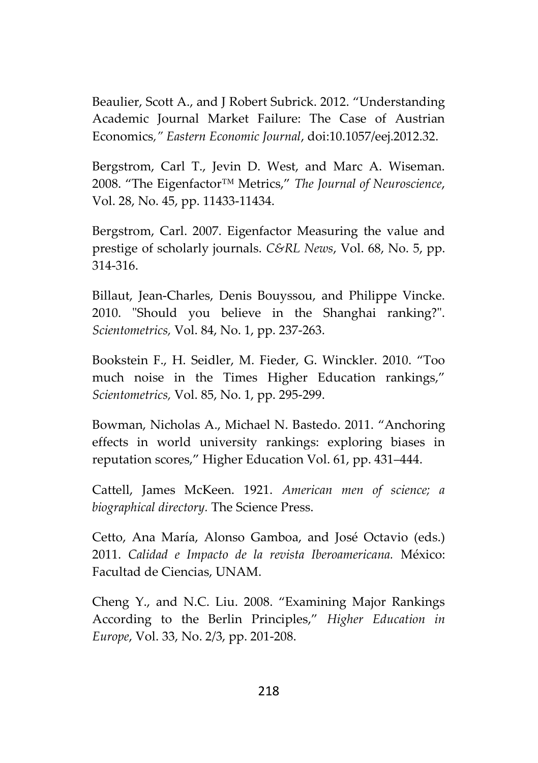Beaulier, Scott A., and J Robert Subrick. 2012. "Understanding Academic Journal Market Failure: The Case of Austrian Economics*," Eastern Economic Journal*, doi:10.1057/eej.2012.32.

Bergstrom, Carl T., Jevin D. West, and Marc A. Wiseman. 2008. "The Eigenfactor™ Metrics," *The Journal of Neuroscience*, Vol. 28, No. 45, pp. 11433-11434.

Bergstrom, Carl. 2007. Eigenfactor Measuring the value and prestige of scholarly journals. *C&RL News*, Vol. 68, No. 5, pp. 314-316.

Billaut, Jean-Charles, Denis Bouyssou, and Philippe Vincke. 2010. "Should you believe in the Shanghai ranking?". *Scientometrics,* Vol. 84, No. 1, pp. 237-263.

Bookstein F., H. Seidler, M. Fieder, G. Winckler. 2010. "Too much noise in the Times Higher Education rankings," *Scientometrics,* Vol. 85, No. 1, pp. 295-299.

Bowman, Nicholas A., Michael N. Bastedo. 2011. "Anchoring effects in world university rankings: exploring biases in reputation scores," Higher Education Vol. 61, pp. 431–444.

Cattell, James McKeen. 1921. *American men of science; a biographical directory.* The Science Press.

Cetto, Ana María, Alonso Gamboa, and José Octavio (eds.) 2011. *Calidad e Impacto de la revista Iberoamericana.* México: Facultad de Ciencias, UNAM.

Cheng Y., and N.C. Liu. 2008. "Examining Major Rankings According to the Berlin Principles," *Higher Education in Europe*, Vol. 33, No. 2/3, pp. 201-208.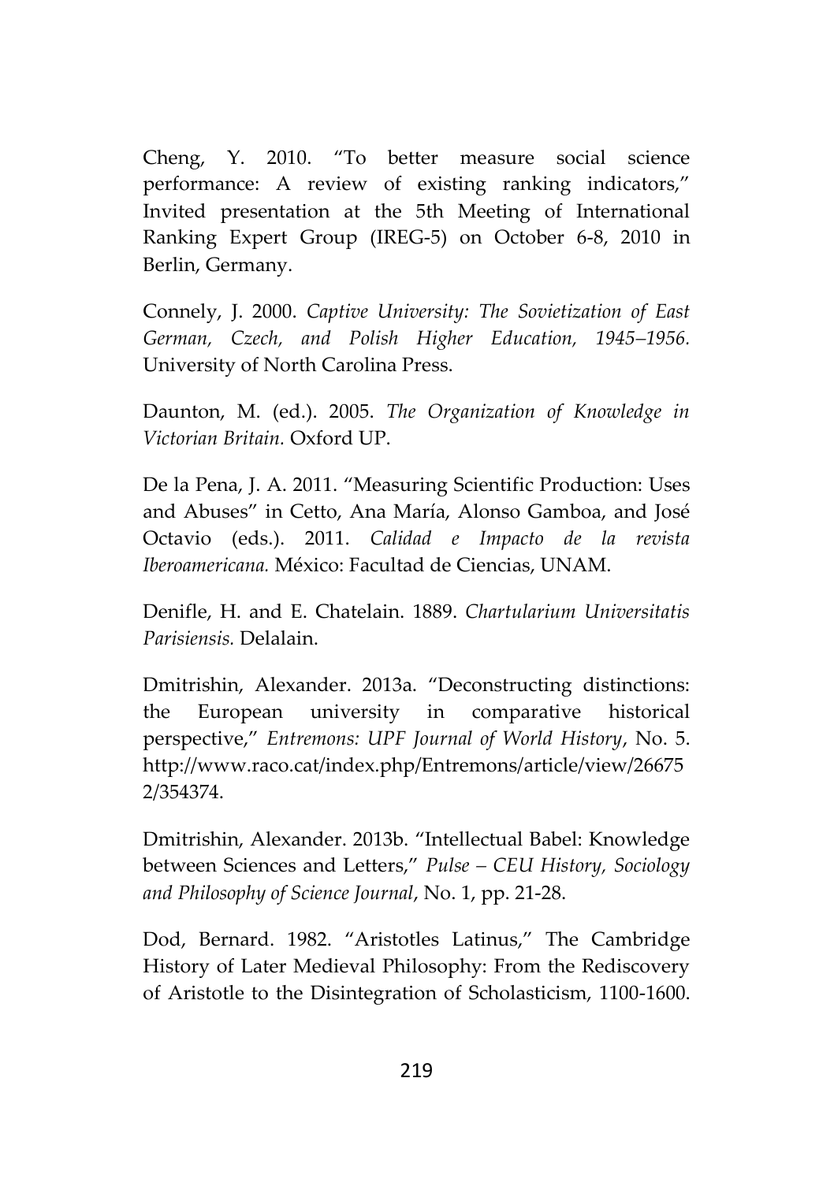Cheng, Y. 2010. "To better measure social science performance: A review of existing ranking indicators," Invited presentation at the 5th Meeting of International Ranking Expert Group (IREG-5) on October 6-8, 2010 in Berlin, Germany.

Connely, J. 2000. *Captive University: The Sovietization of East German, Czech, and Polish Higher Education, 1945–1956.* University of North Carolina Press.

Daunton, M. (ed.). 2005. *The Organization of Knowledge in Victorian Britain.* Oxford UP.

De la Pena, J. A. 2011. "Measuring Scientific Production: Uses and Abuses" in Cetto, Ana María, Alonso Gamboa, and José Octavio (eds.). 2011. *Calidad e Impacto de la revista Iberoamericana.* México: Facultad de Ciencias, UNAM.

Denifle, H. and E. Chatelain. 1889. *Chartularium Universitatis Parisiensis.* Delalain.

Dmitrishin, Alexander. 2013a. "Deconstructing distinctions: the European university in comparative historical perspective," *Entremons: UPF Journal of World History*, No. 5. http://www.raco.cat/index.php/Entremons/article/view/266752/354374.

Dmitrishin, Alexander. 2013b. "Intellectual Babel: Knowledge between Sciences and Letters," *Pulse – CEU History, Sociology and Philosophy of Science Journal*, No. 1, pp. 21-28.

Dod, Bernard. 1982. "Aristotles Latinus," The Cambridge History of Later Medieval Philosophy: From the Rediscovery of Aristotle to the Disintegration of Scholasticism, 1100-1600.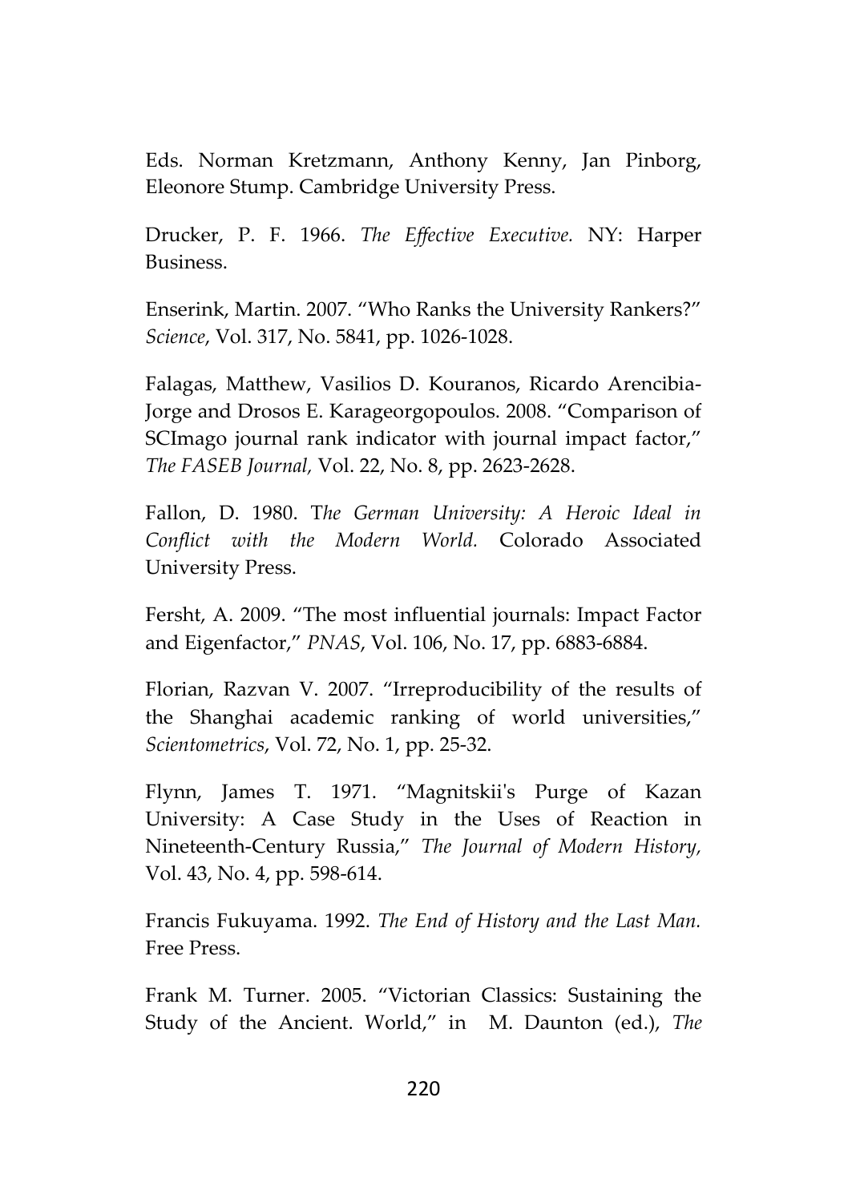Eds. Norman Kretzmann, Anthony Kenny, Jan Pinborg, Eleonore Stump. Cambridge University Press.

Drucker, P. F. 1966. *The Effective Executive.* NY: Harper Business.

Enserink, Martin. 2007. "Who Ranks the University Rankers?" *Science*, Vol. 317, No. 5841, pp. 1026-1028.

Falagas, Matthew, Vasilios D. Kouranos, Ricardo Arencibia-Jorge and Drosos E. Karageorgopoulos. 2008. "Comparison of SCImago journal rank indicator with journal impact factor," *The FASEB Journal,* Vol. 22, No. 8, pp. 2623-2628.

Fallon, D. 1980. T*he German University: A Heroic Ideal in Conflict with the Modern World.* Colorado Associated University Press.

Fersht, A. 2009. "The most influential journals: Impact Factor and Eigenfactor," *PNAS*, Vol. 106, No. 17, pp. 6883-6884.

Florian, Razvan V. 2007. "Irreproducibility of the results of the Shanghai academic ranking of world universities," *Scientometrics*, Vol. 72, No. 1, pp. 25-32.

Flynn, James T. 1971. "Magnitskii's Purge of Kazan University: A Case Study in the Uses of Reaction in Nineteenth-Century Russia," *The Journal of Modern History,* Vol. 43, No. 4, pp. 598-614.

Francis Fukuyama. 1992. *The End of History and the Last Man.* Free Press.

Frank M. Turner. 2005. "Victorian Classics: Sustaining the Study of the Ancient. World," in M. Daunton (ed.), *The*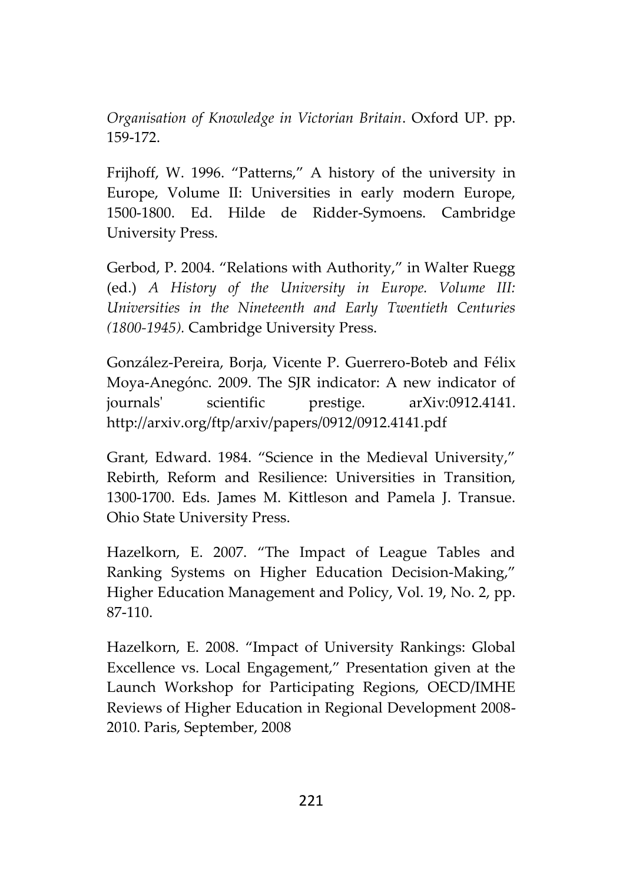*Organisation of Knowledge in Victorian Britain*. Oxford UP. pp. 159-172.

Frijhoff, W. 1996. "Patterns," A history of the university in Europe, Volume II: Universities in early modern Europe, 1500-1800. Ed. Hilde de Ridder-Symoens. Cambridge University Press.

Gerbod, P. 2004. "Relations with Authority," in Walter Ruegg (ed.) *A History of the University in Europe. Volume III: Universities in the Nineteenth and Early Twentieth Centuries (1800-1945).* Cambridge University Press.

González-Pereira, Borja, Vicente P. Guerrero-Boteb and Félix Moya-Anegónc. 2009. The SJR indicator: A new indicator of journals' scientific prestige. arXiv:0912.4141. http://arxiv.org/ftp/arxiv/papers/0912/0912.4141.pdf

Grant, Edward. 1984. "Science in the Medieval University," Rebirth, Reform and Resilience: Universities in Transition, 1300-1700. Eds. James M. Kittleson and Pamela J. Transue. Ohio State University Press.

Hazelkorn, E. 2007. "The Impact of League Tables and Ranking Systems on Higher Education Decision-Making," Higher Education Management and Policy, Vol. 19, No. 2, pp. 87-110.

Hazelkorn, E. 2008. "Impact of University Rankings: Global Excellence vs. Local Engagement," Presentation given at the Launch Workshop for Participating Regions, OECD/IMHE Reviews of Higher Education in Regional Development 2008-2010. Paris, September, 2008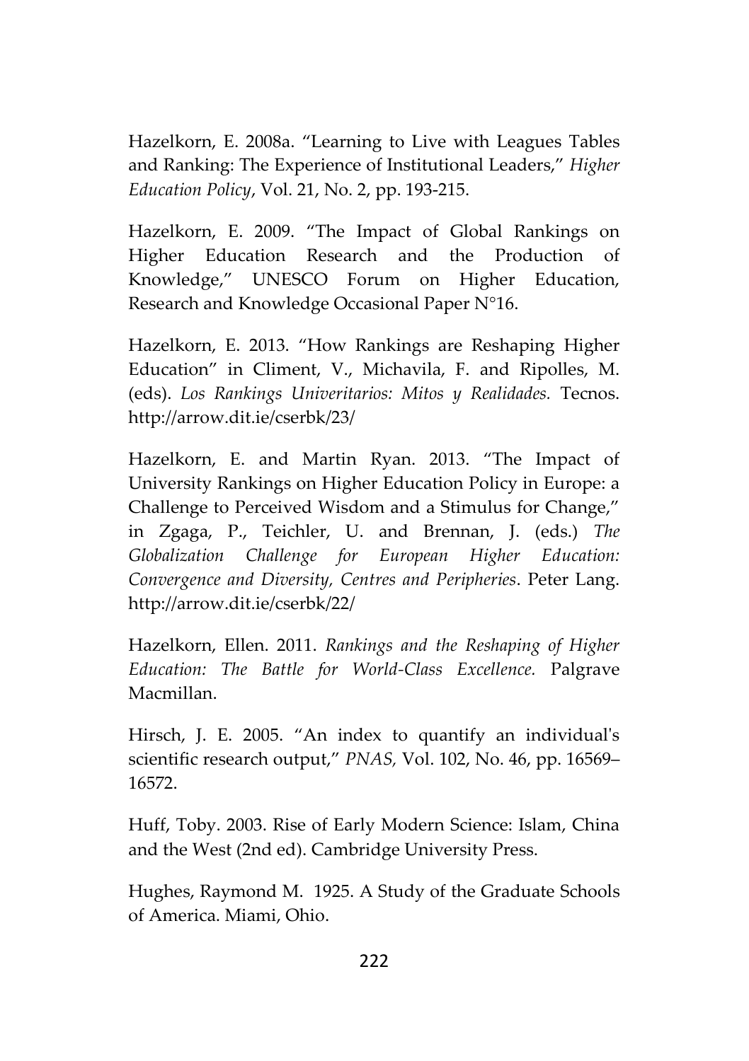Hazelkorn, E. 2008a. “Learning to Live with Leagues Tables and Ranking: The Experience of Institutional Leaders,” *Higher Education Policy*, Vol. 21, No. 2, pp. 193-215.

Hazelkorn, E. 2009. “The Impact of Global Rankings on Higher Education Research and the Production of Knowledge,” UNESCO Forum on Higher Education, Research and Knowledge Occasional Paper N°16.

Hazelkorn, E. 2013. “How Rankings are Reshaping Higher Education” in Climent, V., Michavila, F. and Ripolles, M. (eds). *Los Rankings Univeritarios: Mitos y Realidades.* Tecnos. http://arrow.dit.ie/cserbk/23/

Hazelkorn, E. and Martin Ryan. 2013. “The Impact of University Rankings on Higher Education Policy in Europe: a Challenge to Perceived Wisdom and a Stimulus for Change,” in Zgaga, P., Teichler, U. and Brennan, J. (eds.) *The Globalization Challenge for European Higher Education: Convergence and Diversity, Centres and Peripheries*. Peter Lang. http://arrow.dit.ie/cserbk/22/

Hazelkorn, Ellen. 2011. *Rankings and the Reshaping of Higher Education: The Battle for World-Class Excellence.* Palgrave Macmillan.

Hirsch, J. E. 2005. “An index to quantify an individual's scientific research output,” *PNAS,* Vol. 102, No. 46, pp. 16569–16572.

Huff, Toby. 2003. Rise of Early Modern Science: Islam, China and the West (2nd ed). Cambridge University Press.

Hughes, Raymond M. 1925. A Study of the Graduate Schools of America. Miami, Ohio.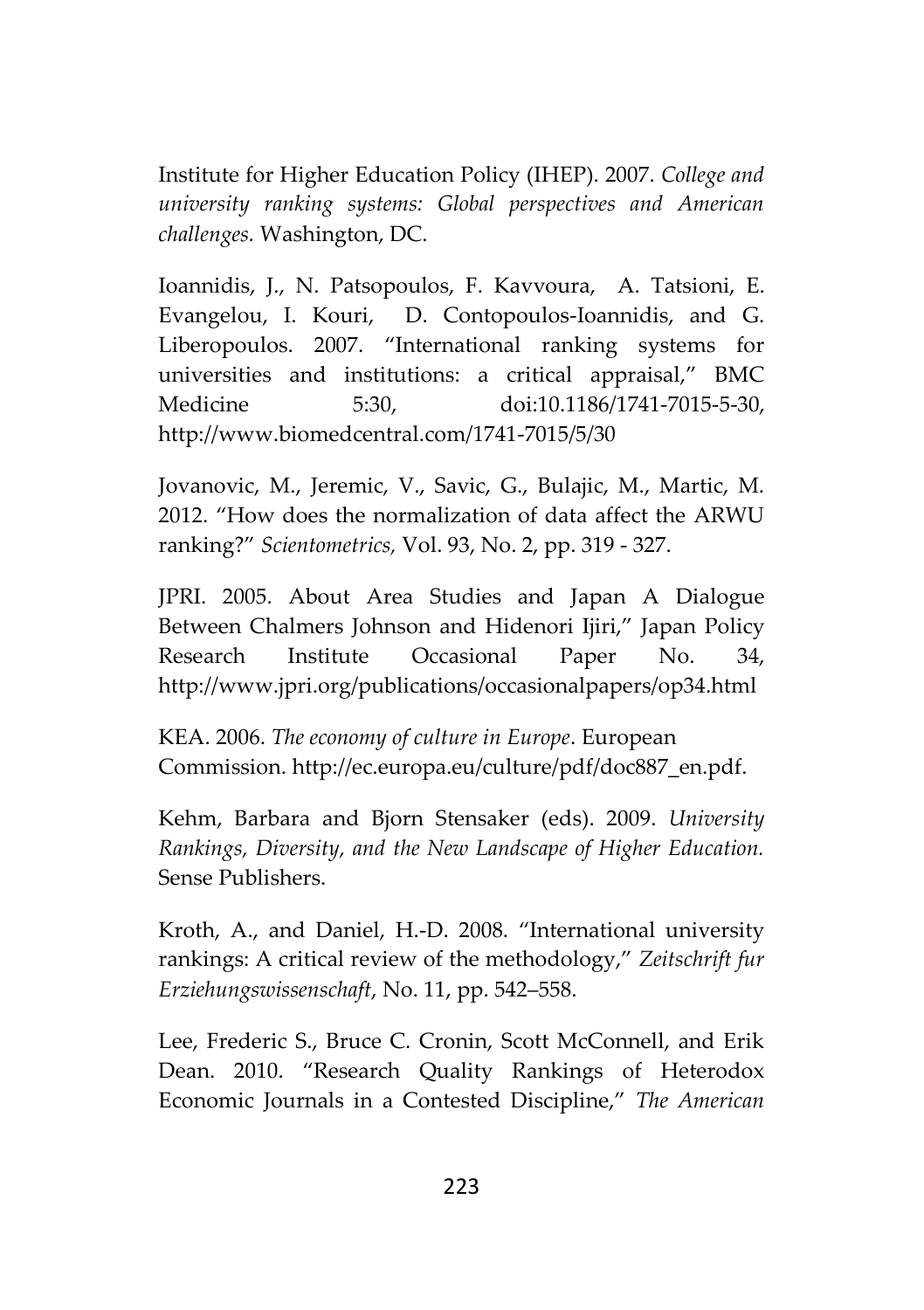Institute for Higher Education Policy (IHEP). 2007. *College and university ranking systems: Global perspectives and American challenges.* Washington, DC.

Ioannidis, J., N. Patsopoulos, F. Kavvoura, A. Tatsioni, E. Evangelou, I. Kouri, D. Contopoulos-Ioannidis, and G. Liberopoulos. 2007. "International ranking systems for universities and institutions: a critical appraisal," BMC Medicine 5:30, doi:10.1186/1741-7015-5-30, http://www.biomedcentral.com/1741-7015/5/30

Jovanovic, M., Jeremic, V., Savic, G., Bulajic, M., Martic, M. 2012. "How does the normalization of data affect the ARWU ranking?" *Scientometrics,* Vol. 93, No. 2, pp. 319 - 327.

JPRI. 2005. About Area Studies and Japan A Dialogue Between Chalmers Johnson and Hidenori Ijiri," Japan Policy Research Institute Occasional Paper No. 34, http://www.jpri.org/publications/occasionalpapers/op34.html

KEA. 2006. *The economy of culture in Europe*. European Commission. http://ec.europa.eu/culture/pdf/doc887_en.pdf.

Kehm, Barbara and Bjorn Stensaker (eds). 2009. *University Rankings, Diversity, and the New Landscape of Higher Education.* Sense Publishers.

Kroth, A., and Daniel, H.-D. 2008. "International university rankings: A critical review of the methodology," *Zeitschrift fur Erziehungswissenschaft*, No. 11, pp. 542–558.

Lee, Frederic S., Bruce C. Cronin, Scott McConnell, and Erik Dean. 2010. "Research Quality Rankings of Heterodox Economic Journals in a Contested Discipline," *The American*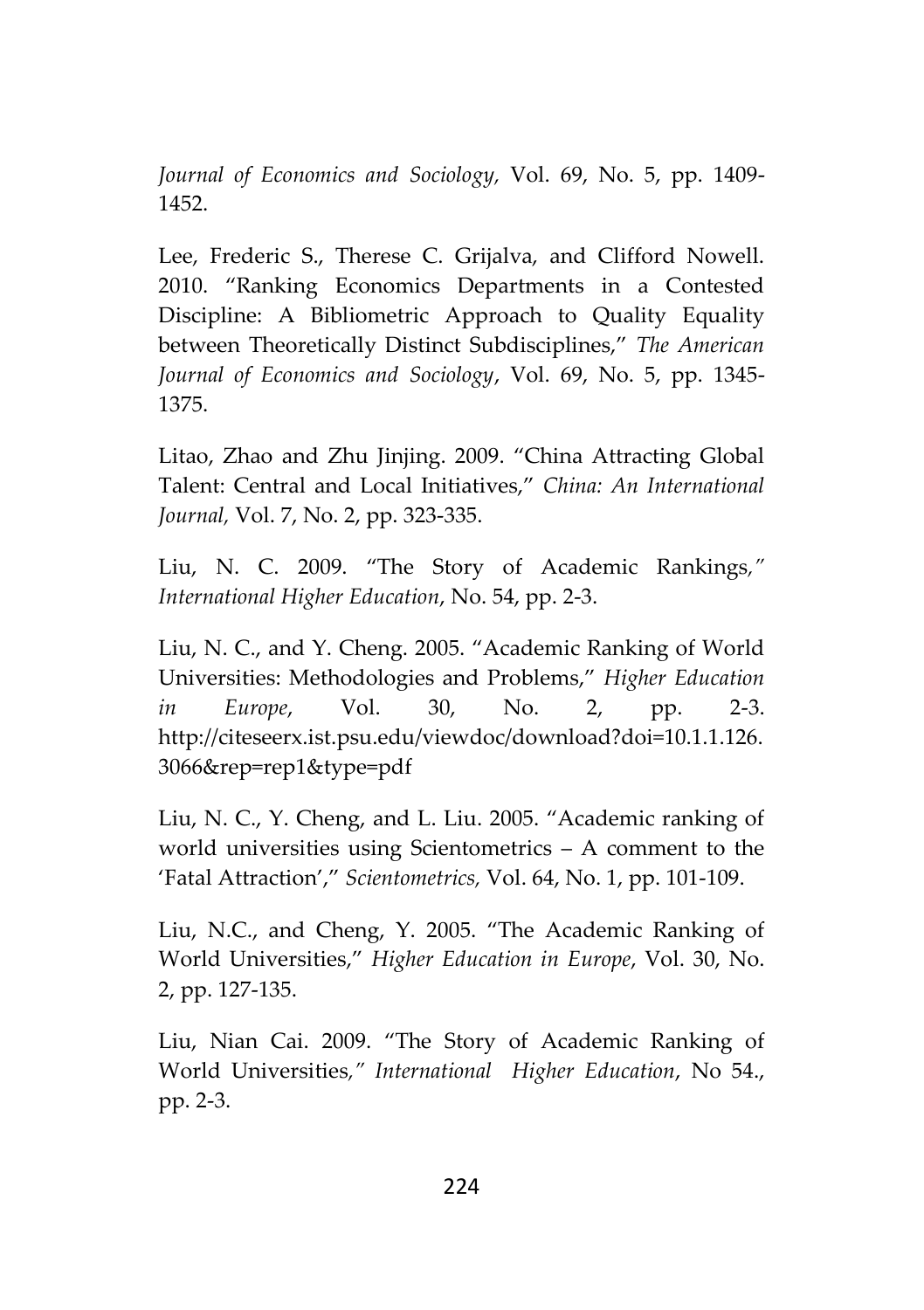*Journal of Economics and Sociology,* Vol. 69, No. 5, pp. 1409-1452.

Lee, Frederic S., Therese C. Grijalva, and Clifford Nowell. 2010. "Ranking Economics Departments in a Contested Discipline: A Bibliometric Approach to Quality Equality between Theoretically Distinct Subdisciplines," *The American Journal of Economics and Sociology*, Vol. 69, No. 5, pp. 1345-1375.

Litao, Zhao and Zhu Jinjing. 2009. "China Attracting Global Talent: Central and Local Initiatives," *China: An International Journal,* Vol. 7, No. 2, pp. 323-335.

Liu, N. C. 2009. "The Story of Academic Rankings*," International Higher Education*, No. 54, pp. 2-3.

Liu, N. C., and Y. Cheng. 2005. "Academic Ranking of World Universities: Methodologies and Problems," *Higher Education in Europe*, Vol. 30, No. 2, pp. 2-3. http://citeseerx.ist.psu.edu/viewdoc/download?doi=10.1.1.126.3066&rep=rep1&type=pdf

Liu, N. C., Y. Cheng, and L. Liu. 2005. "Academic ranking of world universities using Scientometrics – A comment to the 'Fatal Attraction'," *Scientometrics,* Vol. 64, No. 1, pp. 101-109.

Liu, N.C., and Cheng, Y. 2005. "The Academic Ranking of World Universities," *Higher Education in Europe*, Vol. 30, No. 2, pp. 127-135.

Liu, Nian Cai. 2009. "The Story of Academic Ranking of World Universities*," International Higher Education*, No 54., pp. 2-3.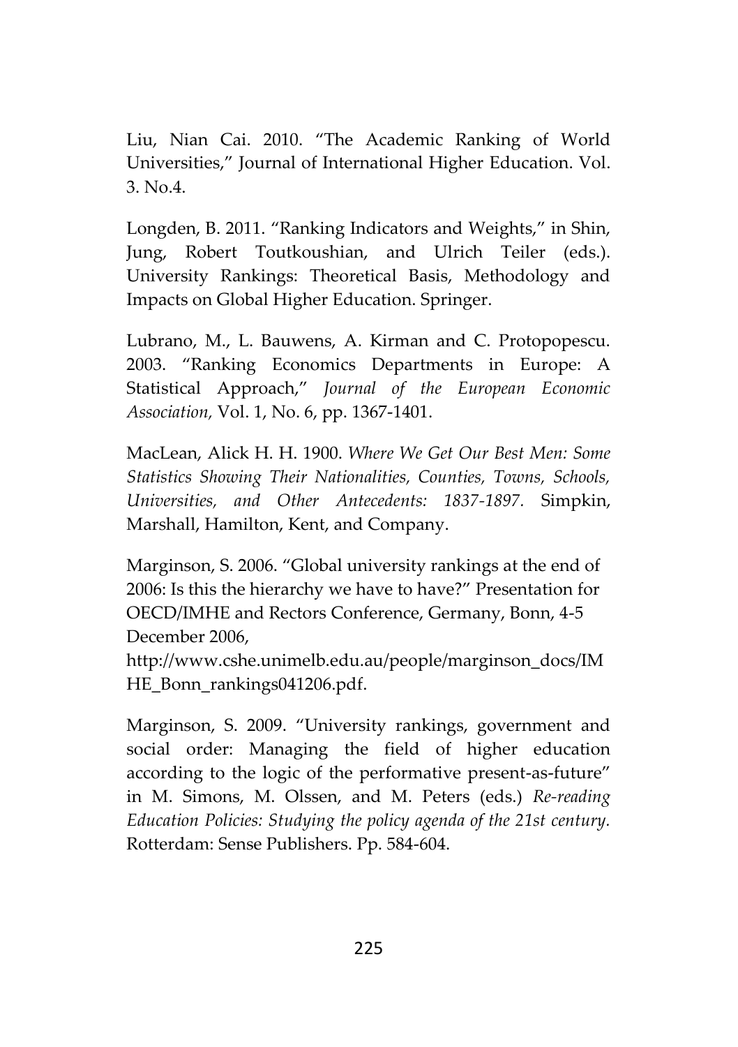Liu, Nian Cai. 2010. "The Academic Ranking of World Universities," Journal of International Higher Education. Vol. 3. No.4.

Longden, B. 2011. "Ranking Indicators and Weights," in Shin, Jung, Robert Toutkoushian, and Ulrich Teiler (eds.). University Rankings: Theoretical Basis, Methodology and Impacts on Global Higher Education. Springer.

Lubrano, M., L. Bauwens, A. Kirman and C. Protopopescu. 2003. "Ranking Economics Departments in Europe: A Statistical Approach," *Journal of the European Economic Association,* Vol. 1, No. 6, pp. 1367-1401.

MacLean, Alick H. H. 1900. *Where We Get Our Best Men: Some Statistics Showing Their Nationalities, Counties, Towns, Schools, Universities, and Other Antecedents: 1837-1897.* Simpkin, Marshall, Hamilton, Kent, and Company.

Marginson, S. 2006. "Global university rankings at the end of 2006: Is this the hierarchy we have to have?" Presentation for OECD/IMHE and Rectors Conference, Germany, Bonn, 4-5 December 2006, http://www.cshe.unimelb.edu.au/people/marginson_docs/IMHE_Bonn_rankings041206.pdf.

Marginson, S. 2009. "University rankings, government and social order: Managing the field of higher education according to the logic of the performative present-as-future" in M. Simons, M. Olssen, and M. Peters (eds.) *Re-reading Education Policies: Studying the policy agenda of the 21st century.* Rotterdam: Sense Publishers. Pp. 584-604.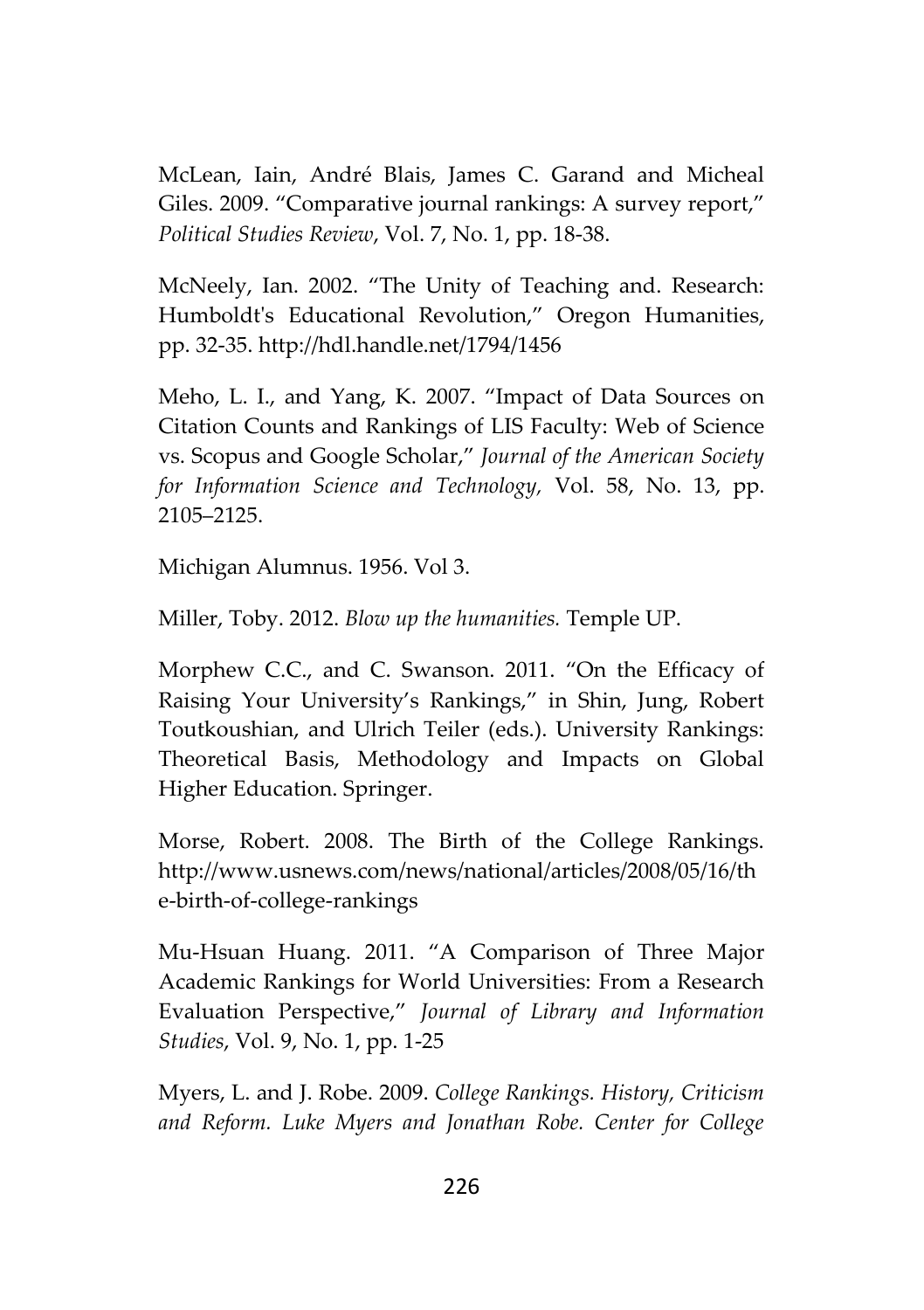McLean, Iain, André Blais, James C. Garand and Micheal Giles. 2009. "Comparative journal rankings: A survey report," *Political Studies Review*, Vol. 7, No. 1, pp. 18-38.

McNeely, Ian. 2002. "The Unity of Teaching and. Research: Humboldt's Educational Revolution," Oregon Humanities, pp. 32-35. http://hdl.handle.net/1794/1456

Meho, L. I., and Yang, K. 2007. "Impact of Data Sources on Citation Counts and Rankings of LIS Faculty: Web of Science vs. Scopus and Google Scholar," *Journal of the American Society for Information Science and Technology*, Vol. 58, No. 13, pp. 2105–2125.

Michigan Alumnus. 1956. Vol 3.

Miller, Toby. 2012. *Blow up the humanities.* Temple UP.

Morphew C.C., and C. Swanson. 2011. "On the Efficacy of Raising Your University's Rankings," in Shin, Jung, Robert Toutkoushian, and Ulrich Teiler (eds.). University Rankings: Theoretical Basis, Methodology and Impacts on Global Higher Education. Springer.

Morse, Robert. 2008. The Birth of the College Rankings. http://www.usnews.com/news/national/articles/2008/05/16/the-birth-of-college-rankings

Mu-Hsuan Huang. 2011. "A Comparison of Three Major Academic Rankings for World Universities: From a Research Evaluation Perspective," *Journal of Library and Information Studies*, Vol. 9, No. 1, pp. 1-25

Myers, L. and J. Robe. 2009. *College Rankings. History, Criticism and Reform. Luke Myers and Jonathan Robe. Center for College*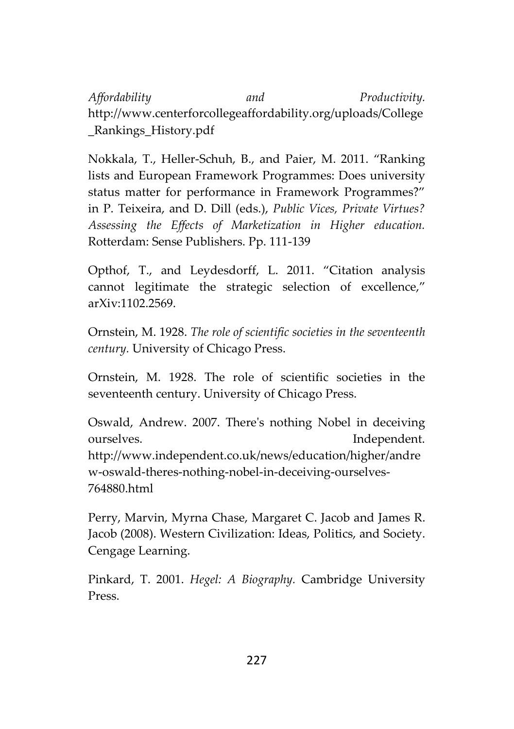*Affordability and Productivity.* http://www.centerforcollegeaffordability.org/uploads/College_Rankings_History.pdf

Nokkala, T., Heller-Schuh, B., and Paier, M. 2011. "Ranking lists and European Framework Programmes: Does university status matter for performance in Framework Programmes?" in P. Teixeira, and D. Dill (eds.), *Public Vices, Private Virtues? Assessing the Effects of Marketization in Higher education.* Rotterdam: Sense Publishers. Pp. 111-139

Opthof, T., and Leydesdorff, L. 2011. "Citation analysis cannot legitimate the strategic selection of excellence," arXiv:1102.2569.

Ornstein, M. 1928. *The role of scientific societies in the seventeenth century.* University of Chicago Press.

Ornstein, M. 1928. The role of scientific societies in the seventeenth century. University of Chicago Press.

Oswald, Andrew. 2007. There's nothing Nobel in deceiving ourselves. Independent. http://www.independent.co.uk/news/education/higher/andrew-oswald-theres-nothing-nobel-in-deceiving-ourselves-764880.html

Perry, Marvin, Myrna Chase, Margaret C. Jacob and James R. Jacob (2008). Western Civilization: Ideas, Politics, and Society. Cengage Learning.

Pinkard, T. 2001. *Hegel: A Biography.* Cambridge University Press.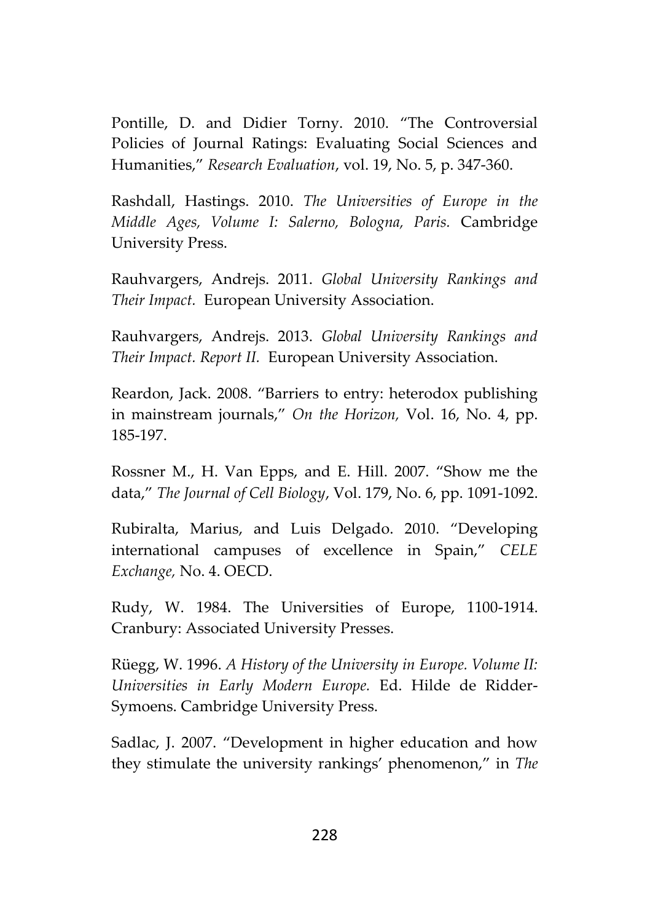Pontille, D. and Didier Torny. 2010. "The Controversial Policies of Journal Ratings: Evaluating Social Sciences and Humanities," *Research Evaluation*, vol. 19, No. 5, p. 347-360.

Rashdall, Hastings. 2010. *The Universities of Europe in the Middle Ages, Volume I: Salerno, Bologna, Paris.* Cambridge University Press.

Rauhvargers, Andrejs. 2011. *Global University Rankings and Their Impact.* European University Association.

Rauhvargers, Andrejs. 2013. *Global University Rankings and Their Impact. Report II.* European University Association.

Reardon, Jack. 2008. "Barriers to entry: heterodox publishing in mainstream journals," *On the Horizon,* Vol. 16, No. 4, pp. 185-197.

Rossner M., H. Van Epps, and E. Hill. 2007. "Show me the data," *The Journal of Cell Biology*, Vol. 179, No. 6, pp. 1091-1092.

Rubiralta, Marius, and Luis Delgado. 2010. "Developing international campuses of excellence in Spain," *CELE Exchange,* No. 4. OECD.

Rudy, W. 1984. The Universities of Europe, 1100-1914. Cranbury: Associated University Presses.

Rüegg, W. 1996. *A History of the University in Europe. Volume II: Universities in Early Modern Europe.* Ed. Hilde de Ridder-Symoens. Cambridge University Press.

Sadlac, J. 2007. "Development in higher education and how they stimulate the university rankings' phenomenon," in *The*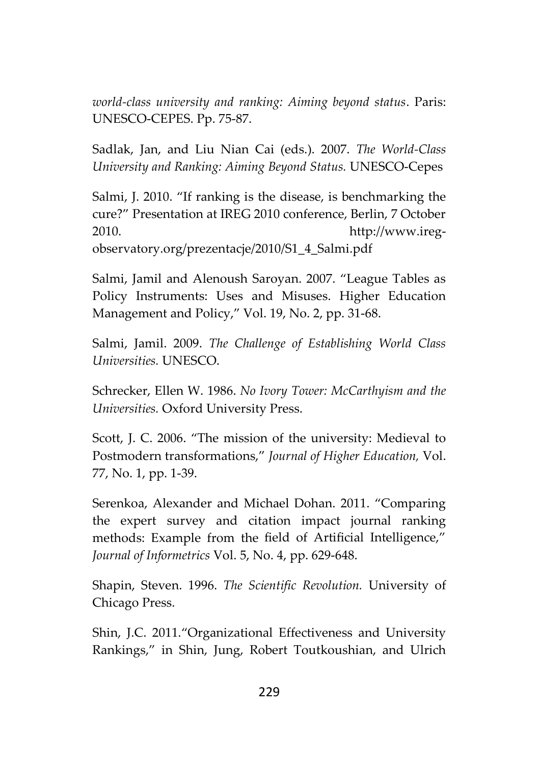*world-class university and ranking: Aiming beyond status*. Paris: UNESCO-CEPES. Pp. 75-87.

Sadlak, Jan, and Liu Nian Cai (eds.). 2007. *The World-Class University and Ranking: Aiming Beyond Status.* UNESCO-Cepes

Salmi, J. 2010. "If ranking is the disease, is benchmarking the cure?" Presentation at IREG 2010 conference, Berlin, 7 October 2010. http://www.ireg-observatory.org/prezentacje/2010/S1_4_Salmi.pdf

Salmi, Jamil and Alenoush Saroyan. 2007. "League Tables as Policy Instruments: Uses and Misuses. Higher Education Management and Policy," Vol. 19, No. 2, pp. 31-68.

Salmi, Jamil. 2009. *The Challenge of Establishing World Class Universities.* UNESCO.

Schrecker, Ellen W. 1986. *No Ivory Tower: McCarthyism and the Universities.* Oxford University Press.

Scott, J. C. 2006. "The mission of the university: Medieval to Postmodern transformations," *Journal of Higher Education,* Vol. 77, No. 1, pp. 1-39.

Serenkoa, Alexander and Michael Dohan. 2011. "Comparing the expert survey and citation impact journal ranking methods: Example from the field of Artificial Intelligence," *Journal of Informetrics* Vol. 5, No. 4, pp. 629-648.

Shapin, Steven. 1996. *The Scientific Revolution.* University of Chicago Press.

Shin, J.C. 2011."Organizational Effectiveness and University Rankings," in Shin, Jung, Robert Toutkoushian, and Ulrich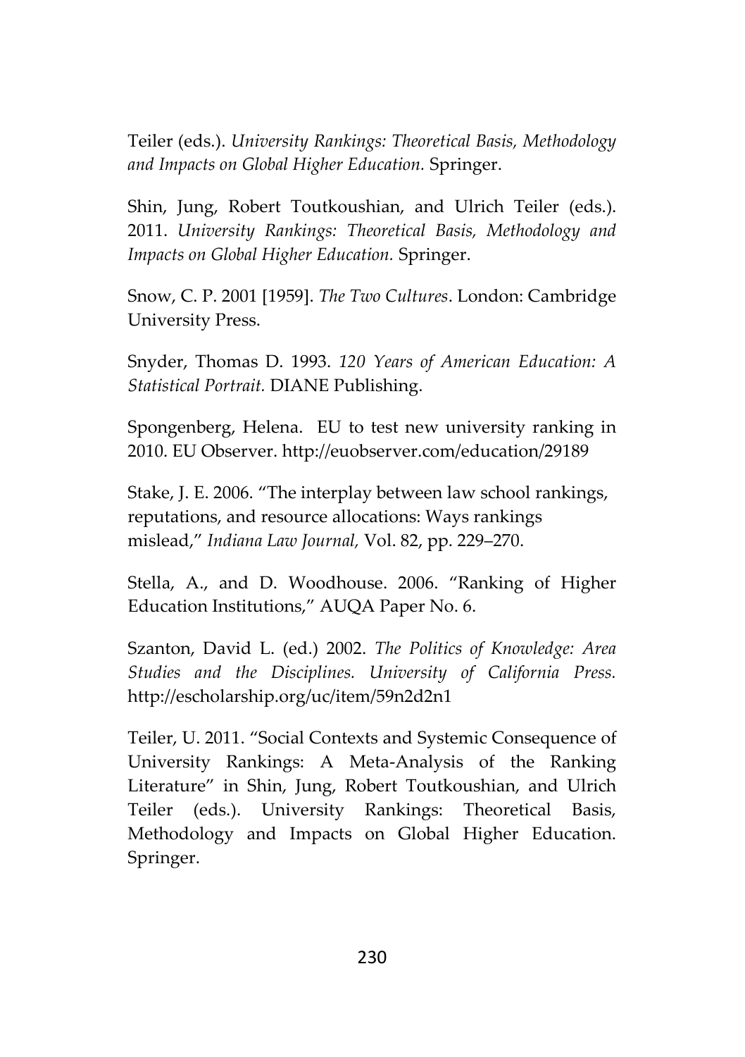Teiler (eds.). *University Rankings: Theoretical Basis, Methodology and Impacts on Global Higher Education.* Springer.

Shin, Jung, Robert Toutkoushian, and Ulrich Teiler (eds.). 2011. *University Rankings: Theoretical Basis, Methodology and Impacts on Global Higher Education.* Springer.

Snow, C. P. 2001 [1959]. *The Two Cultures*. London: Cambridge University Press.

Snyder, Thomas D. 1993. *120 Years of American Education: A Statistical Portrait.* DIANE Publishing.

Spongenberg, Helena. EU to test new university ranking in 2010. EU Observer. http://euobserver.com/education/29189

Stake, J. E. 2006. "The interplay between law school rankings, reputations, and resource allocations: Ways rankings mislead," *Indiana Law Journal,* Vol. 82, pp. 229–270.

Stella, A., and D. Woodhouse. 2006. "Ranking of Higher Education Institutions," AUQA Paper No. 6.

Szanton, David L. (ed.) 2002. *The Politics of Knowledge: Area Studies and the Disciplines. University of California Press.* http://escholarship.org/uc/item/59n2d2n1

Teiler, U. 2011. "Social Contexts and Systemic Consequence of University Rankings: A Meta-Analysis of the Ranking Literature" in Shin, Jung, Robert Toutkoushian, and Ulrich Teiler (eds.). University Rankings: Theoretical Basis, Methodology and Impacts on Global Higher Education. Springer.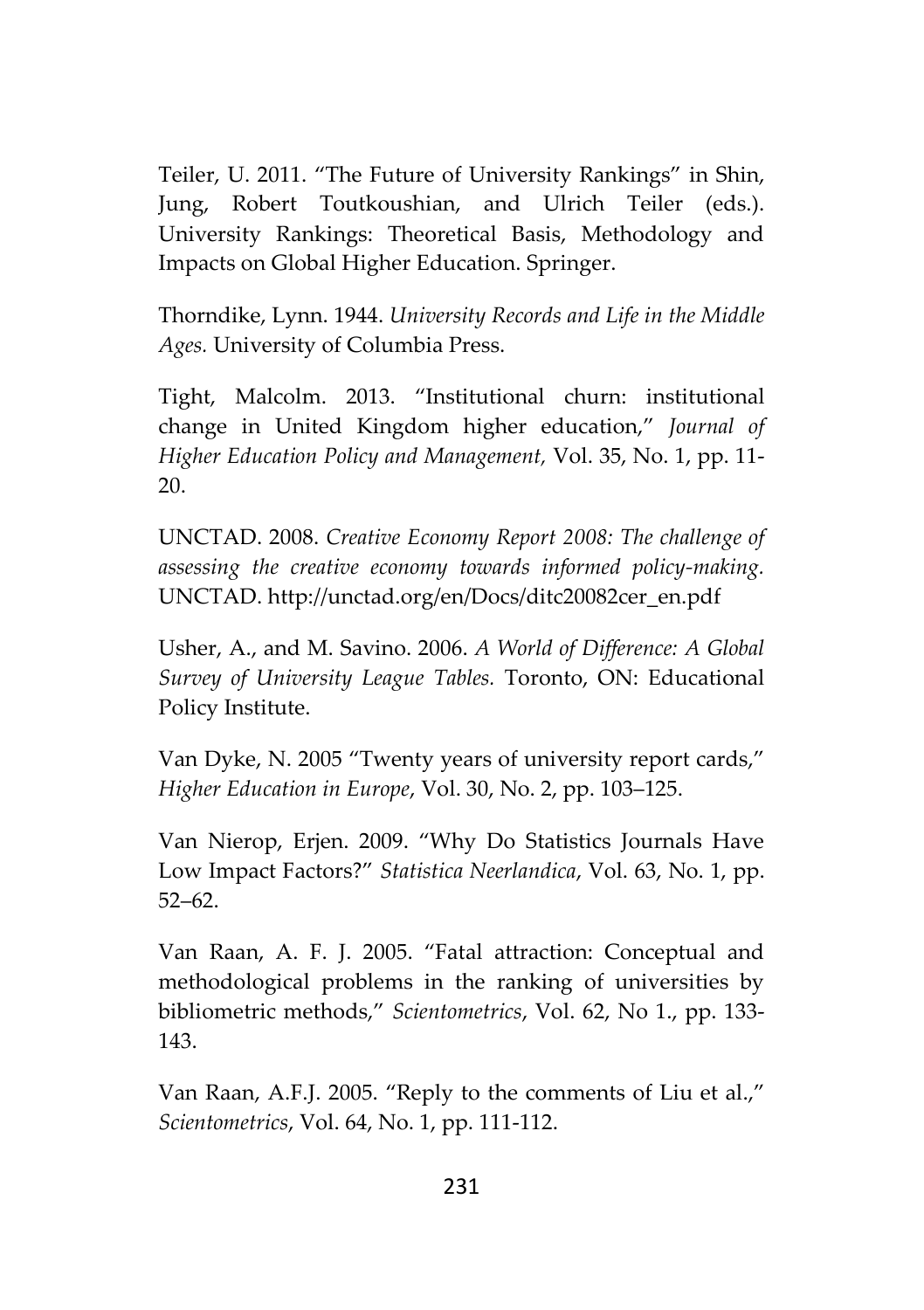Teiler, U. 2011. "The Future of University Rankings" in Shin, Jung, Robert Toutkoushian, and Ulrich Teiler (eds.). University Rankings: Theoretical Basis, Methodology and Impacts on Global Higher Education. Springer.

Thorndike, Lynn. 1944. *University Records and Life in the Middle Ages.* University of Columbia Press.

Tight, Malcolm. 2013. "Institutional churn: institutional change in United Kingdom higher education," *Journal of Higher Education Policy and Management,* Vol. 35, No. 1, pp. 11-20.

UNCTAD. 2008. *Creative Economy Report 2008: The challenge of assessing the creative economy towards informed policy-making.* UNCTAD. http://unctad.org/en/Docs/ditc20082cer_en.pdf

Usher, A., and M. Savino. 2006. *A World of Difference: A Global Survey of University League Tables.* Toronto, ON: Educational Policy Institute.

Van Dyke, N. 2005 "Twenty years of university report cards," *Higher Education in Europe*, Vol. 30, No. 2, pp. 103–125.

Van Nierop, Erjen. 2009. "Why Do Statistics Journals Have Low Impact Factors?" *Statistica Neerlandica*, Vol. 63, No. 1, pp. 52–62.

Van Raan, A. F. J. 2005. "Fatal attraction: Conceptual and methodological problems in the ranking of universities by bibliometric methods," *Scientometrics*, Vol. 62, No 1., pp. 133-143.

Van Raan, A.F.J. 2005. "Reply to the comments of Liu et al.," *Scientometrics*, Vol. 64, No. 1, pp. 111-112.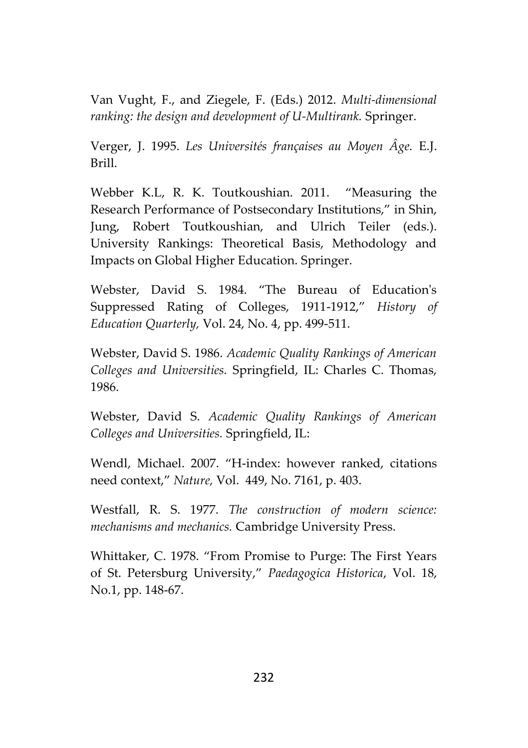Van Vught, F., and Ziegele, F. (Eds.) 2012. *Multi-dimensional ranking: the design and development of U-Multirank.* Springer.

Verger, J. 1995. *Les Universités françaises au Moyen Âge.* E.J. Brill.

Webber K.L, R. K. Toutkoushian. 2011. "Measuring the Research Performance of Postsecondary Institutions," in Shin, Jung, Robert Toutkoushian, and Ulrich Teiler (eds.). University Rankings: Theoretical Basis, Methodology and Impacts on Global Higher Education. Springer.

Webster, David S. 1984. "The Bureau of Education's Suppressed Rating of Colleges, 1911-1912," *History of Education Quarterly,* Vol. 24, No. 4, pp. 499-511.

Webster, David S. 1986. *Academic Quality Rankings of American Colleges and Universities.* Springfield, IL: Charles C. Thomas, 1986.

Webster, David S. *Academic Quality Rankings of American Colleges and Universities.* Springfield, IL:

Wendl, Michael. 2007. "H-index: however ranked, citations need context," *Nature,* Vol. 449, No. 7161, p. 403.

Westfall, R. S. 1977. *The construction of modern science: mechanisms and mechanics.* Cambridge University Press.

Whittaker, C. 1978. "From Promise to Purge: The First Years of St. Petersburg University," *Paedagogica Historica*, Vol. 18, No.1, pp. 148-67.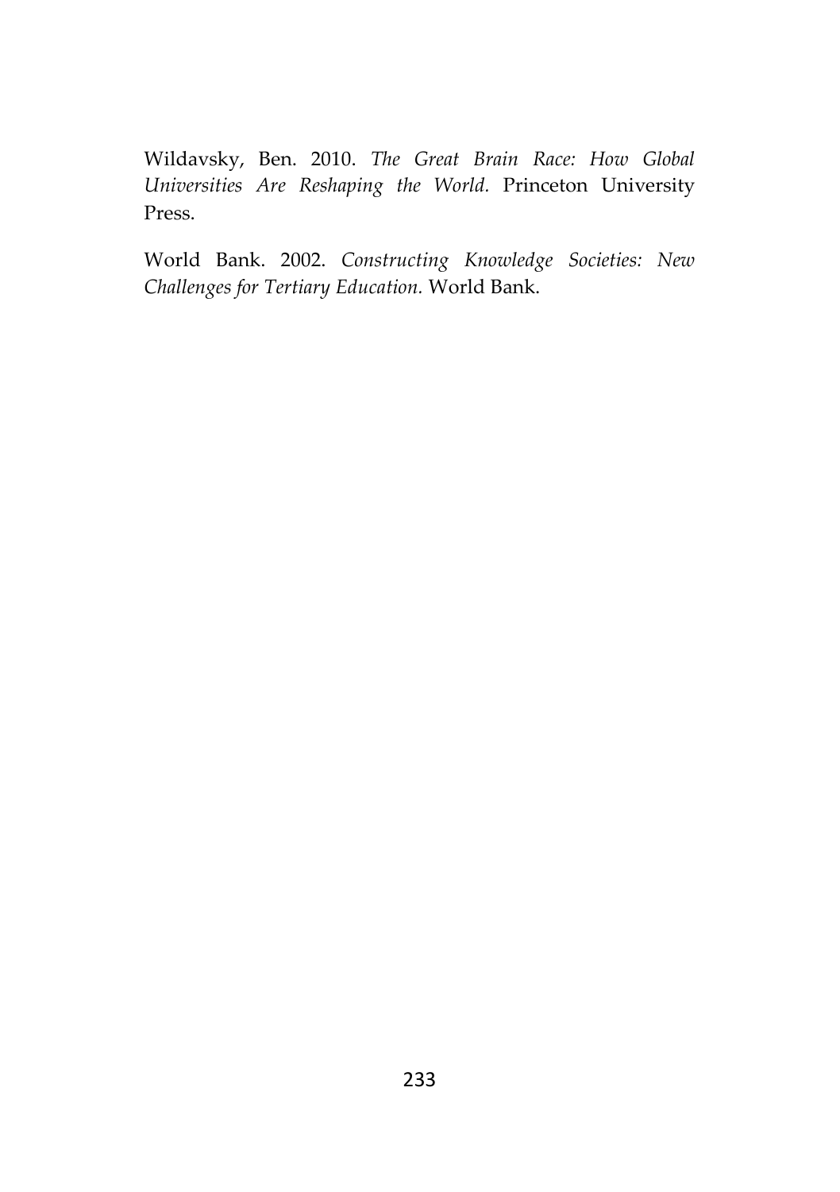Wildavsky, Ben. 2010. *The Great Brain Race: How Global Universities Are Reshaping the World.* Princeton University Press.

World Bank. 2002. *Constructing Knowledge Societies: New Challenges for Tertiary Education.* World Bank.